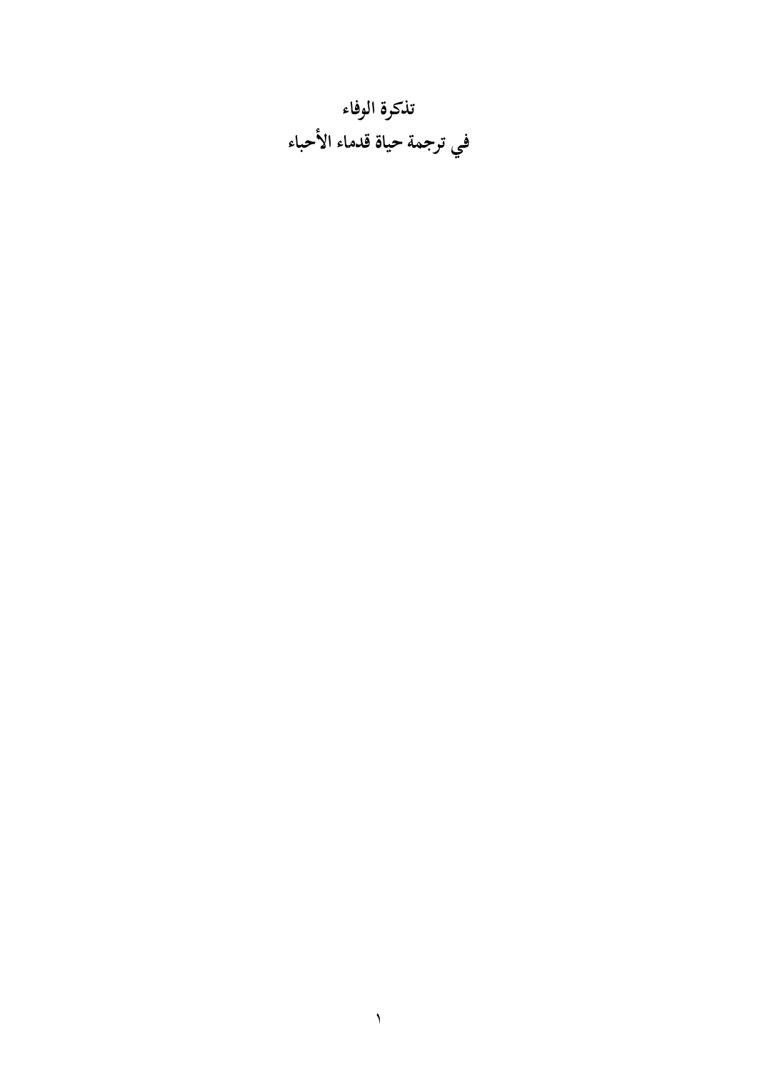# تذكرة الوفاء
# في ترجمة حياة قدماء الأحباء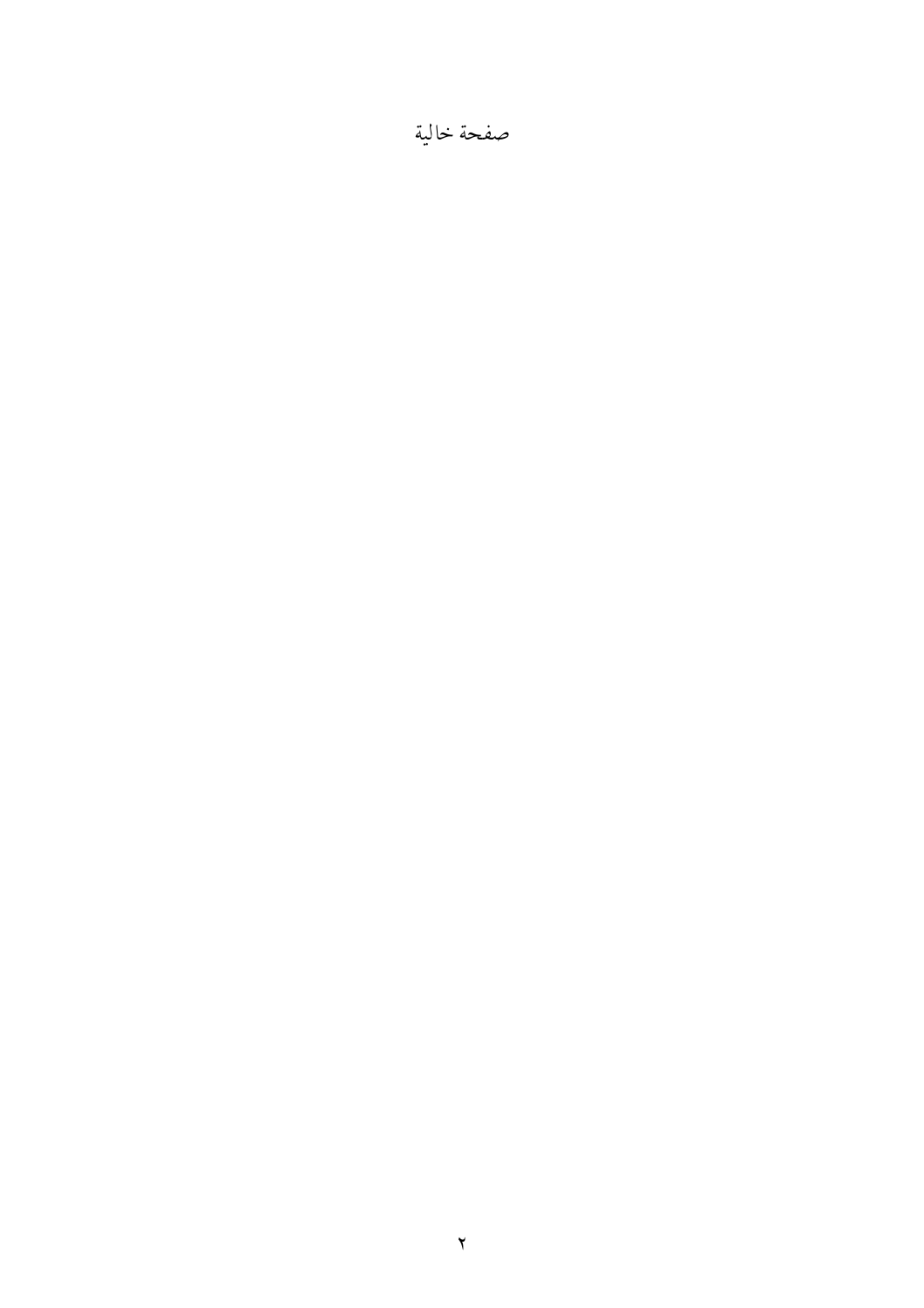صفحة خالية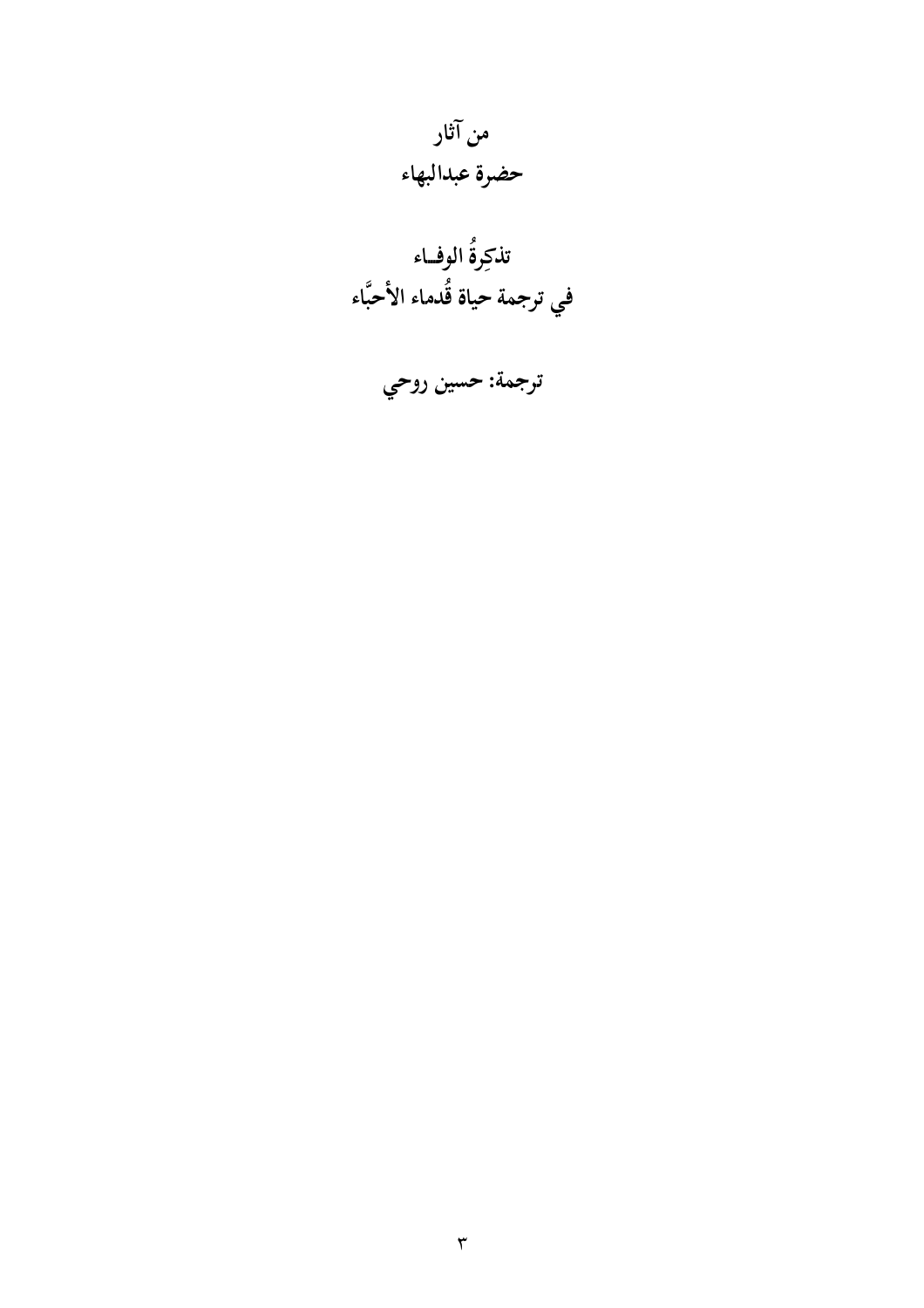من آثار
حضرة عبدالبهاء

# تذكِرةُ الوفـاء
# في ترجمة حياة قُدماء الأحبَّاء

ترجمة: حسين روحي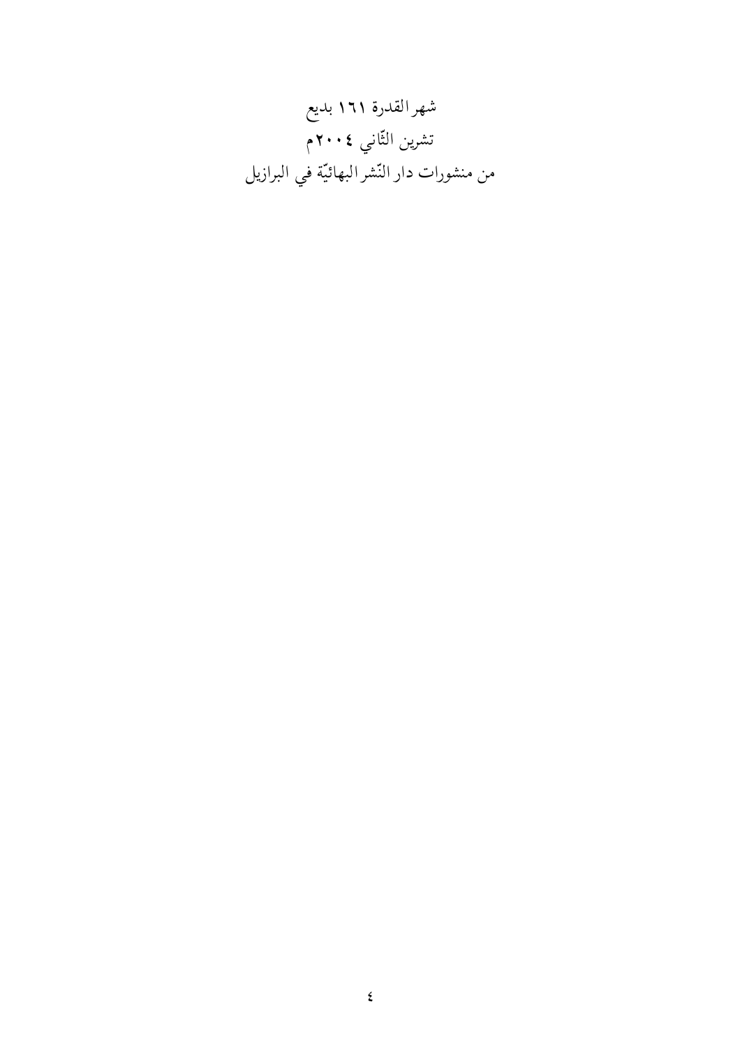شهر القدرة ١٦١ بديع

تشرين الثّاني ٢٠٠٤م

من منشورات دار النّشر البهائيّة في البرازيل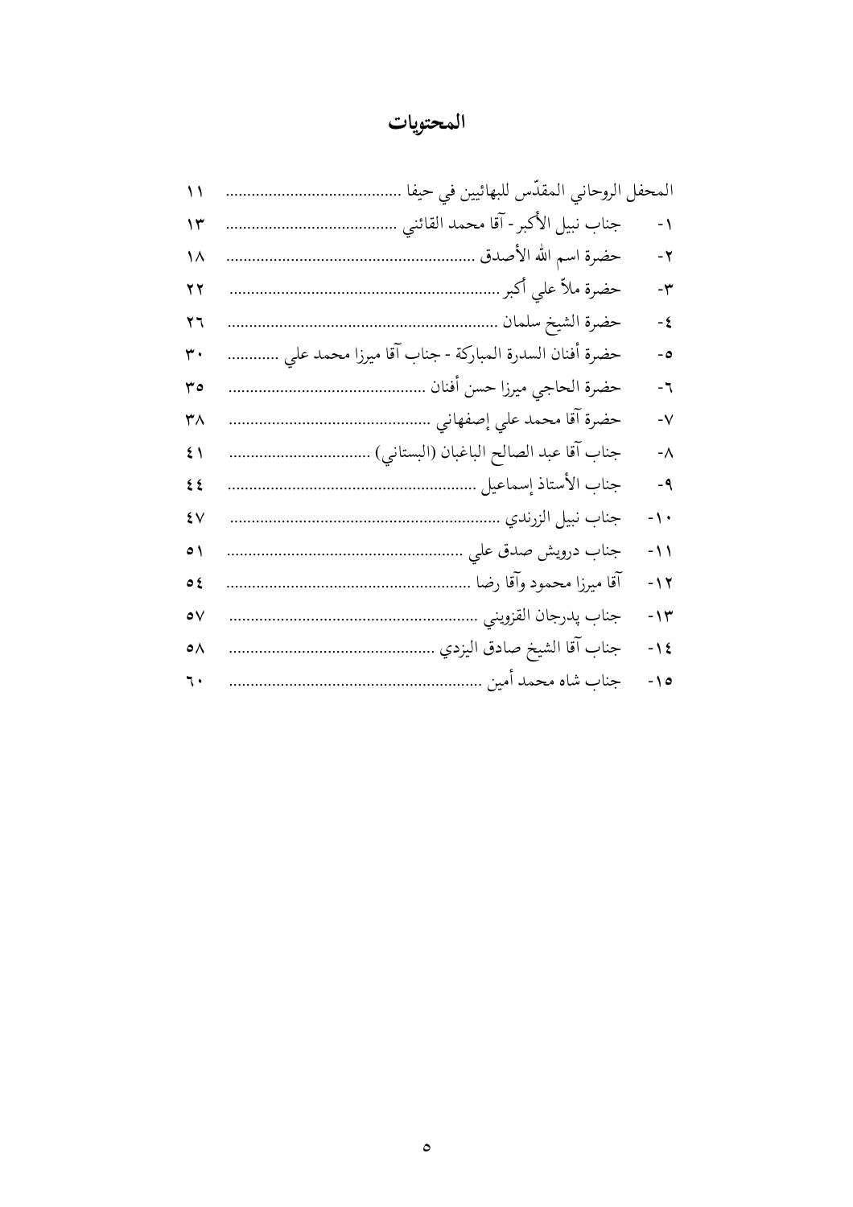# المحتويات

المحفل الروحاني المقدّس للبهائيين في حيفا ........................................ ١١

١- جناب نبيل الأكبر - آقا محمد القائني ........................................ ١٣

٢- حضرة اسم الله الأصدق ........................................................ ١٨

٣- حضرة ملاّ علي أكبر ............................................................. ٢٢

٤- حضرة الشيخ سلمان ............................................................. ٢٦

٥- حضرة أفنان السدرة المباركة - جناب آقا ميرزا محمد علي ............ ٣٠

٦- حضرة الحاجي ميرزا حسن أفنان ............................................ ٣٥

٧- حضرة آقا محمد علي إصفهاني ............................................. ٣٨

٨- جناب آقا عبد الصالح الباغبان (البستاني) ................................ ٤١

٩- جناب الأستاذ إسماعيل ........................................................ ٤٤

١٠- جناب نبيل الزرندي ............................................................ ٤٧

١١- جناب درويش صدق علي ..................................................... ٥١

١٢- آقا ميرزا محمود وآقا رضا .................................................... ٥٤

١٣- جناب پدرجان القزويني ........................................................ ٥٧

١٤- جناب آقا الشيخ صادق اليزدي .............................................. ٥٨

١٥- جناب شاه محمد أمين ......................................................... ٦٠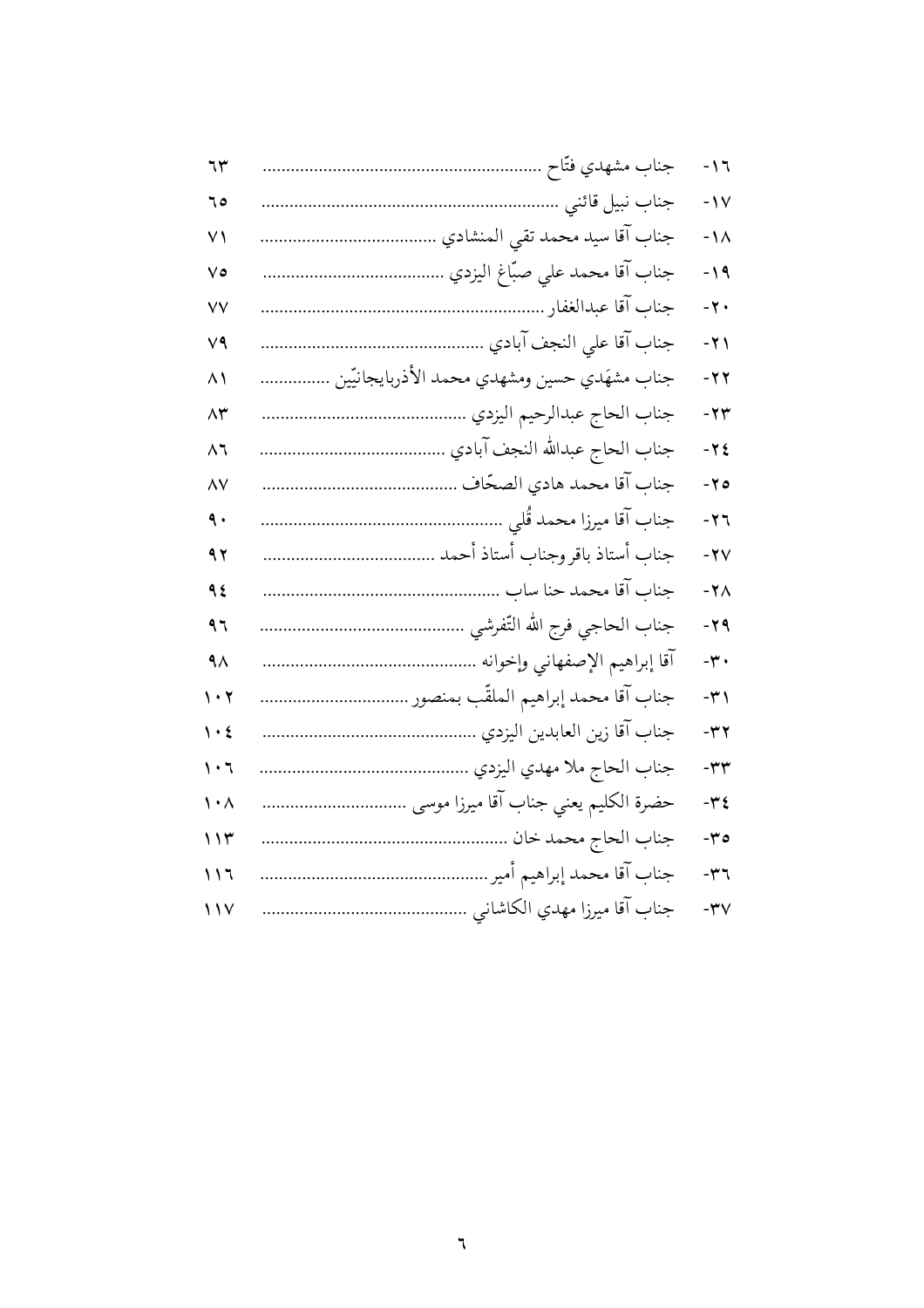١٦- جناب مشهدي فتّاح ........................................................... ٦٣

١٧- جناب نبيل قائني ............................................................... ٦٥

١٨- جناب آقا سيد محمد تقي المنشادي ..................................... ٧١

١٩- جناب آقا محمد علي صبّاغ اليزدي ...................................... ٧٥

٢٠- جناب آقا عبدالغفار ............................................................ ٧٧

٢١- جناب آقا علي النجف آبادي ................................................ ٧٩

٢٢- جناب مشهَدي حسين ومشهدي محمد الأذربايجانيّين ................ ٨١

٢٣- جناب الحاج عبدالرحيم اليزدي ............................................ ٨٣

٢٤- جناب الحاج عبدالله النجف آبادي ....................................... ٨٦

٢٥- جناب آقا محمد هادي الصحّاف .......................................... ٨٧

٢٦- جناب آقا ميرزا محمد قُلي .................................................. ٩٠

٢٧- جناب أستاذ باقر وجناب أستاذ أحمد .................................... ٩٢

٢٨- جناب آقا محمد حنا ساب ................................................... ٩٤

٢٩- جناب الحاجي فرج الله التّفرشي ........................................... ٩٦

٣٠- آقا إبراهيم الإصفهاني وإخوانه ............................................. ٩٨

٣١- جناب آقا محمد إبراهيم الملقّب بمنصور ................................ ١٠٢

٣٢- جناب آقا زين العابدين اليزدي ............................................ ١٠٤

٣٣- جناب الحاج ملا مهدي اليزدي ............................................ ١٠٦

٣٤- حضرة الكليم يعني جناب آقا ميرزا موسى ............................... ١٠٨

٣٥- جناب الحاج محمد خان .................................................... ١١٣

٣٦- جناب آقا محمد إبراهيم أمير ................................................ ١١٦

٣٧- جناب آقا ميرزا مهدي الكاشاني ........................................... ١١٧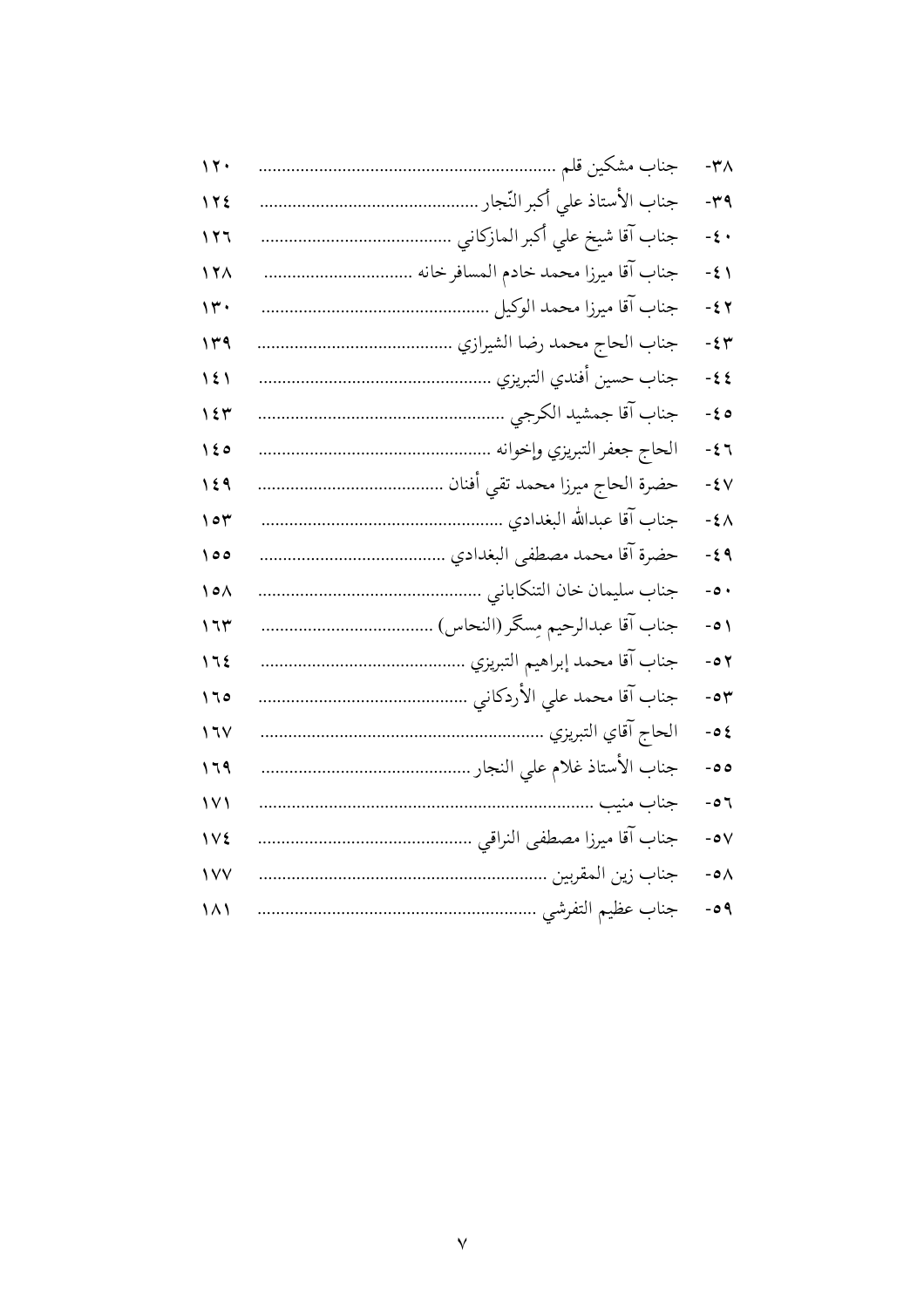| | |
|---|---|
| ٣٨- جناب مشكين قلم | ١٢٠ |
| ٣٩- جناب الأستاذ علي أكبر النّجار | ١٢٤ |
| ٤٠- جناب آقا شيخ علي أكبر المازكاني | ١٢٦ |
| ٤١- جناب آقا ميرزا محمد خادم المسافر خانه | ١٢٨ |
| ٤٢- جناب آقا ميرزا محمد الوكيل | ١٣٠ |
| ٤٣- جناب الحاج محمد رضا الشيرازي | ١٣٩ |
| ٤٤- جناب حسين أفندي التبريزي | ١٤١ |
| ٤٥- جناب آقا جمشيد الكرجي | ١٤٣ |
| ٤٦- الحاج جعفر التبريزي وإخوانه | ١٤٥ |
| ٤٧- حضرة الحاج ميرزا محمد تقي أفنان | ١٤٩ |
| ٤٨- جناب آقا عبدالله البغدادي | ١٥٣ |
| ٤٩- حضرة آقا محمد مصطفى البغدادي | ١٥٥ |
| ٥٠- جناب سليمان خان التنكاباني | ١٥٨ |
| ٥١- جناب آقا عبدالرحيم مِسگر (النحاس) | ١٦٣ |
| ٥٢- جناب آقا محمد إبراهيم التبريزي | ١٦٤ |
| ٥٣- جناب آقا محمد علي الأردكاني | ١٦٥ |
| ٥٤- الحاج آقاي التبريزي | ١٦٧ |
| ٥٥- جناب الأستاذ غلام علي النجار | ١٦٩ |
| ٥٦- جناب منيب | ١٧١ |
| ٥٧- جناب آقا ميرزا مصطفى النراقي | ١٧٤ |
| ٥٨- جناب زين المقربين | ١٧٧ |
| ٥٩- جناب عظيم التفرشي | ١٨١ |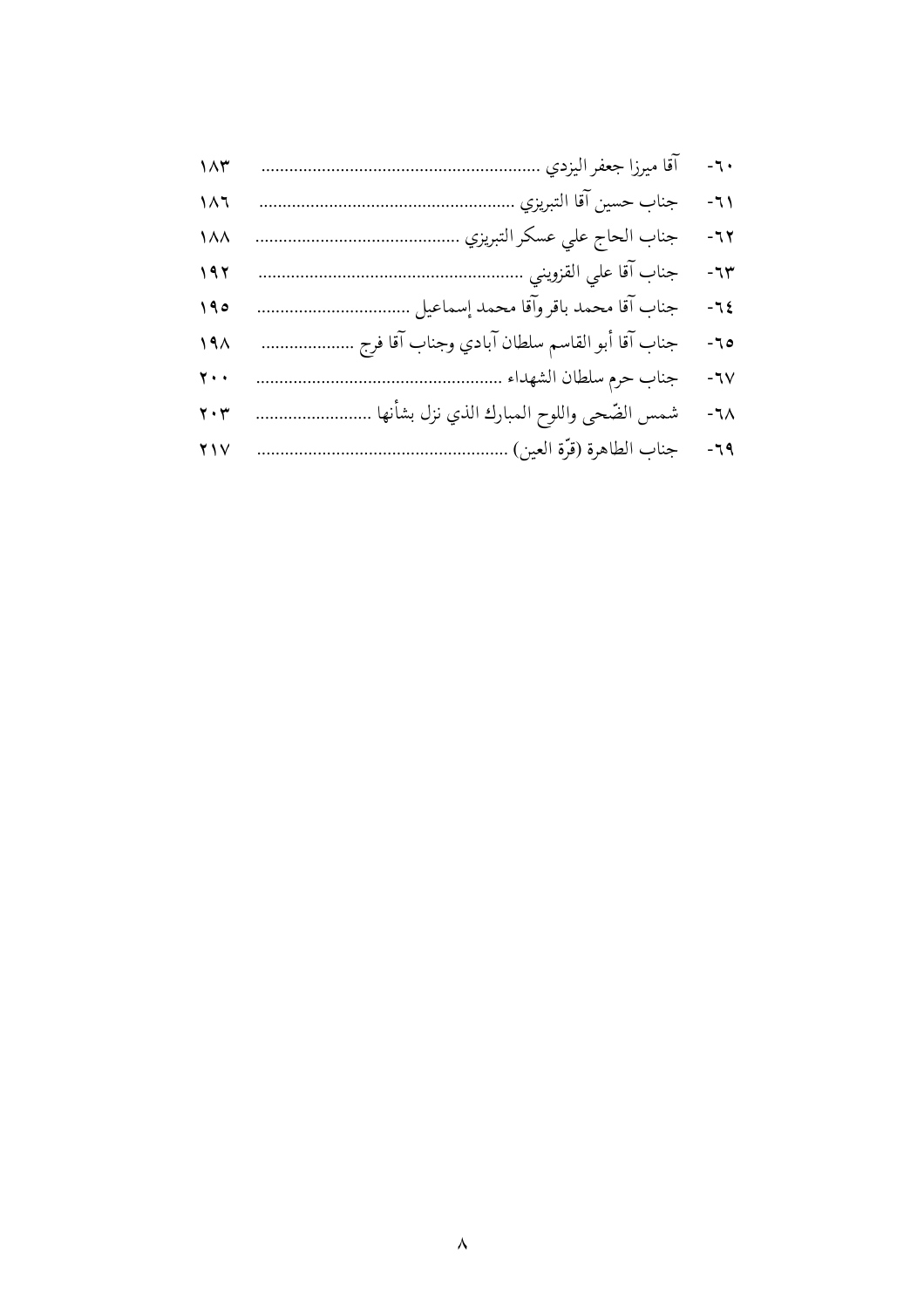٦٠- آقا ميرزا جعفر اليزدي ........................................................... ١٨٣

٦١- جناب حسين آقا التبريزي ...................................................... ١٨٦

٦٢- جناب الحاج علي عسكر التبريزي ........................................... ١٨٨

٦٣- جناب آقا علي القزويني ........................................................ ١٩٢

٦٤- جناب آقا محمد باقر وآقا محمد إسماعيل ................................. ١٩٥

٦٥- جناب آقا أبو القاسم سلطان آبادي وجناب آقا فرج .................... ١٩٨

٦٧- جناب حرم سلطان الشهداء .................................................... ٢٠٠

٦٨- شمس الضّحى واللوح المبارك الذي نزل بشأنها ........................ ٢٠٣

٦٩- جناب الطاهرة (قرّة العين) ..................................................... ٢١٧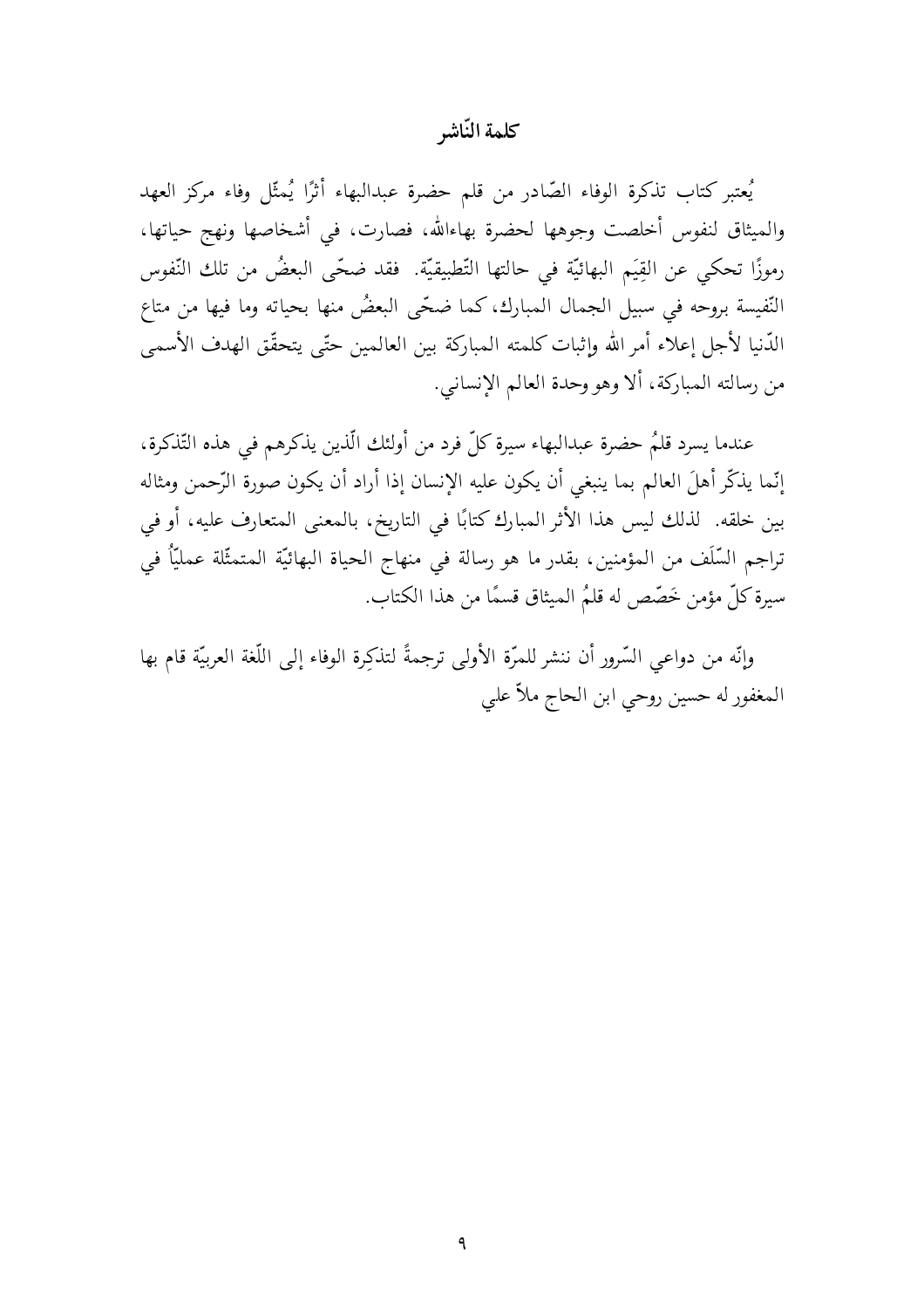# كلمة النّاشر

يُعتبر كتاب تذكرة الوفاء الصّادر من قلم حضرة عبدالبهاء أثرًا يُمثّل وفاء مركز العهد والميثاق لنفوس أخلصت وجوهها لحضرة بهاءالله، فصارت، في أشخاصها ونهج حياتها، رموزًا تحكي عن القِيَم البهائيّة في حالتها التّطبيقيّة. فقد ضحّى البعضُ من تلك النّفوس النّفيسة بروحه في سبيل الجمال المبارك، كما ضحّى البعضُ منها بحياته وما فيها من متاع الدّنيا لأجل إعلاء أمر الله وإثبات كلمته المباركة بين العالمين حتّى يتحقّق الهدف الأسمى من رسالته المباركة، ألا وهو وحدة العالم الإنساني.

عندما يسرد قلمُ حضرة عبدالبهاء سيرة كلّ فرد من أولئك الّذين يذكرهم في هذه التّذكرة، إنّما يذكّر أهلَ العالم بما ينبغي أن يكون عليه الإنسان إذا أراد أن يكون صورة الرّحمن ومثاله بين خلقه. لذلك ليس هذا الأثر المبارك كتابًا في التاريخ، بالمعنى المتعارف عليه، أو في تراجم السّلَف من المؤمنين، بقدر ما هو رسالة في منهاج الحياة البهائيّة المتمثّلة عمليّاً في سيرة كلّ مؤمن خَصّص له قلمُ الميثاق قسمًا من هذا الكتاب.

وإنّه من دواعي السّرور أن ننشر للمرّة الأولى ترجمةً لتذكِرة الوفاء إلى اللّغة العربيّة قام بها المغفور له حسين روحي ابن الحاج ملاّ علي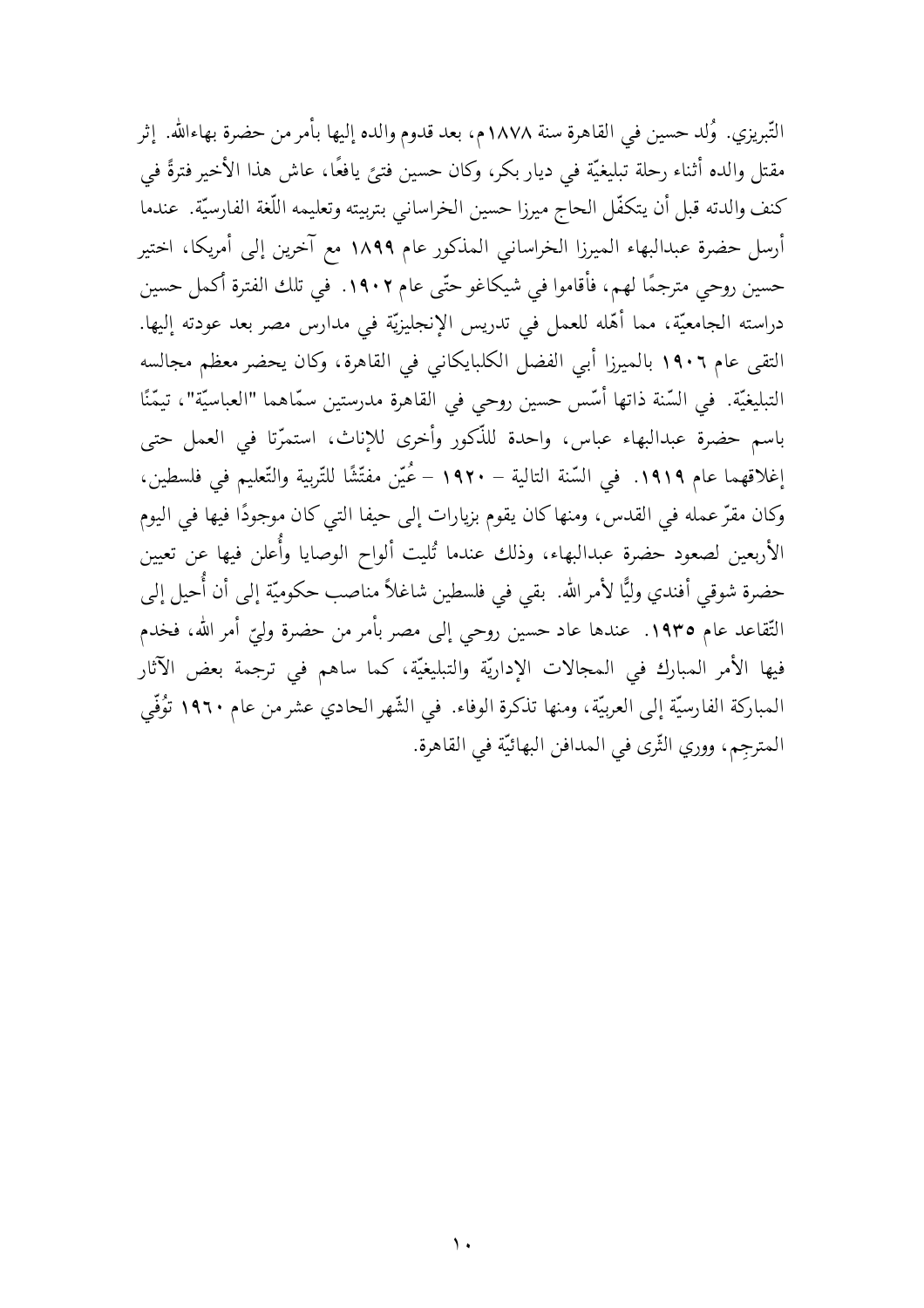التّبريزي. وُلد حسين في القاهرة سنة ١٨٧٨م، بعد قدوم والده إليها بأمر من حضرة بهاءالله. إثر مقتل والده أثناء رحلة تبليغيّة في ديار بكر، وكان حسين فتىً يافعًا، عاش هذا الأخير فترةً في كنف والدته قبل أن يتكفّل الحاج ميرزا حسين الخراساني بتربيته وتعليمه اللّغة الفارسيّة. عندما أرسل حضرة عبدالبهاء الميرزا الخراساني المذكور عام ١٨٩٩ مع آخرين إلى أمريكا، اختير حسين روحي مترجمًا لهم، فأقاموا في شيكاغو حتّى عام ١٩٠٢. في تلك الفترة أكمل حسين دراسته الجامعيّة، مما أهّله للعمل في تدريس الإنجليزيّة في مدارس مصر بعد عودته إليها. التقى عام ١٩٠٦ بالميرزا أبي الفضل الكلبايكاني في القاهرة، وكان يحضر معظم مجالسه التبليغيّة. في السّنة ذاتها أسّس حسين روحي في القاهرة مدرستين سمّاهما "العباسيّة"، تيمّنًا باسم حضرة عبدالبهاء عباس، واحدة للذّكور وأخرى للإناث، استمرّتا في العمل حتى إغلاقهما عام ١٩١٩. في السّنة التالية – ١٩٢٠ – عُيّن مفتّشًا للتّربية والتّعليم في فلسطين، وكان مقرّ عمله في القدس، ومنها كان يقوم بزيارات إلى حيفا التي كان موجودًا فيها في اليوم الأربعين لصعود حضرة عبدالبهاء، وذلك عندما تُليت ألواح الوصايا وأُعلن فيها عن تعيين حضرة شوقي أفندي وليًّا لأمر الله. بقي في فلسطين شاغلاً مناصب حكوميّة إلى أن أُحيل إلى التّقاعد عام ١٩٣٥. عندها عاد حسين روحي إلى مصر بأمر من حضرة وليّ أمر الله، فخدم فيها الأمر المبارك في المجالات الإداريّة والتبليغيّة، كما ساهم في ترجمة بعض الآثار المباركة الفارسيّة إلى العربيّة، ومنها تذكرة الوفاء. في الشّهر الحادي عشر من عام ١٩٦٠ تُوفّي المترجِم، ووري الثّرى في المدافن البهائيّة في القاهرة.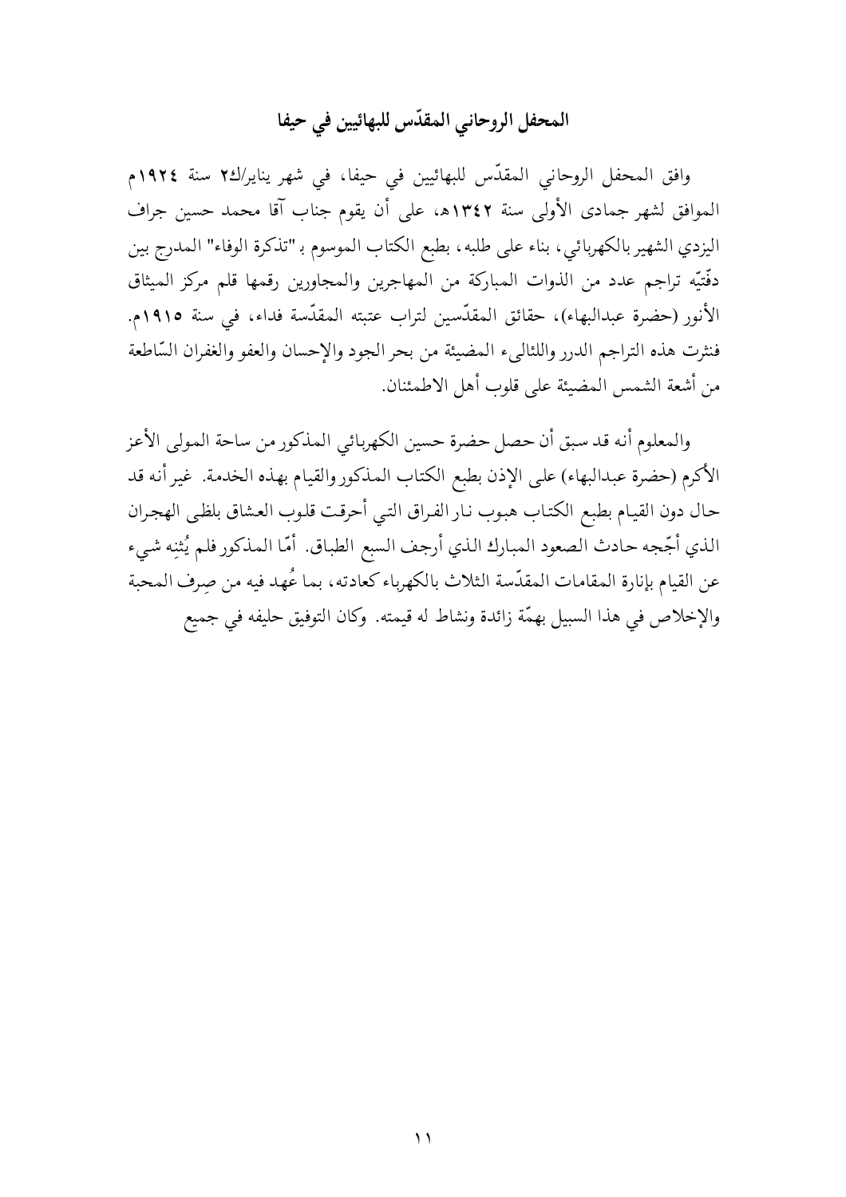## المحفل الروحاني المقدّس للبهائيين في حيفا

وافق المحفل الروحاني المقدّس للبهائيين في حيفا، في شهر يناير/ك٢ سنة **١٩٢٤م** الموافق لشهر جمادى الأولى سنة **١٣٤٢هـ**، على أن يقوم جناب آقا محمد حسين جراف اليزدي الشهير بالكهربائي، بناء على طلبه، بطبع الكتاب الموسوم بـ"تذكرة الوفاء" المدرج بين دفّتيه تراجم عدد من الذوات المباركة من المهاجرين والمجاورين رقمها قلم مركز الميثاق الأنور (حضرة عبدالبهاء)، حقائق المقدّسين لتراب عتبته المقدّسة فداء، في سنة **١٩١٥م**. فنثرت هذه التراجم الدرر واللئالىء المضيئة من بحر الجود والإحسان والعفو والغفران السّاطعة من أشعة الشمس المضيئة على قلوب أهل الاطمئنان.

والمعلوم أنه قد سبق أن حصل حضرة حسين الكهربائي المذكور من ساحة المولى الأعز الأكرم (حضرة عبدالبهاء) على الإذن بطبع الكتاب المذكور والقيام بهذه الخدمة. غير أنه قد حال دون القيام بطبع الكتاب هبوب نار الفراق التي أحرقت قلوب العشاق بلظى الهجران الذي أجّجه حادث الصعود المبارك الذي أرجف السبع الطباق. أمّا المذكور فلم يُثنِه شيء عن القيام بإنارة المقامات المقدّسة الثلاث بالكهرباء كعادته، بما عُهد فيه من صِرف المحبة والإخلاص في هذا السبيل بهمّة زائدة ونشاط له قيمته. وكان التوفيق حليفه في جميع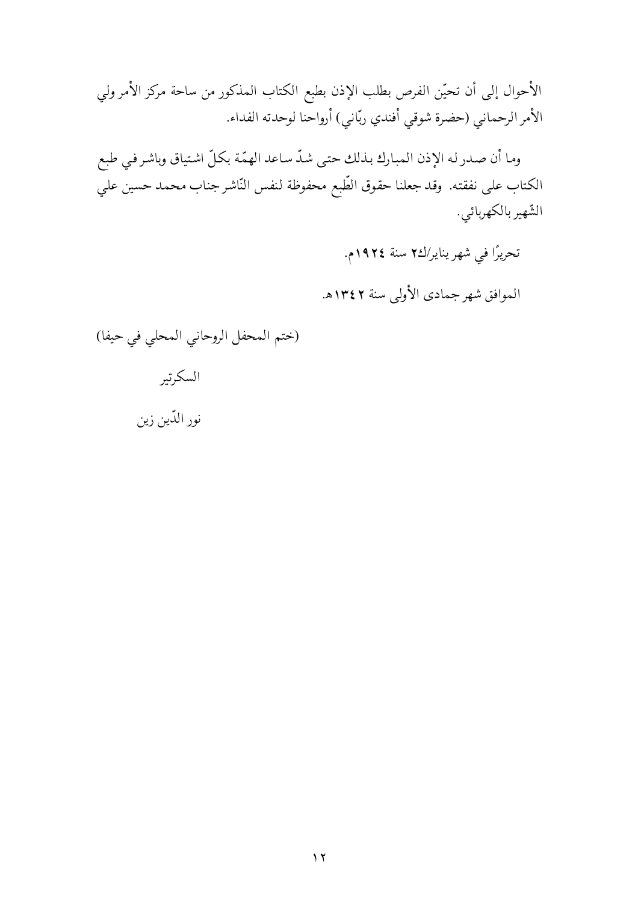الأحوال إلى أن تحيّن الفرص بطلب الإذن بطبع الكتاب المذكور من ساحة مركز الأمر ولي الأمر الرحماني (حضرة شوقي أفندي ربّاني) أرواحنا لوحدته الفداء.

وما أن صدر له الإذن المبارك بذلك حتى شدّ ساعد الهمّة بكلّ اشتياق وباشر في طبع الكتاب على نفقته. وقد جعلنا حقوق الطّبع محفوظة لنفس النّاشر جناب محمد حسين علي الشّهير بالكهربائي.

تحريرًا في شهر يناير/ك٢ سنة ١٩٢٤م.

الموافق شهر جمادى الأولى سنة ١٣٤٢هـ.

(ختم المحفل الروحاني المحلي في حيفا)

السكرتير

نور الدّين زين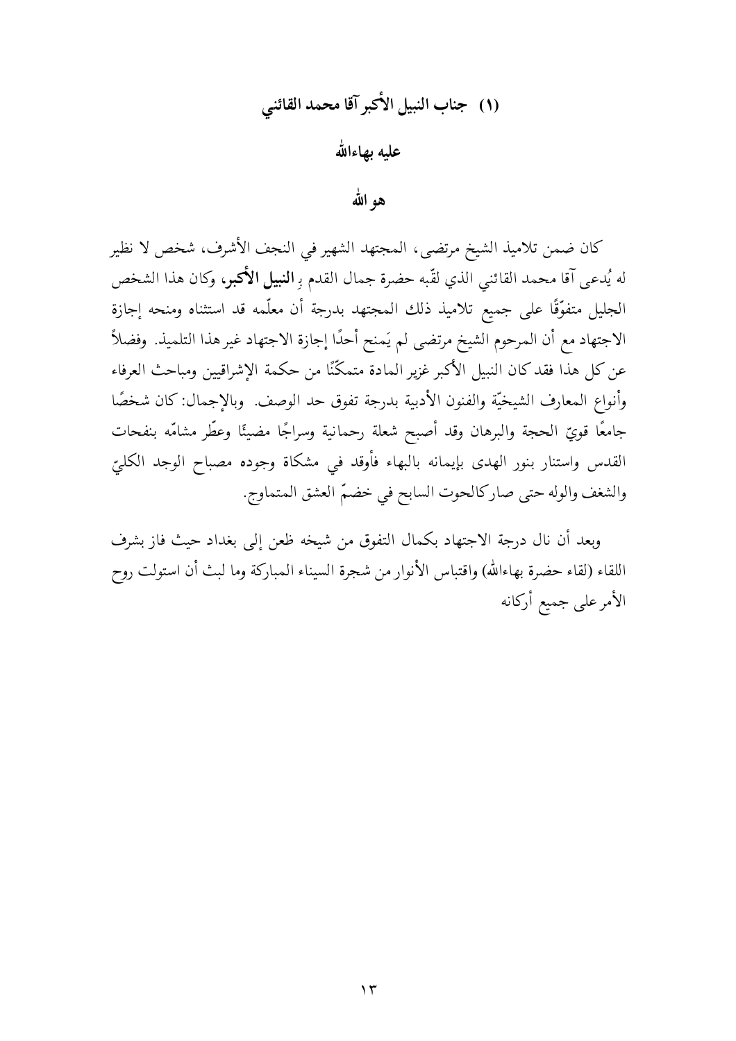## (١) جناب النبيل الأكبر آقا محمد القائني

### عليه بهاءالله

### هو الله

كان ضمن تلاميذ الشيخ مرتضى، المجتهد الشهير في النجف الأشرف، شخص لا نظير له يُدعى آقا محمد القائني الذي لقّبه حضرة جمال القدم بِ**النبيل الأكبر**، وكان هذا الشخص الجليل متفوّقًا على جميع تلاميذ ذلك المجتهد بدرجة أن معلّمه قد استثناه ومنحه إجازة الاجتهاد مع أن المرحوم الشيخ مرتضى لم يَمنح أحدًا إجازة الاجتهاد غير هذا التلميذ. وفضلاً عن كل هذا فقد كان النبيل الأكبر غزير المادة متمكّنًا من حكمة الإشراقيين ومباحث العرفاء وأنواع المعارف الشيخيّة والفنون الأدبية بدرجة تفوق حد الوصف. وبالإجمال: كان شخصًا جامعًا قويّ الحجة والبرهان وقد أصبح شعلة رحمانية وسراجًا مضيئًا وعطّر مشامّه بنفحات القدس واستنار بنور الهدى بإيمانه بالبهاء فأوقد في مشكاة وجوده مصباح الوجد الكليّ والشغف والوله حتى صار كالحوت السابح في خضمّ العشق المتماوج.

وبعد أن نال درجة الاجتهاد بكمال التفوق من شيخه ظعن إلى بغداد حيث فاز بشرف اللقاء (لقاء حضرة بهاءالله) واقتباس الأنوار من شجرة السيناء المباركة وما لبث أن استولت روح الأمر على جميع أركانه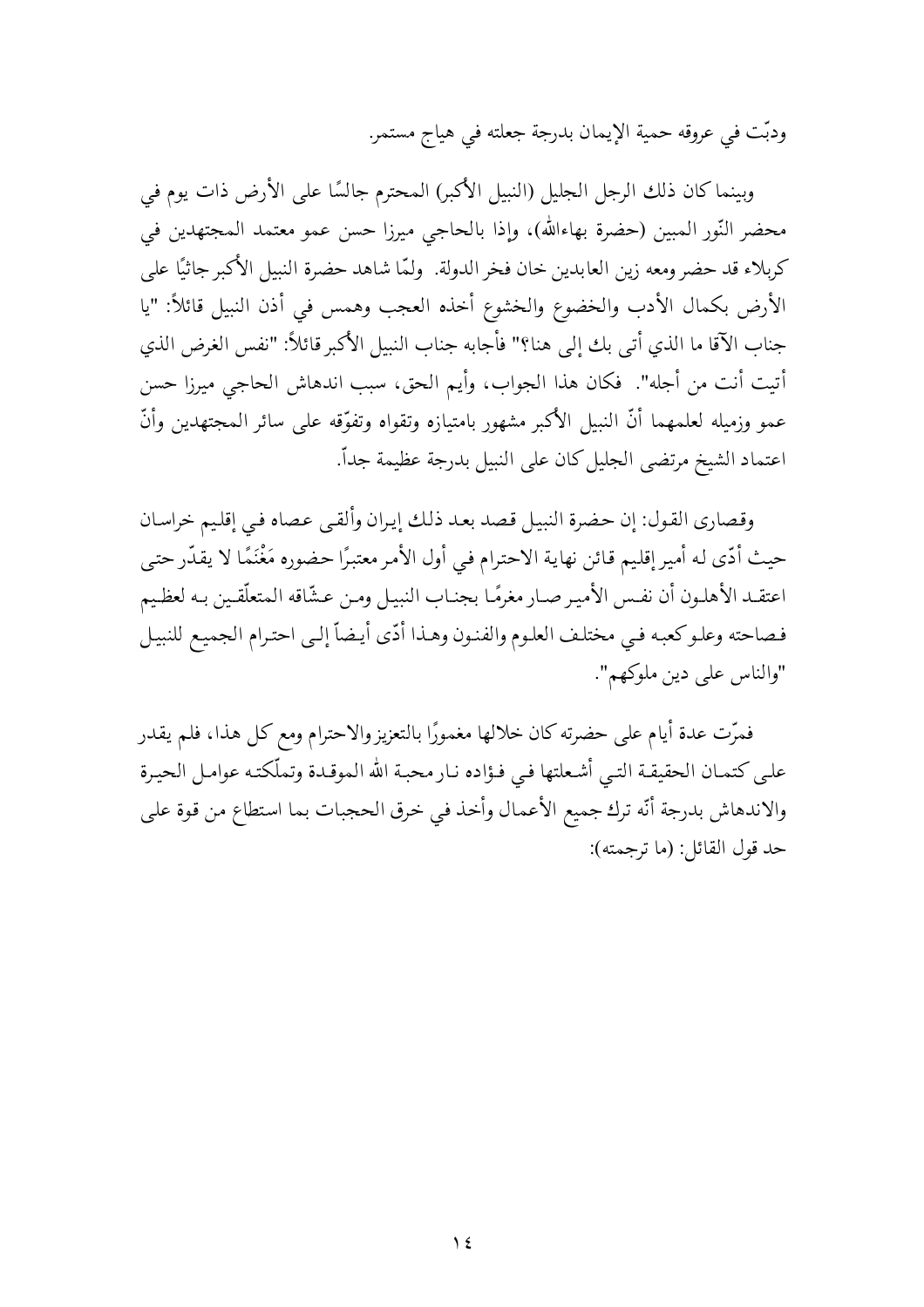ودبّت في عروقه حمية الإيمان بدرجة جعلته في هياج مستمر.

وبينما كان ذلك الرجل الجليل (النبيل الأكبر) المحترم جالسًا على الأرض ذات يوم في محضر النّور المبين (حضرة بهاءالله)، وإذا بالحاجي ميرزا حسن عمو معتمد المجتهدين في كربلاء قد حضر ومعه زين العابدين خان فخر الدولة. ولمّا شاهد حضرة النبيل الأكبر جاثيًا على الأرض بكمال الأدب والخضوع والخشوع أخذه العجب وهمس في أذن النبيل قائلاً: "يا جناب الآقا ما الذي أتى بك إلى هنا؟" فأجابه جناب النبيل الأكبر قائلاً: "نفس الغرض الذي أتيت أنت من أجله". فكان هذا الجواب، وأيم الحق، سبب اندهاش الحاجي ميرزا حسن عمو وزميله لعلمهما أنّ النبيل الأكبر مشهور بامتيازه وتقواه وتفوّقه على سائر المجتهدين وأنّ اعتماد الشيخ مرتضى الجليل كان على النبيل بدرجة عظيمة جداً.

وقصارى القول: إن حضرة النبيل قصد بعد ذلك إيران وألقى عصاه في إقليم خراسان حيث أدّى له أمير إقليم قائن نهاية الاحترام في أول الأمر معتبرًا حضوره مَغْنَمًا لا يقدّر حتى اعتقد الأهلون أن نفس الأمير صار مغرمًا بجناب النبيل ومن عشّاقه المتعلّقين به لعظيم فصاحته وعلو كعبه في مختلف العلوم والفنون وهذا أدّى أيضاً إلى احترام الجميع للنبيل "والناس على دين ملوكهم".

فمرّت عدة أيام على حضرته كان خلالها مغمورًا بالتعزيز والاحترام ومع كل هذا، فلم يقدر على كتمان الحقيقة التي أشعلتها في فؤاده نار محبة الله الموقدة وتملّكته عوامل الحيرة والاندهاش بدرجة أنّه ترك جميع الأعمال وأخذ في خرق الحجبات بما استطاع من قوة على حد قول القائل: (ما ترجمته):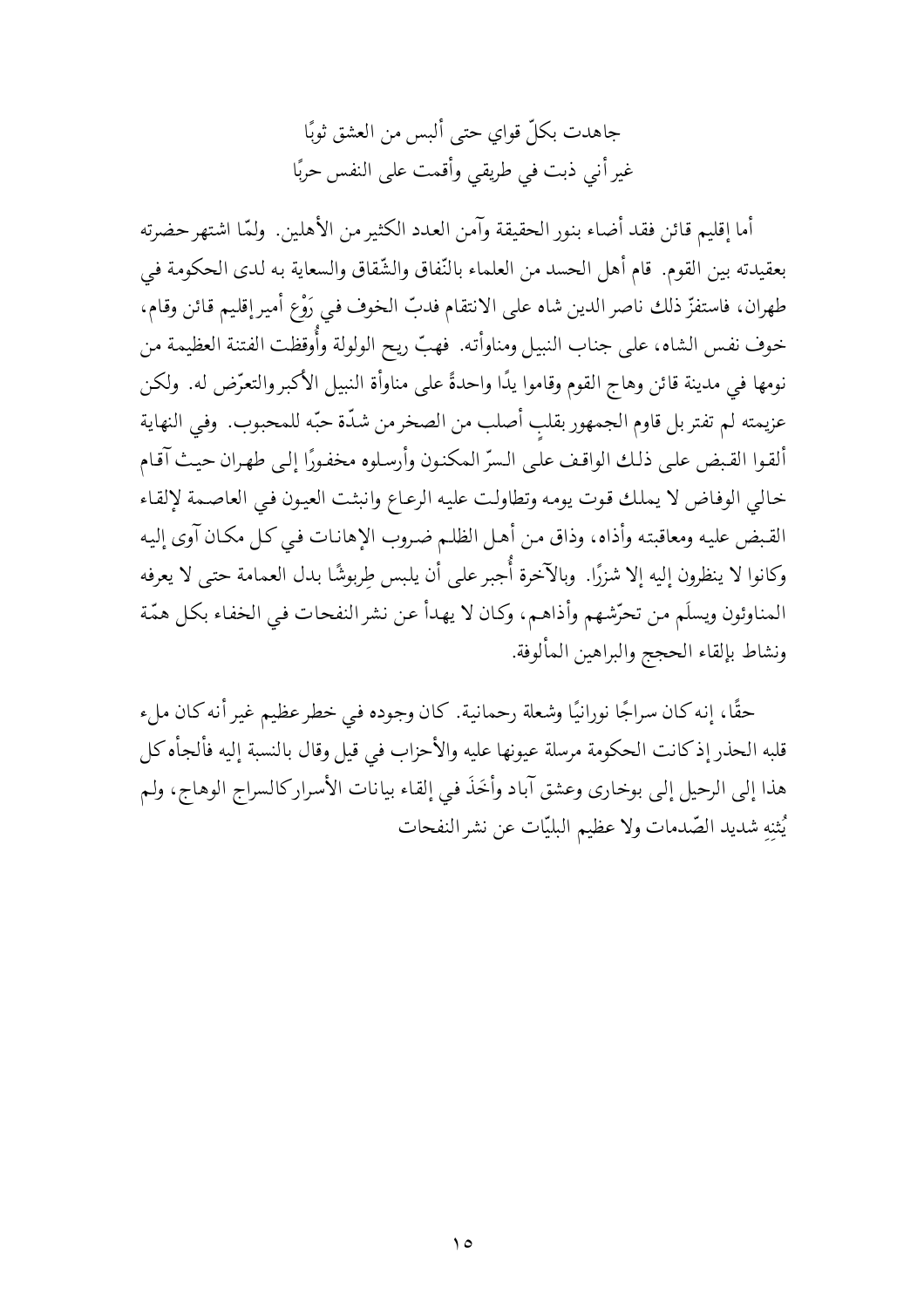جاهدت بكلّ قواي حتى ألبس من العشق ثوبًا
غير أني ذبت في طريقي وأقمت على النفس حربًا

أما إقليم قائن فقد أضاء بنور الحقيقة وآمن العدد الكثير من الأهلين. ولمّا اشتهر حضرته بعقيدته بين القوم. قام أهل الحسد من العلماء بالنّفاق والشّقاق والسعاية به لدى الحكومة في طهران، فاستفزّ ذلك ناصر الدين شاه على الانتقام فدبّ الخوف في رَوْع أمير إقليم قائن وقام، خوف نفس الشاه، على جناب النبيل ومناوأته. فهبّ ريح الولولة وأُوقظت الفتنة العظيمة من نومها في مدينة قائن وهاج القوم وقاموا يدًا واحدةً على مناوأة النبيل الأكبر والتعرّض له. ولكن عزيمته لم تفتر بل قاوم الجمهور بقلبٍ أصلب من الصخر من شدّة حبّه للمحبوب. وفي النهاية ألقوا القبض على ذلك الواقف على السرّ المكنون وأرسلوه مخفورًا إلى طهران حيث آقام خالي الوفاض لا يملك قوت يومه وتطاولت عليه الرعاع وانبثت العيون في العاصمة لإلقاء القبض عليه ومعاقبته وأذاه، وذاق من أهل الظلم ضروب الإهانات في كل مكان آوى إليه وكانوا لا ينظرون إليه إلا شزرًا. وبالآخرة أُجبر على أن يلبس طِربوشًا بدل العمامة حتى لا يعرفه المناوئون ويسلَم من تحرّشهم وأذاهم، وكان لا يهدأ عن نشر النفحات في الخفاء بكل همّة ونشاط بإلقاء الحجج والبراهين المألوفة.

حقًا، إنه كان سراجًا نورانيًا وشعلة رحمانية. كان وجوده في خطر عظيم غير أنه كان ملء قلبه الحذر إذ كانت الحكومة مرسلة عيونها عليه والأحزاب في قيل وقال بالنسبة إليه فألجأه كل هذا إلى الرحيل إلى بوخارى وعشق آباد وأخَذَ في إلقاء بيانات الأسرار كالسراج الوهاج، ولم يُثنِهِ شديد الصّدمات ولا عظيم البليّات عن نشر النفحات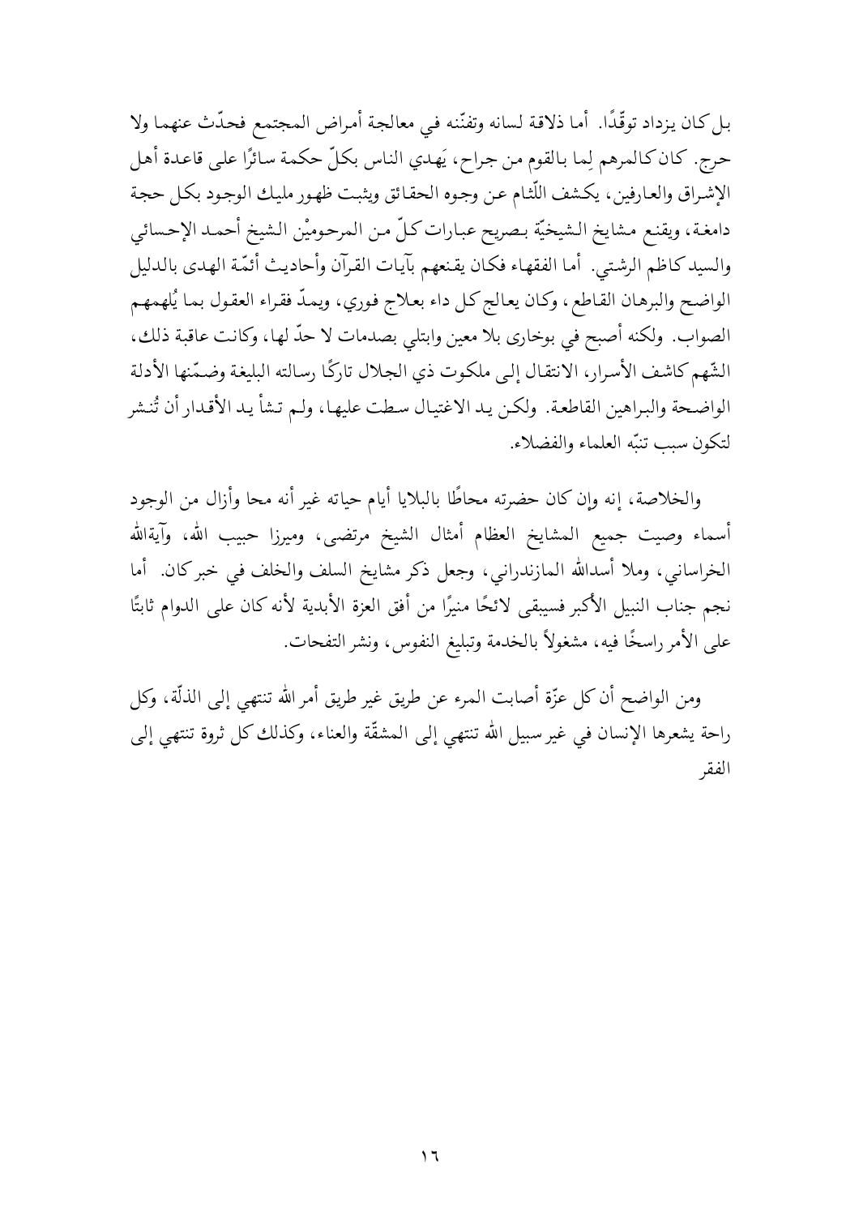بل كان يزداد توقّدًا. أما ذلاقة لسانه وتفنّنه في معالجة أمراض المجتمع فحدّث عنهما ولا حرج. كان كالمرهم لِما بالقوم من جراح، يَهدي الناس بكلّ حكمة سائرًا على قاعدة أهل الإشراق والعارفين، يكشف اللّثام عن وجوه الحقائق ويثبت ظهور مليك الوجود بكل حجة دامغة، ويقنع مشايخ الشيخيّة بصريح عبارات كلّ من المرحوميْن الشيخ أحمد الإحسائي والسيد كاظم الرشتي. أما الفقهاء فكان يقنعهم بآيات القرآن وأحاديث أئمّة الهدى بالدليل الواضح والبرهان القاطع، وكان يعالج كل داء بعلاج فوري، ويمدّ فقراء العقول بما يُلهمهم الصواب. ولكنه أصبح في بوخارى بلا معين وابتلي بصدمات لا حدّ لها، وكانت عاقبة ذلك، الشّهم كاشف الأسرار، الانتقال إلى ملكوت ذي الجلال تاركًا رسالته البليغة وضمّنها الأدلة الواضحة والبراهين القاطعة. ولكن يد الاغتيال سطت عليها، ولم تشأ يد الأقدار أن تُنشر لتكون سبب تنبّه العلماء والفضلاء.

والخلاصة، إنه وإن كان حضرته محاطًا بالبلايا أيام حياته غير أنه محا وأزال من الوجود أسماء وصيت جميع المشايخ العظام أمثال الشيخ مرتضى، وميرزا حبيب الله، وآيةالله الخراساني، وملا أسدالله المازندراني، وجعل ذكر مشايخ السلف والخلف في خبر كان. أما نجم جناب النبيل الأكبر فسيبقى لائحًا منيرًا من أفق العزة الأبدية لأنه كان على الدوام ثابتًا على الأمر راسخًا فيه، مشغولاً بالخدمة وتبليغ النفوس، ونشر النفحات.

ومن الواضح أن كل عزّة أصابت المرء عن طريق غير طريق أمر الله تنتهي إلى الذلّة، وكل راحة يشعرها الإنسان في غير سبيل الله تنتهي إلى المشقّة والعناء، وكذلك كل ثروة تنتهي إلى الفقر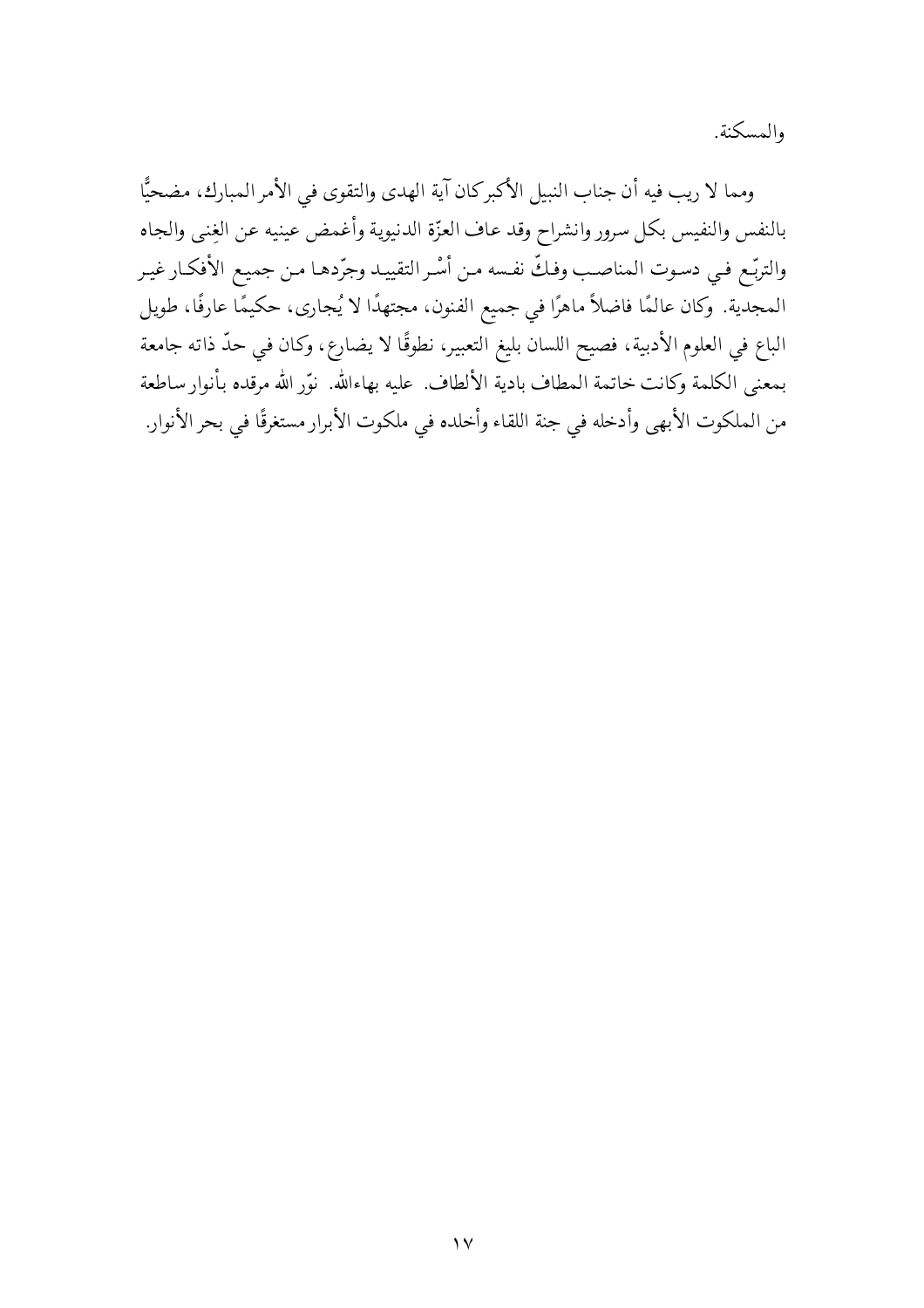والمسكنة.

ومما لا ريب فيه أن جناب النبيل الأكبر كان آية الهدى والتقوى في الأمر المبارك، مضحيًّا بالنفس والنفيس بكل سرور وانشراح وقد عاف العزّة الدنيوية وأغمض عينيه عن الغِنى والجاه والتربّع في دسوت المناصب وفكّ نفسه من أسْر التقييد وجرّدها من جميع الأفكار غير المجدية. وكان عالمًا فاضلاً ماهرًا في جميع الفنون، مجتهدًا لا يُجارى، حكيمًا عارفًا، طويل الباع في العلوم الأدبية، فصيح اللسان بليغ التعبير، نطوقًا لا يضارع، وكان في حدّ ذاته جامعة بمعنى الكلمة وكانت خاتمة المطاف بادية الألطاف. عليه بهاءالله. نوّر الله مرقده بأنوار ساطعة من الملكوت الأبهى وأدخله في جنة اللقاء وأخلده في ملكوت الأبرار مستغرقًا في بحر الأنوار.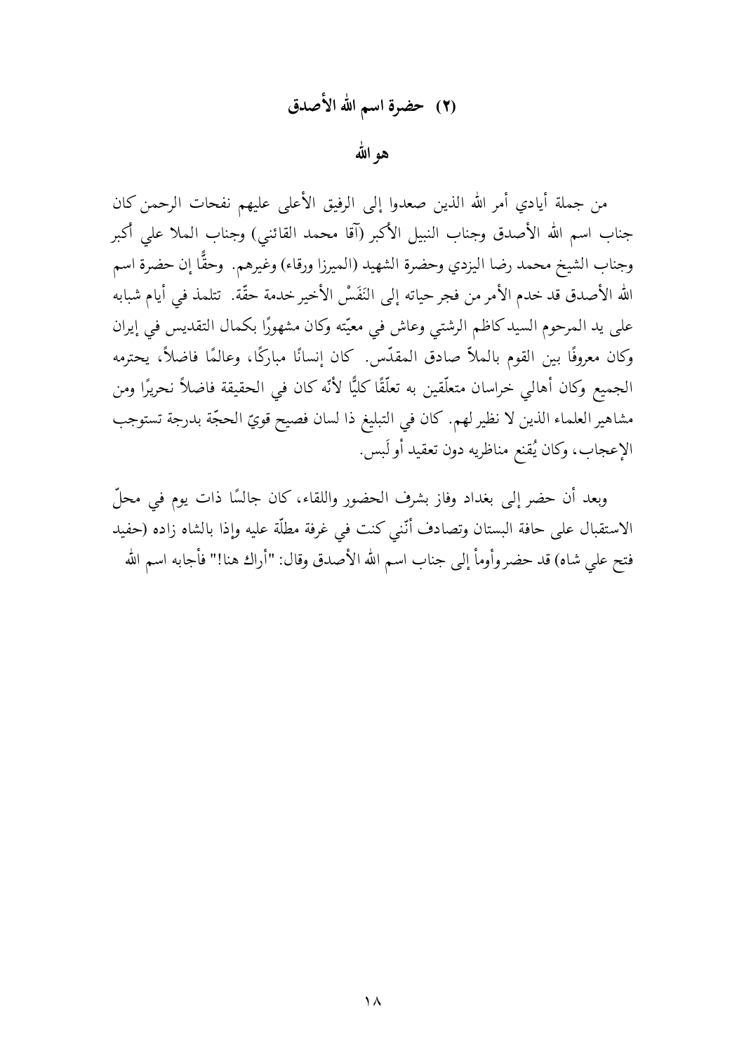## (٢) حضرة اسم الله الأصدق

### هو الله

من جملة أيادي أمر الله الذين صعدوا إلى الرفيق الأعلى عليهم نفحات الرحمن كان جناب اسم الله الأصدق وجناب النبيل الأكبر (آقا محمد القائني) وجناب الملا علي أكبر وجناب الشيخ محمد رضا اليزدي وحضرة الشهيد (الميرزا ورقاء) وغيرهم. وحقًّا إن حضرة اسم الله الأصدق قد خدم الأمر من فجر حياته إلى النَفَسْ الأخير خدمة حقّة. تتلمذ في أيام شبابه على يد المرحوم السيد كاظم الرشتي وعاش في معيّته وكان مشهورًا بكمال التقديس في إيران وكان معروفًا بين القوم بالملاّ صادق المقدّس. كان إنسانًا مباركًا، وعالمًا فاضلاً، يحترمه الجميع وكان أهالي خراسان متعلّقين به تعلّقًا كليًّا لأنّه كان في الحقيقة فاضلاً نحريرًا ومن مشاهير العلماء الذين لا نظير لهم. كان في التبليغ ذا لسان فصيح قويّ الحجّة بدرجة تستوجب الإعجاب، وكان يُقنع مناظريه دون تعقيد أو لَبس.

وبعد أن حضر إلى بغداد وفاز بشرف الحضور واللقاء، كان جالسًا ذات يوم في محلّ الاستقبال على حافة البستان وتصادف أنّني كنت في غرفة مطلّة عليه وإذا بالشاه زاده (حفيد فتح علي شاه) قد حضر وأومأ إلى جناب اسم الله الأصدق وقال: "أراك هنا!" فأجابه اسم الله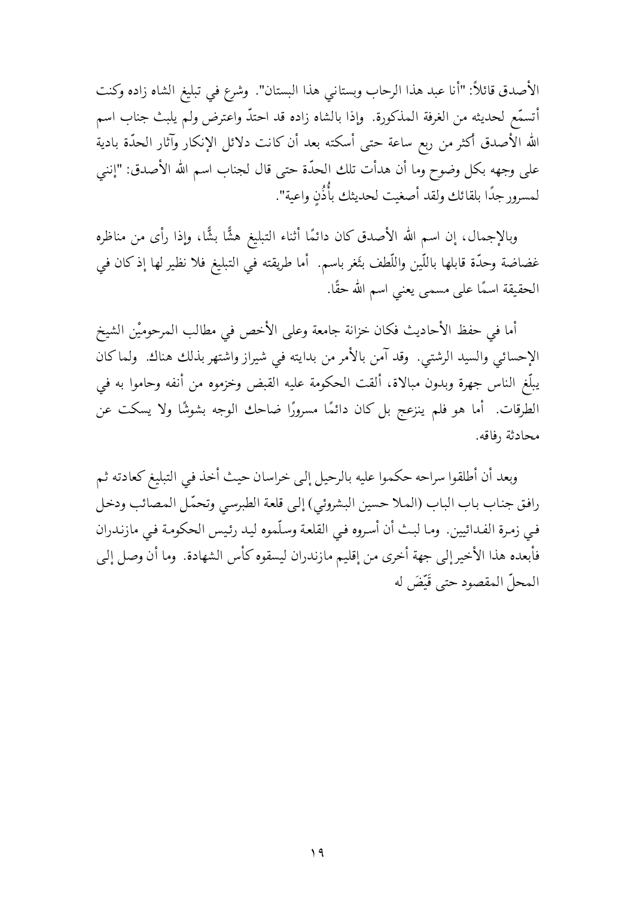الأصدق قائلاً: "أنا عبد هذا الرحاب وبستاني هذا البستان". وشرع في تبليغ الشاه زاده وكنت أتسمّع لحديثه من الغرفة المذكورة. وإذا بالشاه زاده قد احتدّ واعترض ولم يلبث جناب اسم الله الأصدق أكثر من ربع ساعة حتى أسكته بعد أن كانت دلائل الإنكار وآثار الحدّة بادية على وجهه بكل وضوح وما أن هدأت تلك الحدّة حتى قال لجناب اسم الله الأصدق: "إنني لمسرور جدًا بلقائك ولقد أصغيت لحديثك بأُذُنٍ واعية".

وبالإجمال، إن اسم الله الأصدق كان دائمًا أثناء التبليغ هشًّا بشًّا، وإذا رأى من مناظره غضاضة وحدّة قابلها باللّين واللّطف بثَغر باسم. أما طريقته في التبليغ فلا نظير لها إذ كان في الحقيقة اسمًا على مسمى يعني اسم الله حقًّا.

أما في حفظ الأحاديث فكان خزانة جامعة وعلى الأخص في مطالب المرحومَيْن الشيخ الإحسائي والسيد الرشتي. وقد آمن بالأمر من بدايته في شيراز واشتهر بذلك هناك. ولما كان يبلّغ الناس جهرة وبدون مبالاة، ألقت الحكومة عليه القبض وخزموه من أنفه وحاموا به في الطرقات. أما هو فلم ينزعج بل كان دائمًا مسرورًا ضاحك الوجه بشوشًا ولا يسكت عن محادثة رفاقه.

وبعد أن أطلقوا سراحه حكموا عليه بالرحيل إلى خراسان حيث أخذ في التبليغ كعادته ثم رافق جناب باب الباب (الملا حسين البشروئي) إلى قلعة الطبرسي وتحمّل المصائب ودخل في زمرة الفدائيين. وما لبث أن أسروه في القلعة وسلّموه ليد رئيس الحكومة في مازندران فأبعده هذا الأخير إلى جهة أخرى من إقليم مازندران ليسقوه كأس الشهادة. وما أن وصل إلى المحلّ المقصود حتى قَيّضَ له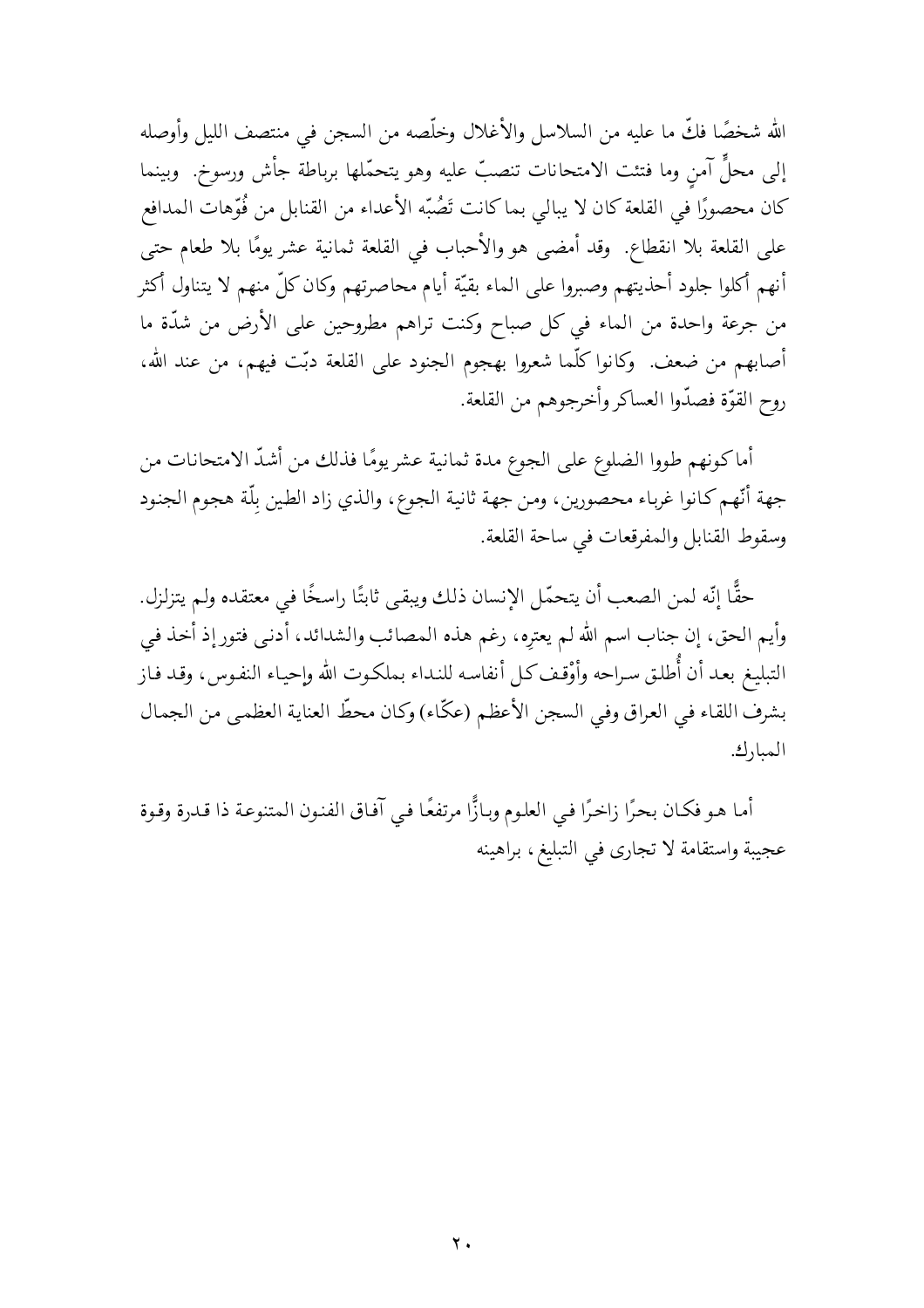الله شخصًا فكّ ما عليه من السلاسل والأغلال وخلّصه من السجن في منتصف الليل وأوصله إلى محلٍّ آمنٍ وما فتئت الامتحانات تنصبّ عليه وهو يتحمّلها برباطة جأش ورسوخ. وبينما كان محصورًا في القلعة كان لا يبالي بما كانت تَصُبّه الأعداء من القنابل من فُوّهات المدافع على القلعة بلا انقطاع. وقد أمضى هو والأحباب في القلعة ثمانية عشر يومًا بلا طعام حتى أنهم أكلوا جلود أحذيتهم وصبروا على الماء بقيّة أيام محاصرتهم وكان كلّ منهم لا يتناول أكثر من جرعة واحدة من الماء في كل صباح وكنت تراهم مطروحين على الأرض من شدّة ما أصابهم من ضعف. وكانوا كلّما شعروا بهجوم الجنود على القلعة دبّت فيهم، من عند الله، روح القوّة فصدّوا العساكر وأخرجوهم من القلعة.

أما كونهم طووا الضلوع على الجوع مدة ثمانية عشر يومًا فذلك من أشدّ الامتحانات من جهة أنّهم كانوا غرباء محصورين، ومن جهة ثانية الجوع، والذي زاد الطين بِلّة هجوم الجنود وسقوط القنابل والمفرقعات في ساحة القلعة.

حقًّا إنّه لمن الصعب أن يتحمّل الإنسان ذلك ويبقى ثابتًا راسخًا في معتقده ولم يتزلزل. وأيم الحق، إن جناب اسم الله لم يعترِه، رغم هذه المصائب والشدائد، أدنى فتور إذ أخذ في التبليغ بعد أن أُطلق سراحه وأوْقف كل أنفاسه للنداء بملكوت الله وإحياء النفوس، وقد فاز بشرف اللقاء في العراق وفي السجن الأعظم (عكّاء) وكان محطّ العناية العظمى من الجمال المبارك.

أما هو فكان بحرًا زاخرًا في العلوم وبازًّا مرتفعًا في آفاق الفنون المتنوعة ذا قدرة وقوة عجيبة واستقامة لا تجارى في التبليغ، براهينه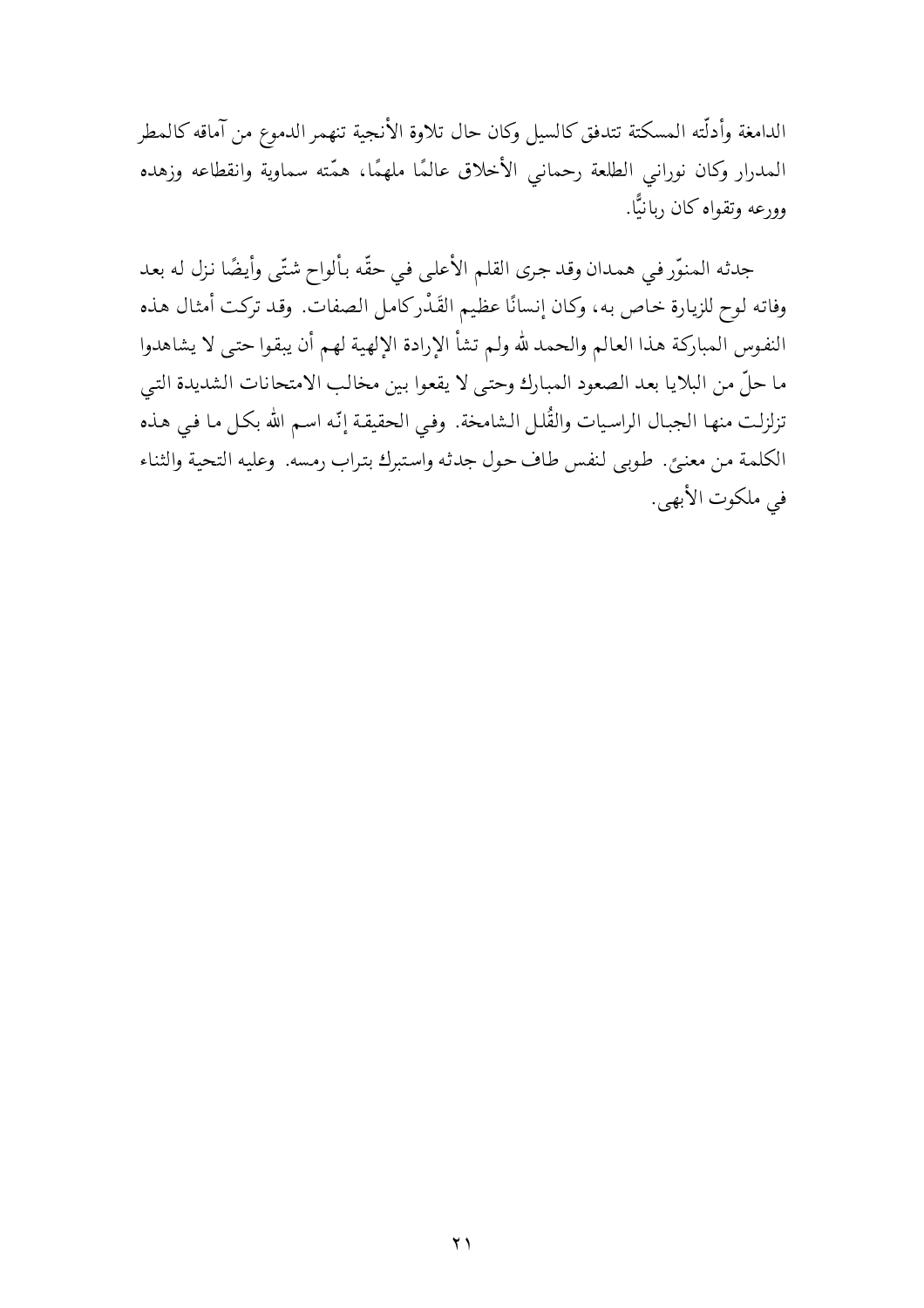الدامغة وأدلّته المسكتة تتدفق كالسيل وكان حال تلاوة الأنجية تنهمر الدموع من آماقه كالمطر المدرار وكان نوراني الطلعة رحماني الأخلاق عالمًا ملهمًا، همّته سماوية وانقطاعه وزهده وورعه وتقواه كان ربانيًّا.

جدثه المنوّر في همدان وقد جرى القلم الأعلى في حقّه بألواح شتّى وأيضًا نزل له بعد وفاته لوح للزيارة خاص به، وكان إنسانًا عظيم القَدْر كامل الصفات. وقد تركت أمثال هذه النفوس المباركة هذا العالم والحمد لله ولم تشأ الإرادة الإلهية لهم أن يبقوا حتى لا يشاهدوا ما حلّ من البلايا بعد الصعود المبارك وحتى لا يقعوا بين مخالب الامتحانات الشديدة التي تزلزلت منها الجبال الراسيات والقُلل الشامخة. وفي الحقيقة إنّه اسم الله بكل ما في هذه الكلمة من معنىً. طوبى لنفس طاف حول جدثه واستبرك بتراب رمسه. وعليه التحية والثناء في ملكوت الأبهى.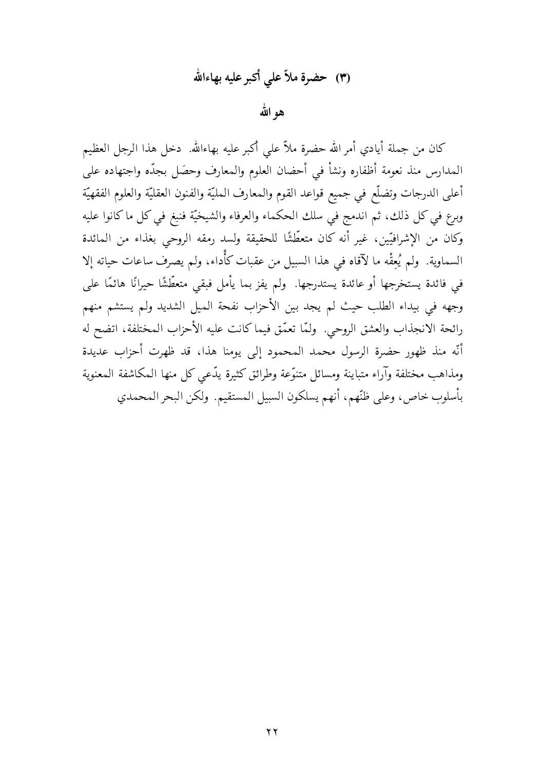## (٣) حضرة ملاّ علي أكبر عليه بهاءالله

### هو الله

كان من جملة أيادي أمر الله حضرة ملاّ علي أكبر عليه بهاءالله. دخل هذا الرجل العظيم المدارس منذ نعومة أظفاره ونشأ في أحضان العلوم والمعارف وحصَل بجدّه واجتهاده على أعلى الدرجات وتضلّع في جميع قواعد القوم والمعارف المليّة والفنون العقليّة والعلوم الفقهيّة وبرع في كل ذلك، ثم اندمج في سلك الحكماء والعرفاء والشيخيّة فنبغ في كل ما كانوا عليه وكان من الإشرافيّين، غير أنه كان متعطّشًا للحقيقة ولسد رمقه الروحي بغذاء من المائدة السماوية. ولم يُعِقْه ما لآقاه في هذا السبيل من عقبات كأْداء، ولم يصرف ساعات حياته إلا في فائدة يستخرجها أو عائدة يستدرجها. ولم يفز بما يأمل فبقي متعطّشًا حيرانًا هائمًا على وجهه في بيداء الطلب حيث لم يجد بين الأحزاب نفحة الميل الشديد ولم يستشم منهم رائحة الانجذاب والعشق الروحي. ولمّا تعمّق فيما كانت عليه الأحزاب المختلفة، اتضح له أنّه منذ ظهور حضرة الرسول محمد المحمود إلى يومنا هذا، قد ظهرت أحزاب عديدة ومذاهب مختلفة وآراء متباينة ومسائل متنوّعة وطرائق كثيرة يدّعي كل منها المكاشفة المعنوية بأسلوب خاص، وعلى ظنّهم، أنهم يسلكون السبيل المستقيم. ولكن البحر المحمدي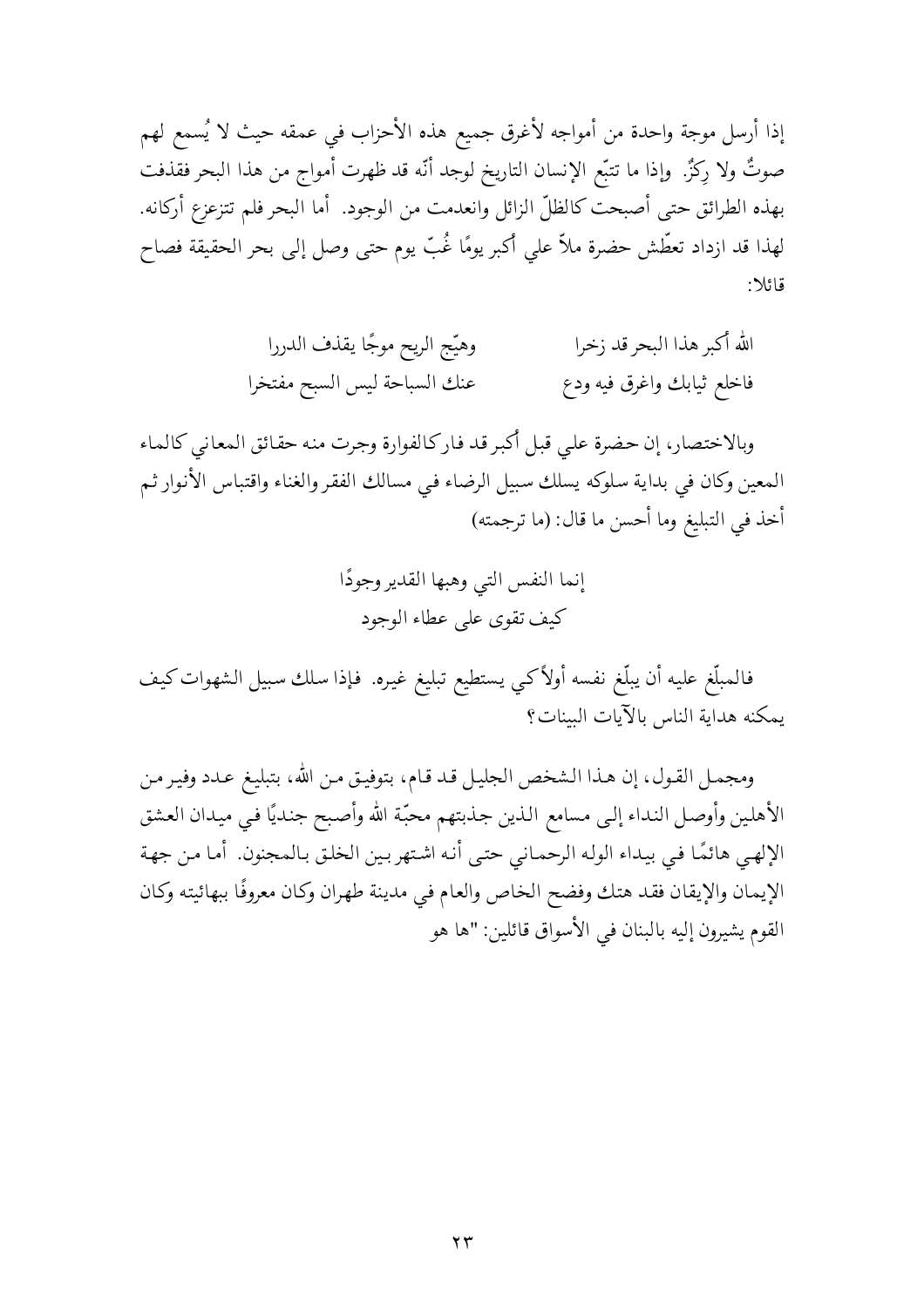إذا أرسل موجة واحدة من أمواجه لأغرق جميع هذه الأحزاب في عمقه حيث لا يُسمع لهم صوتٌ ولا رِكزٌ. وإذا ما تتبّع الإنسان التاريخ لوجد أنّه قد ظهرت أمواج من هذا البحر فقذفت بهذه الطرائق حتى أصبحت كالظلّ الزائل وانعدمت من الوجود. أما البحر فلم تتزعزع أركانه. لهذا قد ازداد تعطّش حضرة ملاّ علي أكبر يومًا غُبّ يوم حتى وصل إلى بحر الحقيقة فصاح قائلا:

الله أكبر هذا البحر قد زخرا    وهيّج الريح موجًا يقذف الدررا
فاخلع ثيابك واغرق فيه ودع    عنك السباحة ليس السبح مفتخرا

وبالاختصار، إن حضرة علي قبل أكبر قد فار كالفوارة وجرت منه حقائق المعاني كالماء المعين وكان في بداية سلوكه يسلك سبيل الرضاء في مسالك الفقر والغناء واقتباس الأنوار ثم أخذ في التبليغ وما أحسن ما قال: (ما ترجمته)

إنما النفس التي وهبها القدير وجودًا
كيف تقوى على عطاء الوجود

فالمبلّغ عليه أن يبلّغ نفسه أولاً كي يستطيع تبليغ غيره. فإذا سلك سبيل الشهوات كيف يمكنه هداية الناس بالآيات البينات؟

ومجمل القول، إن هذا الشخص الجليل قد قام، بتوفيق من الله، بتبليغ عدد وفير من الأهلين وأوصل النداء إلى مسامع الذين جذبتهم محبّة الله وأصبح جنديًا في ميدان العشق الإلهي هائمًا في بيداء الوله الرحماني حتى أنه اشتهر بين الخلق بالمجنون. أما من جهة الإيمان والإيقان فقد هتك وفضح الخاص والعام في مدينة طهران وكان معروفًا ببهائيته وكان القوم يشيرون إليه بالبنان في الأسواق قائلين: "ها هو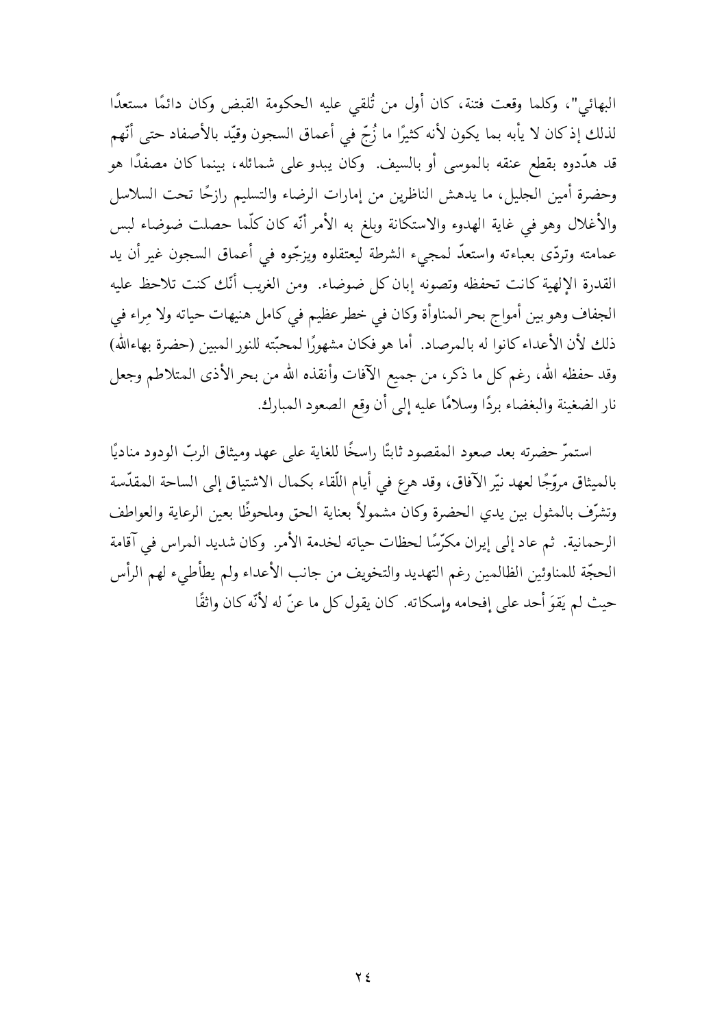البهائي"، وكلما وقعت فتنة، كان أول من تُلقي عليه الحكومة القبض وكان دائمًا مستعدًا لذلك إذ كان لا يأبه بما يكون لأنه كثيرًا ما زُجّ في أعماق السجون وقيّد بالأصفاد حتى أنّهم قد هدّدوه بقطع عنقه بالموسى أو بالسيف. وكان يبدو على شمائله، بينما كان مصفدًا هو وحضرة أمين الجليل، ما يدهش الناظرين من إمارات الرضاء والتسليم رازحًا تحت السلاسل والأغلال وهو في غاية الهدوء والاستكانة وبلغ به الأمر أنّه كان كلّما حصلت ضوضاء لبس عمامته وتردّى بعباءته واستعدّ لمجيء الشرطة ليعتقلوه ويزجّوه في أعماق السجون غير أن يد القدرة الإلهية كانت تحفظه وتصونه إبان كل ضوضاء. ومن الغريب أنّك كنت تلاحظ عليه الجفاف وهو بين أمواج بحر المناوأة وكان في خطر عظيم في كامل هنيهات حياته ولا مِراء في ذلك لأن الأعداء كانوا له بالمرصاد. أما هو فكان مشهورًا لمحبّته للنور المبين (حضرة بهاءالله) وقد حفظه الله، رغم كل ما ذكر، من جميع الآفات وأنقذه الله من بحر الأذى المتلاطم وجعل نار الضغينة والبغضاء بردًا وسلامًا عليه إلى أن وقع الصعود المبارك.

استمرّ حضرته بعد صعود المقصود ثابتًا راسخًا للغاية على عهد وميثاق الربّ الودود مناديًا بالميثاق مروّجًا لعهد نيّر الآفاق، وقد هرع في أيام اللّقاء بكمال الاشتياق إلى الساحة المقدّسة وتشرّف بالمثول بين يدي الحضرة وكان مشمولاً بعناية الحق وملحوظًا بعين الرعاية والعواطف الرحمانية. ثم عاد إلى إيران مكرّسًا لحظات حياته لخدمة الأمر. وكان شديد المراس في آقامة الحجّة للمناوئين الظالمين رغم التهديد والتخويف من جانب الأعداء ولم يطأطيء لهم الرأس حيث لم يَقوَ أحد على إفحامه وإسكاته. كان يقول كل ما عنّ له لأنّه كان واثقًا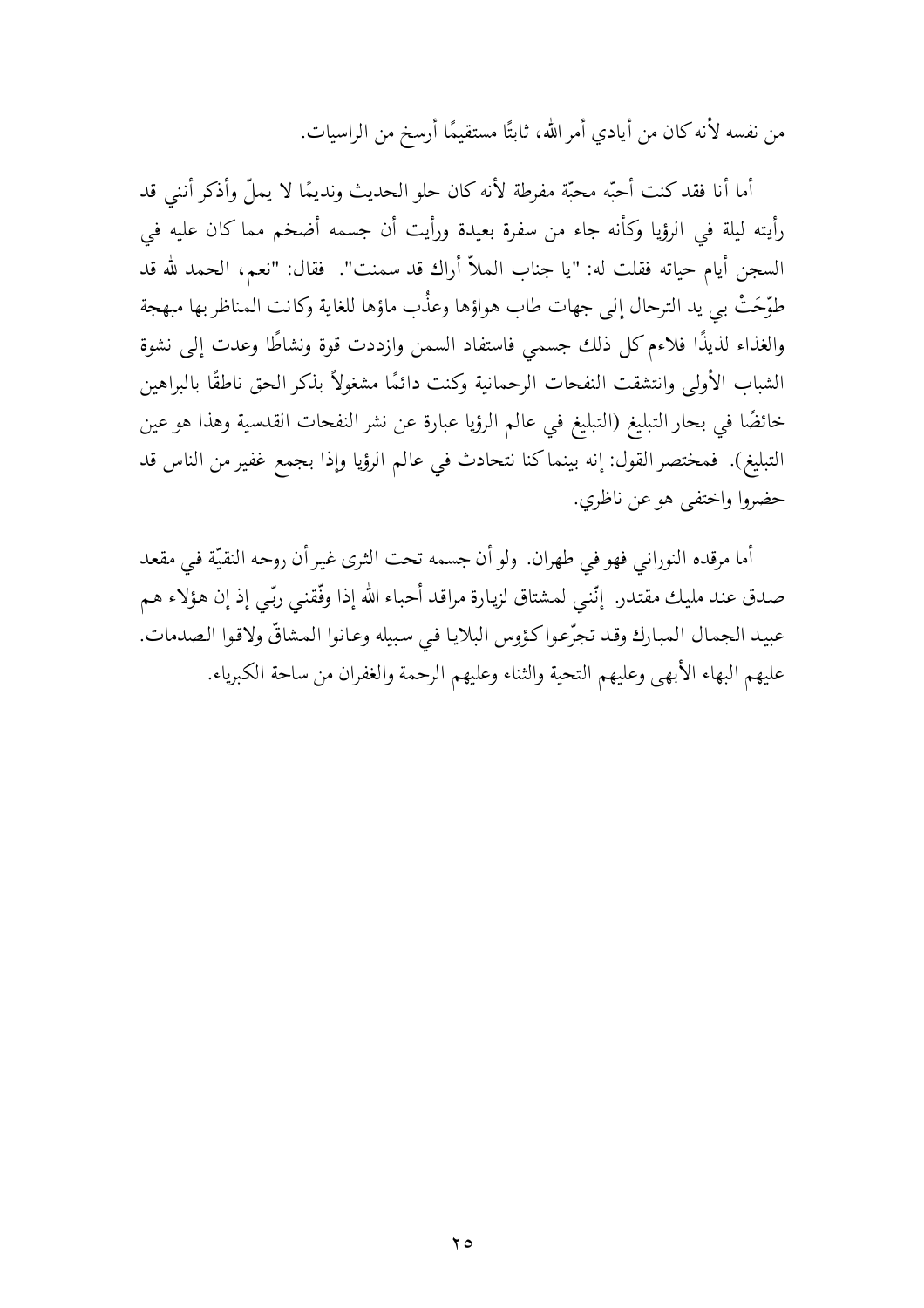من نفسه لأنه كان من أيادي أمر الله، ثابتًا مستقيمًا أرسخ من الراسيات.

أما أنا فقد كنت أحبّه محبّة مفرطة لأنه كان حلو الحديث ونديمًا لا يملّ وأذكر أنني قد رأيته ليلة في الرؤيا وكأنه جاء من سفرة بعيدة ورأيت أن جسمه أضخم مما كان عليه في السجن أيام حياته فقلت له: "يا جناب الملاّ أراك قد سمنت". فقال: "نعم، الحمد لله قد طوّحَتْ بي يد الترحال إلى جهات طاب هواؤها وعذُب ماؤها للغاية وكانت المناظر بها مبهجة والغذاء لذيذًا فلاءم كل ذلك جسمي فاستفاد السمن وازددت قوة ونشاطًا وعدت إلى نشوة الشباب الأولى وانتشقت النفحات الرحمانية وكنت دائمًا مشغولاً بذكر الحق ناطقًا بالبراهين خائضًا في بحار التبليغ (التبليغ في عالم الرؤيا عبارة عن نشر النفحات القدسية وهذا هو عين التبليغ). فمختصر القول: إنه بينما كنا نتحادث في عالم الرؤيا وإذا بجمع غفير من الناس قد حضروا واختفى هو عن ناظري.

أما مرقده النوراني فهو في طهران. ولو أن جسمه تحت الثرى غير أن روحه النقيّة في مقعد صدق عند مليك مقتدر. إنّني لمشتاق لزيارة مراقد أحباء الله إذا وفّقني ربّي إذ إن هؤلاء هم عبيد الجمال المبارك وقد تجرّعوا كؤوس البلايا في سبيله وعانوا المشاقّ ولاقوا الصدمات. عليهم البهاء الأبهى وعليهم التحية والثناء وعليهم الرحمة والغفران من ساحة الكبرياء.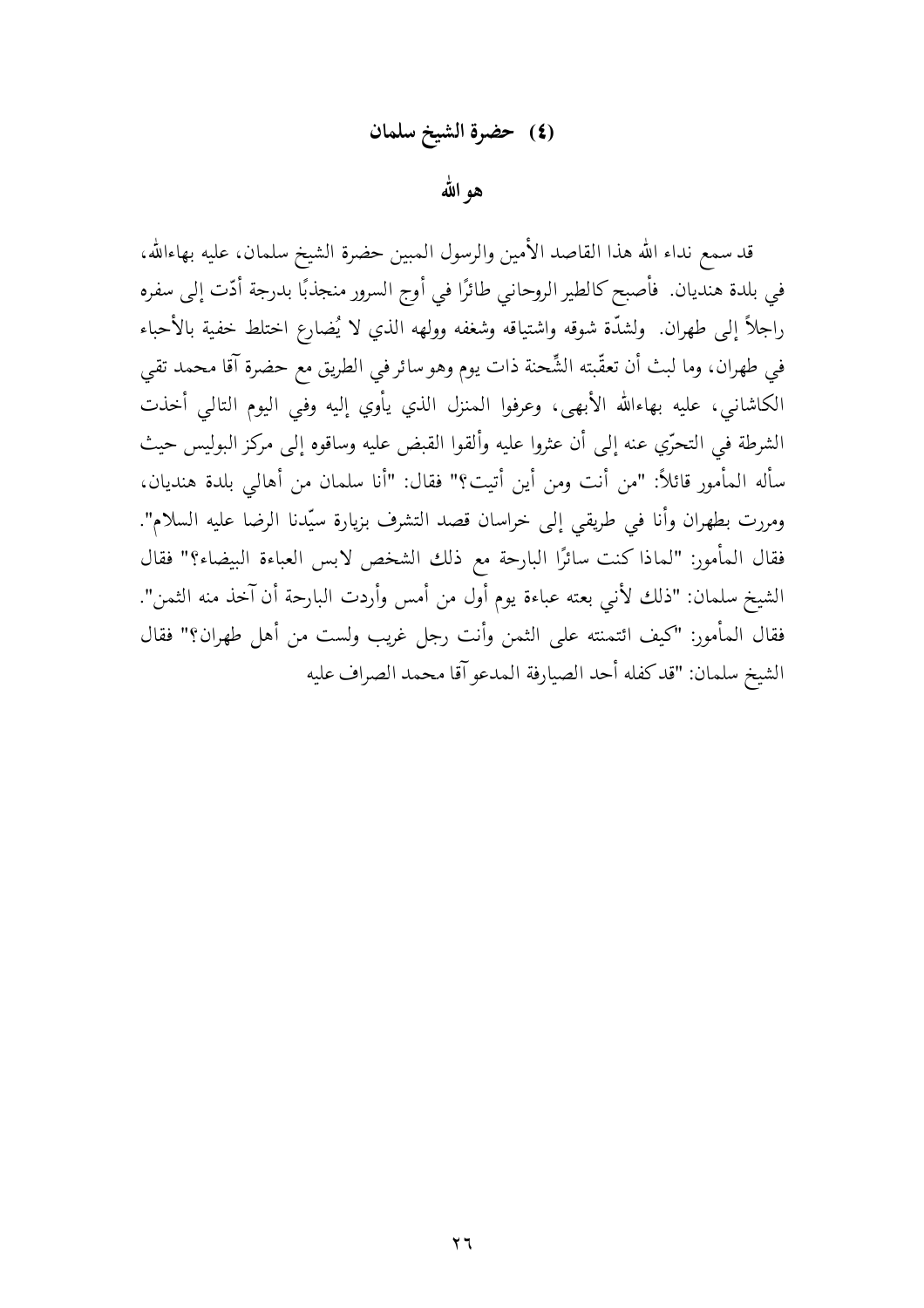## (٤) حضرة الشيخ سلمان

### هو الله

قد سمع نداء الله هذا القاصد الأمين والرسول المبين حضرة الشيخ سلمان، عليه بهاءالله، في بلدة هنديان. فأصبح كالطير الروحاني طائرًا في أوج السرور منجذبًا بدرجة أدّت إلى سفره راجلاً إلى طهران. ولشدّة شوقه واشتياقه وشغفه وولهه الذي لا يُضارع اختلط خفية بالأحباء في طهران، وما لبث أن تعقّبته الشِّحنة ذات يوم وهو سائر في الطريق مع حضرة آقا محمد تقي الكاشاني، عليه بهاءالله الأبهى، وعرفوا المنزل الذي يأوي إليه وفي اليوم التالي أخذت الشرطة في التحرّي عنه إلى أن عثروا عليه وألقوا القبض عليه وساقوه إلى مركز البوليس حيث سأله المأمور قائلاً: "من أنت ومن أين أتيت؟" فقال: "أنا سلمان من أهالي بلدة هنديان، ومررت بطهران وأنا في طريقي إلى خراسان قصد التشرف بزيارة سيّدنا الرضا عليه السلام". فقال المأمور: "لماذا كنت سائرًا البارحة مع ذلك الشخص لابس العباءة البيضاء؟" فقال الشيخ سلمان: "ذلك لأني بعته عباءة يوم أول من أمس وأردت البارحة أن آخذ منه الثمن". فقال المأمور: "كيف ائتمنته على الثمن وأنت رجل غريب ولست من أهل طهران؟" فقال الشيخ سلمان: "قد كفله أحد الصيارفة المدعو آقا محمد الصراف عليه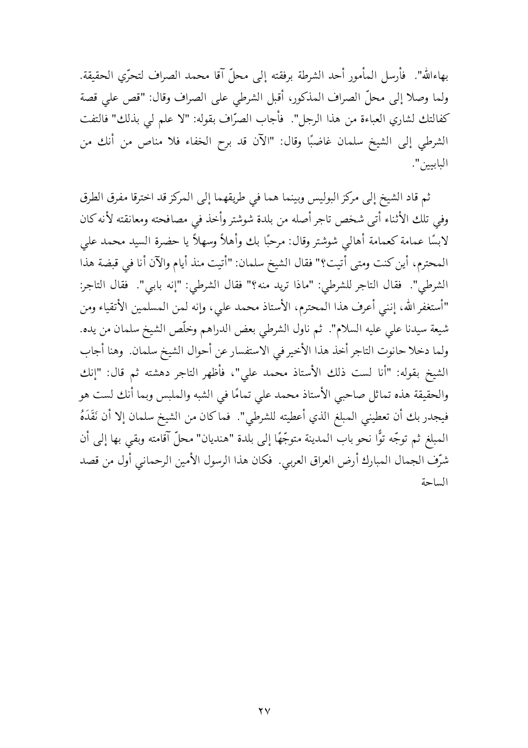بهاءالله". فأرسل المأمور أحد الشرطة برفقته إلى محلّ آقا محمد الصراف لتحرّي الحقيقة. ولما وصلا إلى محلّ الصراف المذكور، أقبل الشرطي على الصراف وقال: "قص علي قصة كفالتك لشاري العباءة من هذا الرجل". فأجاب الصرّاف بقوله: "لا علم لي بذلك" فالتفت الشرطي إلى الشيخ سلمان غاضبًا وقال: "الآن قد برح الخفاء فلا مناص من أنك من البابيين".

ثم قاد الشيخ إلى مركز البوليس وبينما هما في طريقهما إلى المركز قد اخترقا مفرق الطرق وفي تلك الأثناء أتى شخص تاجر أصله من بلدة شوشتر وأخذ في مصافحته ومعانقته لأنه كان لابسًا عمامة كعمامة أهالي شوشتر وقال: مرحبًا بك وأهلاً وسهلاً يا حضرة السيد محمد علي المحترم، أين كنت ومتى أتيت؟" فقال الشيخ سلمان: "أتيت منذ أيام والآن أنا في قبضة هذا الشرطي". فقال التاجر للشرطي: "ماذا تريد منه؟" فقال الشرطي: "إنه بابي". فقال التاجر: "أستغفر الله، إنني أعرف هذا المحترم، الأستاذ محمد علي، وإنه لمن المسلمين الأتقياء ومن شيعة سيدنا علي عليه السلام". ثم ناول الشرطي بعض الدراهم وخلّص الشيخ سلمان من يده. ولما دخلا حانوت التاجر أخذ هذا الأخير في الاستفسار عن أحوال الشيخ سلمان. وهنا أجاب الشيخ بقوله: "أنا لست ذلك الأستاذ محمد علي"، فأظهر التاجر دهشته ثم قال: "إنك والحقيقة هذه تماثل صاحبي الأستاذ محمد علي تمامًا في الشبه والملبس وبما أنك لست هو فيجدر بك أن تعطيني المبلغ الذي أعطيته للشرطي". فما كان من الشيخ سلمان إلا أن نَقَدَهُ المبلغ ثم توجّه توًّا نحو باب المدينة متوجّهًا إلى بلدة "هنديان" محلّ آقامته وبقي بها إلى أن شرّف الجمال المبارك أرض العراق العربي. فكان هذا الرسول الأمين الرحماني أول من قصد الساحة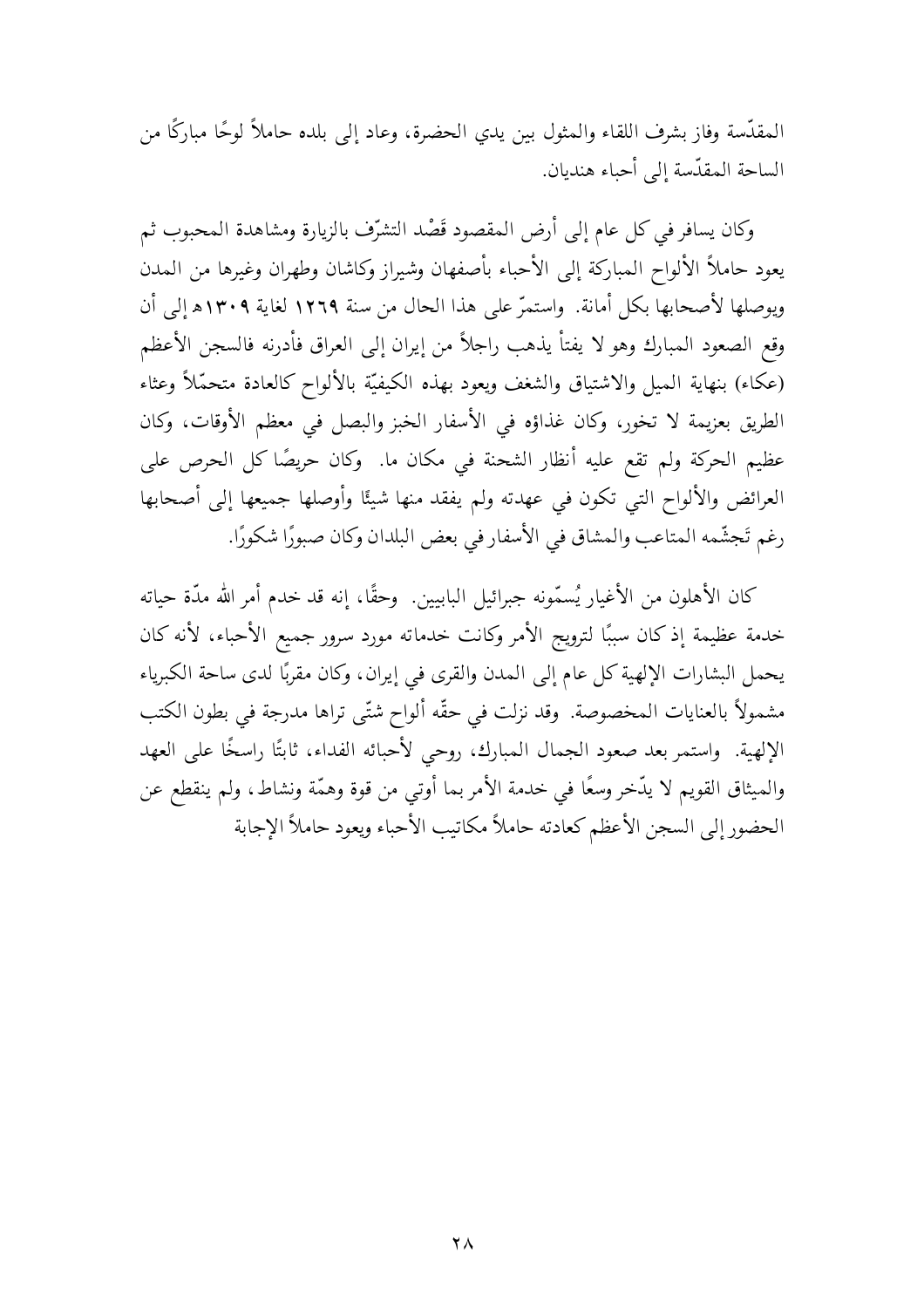المقدّسة وفاز بشرف اللقاء والمثول بين يدي الحضرة، وعاد إلى بلده حاملاً لوحًا مباركًا من الساحة المقدّسة إلى أحباء هنديان.

وكان يسافر في كل عام إلى أرض المقصود قَصْد التشرّف بالزيارة ومشاهدة المحبوب ثم يعود حاملاً الألواح المباركة إلى الأحباء بأصفهان وشيراز وكاشان وطهران وغيرها من المدن ويوصلها لأصحابها بكل أمانة. واستمرّ على هذا الحال من سنة ١٢٦٩ لغاية ١٣٠٩هـ إلى أن وقع الصعود المبارك وهو لا يفتأ يذهب راجلاً من إيران إلى العراق فأدرنه فالسجن الأعظم (عكاء) بنهاية الميل والاشتياق والشغف ويعود بهذه الكيفيّة بالألواح كالعادة متحمّلاً وعثاء الطريق بعزيمة لا تخور، وكان غذاؤه في الأسفار الخبز والبصل في معظم الأوقات، وكان عظيم الحركة ولم تقع عليه أنظار الشحنة في مكان ما. وكان حريصًا كل الحرص على العرائض والألواح التي تكون في عهدته ولم يفقد منها شيئًا وأوصلها جميعها إلى أصحابها رغم تَجشّمه المتاعب والمشاق في الأسفار في بعض البلدان وكان صبورًا شكورًا.

كان الأهلون من الأغيار يُسمّونه جبرائيل البابيين. وحقًّا، إنه قد خدم أمر الله مدّة حياته خدمة عظيمة إذ كان سببًا لترويج الأمر وكانت خدماته مورد سرور جميع الأحباء، لأنه كان يحمل البشارات الإلهية كل عام إلى المدن والقرى في إيران، وكان مقربًا لدى ساحة الكبرياء مشمولاً بالعنايات المخصوصة. وقد نزلت في حقّه ألواح شتّى تراها مدرجة في بطون الكتب الإلهية. واستمر بعد صعود الجمال المبارك، روحي لأحبائه الفداء، ثابتًا راسخًا على العهد والميثاق القويم لا يدّخر وسعًا في خدمة الأمر بما أوتي من قوة وهمّة ونشاط، ولم ينقطع عن الحضور إلى السجن الأعظم كعادته حاملاً مكاتيب الأحباء ويعود حاملاً الإجابة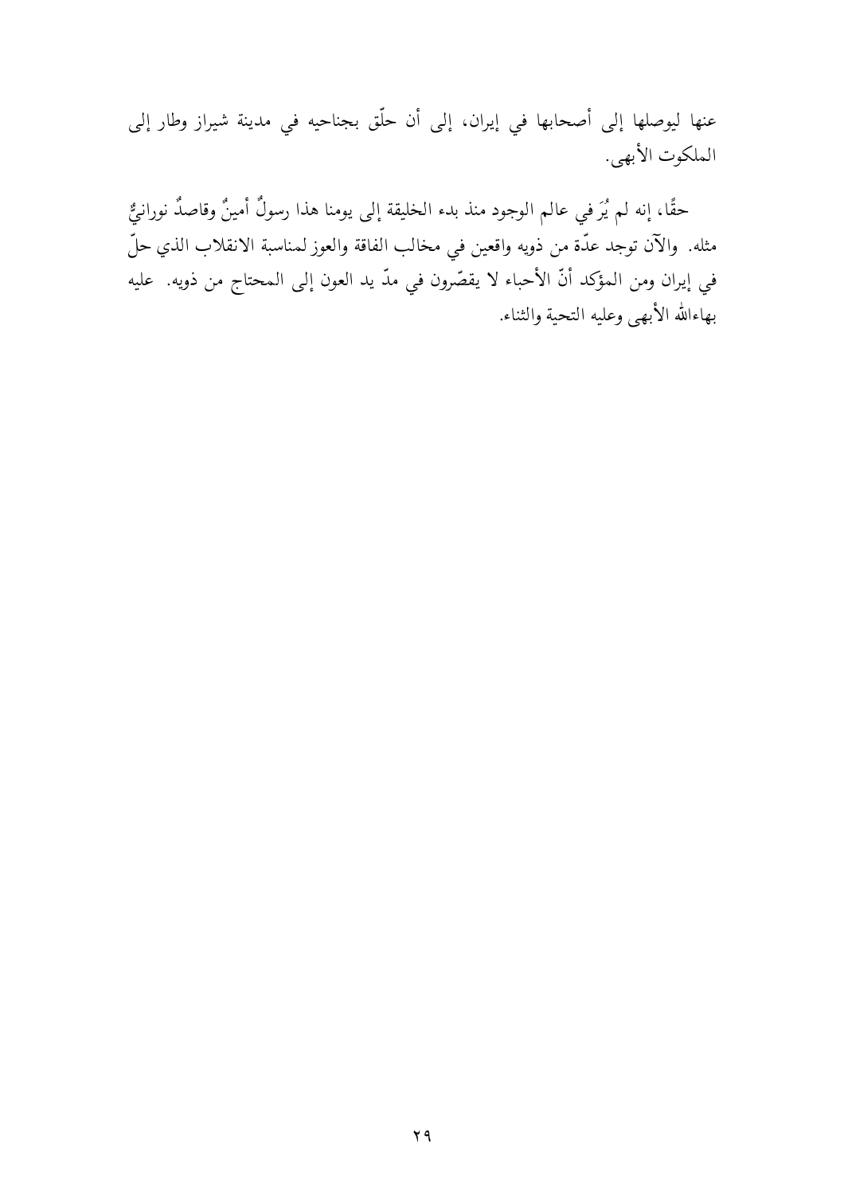عنها ليوصلها إلى أصحابها في إيران، إلى أن حلّق بجناحيه في مدينة شيراز وطار إلى الملكوت الأبهى.

حقًّا، إنه لم يُرَ في عالم الوجود منذ بدء الخليقة إلى يومنا هذا رسولٌ أمينٌ وقاصدٌ نورانيٌّ مثله. والآن توجد عدّة من ذويه واقعين في مخالب الفاقة والعوز لمناسبة الانقلاب الذي حلّ في إيران ومن المؤكد أنّ الأحباء لا يقصّرون في مدّ يد العون إلى المحتاج من ذويه. عليه بهاءالله الأبهى وعليه التحية والثناء.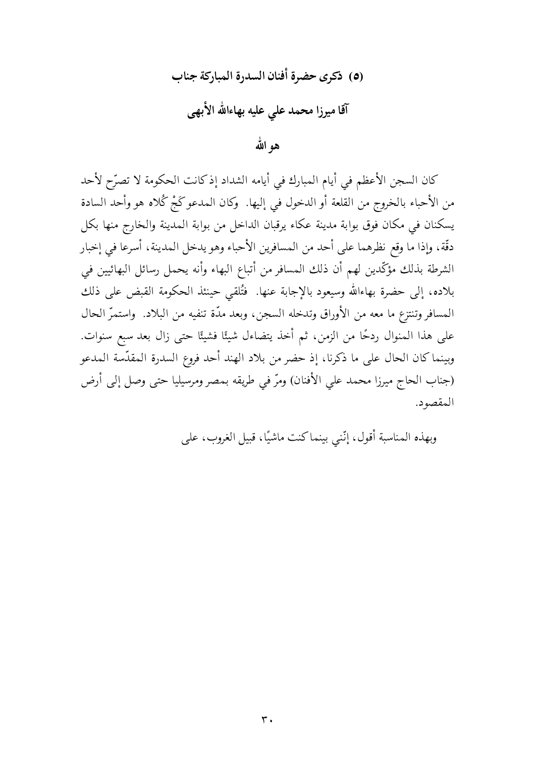## (٥) ذكرى حضرة أفنان السدرة المباركة جناب

## آقا ميرزا محمد علي عليه بهاءالله الأبهى

### هو الله

كان السجن الأعظم في أيام المبارك في أيامه الشداد إذ كانت الحكومة لا تصرّح لأحد من الأحباء بالخروج من القلعة أو الدخول في إليها. وكان المدعو كَجْ كُلاه هو وأحد السادة يسكنان في مكان فوق بوابة مدينة عكاء يرقبان الداخل من بوابة المدينة والخارج منها بكل دقّة، وإذا ما وقع نظرهما على أحد من المسافرين الأحباء وهو يدخل المدينة، أسرعا في إخبار الشرطة بذلك مؤكّدين لهم أن ذلك المسافر من أتباع البهاء وأنه يحمل رسائل البهائيين في بلاده، إلى حضرة بهاءالله وسيعود بالإجابة عنها. فتُلقي حينئذ الحكومة القبض على ذلك المسافر وتنتزع ما معه من الأوراق وتدخله السجن، وبعد مدّة تنفيه من البلاد. واستمرّ الحال على هذا المنوال ردحًا من الزمن، ثم أخذ يتضاءل شيئًا فشيئًا حتى زال بعد سبع سنوات. وبينما كان الحال على ما ذكرنا، إذ حضر من بلاد الهند أحد فروع السدرة المقدّسة المدعو (جناب الحاج ميرزا محمد علي الأفنان) ومرّ في طريقه بمصر ومرسيليا حتى وصل إلى أرض المقصود.

وبهذه المناسبة أقول، إنّني بينما كنت ماشيًا، قبيل الغروب، على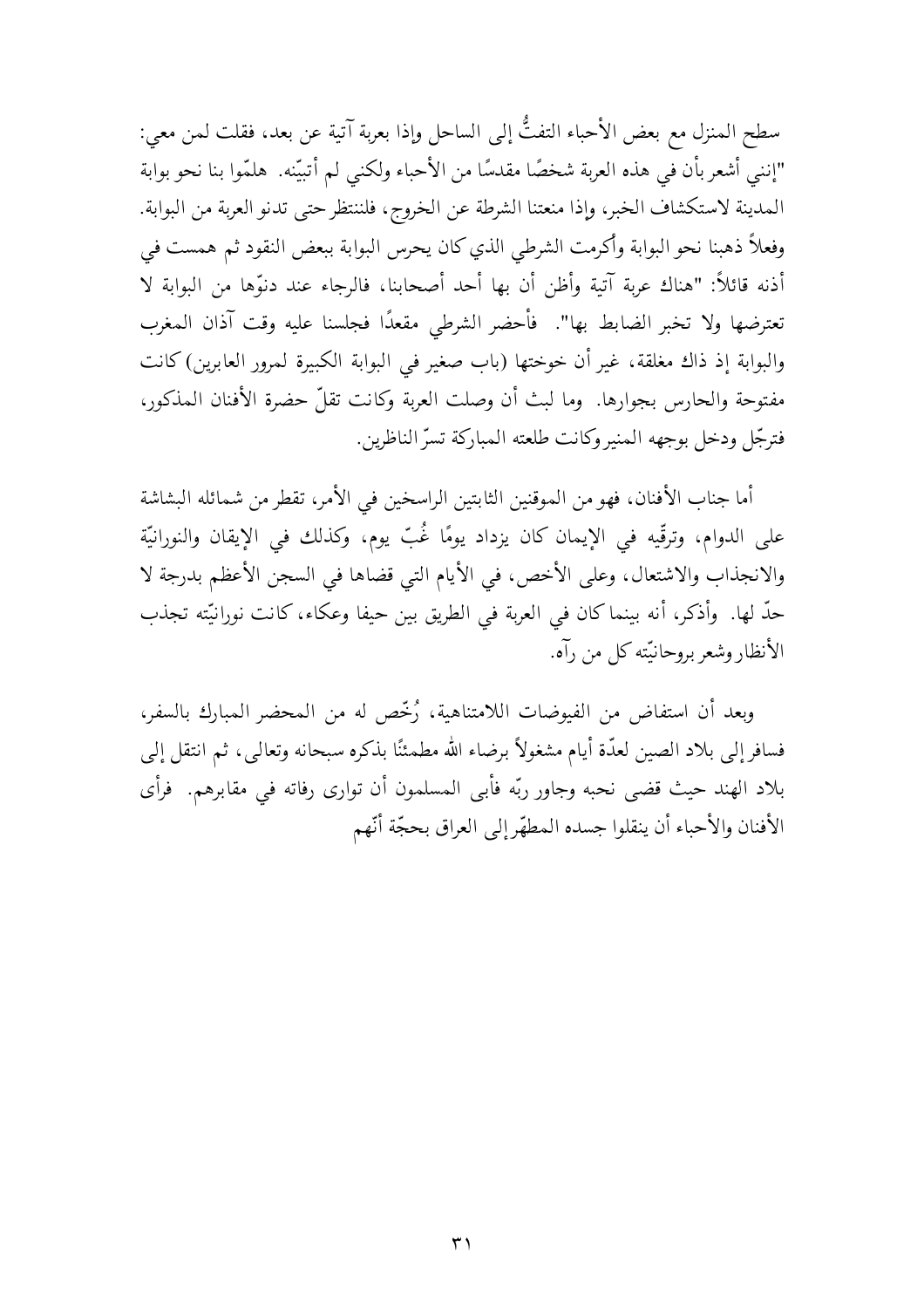سطح المنزل مع بعض الأحباء التفتُّ إلى الساحل وإذا بعربة آتية عن بعد، فقلت لمن معي: "إنني أشعر بأن في هذه العربة شخصًا مقدسًا من الأحباء ولكني لم أتبيّنه. هلمّوا بنا نحو بوابة المدينة لاستكشاف الخبر، وإذا منعتنا الشرطة عن الخروج، فلننتظر حتى تدنو العربة من البوابة. وفعلاً ذهبنا نحو البوابة وأكرمت الشرطي الذي كان يحرس البوابة ببعض النقود ثم همست في أذنه قائلاً: "هناك عربة آتية وأظن أن بها أحد أصحابنا، فالرجاء عند دنوّها من البوابة لا تعترضها ولا تخبر الضابط بها". فأحضر الشرطي مقعدًا فجلسنا عليه وقت آذان المغرب والبوابة إذ ذاك مغلقة، غير أن خوختها (باب صغير في البوابة الكبيرة لمرور العابرين) كانت مفتوحة والحارس بجوارها. وما لبث أن وصلت العربة وكانت تقلّ حضرة الأفنان المذكور، فترجّل ودخل بوجهه المنير وكانت طلعته المباركة تسرّ الناظرين.

أما جناب الأفنان، فهو من الموقنين الثابتين الراسخين في الأمر، تقطر من شمائله البشاشة على الدوام، وترقّيه في الإيمان كان يزداد يومًا غُبّ يوم، وكذلك في الإيقان والنورانيّة والانجذاب والاشتعال، وعلى الأخص، في الأيام التي قضاها في السجن الأعظم بدرجة لا حدّ لها. وأذكر، أنه بينما كان في العربة في الطريق بين حيفا وعكاء، كانت نورانيّته تجذب الأنظار وشعر بروحانيّته كل من رآه.

وبعد أن استفاض من الفيوضات اللامتناهية، رُخّص له من المحضر المبارك بالسفر، فسافر إلى بلاد الصين لعدّة أيام مشغولاً برضاء الله مطمئنًا بذكره سبحانه وتعالى، ثم انتقل إلى بلاد الهند حيث قضى نحبه وجاور ربّه فأبى المسلمون أن توارى رفاته في مقابرهم. فرأى الأفنان والأحباء أن ينقلوا جسده المطهّر إلى العراق بحجّة أنّهم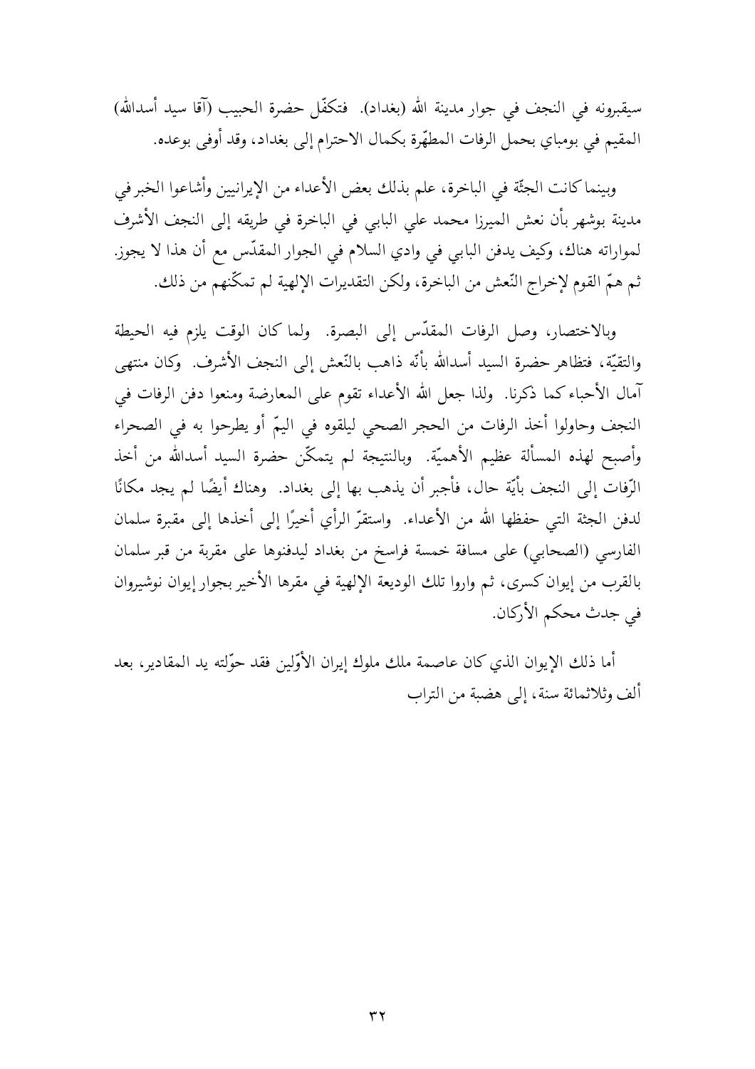سيقبرونه في النجف في جوار مدينة الله (بغداد). فتكفّل حضرة الحبيب (آقا سيد أسدالله) المقيم في بومباي بحمل الرفات المطهّرة بكمال الاحترام إلى بغداد، وقد أوفى بوعده.

وبينما كانت الجثّة في الباخرة، علم بذلك بعض الأعداء من الإيرانيين وأشاعوا الخبر في مدينة بوشهر بأن نعش الميرزا محمد علي البابي في الباخرة في طريقه إلى النجف الأشرف لمواراته هناك، وكيف يدفن البابي في وادي السلام في الجوار المقدّس مع أن هذا لا يجوز. ثم همّ القوم لإخراج النّعش من الباخرة، ولكن التقديرات الإلهية لم تمكّنهم من ذلك.

وبالاختصار، وصل الرفات المقدّس إلى البصرة. ولما كان الوقت يلزم فيه الحيطة والتقيّة، فتظاهر حضرة السيد أسدالله بأنّه ذاهب بالنّعش إلى النجف الأشرف. وكان منتهى آمال الأحباء كما ذكرنا. ولذا جعل الله الأعداء تقوم على المعارضة ومنعوا دفن الرفات في النجف وحاولوا أخذ الرفات من الحجر الصحي ليلقوه في اليمّ أو يطرحوا به في الصحراء وأصبح لهذه المسألة عظيم الأهميّة. وبالنتيجة لم يتمكّن حضرة السيد أسدالله من أخذ الرّفات إلى النجف بأيّة حال، فأجبر أن يذهب بها إلى بغداد. وهناك أيضًا لم يجد مكانًا لدفن الجثة التي حفظها الله من الأعداء. واستقرّ الرأي أخيرًا إلى أخذها إلى مقبرة سلمان الفارسي (الصحابي) على مسافة خمسة فراسخ من بغداد ليدفنوها على مقربة من قبر سلمان بالقرب من إيوان كسرى، ثم واروا تلك الوديعة الإلهية في مقرها الأخير بجوار إيوان نوشيروان في جدث محكم الأركان.

أما ذلك الإيوان الذي كان عاصمة ملك ملوك إيران الأوّلين فقد حوّلته يد المقادير، بعد ألف وثلاثمائة سنة، إلى هضبة من التراب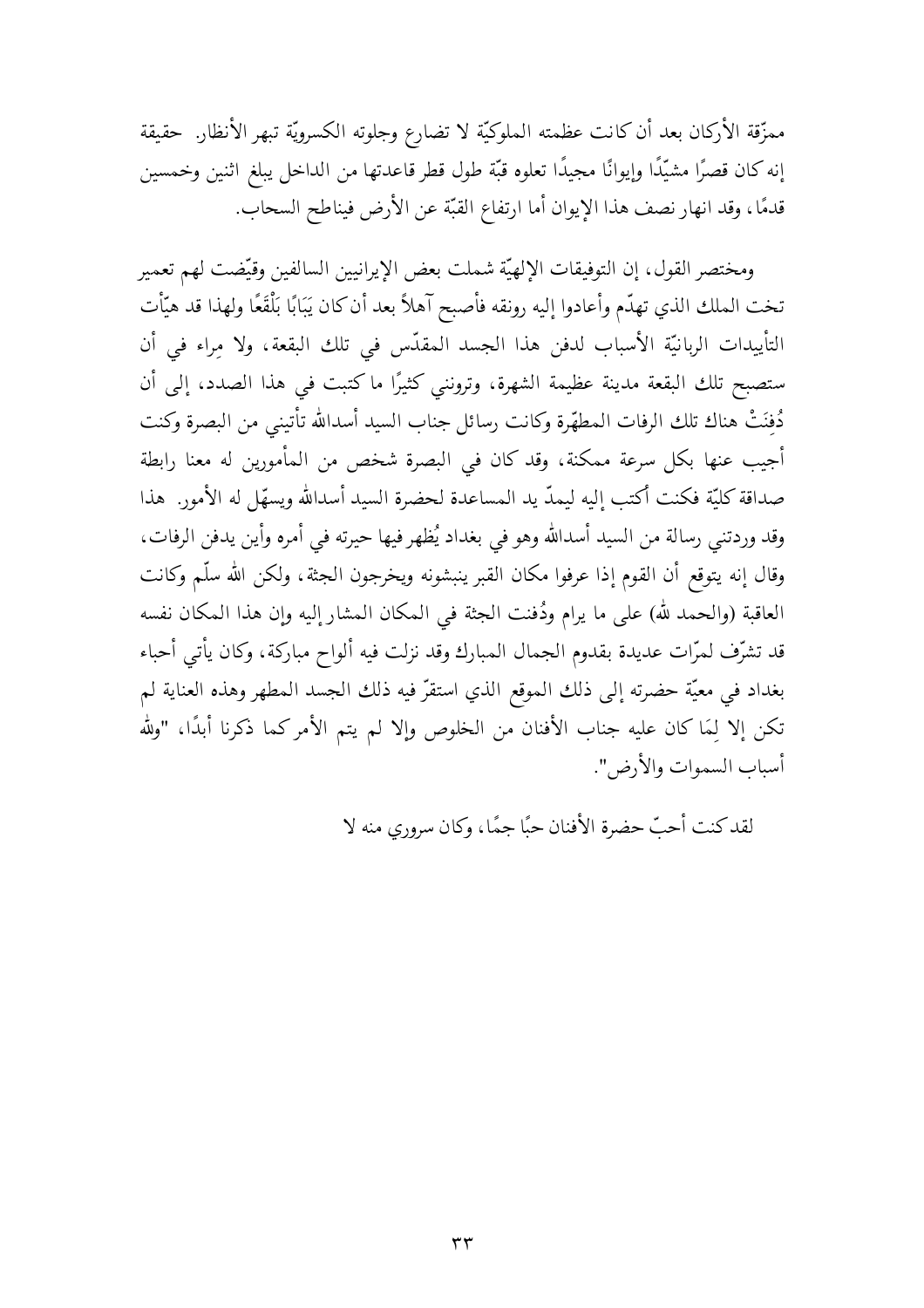ممزّقة الأركان بعد أن كانت عظمته الملوكيّة لا تضارع وجلوته الكسرويّة تبهر الأنظار. حقيقة إنه كان قصرًا مشيّدًا وإيوانًا مجيدًا تعلوه قبّة طول قطر قاعدتها من الداخل يبلغ اثنين وخمسين قدمًا، وقد انهار نصف هذا الإيوان أما ارتفاع القبّة عن الأرض فيناطح السحاب.

ومختصر القول، إن التوفيقات الإلهيّة شملت بعض الإيرانيين السالفين وقيّضت لهم تعمير تخت الملك الذي تهدّم وأعادوا إليه رونقه فأصبح آهلاً بعد أن كان يَبَابًا بَلْقَعًا ولهذا قد هيّأت التأييدات الربانيّة الأسباب لدفن هذا الجسد المقدّس في تلك البقعة، ولا مِراء في أن ستصبح تلك البقعة مدينة عظيمة الشهرة، وترونني كثيرًا ما كتبت في هذا الصدد، إلى أن دُفِنَتْ هناك تلك الرفات المطهّرة وكانت رسائل جناب السيد أسدالله تأتيني من البصرة وكنت أجيب عنها بكل سرعة ممكنة، وقد كان في البصرة شخص من المأمورين له معنا رابطة صداقة كليّة فكنت أكتب إليه ليمدّ يد المساعدة لحضرة السيد أسدالله ويسهّل له الأمور. هذا وقد وردتني رسالة من السيد أسدالله وهو في بغداد يُظهر فيها حيرته في أمره وأين يدفن الرفات، وقال إنه يتوقع أن القوم إذا عرفوا مكان القبر ينبشونه ويخرجون الجثة، ولكن الله سلّم وكانت العاقبة (والحمد لله) على ما يرام ودُفنت الجثة في المكان المشار إليه وإن هذا المكان نفسه قد تشرّف لمرّات عديدة بقدوم الجمال المبارك وقد نزلت فيه ألواح مباركة، وكان يأتي أحباء بغداد في معيّة حضرته إلى ذلك الموقع الذي استقرّ فيه ذلك الجسد المطهر وهذه العناية لم تكن إلا لِمَا كان عليه جناب الأفنان من الخلوص وإلا لم يتم الأمر كما ذكرنا أبدًا، "ولله أسباب السموات والأرض".

لقد كنت أحبّ حضرة الأفنان حبًا جمًا، وكان سروري منه لا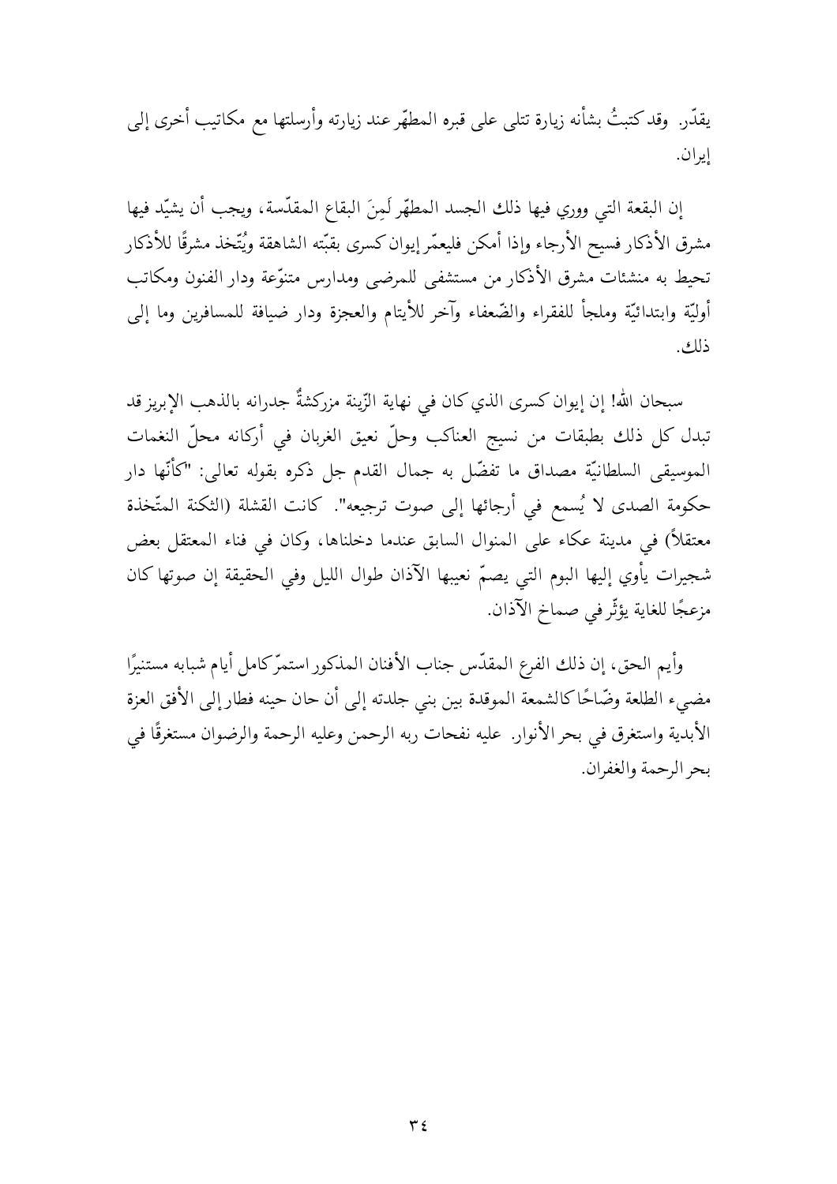يقدّر. وقد كتبتُ بشأنه زيارة تتلى على قبره المطهّر عند زيارته وأرسلتها مع مكاتيب أخرى إلى إيران.

إن البقعة التي ووري فيها ذلك الجسد المطهّر لَمِنَ البقاع المقدّسة، ويجب أن يشيّد فيها مشرق الأذكار فسيح الأرجاء وإذا أمكن فليعمّر إيوان كسرى بقبّته الشاهقة ويُتّخذ مشرقًا للأذكار تحيط به منشئات مشرق الأذكار من مستشفى للمرضى ومدارس متنوّعة ودار الفنون ومكاتب أوليّة وابتدائيّة وملجأ للفقراء والضّعفاء وآخر للأيتام والعجزة ودار ضيافة للمسافرين وما إلى ذلك.

سبحان الله! إن إيوان كسرى الذي كان في نهاية الزّينة مزركشةٌ جدرانه بالذهب الإبريز قد تبدل كل ذلك بطبقات من نسيج العناكب وحلّ نعيق الغربان في أركانه محلّ النغمات الموسيقى السلطانيّة مصداق ما تفضّل به جمال القدم جل ذكره بقوله تعالى: "كأنّها دار حكومة الصدى لا يُسمع في أرجائها إلى صوت ترجيعه". كانت القشلة (الثكنة المتّخذة معتقلاً) في مدينة عكاء على المنوال السابق عندما دخلناها، وكان في فناء المعتقل بعض شجيرات يأوي إليها البوم التي يصمّ نعيبها الآذان طوال الليل وفي الحقيقة إن صوتها كان مزعجًا للغاية يؤثّر في صماخ الآذان.

وأيم الحق، إن ذلك الفرع المقدّس جناب الأفنان المذكور استمرّ كامل أيام شبابه مستنيرًا مضيء الطلعة وضّاحًا كالشمعة الموقدة بين بني جلدته إلى أن حان حينه فطار إلى الأفق العزة الأبدية واستغرق في بحر الأنوار. عليه نفحات ربه الرحمن وعليه الرحمة والرضوان مستغرقًا في بحر الرحمة والغفران.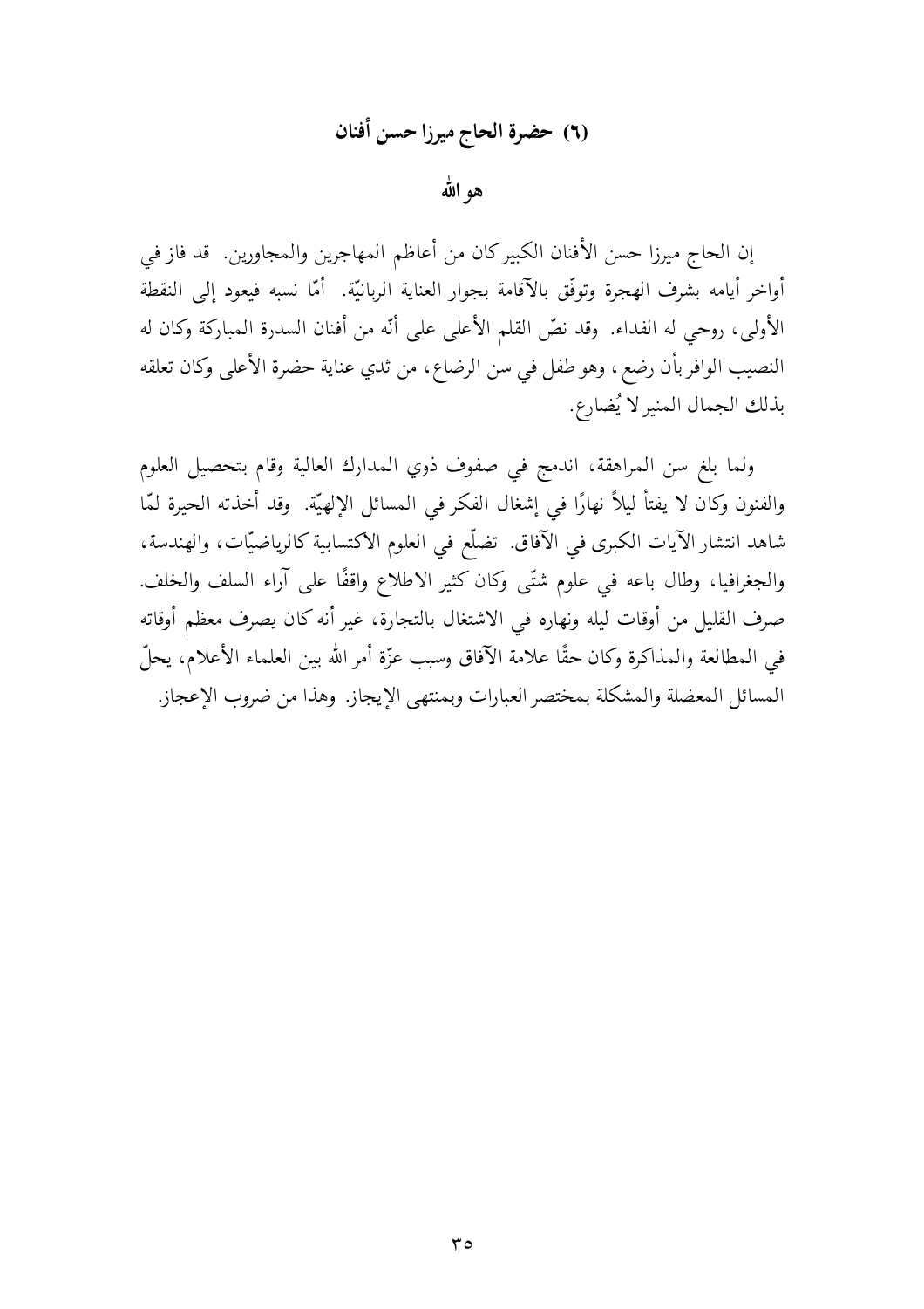## (٦) حضرة الحاج ميرزا حسن أفنان

### هو الله

إن الحاج ميرزا حسن الأفنان الكبير كان من أعاظم المهاجرين والمجاورين. قد فاز في أواخر أيامه بشرف الهجرة وتوفّق بالآقامة بجوار العناية الربانيّة. أمّا نسبه فيعود إلى النقطة الأولى، روحي له الفداء. وقد نصّ القلم الأعلى على أنّه من أفنان السدرة المباركة وكان له النصيب الوافر بأن رضع ، وهو طفل في سن الرضاع، من ثدي عناية حضرة الأعلى وكان تعلقه بذلك الجمال المنير لا يُضارع.

ولما بلغ سن المراهقة، اندمج في صفوف ذوي المدارك العالية وقام بتحصيل العلوم والفنون وكان لا يفتأ ليلاً نهارًا في إشغال الفكر في المسائل الإلهيّة. وقد أخذته الحيرة لمّا شاهد انتشار الآيات الكبرى في الآفاق. تضلّع في العلوم الاكتسابية كالرياضيّات، والهندسة، والجغرافيا، وطال باعه في علوم شتّى وكان كثير الاطلاع واقفًا على آراء السلف والخلف. صرف القليل من أوقات ليله ونهاره في الاشتغال بالتجارة، غير أنه كان يصرف معظم أوقاته في المطالعة والمذاكرة وكان حقًا علامة الآفاق وسبب عزّة أمر الله بين العلماء الأعلام، يحلّ المسائل المعضلة والمشكلة بمختصر العبارات وبمنتهى الإيجاز. وهذا من ضروب الإعجاز.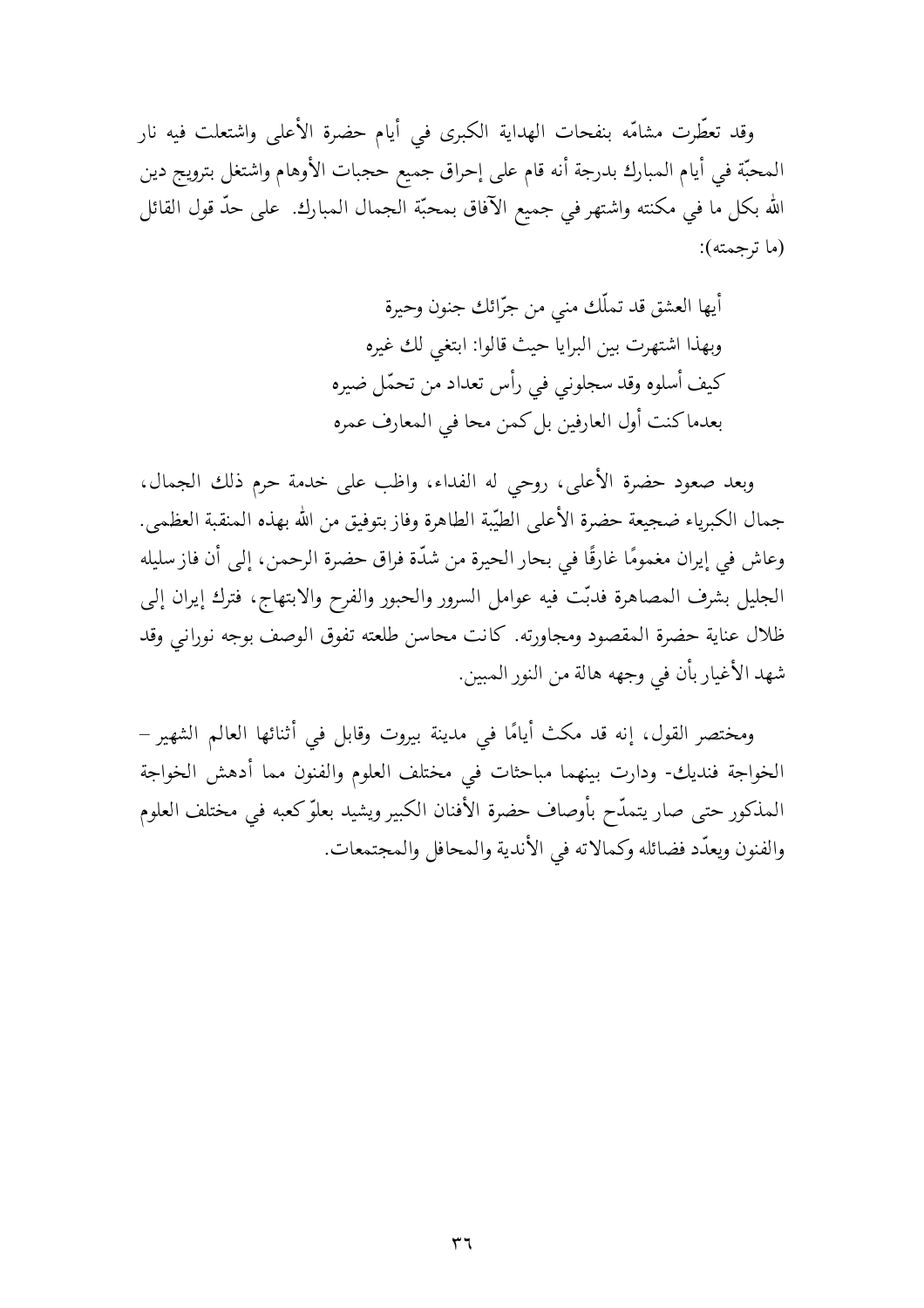وقد تعطّرت مشامّه بنفحات الهداية الكبرى في أيام حضرة الأعلى واشتعلت فيه نار المحبّة في أيام المبارك بدرجة أنه قام على إحراق جميع حجبات الأوهام واشتغل بترويج دين الله بكل ما في مكنته واشتهر في جميع الآفاق بمحبّة الجمال المبارك. على حدّ قول القائل (ما ترجمته):

أيها العشق قد تملّك مني من جرّائك جنون وحيرة
وبهذا اشتهرت بين البرايا حيث قالوا: ابتغي لك غيره
كيف أسلوه وقد سجلوني في رأس تعداد من تحمّل ضيره
بعدما كنت أول العارفين بل كمن محا في المعارف عمره

وبعد صعود حضرة الأعلى، روحي له الفداء، واظب على خدمة حرم ذلك الجمال، جمال الكبرياء ضجيعة حضرة الأعلى الطيّبة الطاهرة وفاز بتوفيق من الله بهذه المنقبة العظمى. وعاش في إيران مغمومًا غارقًا في بحار الحيرة من شدّة فراق حضرة الرحمن، إلى أن فاز سليله الجليل بشرف المصاهرة فدبّت فيه عوامل السرور والحبور والفرح والابتهاج، فترك إيران إلى ظلال عناية حضرة المقصود ومجاورته. كانت محاسن طلعته تفوق الوصف بوجه نوراني وقد شهد الأغيار بأن في وجهه هالة من النور المبين.

ومختصر القول، إنه قد مكث أيامًا في مدينة بيروت وقابل في أثنائها العالم الشهير – الخواجة فنديك- ودارت بينهما مباحثات في مختلف العلوم والفنون مما أدهش الخواجة المذكور حتى صار يتمدّح بأوصاف حضرة الأفنان الكبير ويشيد بعلوّ كعبه في مختلف العلوم والفنون ويعدّد فضائله وكمالاته في الأندية والمحافل والمجتمعات.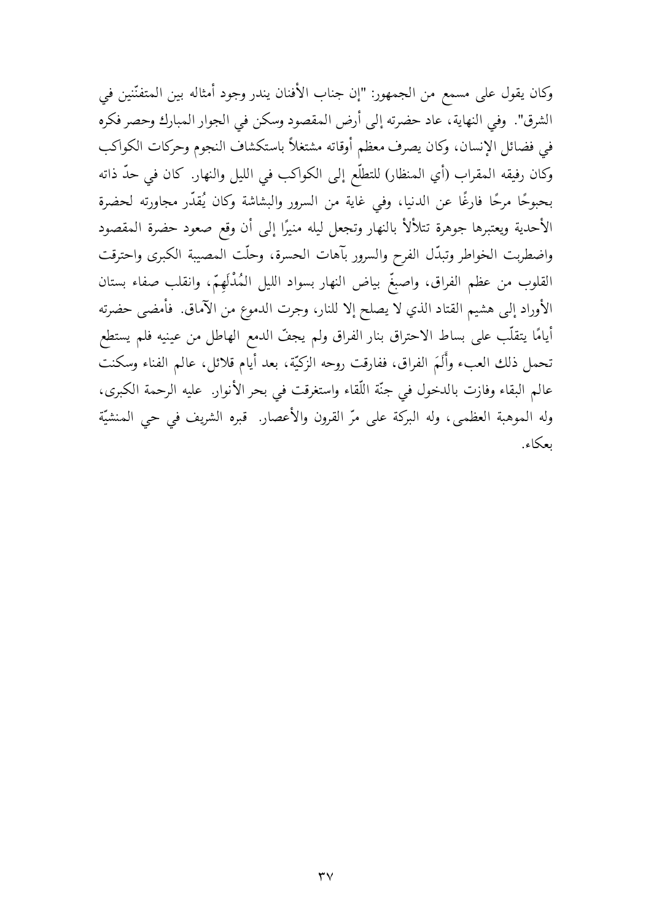وكان يقول على مسمع من الجمهور: "إن جناب الأفنان يندر وجود أمثاله بين المتفنّنين في الشرق". وفي النهاية، عاد حضرته إلى أرض المقصود وسكن في الجوار المبارك وحصر فكره في فضائل الإنسان، وكان يصرف معظم أوقاته مشتغلاً باستكشاف النجوم وحركات الكواكب وكان رفيقه المقراب (أي المنظار) للتطلّع إلى الكواكب في الليل والنهار. كان في حدّ ذاته بحبوحًا مرحًا فارغًا عن الدنيا، وفي غاية من السرور والبشاشة وكان يُقدّر مجاورته لحضرة الأحدية ويعتبرها جوهرة تتلألأ بالنهار وتجعل ليله منيرًا إلى أن وقع صعود حضرة المقصود واضطربت الخواطر وتبدّل الفرح والسرور بآهات الحسرة، وحلّت المصيبة الكبرى واحترقت القلوب من عظم الفراق، واصبغّ بياض النهار بسواد الليل المُدْلَهِمّ، وانقلب صفاء بستان الأوراد إلى هشيم القتاد الذي لا يصلح إلا للنار، وجرت الدموع من الآماق. فأمضى حضرته أيامًا يتقلّب على بساط الاحتراق بنار الفراق ولم يجفّ الدمع الهاطل من عينيه فلم يستطع تحمل ذلك العبء وأَلَمَ الفراق، ففارقت روحه الزكيّة، بعد أيام قلائل، عالم الفناء وسكنت عالم البقاء وفازت بالدخول في جنّة اللّقاء واستغرقت في بحر الأنوار. عليه الرحمة الكبرى، وله الموهبة العظمى، وله البركة على مرّ القرون والأعصار. قبره الشريف في حي المنشيّة بعكاء.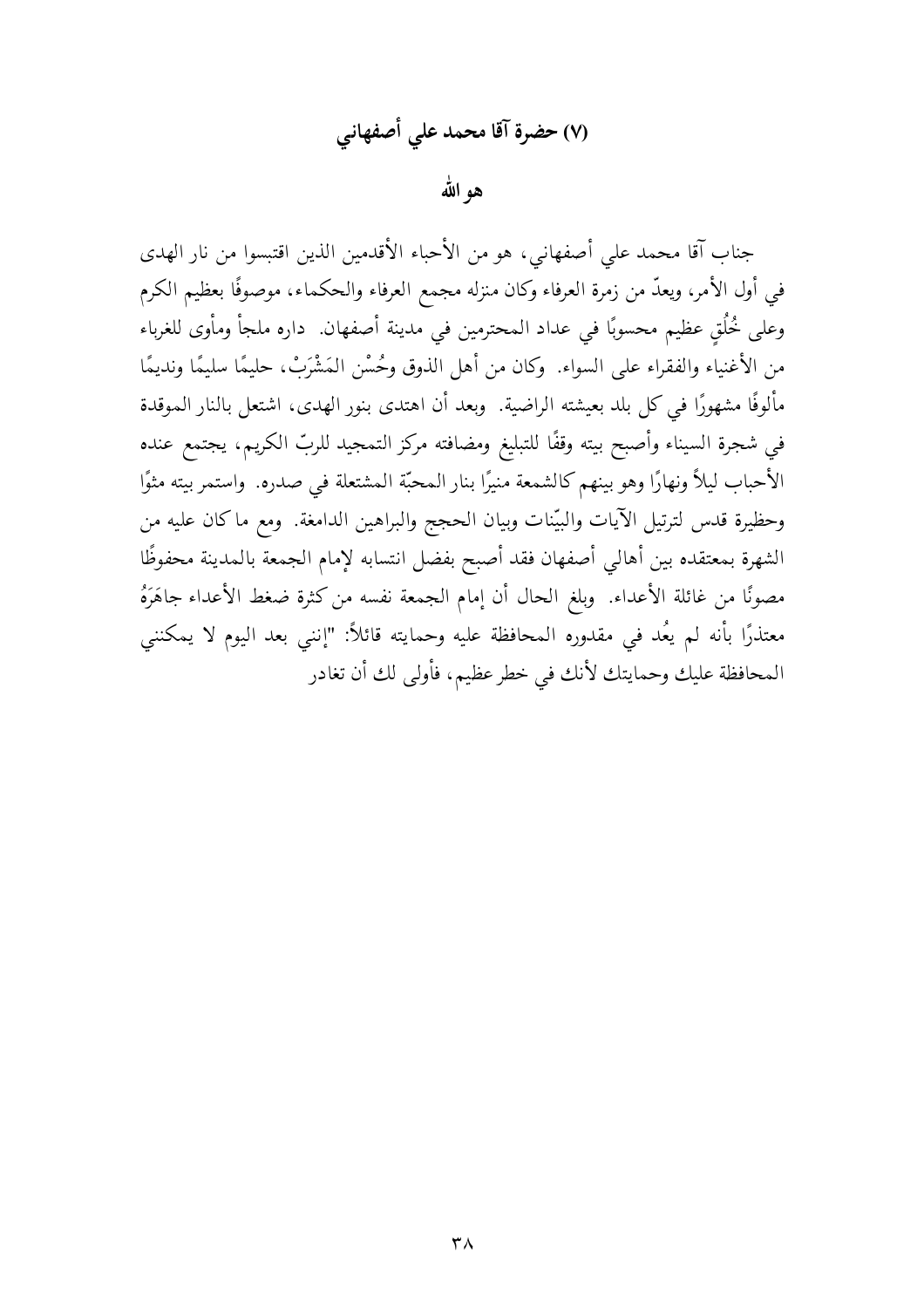## (٧) حضرة آقا محمد علي أصفهاني

### هو الله

جناب آقا محمد علي أصفهاني، هو من الأحباء الأقدمين الذين اقتبسوا من نار الهدى في أول الأمر، ويعدّ من زمرة العرفاء وكان منزله مجمع العرفاء والحكماء، موصوفًا بعظيم الكرم وعلى خُلُقٍ عظيم محسوبًا في عداد المحترمين في مدينة أصفهان. داره ملجأ ومأوى للغرباء من الأغنياء والفقراء على السواء. وكان من أهل الذوق وحُسْن المَشْرَبْ، حليمًا سليمًا ونديمًا مألوفًا مشهورًا في كل بلد بعيشته الراضية. وبعد أن اهتدى بنور الهدى، اشتعل بالنار الموقدة في شجرة السيناء وأصبح بيته وقفًا للتبليغ ومضافته مركز التمجيد للربّ الكريم، يجتمع عنده الأحباب ليلاً ونهارًا وهو بينهم كالشمعة منيرًا بنار المحبّة المشتعلة في صدره. واستمر بيته مثوًا وحظيرة قدس لترتيل الآيات والبيّنات وبيان الحجج والبراهين الدامغة. ومع ما كان عليه من الشهرة بمعتقده بين أهالي أصفهان فقد أصبح بفضل انتسابه لإمام الجمعة بالمدينة محفوظًا مصونًا من غائلة الأعداء. وبلغ الحال أن إمام الجمعة نفسه من كثرة ضغط الأعداء جاهَرَهُ معتذرًا بأنه لم يعُد في مقدوره المحافظة عليه وحمايته قائلاً: "إنني بعد اليوم لا يمكنني المحافظة عليك وحمايتك لأنك في خطر عظيم، فأولى لك أن تغادر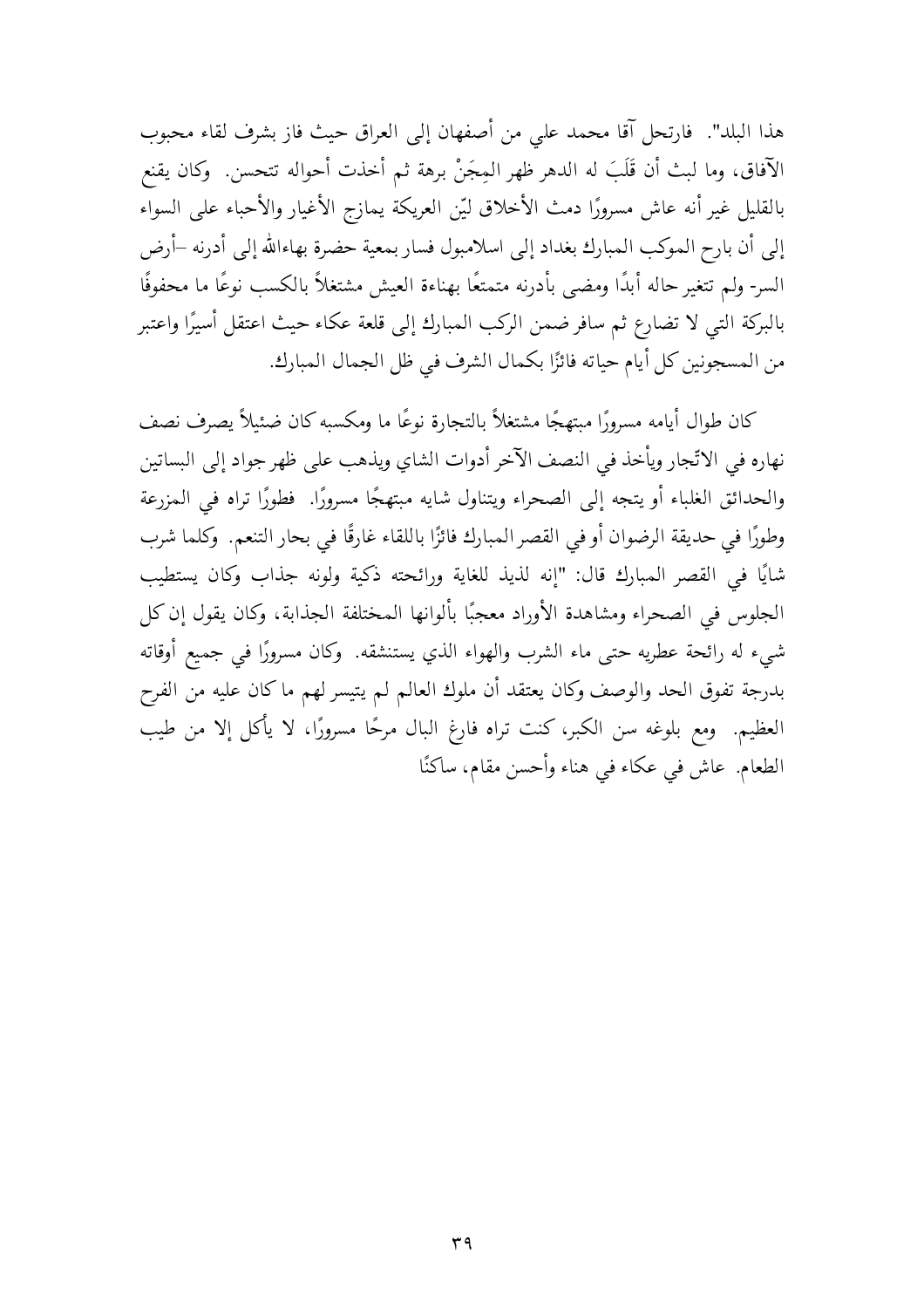هذا البلد". فارتحل آقا محمد علي من أصفهان إلى العراق حيث فاز بشرف لقاء محبوب الآفاق، وما لبث أن قَلَبَ له الدهر ظهر المِجَنْ برهة ثم أخذت أحواله تتحسن. وكان يقنع بالقليل غير أنه عاش مسرورًا دمث الأخلاق ليّن العريكة يمازج الأغيار والأحباء على السواء إلى أن بارح الموكب المبارك بغداد إلى اسلامبول فسار بمعية حضرة بهاءالله إلى أدرنه –أرض السر- ولم تتغير حاله أبدًا ومضى بأدرنه متمتعًا بهناءة العيش مشتغلاً بالكسب نوعًا ما محفوفًا بالبركة التي لا تضارع ثم سافر ضمن الركب المبارك إلى قلعة عكاء حيث اعتقل أسيرًا واعتبر من المسجونين كل أيام حياته فائزًا بكمال الشرف في ظل الجمال المبارك.

كان طوال أيامه مسرورًا مبتهجًا مشتغلاً بالتجارة نوعًا ما ومكسبه كان ضئيلاً يصرف نصف نهاره في الاتّجار ويأخذ في النصف الآخر أدوات الشاي ويذهب على ظهر جواد إلى البساتين والحدائق الغلباء أو يتجه إلى الصحراء ويتناول شايه مبتهجًا مسرورًا. فطورًا تراه في المزرعة وطورًا في حديقة الرضوان أو في القصر المبارك فائزًا باللقاء غارقًا في بحار التنعم. وكلما شرب شايًا في القصر المبارك قال: "إنه لذيذ للغاية ورائحته ذكية ولونه جذاب وكان يستطيب الجلوس في الصحراء ومشاهدة الأوراد معجبًا بألوانها المختلفة الجذابة، وكان يقول إن كل شيء له رائحة عطريه حتى ماء الشرب والهواء الذي يستنشقه. وكان مسرورًا في جميع أوقاته بدرجة تفوق الحد والوصف وكان يعتقد أن ملوك العالم لم يتيسر لهم ما كان عليه من الفرح العظيم. ومع بلوغه سن الكبر، كنت تراه فارغ البال مرحًا مسرورًا، لا يأكل إلا من طيب الطعام. عاش في عكاء في هناء وأحسن مقام، ساكنًا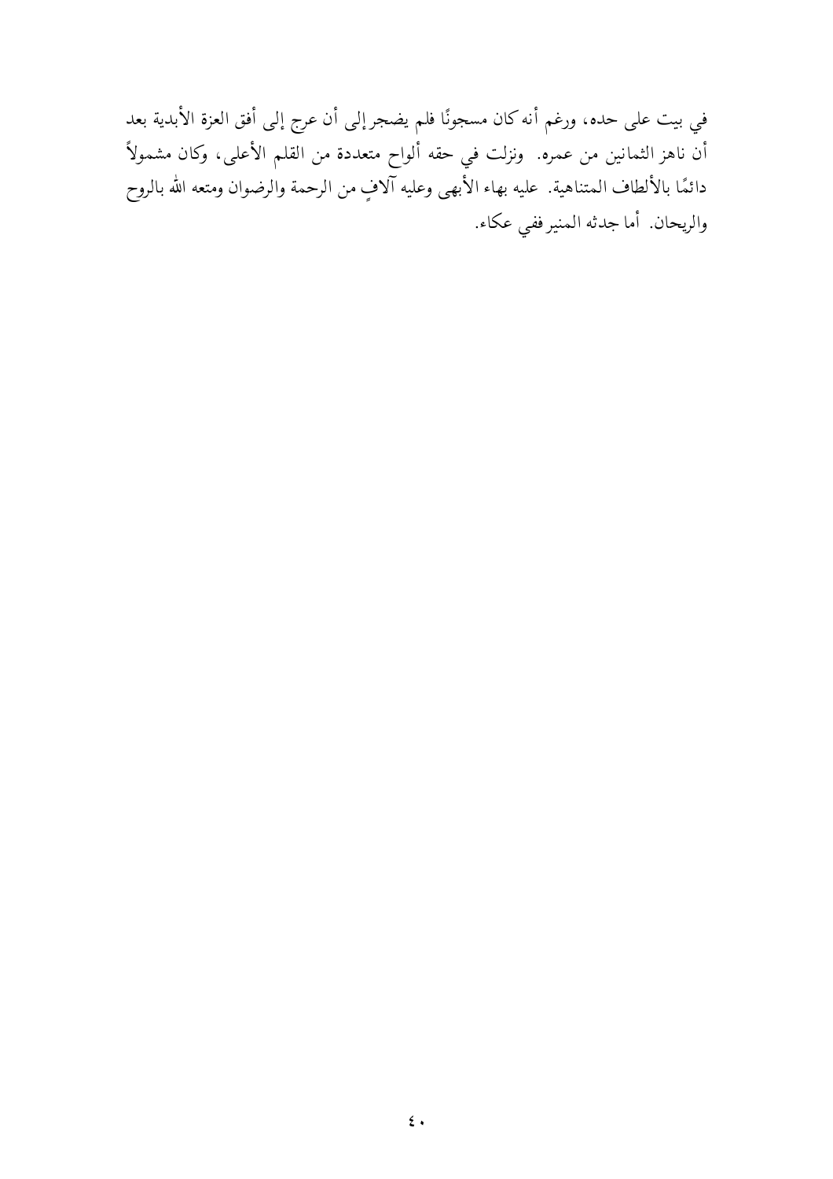في بيت على حده، ورغم أنه كان مسجونًا فلم يضجر إلى أن عرج إلى أفق العزة الأبدية بعد أن ناهز الثمانين من عمره. ونزلت في حقه ألواح متعددة من القلم الأعلى، وكان مشمولاً دائمًا بالألطاف المتناهية. عليه بهاء الأبهى وعليه آلافٍ من الرحمة والرضوان ومتعه الله بالروح والريحان. أما جدثه المنير ففي عكاء.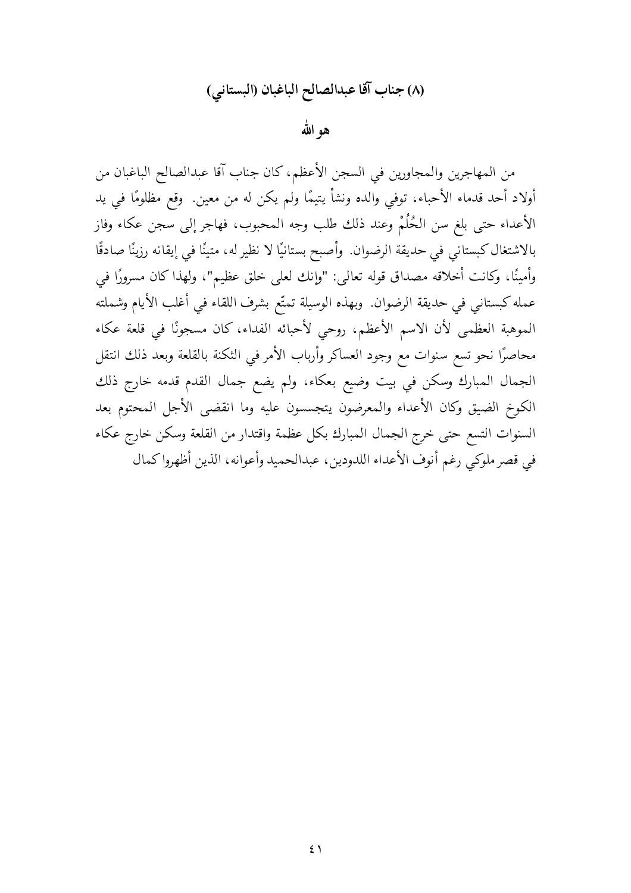## (٨) جناب آقا عبدالصالح الباغبان (البستاني)

### هو الله

من المهاجرين والمجاورين في السجن الأعظم، كان جناب آقا عبدالصالح الباغبان من أولاد أحد قدماء الأحباء، توفي والده ونشأ يتيمًا ولم يكن له من معين. وقع مظلومًا في يد الأعداء حتى بلغ سن الحُلُمْ وعند ذلك طلب وجه المحبوب، فهاجر إلى سجن عكاء وفاز بالاشتغال كبستاني في حديقة الرضوان. وأصبح بستانيًا لا نظير له، متينًا في إيقانه رزينًا صادقًا وأمينًا، وكانت أخلاقه مصداق قوله تعالى: "وإنك لعلى خلق عظيم"، ولهذا كان مسرورًا في عمله كبستاني في حديقة الرضوان. وبهذه الوسيلة تمتّع بشرف اللقاء في أغلب الأيام وشملته الموهبة العظمى لأن الاسم الأعظم، روحي لأحبائه الفداء، كان مسجونًا في قلعة عكاء محاصرًا نحو تسع سنوات مع وجود العساكر وأرباب الأمر في الثكنة بالقلعة وبعد ذلك انتقل الجمال المبارك وسكن في بيت وضيع بعكاء، ولم يضع جمال القدم قدمه خارج ذلك الكوخ الضيق وكان الأعداء والمعرضون يتجسسون عليه وما انقضى الأجل المحتوم بعد السنوات التسع حتى خرج الجمال المبارك بكل عظمة واقتدار من القلعة وسكن خارج عكاء في قصر ملوكي رغم أنوف الأعداء اللدودين، عبدالحميد وأعوانه، الذين أظهروا كمال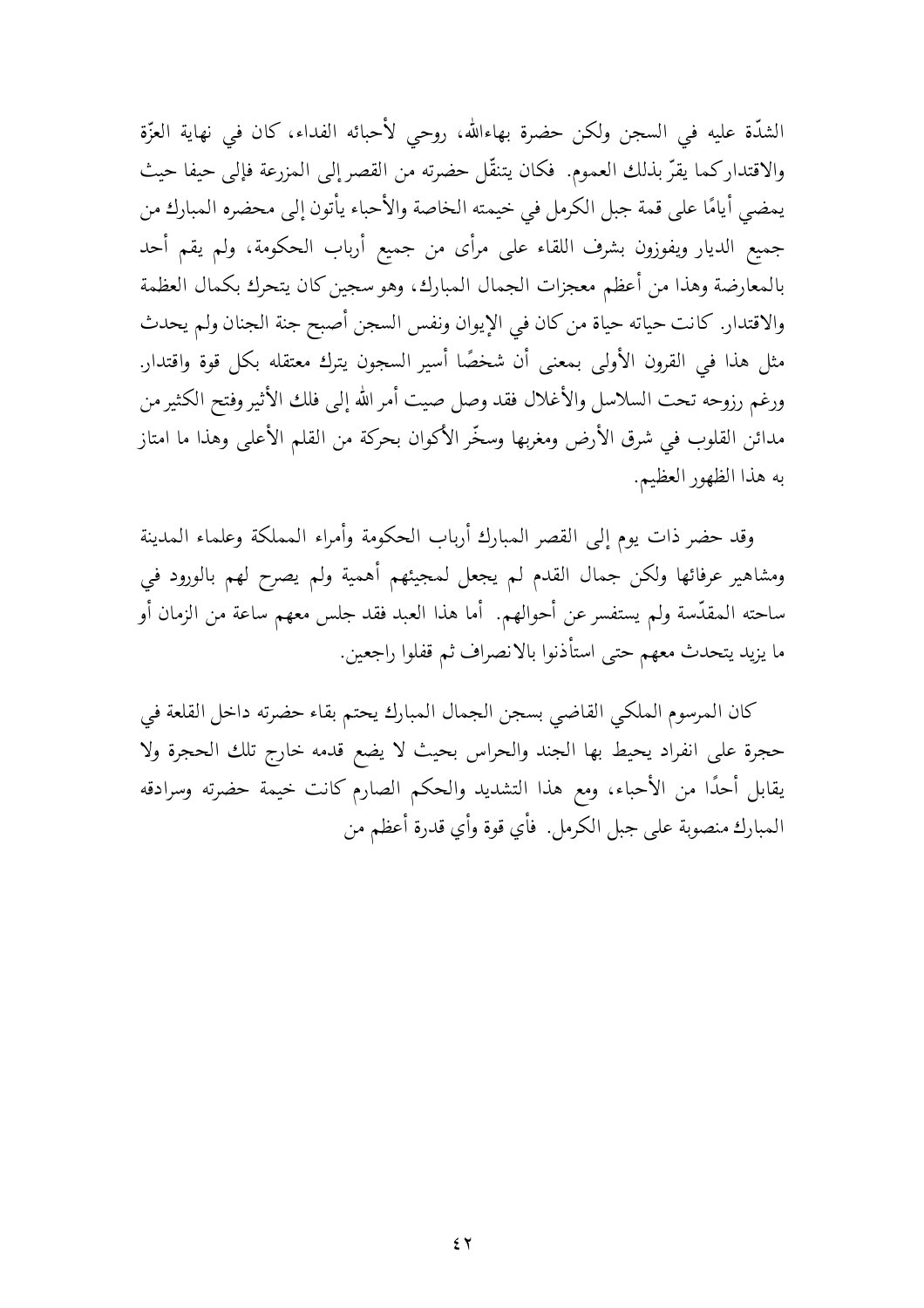الشدّة عليه في السجن ولكن حضرة بهاءالله، روحي لأحبائه الفداء، كان في نهاية العزّة والاقتدار كما يقرّ بذلك العموم. فكان يتنقّل حضرته من القصر إلى المزرعة فإلى حيفا حيث يمضي أيامًا على قمة جبل الكرمل في خيمته الخاصة والأحباء يأتون إلى محضره المبارك من جميع الديار ويفوزون بشرف اللقاء على مرأى من جميع أرباب الحكومة، ولم يقم أحد بالمعارضة وهذا من أعظم معجزات الجمال المبارك، وهو سجين كان يتحرك بكمال العظمة والاقتدار. كانت حياته حياة من كان في الإيوان ونفس السجن أصبح جنة الجنان ولم يحدث مثل هذا في القرون الأولى بمعنى أن شخصًا أسير السجون يترك معتقله بكل قوة واقتدار. ورغم رزوحه تحت السلاسل والأغلال فقد وصل صيت أمر الله إلى فلك الأثير وفتح الكثير من مدائن القلوب في شرق الأرض ومغربها وسخّر الأكوان بحركة من القلم الأعلى وهذا ما امتاز به هذا الظهور العظيم.

وقد حضر ذات يوم إلى القصر المبارك أرباب الحكومة وأمراء المملكة وعلماء المدينة ومشاهير عرفائها ولكن جمال القدم لم يجعل لمجيئهم أهمية ولم يصرح لهم بالورود في ساحته المقدّسة ولم يستفسر عن أحوالهم. أما هذا العبد فقد جلس معهم ساعة من الزمان أو ما يزيد يتحدث معهم حتى استأذنوا بالانصراف ثم قفلوا راجعين.

كان المرسوم الملكي القاضي بسجن الجمال المبارك يحتم بقاء حضرته داخل القلعة في حجرة على انفراد يحيط بها الجند والحراس بحيث لا يضع قدمه خارج تلك الحجرة ولا يقابل أحدًا من الأحباء، ومع هذا التشديد والحكم الصارم كانت خيمة حضرته وسرادقه المبارك منصوبة على جبل الكرمل. فأي قوة وأي قدرة أعظم من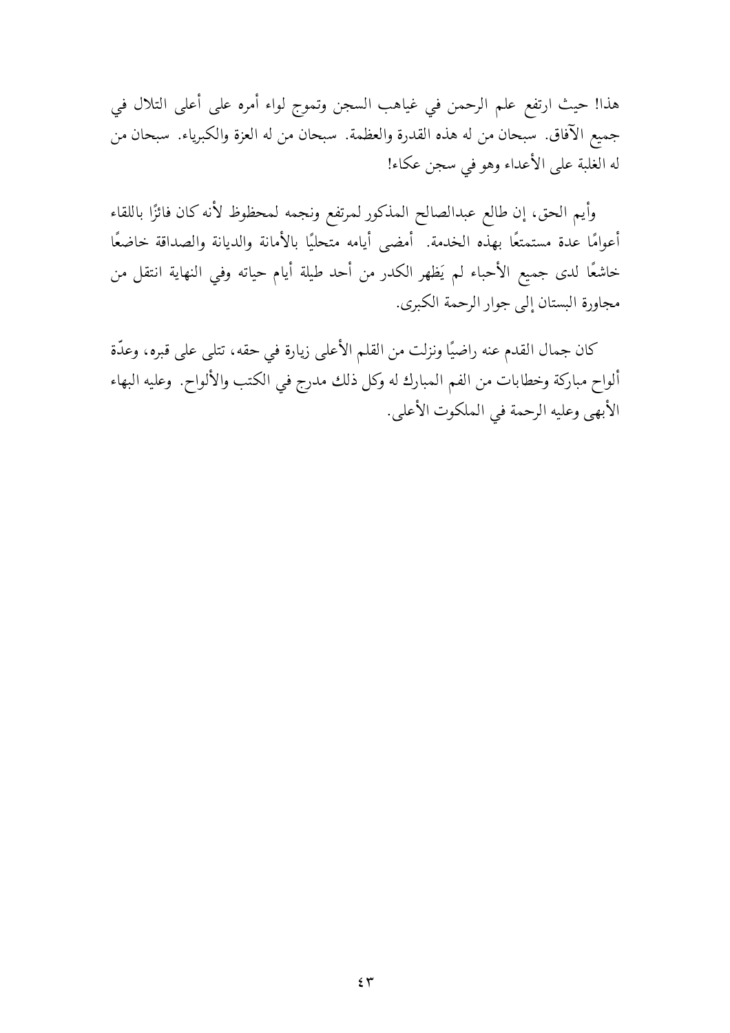هذا! حيث ارتفع علم الرحمن في غياهب السجن وتموج لواء أمره على أعلى التلال في جميع الآفاق. سبحان من له هذه القدرة والعظمة. سبحان من له العزة والكبرياء. سبحان من له الغلبة على الأعداء وهو في سجن عكاء!

وأيم الحق، إن طالع عبدالصالح المذكور لمرتفع ونجمه لمحظوظ لأنه كان فائزًا باللقاء أعوامًا عدة مستمتعًا بهذه الخدمة. أمضى أيامه متحليًا بالأمانة والديانة والصداقة خاضعًا خاشعًا لدى جميع الأحباء لم يَظهر الكدر من أحد طيلة أيام حياته وفي النهاية انتقل من مجاورة البستان إلى جوار الرحمة الكبرى.

كان جمال القدم عنه راضيًا ونزلت من القلم الأعلى زيارة في حقه، تتلى على قبره، وعدّة ألواح مباركة وخطابات من الفم المبارك له وكل ذلك مدرج في الكتب والألواح. وعليه البهاء الأبهى وعليه الرحمة في الملكوت الأعلى.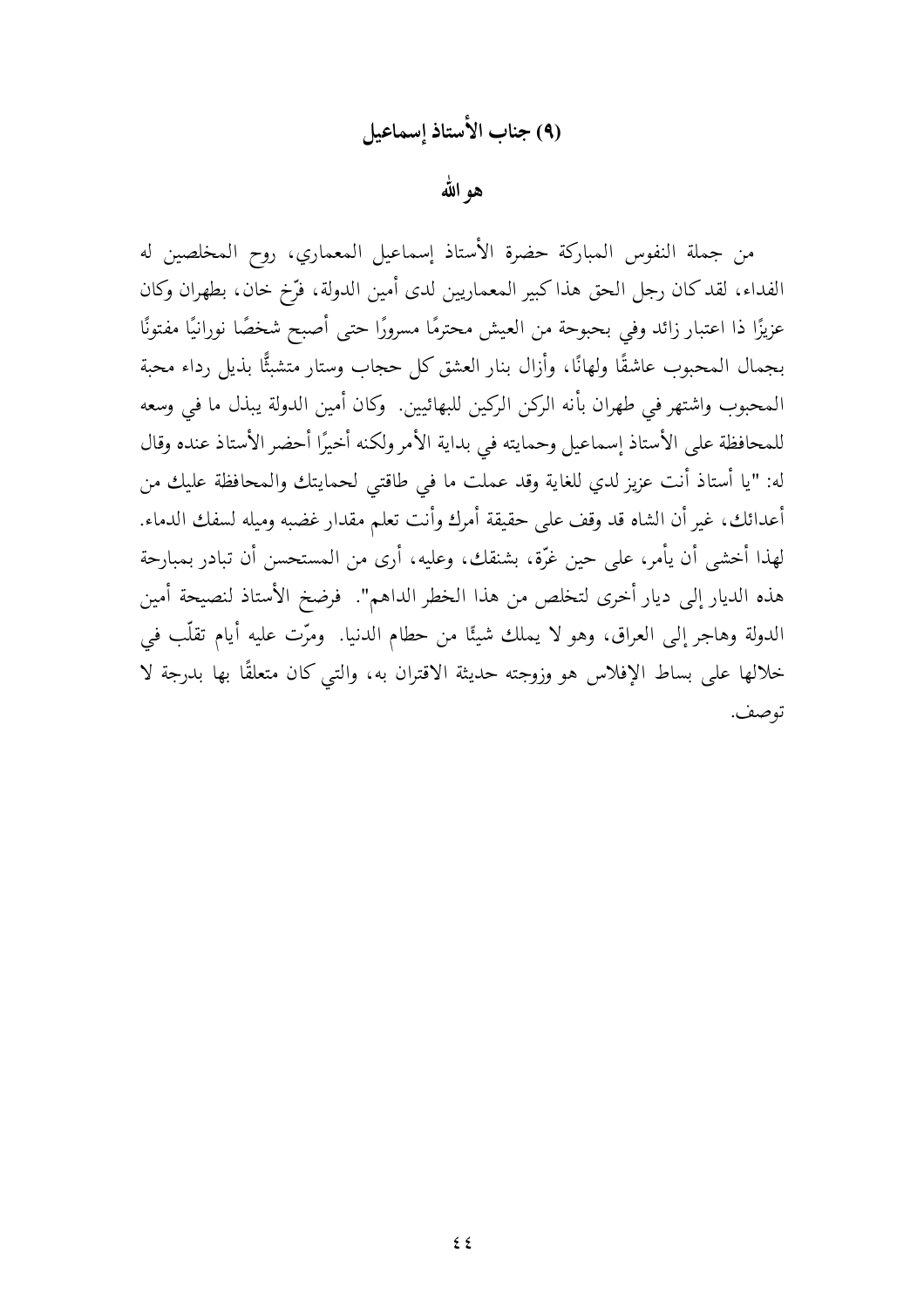## (٩) جناب الأستاذ إسماعيل

### هو الله

من جملة النفوس المباركة حضرة الأستاذ إسماعيل المعماري، روح المخلصين له الفداء، لقد كان رجل الحق هذا كبير المعماريين لدى أمين الدولة، فرّخ خان، بطهران وكان عزيزًا ذا اعتبار زائد وفي بحبوحة من العيش محترمًا مسرورًا حتى أصبح شخصًا نورانيًا مفتونًا بجمال المحبوب عاشقًا ولهانًا، وأزال بنار العشق كل حجاب وستار متشبثًّا بذيل رداء محبة المحبوب واشتهر في طهران بأنه الركن الركين للبهائيين. وكان أمين الدولة يبذل ما في وسعه للمحافظة على الأستاذ إسماعيل وحمايته في بداية الأمر ولكنه أخيرًا أحضر الأستاذ عنده وقال له: "يا أستاذ أنت عزيز لدي للغاية وقد عملت ما في طاقتي لحمايتك والمحافظة عليك من أعدائك، غير أن الشاه قد وقف على حقيقة أمرك وأنت تعلم مقدار غضبه وميله لسفك الدماء. لهذا أخشى أن يأمر، على حين غرّة، بشنقك، وعليه، أرى من المستحسن أن تبادر بمبارحة هذه الديار إلى ديار أخرى لتخلص من هذا الخطر الداهم". فرضخ الأستاذ لنصيحة أمين الدولة وهاجر إلى العراق، وهو لا يملك شيئًا من حطام الدنيا. ومرّت عليه أيام تقلّب في خلالها على بساط الإفلاس هو وزوجته حديثة الاقتران به، والتي كان متعلقًا بها بدرجة لا توصف.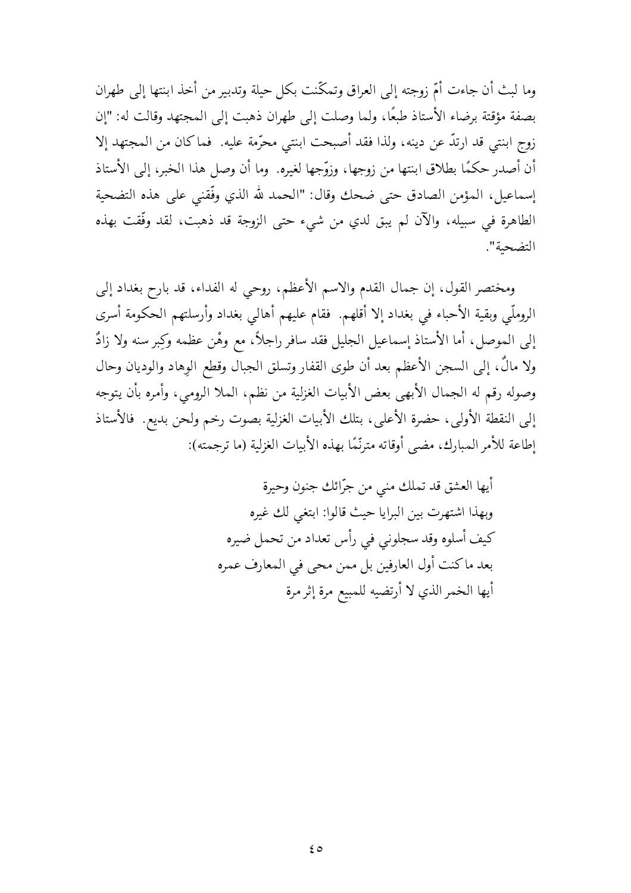وما لبث أن جاءت أمّ زوجته إلى العراق وتمكّنت بكل حيلة وتدبير من أخذ ابنتها إلى طهران بصفة مؤقتة برضاء الأستاذ طبعًا، ولما وصلت إلى طهران ذهبت إلى المجتهد وقالت له: "إن زوج ابنتي قد ارتدّ عن دينه، ولذا فقد أصبحت ابنتي محرّمة عليه. فما كان من المجتهد إلا أن أصدر حكمًا بطلاق ابنتها من زوجها، وزوّجها لغيره. وما أن وصل هذا الخبر، إلى الأستاذ إسماعيل، المؤمن الصادق حتى ضحك وقال: "الحمد لله الذي وفّقني على هذه التضحية الطاهرة في سبيله، والآن لم يبق لدي من شيء حتى الزوجة قد ذهبت، لقد وفّقت بهذه التضحية".

ومختصر القول، إن جمال القدم والاسم الأعظم، روحي له الفداء، قد بارح بغداد إلى الروملّي وبقية الأحباء في بغداد إلا أقلهم. فقام عليهم أهالي بغداد وأرسلتهم الحكومة أسرى إلى الموصل، أما الأستاذ إسماعيل الجليل فقد سافر راجلاً، مع وهْن عظمه وكِبر سنه ولا زادٌ ولا مالٌ، إلى السجن الأعظم بعد أن طوى القفار وتسلق الجبال وقطع الوِهاد والوديان وحال وصوله رقم له الجمال الأبهى بعض الأبيات الغزلية من نظم، الملا الرومي، وأمره بأن يتوجه إلى النقطة الأولى، حضرة الأعلى، بتلك الأبيات الغزلية بصوت رخم ولحن بديع. فالأستاذ إطاعة للأمر المبارك، مضى أوقاته مترنّمًا بهذه الأبيات الغزلية (ما ترجمته):

أيها العشق قد تملك مني من جرّائك جنون وحيرة  
وبهذا اشتهرت بين البرايا حيث قالوا: ابتغي لك غيره  
كيف أسلوه وقد سجلوني في رأس تعداد من تحمل ضيره  
بعد ما كنت أول العارفين بل ممن محى في المعارف عمره  
أيها الخمر الذي لا أرتضيه للمبيع مرة إثر مرة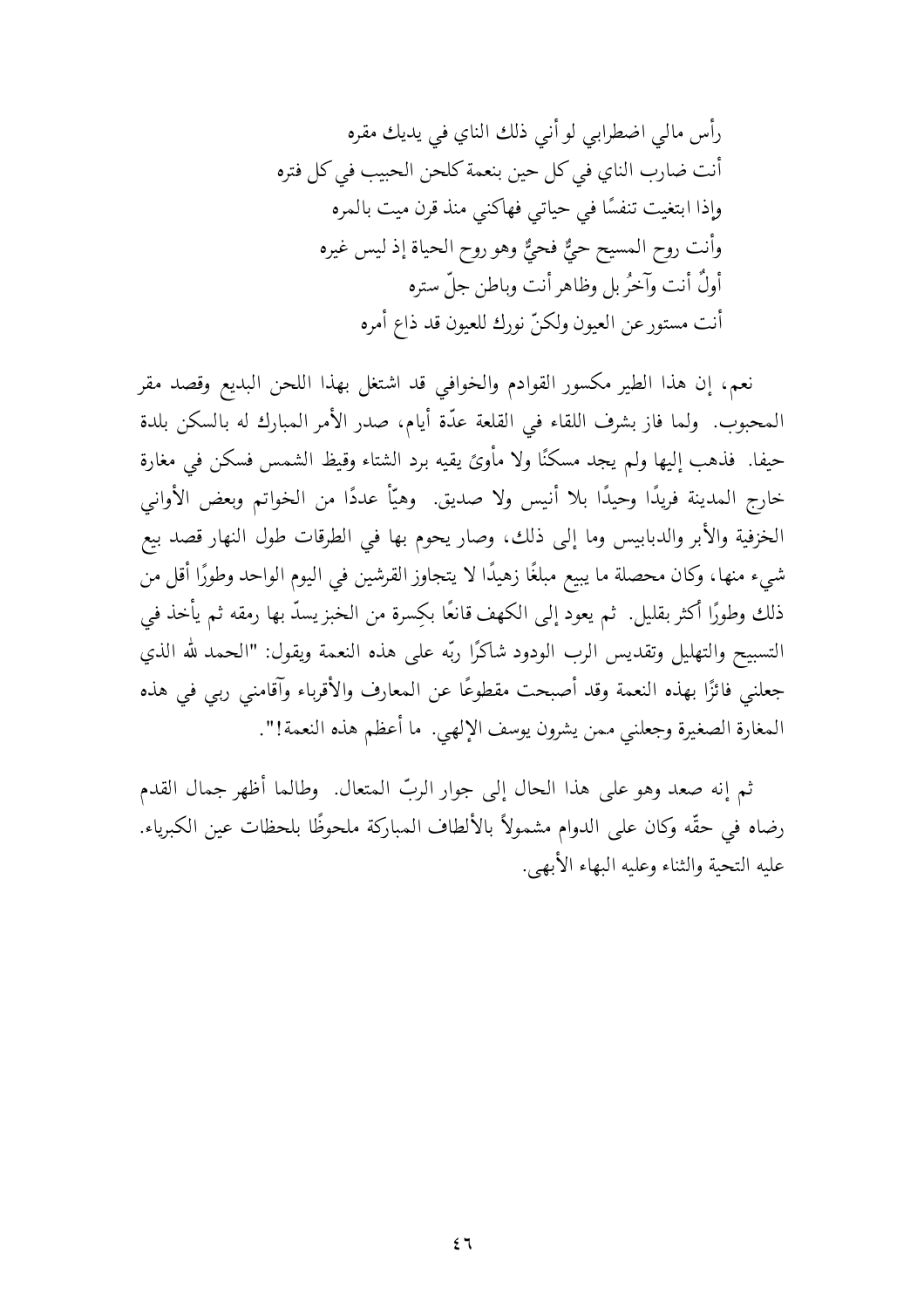رأس مالي اضطرابي لو أنني ذلك الناي في يديك مقره
أنت ضارب الناي في كل حين بنغمة كلحن الحبيب في كل فتره
وإذا ابتغيت تنفسًا في حياتي فهاكني منذ قرن ميت بالمره
وأنت روح المسيح حيٌّ فحيٌّ وهو روح الحياة إذ ليس غيره
أولٌ أنت وآخرُ بل وظاهر أنت وباطن جلّ ستره
أنت مستور عن العيون ولكنّ نورك للعيون قد ذاع أمره

نعم، إن هذا الطير مكسور القوادم والخوافي قد اشتغل بهذا اللحن البديع وقصد مقر المحبوب. ولما فاز بشرف اللقاء في القلعة عدّة أيام، صدر الأمر المبارك له بالسكن بلدة حيفا. فذهب إليها ولم يجد مسكنًا ولا مأوىً يقيه برد الشتاء وقيظ الشمس فسكن في مغارة خارج المدينة فريدًا وحيدًا بلا أنيس ولا صديق. وهيّأ عددًا من الخواتم وبعض الأواني الخزفية والأبر والدبابيس وما إلى ذلك، وصار يحوم بها في الطرقات طول النهار قصد بيع شيء منها، وكان محصلة ما يبيع مبلغًا زهيدًا لا يتجاوز القرشين في اليوم الواحد وطورًا أقل من ذلك وطورًا أكثر بقليل. ثم يعود إلى الكهف قانعًا بكِسرة من الخبز يسدّ بها رمقه ثم يأخذ في التسبيح والتهليل وتقديس الرب الودود شاكرًا ربّه على هذه النعمة ويقول: "الحمد لله الذي جعلني فائزًا بهذه النعمة وقد أصبحت مقطوعًا عن المعارف والأقرباء وآقامني ربي في هذه المغارة الصغيرة وجعلني ممن يشرون يوسف الإلهي. ما أعظم هذه النعمة!".

ثم إنه صعد وهو على هذا الحال إلى جوار الربّ المتعال. وطالما أظهر جمال القدم رضاه في حقّه وكان على الدوام مشمولاً بالألطاف المباركة ملحوظًا بلحظات عين الكبرياء. عليه التحية والثناء وعليه البهاء الأبهى.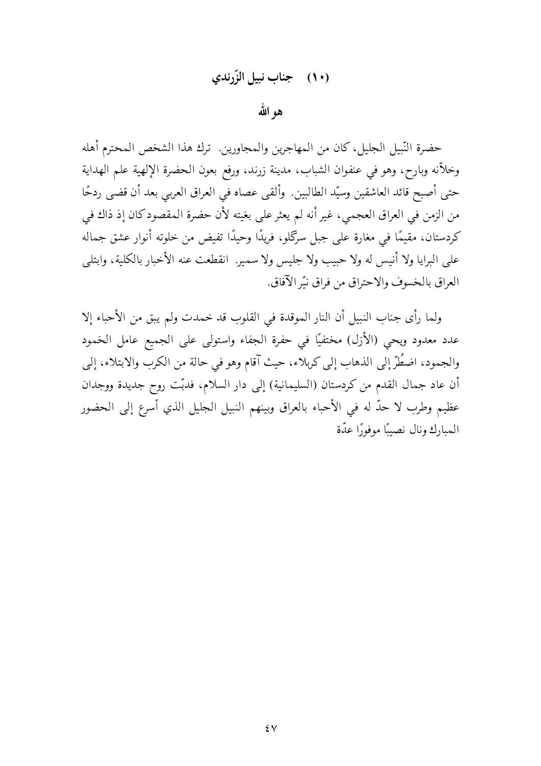## (١٠) جناب نبيل الزّرندي

### هو الله

حضرة النّبيل الجليل، كان من المهاجرين والمجاورين. ترك هذا الشخص المحترم أهله وخلاّنه وبارح، وهو في عنفوان الشباب، مدينة زرند، ورفع بعون الحضرة الإلهية علم الهداية حتى أصبح قائد العاشقين وسيّد الطالبين. وألقى عصاه في العراق العربي بعد أن قضى ردحًا من الزمن في العراق العجمي، غير أنه لم يعثر على بغيته لأن حضرة المقصود كان إذ ذاك في كردستان، مقيمًا في مغارة على جبل سرگلو، فريدًا وحيدًا تفيض من خلوته أنوار عشق جماله على البرايا ولا أنيس له ولا حبيب ولا جليس ولا سمير. انقطعت عنه الأخبار بالكلية، وابتلى العراق بالخسوف والاحتراق من فراق نيّر الآفاق.

ولما رأى جناب النبيل أن النار الموقدة في القلوب قد خمدت ولم يبق من الأحباء إلا عدد معدود ويحي (الأزل) مختفيًا في حفرة الجفاء واستولى على الجميع عامل الخمود والجمود، اضطُرّ إلى الذهاب إلى كربلاء، حيث آقام وهو في حالة من الكرب والابتلاء، إلى أن عاد جمال القدم من كردستان (السليمانية) إلى دار السلام، فدبّت روح جديدة ووجدان عظيم وطرب لا حدّ له في الأحباء بالعراق وبينهم النبيل الجليل الذي أسرع إلى الحضور المبارك ونال نصيبًا موفورًا عدّة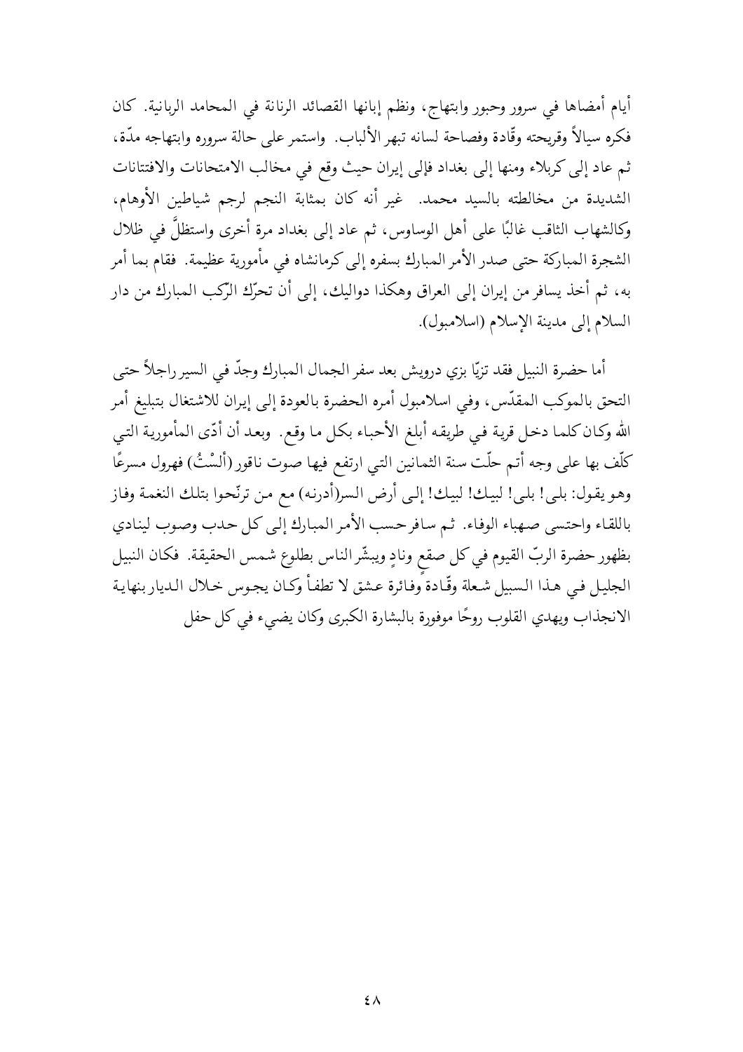أيام أمضاها في سرور وحبور وابتهاج، ونظم إبانها القصائد الرنانة في المحامد الربانية. كان فكره سيالاً وقريحته وقّادة وفصاحة لسانه تبهر الألباب. واستمر على حالة سروره وابتهاجه مدّة، ثم عاد إلى كربلاء ومنها إلى بغداد فإلى إيران حيث وقع في مخالب الامتحانات والافتتانات الشديدة من مخالطته بالسيد محمد. غير أنه كان بمثابة النجم لرجم شياطين الأوهام، وكالشهاب الثاقب غالبًا على أهل الوساوس، ثم عاد إلى بغداد مرة أخرى واستظلَّ في ظلال الشجرة المباركة حتى صدر الأمر المبارك بسفره إلى كرمانشاه في مأمورية عظيمة. فقام بما أمر به، ثم أخذ يسافر من إيران إلى العراق وهكذا دواليك، إلى أن تحرّك الرّكب المبارك من دار السلام إلى مدينة الإسلام (اسلامبول).

أما حضرة النبيل فقد تزيّا بزي درويش بعد سفر الجمال المبارك وجدّ في السير راجلاً حتى التحق بالموكب المقدّس، وفي اسلامبول أمره الحضرة بالعودة إلى إيران للاشتغال بتبليغ أمر الله وكان كلما دخل قرية في طريقه أبلغ الأحباء بكل ما وقع. وبعد أن أدّى المأمورية التي كلّف بها على وجه أتم حلّت سنة الثمانين التي ارتفع فيها صوت ناقور (ألَسْتُ) فهرول مسرعًا وهو يقول: بلى! بلى! لبيك! لبيك! إلى أرض السر(أدرنه) مع من ترنّحوا بتلك النغمة وفاز باللقاء واحتسى صهباء الوفاء. ثم سافر حسب الأمر المبارك إلى كل حدب وصوب لينادي بظهور حضرة الربّ القيوم في كل صقعٍ ونادٍ ويبشّر الناس بطلوع شمس الحقيقة. فكان النبيل الجليل في هذا السبيل شعلة وقّادة وفائرة عشق لا تطفأ وكان يجوس خلال الديار بنهاية الانجذاب ويهدي القلوب روحًا موفورة بالبشارة الكبرى وكان يضيء في كل حفل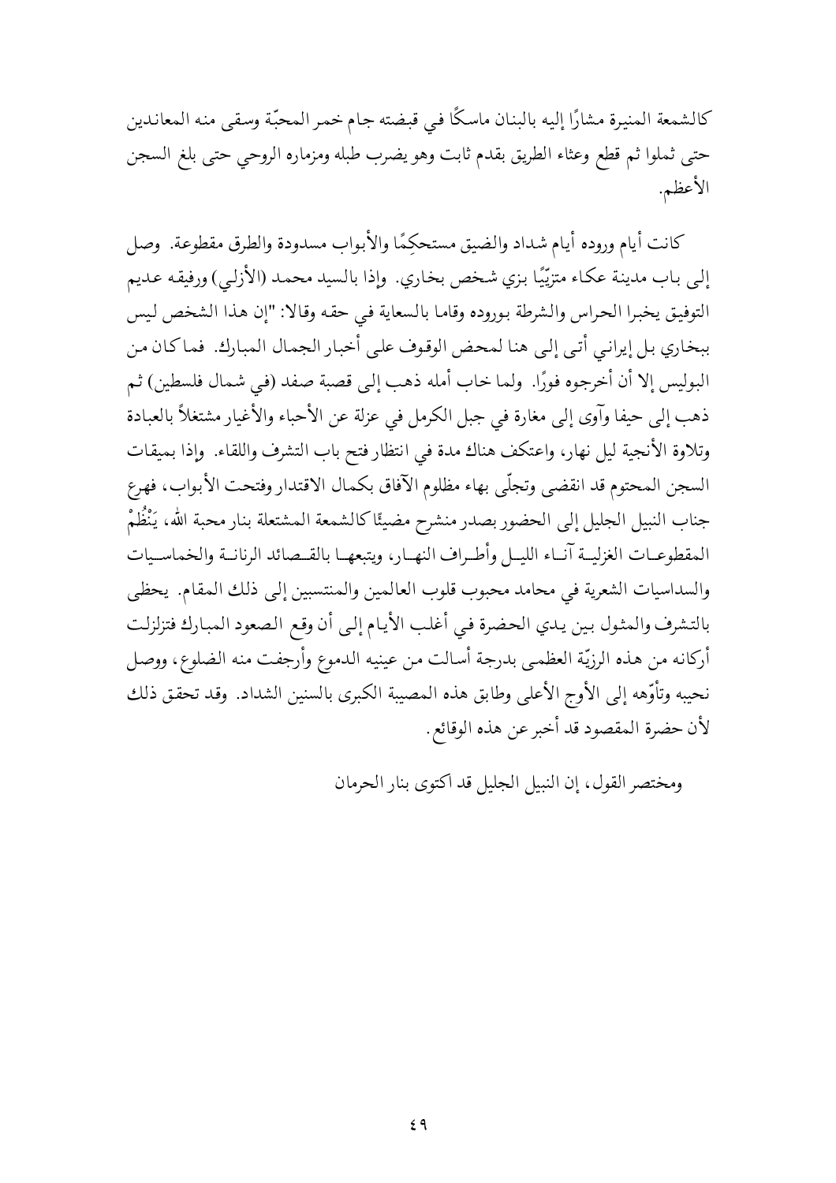كالشمعة المنيرة مشارًا إليه بالبنان ماسكًا في قبضته جام خمر المحبّة وسقى منه المعاندين حتى ثملوا ثم قطع وعثاء الطريق بقدم ثابت وهو يضرب طبله ومزماره الروحي حتى بلغ السجن الأعظم.

كانت أيام وروده أيام شداد والضيق مستحكِمًا والأبواب مسدودة والطرق مقطوعة. وصل إلى باب مدينة عكاء متزيّيًا بزي شخص بخاري. وإذا بالسيد محمد (الأزلي) ورفيقه عديم التوفيق يخبرا الحراس والشرطة بوروده وقاما بالسعاية في حقه وقالا: "إن هذا الشخص ليس ببخاري بل إيراني أتى إلى هنا لمحض الوقوف على أخبار الجمال المبارك. فما كان من البوليس إلا أن أخرجوه فورًا. ولما خاب أمله ذهب إلى قصبة صفد (في شمال فلسطين) ثم ذهب إلى حيفا وآوى إلى مغارة في جبل الكرمل في عزلة عن الأحباء والأغيار مشتغلاً بالعبادة وتلاوة الأنجية ليل نهار، واعتكف هناك مدة في انتظار فتح باب التشرف واللقاء. وإذا بميقات السجن المحتوم قد انقضى وتجلّى بهاء مظلوم الآفاق بكمال الاقتدار وفتحت الأبواب، فهرع جناب النبيل الجليل إلى الحضور بصدر منشرح مضيئًا كالشمعة المشتعلة بنار محبة الله، يَنْظُمْ المقطوعات الغزلية آناء الليل وأطراف النهار، ويتبعها بالقصائد الرنانة والخماسيات والسداسيات الشعرية في محامد محبوب قلوب العالمين والمنتسبين إلى ذلك المقام. يحظى بالتشرف والمثول بين يدي الحضرة في أغلب الأيام إلى أن وقع الصعود المبارك فتزلزلت أركانه من هذه الرزيّة العظمى بدرجة أسالت من عينيه الدموع وأرجفت منه الضلوع، ووصل نحيبه وتأوّهه إلى الأوج الأعلى وطابق هذه المصيبة الكبرى بالسنين الشداد. وقد تحقق ذلك لأن حضرة المقصود قد أخبر عن هذه الوقائع.

ومختصر القول، إن النبيل الجليل قد اكتوى بنار الحرمان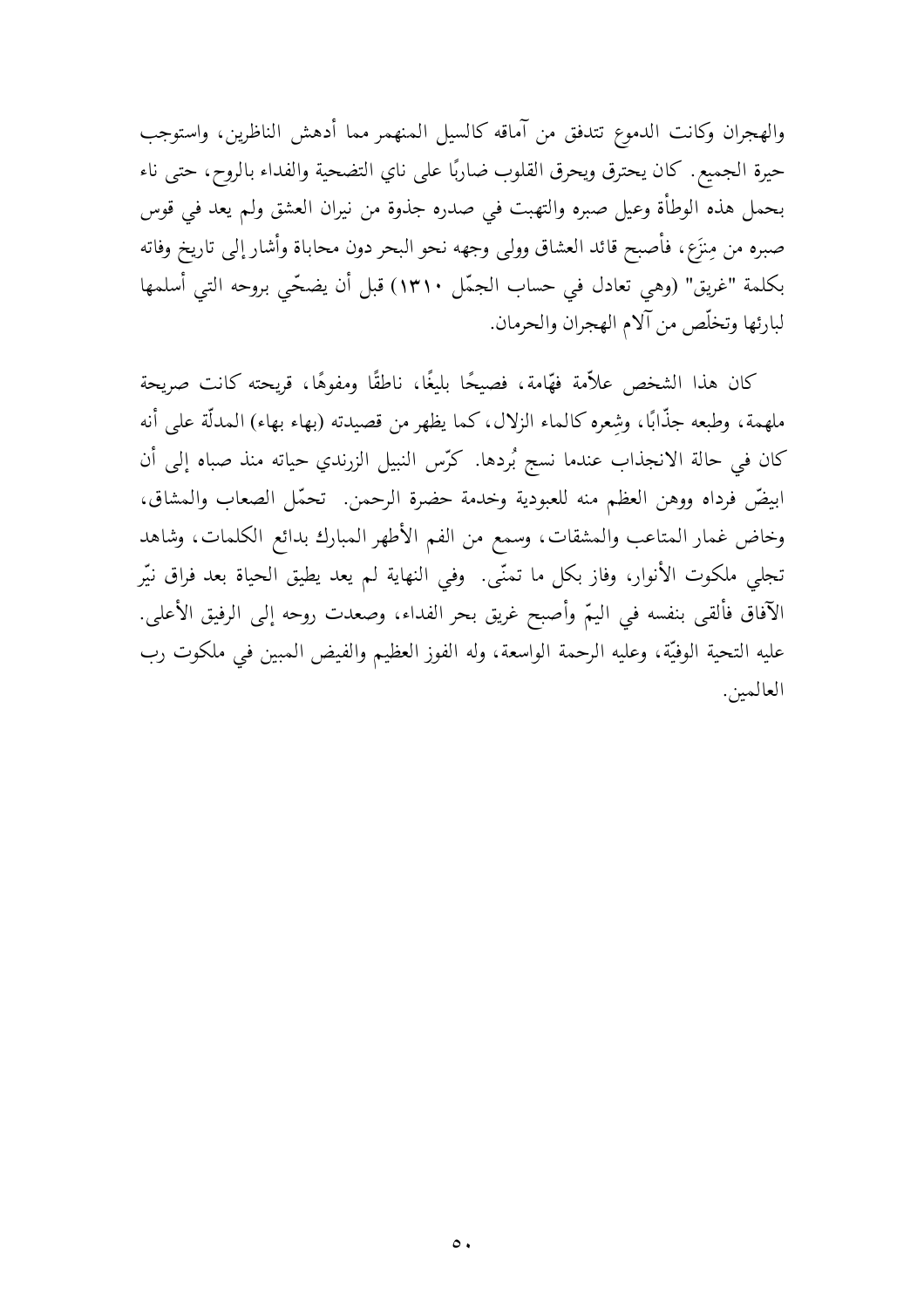والهجران وكانت الدموع تتدفق من آماقه كالسيل المنهمر مما أدهش الناظرين، واستوجب حيرة الجميع. كان يحترق ويحرق القلوب ضاربًا على ناي التضحية والفداء بالروح، حتى ناء بحمل هذه الوطأة وعيل صبره والتهبت في صدره جذوة من نيران العشق ولم يعد في قوس صبره من مِنزَع، فأصبح قائد العشاق وولى وجهه نحو البحر دون محاباة وأشار إلى تاريخ وفاته بكلمة "غريق" (وهي تعادل في حساب الجمّل ١٣١٠) قبل أن يضحّي بروحه التي أسلمها لبارئها وتخلّص من آلام الهجران والحرمان.

كان هذا الشخص علاّمة فهّامة، فصيحًا بليغًا، ناطقًا ومفوهًا، قريحته كانت صريحة ملهمة، وطبعه جذّابًا، وشِعره كالماء الزلال، كما يظهر من قصيدته (بهاء بهاء) المدلّة على أنه كان في حالة الانجذاب عندما نسج بُردها. كرّس النبيل الزرندي حياته منذ صباه إلى أن ابيضّ فوداه ووهن العظم منه للعبودية وخدمة حضرة الرحمن. تحمّل الصعاب والمشاق، وخاض غمار المتاعب والمشقات، وسمع من الفم الأطهر المبارك بدائع الكلمات، وشاهد تجلي ملكوت الأنوار، وفاز بكل ما تمنّى. وفي النهاية لم يعد يطيق الحياة بعد فراق نيّر الآفاق فألقى بنفسه في اليمّ وأصبح غريق بحر الفداء، وصعدت روحه إلى الرفيق الأعلى. عليه التحية الوفيّة، وعليه الرحمة الواسعة، وله الفوز العظيم والفيض المبين في ملكوت رب العالمين.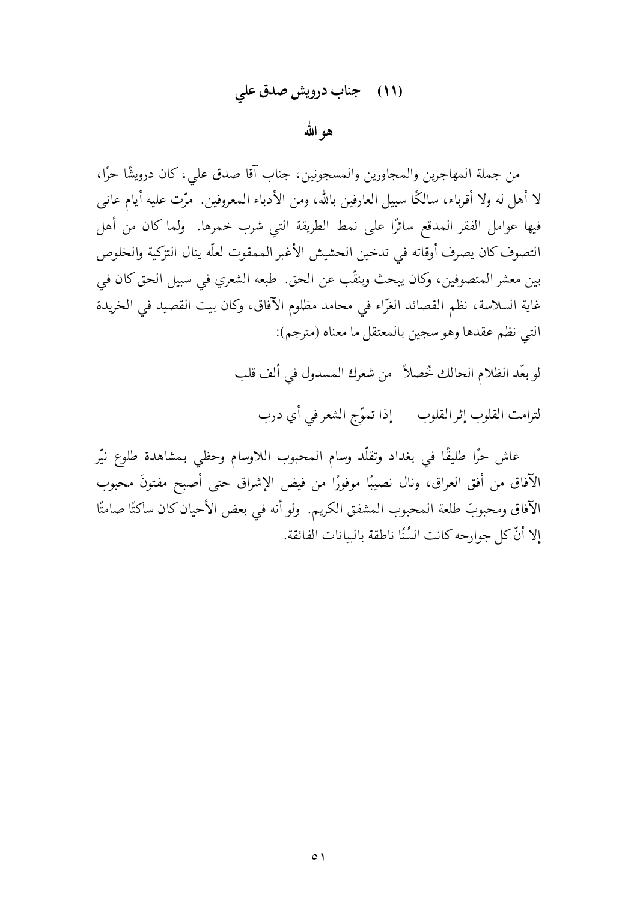## (١١) جناب درويش صدق علي

### هو الله

من جملة المهاجرين والمجاورين والمسجونين، جناب آقا صدق علي، كان درويشًا حرًا، لا أهل له ولا أقرباء، سالكًا سبيل العارفين بالله، ومن الأدباء المعروفين. مرّت عليه أيام عانى فيها عوامل الفقر المدقع سائرًا على نمط الطريقة التي شرب خمرها. ولما كان من أهل التصوف كان يصرف أوقاته في تدخين الحشيش الأغبر الممقوت لعلّه ينال التزكية والخلوص بين معشر المتصوفين، وكان يبحث وينقّب عن الحق. طبعه الشعري في سبيل الحق كان في غاية السلاسة، نظم القصائد الغرّاء في محامد مظلوم الآفاق، وكان بيت القصيد في الخريدة التي نظم عقدها وهو سجين بالمعتقل ما معناه (مترجم):

لو بعّد الظلام الحالك خُصلاً من شعرك المسدول في ألف قلب

لترامت القلوب إثر القلوب إذا تموّج الشعر في أي درب

عاش حرًا طليقًا في بغداد وتقلّد وسام المحبوب اللاوسام وحظي بمشاهدة طلوع نيّر الآفاق من أفق العراق، ونال نصيبًا موفورًا من فيض الإشراق حتى أصبح مفتونَ محبوب الآفاق ومحبوبَ طلعة المحبوب المشفق الكريم. ولو أنه في بعض الأحيان كان ساكتًا صامتًا إلا أنّ كل جوارحه كانت السُنًا ناطقة بالبيانات الفائقة.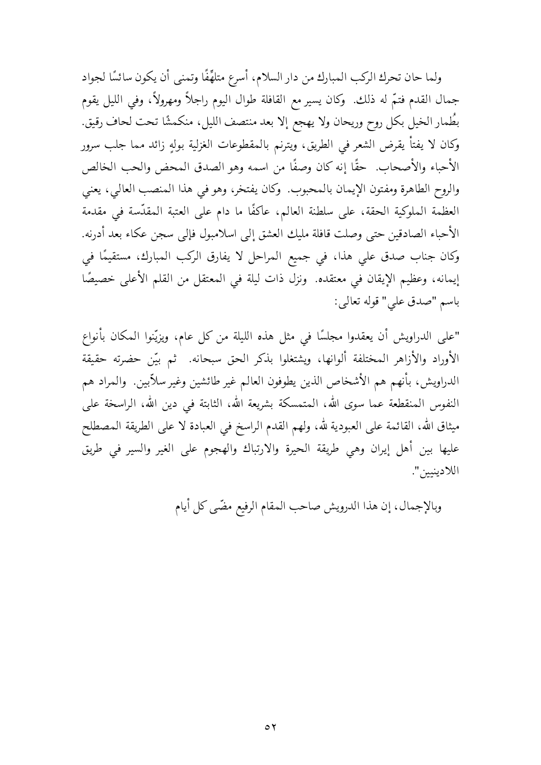ولما حان تحرك الركب المبارك من دار السلام، أسرع متلهِّفًا وتمنى أن يكون سائسًا لجواد جمال القدم فتمّ له ذلك. وكان يسير مع القافلة طوال اليوم راجلاً ومهرولاً، وفي الليل يقوم بطُمار الخيل بكل روح وريحان ولا يهجع إلا بعد منتصف الليل، منكمشًا تحت لحاف رقيق. وكان لا يفتأ يقرض الشعر في الطريق، ويترنم بالمقطوعات الغزلية بولهٍ زائد مما جلب سرور الأحباء والأصحاب. حقًّا إنه كان وصفًا من اسمه وهو الصدق المحض والحب الخالص والروح الطاهرة ومفتون الإيمان بالمحبوب. وكان يفتخر، وهو في هذا المنصب العالي، يعني العظمة الملوكية الحقة، على سلطنة العالم، عاكفًا ما دام على العتبة المقدّسة في مقدمة الأحباء الصادقين حتى وصلت قافلة مليك العشق إلى اسلامبول فإلى سجن عكاء بعد أدرنه. وكان جناب صدق علي هذا، في جميع المراحل لا يفارق الركب المبارك، مستقيمًا في إيمانه، وعظيم الإيقان في معتقده. ونزل ذات ليلة في المعتقل من القلم الأعلى خصيصًا باسم "صدق علي" قوله تعالى:

"على الدراويش أن يعقدوا مجلسًا في مثل هذه الليلة من كل عام، ويزيّنوا المكان بأنواع الأوراد والأزاهر المختلفة ألوانها، ويشتغلوا بذكر الحق سبحانه. ثم بيّن حضرته حقيقة الدراويش، بأنهم هم الأشخاص الذين يطوفون العالم غير طائشين وغير سلاّبين. والمراد هم النفوس المنقطعة عما سوى الله، المتمسكة بشريعة الله، الثابتة في دين الله، الراسخة على ميثاق الله، القائمة على العبودية لله، ولهم القدم الراسخ في العبادة لا على الطريقة المصطلح عليها بين أهل إيران وهي طريقة الحيرة والارتباك والهجوم على الغير والسير في طريق اللادينيين".

وبالإجمال، إن هذا الدرويش صاحب المقام الرفيع مضّى كل أيام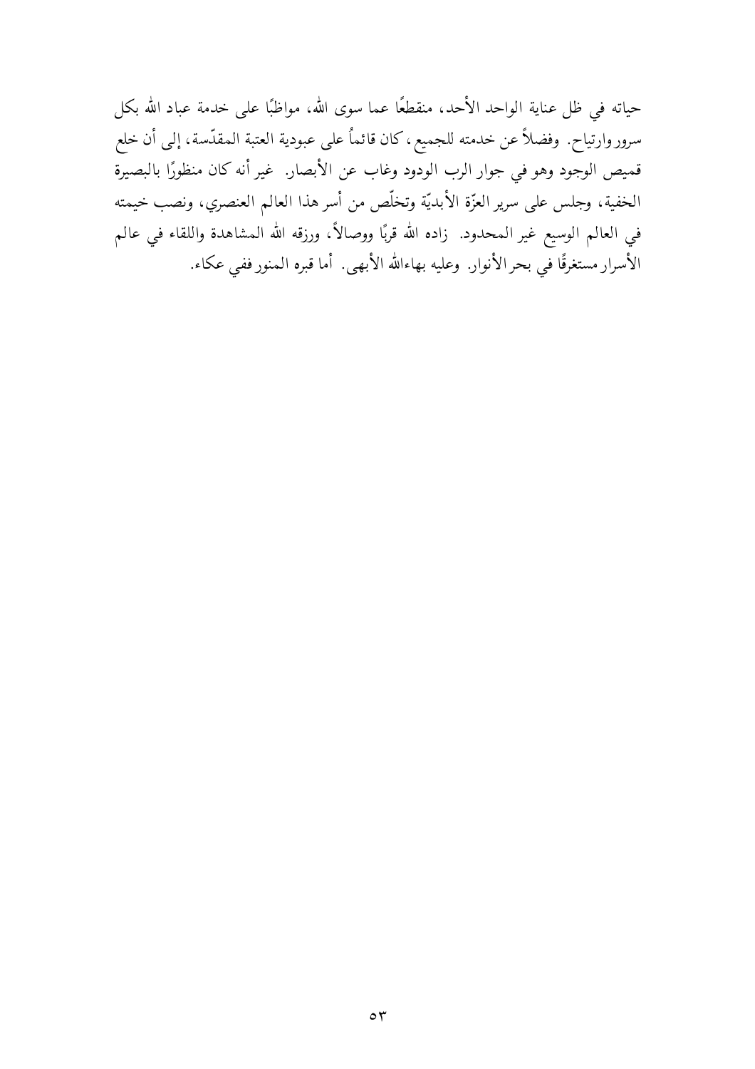حياته في ظل عناية الواحد الأحد، منقطعًا عما سوى الله، مواظبًا على خدمة عباد الله بكل سرور وارتياح. وفضلاً عن خدمته للجميع، كان قائماً على عبودية العتبة المقدّسة، إلى أن خلع قميص الوجود وهو في جوار الرب الودود وغاب عن الأبصار. غير أنه كان منظورًا بالبصيرة الخفية، وجلس على سرير العزّة الأبديّة وتخلّص من أسر هذا العالم العنصري، ونصب خيمته في العالم الوسيع غير المحدود. زاده الله قربًا ووصالاً، ورزقه الله المشاهدة واللقاء في عالم الأسرار مستغرقًا في بحر الأنوار. وعليه بهاءالله الأبهى. أما قبره المنور ففي عكاء.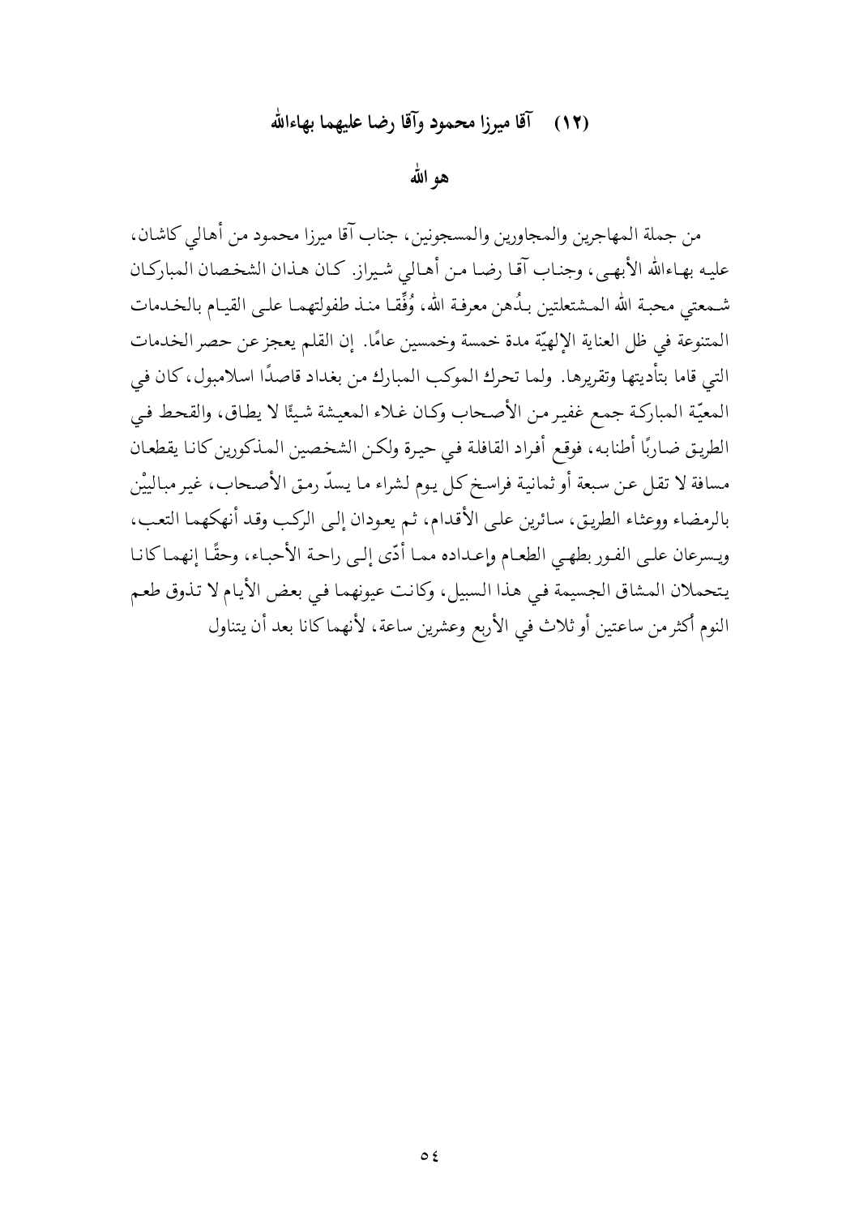## (١٢) آقا ميرزا محمود وآقا رضا عليهما بهاءالله

### هو الله

من جملة المهاجرين والمجاورين والمسجونين، جناب آقا ميرزا محمود من أهالي كاشان، عليه بهاءالله الأبهى، وجناب آقا رضا من أهالي شيراز. كان هذان الشخصان المباركان شمعتي محبة الله المشتعلتين بدُهن معرفة الله، وُفِّقا منذ طفولتهما على القيام بالخدمات المتنوعة في ظل العناية الإلهيّة مدة خمسة وخمسين عامًا. إن القلم يعجز عن حصر الخدمات التي قاما بتأديتها وتقريرها. ولما تحرك الموكب المبارك من بغداد قاصدًا اسلامبول، كان في المعيّة المباركة جمع غفير من الأصحاب وكان غلاء المعيشة شيئًا لا يطاق، والقحط في الطريق ضاربًا أطنابه، فوقع أفراد القافلة في حيرة ولكن الشخصين المذكورين كانا يقطعان مسافة لا تقل عن سبعة أو ثمانية فراسخ كل يوم لشراء ما يسدّ رمق الأصحاب، غير مباليَيْن بالرمضاء ووعثاء الطريق، سائرين على الأقدام، ثم يعودان إلى الركب وقد أنهكهما التعب، ويسرعان على الفور بطهي الطعام وإعداده مما أدّى إلى راحة الأحباء، وحقًا إنهما كانا يتحملان المشاق الجسيمة في هذا السبيل، وكانت عيونهما في بعض الأيام لا تذوق طعم النوم أكثر من ساعتين أو ثلاث في الأربع وعشرين ساعة، لأنهما كانا بعد أن يتناول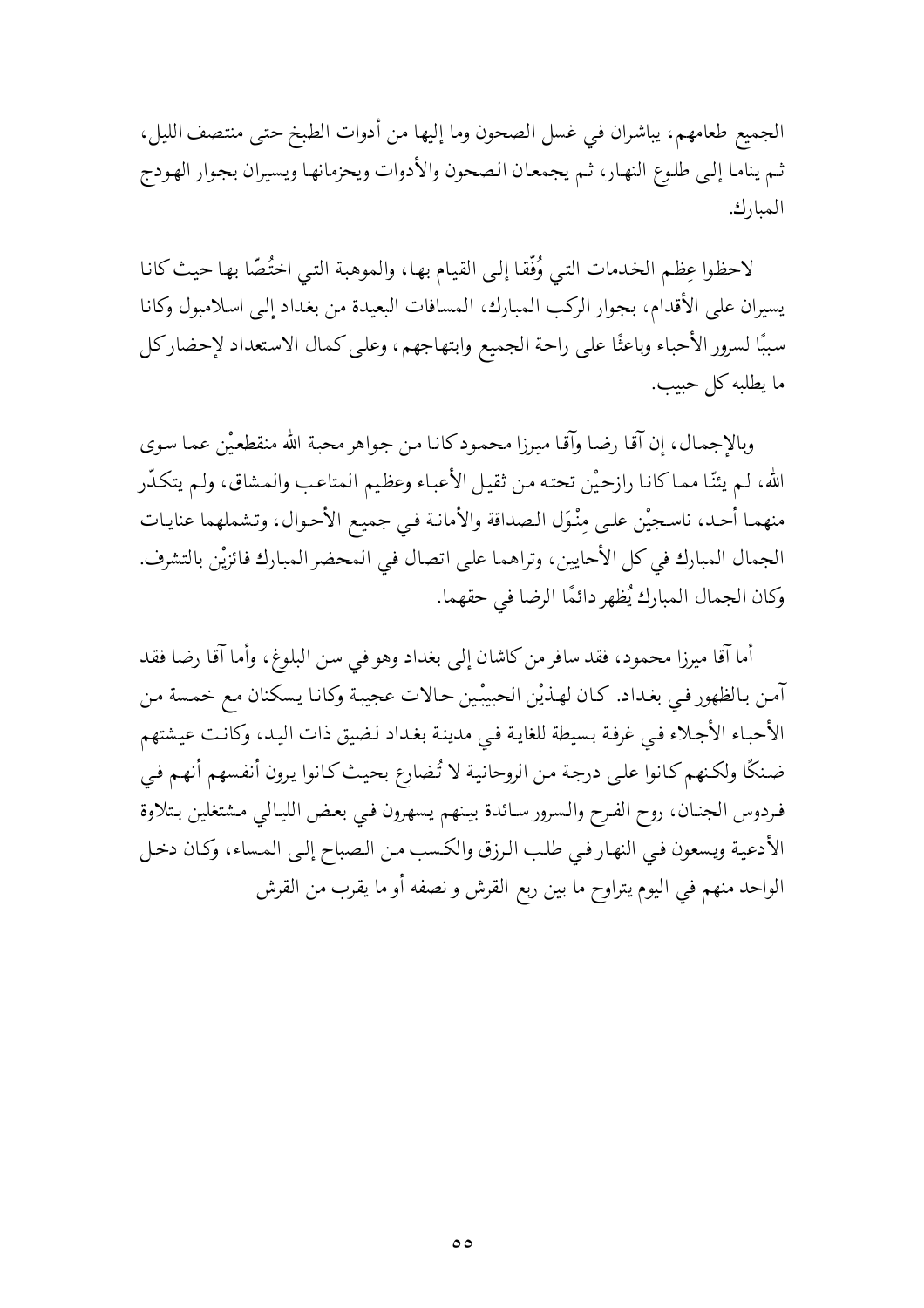الجميع طعامهم، يباشران في غسل الصحون وما إليها من أدوات الطبخ حتى منتصف الليل، ثم يناما إلى طلوع النهار، ثم يجمعان الصحون والأدوات ويحزمانها ويسيران بجوار الهودج المبارك.

لاحظوا عِظم الخدمات التي وُفّقا إلى القيام بها، والموهبة التي اختُصّا بها حيث كانا يسيران على الأقدام، بجوار الركب المبارك، المسافات البعيدة من بغداد إلى اسلامبول وكانا سببًا لسرور الأحباء وباعثًا على راحة الجميع وابتهاجهم، وعلى كمال الاستعداد لإحضار كل ما يطلبه كل حبيب.

وبالإجمال، إن آقا رضا وآقا ميرزا محمود كانا من جواهر محبة الله منقطعيْن عما سوى الله، لم يئنّا مما كانا رازحيْن تحته من ثقيل الأعباء وعظيم المتاعب والمشاق، ولم يتكدّر منهما أحد، ناسجيْن على مِنْوَل الصداقة والأمانة في جميع الأحوال، وتشملهما عنايات الجمال المبارك في كل الأحايين، وتراهما على اتصال في المحضر المبارك فائزيْن بالتشرف. وكان الجمال المبارك يُظهر دائمًا الرضا في حقهما.

أما آقا ميرزا محمود، فقد سافر من كاشان إلى بغداد وهو في سن البلوغ، وأما آقا رضا فقد آمن بالظهور في بغداد. كان لهذيْن الحبيبْين حالات عجيبة وكانا يسكنان مع خمسة من الأحباء الأجلاء في غرفة بسيطة للغاية في مدينة بغداد لضيق ذات اليد، وكانت عيشتهم ضنكًا ولكنهم كانوا على درجة من الروحانية لا تُضارع بحيث كانوا يرون أنفسهم أنهم في فردوس الجنان، روح الفرح والسرور سائدة بينهم يسهرون في بعض الليالي مشتغلين بتلاوة الأدعية ويسعون في النهار في طلب الرزق والكسب من الصباح إلى المساء، وكان دخل الواحد منهم في اليوم يتراوح ما بين ربع القرش و نصفه أو ما يقرب من القرش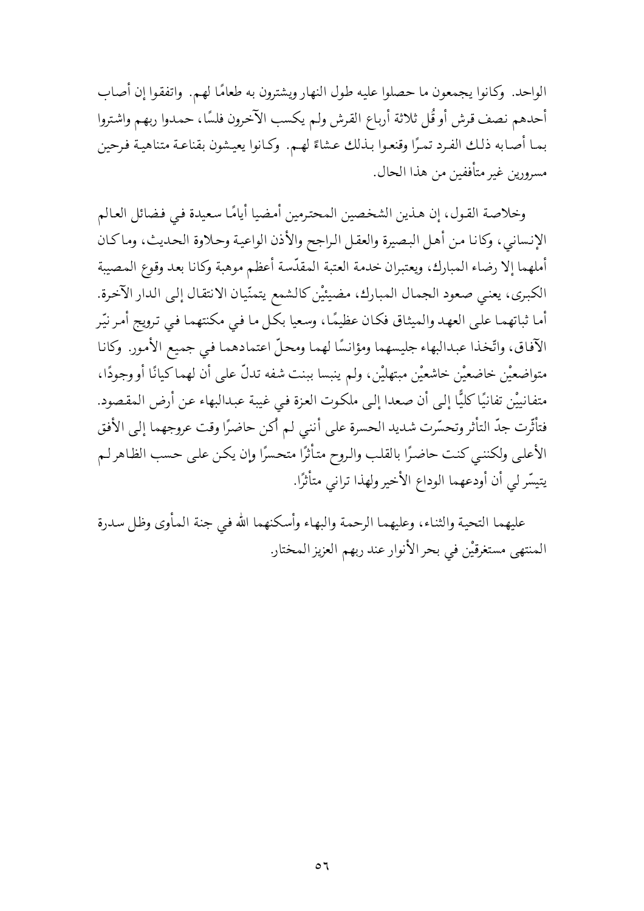الواحد. وكانوا يجمعون ما حصلوا عليه طول النهار ويشترون به طعامًا لهم. واتفقوا إن أصاب أحدهم نصف قرش أو قُل ثلاثة أرباع القرش ولم يكسب الآخرون فلسًا، حمدوا ربهم واشتروا بما أصابه ذلك الفرد تمرًا وقنعوا بذلك عشاءً لهم. وكانوا يعيشون بقناعة متناهية فرحين مسرورين غير متأففين من هذا الحال.

وخلاصة القول، إن هذين الشخصين المحترمين أمضيا أيامًا سعيدة في فضائل العالم الإنساني، وكانا من أهل البصيرة والعقل الراجح والأذن الواعية وحلاوة الحديث، وما كان أملهما إلا رضاء المبارك، ويعتبران خدمة العتبة المقدّسة أعظم موهبة وكانا بعد وقوع المصيبة الكبرى، يعني صعود الجمال المبارك، مضيئيْن كالشمع يتمنّيان الانتقال إلى الدار الآخرة. أما ثباتهما على العهد والميثاق فكان عظيمًا، وسعيا بكل ما في مكنتهما في ترويج أمر نيّر الآفاق، واتّخذا عبدالبهاء جليسهما ومؤانسًا لهما ومحلّ اعتمادهما في جميع الأمور. وكانا متواضعيْن خاضعيْن خاشعيْن مبتهليْن، ولم ينبسا ببنت شفه تدلّ على أن لهما كيانًا أو وجودًا، متفانييْن تفانيًا كليًّا إلى أن صعدا إلى ملكوت العزة في غيبة عبدالبهاء عن أرض المقصود. فتأثّرت جدّ التأثر وتحسّرت شديد الحسرة على أنني لم أكن حاضرًا وقت عروجهما إلى الأفق الأعلى ولكنني كنت حاضرًا بالقلب والروح متأثرًا متحسرًا وإن يكن على حسب الظاهر لم يتيسّر لي أن أودعهما الوداع الأخير ولهذا تراني متأثرًا.

عليهما التحية والثناء، وعليهما الرحمة والبهاء وأسكنهما الله في جنة المأوى وظل سدرة المنتهى مستغرقيْن في بحر الأنوار عند ربهم العزيز المختار.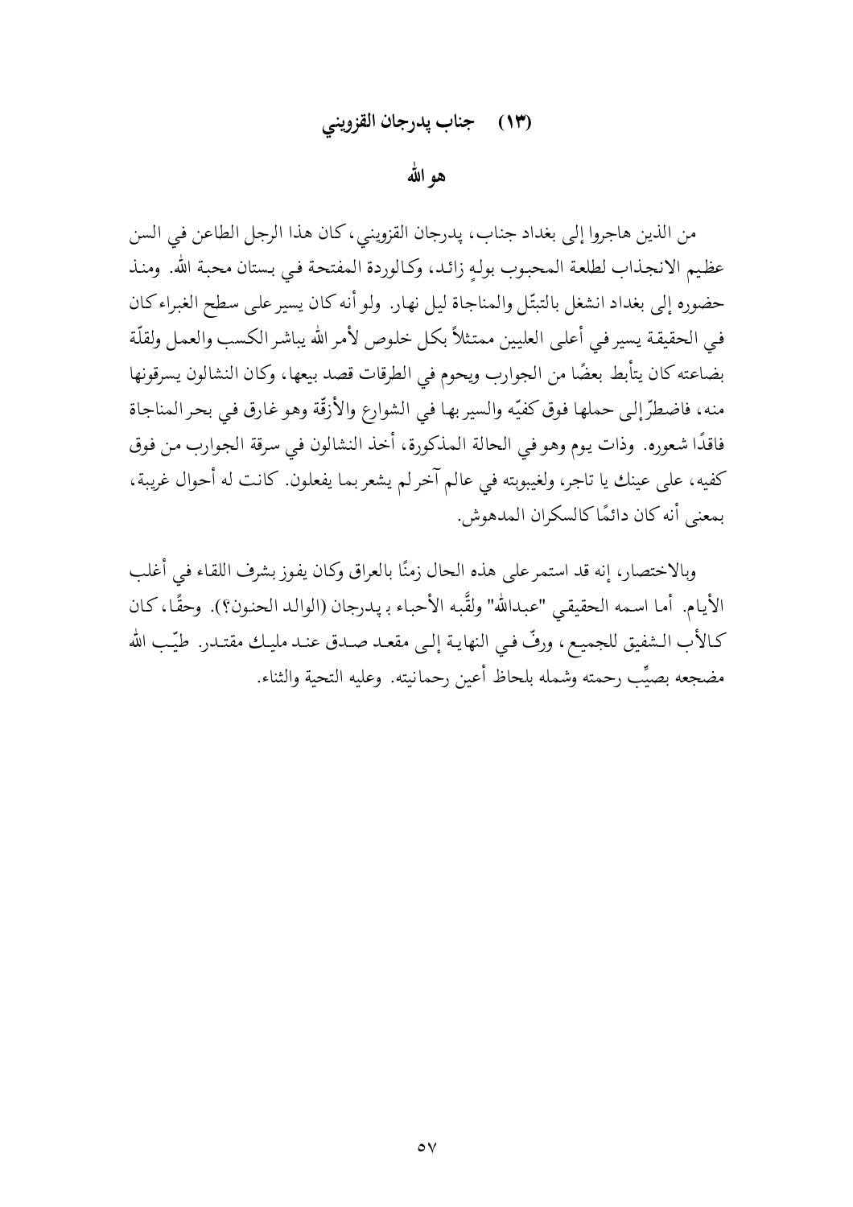## (١٣) جناب پدرجان القزويني

### هو الله

من الذين هاجروا إلى بغداد جناب، پدرجان القزويني، كان هذا الرجل الطاعن في السن عظيم الانجذاب لطلعة المحبوب بولهٍ زائد، وكالوردة المفتحة في بستان محبة الله. ومنذ حضوره إلى بغداد انشغل بالتبتّل والمناجاة ليل نهار. ولو أنه كان يسير على سطح الغبراء كان في الحقيقة يسير في أعلى العليين ممتثلاً بكل خلوص لأمر الله يباشر الكسب والعمل ولقلّة بضاعته كان يتأبط بعضًا من الجوارب ويحوم في الطرقات قصد بيعها، وكان النشالون يسرقونها منه، فاضطرّ إلى حملها فوق كفيّه والسير بها في الشوارع والأزقّة وهو غارق في بحر المناجاة فاقدًا شعوره. وذات يوم وهو في الحالة المذكورة، أخذ النشالون في سرقة الجوارب من فوق كفيه، على عينك يا تاجر، ولغيبوبته في عالم آخر لم يشعر بما يفعلون. كانت له أحوال غريبة، بمعنى أنه كان دائمًا كالسكران المدهوش.

وبالاختصار، إنه قد استمر على هذه الحال زمنًا بالعراق وكان يفوز بشرف اللقاء في أغلب الأيام. أما اسمه الحقيقي "عبدالله" ولقّبه الأحباء بـ پدرجان (الوالد الحنون؟). وحقًا، كان كالأب الشفيق للجميع، ورفّ في النهاية إلى مقعد صدق عند مليك مقتدر. طيّب الله مضجعه بصيِّب رحمته وشمله بلحاظ أعين رحمانيته. وعليه التحية والثناء.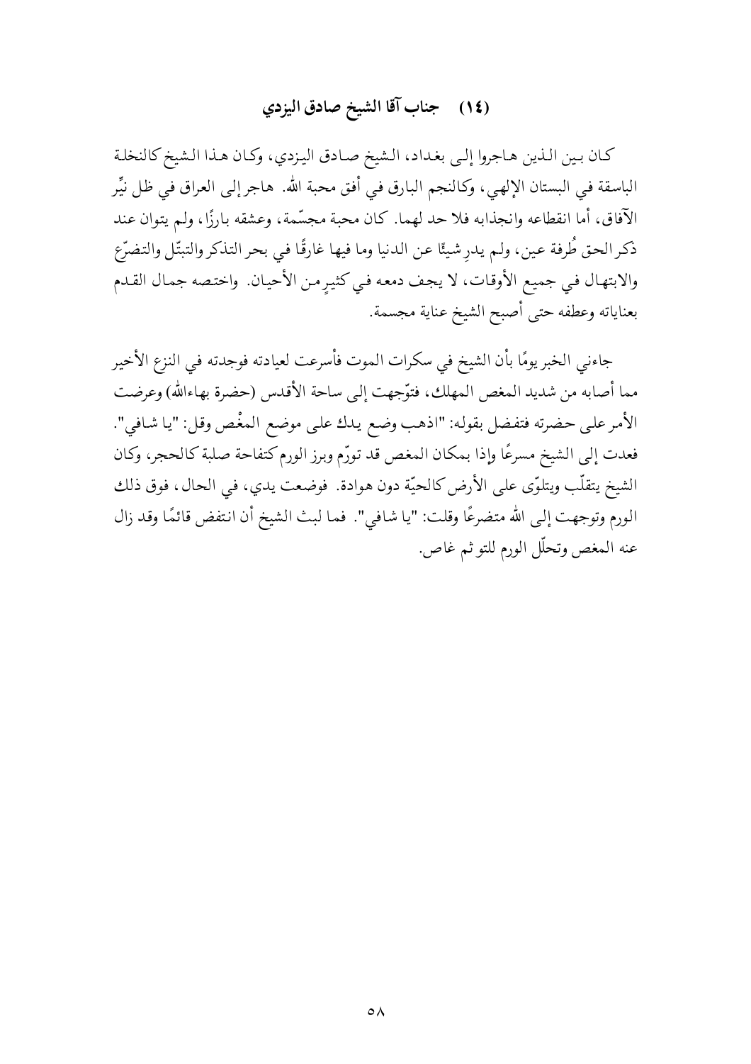## (١٤) جناب آقا الشيخ صادق اليزدي

كان بين الذين هاجروا إلى بغداد، الشيخ صادق اليزدي، وكان هذا الشيخ كالنخلة الباسقة في البستان الإلهي، وكالنجم البارق في أفق محبة الله. هاجر إلى العراق في ظل نيِّر الآفاق، أما انقطاعه وانجذابه فلا حد لهما. كان محبة مجسّمة، وعشقه بارزًا، ولم يتوان عند ذكر الحق طُرفة عين، ولم يدرِ شيئًا عن الدنيا وما فيها غارقًا في بحر التذكر والتبتّل والتضرّع والابتهال في جميع الأوقات، لا يجف دمعه في كثيرٍ من الأحيان. واختصه جمال القدم بعناياته وعطفه حتى أصبح الشيخ عناية مجسمة.

جاءني الخبر يومًا بأن الشيخ في سكرات الموت فأسرعت لعيادته فوجدته في النزع الأخير مما أصابه من شديد المغص المهلك، فتوّجهت إلى ساحة الأقدس (حضرة بهاءالله) وعرضت الأمر على حضرته فتفضل بقوله: "اذهب وضع يدك على موضع المغْص وقل: "يا شافي". فعدت إلى الشيخ مسرعًا وإذا بمكان المغص قد تورّم وبرز الورم كتفاحة صلبة كالحجر، وكان الشيخ يتقلّب ويتلوّى على الأرض كالحيّة دون هوادة. فوضعت يدي، في الحال، فوق ذلك الورم وتوجهت إلى الله متضرعًا وقلت: "يا شافي". فما لبث الشيخ أن انتفض قائمًا وقد زال عنه المغص وتحلّل الورم للتو ثم غاص.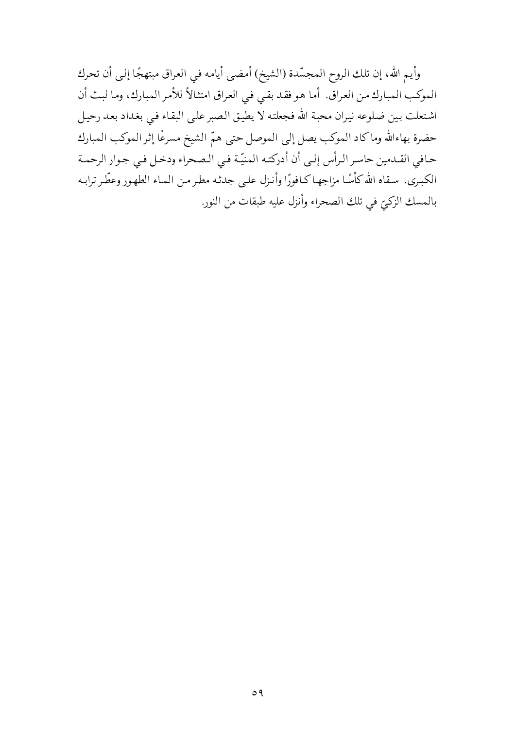وأيم الله، إن تلك الروح المجسّدة (الشيخ) أمضى أيامه في العراق مبتهجًا إلى أن تحرك الموكب المبارك من العراق. أما هو فقد بقي في العراق امتثالاً للأمر المبارك، وما لبث أن اشتعلت بين ضلوعه نيران محبة الله فجعلته لا يطيق الصبر على البقاء في بغداد بعد رحيل حضرة بهاءالله وما كاد الموكب يصل إلى الموصل حتى همّ الشيخ مسرعًا إثر الموكب المبارك حافي القدمين حاسر الرأس إلى أن أدركته المنيّة في الصحراء ودخل في جوار الرحمة الكبرى. سقاه الله كأسًا مزاجها كافورًا وأنزل على جدثه مطر من الماء الطهور وعطّر ترابه بالمسك الزكيّ في تلك الصحراء وأنزل عليه طبقات من النور.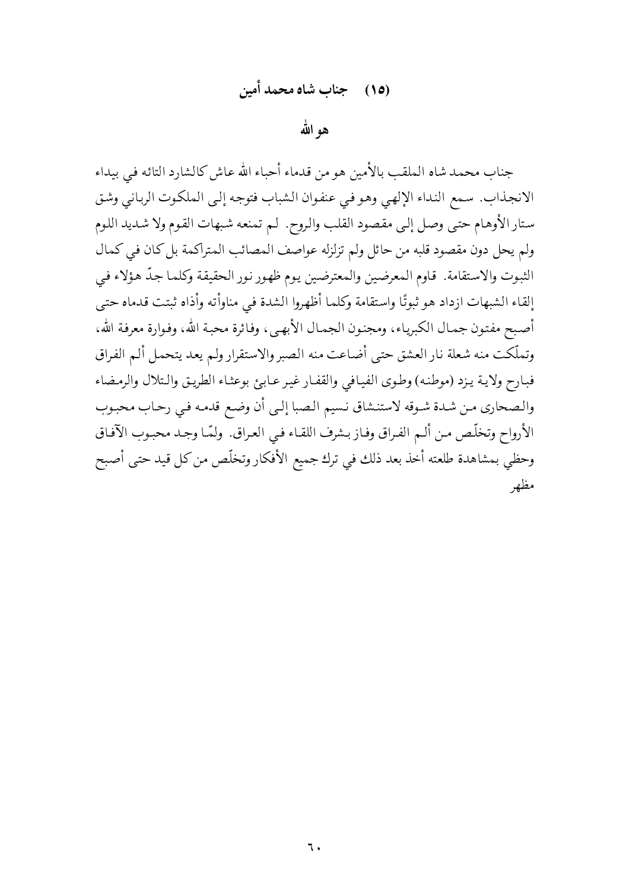## (١٥) جناب شاه محمد أمين

### هو الله

جناب محمد شاه الملقب بالأمين هو من قدماء أحباء الله عاش كالشارد التائه في بيداء الانجذاب. سمع النداء الإلهي وهو في عنفوان الشباب فتوجه إلى الملكوت الرباني وشق ستار الأوهام حتى وصل إلى مقصود القلب والروح. لم تمنعه شبهات القوم ولا شديد اللوم ولم يحل دون مقصود قلبه من حائل ولم تزلزله عواصف المصائب المتراكمة بل كان في كمال الثبوت والاستقامة. قاوم المعرضين والمعترضين يوم ظهور نور الحقيقة وكلما جدّ هؤلاء في إلقاء الشبهات ازداد هو ثبوتًا واستقامة وكلما أظهروا الشدة في مناوأته وأذاه ثبتت قدماه حتى أصبح مفتون جمال الكبرياء، ومجنون الجمال الأبهى، وفائرة محبة الله، وفوارة معرفة الله، وتملّكت منه شعلة نار العشق حتى أضاعت منه الصبر والاستقرار ولم يعد يتحمل ألم الفراق فبارح ولاية يزد (موطنه) وطوى الفيافي والقفار غير عابئ بوعثاء الطريق والتلال والرمضاء والصحارى من شدة شوقه لاستنشاق نسيم الصبا إلى أن وضع قدمه في رحاب محبوب الأرواح وتخلّص من ألم الفراق وفاز بشرف اللقاء في العراق. ولمّا وجد محبوب الآفاق وحظي بمشاهدة طلعته أخذ بعد ذلك في ترك جميع الأفكار وتخلّص من كل قيد حتى أصبح مظهر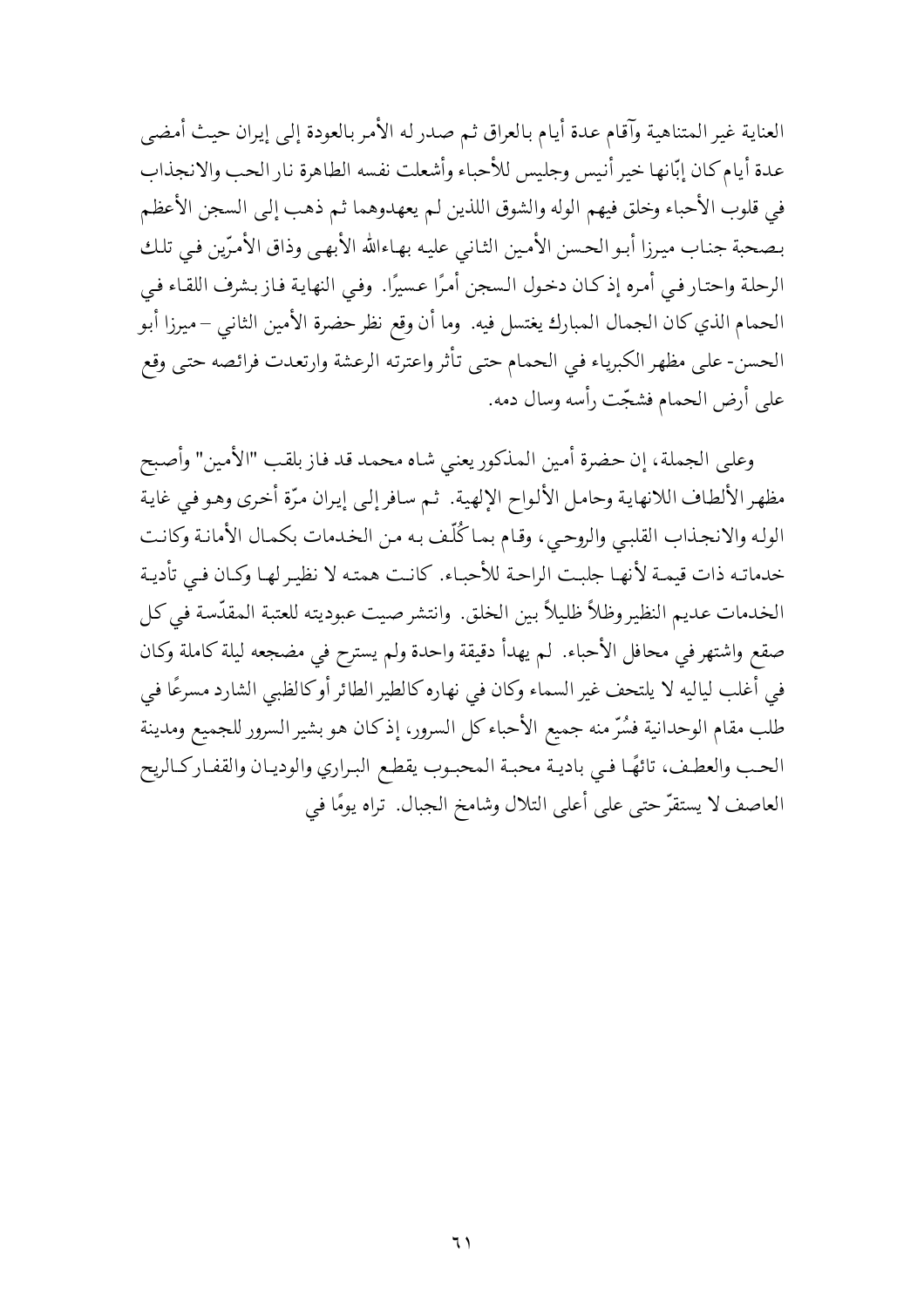العناية غير المتناهية وآقام عدة أيام بالعراق ثم صدر له الأمر بالعودة إلى إيران حيث أمضى عدة أيام كان إبّانها خير أنيس وجليس للأحباء وأشعلت نفسه الطاهرة نار الحب والانجذاب في قلوب الأحباء وخلق فيهم الوله والشوق اللذين لم يعهدوهما ثم ذهب إلى السجن الأعظم بصحبة جناب ميرزا أبو الحسن الأمين الثاني عليه بهاءالله الأبهى وذاق الأمرّين في تلك الرحلة واحتار في أمره إذ كان دخول السجن أمرًا عسيرًا. وفي النهاية فاز بشرف اللقاء في الحمام الذي كان الجمال المبارك يغتسل فيه. وما أن وقع نظر حضرة الأمين الثاني – ميرزا أبو الحسن- على مظهر الكبرياء في الحمام حتى تأثر واعترته الرعشة وارتعدت فرائصه حتى وقع على أرض الحمام فشجّت رأسه وسال دمه.

وعلى الجملة، إن حضرة أمين المذكور يعني شاه محمد قد فاز بلقب "الأمين" وأصبح مظهر الألطاف اللانهاية وحامل الألواح الإلهية. ثم سافر إلى إيران مرّة أخرى وهو في غاية الوله والانجذاب القلبي والروحي، وقام بما كُلّف به من الخدمات بكمال الأمانة وكانت خدماته ذات قيمة لأنها جلبت الراحة للأحباء. كانت همته لا نظير لها وكان في تأدية الخدمات عديم النظير وظلاً ظليلاً بين الخلق. وانتشر صيت عبوديته للعتبة المقدّسة في كل صقع واشتهر في محافل الأحباء. لم يهدأ دقيقة واحدة ولم يسترح في مضجعه ليلة كاملة وكان في أغلب لياليه لا يلتحف غير السماء وكان في نهاره كالطير الطائر أو كالظبي الشارد مسرعًا في طلب مقام الوحدانية فسُرّ منه جميع الأحباء كل السرور، إذ كان هو بشير السرور للجميع ومدينة الحب والعطف، تائهًا في بادية محبة المحبوب يقطع البراري والوديان والقفار كالريح العاصف لا يستقرّ حتى على أعلى التلال وشامخ الجبال. تراه يومًا في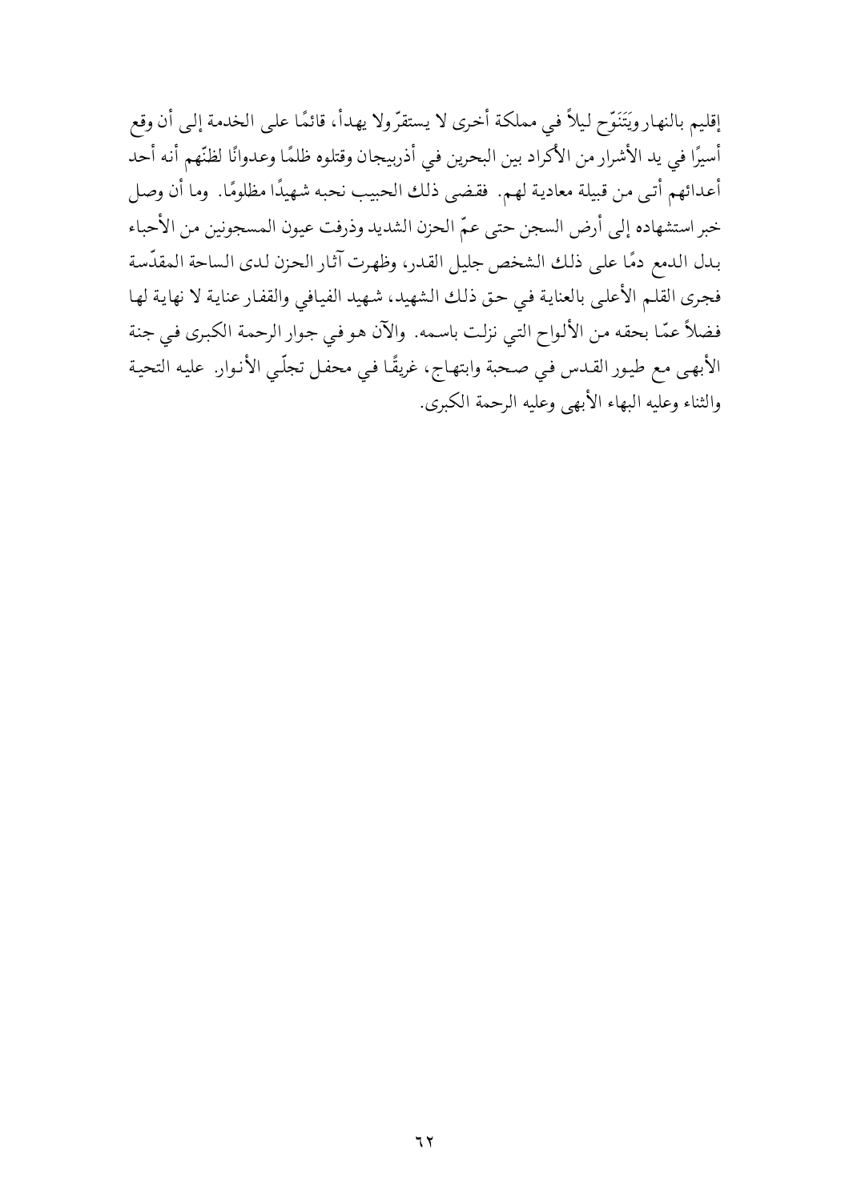إقليم بالنهار ويَتَنَوّح ليلاً في مملكة أخرى لا يستقرّ ولا يهدأ، قائمًا على الخدمة إلى أن وقع أسيرًا في يد الأشرار من الأكراد بين البحرين في أذربيجان وقتلوه ظلمًا وعدوانًا لظنّهم أنه أحد أعدائهم أتى من قبيلة معادية لهم. فقضى ذلك الحبيب نحبه شهيدًا مظلومًا. وما أن وصل خبر استشهاده إلى أرض السجن حتى عمّ الحزن الشديد وذرفت عيون المسجونين من الأحباء بدل الدمع دمًا على ذلك الشخص جليل القدر، وظهرت آثار الحزن لدى الساحة المقدّسة فجرى القلم الأعلى بالعناية في حق ذلك الشهيد، شهيد الفيافي والقفار عناية لا نهاية لها فضلاً عمّا بحقه من الألواح التي نزلت باسمه. والآن هو في جوار الرحمة الكبرى في جنة الأبهى مع طيور القدس في صحبة وابتهاج، غريقًا في محفل تجلّي الأنوار. عليه التحية والثناء وعليه البهاء الأبهى وعليه الرحمة الكبرى.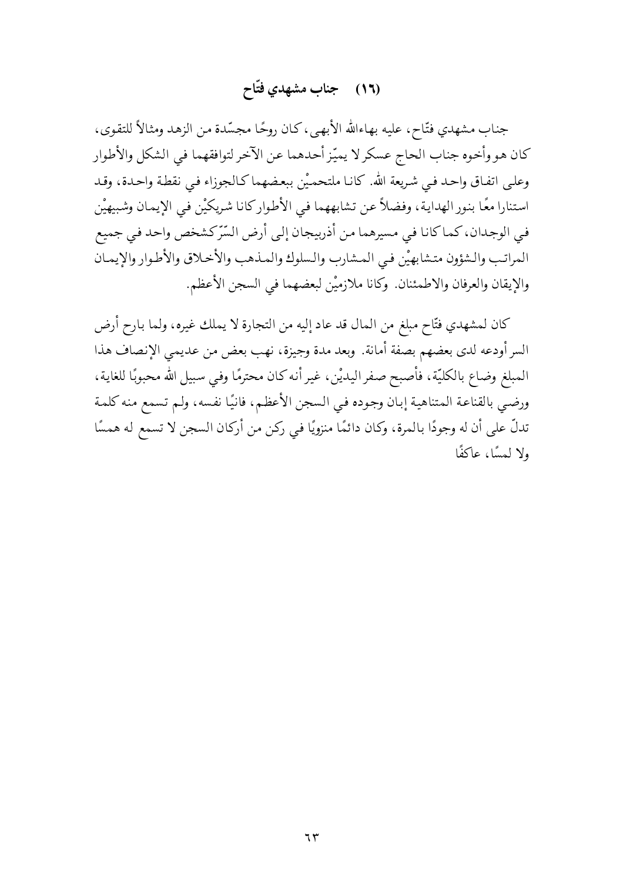## (١٦) جناب مشهدي فتّاح

جناب مشهدي فتّاح، عليه بهاءالله الأبهى، كان روحًا مجسّدة من الزهد ومثالاً للتقوى، كان هو وأخوه جناب الحاج عسكر لا يميّز أحدهما عن الآخر لتوافقهما في الشكل والأطوار وعلى اتفاق واحد في شريعة الله. كانا ملتحميْن ببعضهما كالجوزاء في نقطة واحدة، وقد استنارا معًا بنور الهداية، وفضلاً عن تشابههما في الأطوار كانا شريكيْن في الإيمان وشبيهيْن في الوجدان، كما كانا في مسيرهما من أذربيجان إلى أرض السّرّ كشخص واحد في جميع المراتب والشؤون متشابهيْن في المشارب والسلوك والمذهب والأخلاق والأطوار والإيمان والإيقان والعرفان والاطمئنان. وكانا ملازميْن لبعضهما في السجن الأعظم.

كان لمشهدي فتّاح مبلغ من المال قد عاد إليه من التجارة لا يملك غيره، ولما بارح أرض السر أودعه لدى بعضهم بصفة أمانة. وبعد مدة وجيزة، نهب بعض من عديمي الإنصاف هذا المبلغ وضاع بالكليّة، فأصبح صفر اليديْن، غير أنه كان محترمًا وفي سبيل الله محبوبًا للغاية، ورضي بالقناعة المتناهية إبان وجوده في السجن الأعظم، فانيًا نفسه، ولم تسمع منه كلمة تدلّ على أن له وجودًا بالمرة، وكان دائمًا منزويًا في ركن من أركان السجن لا تسمع له همسًا ولا لمسًا، عاكفًا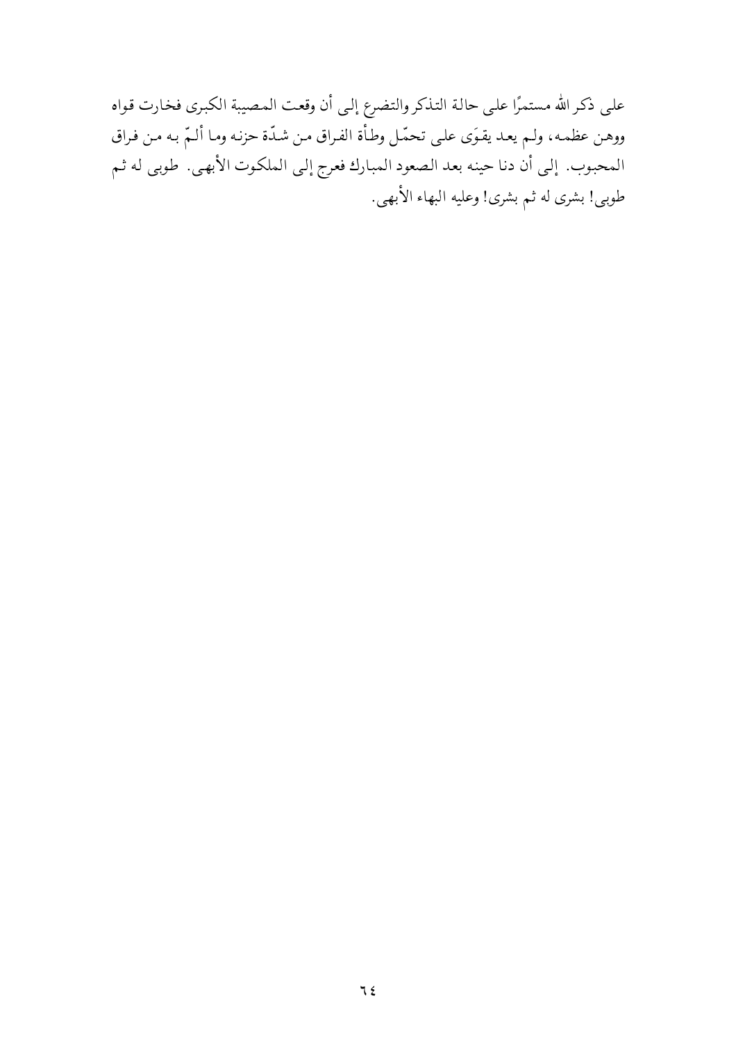على ذكر الله مستمرًا على حالة التذكر والتضرع إلى أن وقعت المصيبة الكبرى فخارت قواه ووهن عظمه، ولم يعد يقوَى على تحمّل وطأة الفراق من شدّة حزنه وما ألمّ به من فراق المحبوب. إلى أن دنا حينه بعد الصعود المبارك فعرج إلى الملكوت الأبهى. طوبى له ثم طوبى! بشرى له ثم بشرى! وعليه البهاء الأبهى.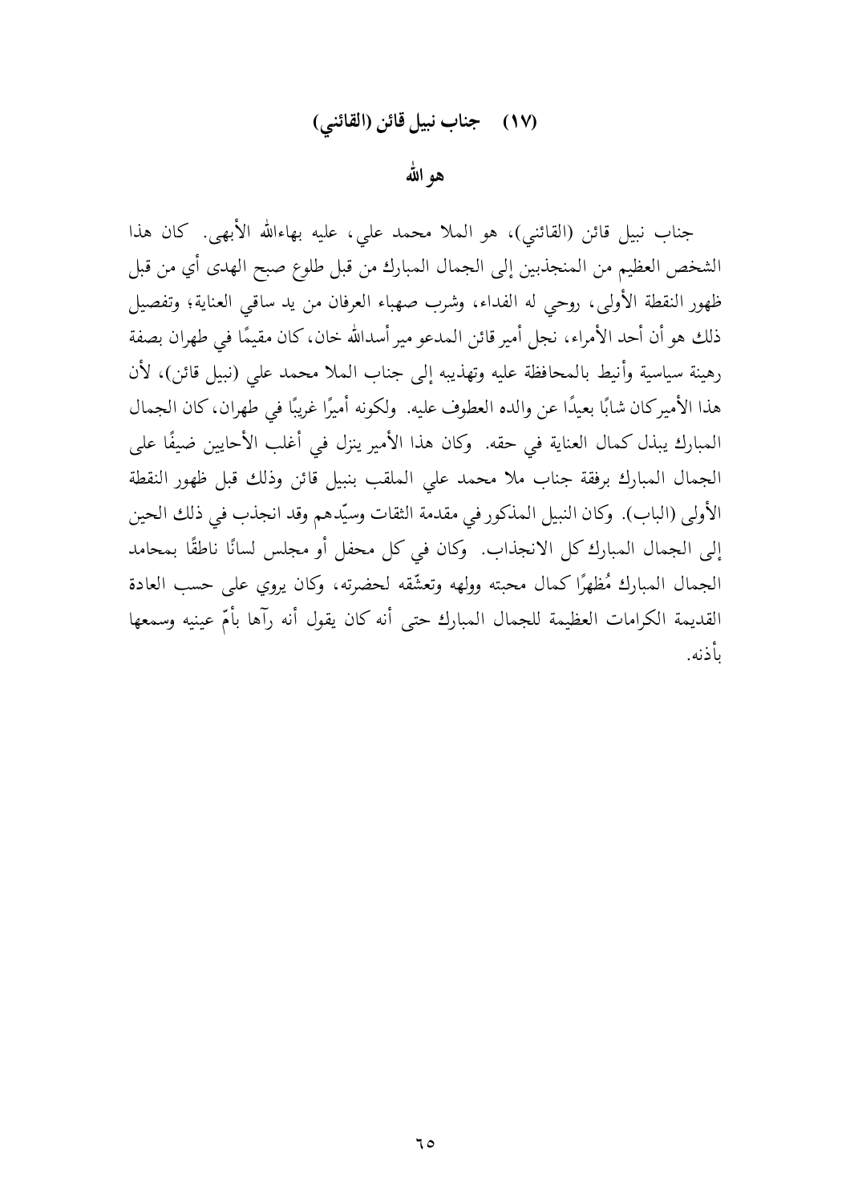## (١٧) جناب نبيل قائن (القائني)

### هو الله

جناب نبيل قائن (القائني)، هو الملا محمد علي، عليه بهاءالله الأبهى. كان هذا الشخص العظيم من المنجذبين إلى الجمال المبارك من قبل طلوع صبح الهدى أي من قبل ظهور النقطة الأولى، روحي له الفداء، وشرب صهباء العرفان من يد ساقي العناية؛ وتفصيل ذلك هو أن أحد الأمراء، نجل أمير قائن المدعو مير أسدالله خان، كان مقيمًا في طهران بصفة رهينة سياسية وأنيط بالمحافظة عليه وتهذيبه إلى جناب الملا محمد علي (نبيل قائن)، لأن هذا الأمير كان شابًا بعيدًا عن والده العطوف عليه. ولكونه أميرًا غريبًا في طهران، كان الجمال المبارك يبذل كمال العناية في حقه. وكان هذا الأمير ينزل في أغلب الأحايين ضيفًا على الجمال المبارك برفقة جناب ملا محمد علي الملقب بنبيل قائن وذلك قبل ظهور النقطة الأولى (الباب). وكان النبيل المذكور في مقدمة الثقات وسيّدهم وقد انجذب في ذلك الحين إلى الجمال المبارك كل الانجذاب. وكان في كل محفل أو مجلس لسانًا ناطقًا بمحامد الجمال المبارك مُظهرًا كمال محبته وولهه وتعشّقه لحضرته، وكان يروي على حسب العادة القديمة الكرامات العظيمة للجمال المبارك حتى أنه كان يقول أنه رآها بأمّ عينيه وسمعها بأذنه.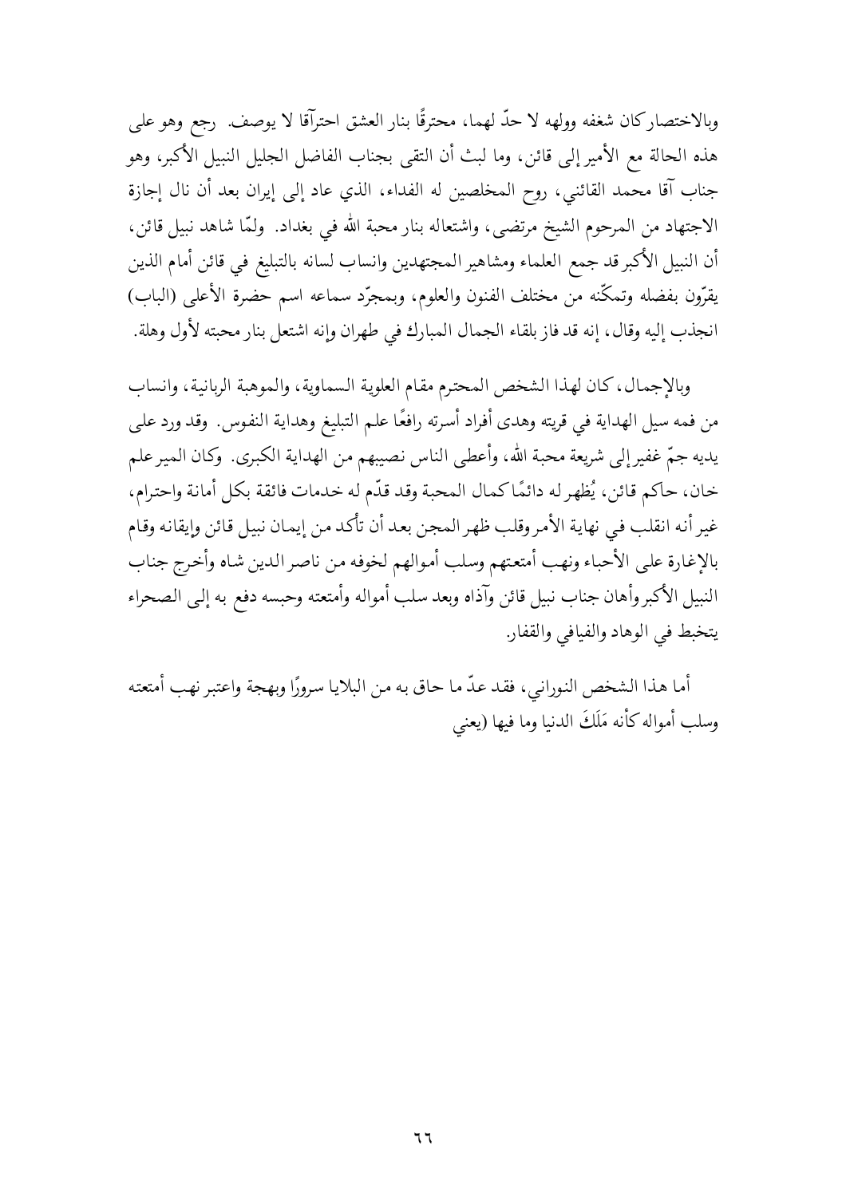وبالاختصار كان شغفه وولهه لا حدّ لهما، محترقًا بنار العشق احتراقا لا يوصف. رجع وهو على هذه الحالة مع الأمير إلى قائن، وما لبث أن التقى بجناب الفاضل الجليل النبيل الأكبر، وهو جناب آقا محمد القائني، روح المخلصين له الفداء، الذي عاد إلى إيران بعد أن نال إجازة الاجتهاد من المرحوم الشيخ مرتضى، واشتعاله بنار محبة الله في بغداد. ولمّا شاهد نبيل قائن، أن النبيل الأكبر قد جمع العلماء ومشاهير المجتهدين وانساب لسانه بالتبليغ في قائن أمام الذين يقرّون بفضله وتمكّنه من مختلف الفنون والعلوم، وبمجرّد سماعه اسم حضرة الأعلى (الباب) انجذب إليه وقال، إنه قد فاز بلقاء الجمال المبارك في طهران وإنه اشتعل بنار محبته لأول وهلة.

وبالإجمال، كان لهذا الشخص المحترم مقام العلوية السماوية، والموهبة الربانية، وانساب من فمه سيل الهداية في قريته وهدى أفراد أسرته رافعًا علم التبليغ وهداية النفوس. وقد ورد على يديه جمّ غفير إلى شريعة محبة الله، وأعطى الناس نصيبهم من الهداية الكبرى. وكان المير علم خان، حاكم قائن، يُظهر له دائمًا كمال المحبة وقد قدّم له خدمات فائقة بكل أمانة واحترام، غير أنه انقلب في نهاية الأمر وقلب ظهر المجن بعد أن تأكد من إيمان نبيل قائن وإيقانه وقام بالإغارة على الأحباء ونهب أمتعتهم وسلب أموالهم لخوفه من ناصر الدين شاه وأخرج جناب النبيل الأكبر وأهان جناب نبيل قائن وآذاه وبعد سلب أمواله وأمتعته وحبسه دفع به إلى الصحراء يتخبط في الوهاد والفيافي والقفار.

أما هذا الشخص النوراني، فقد عدّ ما حاق به من البلايا سرورًا وبهجة واعتبر نهب أمتعته وسلب أمواله كأنه مَلَكَ الدنيا وما فيها (يعني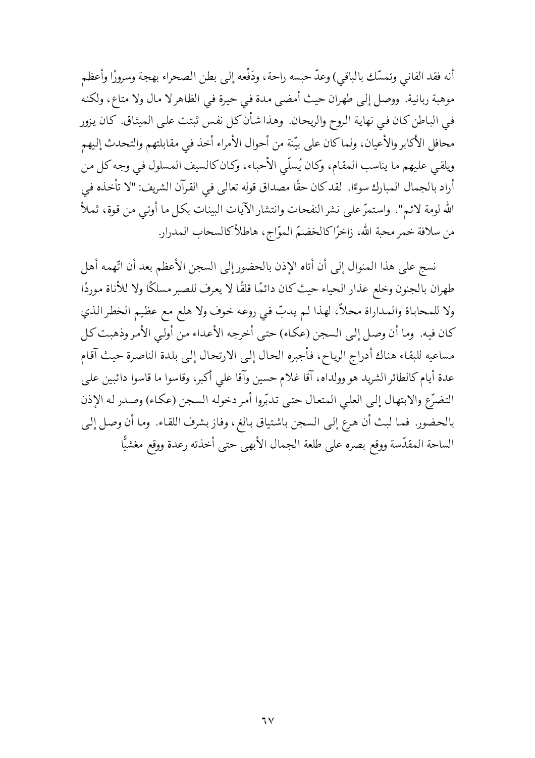أنه فقد الفاني وتمسّك بالباقي) وعدّ حبسه راحة، ودَفْعه إلى بطن الصحراء بهجة وسرورًا وأعظم موهبة ربانية. ووصل إلى طهران حيث أمضى مدة في حيرة في الظاهر لا مال ولا متاع، ولكنه في الباطن كان في نهاية الروح والريحان. وهذا شأن كل نفس ثبتت على الميثاق. كان يزور محافل الأكابر والأعيان، ولما كان على بيّنة من أحوال الأمراء أخذ في مقابلتهم والتحدث إليهم ويلقي عليهم ما يناسب المقام، وكان يُسلّي الأحباء، وكان كالسيف المسلول في وجه كل من أراد بالجمال المبارك سوءًا. لقد كان حقًا مصداق قوله تعالى في القرآن الشريف: "لا تأخذه في الله لومة لائم". واستمرّ على نشر النفحات وانتشار الآيات البينات بكل ما أوتي من قوة، ثملاً من سلافة خمر محبة الله، زاخرًا كالخضمّ الموّاج، هاطلاً كالسحاب المدرار.

نسج على هذا المنوال إلى أن أتاه الإذن بالحضور إلى السجن الأعظم بعد أن اتّهمه أهل طهران بالجنون وخلع عذار الحياء حيث كان دائمًا قلقًا لا يعرف للصبر مسلكًا ولا للأناة موردًا ولا للمحاباة والمداراة محلاً، لهذا لم يدبّ في روعه خوف ولا هلع مع عظيم الخطر الذي كان فيه. وما أن وصل إلى السجن (عكاء) حتى أخرجه الأعداء من أولي الأمر وذهبت كل مساعيه للبقاء هناك أدراج الرياح، فأجبره الحال إلى الارتحال إلى بلدة الناصرة حيث آقام عدة أيام كالطائر الشريد هو وولداه، آقا غلام حسين وآقا علي أكبر، وقاسوا ما قاسوا دائبين على التضرّع والابتهال إلى العلي المتعال حتى تدبّروا أمر دخوله السجن (عكاء) وصدر له الإذن بالحضور. فما لبث أن هرع إلى السجن باشتياق بالغ، وفاز بشرف اللقاء. وما أن وصل إلى الساحة المقدّسة ووقع بصره على طلعة الجمال الأبهى حتى أخذته رعدة ووقع مغشيًّا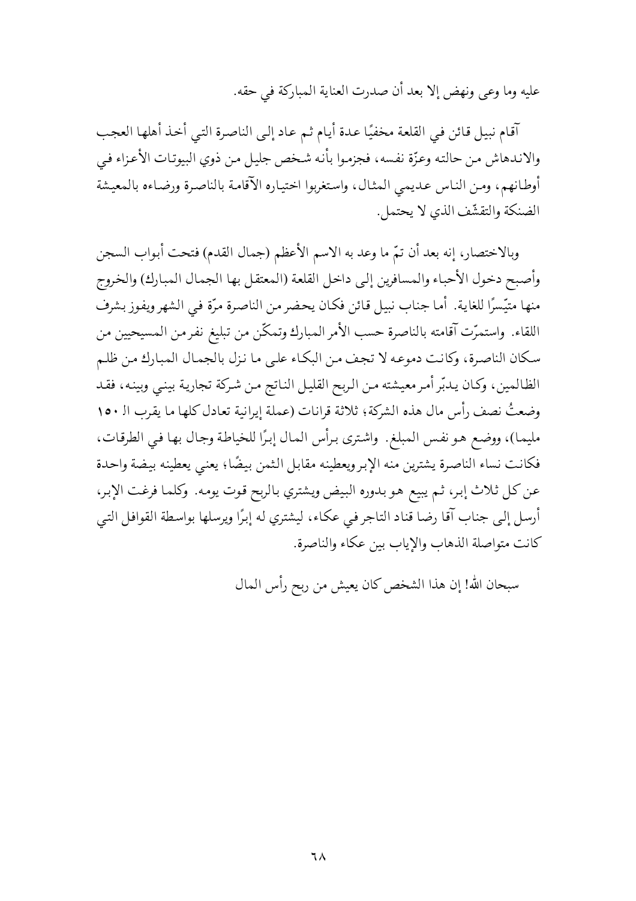عليه وما وعى ونهض إلا بعد أن صدرت العناية المباركة في حقه.

آقام نبيل قائن في القلعة مخفيًا عدة أيام ثم عاد إلى الناصرة التي أخذ أهلها العجب والاندهاش من حالته وعزّة نفسه، فجزموا بأنه شخص جليل من ذوي البيوتات الأعزاء في أوطانهم، ومن الناس عديمي المثال، واستغربوا اختياره الآقامة بالناصرة ورضاءه بالمعيشة الضنكة والتقشّف الذي لا يحتمل.

وبالاختصار، إنه بعد أن تمّ ما وعد به الاسم الأعظم (جمال القدم) فتحت أبواب السجن وأصبح دخول الأحباء والمسافرين إلى داخل القلعة (المعتقل بها الجمال المبارك) والخروج منها متيّسرًا للغاية. أما جناب نبيل قائن فكان يحضر من الناصرة مرّة في الشهر ويفوز بشرف اللقاء. واستمرّت آقامته بالناصرة حسب الأمر المبارك وتمكّن من تبليغ نفر من المسيحيين من سكان الناصرة، وكانت دموعه لا تجف من البكاء على ما نزل بالجمال المبارك من ظلم الظالمين، وكان يدبّر أمر معيشته من الربح القليل الناتج من شركة تجارية بيني وبينه، فقد وضعتُ نصف رأس مال هذه الشركة؛ ثلاثة قرانات (عملة إيرانية تعادل كلها ما يقرب الـ ١٥٠ مليما)، ووضع هو نفس المبلغ. واشترى برأس المال إبرًا للخياطة وجال بها في الطرقات، فكانت نساء الناصرة يشترين منه الإبر ويعطينه مقابل الثمن بيضًا؛ يعني يعطينه بيضة واحدة عن كل ثلاث إبر، ثم يبيع هو بدوره البيض ويشتري بالربح قوت يومه. وكلما فرغت الإبر، أرسل إلى جناب آقا رضا قناد التاجر في عكاء، ليشتري له إبرًا ويرسلها بواسطة القوافل التي كانت متواصلة الذهاب والإياب بين عكاء والناصرة.

سبحان الله! إن هذا الشخص كان يعيش من ربح رأس المال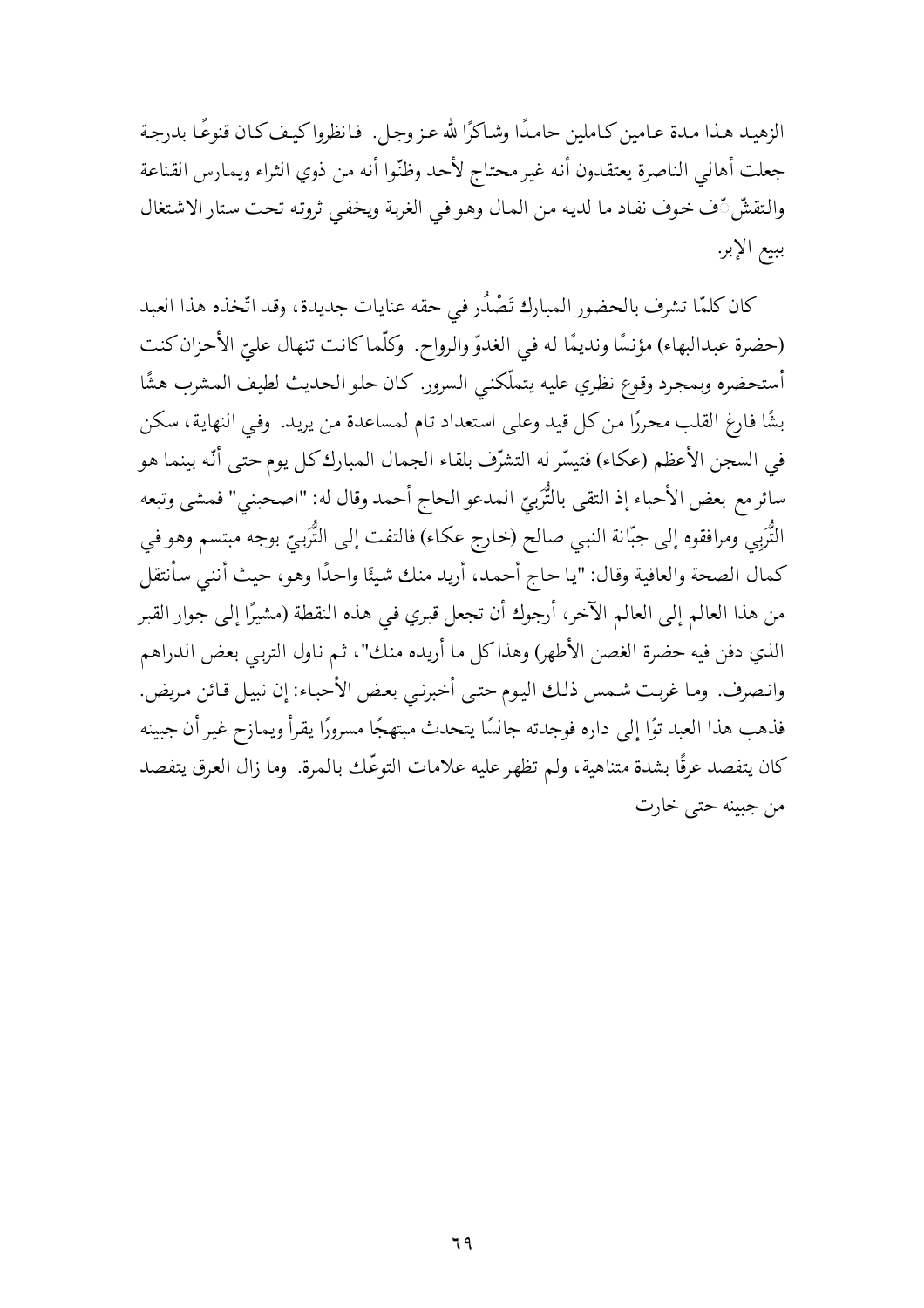الزهيد هذا مدة عامين كاملين حامدًا وشاكرًا لله عز وجل. فانظروا كيف كان قنوعًا بدرجة جعلت أهالي الناصرة يعتقدون أنه غير محتاج لأحد وظنّوا أنه من ذوي الثراء ويمارس القناعة والتقشّف خوف نفاد ما لديه من المال وهو في الغربة ويخفي ثروته تحت ستار الاشتغال ببيع الإبر.

كان كلمّا تشرف بالحضور المبارك تَصْدُر في حقه عنايات جديدة، وقد اتّخذه هذا العبد (حضرة عبدالبهاء) مؤنسًا ونديمًا له في الغدوّ والرواح. وكلّما كانت تنهال عليّ الأحزان كنت أستحضره وبمجرد وقوع نظري عليه يتملّكني السرور. كان حلو الحديث لطيف المشرب هشًّا بشًّا فارغ القلب محررًا من كل قيد وعلى استعداد تام لمساعدة من يريد. وفي النهاية، سكن في السجن الأعظم (عكاء) فتيسّر له التشرّف بلقاء الجمال المبارك كل يوم حتى أنّه بينما هو سائر مع بعض الأحباء إذ التقى بالتُّربيّ المدعو الحاج أحمد وقال له: "اصحبني" فمشى وتبعه التُّربي ومرافقوه إلى جبّانة النبي صالح (خارج عكاء) فالتفت إلى التُّربيّ بوجه مبتسم وهو في كمال الصحة والعافية وقال: "يا حاج أحمد، أريد منك شيئًا واحدًا وهو، حيث أنني سأنتقل من هذا العالم إلى العالم الآخر، أرجوك أن تجعل قبري في هذه النقطة (مشيرًا إلى جوار القبر الذي دفن فيه حضرة الغصن الأطهر) وهذا كل ما أريده منك"، ثم ناول التربي بعض الدراهم وانصرف. وما غربت شمس ذلك اليوم حتى أخبرني بعض الأحباء: إن نبيل قائن مريض. فذهب هذا العبد توًا إلى داره فوجدته جالسًا يتحدث مبتهجًا مسرورًا يقرأ ويمازح غير أن جبينه كان يتفصد عرقًا بشدة متناهية، ولم تظهر عليه علامات التوعّك بالمرة. وما زال العرق يتفصد من جبينه حتى خارت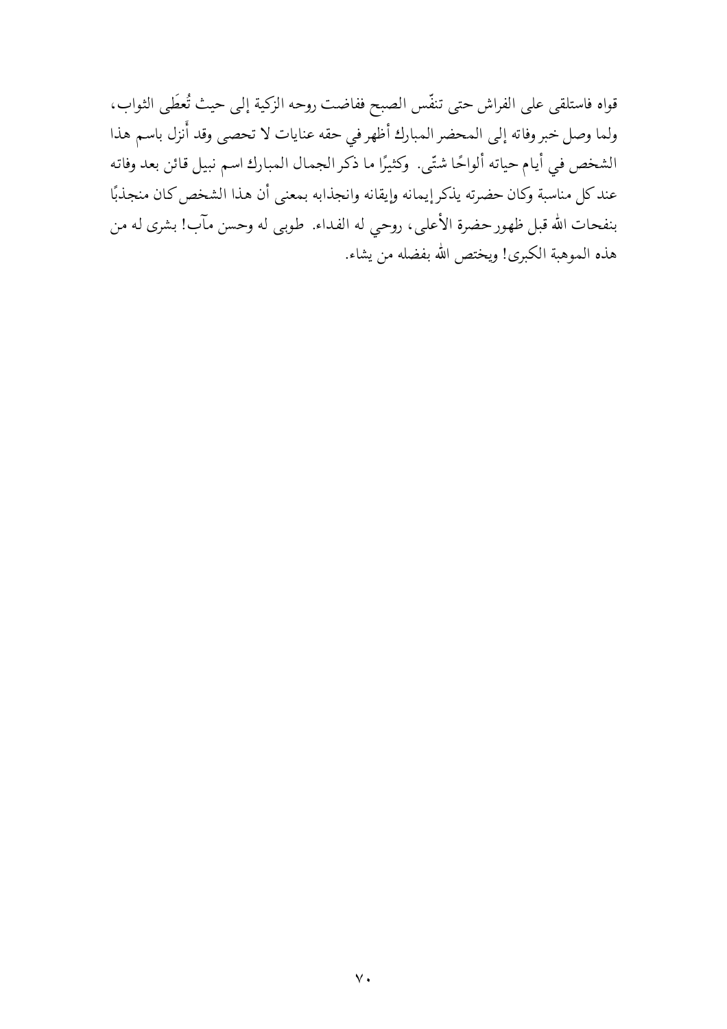قواه فاستلقى على الفراش حتى تنفّس الصبح ففاضت روحه الزكية إلى حيث تُعطَى الثواب، ولما وصل خبر وفاته إلى المحضر المبارك أظهر في حقه عنايات لا تحصى وقد أُنزل باسم هذا الشخص في أيام حياته ألواحًا شتّى. وكثيرًا ما ذكر الجمال المبارك اسم نبيل قائن بعد وفاته عند كل مناسبة وكان حضرته يذكر إيمانه وإيقانه وانجذابه بمعنى أن هذا الشخص كان منجذبًا بنفحات الله قبل ظهور حضرة الأعلى، روحي له الفداء. طوبى له وحسن مآب! بشرى له من هذه الموهبة الكبرى! ويختص الله بفضله من يشاء.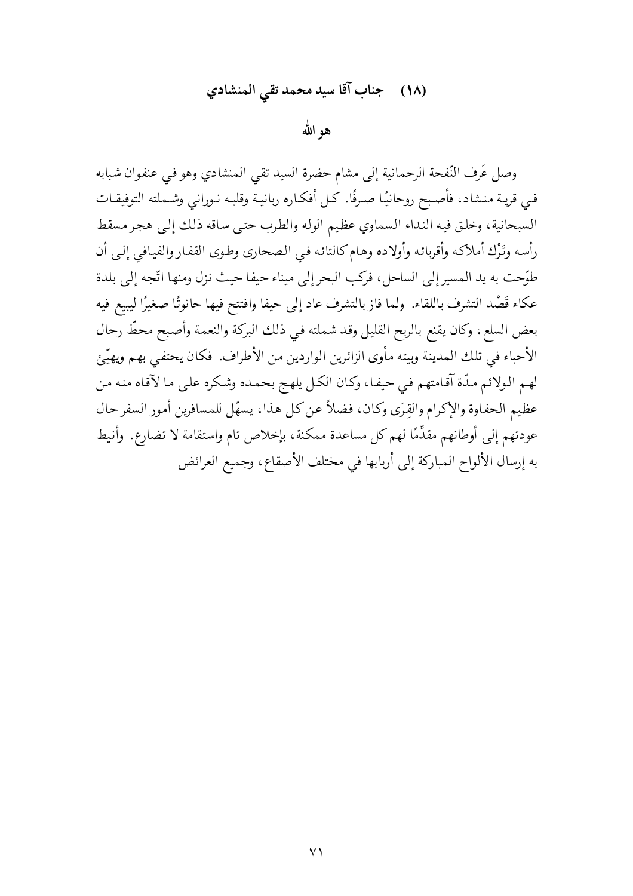## (١٨) جناب آقا سيد محمد تقي المنشادي

### هو الله

وصل عَرف النّفحة الرحمانية إلى مشام حضرة السيد تقي المنشادي وهو في عنفوان شبابه في قرية منشاد، فأصبح روحانيًا صرفًا. كل أفكاره ربانية وقلبه نوراني وشملته التوفيقات السبحانية، وخلق فيه النداء السماوي عظيم الوله والطرب حتى ساقه ذلك إلى هجر مسقط رأسه وتَرْك أملاكه وأقربائه وأولاده وهام كالتائه في الصحارى وطوى القفار والفيافي إلى أن طوّحت به يد المسير إلى الساحل، فركب البحر إلى ميناء حيفا حيث نزل ومنها اتّجه إلى بلدة عكاء قَصْد التشرف باللقاء. ولما فاز بالتشرف عاد إلى حيفا وافتتح فيها حانوتًا صغيرًا ليبيع فيه بعض السلع، وكان يقنع بالربح القليل وقد شملته في ذلك البركة والنعمة وأصبح محطّ رحال الأحباء في تلك المدينة وبيته مأوى الزائرين الواردين من الأطراف. فكان يحتفي بهم ويهيّئ لهم الولائم مدّة آقامتهم في حيفا، وكان الكل يلهج بحمده وشكره على ما لآقاه منه من عظيم الحفاوة والإكرام والقِرَى وكان، فضلاً عن كل هذا، يسهّل للمسافرين أمور السفر حال عودتهم إلى أوطانهم مقدِّمًا لهم كل مساعدة ممكنة، بإخلاص تام واستقامة لا تضارع. وأنيط به إرسال الألواح المباركة إلى أربابها في مختلف الأصقاع، وجميع العرائض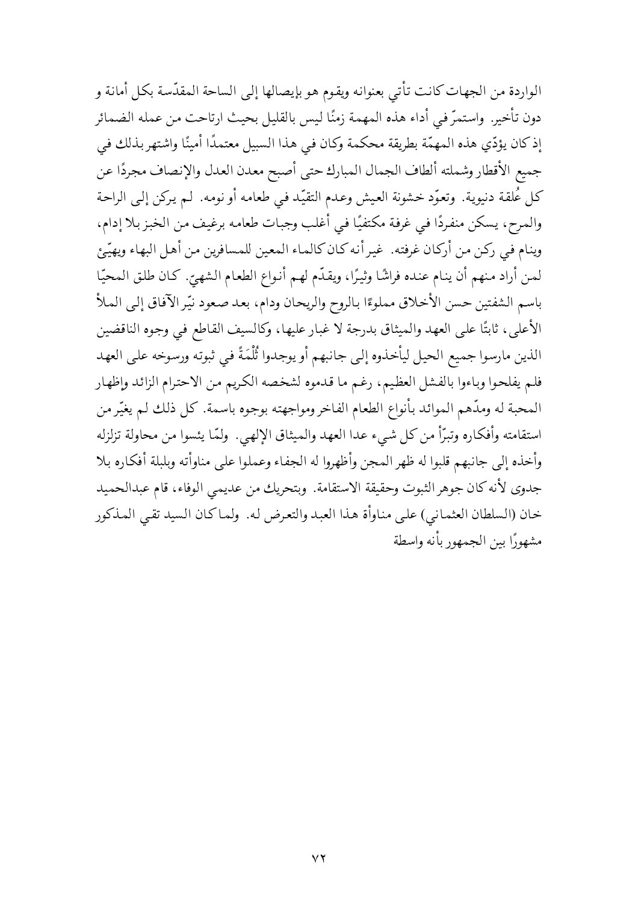الواردة من الجهات كانت تأتي بعنوانه ويقوم هو بإيصالها إلى الساحة المقدّسة بكل أمانة و دون تأخير. واستمرّ في أداء هذه المهمة زمنًا ليس بالقليل بحيث ارتاحت من عمله الضمائر إذ كان يؤدّي هذه المهمّة بطريقة محكمة وكان في هذا السبيل معتمدًا أمينًا واشتهر بذلك في جميع الأقطار وشملته ألطاف الجمال المبارك حتى أصبح معدن العدل والإنصاف مجردًا عن كل عُلقة دنيوية. وتعوّد خشونة العيش وعدم التقيّد في طعامه أو نومه. لم يركن إلى الراحة والمرح، يسكن منفردًا في غرفة مكتفيًا في أغلب وجبات طعامه برغيف من الخبز بلا إدام، وينام في ركن من أركان غرفته. غير أنه كان كالماء المعين للمسافرين من أهل البهاء ويهيّئ لمن أراد منهم أن ينام عنده فراشًا وثيرًا، ويقدّم لهم أنواع الطعام الشهيّ. كان طلق المحيّا باسم الشفتين حسن الأخلاق مملوءًا بالروح والريحان ودام، بعد صعود نيّر الآفاق إلى الملأ الأعلى، ثابتًا على العهد والميثاق بدرجة لا غبار عليها، وكالسيف القاطع في وجوه الناقضين الذين مارسوا جميع الحيل ليأخذوه إلى جانبهم أو يوجدوا ثُلْمَةً في ثبوته ورسوخه على العهد فلم يفلحوا وباءوا بالفشل العظيم، رغم ما قدموه لشخصه الكريم من الاحترام الزائد وإظهار المحبة له ومدّهم الموائد بأنواع الطعام الفاخر ومواجهته بوجوه باسمة. كل ذلك لم يغيّر من استقامته وأفكاره وتبرّأ من كل شيء عدا العهد والميثاق الإلهي. ولمّا يئسوا من محاولة تزلزله وأخذه إلى جانبهم قلبوا له ظهر المجن وأظهروا له الجفاء وعملوا على مناوأته وبلبلة أفكاره بلا جدوى لأنه كان جوهر الثبوت وحقيقة الاستقامة. وبتحريك من عديمي الوفاء، قام عبدالحميد خان (السلطان العثماني) على مناوأة هذا العبد والتعرض له. ولما كان السيد تقي المذكور مشهورًا بين الجمهور بأنه واسطة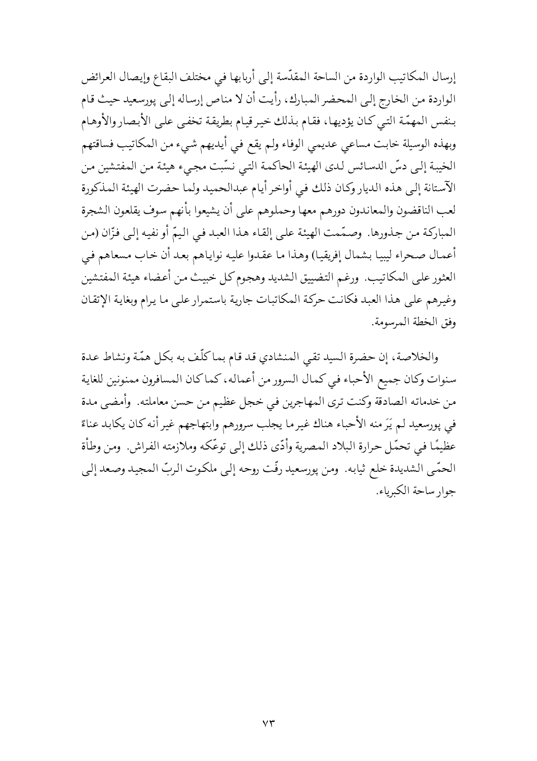إرسال المكاتيب الواردة من الساحة المقدّسة إلى أربابها في مختلف البقاع وإيصال العرائض الواردة من الخارج إلى المحضر المبارك، رأيت أن لا مناص إرساله إلى پورسعيد حيث قام بنفس المهمّة التي كان يؤديها، فقام بذلك خير قيام بطريقة تخفى على الأبصار والأوهام وبهذه الوسيلة خابت مساعي عديمي الوفاء ولم يقع في أيديهم شيء من المكاتيب فساقتهم الخيبة إلى دسّ الدسائس لدى الهيئة الحاكمة التي نسّبت مجيء هيئة من المفتشين من الآستانة إلى هذه الديار وكان ذلك في أواخر أيام عبدالحميد ولما حضرت الهيئة المذكورة لعب الناقضون والمعاندون دورهم معها وحملوهم على أن يشيعوا بأنهم سوف يقلعون الشجرة المباركة من جذورها. وصمّمت الهيئة على إلقاء هذا العبد في اليمّ أو نفيه إلى فزّان (من أعمال صحراء ليبيا بشمال إفريقيا) وهذا ما عقدوا عليه نواياهم بعد أن خاب مسعاهم في العثور على المكاتيب. ورغم التضييق الشديد وهجوم كل خبيث من أعضاء هيئة المفتشين وغيرهم على هذا العبد فكانت حركة المكاتبات جارية باستمرار على ما يرام وبغاية الإتقان وفق الخطة المرسومة.

والخلاصة، إن حضرة السيد تقي المنشادي قد قام بما كلّف به بكل همّة ونشاط عدة سنوات وكان جميع الأحباء في كمال السرور من أعماله، كما كان المسافرون ممنونين للغاية من خدماته الصادقة وكنت ترى المهاجرين في خجل عظيم من حسن معاملته. وأمضى مدة في پورسعيد لم يَرَ منه الأحباء هناك غير ما يجلب سرورهم وابتهاجهم غير أنه كان يكابد عناءً عظيمًا في تحمّل حرارة البلاد المصرية وأدّى ذلك إلى توعّكه وملازمته الفراش. ومن وطأة الحمّى الشديدة خلع ثيابه. ومن پورسعيد رفّت روحه إلى ملكوت الربّ المجيد وصعد إلى جوار ساحة الكبرياء.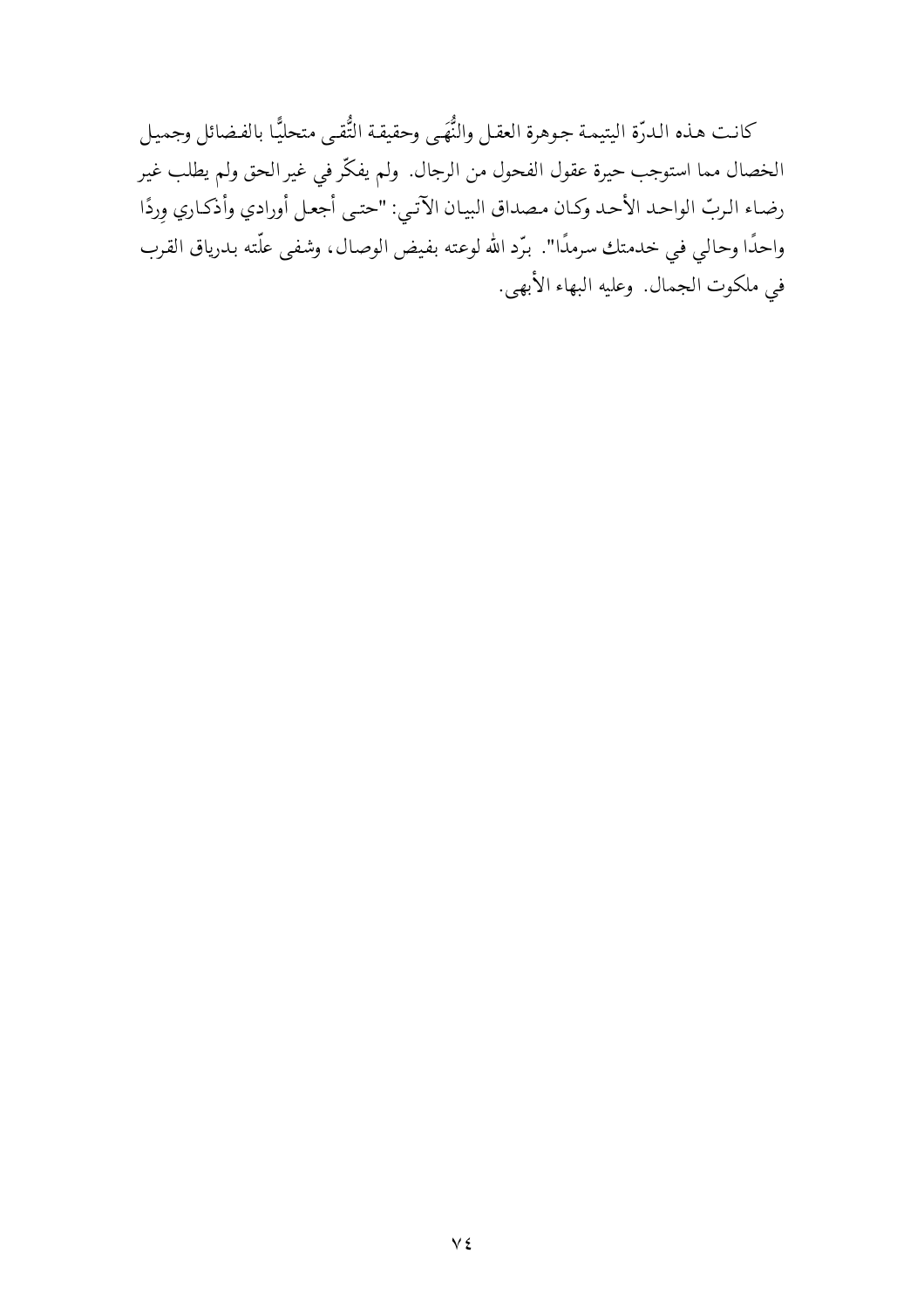كانت هذه الدرّة اليتيمة جوهرة العقل والنُّهَى وحقيقة التُّقى متحليًّا بالفضائل وجميل الخصال مما استوجب حيرة عقول الفحول من الرجال. ولم يفكّر في غير الحق ولم يطلب غير رضاء الربّ الواحد الأحد وكان مصداق البيان الآتي: "حتى أجعل أورادي وأذكاري وِردًا واحدًا وحالي في خدمتك سرمدًا". برّد الله لوعته بفيض الوصال، وشفى علّته بدرياق القرب في ملكوت الجمال. وعليه البهاء الأبهى.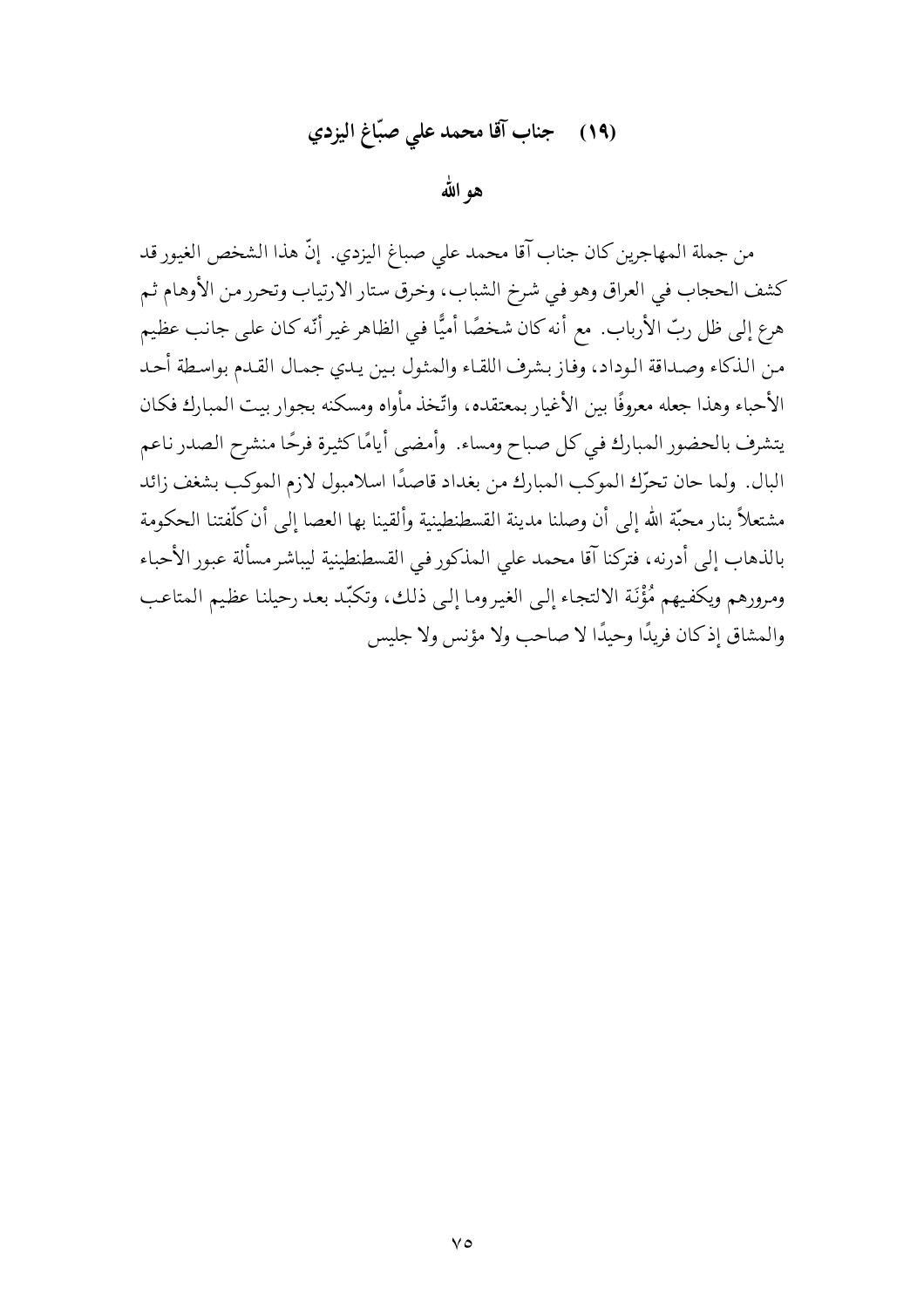## (١٩) جناب آقا محمد علي صبّاغ اليزدي

### هو الله

من جملة المهاجرين كان جناب آقا محمد علي صباغ اليزدي. إنّ هذا الشخص الغيور قد كشف الحجاب في العراق وهو في شرخ الشباب، وخرق ستار الارتياب وتحرر من الأوهام ثم هرع إلى ظل ربّ الأرباب. مع أنه كان شخصًا أميًّا في الظاهر غير أنّه كان على جانب عظيم من الذكاء وصداقة الوداد، وفاز بشرف اللقاء والمثول بين يدي جمال القدم بواسطة أحد الأحباء وهذا جعله معروفًا بين الأغيار بمعتقده، واتّخذ مأواه ومسكنه بجوار بيت المبارك فكان يتشرف بالحضور المبارك في كل صباح ومساء. وأمضى أيامًا كثيرة فرحًا منشرح الصدر ناعم البال. ولما حان تحرّك الموكب المبارك من بغداد قاصدًا اسلامبول لازم الموكب بشغف زائد مشتعلاً بنار محبّة الله إلى أن وصلنا مدينة القسطنطينية وألقينا بها العصا إلى أن كلّفتنا الحكومة بالذهاب إلى أدرنه، فتركنا آقا محمد علي المذكور في القسطنطينية ليباشر مسألة عبور الأحباء ومرورهم ويكفيهم مُؤْنَة الالتجاء إلى الغير وما إلى ذلك، وتكبّد بعد رحيلنا عظيم المتاعب والمشاق إذ كان فريدًا وحيدًا لا صاحب ولا مؤنس ولا جليس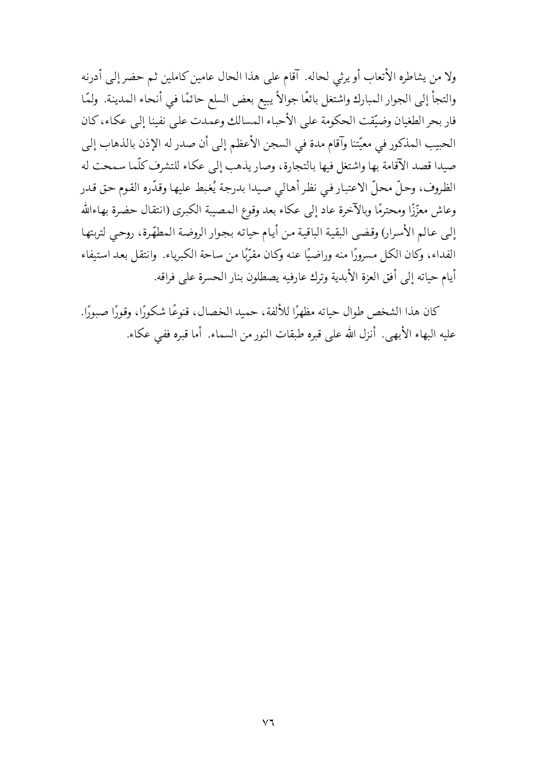ولا من يشاطره الأتعاب أو يرثي لحاله. آقام على هذا الحال عامين كاملين ثم حضر إلى أدرنه والتجأ إلى الجوار المبارك واشتغل بائعًا جوالاً يبيع بعض السلع حائمًا في أنحاء المدينة. ولمّا فار بحر الطغيان وضيّقت الحكومة على الأحباء المسالك وعمدت على نفينا إلى عكاء، كان الحبيب المذكور في معيّتنا وآقام مدة في السجن الأعظم إلى أن صدر له الإذن بالذهاب إلى صيدا قصد الآقامة بها واشتغل فيها بالتجارة، وصار يذهب إلى عكاء للتشرف كلّما سمحت له الظروف، وحلّ محلّ الاعتبار في نظر أهالي صيدا بدرجة يُغبط عليها وقدّره القوم حق قدر وعاش معزّزًا ومحترمًا وبالآخرة عاد إلى عكاء بعد وقوع المصيبة الكبرى (انتقال حضرة بهاءالله إلى عالم الأسرار) وقضى البقية الباقية من أيام حياته بجوار الروضة المطهّرة، روحي لتربتها الفداء، وكان الكل مسرورًا منه وراضيًا عنه وكان مقرّبًا من ساحة الكبرياء. وانتقل بعد استيفاء أيام حياته إلى أفق العزة الأبدية وترك عارفيه يصطلون بنار الحسرة على فراقه.

كان هذا الشخص طوال حياته مظهرًا للألفة، حميد الخصال، قنوعًا شكورًا، وقورًا صبورًا. عليه البهاء الأبهى. أنزل الله على قبره طبقات النور من السماء. أما قبره ففي عكاء.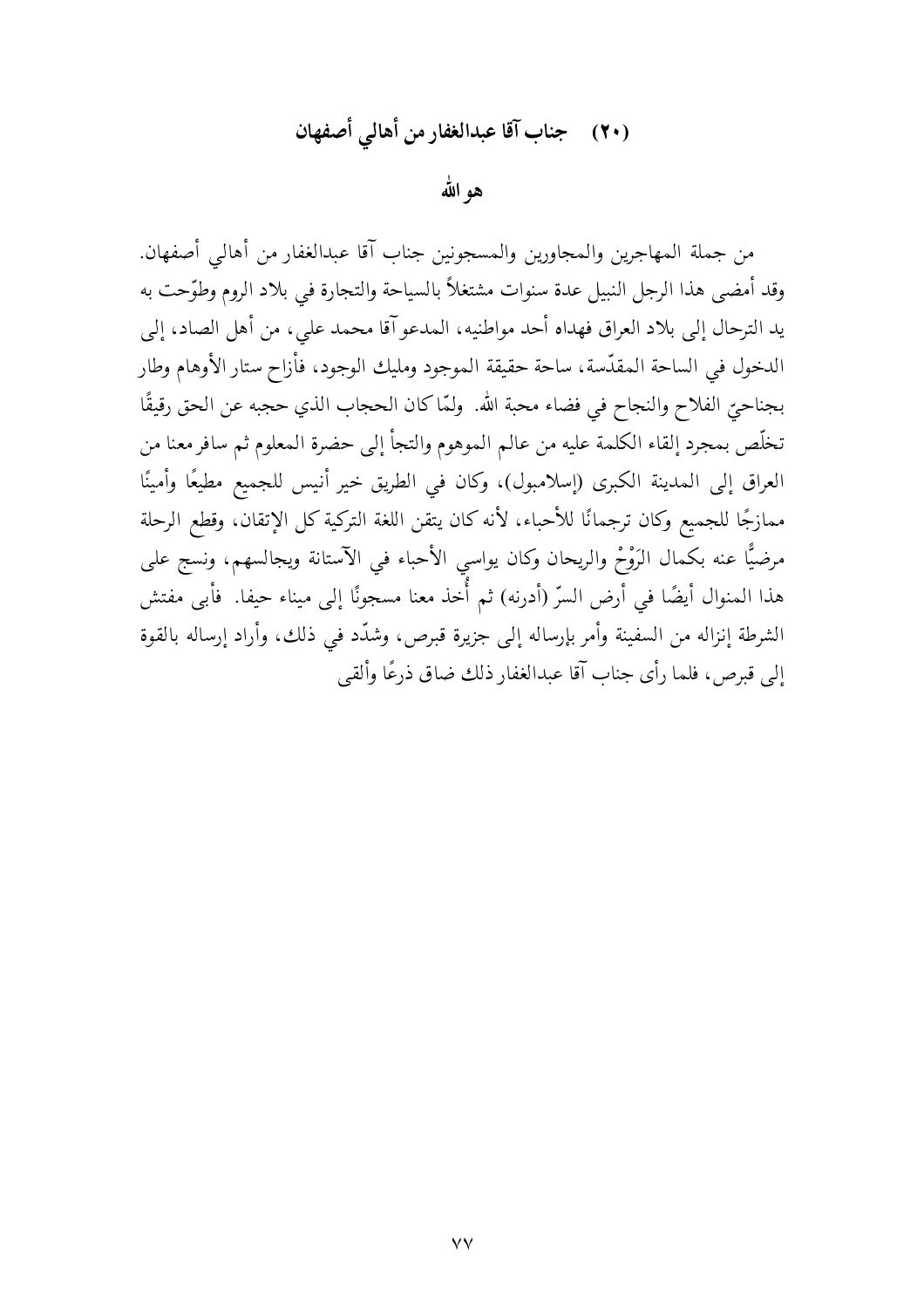## (٢٠) جناب آقا عبدالغفار من أهالي أصفهان

### هو الله

من جملة المهاجرين والمجاورين والمسجونين جناب آقا عبدالغفار من أهالي أصفهان. وقد أمضى هذا الرجل النبيل عدة سنوات مشتغلاً بالسياحة والتجارة في بلاد الروم وطوّحت به يد الترحال إلى بلاد العراق فهداه أحد مواطنيه، المدعو آقا محمد علي، من أهل الصاد، إلى الدخول في الساحة المقدّسة، ساحة حقيقة الموجود ومليك الوجود، فأزاح ستار الأوهام وطار بجناحيّ الفلاح والنجاح في فضاء محبة الله. ولمّا كان الحجاب الذي حجبه عن الحق رقيقًا تخلّص بمجرد إلقاء الكلمة عليه من عالم الموهوم والتجأ إلى حضرة المعلوم ثم سافر معنا من العراق إلى المدينة الكبرى (إسلامبول)، وكان في الطريق خير أنيس للجميع مطيعًا وأمينًا ممازجًا للجميع وكان ترجمانًا للأحباء، لأنه كان يتقن اللغة التركية كل الإتقان، وقطع الرحلة مرضيًّا عنه بكمال الرَوْحْ والريحان وكان يواسي الأحباء في الآستانة ويجالسهم، ونسج على هذا المنوال أيضًا في أرض السرّ (أدرنه) ثم أُخذ معنا مسجونًا إلى ميناء حيفا. فأبى مفتش الشرطة إنزاله من السفينة وأمر بإرساله إلى جزيرة قبرص، وشدّد في ذلك، وأراد إرساله بالقوة إلى قبرص، فلما رأى جناب آقا عبدالغفار ذلك ضاق ذرعًا وألقى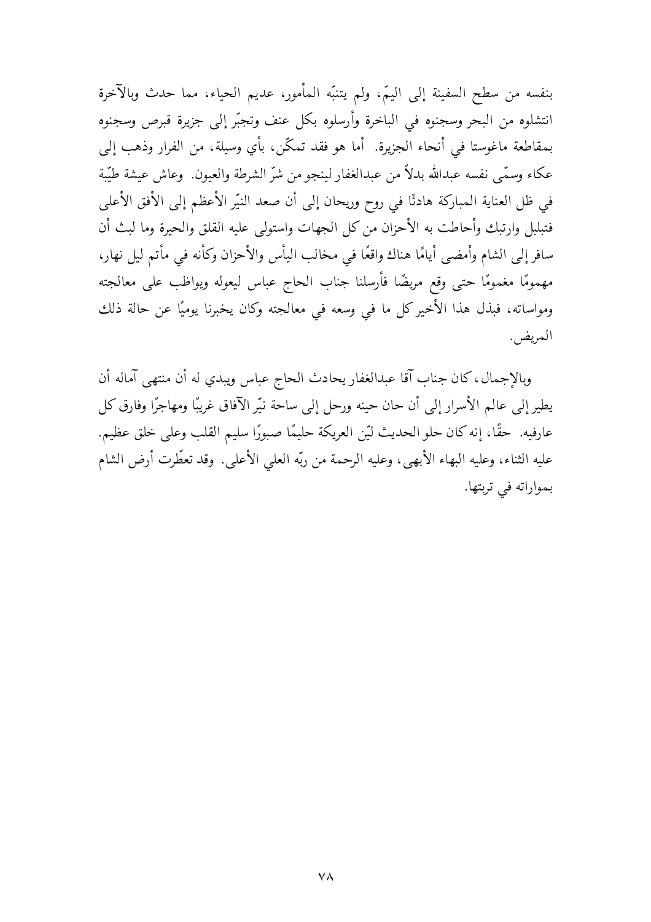بنفسه من سطح السفينة إلى اليمّ، ولم يتنبّه المأمور، عديم الحياء، مما حدث وبالآخرة انتشلوه من البحر وسجنوه في الباخرة وأرسلوه بكل عنف وتجبّر إلى جزيرة قبرص وسجنوه بمقاطعة ماغوستا في أنحاء الجزيرة. أما هو فقد تمكّن، بأي وسيلة، من الفرار وذهب إلى عكاء وسمّى نفسه عبدالله بدلاً من عبدالغفار لينجو من شرّ الشرطة والعيون. وعاش عيشة طيّبة في ظل العناية المباركة هادئًا في روح وريحان إلى أن صعد النيّر الأعظم إلى الأفق الأعلى فتبلبل وارتبك وأحاطت به الأحزان من كل الجهات واستولى عليه القلق والحيرة وما لبث أن سافر إلى الشام وأمضى أيامًا هناك واقعًا في مخالب اليأس والأحزان وكأنه في مأتم ليل نهار، مهمومًا مغمومًا حتى وقع مريضًا فأرسلنا جناب الحاج عباس ليعوله ويواظب على معالجته ومواساته، فبذل هذا الأخير كل ما في وسعه في معالجته وكان يخبرنا يوميًا عن حالة ذلك المريض.

وبالإجمال، كان جناب آقا عبدالغفار يحادث الحاج عباس ويبدي له أن منتهى آماله أن يطير إلى عالم الأسرار إلى أن حان حينه ورحل إلى ساحة نيّر الآفاق غريبًا ومهاجرًا وفارق كل عارفيه. حقًّا، إنه كان حلو الحديث ليّن العريكة حليمًا صبورًا سليم القلب وعلى خلق عظيم. عليه الثناء، وعليه البهاء الأبهى، وعليه الرحمة من ربّه العلي الأعلى. وقد تعطّرت أرض الشام بمواراته في تربتها.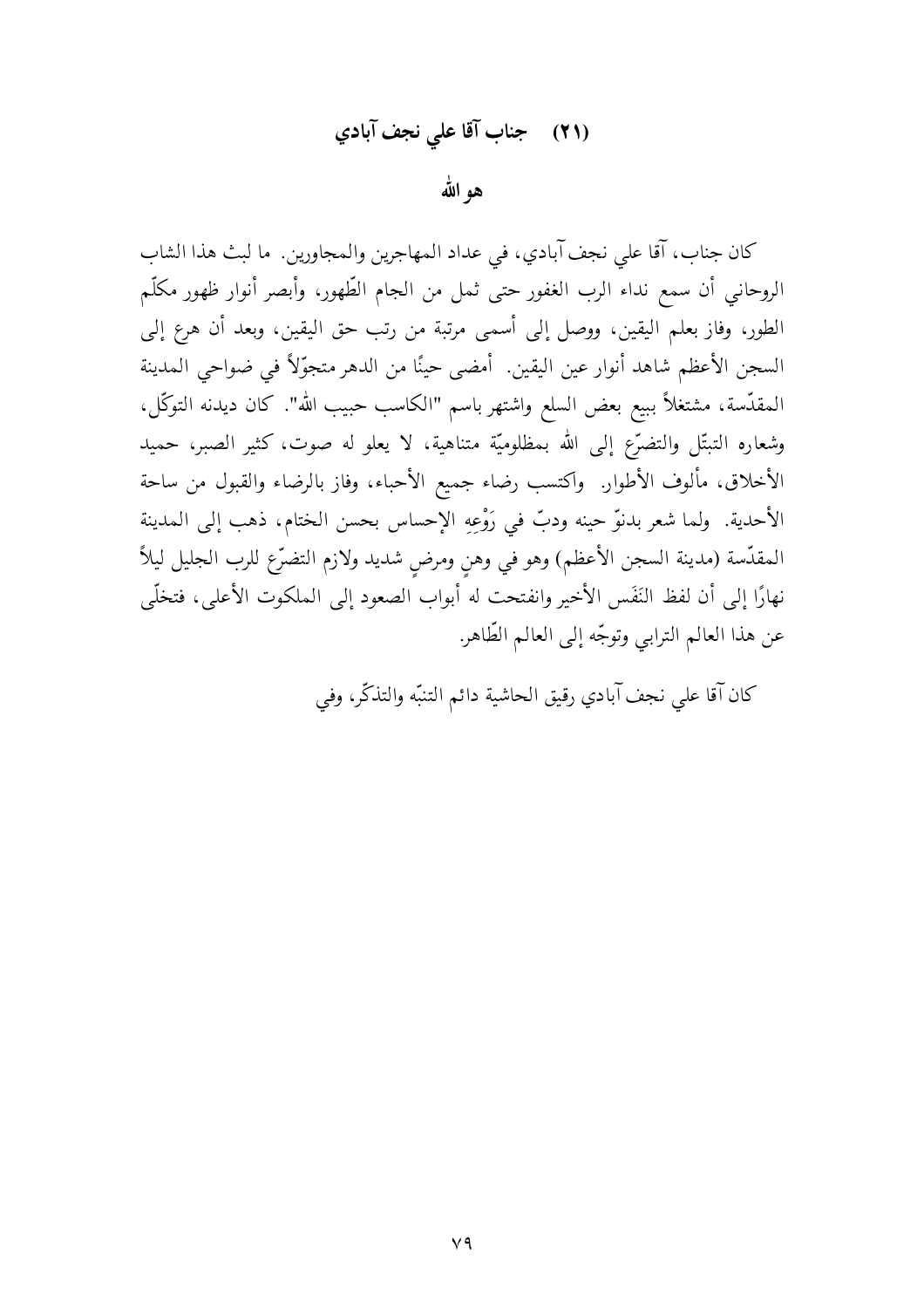## (٢١) جناب آقا علي نجف آبادي

### هو الله

كان جناب، آقا علي نجف آبادي، في عداد المهاجرين والمجاورين. ما لبث هذا الشاب الروحاني أن سمع نداء الرب الغفور حتى ثمل من الجام الطّهور، وأبصر أنوار ظهور مكلّم الطور، وفاز بعلم اليقين، ووصل إلى أسمى مرتبة من رتب حق اليقين، وبعد أن هرع إلى السجن الأعظم شاهد أنوار عين اليقين. أمضى حينًا من الدهر متجوّلاً في ضواحي المدينة المقدّسة، مشتغلاً ببيع بعض السلع واشتهر باسم "الكاسب حبيب الله". كان ديدنه التوكّل، وشعاره التبتّل والتضرّع إلى الله بمظلوميّة متناهية، لا يعلو له صوت، كثير الصبر، حميد الأخلاق، مألوف الأطوار. واكتسب رضاء جميع الأحباء، وفاز بالرضاء والقبول من ساحة الأحدية. ولما شعر بدنوّ حينه ودبّ في رَوْعِهِ الإحساس بحسن الختام، ذهب إلى المدينة المقدّسة (مدينة السجن الأعظم) وهو في وهنٍ ومرضٍ شديد ولازم التضرّع للرب الجليل ليلاً نهارًا إلى أن لفظ النَفَس الأخير وانفتحت له أبواب الصعود إلى الملكوت الأعلى، فتخلّى عن هذا العالم الترابي وتوجّه إلى العالم الطّاهر.

كان آقا علي نجف آبادي رقيق الحاشية دائم التنبّه والتذكّر، وفي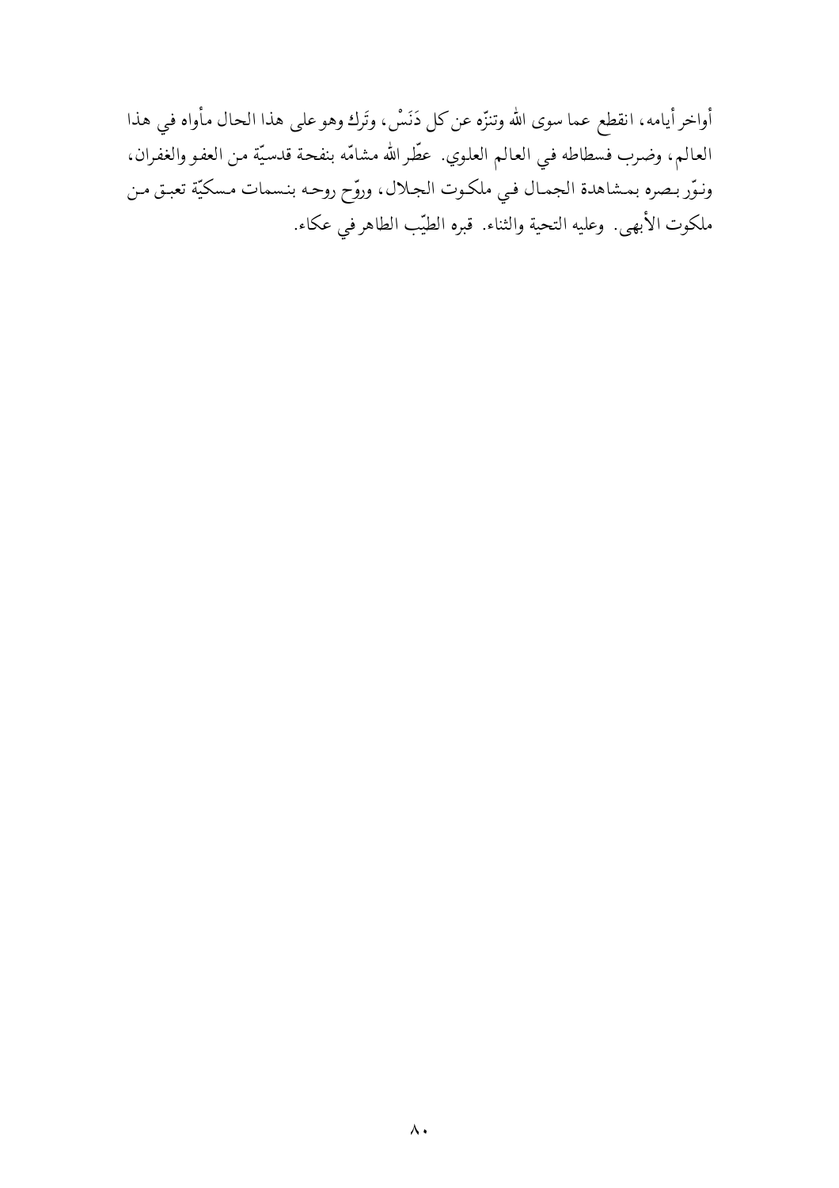أواخر أيامه، انقطع عما سوى الله وتنزّه عن كل دَنَسْ، وتَرك وهو على هذا الحال مأواه في هذا العالم، وضرب فسطاطه في العالم العلوي. عطّر الله مشامّه بنفحة قدسيّة من العفو والغفران، ونوّر بصره بمشاهدة الجمال في ملكوت الجلال، وروّح روحه بنسمات مسكيّة تعبق من ملكوت الأبهى. وعليه التحية والثناء. قبره الطيّب الطاهر في عكاء.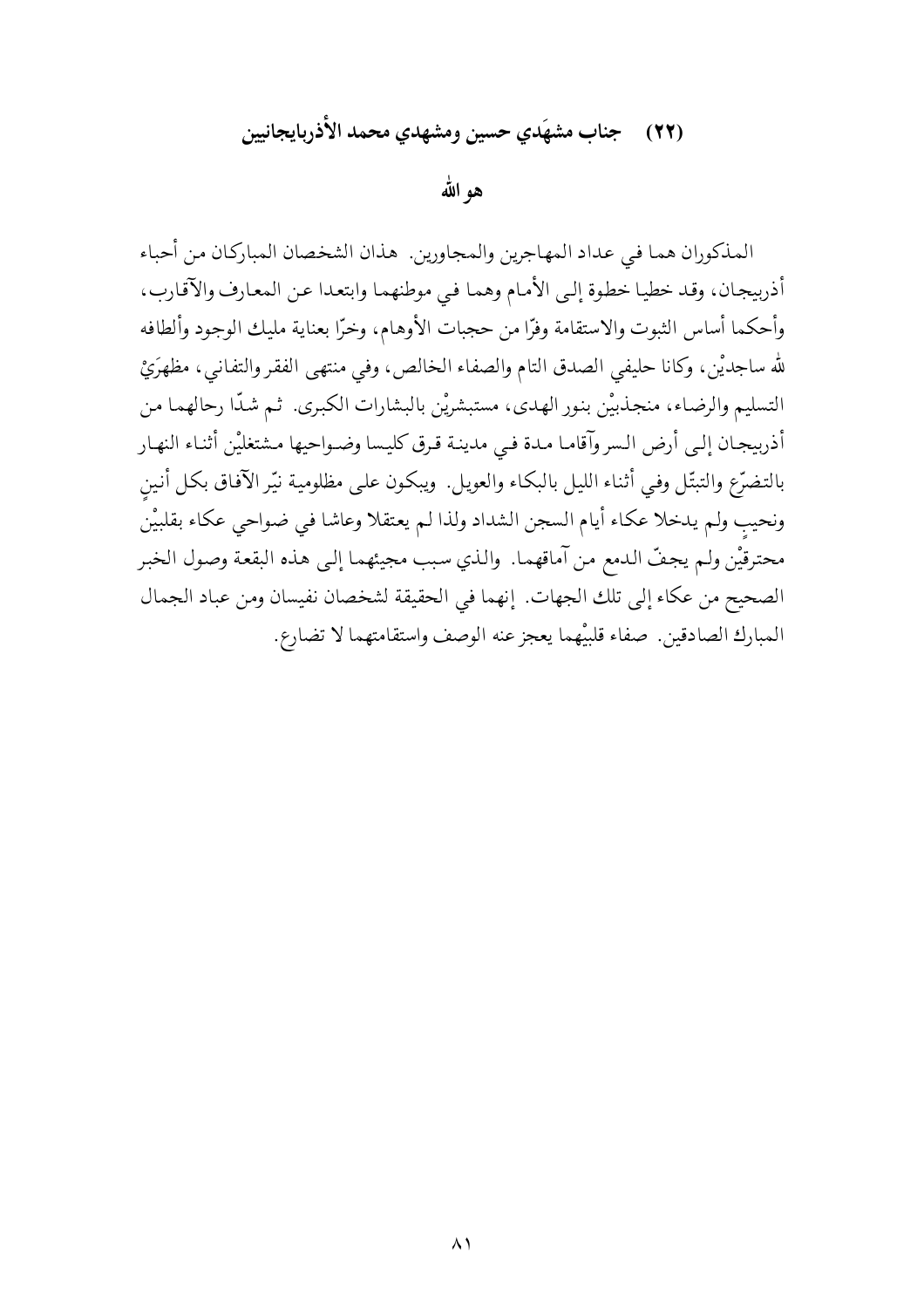## (٢٢) جناب مشهَدي حسين ومشهدي محمد الأذربايجانيين

### هو الله

المذكوران هما في عداد المهاجرين والمجاورين. هذان الشخصان المباركان من أحباء أذربيجان، وقد خطيا خطوة إلى الأمام وهما في موطنهما وابتعدا عن المعارف والآقارب، وأحكما أساس الثبوت والاستقامة وفرّا من حجبات الأوهام، وخرّا بعناية مليك الوجود وألطافه لله ساجديْن، وكانا حليفي الصدق التام والصفاء الخالص، وفي منتهى الفقر والتفاني، مظهرَيْ التسليم والرضاء، منجذبيْن بنور الهدى، مستبشريْن بالبشارات الكبرى. ثم شدّا رحالهما من أذربيجان إلى أرض السر وآقاما مدة في مدينة قرق كليسا وضواحيها مشتغليْن أثناء النهار بالتضرّع والتبتّل وفي أثناء الليل بالبكاء والعويل. ويبكون على مظلومية نيّر الآفاق بكل أنينٍ ونحيبٍ ولم يدخلا عكاء أيام السجن الشداد ولذا لم يعتقلا وعاشا في ضواحي عكاء بقلبيْن محترقيْن ولم يجفّ الدمع من آماقهما. والذي سبب مجيئهما إلى هذه البقعة وصول الخبر الصحيح من عكاء إلى تلك الجهات. إنهما في الحقيقة لشخصان نفيسان ومن عباد الجمال المبارك الصادقين. صفاء قلبيْهما يعجز عنه الوصف واستقامتهما لا تضارع.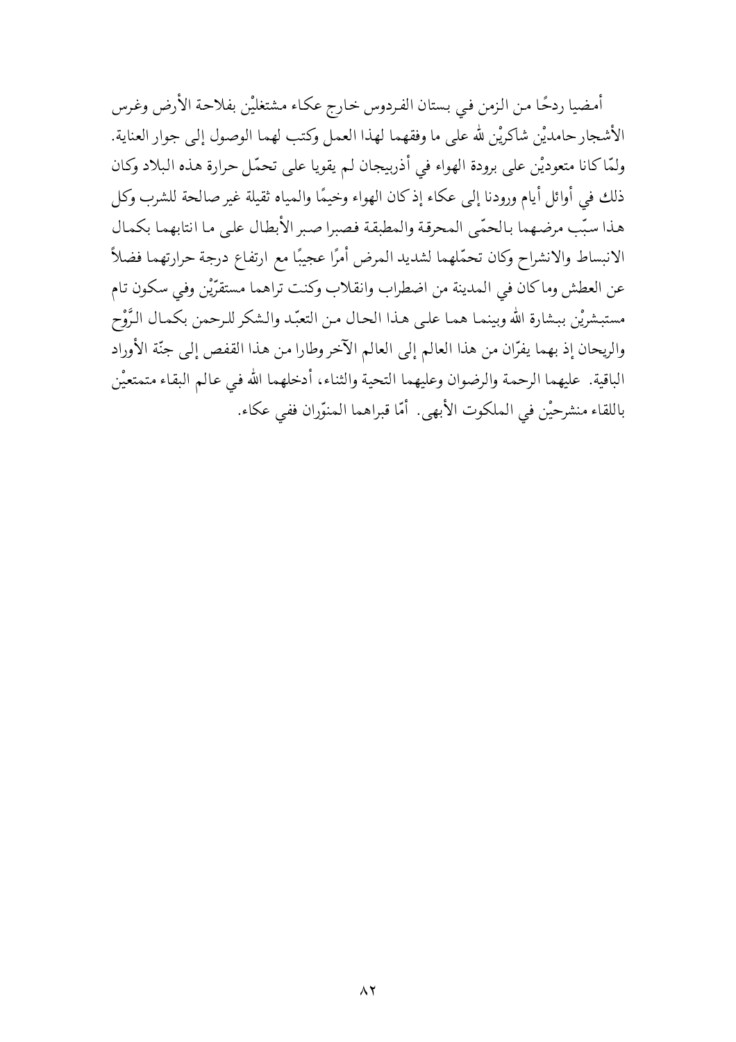أمضيا ردحًا من الزمن في بستان الفردوس خارج عكاء مشتغليْن بفلاحة الأرض وغرس الأشجار حامديْن شاكريْن لله على ما وفقهما لهذا العمل وكتب لهما الوصول إلى جوار العناية. ولمّا كانا متعوديْن على برودة الهواء في أذربيجان لم يقويا على تحمّل حرارة هذه البلاد وكان ذلك في أوائل أيام ورودنا إلى عكاء إذ كان الهواء وخيمًا والمياه ثقيلة غير صالحة للشرب وكل هذا سبّب مرضهما بالحمّى المحرقة والمطبقة فصبرا صبر الأبطال على ما انتابهما بكمال الانبساط والانشراح وكان تحمّلهما لشديد المرض أمرًا عجيبًا مع ارتفاع درجة حرارتهما فضلاً عن العطش وما كان في المدينة من اضطراب وانقلاب وكنت تراهما مستقرّيْن وفي سكون تام مستبشريْن ببشارة الله وبينما هما على هذا الحال من التعبّد والشكر للرحمن بكمال الرَّوْح والريحان إذ بهما يفرّان من هذا العالم إلى العالم الآخر وطارا من هذا القفص إلى جنّة الأوراد الباقية. عليهما الرحمة والرضوان وعليهما التحية والثناء، أدخلهما الله في عالم البقاء متمتعيْن باللقاء منشرحيْن في الملكوت الأبهى. أمّا قبراهما المنوّران ففي عكاء.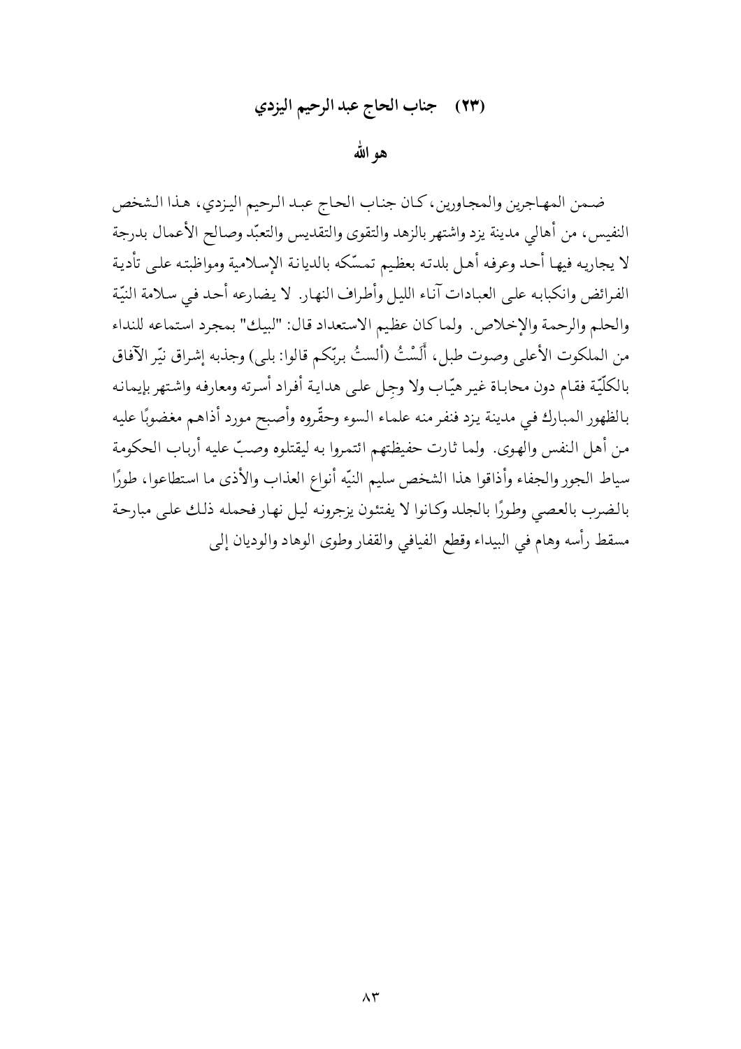## (٢٣) جناب الحاج عبد الرحيم اليزدي

### هو الله

ضمن المهاجرين والمجاورين، كان جناب الحاج عبد الرحيم اليزدي، هذا الشخص النفيس، من أهالي مدينة يزد واشتهر بالزهد والتقوى والتقديس والتعبّد وصالح الأعمال بدرجة لا يجاريه فيها أحد وعرفه أهل بلدته بعظيم تمسّكه بالديانة الإسلامية ومواظبته على تأدية الفرائض وانكبابه على العبادات آناء الليل وأطراف النهار. لا يضارعه أحد في سلامة النيّة والحلم والرحمة والإخلاص. ولما كان عظيم الاستعداد قال: "لبيك" بمجرد استماعه للنداء من الملكوت الأعلى وصوت طبل، أَلَسْتُ (ألستُ بربّكم قالوا: بلى) وجذبه إشراق نيّر الآفاق بالكلّيّة فقام دون محاباة غير هيّاب ولا وجِل على هداية أفراد أسرته ومعارفه واشتهر بإيمانه بالظهور المبارك في مدينة يزد فنفر منه علماء السوء وحقّروه وأصبح مورد أذاهم مغضوبًا عليه من أهل النفس والهوى. ولما ثارت حفيظتهم ائتمروا به ليقتلوه وصبّ عليه أرباب الحكومة سياط الجور والجفاء وأذاقوا هذا الشخص سليم النيّه أنواع العذاب والأذى ما استطاعوا، طورًا بالضرب بالعصي وطورًا بالجلد وكانوا لا يفتئون يزجرونه ليل نهار فحمله ذلك على مبارحة مسقط رأسه وهام في البيداء وقطع الفيافي والقفار وطوى الوهاد والوديان إلى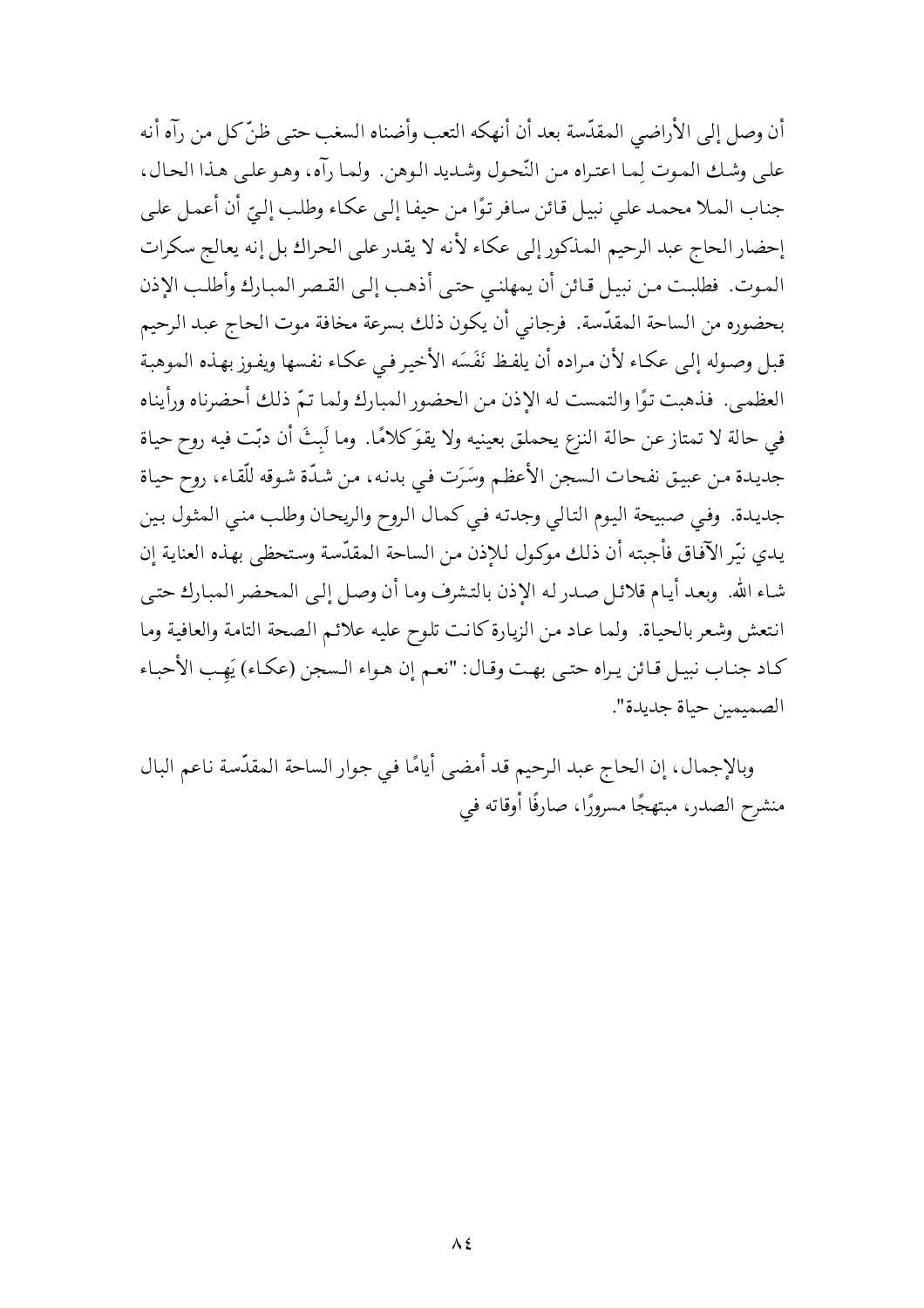أن وصل إلى الأراضي المقدّسة بعد أن أنهكه التعب وأضناه السغب حتى ظنّ كل من رآه أنه على وشك الموت لِما اعتراه من النّحول وشديد الوهن. ولما رآه، وهو على هذا الحال، جناب الملا محمد علي نبيل قائن سافر توًا من حيفا إلى عكاء وطلب إليّ أن أعمل على إحضار الحاج عبد الرحيم المذكور إلى عكاء لأنه لا يقدر على الحراك بل إنه يعالج سكرات الموت. فطلبت من نبيل قائن أن يمهلني حتى أذهب إلى القصر المبارك وأطلب الإذن بحضوره من الساحة المقدّسة. فرجاني أن يكون ذلك بسرعة مخافة موت الحاج عبد الرحيم قبل وصوله إلى عكاء لأن مراده أن يلفظ نَفَسَه الأخير في عكاء نفسها ويفوز بهذه الموهبة العظمى. فذهبت توًا والتمست له الإذن من الحضور المبارك ولما تمّ ذلك أحضرناه ورأيناه في حالة لا تمتاز عن حالة النزع يحملق بعينيه ولا يقوَ كلامًا. وما لَبِثَ أن دبّت فيه روح حياة جديدة من عبيق نفحات السجن الأعظم وسَرَت في بدنه، من شدّة شوقه للّقاء، روح حياة جديدة. وفي صبيحة اليوم التالي وجدته في كمال الروح والريحان وطلب مني المثول بين يدي نيّر الآفاق فأجبته أن ذلك موكول للإذن من الساحة المقدّسة وستحظى بهذه العناية إن شاء الله. وبعد أيام قلائل صدر له الإذن بالتشرف وما أن وصل إلى المحضر المبارك حتى انتعش وشعر بالحياة. ولما عاد من الزيارة كانت تلوح عليه علائم الصحة التامة والعافية وما كاد جناب نبيل قائن يراه حتى بهت وقال: "نعم إن هواء السجن (عكاء) يَهِب الأحباء الصميمين حياة جديدة".

وبالإجمال، إن الحاج عبد الرحيم قد أمضى أيامًا في جوار الساحة المقدّسة ناعم البال منشرح الصدر، مبتهجًا مسرورًا، صارفًا أوقاته في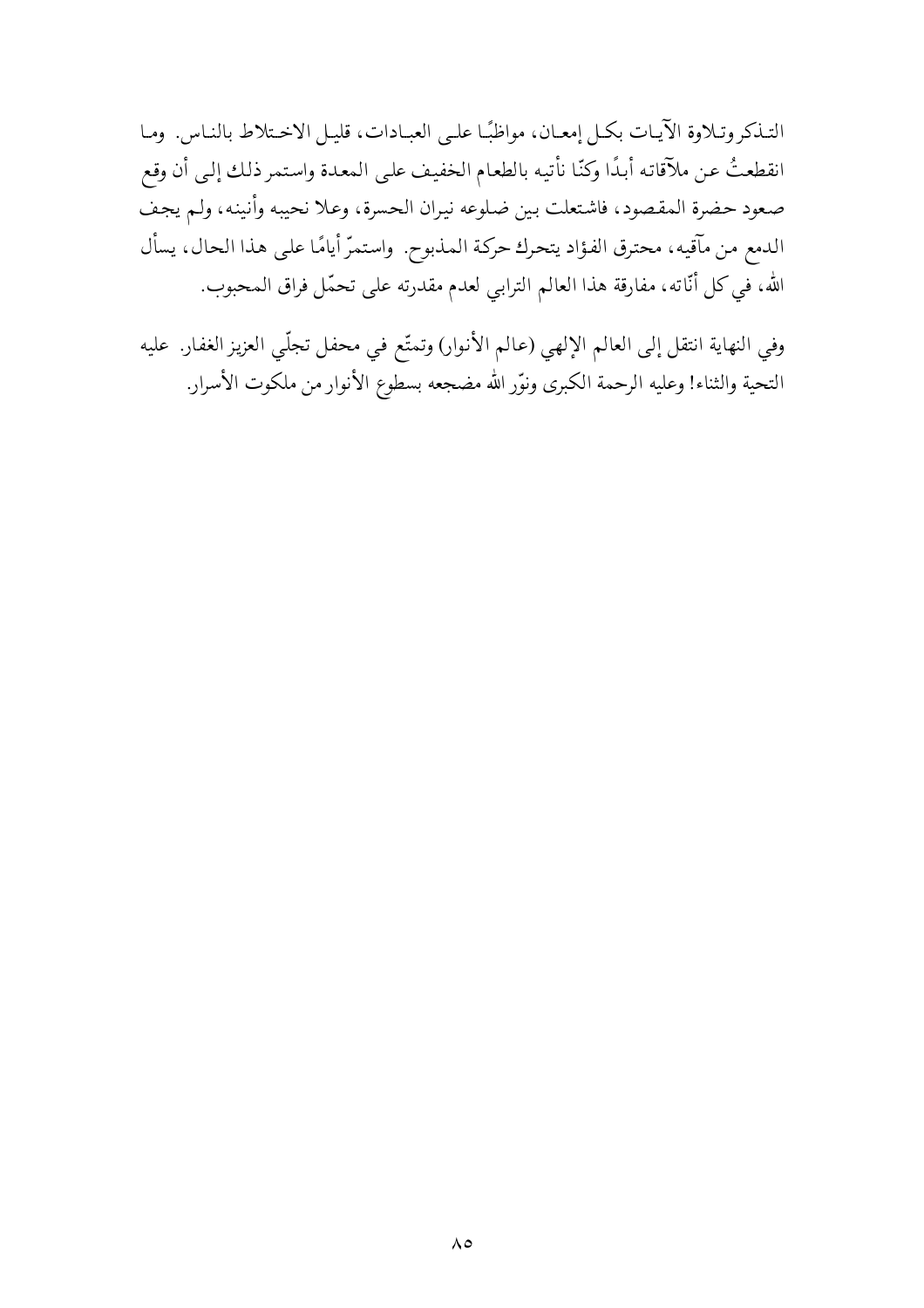التذكر وتلاوة الآيات بكل إمعان، مواظبًا على العبادات، قليل الاختلاط بالناس. وما انقطعتُ عن ملاقاته أبدًا وكنّا نأتيه بالطعام الخفيف على المعدة واستمر ذلك إلى أن وقع صعود حضرة المقصود، فاشتعلت بين ضلوعه نيران الحسرة، وعلا نحيبه وأنينه، ولم يجف الدمع من مآقيه، محترق الفؤاد يتحرك حركة المذبوح. واستمرّ أيامًا على هذا الحال، يسأل الله، في كل أنّاته، مفارقة هذا العالم الترابي لعدم مقدرته على تحمّل فراق المحبوب.

وفي النهاية انتقل إلى العالم الإلهي (عالم الأنوار) وتمتّع في محفل تجلّي العزيز الغفار. عليه التحية والثناء! وعليه الرحمة الكبرى ونوّر الله مضجعه بسطوع الأنوار من ملكوت الأسرار.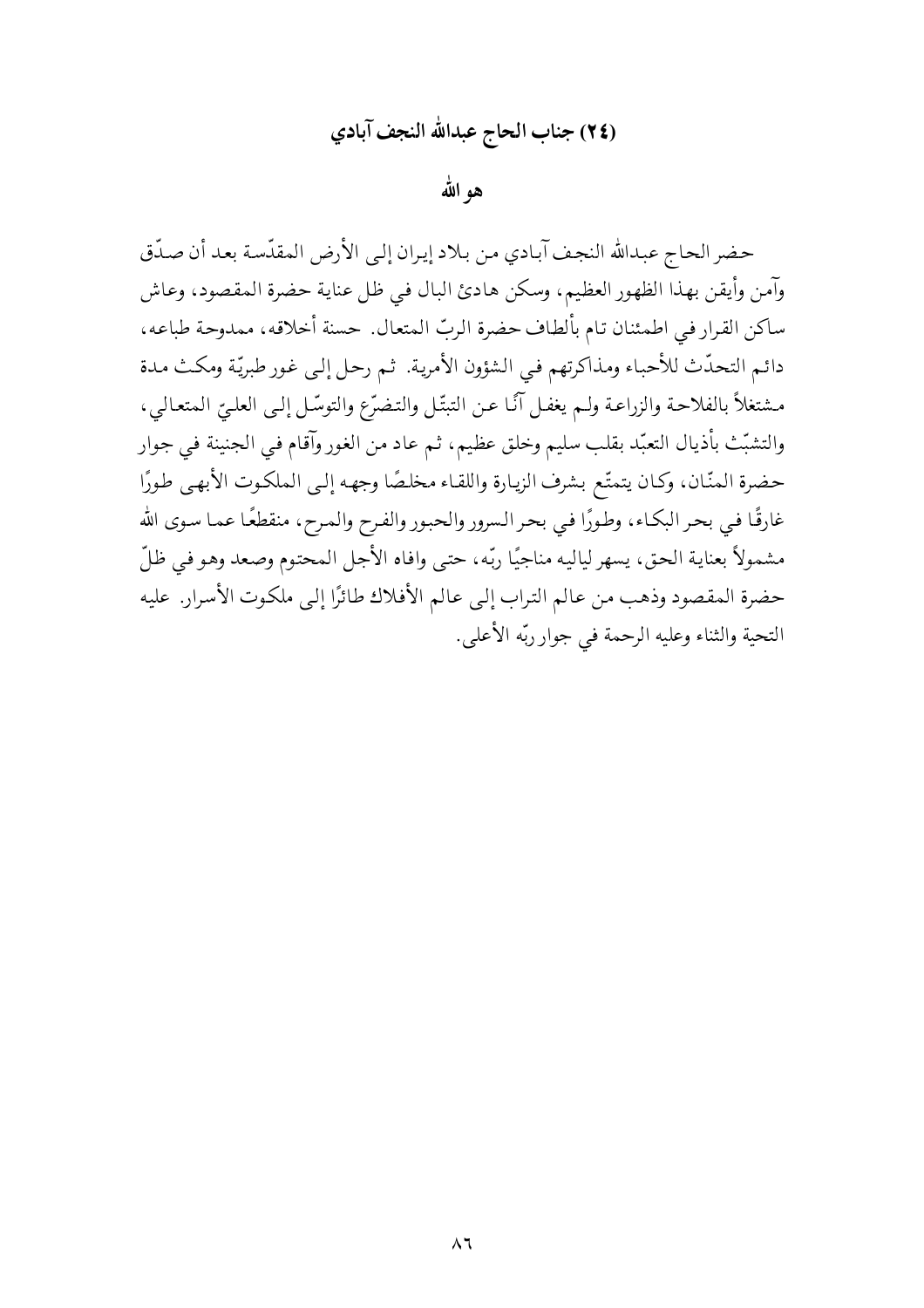## (٢٤) جناب الحاج عبدالله النجف آبادي

**هو الله**

حضر الحاج عبدالله النجف آبادي من بلاد إيران إلى الأرض المقدّسة بعد أن صدّق وآمن وأيقن بهذا الظهور العظيم، وسكن هادئ البال في ظل عناية حضرة المقصود، وعاش ساكن القرار في اطمئنان تام بألطاف حضرة الربّ المتعال. حسنة أخلاقه، ممدوحة طباعه، دائم التحدّث للأحباء ومذاكرتهم في الشؤون الأمرية. ثم رحل إلى غور طبريّة ومكث مدة مشتغلاً بالفلاحة والزراعة ولم يغفل آنًا عن التبتّل والتضرّع والتوسّل إلى العليّ المتعالي، والتشبّث بأذيال التعبّد بقلب سليم وخلق عظيم، ثم عاد من الغور وآقام في الجنينة في جوار حضرة المنّان، وكان يتمتّع بشرف الزيارة واللقاء مخلصًا وجهه إلى الملكوت الأبهى طورًا غارقًا في بحر البكاء، وطورًا في بحر السرور والحبور والفرح والمرح، منقطعًا عما سوى الله مشمولاً بعناية الحق، يسهر لياليه مناجيًا ربّه، حتى وافاه الأجل المحتوم وصعد وهو في ظلّ حضرة المقصود وذهب من عالم التراب إلى عالم الأفلاك طائرًا إلى ملكوت الأسرار. عليه التحية والثناء وعليه الرحمة في جوار ربّه الأعلى.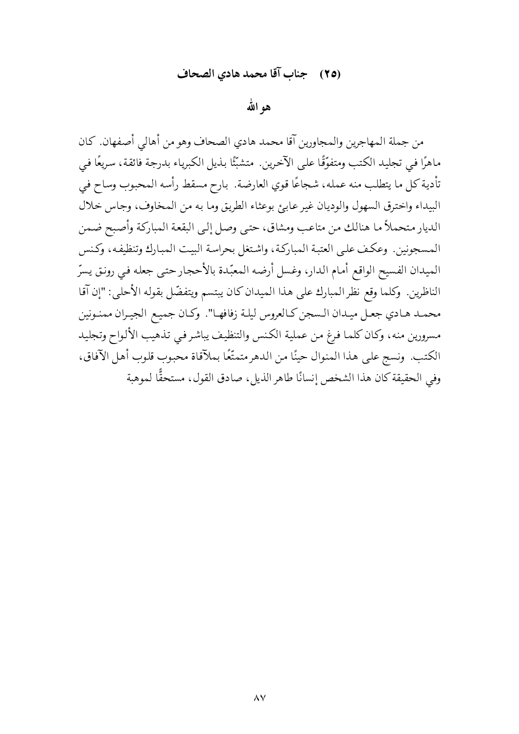## (٢٥) جناب آقا محمد هادي الصحاف

### هو الله

من جملة المهاجرين والمجاورين آقا محمد هادي الصحاف وهو من أهالي أصفهان. كان ماهرًا في تجليد الكتب ومتفوّقًا على الآخرين. متشبّثًا بذيل الكبرياء بدرجة فائقة، سريعًا في تأدية كل ما يتطلب منه عمله، شجاعًا قوي العارضة. بارح مسقط رأسه المحبوب وساح في البيداء واخترق السهول والوديان غير عابئ بوعثاء الطريق وما به من المخاوف، وجاس خلال الديار متحملاً ما هنالك من متاعب ومشاق، حتى وصل إلى البقعة المباركة وأصبح ضمن المسجونين. وعكف على العتبة المباركة، واشتغل بحراسة البيت المبارك وتنظيفه، وكنس الميدان الفسيح الواقع أمام الدار، وغسل أرضه المعبّدة بالأحجار حتى جعله في رونق يسرّ الناظرين. وكلما وقع نظر المبارك على هذا الميدان كان يبتسم ويتفضّل بقوله الأحلى: "إن آقا محمد هادي جعل ميدان السجن كالعروس ليلة زفافها". وكان جميع الجيران ممنونين مسرورين منه، وكان كلما فرغ من عملية الكنس والتنظيف يباشر في تذهيب الألواح وتجليد الكتب. ونسج على هذا المنوال حينًا من الدهر متمتّعًا بملآقاة محبوب قلوب أهل الآفاق، وفي الحقيقة كان هذا الشخص إنسانًا طاهر الذيل، صادق القول، مستحقًّا لموهبة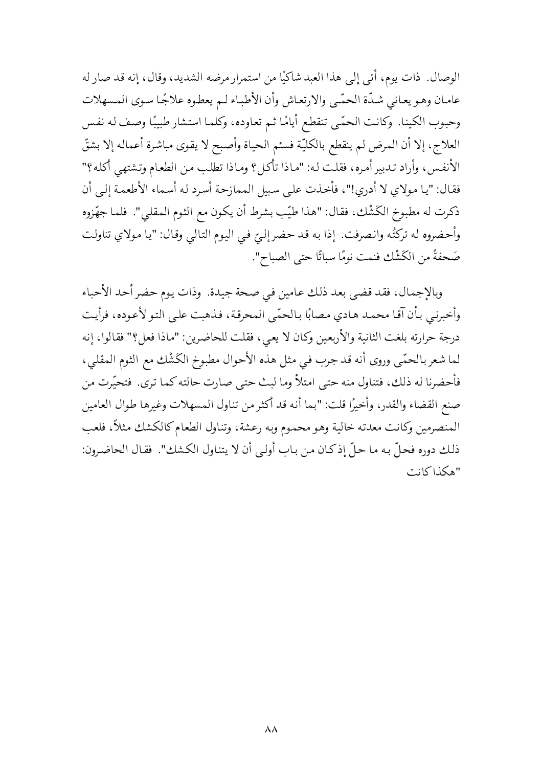الوصال. ذات يوم، أتى إلى هذا العبد شاكيًا من استمرار مرضه الشديد، وقال، إنه قد صار له عامان وهو يعاني شدّة الحمّى والارتعاش وأن الأطباء لم يعطوه علاجًا سوى المسهلات وحبوب الكينا. وكانت الحمّى تنقطع أيامًا ثم تعاوده، وكلما استشار طبيبًا وصف له نفس العلاج، إلا أن المرض لم ينقطع بالكليّة فسئم الحياة وأصبح لا يقوى مباشرة أعماله إلا بشقّ الأنفس، وأراد تدبير أمره، فقلت له: "ماذا تأكل؟ وماذا تطلب من الطعام وتشتهي أكله؟" فقال: "يا مولاي لا أدري!"، فأخذت على سبيل الممازحة أسرد له أسماء الأطعمة إلى أن ذكرت له مطبوخ الكَشْك، فقال: "هذا طيّب بشرط أن يكون مع الثوم المقلي". فلما جهّزوه وأحضروه له تركتُه وانصرفت. إذا به قد حضر إليّ في اليوم التالي وقال: "يا مولاي تناولت صَحفةً من الكَشْك فنمت نومًا سباتًا حتى الصباح".

وبالإجمال، فقد قضى بعد ذلك عامين في صحة جيدة. وذات يوم حضر أحد الأحباء وأخبرني بأن آقا محمد هادي مصابًا بالحمّى المحرقة، فذهبت على التو لأعوده، فرأيت درجة حرارته بلغت الثانية والأربعين وكان لا يعي، فقلت للحاضرين: "ماذا فعل؟" فقالوا، إنه لما شعر بالحمّى وروى أنه قد جرب في مثل هذه الأحوال مطبوخ الكَشْك مع الثوم المقلي، فأحضرنا له ذلك، فتناول منه حتى امتلأ وما لبث حتى صارت حالته كما ترى. فتحيّرت من صنع القضاء والقدر، وأخيرًا قلت: "بما أنه قد أكثر من تناول المسهلات وغيرها طوال العامين المنصرمين وكانت معدته خالية وهو محموم وبه رعشة، وتناول الطعام كالكشك مثلاً، فلعب ذلك دوره فحلّ به ما حلّ إذ كان من باب أولى أن لا يتناول الكشك". فقال الحاضرون: "هكذا كانت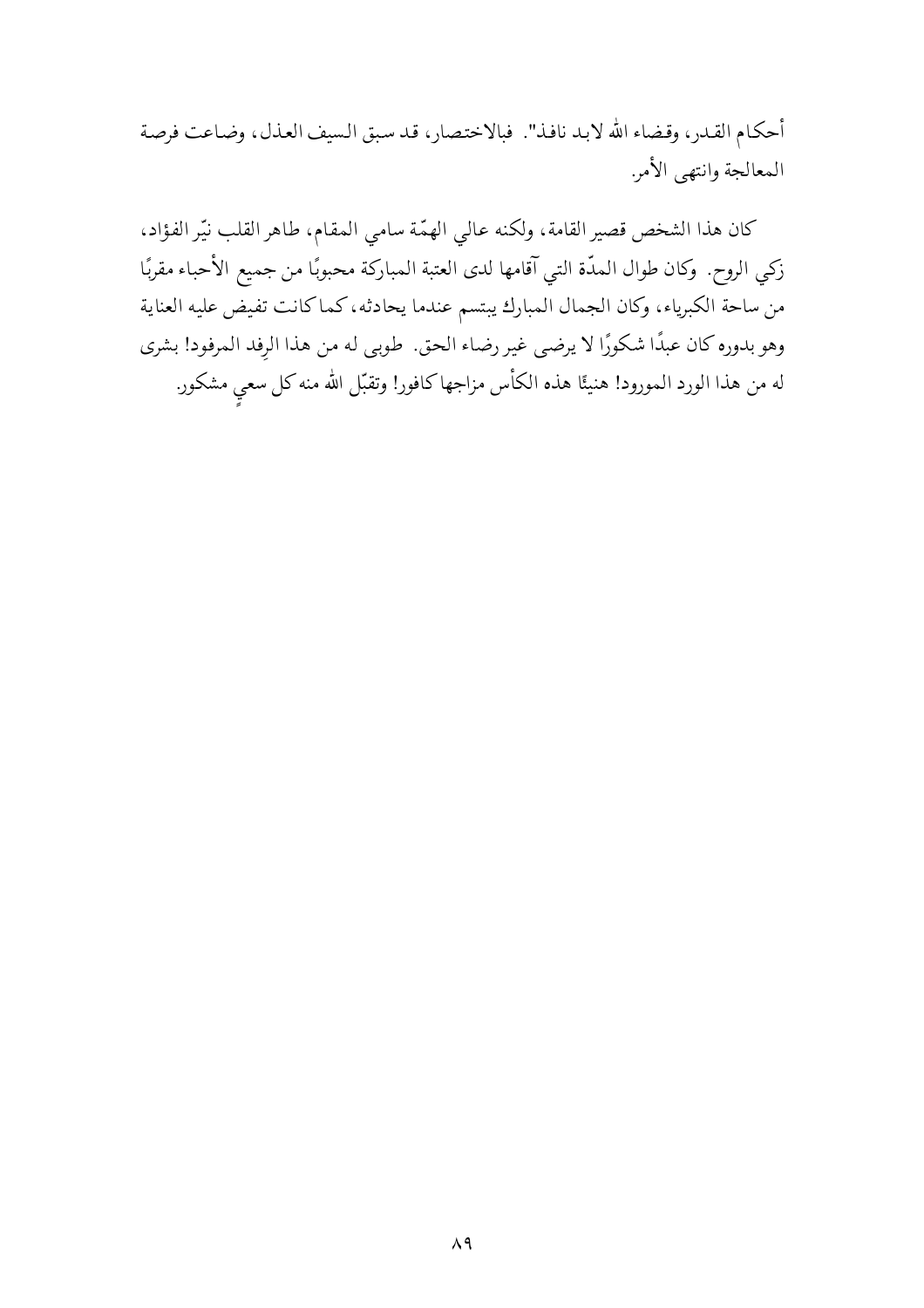أحكام القدر، وقضاء الله لابد نافذ". فبالاختصار، قد سبق السيف العذل، وضاعت فرصة المعالجة وانتهى الأمر.

كان هذا الشخص قصير القامة، ولكنه عالي الهمّة سامي المقام، طاهر القلب نيّر الفؤاد، زكي الروح. وكان طوال المدّة التي آقامها لدى العتبة المباركة محبوبًا من جميع الأحباء مقربًا من ساحة الكبرياء، وكان الجمال المبارك يبتسم عندما يحادثه، كما كانت تفيض عليه العناية وهو بدوره كان عبدًا شكورًا لا يرضى غير رضاء الحق. طوبى له من هذا الرِفد المرفود! بشرى له من هذا الورد المورود! هنيئًا هذه الكأس مزاجها كافور! وتقبّل الله منه كل سعيٍ مشكور.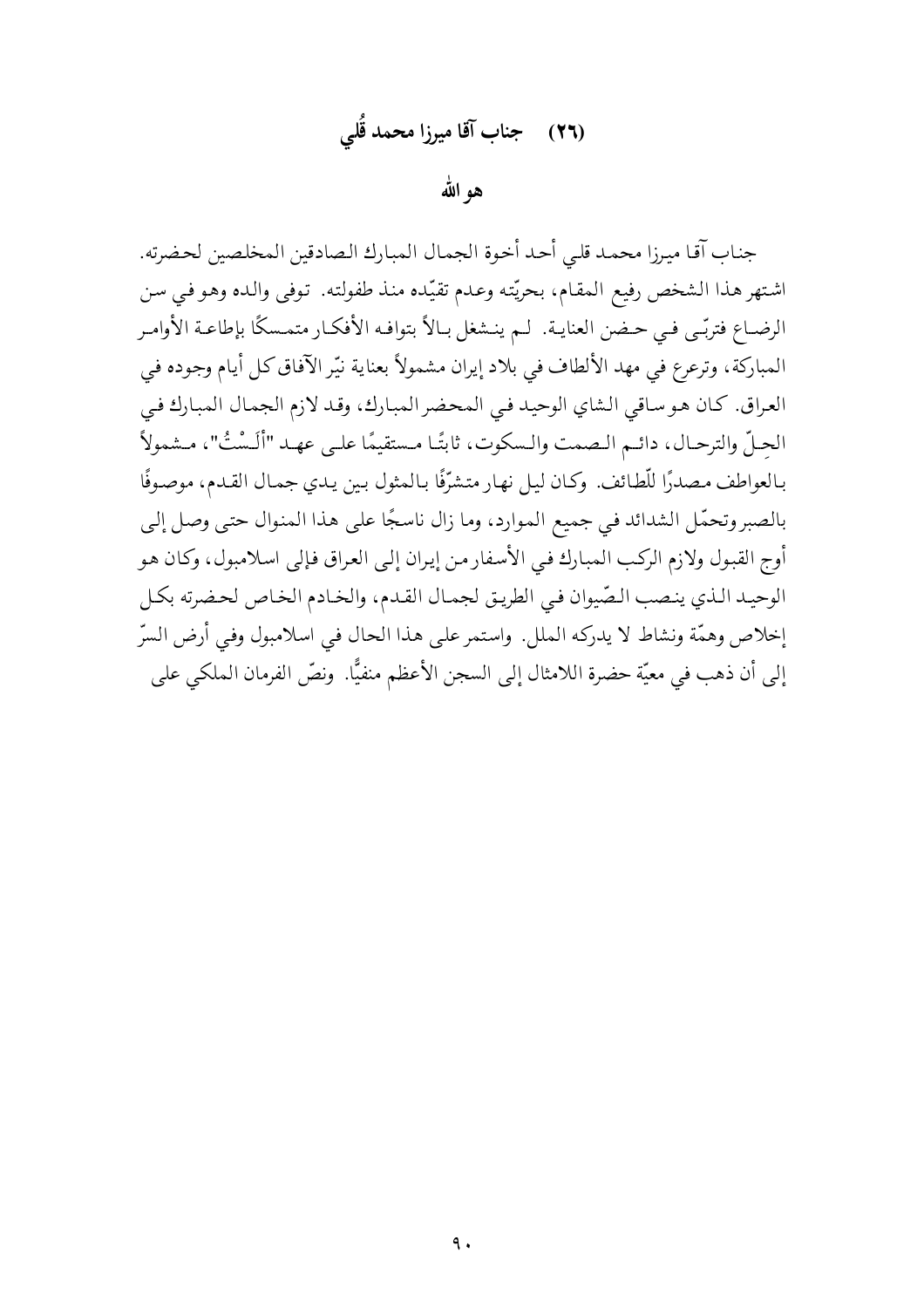## (٢٦) جناب آقا ميرزا محمد قُلي

### هو الله

جناب آقا ميرزا محمد قلي أحد أخوة الجمال المبارك الصادقين المخلصين لحضرته. اشتهر هذا الشخص رفيع المقام، بحريّته وعدم تقيّده منذ طفولته. توفى والده وهو في سن الرضاع فتربّى في حضن العناية. لم ينشغل بالاً بتوافه الأفكار متمسكًا بإطاعة الأوامر المباركة، وترعرع في مهد الألطاف في بلاد إيران مشمولاً بعناية نيّر الآفاق كل أيام وجوده في العراق. كان هو ساقي الشاي الوحيد في المحضر المبارك، وقد لازم الجمال المبارك في الحِلّ والترحال، دائم الصمت والسكوت، ثابتًا مستقيمًا على عهد "أَلَسْتُ"، مشمولاً بالعواطف مصدرًا للّطائف. وكان ليل نهار متشرّفًا بالمثول بين يدي جمال القدم، موصوفًا بالصبر وتحمّل الشدائد في جميع الموارد، وما زال ناسجًا على هذا المنوال حتى وصل إلى أوج القبول ولازم الركب المبارك في الأسفار من إيران إلى العراق فإلى اسلامبول، وكان هو الوحيد الذي ينصب الصّيوان في الطريق لجمال القدم، والخادم الخاص لحضرته بكل إخلاص وهمّة ونشاط لا يدركه الملل. واستمر على هذا الحال في اسلامبول وفي أرض السرّ إلى أن ذهب في معيّة حضرة اللامثال إلى السجن الأعظم منفيًّا. ونصّ الفرمان الملكي على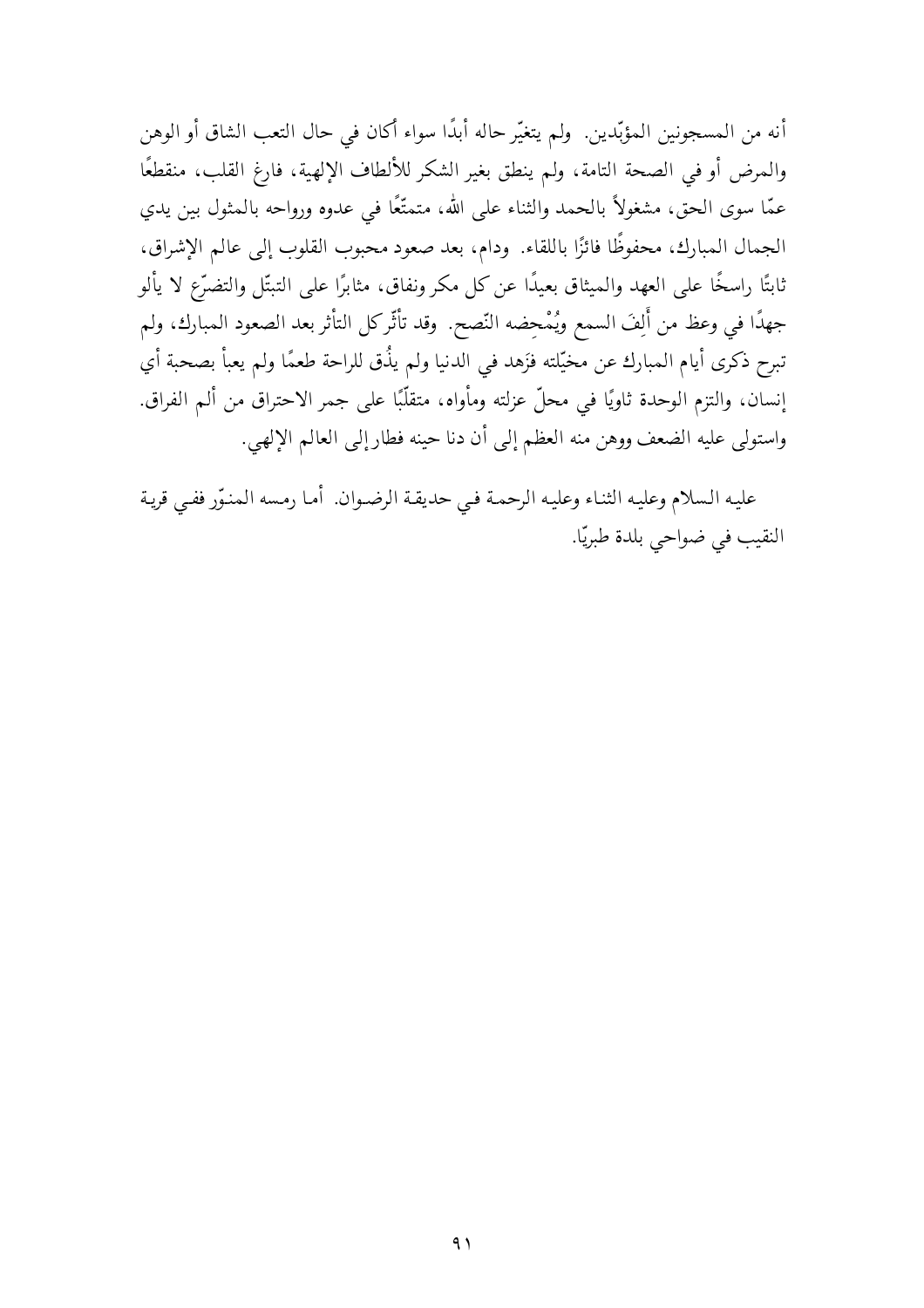أنه من المسجونين المؤبّدين. ولم يتغيّر حاله أبدًا سواء أكان في حال التعب الشاق أو الوهن والمرض أو في الصحة التامة، ولم ينطق بغير الشكر للألطاف الإلهية، فارغ القلب، منقطعًا عمّا سوى الحق، مشغولاً بالحمد والثناء على الله، متمتّعًا في عدوه ورواحه بالمثول بين يدي الجمال المبارك، محفوظًا فائزًا باللقاء. ودام، بعد صعود محبوب القلوب إلى عالم الإشراق، ثابتًا راسخًا على العهد والميثاق بعيدًا عن كل مكر ونفاق، مثابرًا على التبتّل والتضرّع لا يألو جهدًا في وعظ من أَلِفَ السمع ويُمْحِضه النّصح. وقد تأثّر كل التأثر بعد الصعود المبارك، ولم تبرح ذكرى أيام المبارك عن مخيّلته فزَهد في الدنيا ولم يذُق للراحة طعمًا ولم يعبأ بصحبة أي إنسان، والتزم الوحدة ثاويًا في محلّ عزلته ومأواه، متقلّبًا على جمر الاحتراق من ألم الفراق. واستولى عليه الضعف ووهن منه العظم إلى أن دنا حينه فطار إلى العالم الإلهي.

عليه السلام وعليه الثناء وعليه الرحمة في حديقة الرضوان. أما رمسه المنوّر ففي قرية النقيب في ضواحي بلدة طبريّا.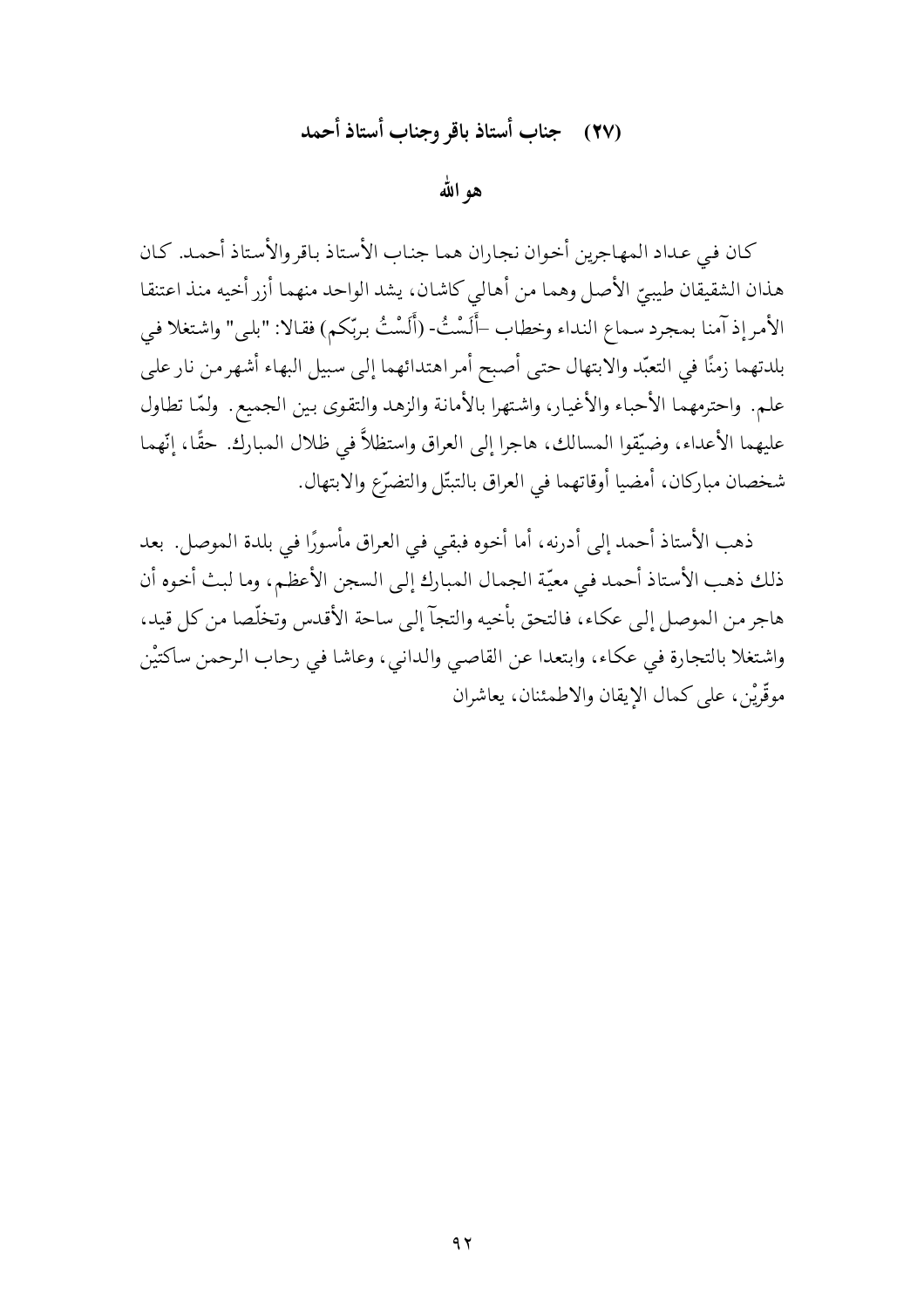## (٢٧) جناب أستاذ باقر وجناب أستاذ أحمد

### هو الله

كان في عداد المهاجرين أخوان نجاران هما جناب الأستاذ باقروالأستاذ أحمد. كان هذان الشقيقان طيبيّ الأصل وهما من أهالي كاشان، يشد الواحد منهما أزر أخيه منذ اعتنقا الأمر إذ آمنا بمجرد سماع النداء وخطاب –أَلَسْتُ- (أَلَسْتُ بربّكم) فقالا: "بلى" واشتغلا في بلدتهما زمنًا في التعبّد والابتهال حتى أصبح أمر اهتدائهما إلى سبيل البهاء أشهرمن نار على علم. واحترمهما الأحباء والأغيار، واشتهرا بالأمانة والزهد والتقوى بين الجميع. ولمّا تطاول عليهما الأعداء، وضيّقوا المسالك، هاجرا إلى العراق واستظلاً في ظلال المبارك. حقًا، إنّهما شخصان مباركان، أمضيا أوقاتهما في العراق بالتبتّل والتضرّع والابتهال.

ذهب الأستاذ أحمد إلى أدرنه، أما أخوه فبقي في العراق مأسورًا في بلدة الموصل. بعد ذلك ذهب الأستاذ أحمد في معيّة الجمال المبارك إلى السجن الأعظم، وما لبث أخوه أن هاجر من الموصل إلى عكاء، فالتحق بأخيه والتجآ إلى ساحة الأقدس وتخلّصا من كل قيد، واشتغلا بالتجارة في عكاء، وابتعدا عن القاصي والداني، وعاشا في رحاب الرحمن ساكتيْن موقّريْن، على كمال الإيقان والاطمئنان، يعاشران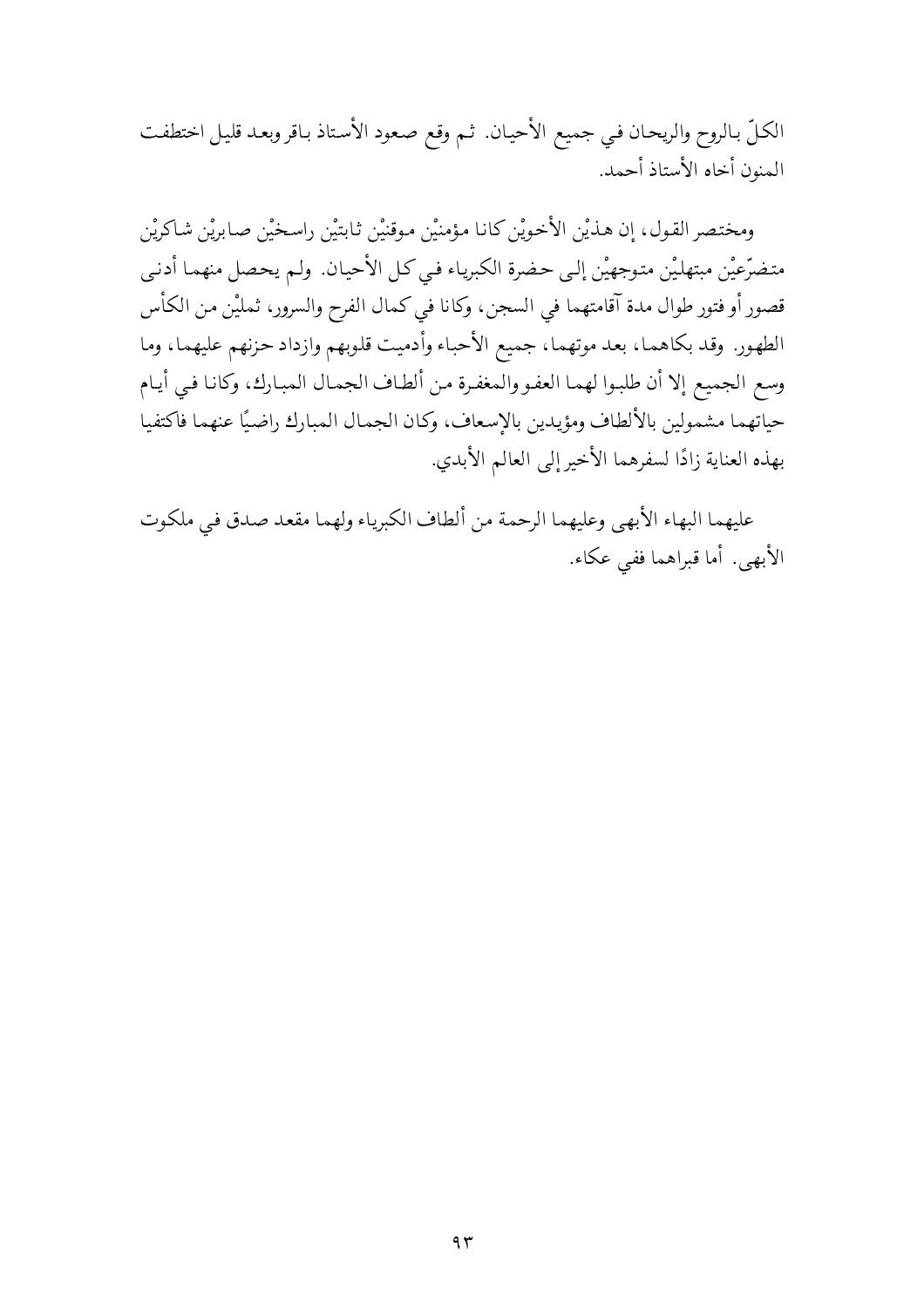الكلّ بالروح والريحان في جميع الأحيان. ثم وقع صعود الأستاذ باقر وبعد قليل اختطفت المنون أخاه الأستاذ أحمد.

ومختصر القول، إن هذيْن الأخويْن كانا مؤمنيْن موقنيْن ثابتيْن راسخيْن صابريْن شاكريْن متضرّعيْن مبتهليْن متوجهيْن إلى حضرة الكبرياء في كل الأحيان. ولم يحصل منهما أدنى قصور أو فتور طوال مدة آقامتهما في السجن، وكانا في كمال الفرح والسرور، ثمليْن من الكأس الطهور. وقد بكاهما، بعد موتهما، جميع الأحباء وأدميت قلوبهم وازداد حزنهم عليهما، وما وسع الجميع إلا أن طلبوا لهما العفو والمغفرة من ألطاف الجمال المبارك، وكانا في أيام حياتهما مشمولين بالألطاف ومؤيدين بالإسعاف، وكان الجمال المبارك راضيًا عنهما فاكتفيا بهذه العناية زادًا لسفرهما الأخير إلى العالم الأبدي.

عليهما البهاء الأبهى وعليهما الرحمة من ألطاف الكبرياء ولهما مقعد صدق في ملكوت الأبهى. أما قبراهما ففي عكاء.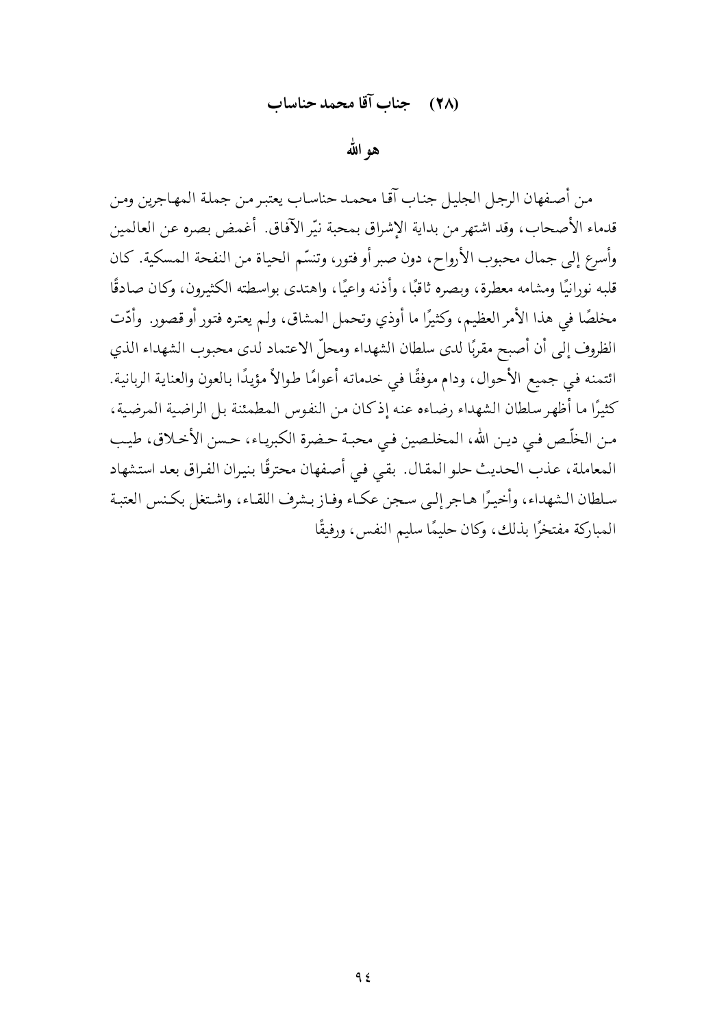## (٢٨) جناب آقا محمد حناساب

### هو الله

من أصفهان الرجل الجليل جناب آقا محمد حناساب يعتبر من جملة المهاجرين ومن قدماء الأصحاب، وقد اشتهر من بداية الإشراق بمحبة نيّر الآفاق. أغمض بصره عن العالمين وأسرع إلى جمال محبوب الأرواح، دون صبر أو فتور، وتنسّم الحياة من النفحة المسكية. كان قلبه نورانيًا ومشامه معطرة، وبصره ثاقبًا، وأذنه واعيًا، واهتدى بواسطته الكثيرون، وكان صادقًا مخلصًا في هذا الأمر العظيم، وكثيرًا ما أوذي وتحمل المشاق، ولم يعتره فتور أو قصور. وأدّت الظروف إلى أن أصبح مقربًا لدى سلطان الشهداء ومحلّ الاعتماد لدى محبوب الشهداء الذي ائتمنه في جميع الأحوال، ودام موفقًا في خدماته أعوامًا طوالاً مؤيدًا بالعون والعناية الربانية. كثيرًا ما أظهر سلطان الشهداء رضاءه عنه إذ كان من النفوس المطمئنة بل الراضية المرضية، من الخلّص في دين الله، المخلصين في محبة حضرة الكبرياء، حسن الأخلاق، طيب المعاملة، عذب الحديث حلو المقال. بقي في أصفهان محترقًا بنيران الفراق بعد استشهاد سلطان الشهداء، وأخيرًا هاجر إلى سجن عكاء وفاز بشرف اللقاء، واشتغل بكنس العتبة المباركة مفتخرًا بذلك، وكان حليمًا سليم النفس، ورفيقًا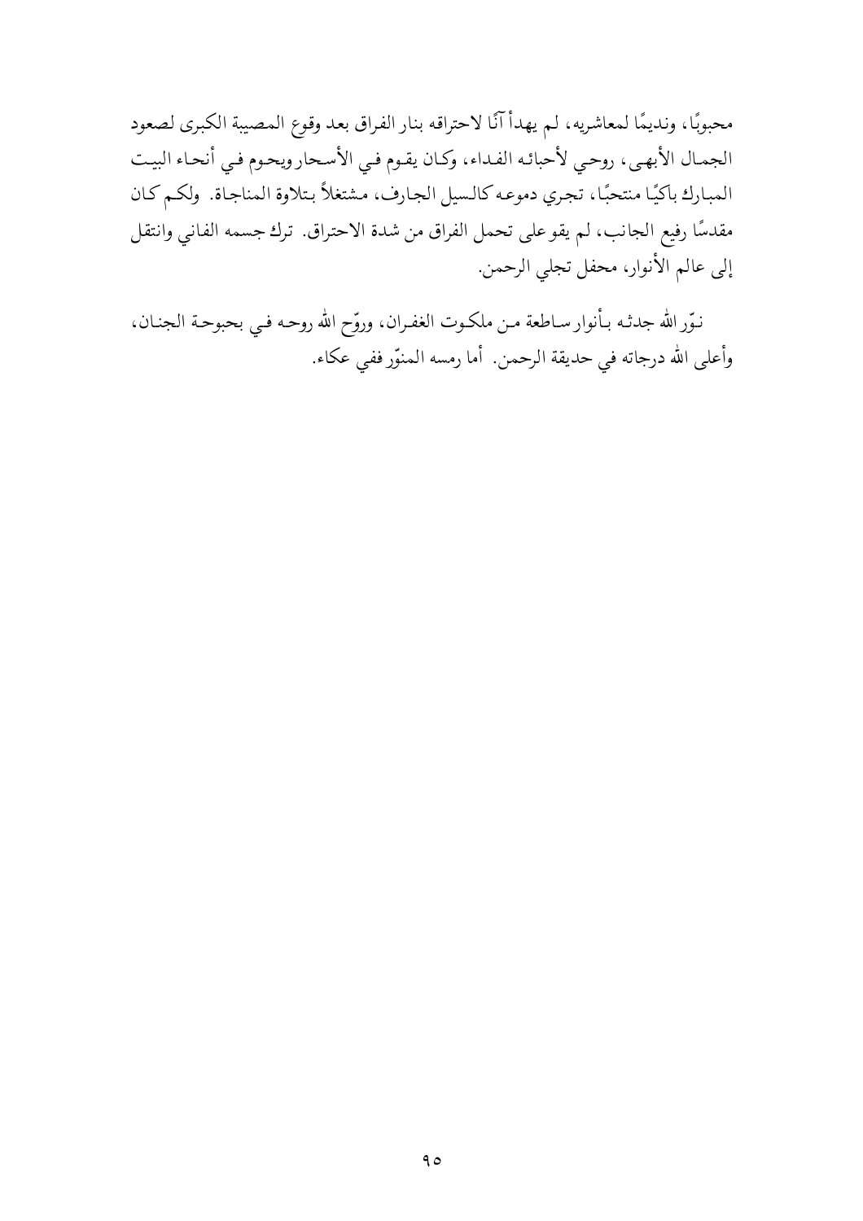محبوبًا، ونديمًا لمعاشريه، لم يهدأ آنًا لاحتراقه بنار الفراق بعد وقوع المصيبة الكبرى لصعود الجمال الأبهى، روحي لأحبائه الفداء، وكان يقوم في الأسحار ويحوم في أنحاء البيت المبارك باكيًا منتحبًا، تجري دموعه كالسيل الجارف، مشتغلاً بتلاوة المناجاة. ولكم كان مقدسًا رفيع الجانب، لم يقو على تحمل الفراق من شدة الاحتراق. ترك جسمه الفاني وانتقل إلى عالم الأنوار، محفل تجلي الرحمن.

نوّر الله جدثه بأنوار ساطعة من ملكوت الغفران، وروّح الله روحه في بحبوحة الجنان، وأعلى الله درجاته في حديقة الرحمن. أما رمسه المنوّر ففي عكاء.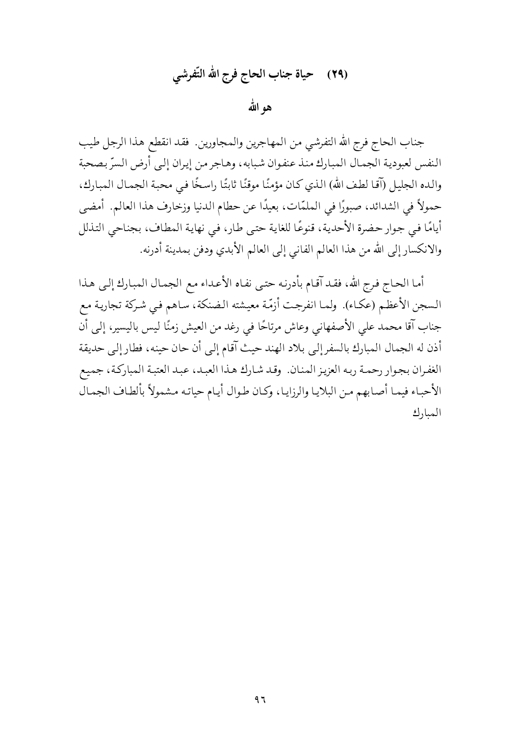## (٢٩) حياة جناب الحاج فرج الله التّفرشي

### هو الله

جناب الحاج فرج الله التفرشي من المهاجرين والمجاورين. فقد انقطع هذا الرجل طيب النفس لعبودية الجمال المبارك منذ عنفوان شبابه، وهاجر من إيران إلى أرض السرّ بصحبة والده الجليل (آقا لطف الله) الذي كان مؤمنًا موقنًا ثابتًا راسخًا في محبة الجمال المبارك، حمولاً في الشدائد، صبورًا في الملمّات، بعيدًا عن حطام الدنيا وزخارف هذا العالم. أمضى أيامًا في جوار حضرة الأحدية، قنوعًا للغاية حتى طار، في نهاية المطاف، بجناحي التذلل والانكسار إلى الله من هذا العالم الفاني إلى العالم الأبدي ودفن بمدينة أدرنه.

أما الحاج فرج الله، فقد آقام بأدرنه حتى نفاه الأعداء مع الجمال المبارك إلى هذا السجن الأعظم (عكاء). ولما انفرجت أزمّة معيشته الضنكة، ساهم في شركة تجارية مع جناب آقا محمد علي الأصفهاني وعاش مرتاحًا في رغد من العيش زمنًا ليس باليسير، إلى أن أذن له الجمال المبارك بالسفر إلى بلاد الهند حيث آقام إلى أن حان حينه، فطار إلى حديقة الغفران بجوار رحمة ربه العزيز المنان. وقد شارك هذا العبد، عبد العتبة المباركة، جميع الأحباء فيما أصابهم من البلايا والرزايا، وكان طوال أيام حياته مشمولاً بألطاف الجمال المبارك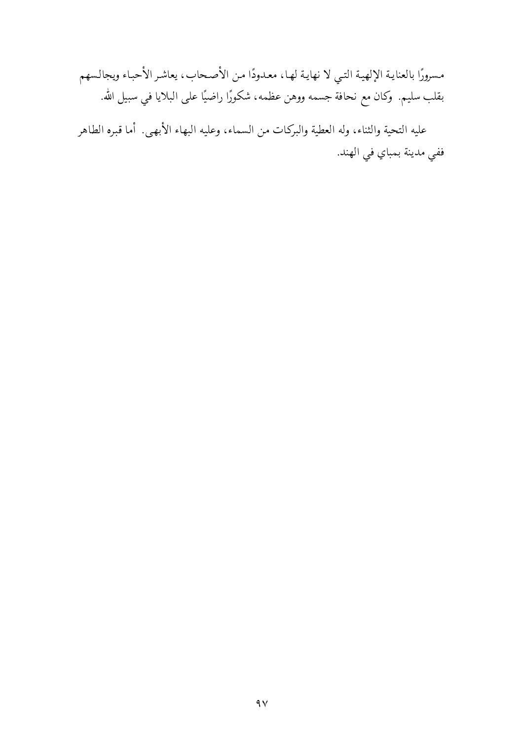مسرورًا بالعناية الإلهية التي لا نهاية لها، معدودًا من الأصحاب، يعاشر الأحباء ويجالسهم بقلب سليم. وكان مع نحافة جسمه ووهن عظمه، شكورًا راضيًا على البلايا في سبيل الله.

عليه التحية والثناء، وله العطية والبركات من السماء، وعليه البهاء الأبهى. أما قبره الطاهر ففي مدينة بمباي في الهند.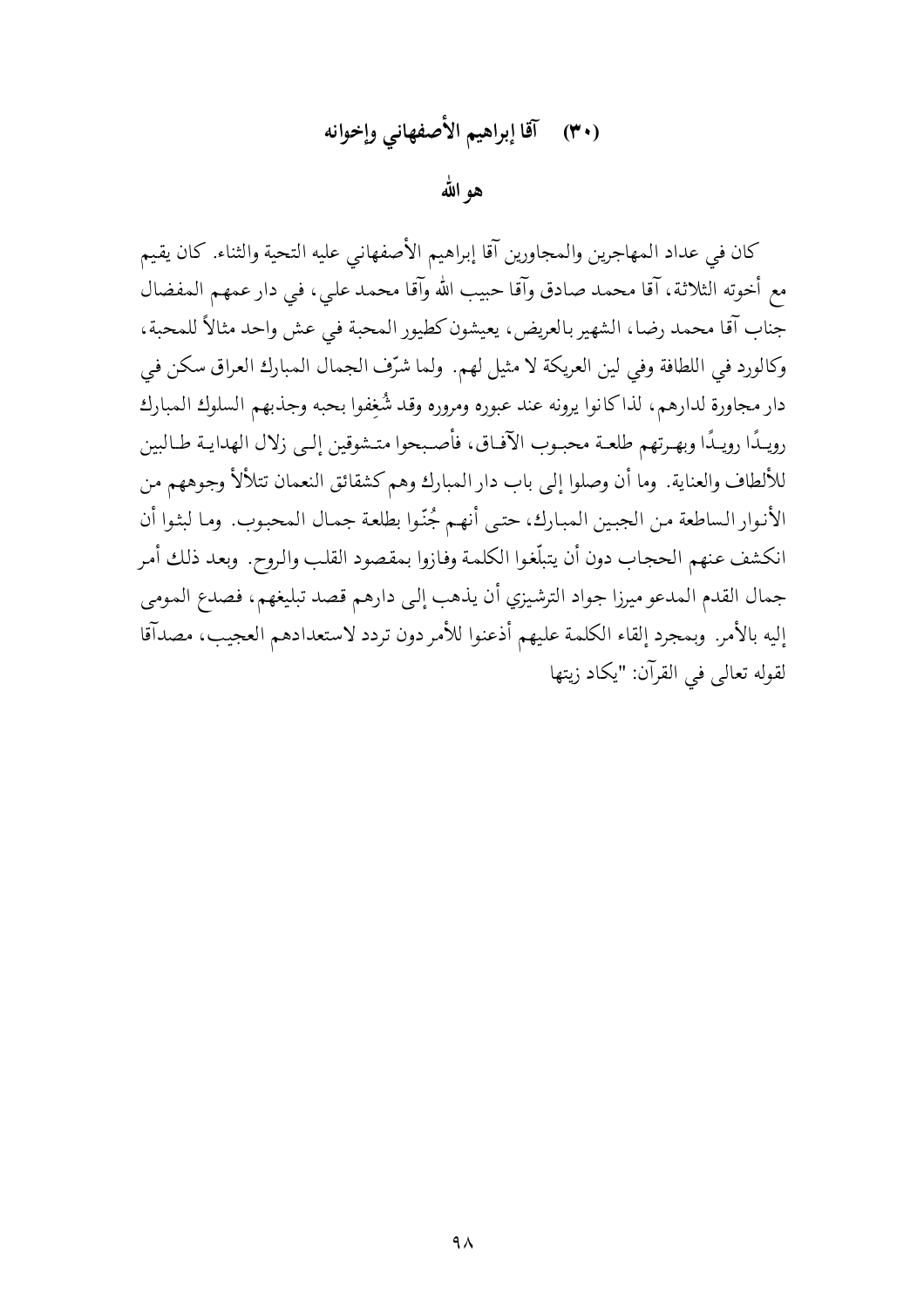## (٣٠) آقا إبراهيم الأصفهاني وإخوانه

### هو الله

كان في عداد المهاجرين والمجاورين آقا إبراهيم الأصفهاني عليه التحية والثناء. كان يقيم مع أخوته الثلاثة، آقا محمد صادق وآقا حبيب الله وآقا محمد علي، في دار عمهم المفضال جناب آقا محمد رضا، الشهير بالعريض، يعيشون كطيور المحبة في عش واحد مثالاً للمحبة، وكالورد في اللطافة وفي لين العريكة لا مثيل لهم. ولما شرّف الجمال المبارك العراق سكن في دار مجاورة لدارهم، لذا كانوا يرونه عند عبوره ومروره وقد شُغِفوا بحبه وجذبهم السلوك المبارك رويدًا رويدًا وبهرتهم طلعة محبوب الآفاق، فأصبحوا متشوقين إلى زلال الهداية طالبين للألطاف والعناية. وما أن وصلوا إلى باب دار المبارك وهم كشقائق النعمان تتلألأ وجوههم من الأنوار الساطعة من الجبين المبارك، حتى أنهم جُنّوا بطلعة جمال المحبوب. وما لبثوا أن انكشف عنهم الحجاب دون أن يتبلّغوا الكلمة وفازوا بمقصود القلب والروح. وبعد ذلك أمر جمال القدم المدعو ميرزا جواد الترشيزي أن يذهب إلى دارهم قصد تبليغهم، فصدع المومى إليه بالأمر. وبمجرد إلقاء الكلمة عليهم أذعنوا للأمر دون تردد لاستعدادهم العجيب، مصدآقا لقوله تعالى في القرآن: "يكاد زيتها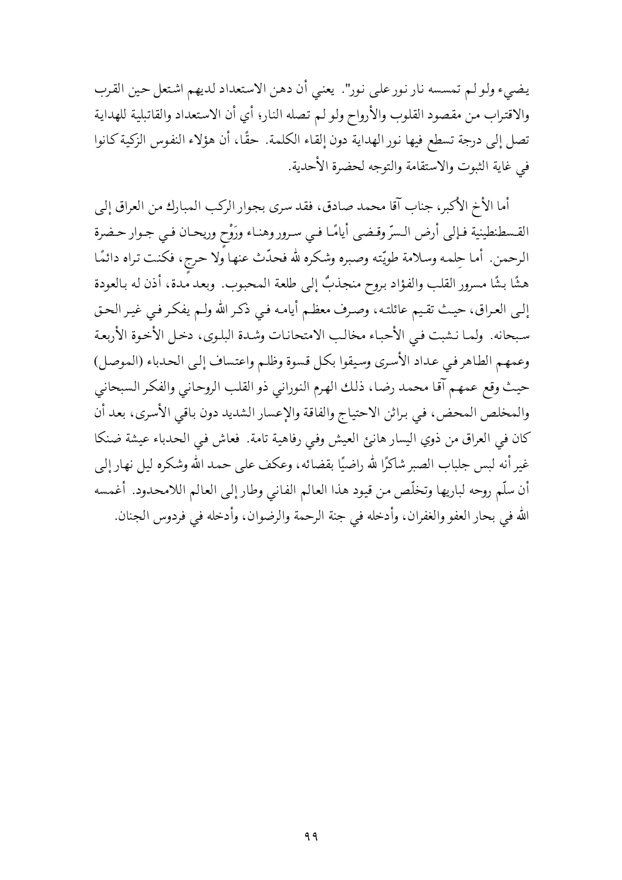يضيء ولو لم تمسسه نار نور على نور". يعني أن دهن الاستعداد لديهم اشتعل حين القرب والاقتراب من مقصود القلوب والأرواح ولو لم تصله النار؛ أي أن الاستعداد والقابلية للهداية تصل إلى درجة تسطع فيها نور الهداية دون إلقاء الكلمة. حقًّا، أن هؤلاء النفوس الزكية كانوا في غاية الثبوت والاستقامة والتوجه لحضرة الأحدية.

أما الأخ الأكبر، جناب آقا محمد صادق، فقد سرى بجوار الركب المبارك من العراق إلى القسطنطينية فإلى أرض السرّ وقضى أيامًا في سرور وهناء ورَوْح وريحان في جوار حضرة الرحمن. أما حِلمه وسلامة طويّته وصبره وشكره لله فحدّث عنها ولا حرجٍ، فكنت تراه دائمًا هشًّا بشًّا مسرور القلب والفؤاد بروح منجذبٌ إلى طلعة المحبوب. وبعد مدة، أذن له بالعودة إلى العراق، حيث تقيم عائلته، وصرف معظم أيامه في ذكر الله ولم يفكر في غير الحق سبحانه. ولما نشبت في الأحباء مخالب الامتحانات وشدة البلوى، دخل الأخوة الأربعة وعمهم الطاهر في عداد الأسرى وسيقوا بكل قسوة وظلم واعتساف إلى الحدباء (الموصل) حيث وقع عمهم آقا محمد رضا، ذلك الهرم النوراني ذو القلب الروحاني والفكر السبحاني والمخلص المحض، في براثن الاحتياج والفاقة والإعسار الشديد دون باقي الأسرى، بعد أن كان في العراق من ذوي اليسار هانئ العيش وفي رفاهية تامة. فعاش في الحدباء عيشة ضنكا غير أنه لبس جلباب الصبر شاكرًا لله راضيًا بقضائه، وعكف على حمد الله وشكره ليل نهار إلى أن سلّم روحه لباريها وتخلّص من قيود هذا العالم الفاني وطار إلى العالم اللامحدود. أغمسه الله في بحار العفو والغفران، وأدخله في جنة الرحمة والرضوان، وأدخله في فردوس الجنان.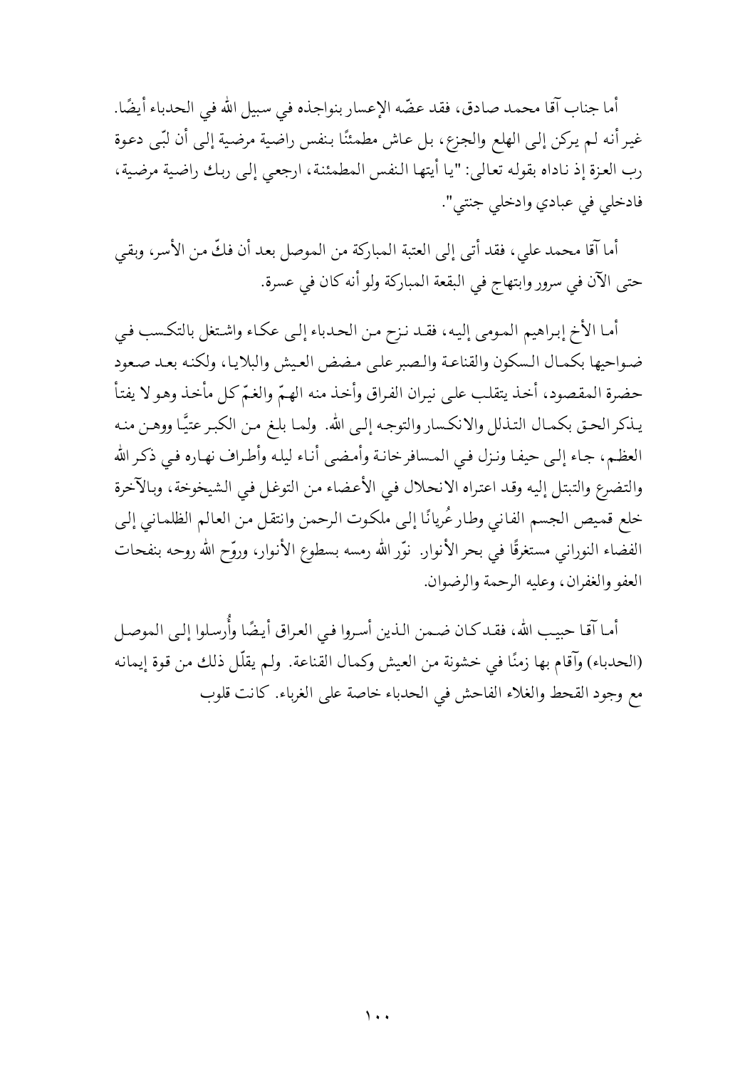أما جناب آقا محمد صادق، فقد عضّه الإعسار بنواجذه في سبيل الله في الحدباء أيضًا. غير أنه لم يركن إلى الهلع والجزع، بل عاش مطمئنًا بنفس راضية مرضية إلى أن لبّى دعوة رب العزة إذ ناداه بقوله تعالى: "يا أيتها النفس المطمئنة، ارجعي إلى ربك راضية مرضية، فادخلي في عبادي وادخلي جنتي".

أما آقا محمد علي، فقد أتى إلى العتبة المباركة من الموصل بعد أن فكّ من الأسر، وبقي حتى الآن في سرور وابتهاج في البقعة المباركة ولو أنه كان في عسرة.

أما الأخ إبراهيم المومى إليه، فقد نزح من الحدباء إلى عكاء واشتغل بالتكسب في ضواحيها بكمال السكون والقناعة والصبر على مضض العيش والبلايا، ولكنه بعد صعود حضرة المقصود، أخذ يتقلب على نيران الفراق وأخذ منه الهمّ والغمّ كل مأخذ وهو لا يفتأ يذكر الحق بكمال التذلل والانكسار والتوجه إلى الله. ولما بلغ من الكبر عتيًّا ووهن منه العظم، جاء إلى حيفا ونزل في المسافرخانة وأمضى أناء ليله وأطراف نهاره في ذكر الله والتضرع والتبتل إليه وقد اعتراه الانحلال في الأعضاء من التوغل في الشيخوخة، وبالآخرة خلع قميص الجسم الفاني وطار عُريانًا إلى ملكوت الرحمن وانتقل من العالم الظلماني إلى الفضاء النوراني مستغرقًا في بحر الأنوار. نوّر الله رمسه بسطوع الأنوار، وروّح الله روحه بنفحات العفو والغفران، وعليه الرحمة والرضوان.

أما آقا حبيب الله، فقد كان ضمن الذين أسروا في العراق أيضًا وأُرسلوا إلى الموصل (الحدباء) وآقام بها زمنًا في خشونة من العيش وكمال القناعة. ولم يقلّل ذلك من قوة إيمانه مع وجود القحط والغلاء الفاحش في الحدباء خاصة على الغرباء. كانت قلوب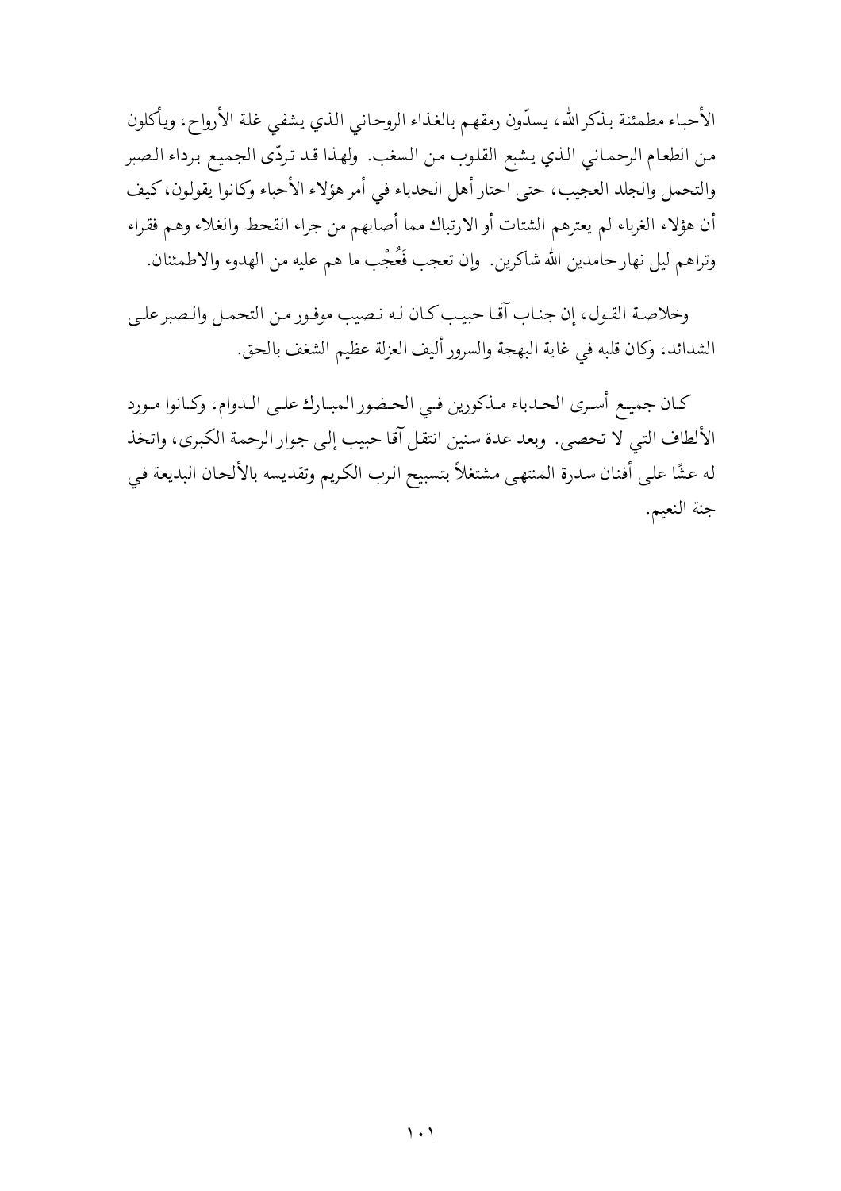الأحباء مطمئنة بذكر الله، يسدّون رمقهم بالغذاء الروحاني الذي يشفي غلة الأرواح، ويأكلون من الطعام الرحماني الذي يشبع القلوب من السغب. ولهذا قد تردّى الجميع برداء الصبر والتحمل والجلد العجيب، حتى احتار أهل الحدباء في أمر هؤلاء الأحباء وكانوا يقولون، كيف أن هؤلاء الغرباء لم يعترهم الشتات أو الارتباك مما أصابهم من جراء القحط والغلاء وهم فقراء وتراهم ليل نهار حامدين الله شاكرين. وإن تعجب فَعُجْب ما هم عليه من الهدوء والاطمئنان.

وخلاصة القول، إن جناب آقا حبيب كان له نصيب موفور من التحمل والصبر على الشدائد، وكان قلبه في غاية البهجة والسرور أليف العزلة عظيم الشغف بالحق.

كان جميع أسرى الحدباء مذكورين في الحضور المبارك على الدوام، وكانوا مورد الألطاف التي لا تحصى. وبعد عدة سنين انتقل آقا حبيب إلى جوار الرحمة الكبرى، واتخذ له عشًا على أفنان سدرة المنتهى مشتغلاً بتسبيح الرب الكريم وتقديسه بالألحان البديعة في جنة النعيم.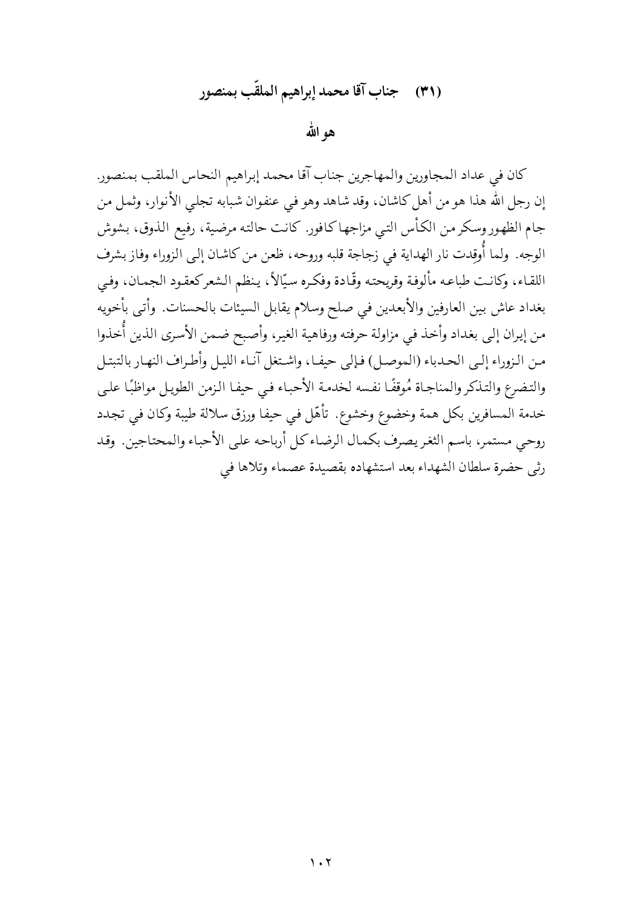## (٣١) جناب آقا محمد إبراهيم الملقّب بمنصور

### هو الله

كان في عداد المجاورين والمهاجرين جناب آقا محمد إبراهيم النحاس الملقب بمنصور. إن رجل الله هذا هو من أهل كاشان، وقد شاهد وهو في عنفوان شبابه تجلي الأنوار، وثمل من جام الظهور وسكر من الكأس التي مزاجها كافور. كانت حالته مرضية، رفيع الذوق، بشوش الوجه. ولما أُوقِدت نار الهداية في زجاجة قلبه وروحه، ظعن من كاشان إلى الزوراء وفاز بشرف اللقاء، وكانت طباعه مألوفة وقريحته وقّادة وفكره سيّالاً، ينظم الشعر كعقود الجمان، وفي بغداد عاش بين العارفين والأبعدين في صلح وسلام يقابل السيئات بالحسنات. وأتى بأخويه من إيران إلى بغداد وأخذ في مزاولة حرفته ورفاهية الغير، وأصبح ضمن الأسرى الذين أُخذوا من الزوراء إلى الحدباء (الموصل) فإلى حيفا، واشتغل آناء الليل وأطراف النهار بالتبتل والتضرع والتذكر والمناجاة مُوقفًا نفسه لخدمة الأحباء في حيفا الزمن الطويل مواظبًا على خدمة المسافرين بكل همة وخضوع وخشوع. تأهّل في حيفا ورزق سلالة طيبة وكان في تجدد روحي مستمر، باسم الثغر يصرف بكمال الرضاء كل أرباحه على الأحباء والمحتاجين. وقد رثى حضرة سلطان الشهداء بعد استشهاده بقصيدة عصماء وتلاها في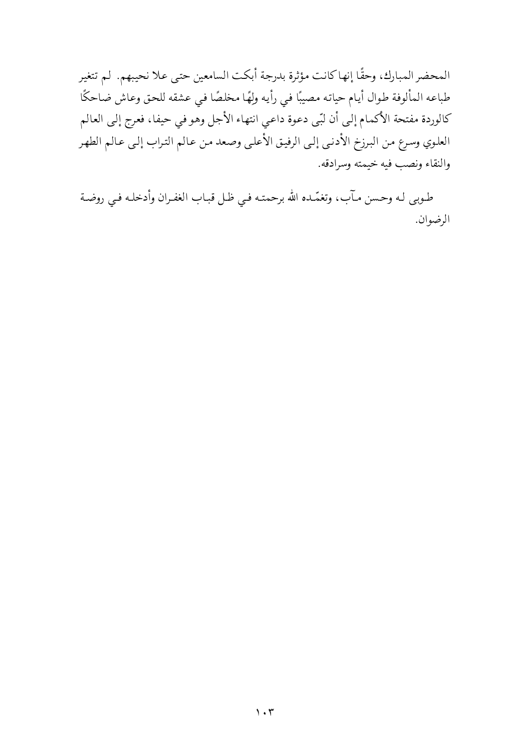المحضر المبارك، وحقًّا إنها كانت مؤثرة بدرجة أبكت السامعين حتى علا نحيبهم. لم تتغير طباعه المألوفة طوال أيام حياته مصيبًا في رأيه ولِهًا مخلصًا في عشقه للحق وعاش ضاحكًا كالوردة مفتحة الأكمام إلى أن لبّى دعوة داعي انتهاء الأجل وهو في حيفا، فعرج إلى العالم العلوي وسرع من البرزخ الأدنى إلى الرفيق الأعلى وصعد من عالم التراب إلى عالم الطهر والنقاء ونصب فيه خيمته وسرادقه.

طوبى له وحسن مآب، وتغمّده الله برحمته في ظل قباب الغفران وأدخله في روضة الرضوان.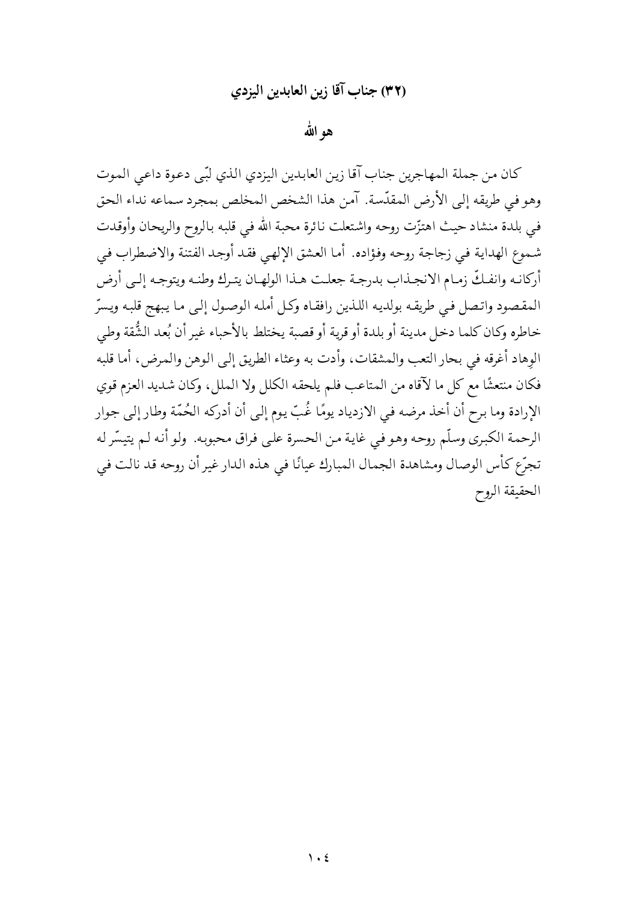## (٣٢) جناب آقا زين العابدين اليزدي

### هو الله

كان من جملة المهاجرين جناب آقا زين العابدين اليزدي الذي لبّى دعوة داعي الموت وهو في طريقه إلى الأرض المقدّسة. آمن هذا الشخص المخلص بمجرد سماعه نداء الحق في بلدة منشاد حيث اهتزّت روحه واشتعلت نائرة محبة الله في قلبه بالروح والريحان وأوقدت شموع الهداية في زجاجة روحه وفؤاده. أما العشق الإلهي فقد أوجد الفتنة والاضطراب في أركانه وانفكّ زمام الانجذاب بدرجة جعلت هذا الولهان يترك وطنه ويتوجه إلى أرض المقصود واتصل في طريقه بولديه اللذين رافقاه وكل أمله الوصول إلى ما يبهج قلبه ويسرّ خاطره وكان كلما دخل مدينة أو بلدة أو قرية أو قصبة يختلط بالأحباء غير أن بُعد الشُّقة وطي الوِهاد أغرقه في بحار التعب والمشقات، وأدت به وعثاء الطريق إلى الوهن والمرض، أما قلبه فكان منتعشًا مع كل ما لآقاه من المتاعب فلم يلحقه الكلل ولا الملل، وكان شديد العزم قوي الإرادة وما برح أن أخذ مرضه في الازدياد يومًا غُبّ يوم إلى أن أدركه الحُمّة وطار إلى جوار الرحمة الكبرى وسلّم روحه وهو في غاية من الحسرة على فراق محبوبه. ولو أنه لم يتيسّر له تجرّع كأس الوصال ومشاهدة الجمال المبارك عيانًا في هذه الدار غير أن روحه قد نالت في الحقيقة الروح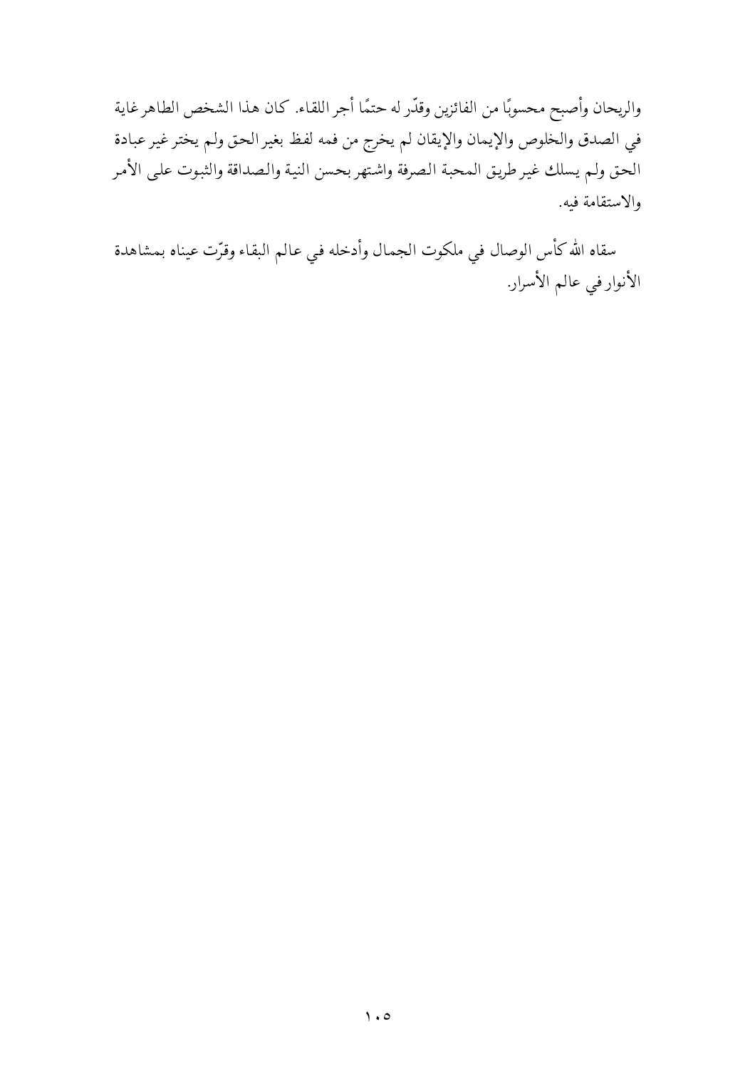والريحان وأصبح محسوبًا من الفائزين وقدّر له حتمًا أجر اللقاء. كان هذا الشخص الطاهر غاية في الصدق والخلوص والإيمان والإيقان لم يخرج من فمه لفظ بغير الحق ولم يختر غير عبادة الحق ولم يسلك غير طريق المحبة الصرفة واشتهر بحسن النية والصداقة والثبوت على الأمر والاستقامة فيه.

سقاه الله كأس الوصال في ملكوت الجمال وأدخله في عالم البقاء وقرّت عيناه بمشاهدة الأنوار في عالم الأسرار.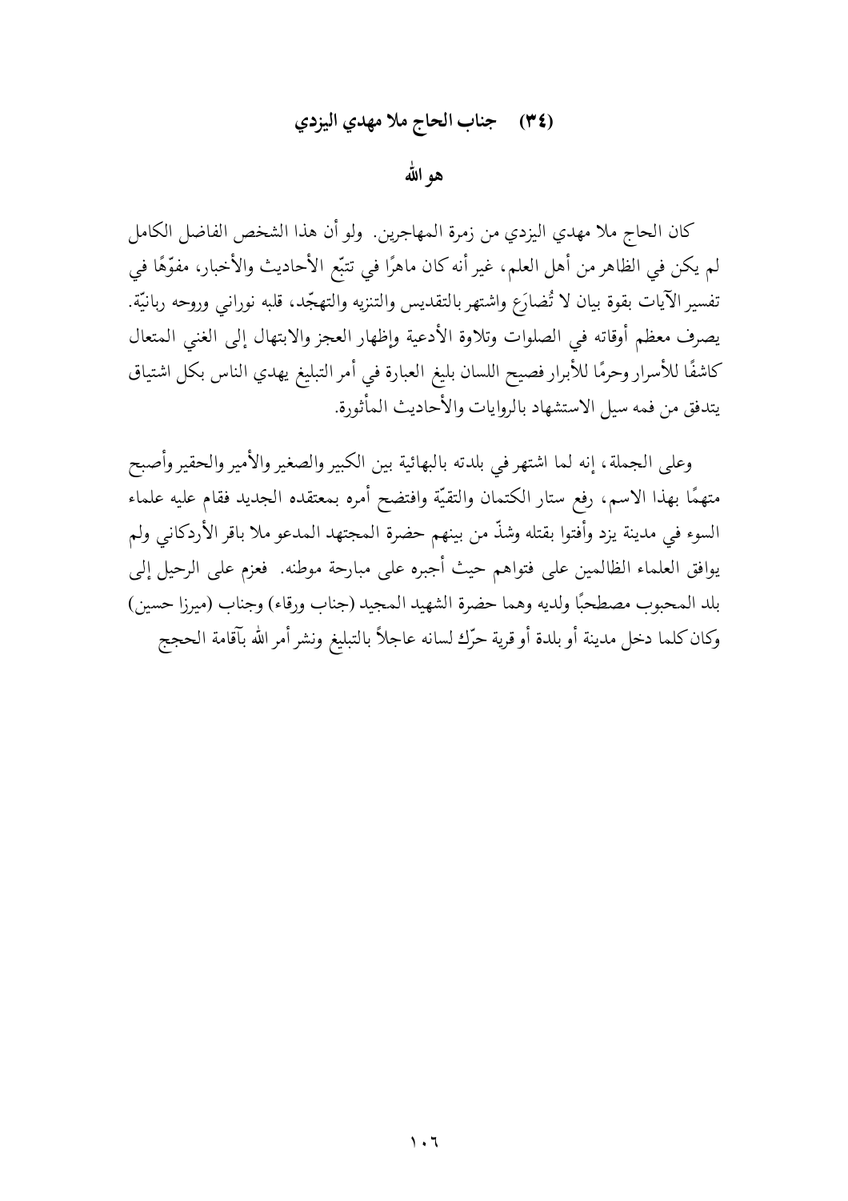## (٣٤) جناب الحاج ملا مهدي اليزدي

### هو الله

كان الحاج ملا مهدي اليزدي من زمرة المهاجرين. ولو أن هذا الشخص الفاضل الكامل لم يكن في الظاهر من أهل العلم، غير أنه كان ماهرًا في تتبّع الأحاديث والأخبار، مفوّهًا في تفسير الآيات بقوة بيان لا تُضارَع واشتهر بالتقديس والتنزيه والتهجّد، قلبه نوراني وروحه ربانيّة. يصرف معظم أوقاته في الصلوات وتلاوة الأدعية وإظهار العجز والابتهال إلى الغني المتعال كاشفًا للأسرار وحرمًا للأبرار فصيح اللسان بليغ العبارة في أمر التبليغ يهدي الناس بكل اشتياق يتدفق من فمه سيل الاستشهاد بالروايات والأحاديث المأثورة.

وعلى الجملة، إنه لما اشتهر في بلدته بالبهائية بين الكبير والصغير والأمير والحقير وأصبح متهمًا بهذا الاسم، رفع ستار الكتمان والتقيّة وافتضح أمره بمعتقده الجديد فقام عليه علماء السوء في مدينة يزد وأفتوا بقتله وشذّ من بينهم حضرة المجتهد المدعو ملا باقر الأردكاني ولم يوافق العلماء الظالمين على فتواهم حيث أجبره على مبارحة موطنه. فعزم على الرحيل إلى بلد المحبوب مصطحبًا ولديه وهما حضرة الشهيد المجيد (جناب ورقاء) وجناب (ميرزا حسين) وكان كلما دخل مدينة أو بلدة أو قرية حرّك لسانه عاجلاً بالتبليغ ونشر أمر الله بآقامة الحجج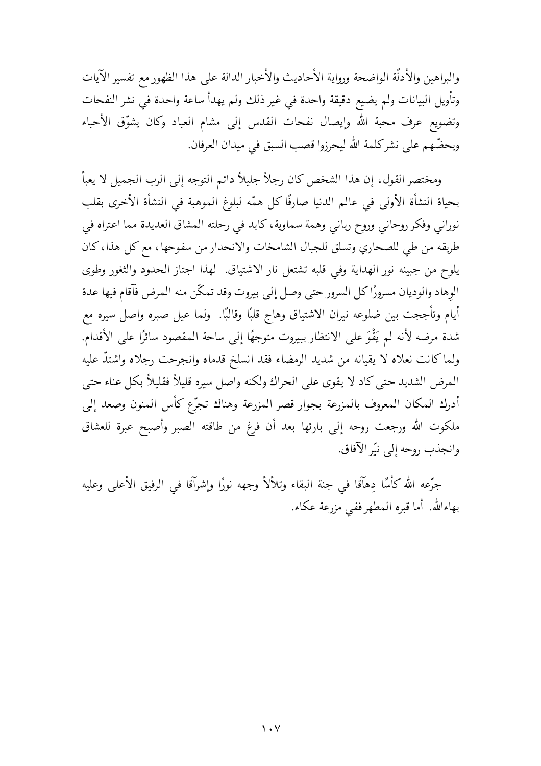والبراهين والأدلّة الواضحة ورواية الأحاديث والأخبار الدالة على هذا الظهور مع تفسير الآيات وتأويل البيانات ولم يضيع دقيقة واحدة في غير ذلك ولم يهدأ ساعة واحدة في نشر النفحات وتضويع عرف محبة الله وإيصال نفحات القدس إلى مشام العباد وكان يشوّق الأحباء ويحضّهم على نشر كلمة الله ليحرزوا قصب السبق في ميدان العرفان.

ومختصر القول، إن هذا الشخص كان رجلاً جليلاً دائم التوجه إلى الرب الجميل لا يعبأ بحياة النشأة الأولى في عالم الدنيا صارفًا كل همّه لبلوغ الموهبة في النشأة الأخرى بقلب نوراني وفكر روحاني وروح رباني وهمة سماوية، كابد في رحلته المشاق العديدة مما اعتراه في طريقه من طي للصحاري وتسلق للجبال الشامخات والانحدار من سفوحها، مع كل هذا، كان يلوح من جبينه نور الهداية وفي قلبه تشتعل نار الاشتياق. لهذا اجتاز الحدود والثغور وطوى الوِهاد والوديان مسرورًا كل السرور حتى وصل إلى بيروت وقد تمكّن منه المرض فآقام فيها عدة أيام وتأججت بين ضلوعه نيران الاشتياق وهاج قلبًا وقالبًا. ولما عيل صبره واصل سيره مع شدة مرضه لأنه لم يَقْوَ على الانتظار ببيروت متوجهًا إلى ساحة المقصود سائرًا على الأقدام. ولما كانت نعلاه لا يقيانه من شديد الرمضاء فقد انسلخ قدماه وانجرحت رجلاه واشتدّ عليه المرض الشديد حتى كاد لا يقوى على الحراك ولكنه واصل سيره قليلاً فقليلاً بكل عناء حتى أدرك المكان المعروف بالمزرعة بجوار قصر المزرعة وهناك تجرّع كأس المنون وصعد إلى ملكوت الله ورجعت روحه إلى بارئها بعد أن فرغ من طاقته الصبر وأصبح عبرة للعشاق وانجذب روحه إلى نيّر الآفاق.

جرّعه الله كأسًا دِهاَقا في جنة البقاء وتلألأ وجهه نورًا وإشراَقا في الرفيق الأعلى وعليه بهاءالله. أما قبره المطهر ففي مزرعة عكاء.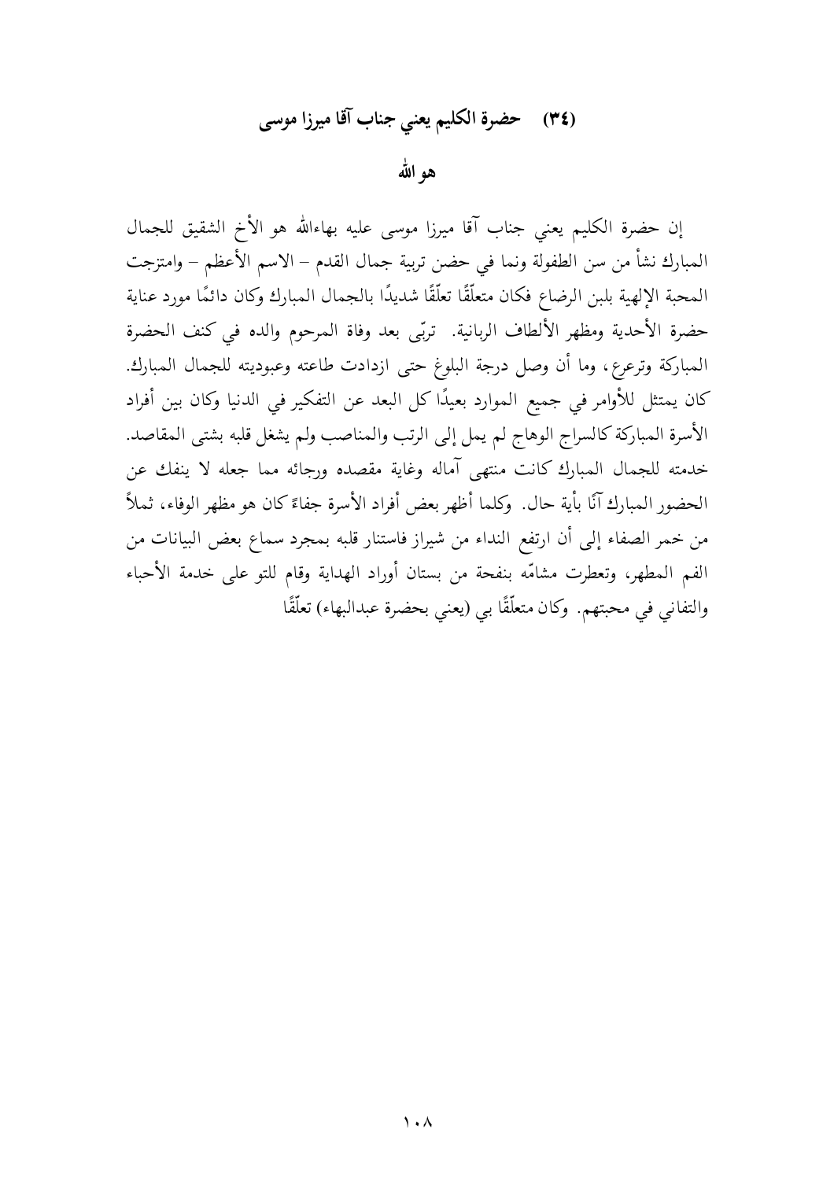## (٣٤) حضرة الكليم يعني جناب آقا ميرزا موسى

### هو الله

إن حضرة الكليم يعني جناب آقا ميرزا موسى عليه بهاءالله هو الأخ الشقيق للجمال المبارك نشأ من سن الطفولة ونما في حضن تربية جمال القدم – الاسم الأعظم – وامتزجت المحبة الإلهية بلبن الرضاع فكان متعلّقًا تعلّقًا شديدًا بالجمال المبارك وكان دائمًا مورد عناية حضرة الأحدية ومظهر الألطاف الربانية. تربّى بعد وفاة المرحوم والده في كنف الحضرة المباركة وترعرع، وما أن وصل درجة البلوغ حتى ازدادت طاعته وعبوديته للجمال المبارك. كان يمتثل للأوامر في جميع الموارد بعيدًا كل البعد عن التفكير في الدنيا وكان بين أفراد الأسرة المباركة كالسراج الوهاج لم يمل إلى الرتب والمناصب ولم يشغل قلبه بشتى المقاصد. خدمته للجمال المبارك كانت منتهى آماله وغاية مقصده ورجائه مما جعله لا ينفك عن الحضور المبارك آنًا بأية حال. وكلما أظهر بعض أفراد الأسرة جفاءً كان هو مظهر الوفاء، ثملاً من خمر الصفاء إلى أن ارتفع النداء من شيراز فاستنار قلبه بمجرد سماع بعض البيانات من الفم المطهر، وتعطرت مشامّه بنفحة من بستان أوراد الهداية وقام للتو على خدمة الأحباء والتفاني في محبتهم. وكان متعلّقًا بي (يعني بحضرة عبدالبهاء) تعلّقًا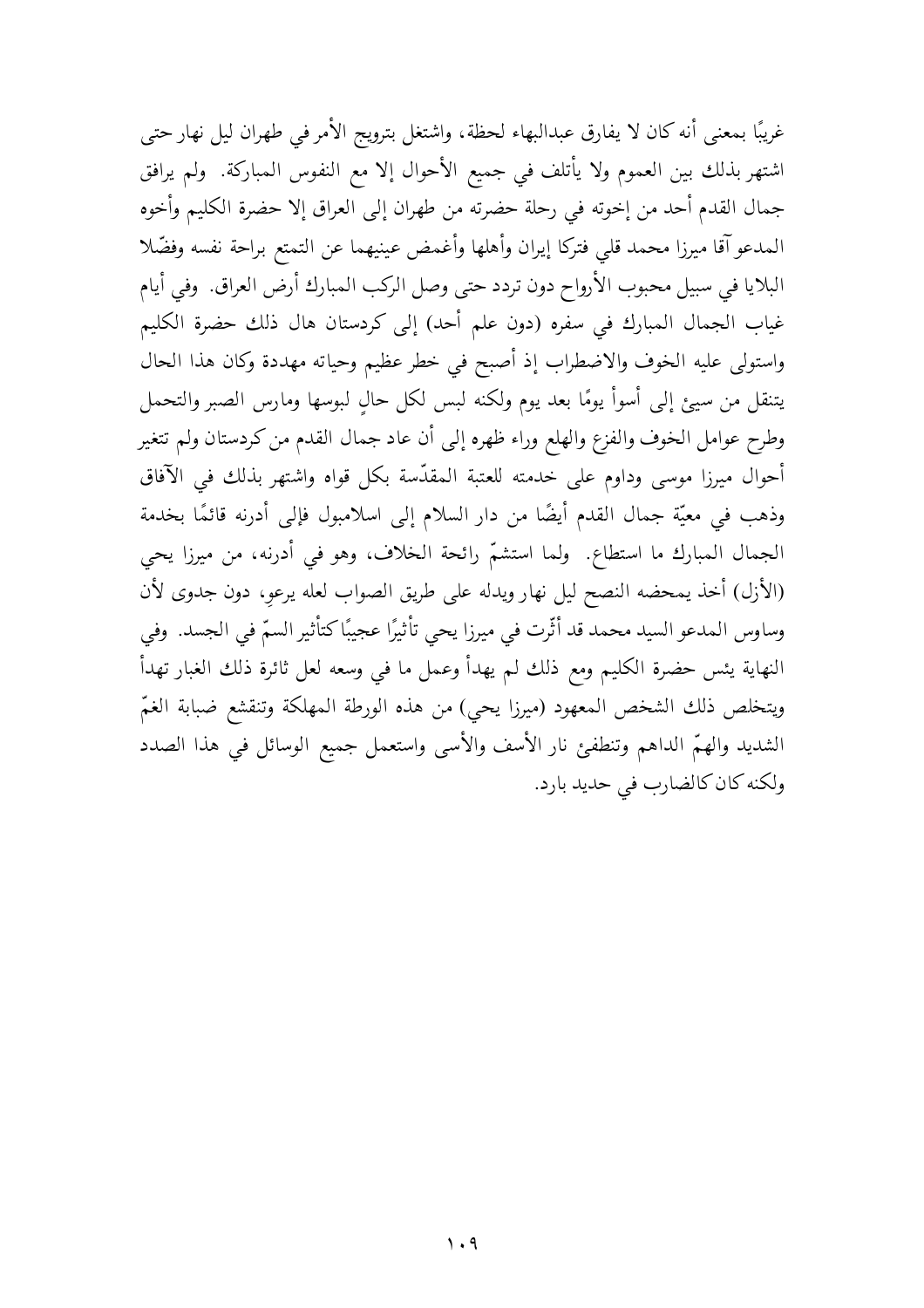غريبًا بمعنى أنه كان لا يفارق عبدالبهاء لحظة، واشتغل بترويج الأمر في طهران ليل نهار حتى اشتهر بذلك بين العموم ولا يأتلف في جميع الأحوال إلا مع النفوس المباركة. ولم يرافق جمال القدم أحد من إخوته في رحلة حضرته من طهران إلى العراق إلا حضرة الكليم وأخوه المدعو آقا ميرزا محمد قلي فتركا إيران وأهلها وأغمض عينيهما عن التمتع براحة نفسه وفضّلا البلايا في سبيل محبوب الأرواح دون تردد حتى وصل الركب المبارك أرض العراق. وفي أيام غياب الجمال المبارك في سفره (دون علم أحد) إلى كردستان هال ذلك حضرة الكليم واستولى عليه الخوف والاضطراب إذ أصبح في خطر عظيم وحياته مهددة وكان هذا الحال يتنقل من سيئ إلى أسوأ يومًا بعد يوم ولكنه لبس لكل حالٍ لبوسها ومارس الصبر والتحمل وطرح عوامل الخوف والفزع والهلع وراء ظهره إلى أن عاد جمال القدم من كردستان ولم تتغير أحوال ميرزا موسى وداوم على خدمته للعتبة المقدّسة بكل قواه واشتهر بذلك في الآفاق وذهب في معيّة جمال القدم أيضًا من دار السلام إلى اسلامبول فإلى أدرنه قائمًا بخدمة الجمال المبارك ما استطاع. ولما استشمّ رائحة الخلاف، وهو في أدرنه، من ميرزا يحي (الأزل) أخذ يمحضه النصح ليل نهار ويدله على طريق الصواب لعله يرعوِ، دون جدوى لأن وساوس المدعو السيد محمد قد أثّرت في ميرزا يحي تأثيرًا عجيبًا كتأثير السمّ في الجسد. وفي النهاية يئس حضرة الكليم ومع ذلك لم يهدأ وعمل ما في وسعه لعل ثائرة ذلك الغبار تهدأ ويتخلص ذلك الشخص المعهود (ميرزا يحي) من هذه الورطة المهلكة وتنقشع ضبابة الغمّ الشديد والهمّ الداهم وتنطفئ نار الأسف والأسى واستعمل جميع الوسائل في هذا الصدد ولكنه كان كالضارب في حديد بارد.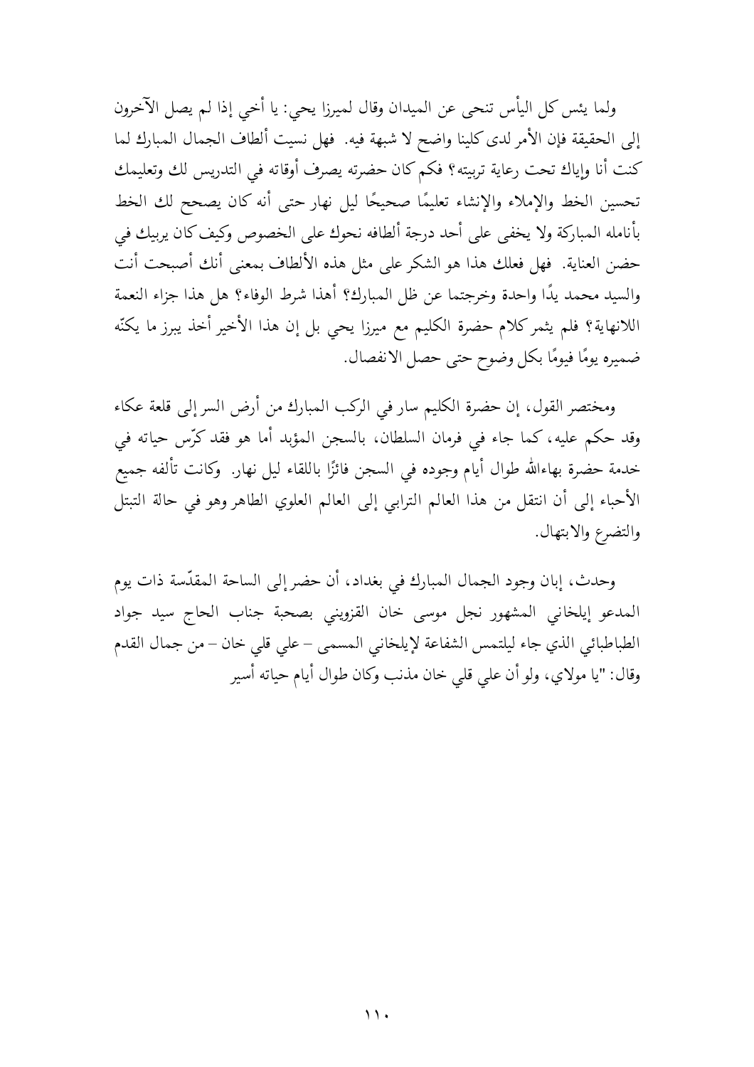ولما يئس كل اليأس تنحى عن الميدان وقال لميرزا يحي: يا أخي إذا لم يصل الآخرون إلى الحقيقة فإن الأمر لدى كلينا واضح لا شبهة فيه. فهل نسيت ألطاف الجمال المبارك لما كنت أنا وإياك تحت رعاية تربيته؟ فكم كان حضرته يصرف أوقاته في التدريس لك وتعليمك تحسين الخط والإملاء والإنشاء تعليمًا صحيحًا ليل نهار حتى أنه كان يصحح لك الخط بأنامله المباركة ولا يخفى على أحد درجة ألطافه نحوك على الخصوص وكيف كان يربيك في حضن العناية. فهل فعلك هذا هو الشكر على مثل هذه الألطاف بمعنى أنك أصبحت أنت والسيد محمد يدًا واحدة وخرجتما عن ظل المبارك؟ أهذا شرط الوفاء؟ هل هذا جزاء النعمة اللانهاية؟ فلم يثمر كلام حضرة الكليم مع ميرزا يحي بل إن هذا الأخير أخذ يبرز ما يكنّه ضميره يومًا فيومًا بكل وضوح حتى حصل الانفصال.

ومختصر القول، إن حضرة الكليم سار في الركب المبارك من أرض السر إلى قلعة عكاء وقد حكم عليه، كما جاء في فرمان السلطان، بالسجن المؤبد أما هو فقد كرّس حياته في خدمة حضرة بهاءالله طوال أيام وجوده في السجن فائزًا باللقاء ليل نهار. وكانت تألفه جميع الأحباء إلى أن انتقل من هذا العالم الترابي إلى العالم العلوي الطاهر وهو في حالة التبتل والتضرع والابتهال.

وحدث، إبان وجود الجمال المبارك في بغداد، أن حضر إلى الساحة المقدّسة ذات يوم المدعو إيلخاني المشهور نجل موسى خان القزويني بصحبة جناب الحاج سيد جواد الطباطبائي الذي جاء ليلتمس الشفاعة لإيلخاني المسمى – علي قلي خان – من جمال القدم وقال: "يا مولاي، ولو أن علي قلي خان مذنب وكان طوال أيام حياته أسير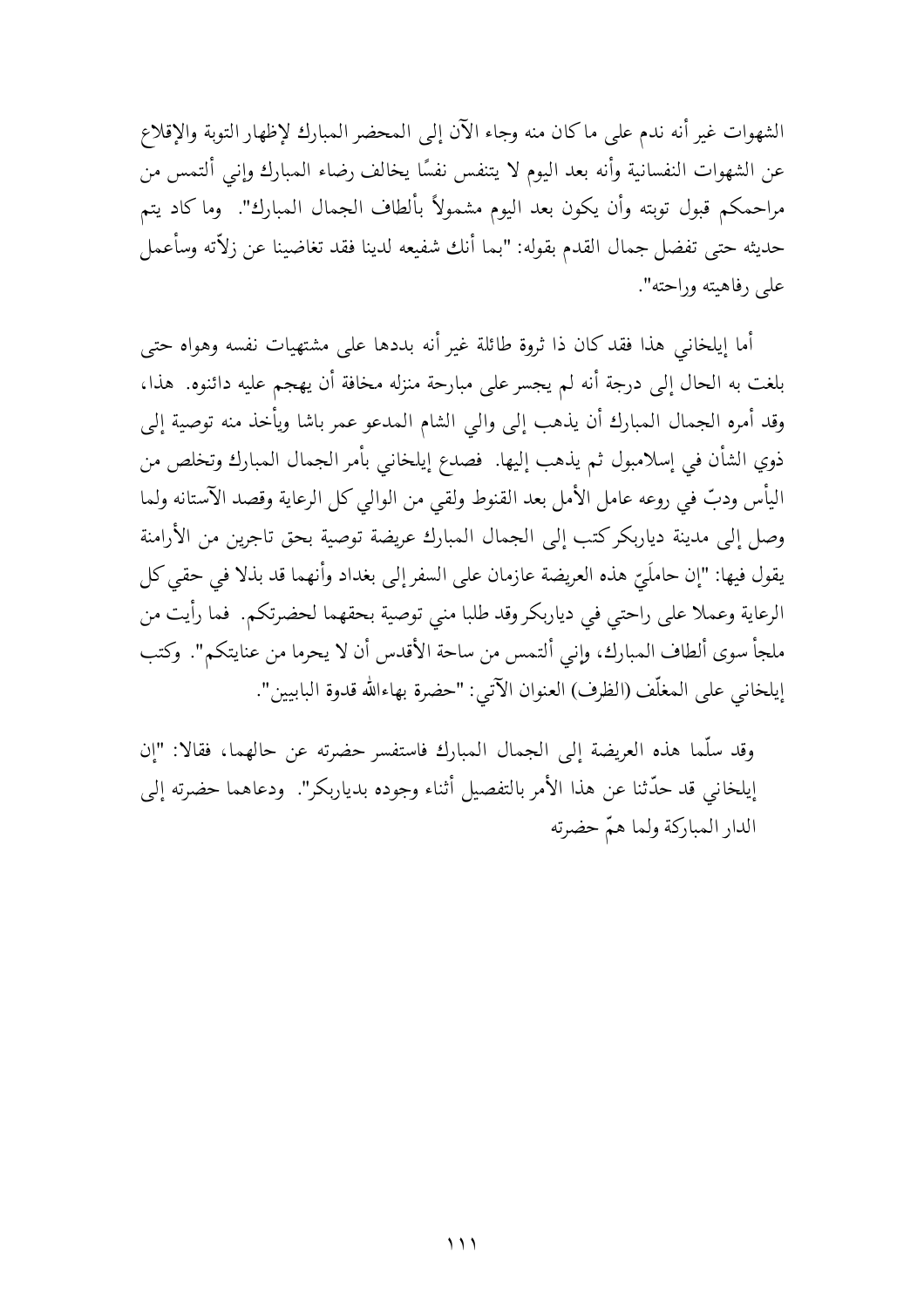الشهوات غير أنه ندم على ما كان منه وجاء الآن إلى المحضر المبارك لإظهار التوبة والإقلاع عن الشهوات النفسانية وأنه بعد اليوم لا يتنفس نفسًا يخالف رضاء المبارك وإني ألتمس من مراحمكم قبول توبته وأن يكون بعد اليوم مشمولاً بألطاف الجمال المبارك". وما كاد يتم حديثه حتى تفضل جمال القدم بقوله: "بما أنك شفيعه لدينا فقد تغاضينا عن زلاّته وسأعمل على رفاهيته وراحته".

أما إيلخاني هذا فقد كان ذا ثروة طائلة غير أنه بددها على مشتهيات نفسه وهواه حتى بلغت به الحال إلى درجة أنه لم يجسر على مبارحة منزله مخافة أن يهجم عليه دائنوه. هذا، وقد أمره الجمال المبارك أن يذهب إلى والي الشام المدعو عمر باشا ويأخذ منه توصية إلى ذوي الشأن في إسلامبول ثم يذهب إليها. فصدع إيلخاني بأمر الجمال المبارك وتخلص من اليأس ودبّ في روعه عامل الأمل بعد القنوط ولقي من الوالي كل الرعاية وقصد الآستانه ولما وصل إلى مدينة دياربكر كتب إلى الجمال المبارك عريضة توصية بحق تاجرين من الأرامنة يقول فيها: "إن حاملَيّ هذه العريضة عازمان على السفر إلى بغداد وأنهما قد بذلا في حقي كل الرعاية وعملا على راحتي في دياربكر وقد طلبا مني توصية بحقهما لحضرتكم. فما رأيت من ملجأ سوى ألطاف المبارك، وإني ألتمس من ساحة الأقدس أن لا يحرما من عنايتكم". وكتب إيلخاني على المغلّف (الظرف) العنوان الآتي: "حضرة بهاءالله قدوة البابيين".

وقد سلّما هذه العريضة إلى الجمال المبارك فاستفسر حضرته عن حالهما، فقالا: "إن إيلخاني قد حدّثنا عن هذا الأمر بالتفصيل أثناء وجوده بدياربكر". ودعاهما حضرته إلى الدار المباركة ولما همّ حضرته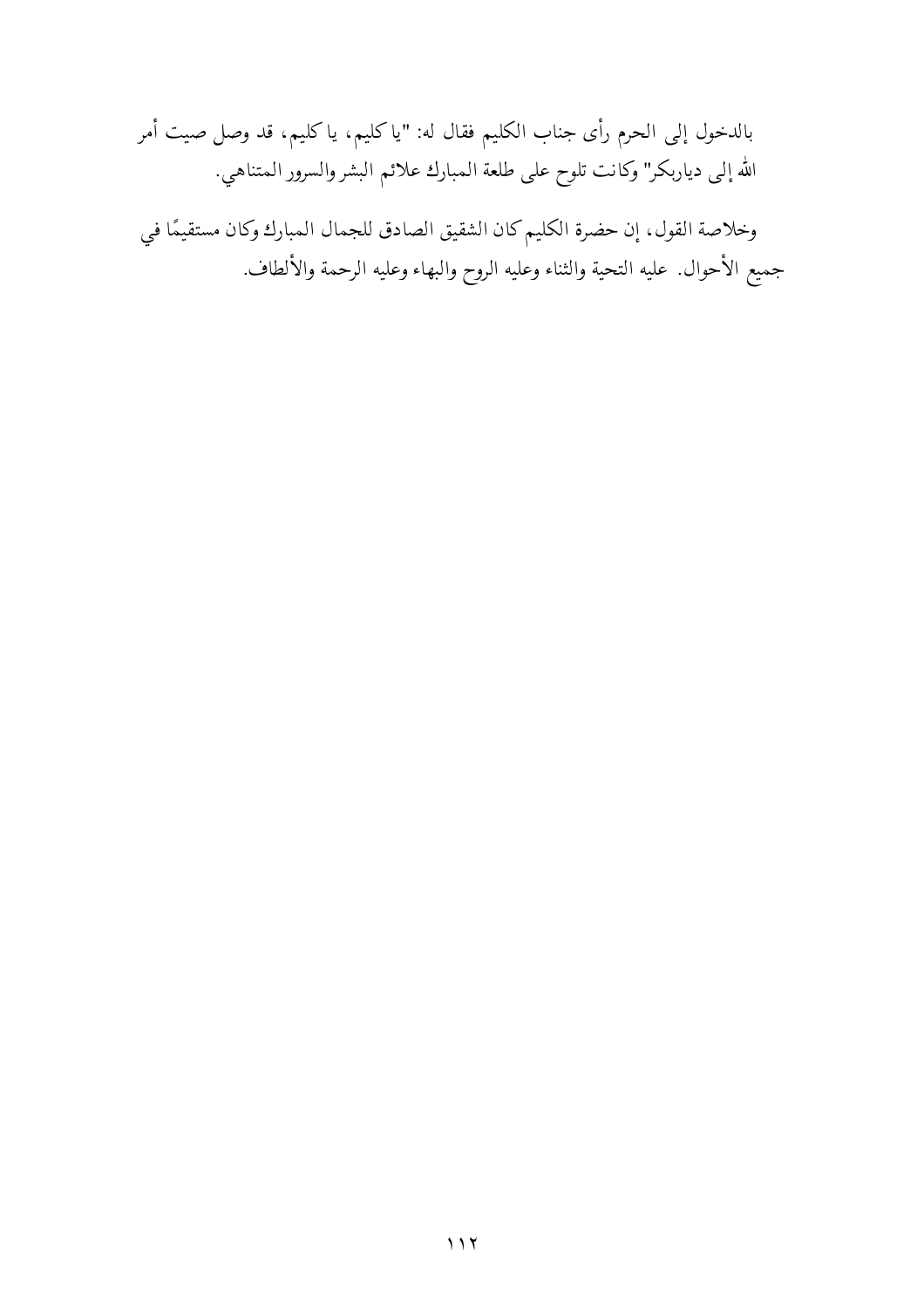بالدخول إلى الحرم رأى جناب الكليم فقال له: "يا كليم، يا كليم، قد وصل صيت أمر الله إلى دياربكر" وكانت تلوح على طلعة المبارك علائم البشر والسرور المتناهي.

وخلاصة القول، إن حضرة الكليم كان الشقيق الصادق للجمال المبارك وكان مستقيمًا في جميع الأحوال. عليه التحية والثناء وعليه الروح والبهاء وعليه الرحمة والألطاف.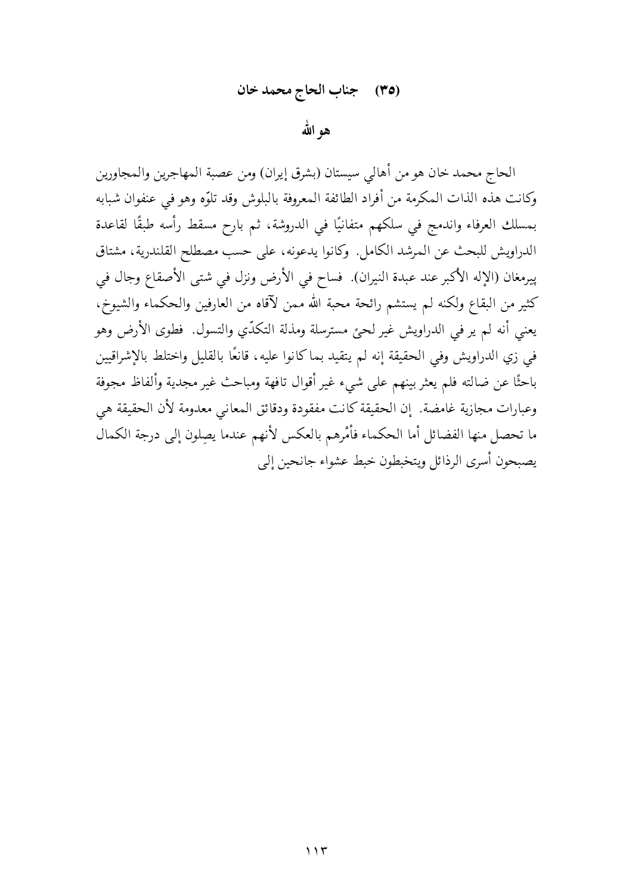## (٣٥) جناب الحاج محمد خان

### هو الله

الحاج محمد خان هو من أهالي سيستان (بشرق إيران) ومن عصبة المهاجرين والمجاورين وكانت هذه الذات المكرمة من أفراد الطائفة المعروفة بالبلوش وقد تلوّه وهو في عنفوان شبابه بمسلك العرفاء واندمج في سلكهم متفانيًا في الدروشة، ثم بارح مسقط رأسه طبقًا لقاعدة الدراويش للبحث عن المرشد الكامل. وكانوا يدعونه، على حسب مصطلح القلندرية، مشتاق پيرمغان (الإله الأكبر عند عبدة النيران). فساح في الأرض ونزل في شتى الأصقاع وجال في كثير من البقاع ولكنه لم يستشم رائحة محبة الله ممن لآقاه من العارفين والحكماء والشيوخ، يعني أنه لم ير في الدراويش غير لحىً مسترسلة ومذلة التكدّي والتسول. فطوى الأرض وهو في زي الدراويش وفي الحقيقة إنه لم يتقيد بما كانوا عليه، قانعًا بالقليل واختلط بالإشراقيين باحثًا عن ضالته فلم يعثر بينهم على شيء غير أقوال تافهة ومباحث غير مجدية وألفاظ مجوفة وعبارات مجازية غامضة. إن الحقيقة كانت مفقودة ودقائق المعاني معدومة لأن الحقيقة هي ما تحصل منها الفضائل أما الحكماء فأمْرهم بالعكس لأنهم عندما يصِلون إلى درجة الكمال يصبحون أسرى الرذائل ويتخبطون خبط عشواء جانحين إلى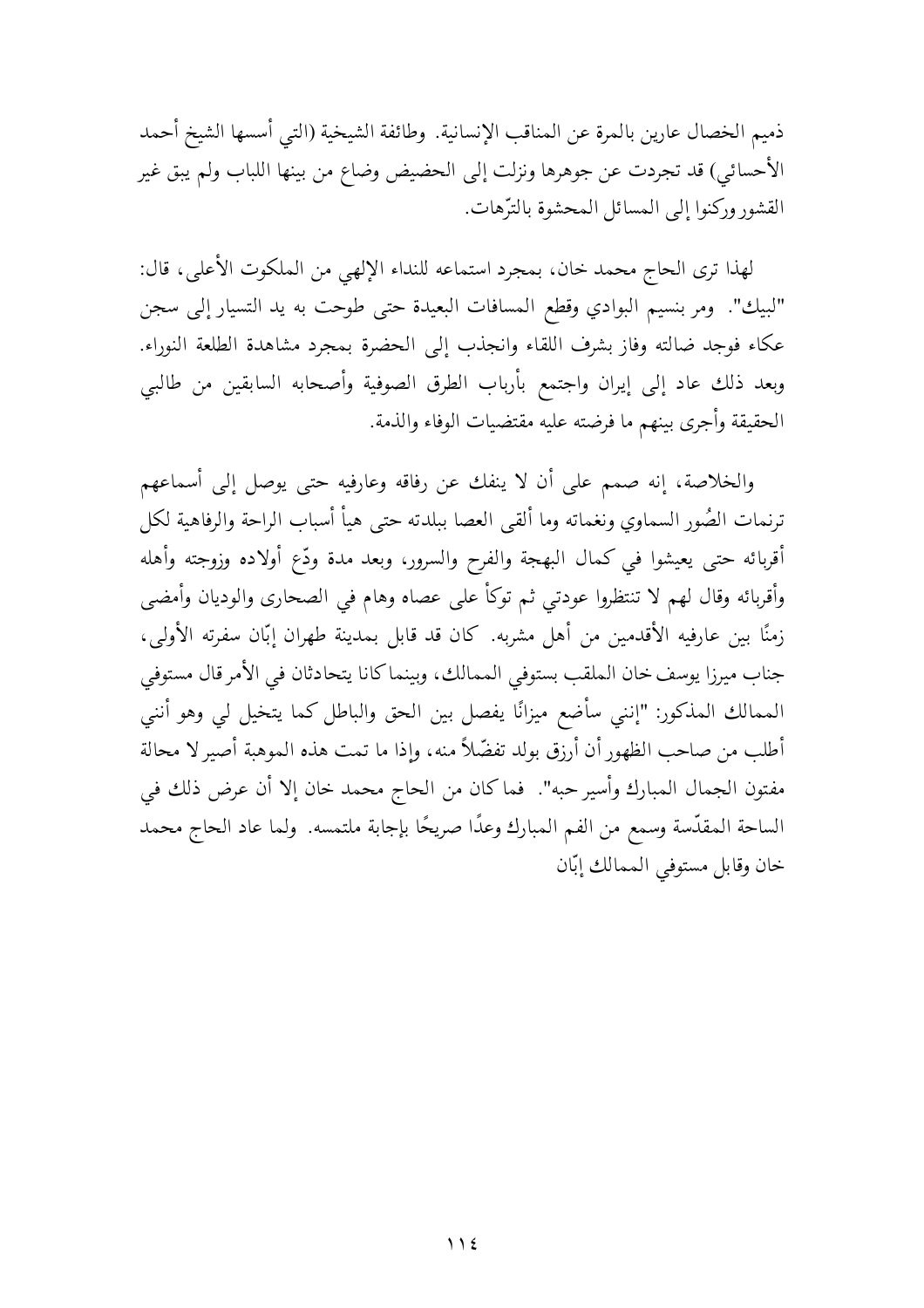ذميم الخصال عارين بالمرة عن المناقب الإنسانية. وطائفة الشيخية (التي أسسها الشيخ أحمد الأحسائي) قد تجردت عن جوهرها ونزلت إلى الحضيض وضاع من بينها اللباب ولم يبق غير القشور وركنوا إلى المسائل المحشوة بالترّهات.

لهذا ترى الحاج محمد خان، بمجرد استماعه للنداء الإلهي من الملكوت الأعلى، قال: "لبيك". ومر بنسيم البوادي وقطع المسافات البعيدة حتى طوحت به يد التسيار إلى سجن عكاء فوجد ضالته وفاز بشرف اللقاء وانجذب إلى الحضرة بمجرد مشاهدة الطلعة النوراء. وبعد ذلك عاد إلى إيران واجتمع بأرباب الطرق الصوفية وأصحابه السابقين من طالبي الحقيقة وأجرى بينهم ما فرضته عليه مقتضيات الوفاء والذمة.

والخلاصة، إنه صمم على أن لا ينفك عن رفاقه وعارفيه حتى يوصل إلى أسماعهم ترنمات الصُور السماوي ونغماته وما ألقى العصا ببلدته حتى هيأ أسباب الراحة والرفاهية لكل أقربائه حتى يعيشوا في كمال البهجة والفرح والسرور، وبعد مدة ودّع أولاده وزوجته وأهله وأقربائه وقال لهم لا تنتظروا عودتي ثم توكأ على عصاه وهام في الصحارى والوديان وأمضى زمنًا بين عارفيه الأقدمين من أهل مشربه. كان قد قابل بمدينة طهران إبّان سفرته الأولى، جناب ميرزا يوسف خان الملقب بستوفي الممالك، وبينما كانا يتحادثان في الأمر قال مستوفي الممالك المذكور: "إنني سأضع ميزانًا يفصل بين الحق والباطل كما يتخيل لي وهو أنني أطلب من صاحب الظهور أن أرزق بولد تفضّلاً منه، وإذا ما تمت هذه الموهبة أصير لا محالة مفتون الجمال المبارك وأسير حبه". فما كان من الحاج محمد خان إلا أن عرض ذلك في الساحة المقدّسة وسمع من الفم المبارك وعدًا صريحًا بإجابة ملتمسه. ولما عاد الحاج محمد خان وقابل مستوفي الممالك إبّان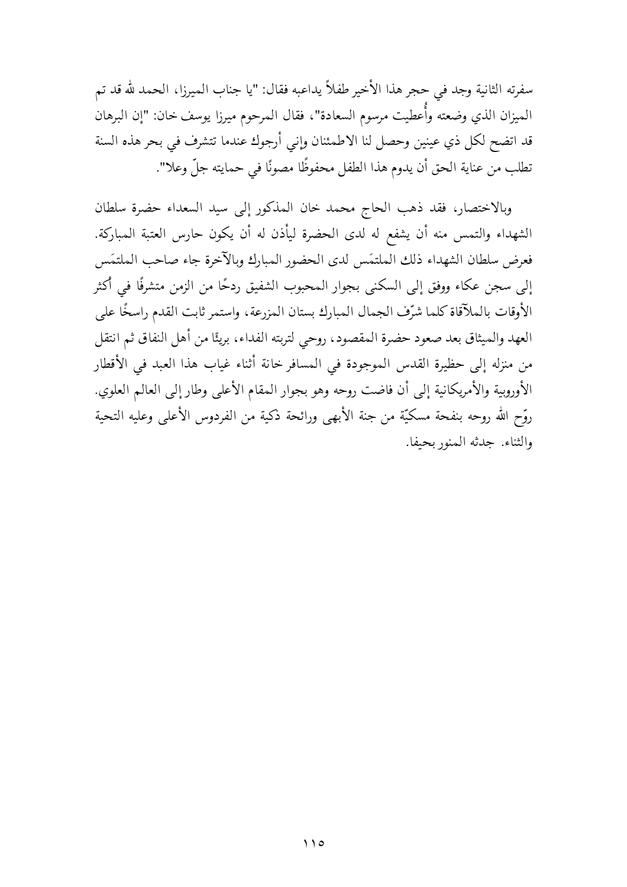سفرته الثانية وجد في حجر هذا الأخير طفلاً يداعبه فقال: "يا جناب الميرزا، الحمد لله قد تم الميزان الذي وضعته وأُعطيت مرسوم السعادة"، فقال المرحوم ميرزا يوسف خان: "إن البرهان قد اتضح لكل ذي عينين وحصل لنا الاطمئنان وإني أرجوك عندما تتشرف في بحر هذه السنة تطلب من عناية الحق أن يدوم هذا الطفل محفوظًا مصونًا في حمايته جلّ وعلا".

وبالاختصار، فقد ذهب الحاج محمد خان المذكور إلى سيد السعداء حضرة سلطان الشهداء والتمس منه أن يشفع له لدى الحضرة ليأذن له أن يكون حارس العتبة المباركة. فعرض سلطان الشهداء ذلك الملتمَس لدى الحضور المبارك وبالآخرة جاء صاحب الملتمَس إلى سجن عكاء ووفق إلى السكنى بجوار المحبوب الشفيق ردحًا من الزمن متشرفًا في أكثر الأوقات بالملاقاة كلما شرّف الجمال المبارك بستان المزرعة، واستمر ثابت القدم راسخًا على العهد والميثاق بعد صعود حضرة المقصود، روحي لتربته الفداء، بريئًا من أهل النفاق ثم انتقل من منزله إلى حظيرة القدس الموجودة في المسافر خانة أثناء غياب هذا العبد في الأقطار الأوروبية والأمريكانية إلى أن فاضت روحه وهو بجوار المقام الأعلى وطار إلى العالم العلوي. روّح الله روحه بنفحة مسكيّة من جنة الأبهى ورائحة ذكية من الفردوس الأعلى وعليه التحية والثناء. جدثه المنور بحيفا.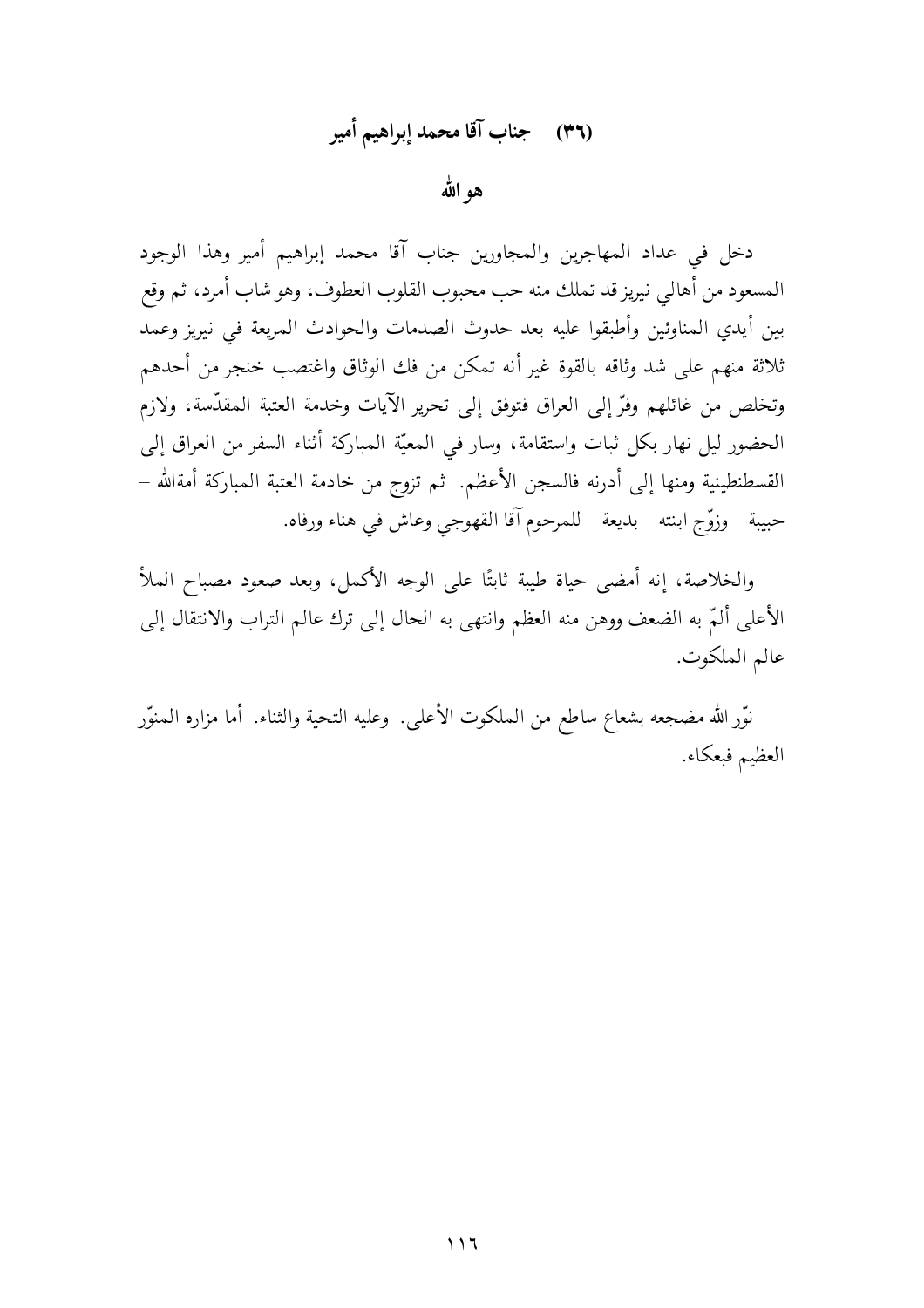## (٣٦) جناب آقا محمد إبراهيم أمير

### هو الله

دخل في عداد المهاجرين والمجاورين جناب آقا محمد إبراهيم أمير وهذا الوجود المسعود من أهالي نيريز قد تملك منه حب محبوب القلوب العطوف، وهو شاب أمرد، ثم وقع بين أيدي المناوئين وأطبقوا عليه بعد حدوث الصدمات والحوادث المريعة في نيريز وعمد ثلاثة منهم على شد وثاقه بالقوة غير أنه تمكن من فك الوثاق واغتصب خنجر من أحدهم وتخلص من غائلهم وفرّ إلى العراق فتوفق إلى تحرير الآيات وخدمة العتبة المقدّسة، ولازم الحضور ليل نهار بكل ثبات واستقامة، وسار في المعيّة المباركة أثناء السفر من العراق إلى القسطنطينية ومنها إلى أدرنه فالسجن الأعظم. ثم تزوج من خادمة العتبة المباركة أمةالله – حبيبة – وزوّج ابنته – بديعة – للمرحوم آقا القهوجي وعاش في هناء ورفاه.

والخلاصة، إنه أمضى حياة طيبة ثابتًا على الوجه الأكمل، وبعد صعود مصباح الملأ الأعلى ألمّ به الضعف ووهن منه العظم وانتهى به الحال إلى ترك عالم التراب والانتقال إلى عالم الملكوت.

نوّر الله مضجعه بشعاع ساطع من الملكوت الأعلى. وعليه التحية والثناء. أما مزاره المنوّر العظيم فبعكاء.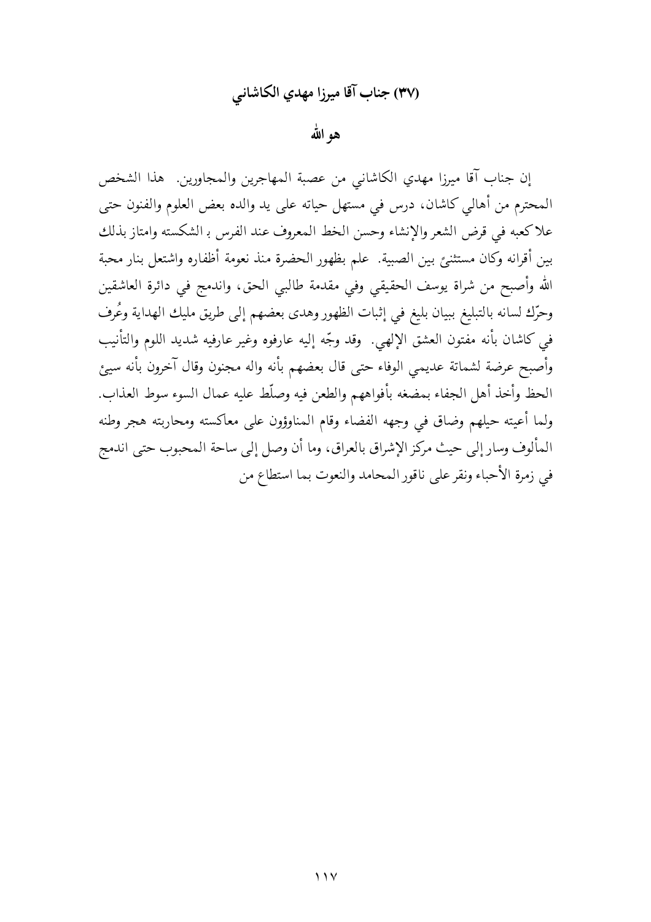## (٣٧) جناب آقا ميرزا مهدي الكاشاني

### هو الله

إن جناب آقا ميرزا مهدي الكاشاني من عصبة المهاجرين والمجاورين. هذا الشخص المحترم من أهالي كاشان، درس في مستهل حياته على يد والده بعض العلوم والفنون حتى علا كعبه في قرض الشعر والإنشاء وحسن الخط المعروف عند الفرس بـ الشكسته وامتاز بذلك بين أقرانه وكان مستثنئ بين الصبية. علم بظهور الحضرة منذ نعومة أظفاره واشتعل بنار محبة الله وأصبح من شراة يوسف الحقيقي وفي مقدمة طالبي الحق، واندمج في دائرة العاشقين وحرّك لسانه بالتبليغ ببيان بليغ في إثبات الظهور وهدى بعضهم إلى طريق مليك الهداية وعُرف في كاشان بأنه مفتون العشق الإلهي. وقد وجّه إليه عارفوه وغير عارفيه شديد اللوم والتأنيب وأصبح عرضة لشماتة عديمي الوفاء حتى قال بعضهم بأنه واله مجنون وقال آخرون بأنه سيئ الحظ وأخذ أهل الجفاء بمضغه بأفواههم والطعن فيه وصلّط عليه عمال السوء سوط العذاب. ولما أعيته حيلهم وضاق في وجهه الفضاء وقام المناوؤون على معاكسته ومحاربته هجر وطنه المألوف وسار إلى حيث مركز الإشراق بالعراق، وما أن وصل إلى ساحة المحبوب حتى اندمج في زمرة الأحباء ونقر على ناقور المحامد والنعوت بما استطاع من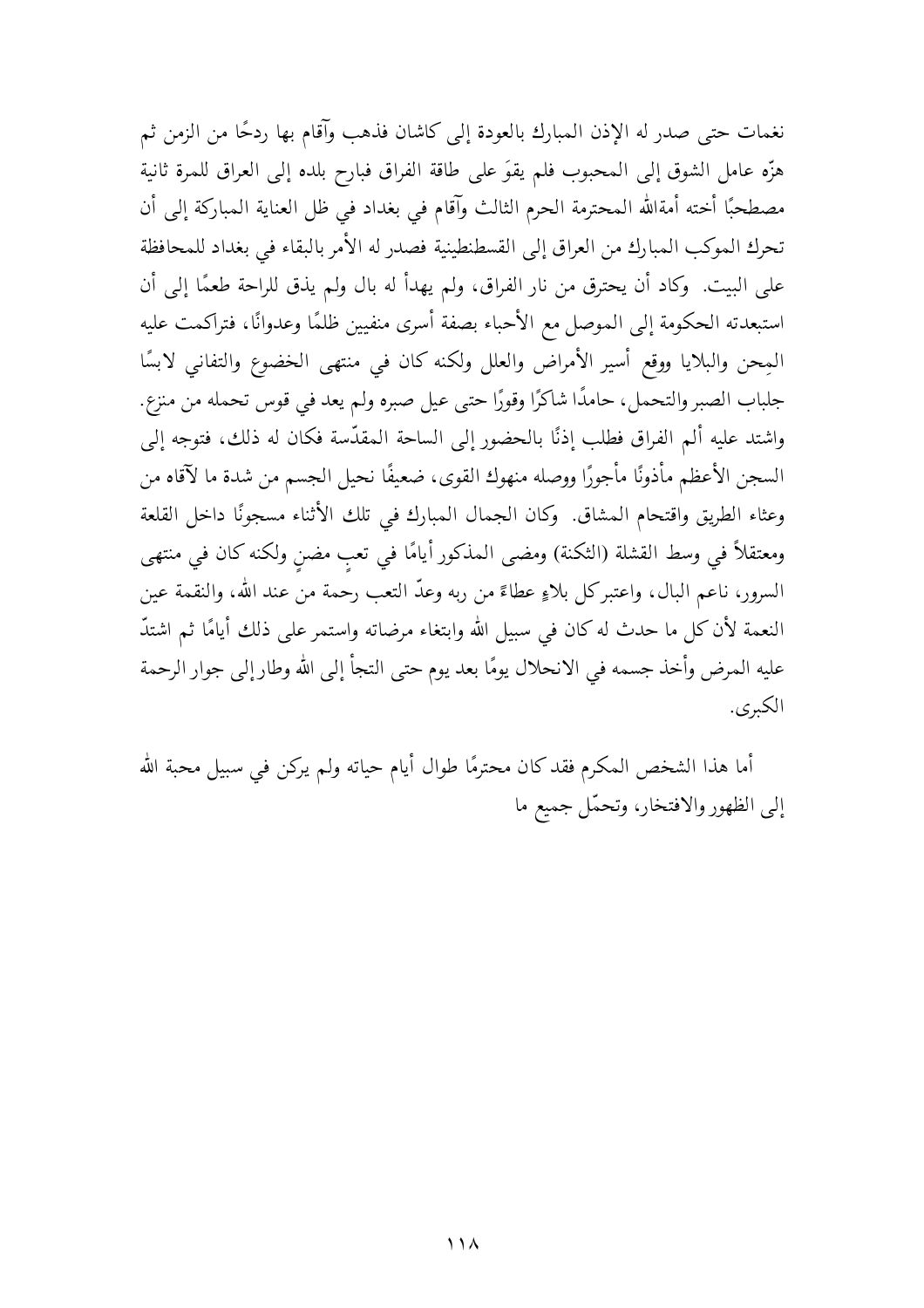نغمات حتى صدر له الإذن المبارك بالعودة إلى كاشان فذهب وآقام بها ردحًا من الزمن ثم هزّه عامل الشوق إلى المحبوب فلم يقوَ على طاقة الفراق فبارح بلده إلى العراق للمرة ثانية مصطحبًا أخته أمةالله المحترمة الحرم الثالث وآقام في بغداد في ظل العناية المباركة إلى أن تحرك الموكب المبارك من العراق إلى القسطنطينية فصدر له الأمر بالبقاء في بغداد للمحافظة على البيت. وكاد أن يحترق من نار الفراق، ولم يهدأ له بال ولم يذق للراحة طعمًا إلى أن استبعدته الحكومة إلى الموصل مع الأحباء بصفة أسرى منفيين ظلمًا وعدوانًا، فتراكمت عليه المِحن والبلايا ووقع أسير الأمراض والعلل ولكنه كان في منتهى الخضوع والتفاني لابسًا جلباب الصبر والتحمل، حامدًا شاكرًا وقورًا حتى عيل صبره ولم يعد في قوس تحمله من منزع. واشتد عليه ألم الفراق فطلب إذنًا بالحضور إلى الساحة المقدّسة فكان له ذلك، فتوجه إلى السجن الأعظم مأذونًا مأجورًا ووصله منهوك القوى، ضعيفًا نحيل الجسم من شدة ما لآقاه من وعثاء الطريق واقتحام المشاق. وكان الجمال المبارك في تلك الأثناء مسجونًا داخل القلعة ومعتقلاً في وسط القشلة (الثكنة) ومضى المذكور أيامًا في تعبٍ مضنٍ ولكنه كان في منتهى السرور، ناعم البال، واعتبر كل بلاءٍ عطاءً من ربه وعدّ التعب رحمة من عند الله، والنقمة عين النعمة لأن كل ما حدث له كان في سبيل الله وابتغاء مرضاته واستمر على ذلك أيامًا ثم اشتدّ عليه المرض وأخذ جسمه في الانحلال يومًا بعد يوم حتى التجأ إلى الله وطار إلى جوار الرحمة الكبرى.

أما هذا الشخص المكرم فقد كان محترمًا طوال أيام حياته ولم يركن في سبيل محبة الله إلى الظهور والافتخار، وتحمّل جميع ما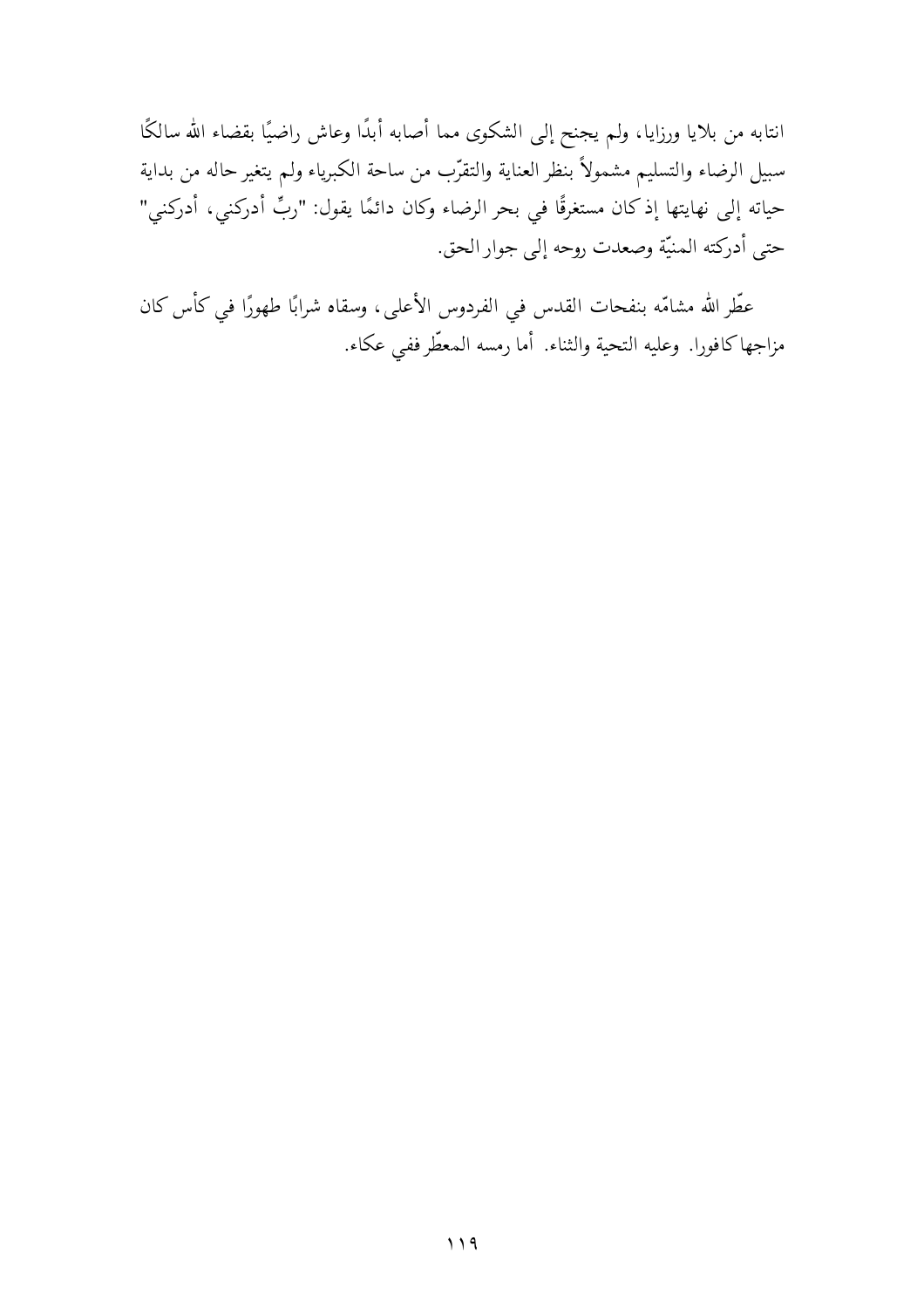انتابه من بلايا ورزايا، ولم يجنح إلى الشكوى مما أصابه أبدًا وعاش راضيًا بقضاء الله سالكًا سبيل الرضاء والتسليم مشمولاً بنظر العناية والتقرّب من ساحة الكبرياء ولم يتغير حاله من بداية حياته إلى نهايتها إذ كان مستغرقًا في بحر الرضاء وكان دائمًا يقول: "ربِّ أدركني، أدركني" حتى أدركته المنيّة وصعدت روحه إلى جوار الحق.

عطّر الله مشامّه بنفحات القدس في الفردوس الأعلى، وسقاه شرابًا طهورًا في كأس كان مزاجها كافورا. وعليه التحية والثناء. أما رمسه المعطّر ففي عكاء.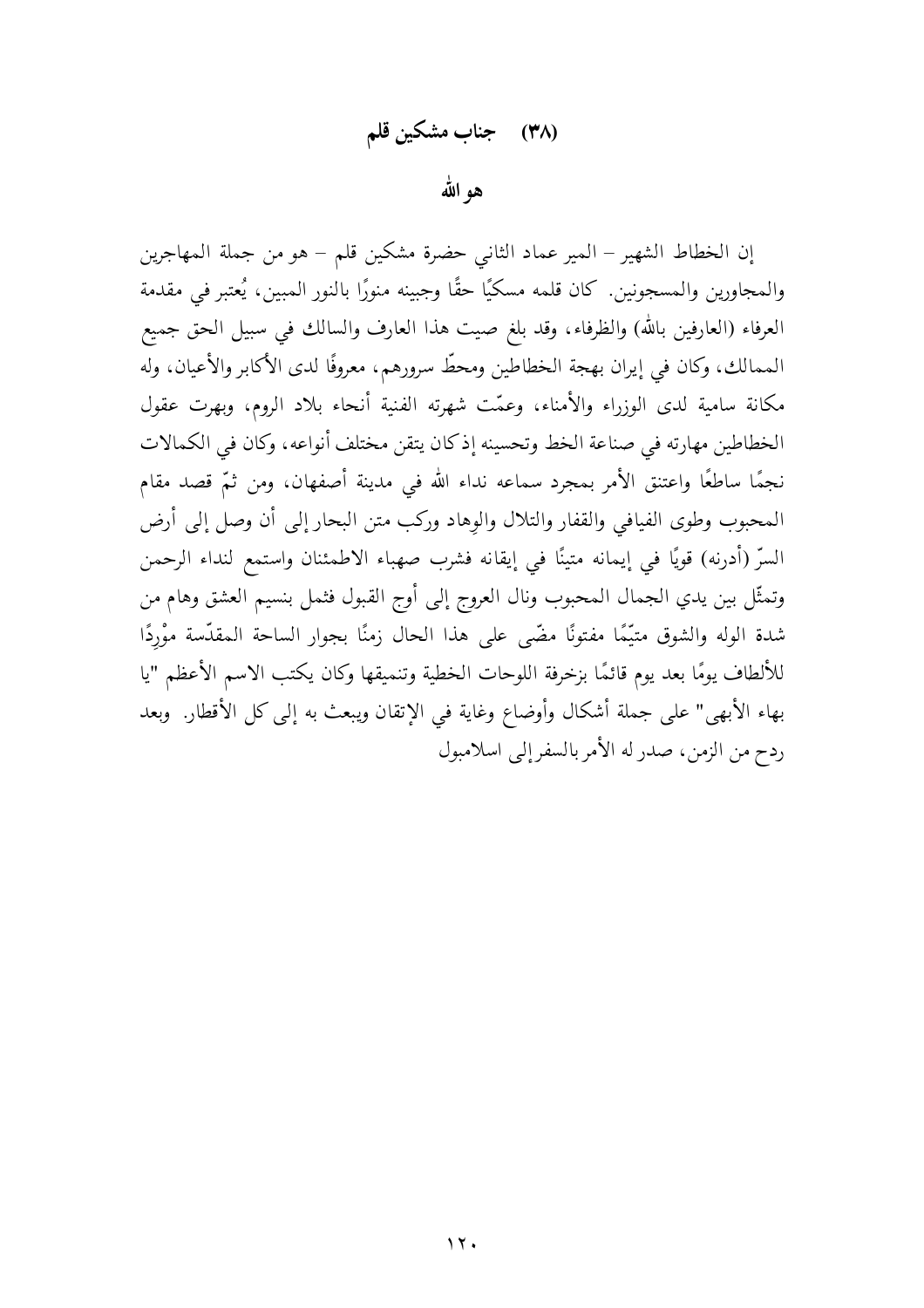## (٣٨) جناب مشكين قلم

### هو الله

إن الخطاط الشهير – المير عماد الثاني حضرة مشكين قلم – هو من جملة المهاجرين والمجاورين والمسجونين. كان قلمه مسكيًا حقًّا وجبينه منورًا بالنور المبين، يُعتبر في مقدمة العرفاء (العارفين بالله) والظرفاء، وقد بلغ صيت هذا العارف والسالك في سبيل الحق جميع الممالك، وكان في إيران بهجة الخطاطين ومحطّ سرورهم، معروفًا لدى الأكابر والأعيان، وله مكانة سامية لدى الوزراء والأمناء، وعمّت شهرته الفنية أنحاء بلاد الروم، وبهرت عقول الخطاطين مهارته في صناعة الخط وتحسينه إذ كان يتقن مختلف أنواعه، وكان في الكمالات نجمًا ساطعًا واعتنق الأمر بمجرد سماعه نداء الله في مدينة أصفهان، ومن ثمّ قصد مقام المحبوب وطوى الفيافي والقفار والتلال والوِهاد وركب متن البحار إلى أن وصل إلى أرض السرّ (أدرنه) قويًا في إيمانه متينًا في إيقانه فشرب صهباء الاطمئنان واستمع لنداء الرحمن وتمثّل بين يدي الجمال المحبوب ونال العروج إلى أوج القبول فثمل بنسيم العشق وهام من شدة الوله والشوق متيّمًا مفتونًا مضّى على هذا الحال زمنًا بجوار الساحة المقدّسة مَوْرِدًا للألطاف يومًا بعد يومٍ قائمًا بزخرفة اللوحات الخطية وتنميقها وكان يكتب الاسم الأعظم "يا بهاء الأبهى" على جملة أشكال وأوضاع وغاية في الإتقان ويبعث به إلى كل الأقطار. وبعد ردح من الزمن، صدر له الأمر بالسفر إلى اسلامبول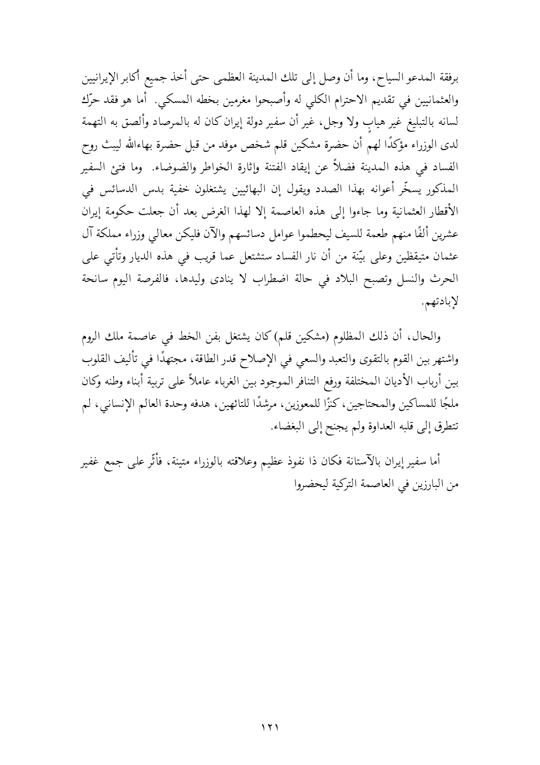برفقة المدعو السياح، وما أن وصل إلى تلك المدينة العظمى حتى أخذ جميع أكابر الإيرانيين والعثمانيين في تقديم الاحترام الكلي له وأصبحوا مغرمين بخطه المسكي. أما هو فقد حرّك لسانه بالتبليغ غير هيابٍ ولا وجل، غير أن سفير دولة إيران كان له بالمرصاد وألصق به التهمة لدى الوزراء مؤكدًا لهم أن حضرة مشكين قلم شخص موفد من قبل حضرة بهاءالله ليبث روح الفساد في هذه المدينة فضلاً عن إيقاد الفتنة وإثارة الخواطر والضوضاء. وما فتئ السفير المذكور يسخّر أعوانه بهذا الصدد ويقول إن البهائيين يشتغلون خفية بدس الدسائس في الأقطار العثمانية وما جاءوا إلى هذه العاصمة إلا لهذا الغرض بعد أن جعلت حكومة إيران عشرين ألفًا منهم طعمة للسيف ليحطموا عوامل دسائسهم والآن فليكن معالي وزراء مملكة آل عثمان متيقظين وعلى بيّنة من أن نار الفساد ستشتعل عما قريب في هذه الديار وتأتي على الحرث والنسل وتصبح البلاد في حالة اضطراب لا ينادى وليدها، فالفرصة اليوم سانحة لإبادتهم.

والحال، أن ذلك المظلوم (مشكين قلم) كان يشتغل بفن الخط في عاصمة ملك الروم واشتهر بين القوم بالتقوى والتعبد والسعي في الإصلاح قدر الطاقة، مجتهدًا في تأليف القلوب بين أرباب الأديان المختلفة ورفع التنافر الموجود بين الغرباء عاملاً على تربية أبناء وطنه وكان ملجًا للمساكين والمحتاجين، كنزًا للمعوزين، مرشدًا للتائهين، هدفه وحدة العالم الإنساني، لم تتطرق إلى قلبه العداوة ولم يجنح إلى البغضاء.

أما سفير إيران بالآستانة فكان ذا نفوذ عظيم وعلاقته بالوزراء متينة، فأثّر على جمع غفير من البارزين في العاصمة التركية ليحضروا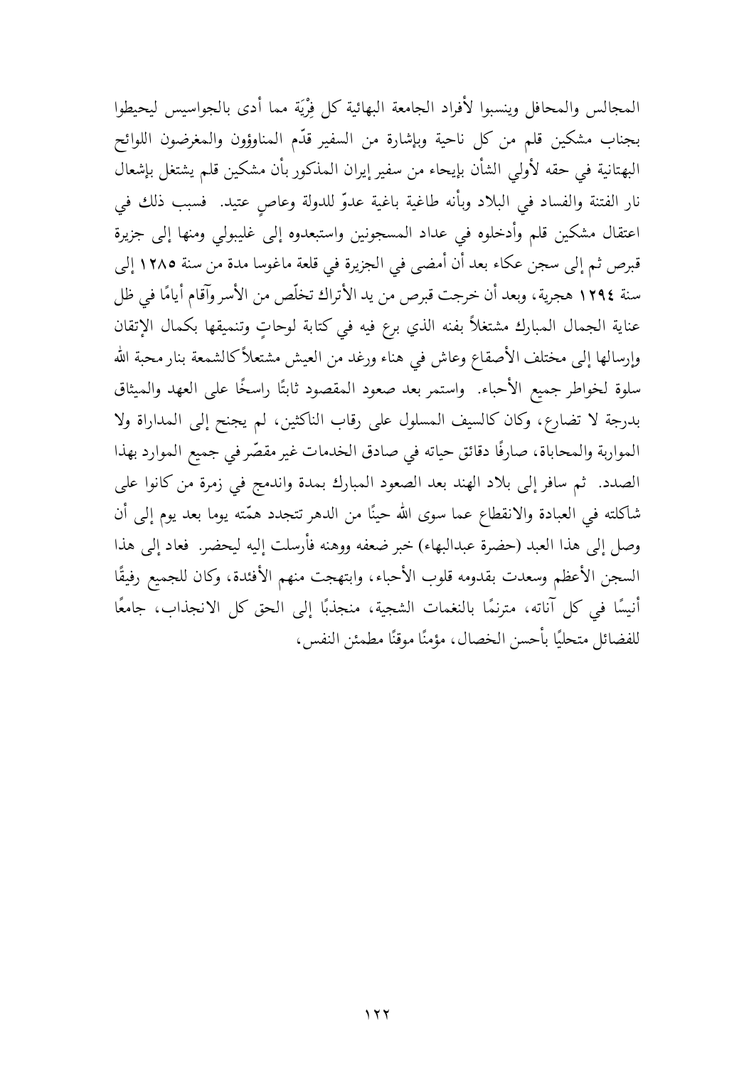المجالس والمحافل وينسبوا لأفراد الجامعة البهائية كل فِرْيَة مما أدى بالجواسيس ليحيطوا بجناب مشكين قلم من كل ناحية وبإشارة من السفير قدّم المناوؤون والمغرضون اللوائح البهتانية في حقه لأولي الشأن بإيحاء من سفير إيران المذكور بأن مشكين قلم يشتغل بإشعال نار الفتنة والفساد في البلاد وبأنه طاغية باغية عدوّ للدولة وعاصٍ عتيد. فسبب ذلك في اعتقال مشكين قلم وأدخلوه في عداد المسجونين واستبعدوه إلى غليبولي ومنها إلى جزيرة قبرص ثم إلى سجن عكاء بعد أن أمضى في الجزيرة في قلعة ماغوسا مدة من سنة ١٢٨٥ إلى سنة ١٢٩٤ هجرية، وبعد أن خرجت قبرص من يد الأتراك تخلّص من الأسر وآقام أيامًا في ظل عناية الجمال المبارك مشتغلاً بفنه الذي برع فيه في كتابة لوحاتٍ وتنميقها بكمال الإتقان وإرسالها إلى مختلف الأصقاع وعاش في هناء ورغد من العيش مشتعلاً كالشمعة بنار محبة الله سلوة لخواطر جميع الأحباء. واستمر بعد صعود المقصود ثابتًا راسخًا على العهد والميثاق بدرجة لا تضارع، وكان كالسيف المسلول على رقاب الناكثين، لم يجنح إلى المداراة ولا المواربة والمحاباة، صارفًا دقائق حياته في صادق الخدمات غير مقصّر في جميع الموارد بهذا الصدد. ثم سافر إلى بلاد الهند بعد الصعود المبارك بمدة واندمج في زمرة من كانوا على شاكلته في العبادة والانقطاع عما سوى الله حينًا من الدهر تتجدد همّته يوما بعد يوم إلى أن وصل إلى هذا العبد (حضرة عبدالبهاء) خبر ضعفه ووهنه فأرسلت إليه ليحضر. فعاد إلى هذا السجن الأعظم وسعدت بقدومه قلوب الأحباء، وابتهجت منهم الأفئدة، وكان للجميع رفيقًا أنيسًا في كل آناته، مترنمًا بالنغمات الشجية، منجذبًا إلى الحق كل الانجذاب، جامعًا للفضائل متحليًا بأحسن الخصال، مؤمنًا موقنًا مطمئن النفس،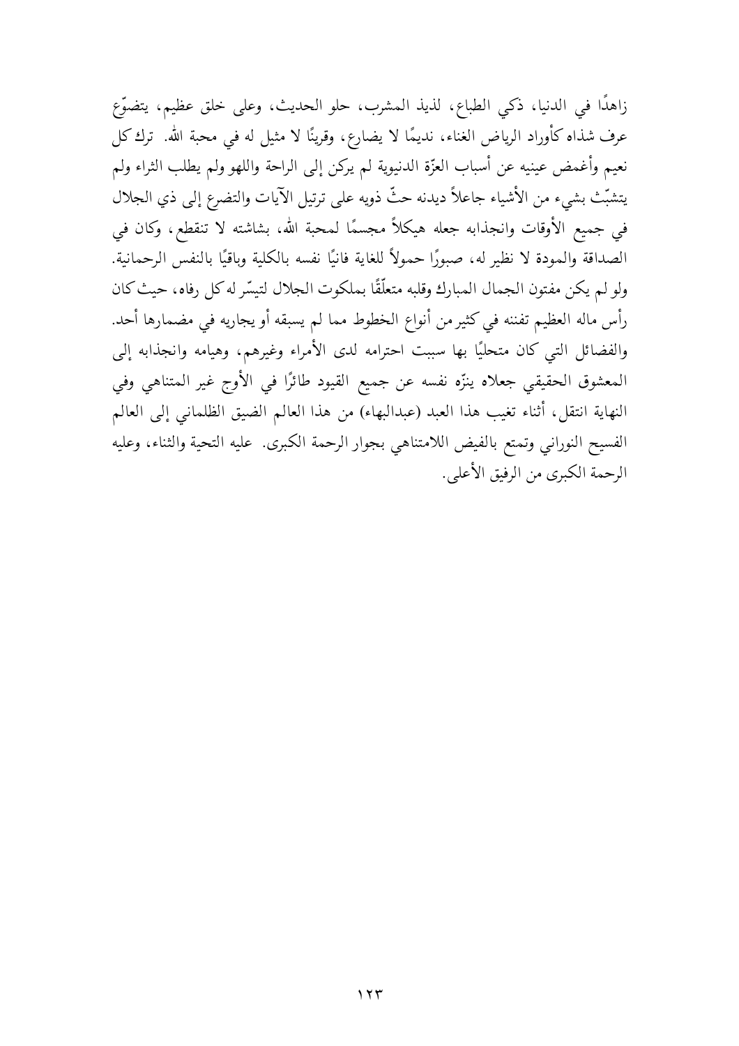زاهدًا في الدنيا، ذكي الطباع، لذيذ المشرب، حلو الحديث، وعلى خلق عظيم، يتضوّع عرف شذاه كأوراد الرياض الغناء، نديمًا لا يضارع، وقرينًا لا مثيل له في محبة الله. ترك كل نعيم وأغمض عينيه عن أسباب العزّة الدنيوية لم يركن إلى الراحة واللهو ولم يطلب الثراء ولم يتشبّث بشيء من الأشياء جاعلاً ديدنه حثّ ذويه على ترتيل الآيات والتضرع إلى ذي الجلال في جميع الأوقات وانجذابه جعله هيكلاً مجسمًا لمحبة الله، بشاشته لا تنقطع، وكان في الصداقة والمودة لا نظير له، صبورًا حمولاً للغاية فانيًا نفسه بالكلية وباقيًا بالنفس الرحمانية. ولو لم يكن مفتون الجمال المبارك وقلبه متعلّقًا بملكوت الجلال لتيسّر له كل رفاه، حيث كان رأس ماله العظيم تفننه في كثير من أنواع الخطوط مما لم يسبقه أو يجاريه في مضمارها أحد. والفضائل التي كان متحليًا بها سببت احترامه لدى الأمراء وغيرهم، وهيامه وانجذابه إلى المعشوق الحقيقي جعلاه ينزّه نفسه عن جميع القيود طائرًا في الأوج غير المتناهي وفي النهاية انتقل، أثناء تغيب هذا العبد (عبدالبهاء) من هذا العالم الضيق الظلماني إلى العالم الفسيح النوراني وتمتع بالفيض اللامتناهي بجوار الرحمة الكبرى. عليه التحية والثناء، وعليه الرحمة الكبرى من الرفيق الأعلى.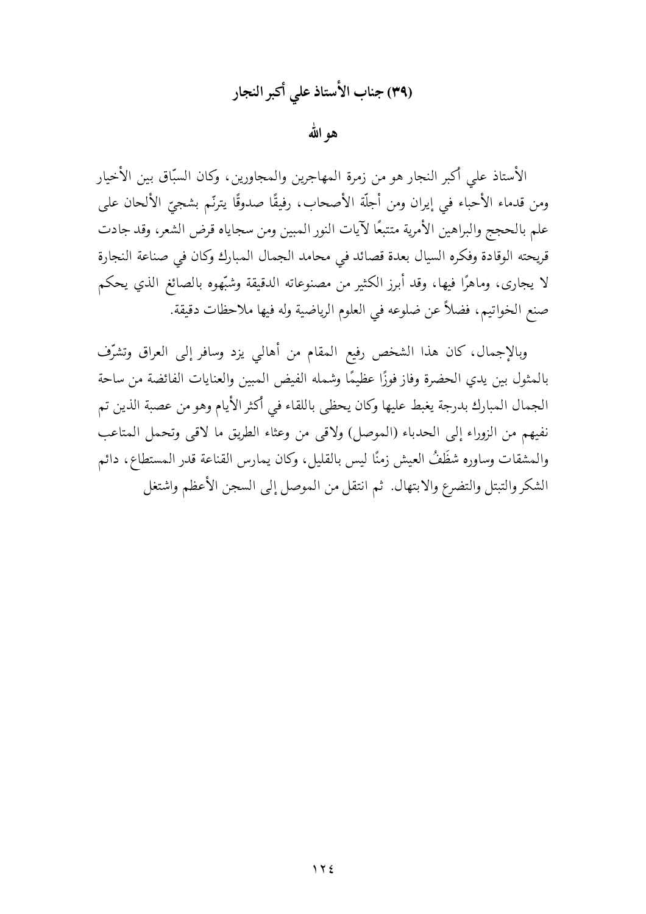## (٣٩) جناب الأستاذ علي أكبر النجار

### هو الله

الأستاذ علي أكبر النجار هو من زمرة المهاجرين والمجاورين، وكان السبّاق بين الأخيار ومن قدماء الأحباء في إيران ومن أجلّة الأصحاب، رفيقًا صدوقًا يترنّم بشجيّ الألحان على علم بالحجج والبراهين الأمرية متتبعًا لآيات النور المبين ومن سجاياه قرض الشعر، وقد جادت قريحته الوقادة وفكره السيال بعدة قصائد في محامد الجمال المبارك وكان في صناعة النجارة لا يجارى، وماهرًا فيها، وقد أبرز الكثير من مصنوعاته الدقيقة وشبّهوه بالصائغ الذي يحكم صنع الخواتيم، فضلاً عن ضلوعه في العلوم الرياضية وله فيها ملاحظات دقيقة.

وبالإجمال، كان هذا الشخص رفيع المقام من أهالي يزد وسافر إلى العراق وتشرّف بالمثول بين يدي الحضرة وفاز فوزًا عظيمًا وشمله الفيض المبين والعنايات الفائضة من ساحة الجمال المبارك بدرجة يغبط عليها وكان يحظى باللقاء في أكثر الأيام وهو من عصبة الذين تم نفيهم من الزوراء إلى الحدباء (الموصل) ولاقى من وعثاء الطريق ما لاقى وتحمل المتاعب والمشقات وساوره شَظَفُ العيش زمنًا ليس بالقليل، وكان يمارس القناعة قدر المستطاع، دائم الشكر والتبتل والتضرع والابتهال. ثم انتقل من الموصل إلى السجن الأعظم واشتغل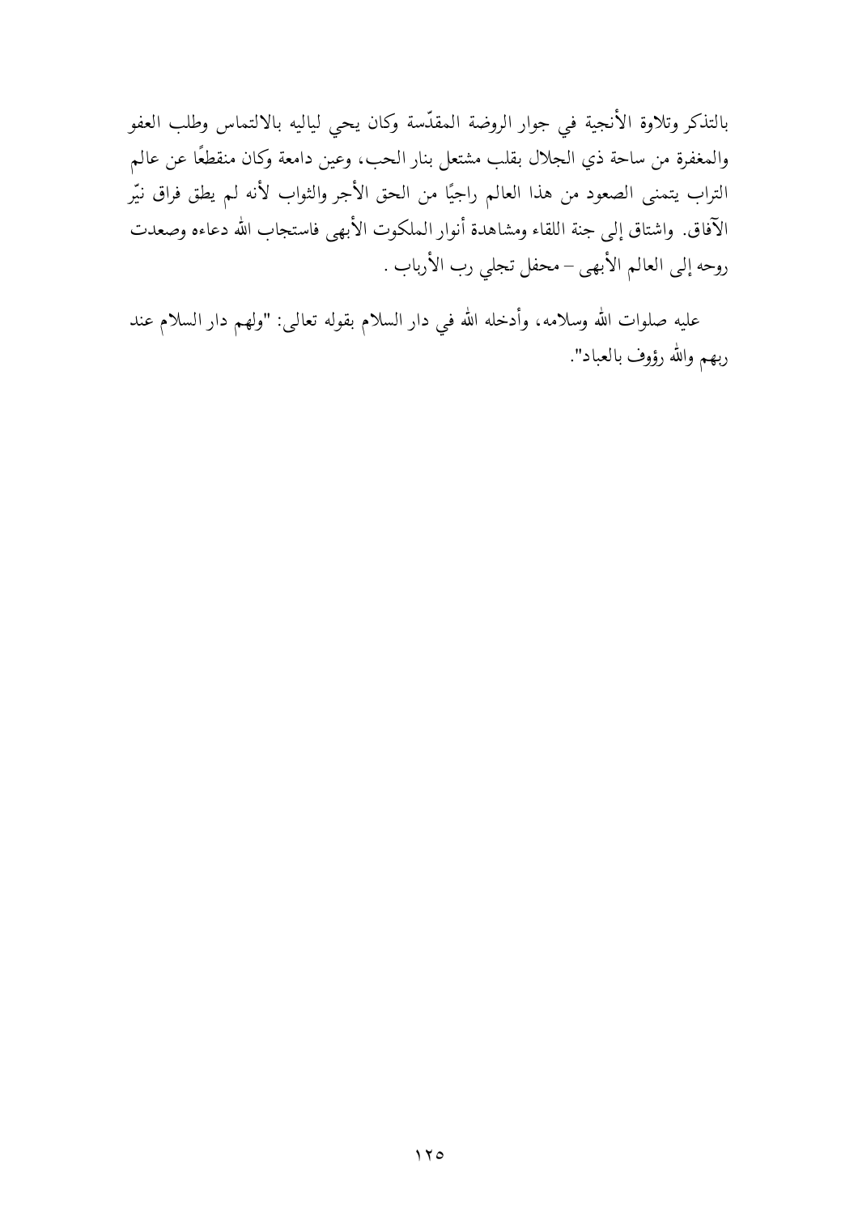بالتذكر وتلاوة الأنجية في جوار الروضة المقدّسة وكان يحي لياليه بالالتماس وطلب العفو والمغفرة من ساحة ذي الجلال بقلب مشتعل بنار الحب، وعين دامعة وكان منقطعًا عن عالم التراب يتمنى الصعود من هذا العالم راجيًا من الحق الأجر والثواب لأنه لم يطق فراق نيّر الآفاق. واشتاق إلى جنة اللقاء ومشاهدة أنوار الملكوت الأبهى فاستجاب الله دعاءه وصعدت روحه إلى العالم الأبهى – محفل تجلي رب الأرباب .

عليه صلوات الله وسلامه، وأدخله الله في دار السلام بقوله تعالى: "ولهم دار السلام عند ربهم والله رؤوف بالعباد".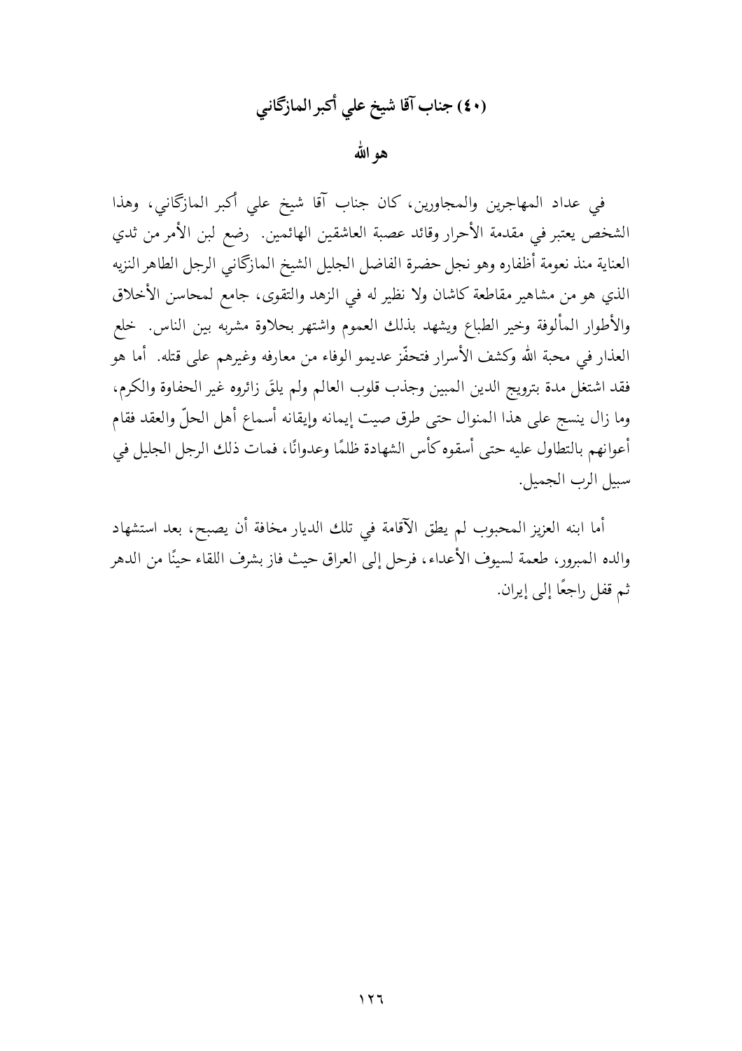## (٤٠) جناب آقا شيخ علي أكبر المازگاني

### هو الله

في عداد المهاجرين والمجاورين، كان جناب آقا شيخ علي أكبر المازگاني، وهذا الشخص يعتبر في مقدمة الأحرار وقائد عصبة العاشقين الهائمين. رضع لبن الأمر من ثدي العناية منذ نعومة أظفاره وهو نجل حضرة الفاضل الجليل الشيخ المازگاني الرجل الطاهر النزيه الذي هو من مشاهير مقاطعة كاشان ولا نظير له في الزهد والتقوى، جامع لمحاسن الأخلاق والأطوار المألوفة وخير الطباع ويشهد بذلك العموم واشتهر بحلاوة مشربه بين الناس. خلع العذار في محبة الله وكشف الأسرار فتحفّز عديمو الوفاء من معارفه وغيرهم على قتله. أما هو فقد اشتغل مدة بترويج الدين المبين وجذب قلوب العالم ولم يلقَ زائروه غير الحفاوة والكرم، وما زال ينسج على هذا المنوال حتى طرق صيت إيمانه وإيقانه أسماع أهل الحلّ والعقد فقام أعوانهم بالتطاول عليه حتى أسقوه كأس الشهادة ظلمًا وعدوانًا، فمات ذلك الرجل الجليل في سبيل الرب الجميل.

أما ابنه العزيز المحبوب لم يطق الآقامة في تلك الديار مخافة أن يصبح، بعد استشهاد والده المبرور، طعمة لسيوف الأعداء، فرحل إلى العراق حيث فاز بشرف اللقاء حينًا من الدهر ثم قفل راجعًا إلى إيران.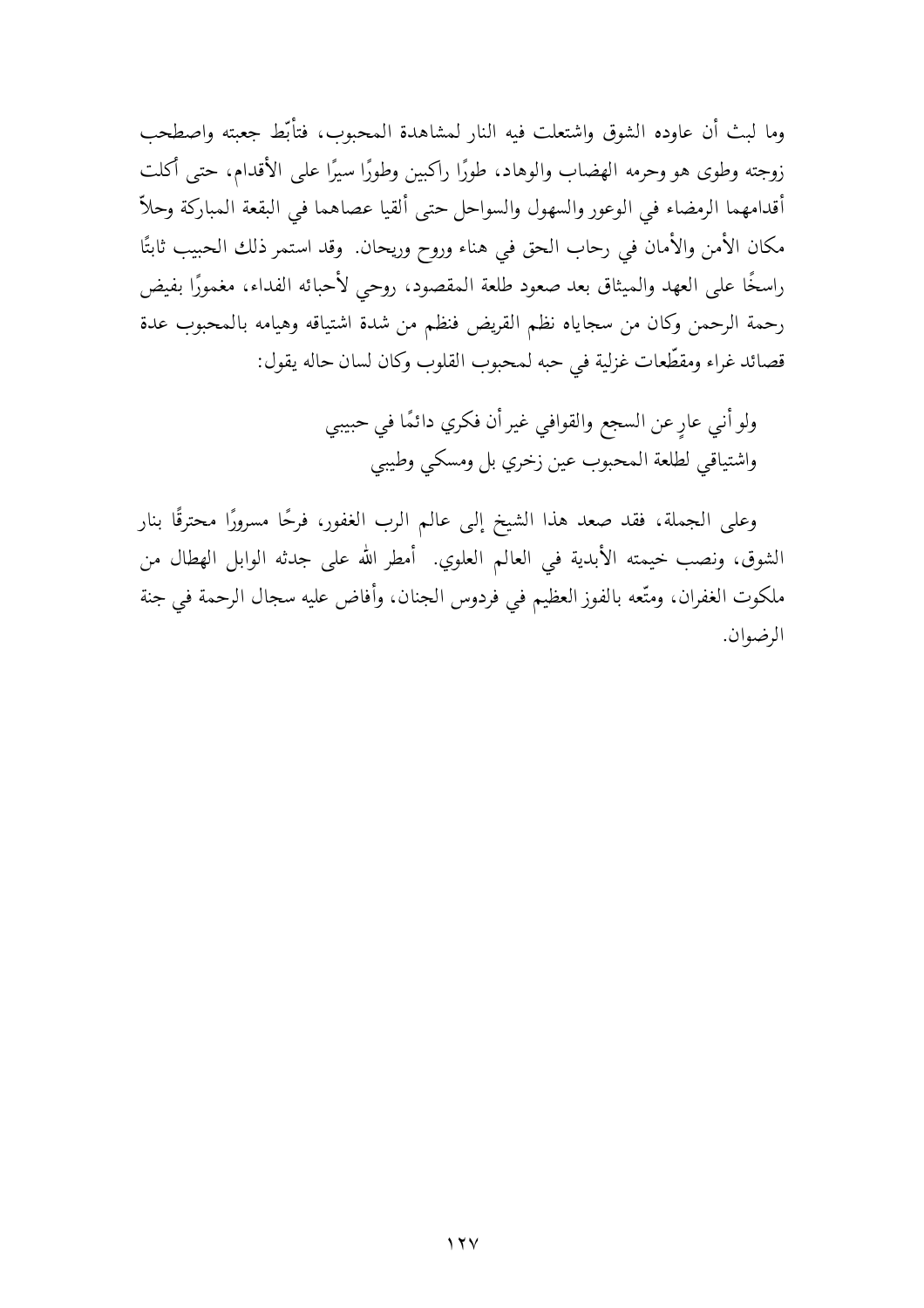وما لبث أن عاوده الشوق واشتعلت فيه النار لمشاهدة المحبوب، فتأبّط جعبته واصطحب زوجته وطوى هو وحرمه الهضاب والوهاد، طورًا راكبين وطورًا سيرًا على الأقدام، حتى أكلت أقدامهما الرمضاء في الوعور والسهول والسواحل حتى ألقيا عصاهما في البقعة المباركة وحلاّ مكان الأمن والأمان في رحاب الحق في هناء وروح وريحان. وقد استمر ذلك الحبيب ثابتًا راسخًا على العهد والميثاق بعد صعود طلعة المقصود، روحي لأحبائه الفداء، مغمورًا بفيض رحمة الرحمن وكان من سجاياه نظم القريض فنظم من شدة اشتياقه وهيامه بالمحبوب عدة قصائد غراء ومقطّعات غزلية في حبه لمحبوب القلوب وكان لسان حاله يقول:

ولو أني عارٍ عن السجع والقوافي غير أن فكري دائمًا في حبيبي
واشتياقي لطلعة المحبوب عين زخري بل ومسكي وطيبي

وعلى الجملة، فقد صعد هذا الشيخ إلى عالم الرب الغفور، فرحًا مسرورًا محترقًا بنار الشوق، ونصب خيمته الأبدية في العالم العلوي. أمطر الله على جدثه الوابل الهطال من ملكوت الغفران، ومتّعه بالفوز العظيم في فردوس الجنان، وأفاض عليه سجال الرحمة في جنة الرضوان.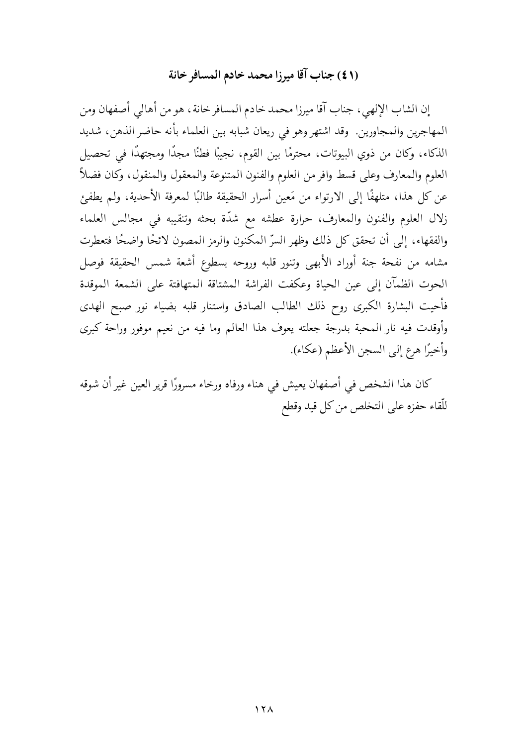## (٤١) جناب آقا ميرزا محمد خادم المسافرخانة

إن الشاب الإلهي، جناب آقا ميرزا محمد خادم المسافرخانة، هو من أهالي أصفهان ومن المهاجرين والمجاورين. وقد اشتهر وهو في ريعان شبابه بين العلماء بأنه حاضر الذهن، شديد الذكاء، وكان من ذوي البيوتات، محترمًا بين القوم، نجيبًا فطنًا مجدًا ومجتهدًا في تحصيل العلوم والمعارف وعلى قسط وافر من العلوم والفنون المتنوعة والمعقول والمنقول، وكان فضلاً عن كل هذا، متلهفًا إلى الارتواء من مَعين أسرار الحقيقة طالبًا لمعرفة الأحدية، ولم يطفئ زلال العلوم والفنون والمعارف، حرارة عطشه مع شدّة بحثه وتنقيبه في مجالس العلماء والفقهاء، إلى أن تحقق كل ذلك وظهر السرّ المكنون والرمز المصون لائحًا واضحًا فتعطرت مشامه من نفحة جنة أوراد الأبهى وتنور قلبه وروحه بسطوع أشعة شمس الحقيقة فوصل الحوت الظمآن إلى عين الحياة وعكفت الفراشة المشتاقة المتهافتة على الشمعة الموقدة فأحيت البشارة الكبرى روح ذلك الطالب الصادق واستنار قلبه بضياء نور صبح الهدى وأوقدت فيه نار المحبة بدرجة جعلته يعوف هذا العالم وما فيه من نعيم موفور وراحة كبرى وأخيرًا هرع إلى السجن الأعظم (عكاء).

كان هذا الشخص في أصفهان يعيش في هناء ورفاه ورخاء مسرورًا قرير العين غير أن شوقه للّقاء حفزه على التخلص من كل قيد وقطع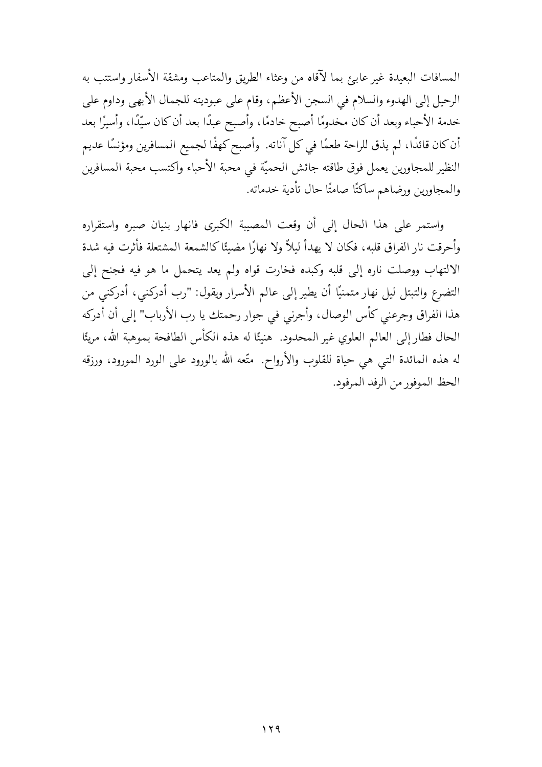المسافات البعيدة غير عابئ بما لآقاه من وعثاء الطريق والمتاعب ومشقة الأسفار واستتب به الرحيل إلى الهدوء والسلام في السجن الأعظم، وقام على عبوديته للجمال الأبهى وداوم على خدمة الأحباء وبعد أن كان مخدومًا أصبح خادمًا، وأصبح عبدًا بعد أن كان سيّدًا، وأسيرًا بعد أن كان قائدًا، لم يذق للراحة طعمًا في كل آناته. وأصبح كهفًا لجميع المسافرين ومؤنسًا عديم النظير للمجاورين يعمل فوق طاقته جائش الحميّة في محبة الأحباء واكتسب محبة المسافرين والمجاورين ورضاهم ساكتًا صامتًا حال تأدية خدماته.

واستمر على هذا الحال إلى أن وقعت المصيبة الكبرى فانهار بنيان صبره واستقراره وأحرقت نار الفراق قلبه، فكان لا يهدأ ليلاً ولا نهارًا مضيئًا كالشمعة المشتعلة فأثرت فيه شدة الالتهاب ووصلت ناره إلى قلبه وكبده فخارت قواه ولم يعد يتحمل ما هو فيه فجنح إلى التضرع والتبتل ليل نهار متمنيًا أن يطير إلى عالم الأسرار ويقول: "رب أدركني، أدركني من هذا الفراق وجرعني كأس الوصال، وأجرني في جوار رحمتك يا رب الأرباب" إلى أن أدركه الحال فطار إلى العالم العلوي غير المحدود. هنيئًا له هذه الكأس الطافحة بموهبة الله، مريئًا له هذه المائدة التي هي حياة للقلوب والأرواح. متّعه الله بالورود على الورد المورود، ورزقه الحظ الموفور من الرفد المرفود.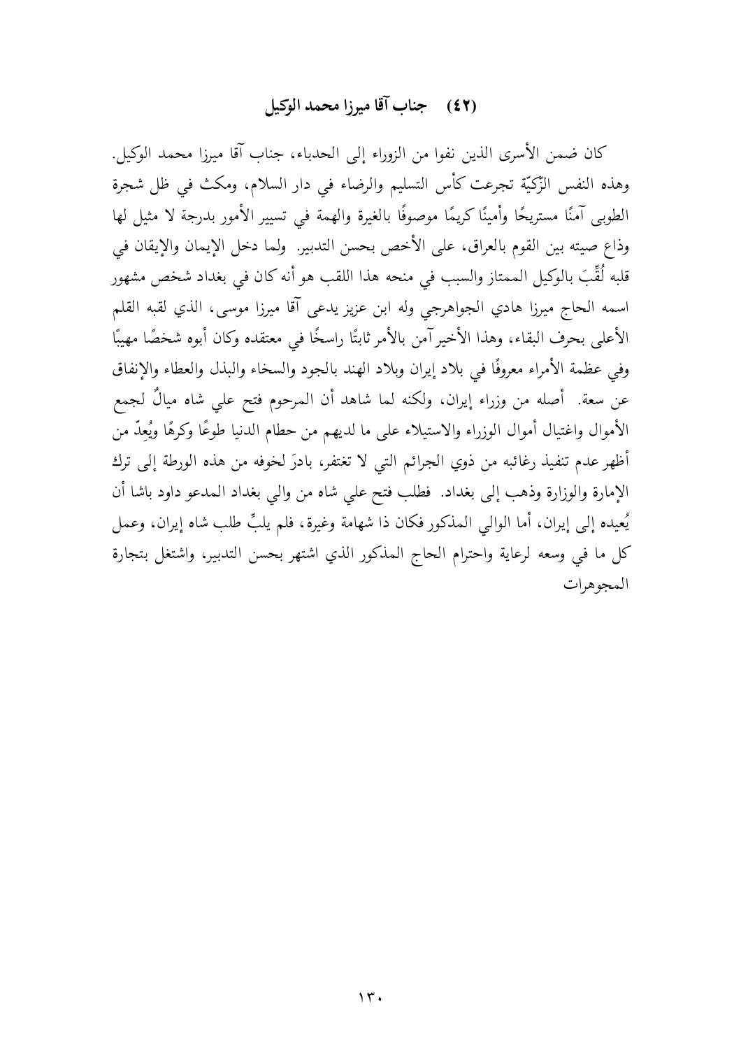## (٤٢) جناب آقا ميرزا محمد الوكيل

كان ضمن الأسرى الذين نفوا من الزوراء إلى الحدباء، جناب آقا ميرزا محمد الوكيل. وهذه النفس الزّكيّة تجرعت كأس التسليم والرضاء في دار السلام، ومكث في ظل شجرة الطوبى آمنًا مستريحًا وأمينًا كريمًا موصوفًا بالغيرة والهمة في تسيير الأمور بدرجة لا مثيل لها وذاع صيته بين القوم بالعراق، على الأخص بحسن التدبير. ولما دخل الإيمان والإيقان في قلبه لُقِّبَ بالوكيل الممتاز والسبب في منحه هذا اللقب هو أنه كان في بغداد شخص مشهور اسمه الحاج ميرزا هادي الجواهرجي وله ابن عزيز يدعى آقا ميرزا موسى، الذي لقبه القلم الأعلى بحرف البقاء، وهذا الأخير آمن بالأمر ثابتًا راسخًا في معتقده وكان أبوه شخصًا مهيبًا وفي عظمة الأمراء معروفًا في بلاد إيران وبلاد الهند بالجود والسخاء والبذل والعطاء والإنفاق عن سعة. أصله من وزراء إيران، ولكنه لما شاهد أن المرحوم فتح علي شاه ميالٌ لجمع الأموال واغتيال أموال الوزراء والاستيلاء على ما لديهم من حطام الدنيا طوعًا وكرهًا ويُعِدّ من أظهر عدم تنفيذ رغائبه من ذوي الجرائم التي لا تغتفر، بادرَ لخوفه من هذه الورطة إلى ترك الإمارة والوزارة وذهب إلى بغداد. فطلب فتح علي شاه من والي بغداد المدعو داود باشا أن يُعيده إلى إيران، أما الوالي المذكور فكان ذا شهامة وغيرة، فلم يلبِّ طلب شاه إيران، وعمل كل ما في وسعه لرعاية واحترام الحاج المذكور الذي اشتهر بحسن التدبير، واشتغل بتجارة المجوهرات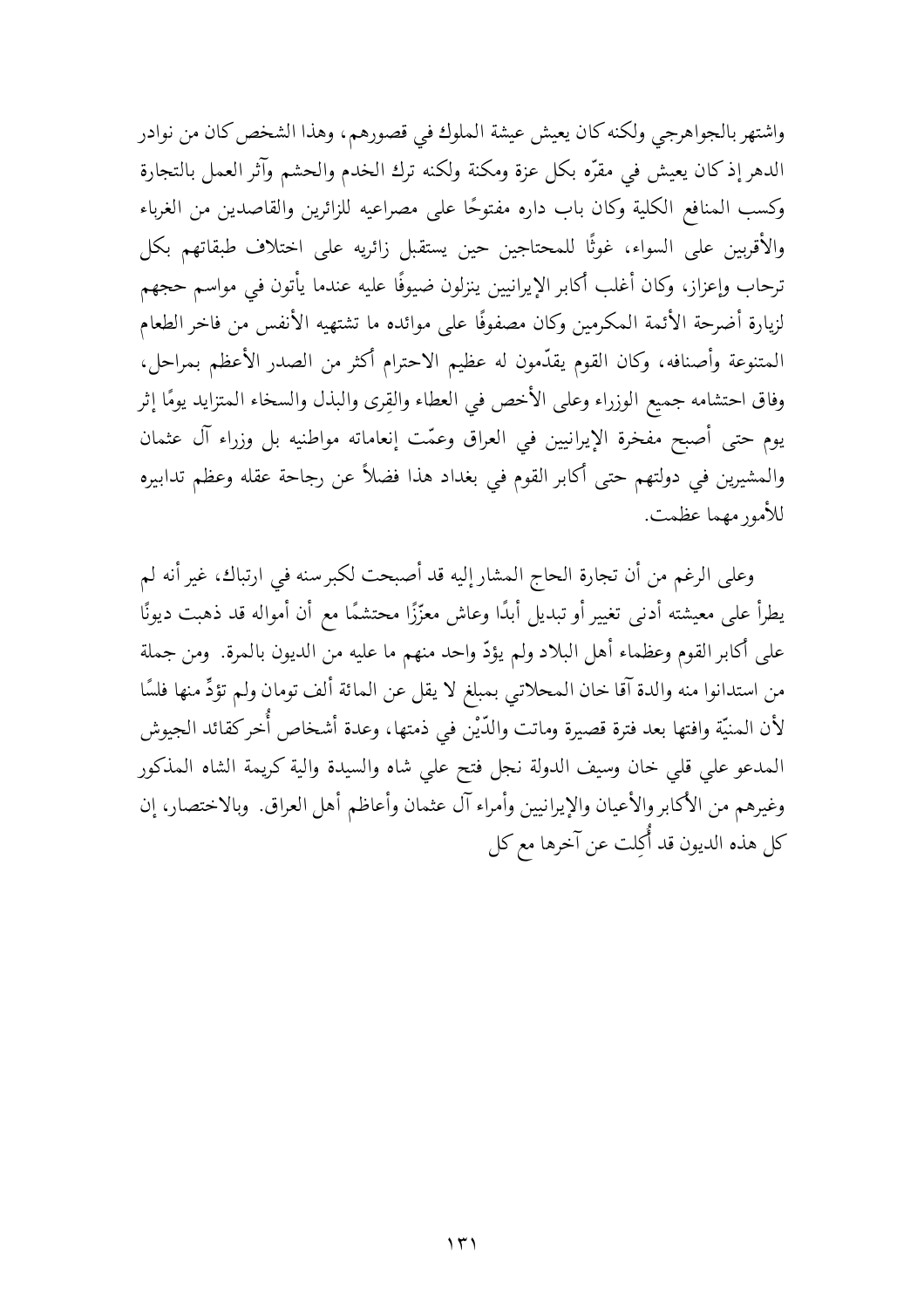واشتهر بالجواهرجي ولكنه كان يعيش عيشة الملوك في قصورهم، وهذا الشخص كان من نوادر الدهر إذ كان يعيش في مقرّه بكل عزة ومكنة ولكنه ترك الخدم والحشم وآثر العمل بالتجارة وكسب المنافع الكلية وكان باب داره مفتوحًا على مصراعيه للزائرين والقاصدين من الغرباء والأقربين على السواء، غوثًا للمحتاجين حين يستقبل زائريه على اختلاف طبقاتهم بكل ترحاب وإعزاز، وكان أغلب أكابر الإيرانيين ينزلون ضيوفًا عليه عندما يأتون في مواسم حجهم لزيارة أضرحة الأئمة المكرمين وكان مصفوفًا على موائده ما تشتهيه الأنفس من فاخر الطعام المتنوعة وأصنافه، وكان القوم يقدّمون له عظيم الاحترام أكثر من الصدر الأعظم بمراحل، وفاق احتشامه جميع الوزراء وعلى الأخص في العطاء والقِرى والبذل والسخاء المتزايد يومًا إثر يوم حتى أصبح مفخرة الإيرانيين في العراق وعمّت إنعاماته مواطنيه بل وزراء آل عثمان والمشيرين في دولتهم حتى أكابر القوم في بغداد هذا فضلاً عن رجاحة عقله وعظم تدابيره للأمور مهما عظمت.

وعلى الرغم من أن تجارة الحاج المشار إليه قد أصبحت لكبر سنه في ارتباك، غير أنه لم يطرأ على معيشته أدنى تغيير أو تبديل أبدًا وعاش معزّزًا محتشمًا مع أن أمواله قد ذهبت ديونًا على أكابر القوم وعظماء أهل البلاد ولم يؤدّ واحد منهم ما عليه من الديون بالمرة. ومن جملة من استدانوا منه والدة آقا خان المحلاتي بمبلغ لا يقل عن المائة ألف تومان ولم تؤدِّ منها فلسًا لأن المنيّة وافتها بعد فترة قصيرة وماتت والدّيْن في ذمتها، وعدة أشخاص أُخر كقائد الجيوش المدعو علي قلي خان وسيف الدولة نجل فتح علي شاه والسيدة والية كريمة الشاه المذكور وغيرهم من الأكابر والأعيان والإيرانيين وأمراء آل عثمان وأعاظم أهل العراق. وبالاختصار، إن كل هذه الديون قد أُكِلت عن آخرها مع كل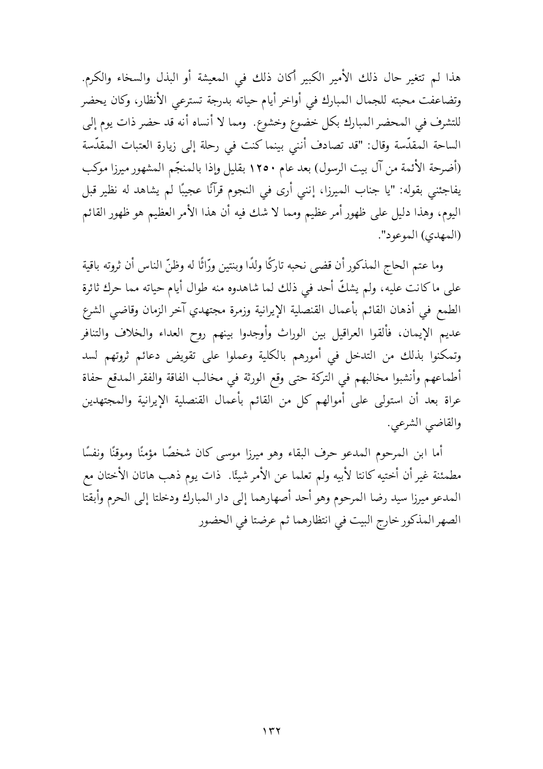هذا لم تتغير حال ذلك الأمير الكبير أكان ذلك في المعيشة أو البذل والسخاء والكرم. وتضاعفت محبته للجمال المبارك في أواخر أيام حياته بدرجة تسترعي الأنظار، وكان يحضر للتشرف في المحضر المبارك بكل خضوع وخشوع. ومما لا أنساه أنه قد حضر ذات يوم إلى الساحة المقدّسة وقال: "قد تصادف أنني بينما كنت في رحلة إلى زيارة العتبات المقدّسة (أضرحة الأئمة من آل بيت الرسول) بعد عام ١٢٥٠ بقليل وإذا بالمنجّم المشهور ميرزا موكب يفاجئني بقوله: "يا جناب الميرزا، إنني أرى في النجوم قرآنًا عجيبًا لم يشاهد له نظير قبل اليوم، وهذا دليل على ظهور أمر عظيم ومما لا شك فيه أن هذا الأمر العظيم هو ظهور القائم (المهدي) الموعود".

وما عتم الحاج المذكور أن قضى نحبه تاركًا ولدًا وبنتين ورّاثًا له وظنّ الناس أن ثروته باقية على ما كانت عليه، ولم يشكّ أحد في ذلك لما شاهدوه منه طوال أيام حياته مما حرك ثائرة الطمع في أذهان القائم بأعمال القنصلية الإيرانية وزمرة مجتهدي آخر الزمان وقاضي الشرع عديم الإيمان، فألقوا العراقيل بين الوراث وأوجدوا بينهم روح العداء والخلاف والتنافر وتمكنوا بذلك من التدخل في أمورهم بالكلية وعملوا على تقويض دعائم ثروتهم لسد أطماعهم وأنشبوا مخالبهم في التركة حتى وقع الورثة في مخالب الفاقة والفقر المدقع حفاة عراة بعد أن استولى على أموالهم كل من القائم بأعمال القنصلية الإيرانية والمجتهدين والقاضي الشرعي.

أما ابن المرحوم المدعو حرف البقاء وهو ميرزا موسى كان شخصًا مؤمنًا وموقنًا ونفسًا مطمئنة غير أن أختيه كانتا لأبيه ولم تعلما عن الأمر شيئًا. ذات يوم ذهب هاتان الأختان مع المدعو ميرزا سيد رضا المرحوم وهو أحد أصهارهما إلى دار المبارك ودخلتا إلى الحرم وأبقتا الصهر المذكور خارج البيت في انتظارهما ثم عرضتا في الحضور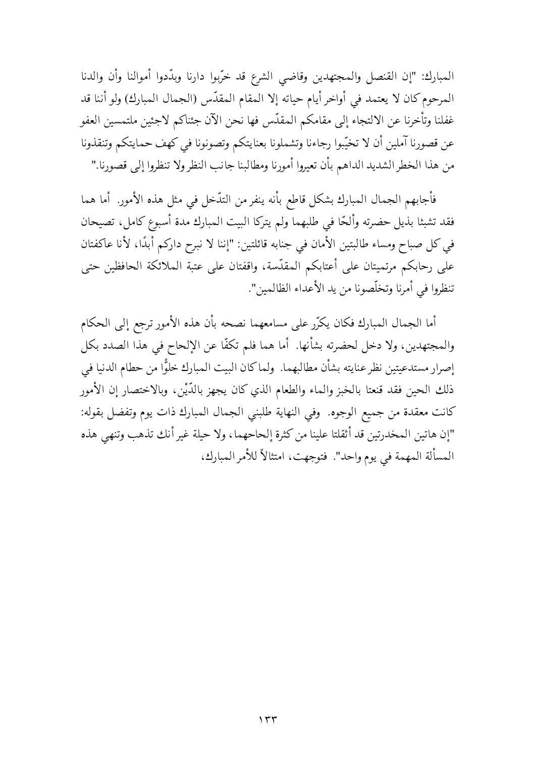المبارك: "إن القنصل والمجتهدين وقاضي الشرع قد خرّبوا دارنا وبدّدوا أموالنا وأن والدنا المرحوم كان لا يعتمد في أواخر أيام حياته إلا المقام المقدّس (الجمال المبارك) ولو أننا قد غفلنا وتأخرنا عن الالتجاء إلى مقامكم المقدّس فها نحن الآن جئناكم لاجئين ملتمسين العفو عن قصورنا آملين أن لا تخيّبوا رجاءنا وتشملونا بعنايتكم وتصونونا في كهف حمايتكم وتنقذونا من هذا الخطر الشديد الداهم بأن تعيروا أمورنا ومطالبنا جانب النظر ولا تنظروا إلى قصورنا."

فأجابهم الجمال المبارك بشكل قاطع بأنه ينفر من التدّخل في مثل هذه الأمور. أما هما فقد تشبثا بذيل حضرته وألحّا في طلبهما ولم يتركا البيت المبارك مدة أسبوع كامل، تصيحان في كل صباح ومساء طالبتين الأمان في جنابه قائلتين: "إننا لا نبرح داركم أبدًا، لأنا عاكفتان على رحابكم مرتميتان على أعتابكم المقدّسة، واقفتان على عتبة الملائكة الحافظين حتى تنظروا في أمرنا وتخلّصونا من يد الأعداء الظالمين".

أما الجمال المبارك فكان يكرّر على مسامعهما نصحه بأن هذه الأمور ترجع إلى الحكام والمجتهدين، ولا دخل لحضرته بشأنها. أما هما فلم تكفّا عن الإلحاح في هذا الصدد بكل إصرار مستدعيتين نظر عنايته بشأن مطالبهما. ولما كان البيت المبارك خلوًّا من حطام الدنيا في ذلك الحين فقد قنعتا بالخبز والماء والطعام الذي كان يجهز بالدّيْن، وبالاختصار إن الأمور كانت معقدة من جميع الوجوه. وفي النهاية طلبني الجمال المبارك ذات يوم وتفضل بقوله: "إن هاتين المخدرتين قد أثقلتا علينا من كثرة إلحاحهما، ولا حيلة غير أنك تذهب وتنهي هذه المسألة المهمة في يوم واحد". فتوجهت، امتثالاً للأمر المبارك،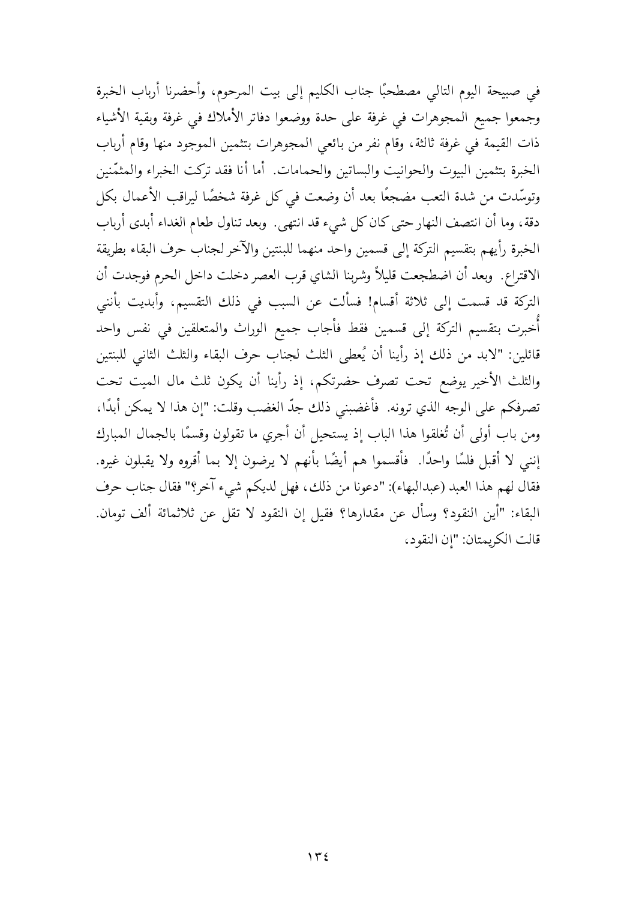في صبيحة اليوم التالي مصطحبًا جناب الكليم إلى بيت المرحوم، وأحضرنا أرباب الخبرة وجمعوا جميع المجوهرات في غرفة على حدة ووضعوا دفاتر الأملاك في غرفة وبقية الأشياء ذات القيمة في غرفة ثالثة، وقام نفر من بائعي المجوهرات بتثمين الموجود منها وقام أرباب الخبرة بتثمين البيوت والحوانيت والبساتين والحمامات. أما أنا فقد تركت الخبراء والمثمّنين وتوسّدت من شدة التعب مضجعًا بعد أن وضعت في كل غرفة شخصًا ليراقب الأعمال بكل دقة، وما أن انتصف النهار حتى كان كل شيء قد انتهى. وبعد تناول طعام الغداء أبدى أرباب الخبرة رأيهم بتقسيم التركة إلى قسمين واحد منهما للبنتين والآخر لجناب حرف البقاء بطريقة الاقتراع. وبعد أن اضطجعت قليلاً وشربنا الشاي قرب العصر دخلت داخل الحرم فوجدت أن التركة قد قسمت إلى ثلاثة أقسام! فسألت عن السبب في ذلك التقسيم، وأبديت بأنني أُخبرت بتقسيم التركة إلى قسمين فقط فأجاب جميع الوراث والمتعلقين في نفس واحد قائلين: "لابد من ذلك إذ رأينا أن يُعطى الثلث لجناب حرف البقاء والثلث الثاني للبنتين والثلث الأخير يوضع تحت تصرف حضرتكم، إذ رأينا أن يكون ثلث مال الميت تحت تصرفكم على الوجه الذي ترونه. فأغضبني ذلك جدّ الغضب وقلت: "إن هذا لا يمكن أبدًا، ومن باب أولى أن تُغلقوا هذا الباب إذ يستحيل أن أجري ما تقولون وقسمًا بالجمال المبارك إنني لا أقبل فلسًا واحدًا. فأقسموا هم أيضًا بأنهم لا يرضون إلا بما أقروه ولا يقبلون غيره. فقال لهم هذا العبد (عبدالبهاء): "دعونا من ذلك، فهل لديكم شيء آخر؟" فقال جناب حرف البقاء: "أين النقود؟ وسأل عن مقدارها؟ فقيل إن النقود لا تقل عن ثلاثمائة ألف تومان. قالت الكريمتان: "إن النقود،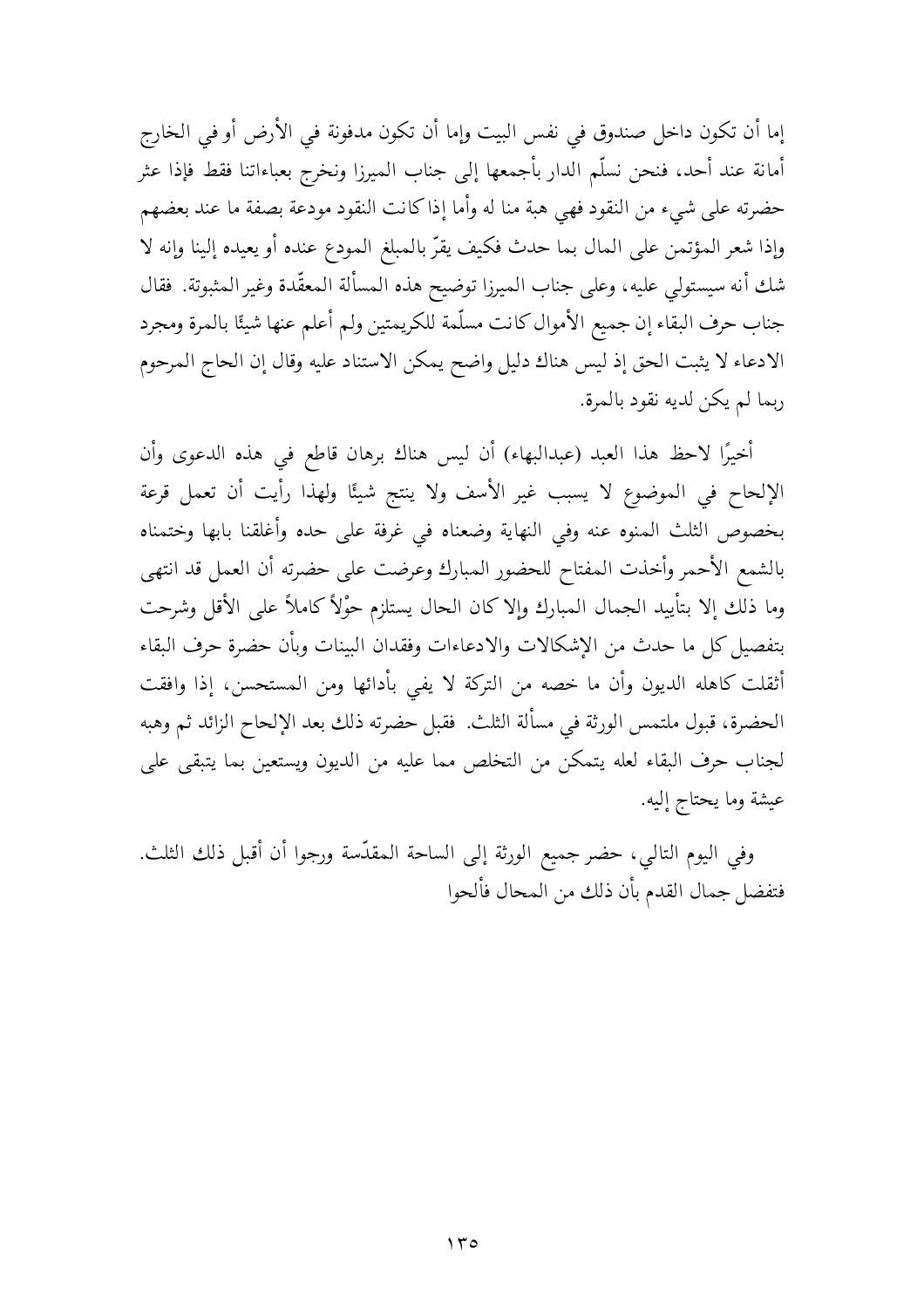إما أن تكون داخل صندوق في نفس البيت وإما أن تكون مدفونة في الأرض أو في الخارج أمانة عند أحد، فنحن نسلّم الدار بأجمعها إلى جناب الميرزا ونخرج بعباءاتنا فقط فإذا عثر حضرته على شيء من النقود فهي هبة منا له وأما إذا كانت النقود مودعة بصفة ما عند بعضهم وإذا شعر المؤتمن على المال بما حدث فكيف يقرّ بالمبلغ المودع عنده أو يعيده إلينا وإنه لا شك أنه سيستولي عليه، وعلى جناب الميرزا توضيح هذه المسألة المعقّدة وغير المثبوتة. فقال جناب حرف البقاء إن جميع الأموال كانت مسلّمة للكريمتين ولم أعلم عنها شيئًا بالمرة ومجرد الادعاء لا يثبت الحق إذ ليس هناك دليل واضح يمكن الاستناد عليه وقال إن الحاج المرحوم ربما لم يكن لديه نقود بالمرة.

أخيرًا لاحظ هذا العبد (عبدالبهاء) أن ليس هناك برهان قاطع في هذه الدعوى وأن الإلحاح في الموضوع لا يسبب غير الأسف ولا ينتج شيئًا ولهذا رأيت أن تعمل قرعة بخصوص الثلث المنوه عنه وفي النهاية وضعناه في غرفة على حده وأغلقنا بابها وختمناه بالشمع الأحمر وأخذت المفتاح للحضور المبارك وعرضت على حضرته أن العمل قد انتهى وما ذلك إلا بتأييد الجمال المبارك وإلا كان الحال يستلزم حوْلاً كاملاً على الأقل وشرحت بتفصيل كل ما حدث من الإشكالات والادعاءات وفقدان البينات وبأن حضرة حرف البقاء أثقلت كاهله الديون وأن ما خصه من التركة لا يفي بأدائها ومن المستحسن، إذا وافقت الحضرة، قبول ملتمس الورثة في مسألة الثلث. فقبل حضرته ذلك بعد الإلحاح الزائد ثم وهبه لجناب حرف البقاء لعله يتمكن من التخلص مما عليه من الديون ويستعين بما يتبقى على عيشة وما يحتاج إليه.

وفي اليوم التالي، حضر جميع الورثة إلى الساحة المقدّسة ورجوا أن أقبل ذلك الثلث. فتفضل جمال القدم بأن ذلك من المحال فألحوا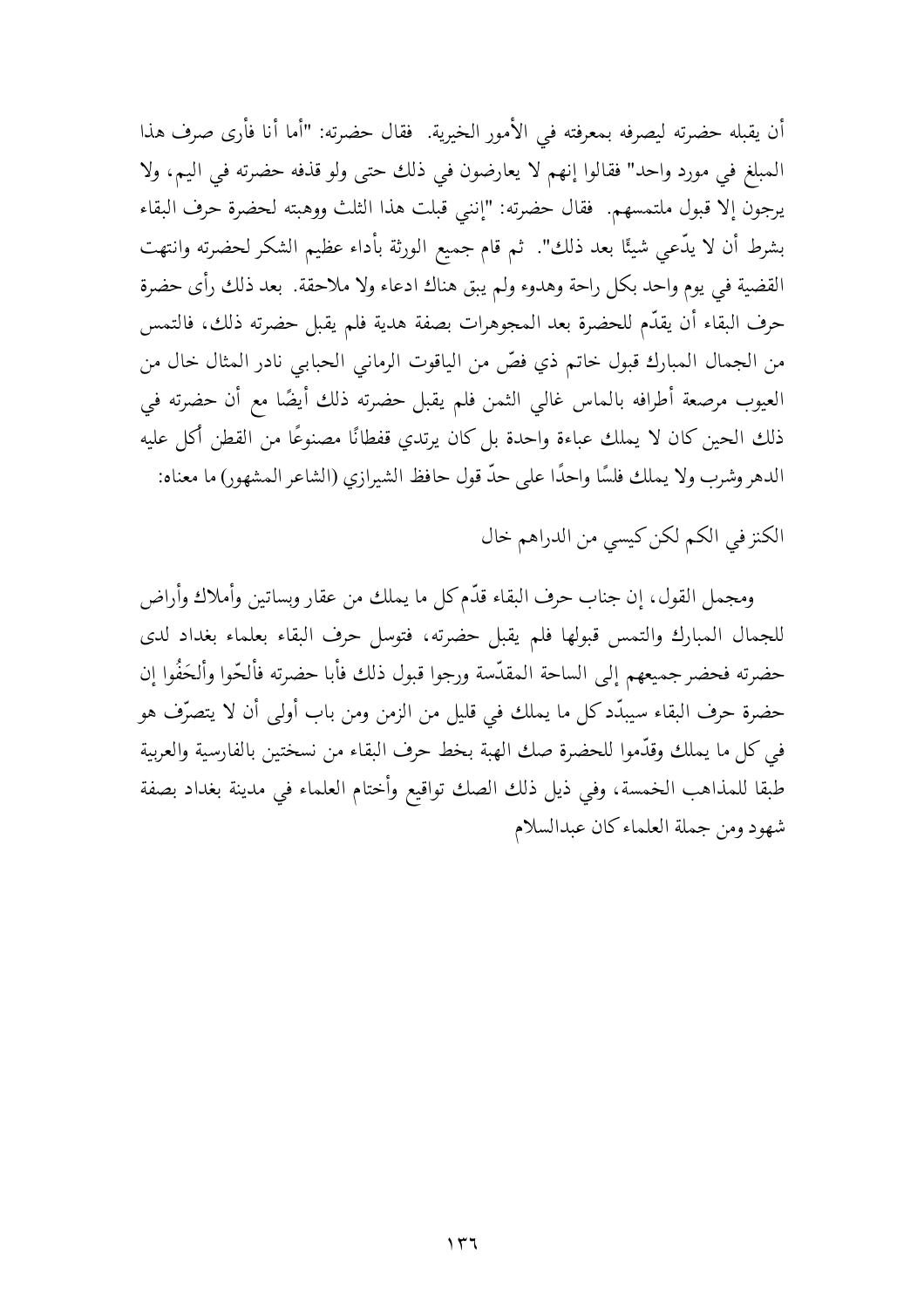أن يقبله حضرته ليصرفه بمعرفته في الأمور الخيرية. فقال حضرته: "أما أنا فأرى صرف هذا المبلغ في مورد واحد" فقالوا إنهم لا يعارضون في ذلك حتى ولو قذفه حضرته في اليم، ولا يرجون إلا قبول ملتمسهم. فقال حضرته: "إنني قبلت هذا الثلث ووهبته لحضرة حرف البقاء بشرط أن لا يدّعي شيئًا بعد ذلك". ثم قام جميع الورثة بأداء عظيم الشكر لحضرته وانتهت القضية في يوم واحد بكل راحة وهدوء ولم يبق هناك ادعاء ولا ملاحقة. بعد ذلك رأى حضرة حرف البقاء أن يقدّم للحضرة بعد المجوهرات بصفة هدية فلم يقبل حضرته ذلك، فالتمس من الجمال المبارك قبول خاتم ذي فصّ من الياقوت الرماني الحبابي نادر المثال خال من العيوب مرصعة أطرافه بالماس غالي الثمن فلم يقبل حضرته ذلك أيضًا مع أن حضرته في ذلك الحين كان لا يملك عباءة واحدة بل كان يرتدي قفطانًا مصنوعًا من القطن أكل عليه الدهر وشرب ولا يملك فلسًا واحدًا على حدّ قول حافظ الشيرازي (الشاعر المشهور) ما معناه:

الكنز في الكم لكن كيسي من الدراهم خال

ومجمل القول، إن جناب حرف البقاء قدّم كل ما يملك من عقار وبساتين وأملاك وأراض للجمال المبارك والتمس قبولها فلم يقبل حضرته، فتوسل حرف البقاء بعلماء بغداد لدى حضرته فحضر جميعهم إلى الساحة المقدّسة ورجوا قبول ذلك فأبا حضرته فألحّوا وألحَفُوا إن حضرة حرف البقاء سيبدّد كل ما يملك في قليل من الزمن ومن باب أولى أن لا يتصرّف هو في كل ما يملك وقدّموا للحضرة صك الهبة بخط حرف البقاء من نسختين بالفارسية والعربية طبقا للمذاهب الخمسة، وفي ذيل ذلك الصك تواقيع وأختام العلماء في مدينة بغداد بصفة شهود ومن جملة العلماء كان عبدالسلام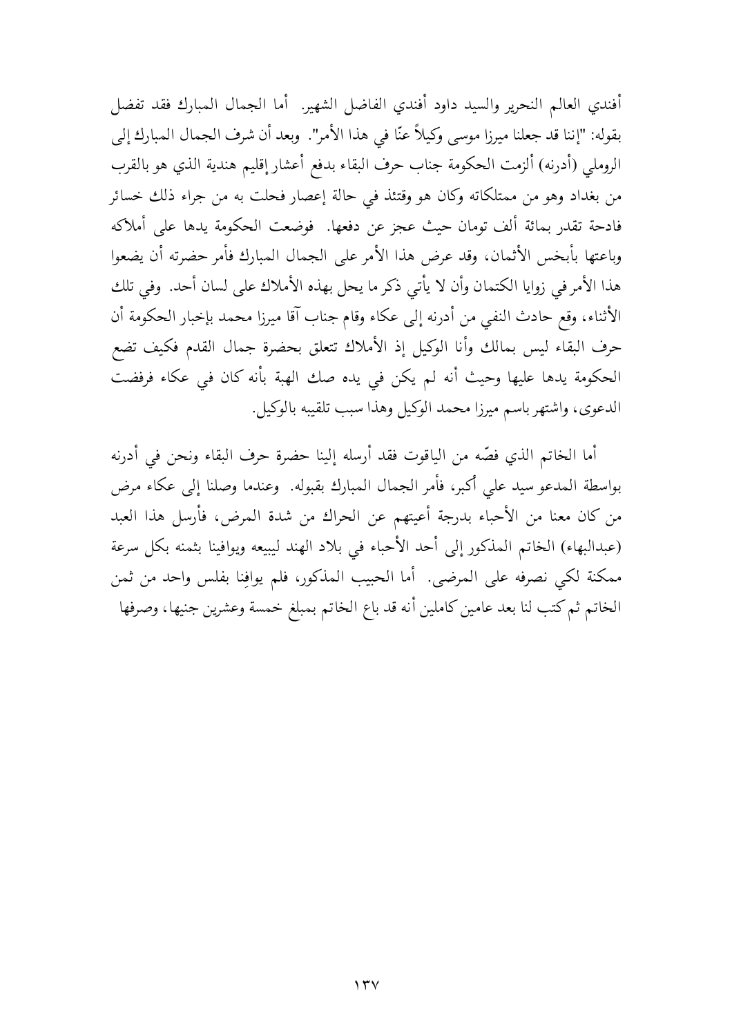أفندي العالم النحرير والسيد داود أفندي الفاضل الشهير. أما الجمال المبارك فقد تفضل بقوله: "إننا قد جعلنا ميرزا موسى وكيلاً عنّا في هذا الأمر". وبعد أن شرف الجمال المبارك إلى الروملي (أدرنه) ألزمت الحكومة جناب حرف البقاء بدفع أعشار إقليم هندية الذي هو بالقرب من بغداد وهو من ممتلكاته وكان هو وقتئذ في حالة إعصار فحلت به من جراء ذلك خسائر فادحة تقدر بمائة ألف تومان حيث عجز عن دفعها. فوضعت الحكومة يدها على أملاكه وباعتها بأبخس الأثمان، وقد عرض هذا الأمر على الجمال المبارك فأمر حضرته أن يضعوا هذا الأمر في زوايا الكتمان وأن لا يأتي ذكر ما يحل بهذه الأملاك على لسان أحد. وفي تلك الأثناء، وقع حادث النفي من أدرنه إلى عكاء وقام جناب آقا ميرزا محمد بإخبار الحكومة أن حرف البقاء ليس بمالك وأنا الوكيل إذ الأملاك تتعلق بحضرة جمال القدم فكيف تضع الحكومة يدها عليها وحيث أنه لم يكن في يده صك الهبة بأنه كان في عكاء فرفضت الدعوى، واشتهر باسم ميرزا محمد الوكيل وهذا سبب تلقيبه بالوكيل.

أما الخاتم الذي فصّه من الياقوت فقد أرسله إلينا حضرة حرف البقاء ونحن في أدرنه بواسطة المدعو سيد علي أكبر، فأمر الجمال المبارك بقبوله. وعندما وصلنا إلى عكاء مرض من كان معنا من الأحباء بدرجة أعيتهم عن الحراك من شدة المرض، فأرسل هذا العبد (عبدالبهاء) الخاتم المذكور إلى أحد الأحباء في بلاد الهند ليبيعه ويوافينا بثمنه بكل سرعة ممكنة لكي نصرفه على المرضى. أما الحبيب المذكور، فلم يوافِنا بفلس واحد من ثمن الخاتم ثم كتب لنا بعد عامين كاملين أنه قد باع الخاتم بمبلغ خمسة وعشرين جنيها، وصرفها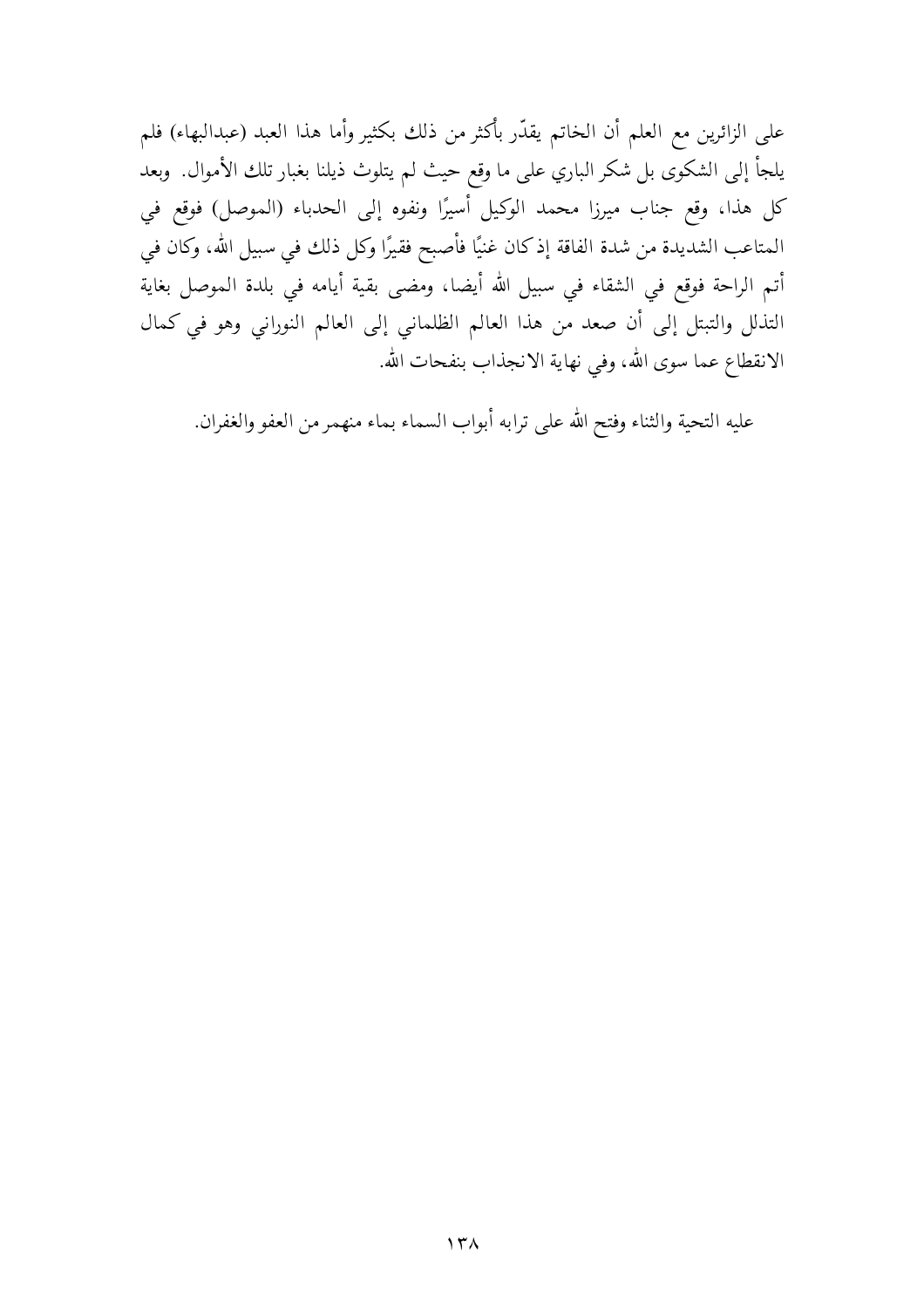على الزائرين مع العلم أن الخاتم يقدّر بأكثر من ذلك بكثير وأما هذا العبد (عبدالبهاء) فلم يلجأ إلى الشكوى بل شكر الباري على ما وقع حيث لم يتلوث ذيلنا بغبار تلك الأموال. وبعد كل هذا، وقع جناب ميرزا محمد الوكيل أسيرًا ونفوه إلى الحدباء (الموصل) فوقع في المتاعب الشديدة من شدة الفاقة إذ كان غنيًا فأصبح فقيرًا وكل ذلك في سبيل الله، وكان في أتم الراحة فوقع في الشقاء في سبيل الله أيضا، ومضى بقية أيامه في بلدة الموصل بغاية التذلل والتبتل إلى أن صعد من هذا العالم الظلماني إلى العالم النوراني وهو في كمال الانقطاع عما سوى الله، وفي نهاية الانجذاب بنفحات الله.

عليه التحية والثناء وفتح الله على ترابه أبواب السماء بماء منهمر من العفو والغفران.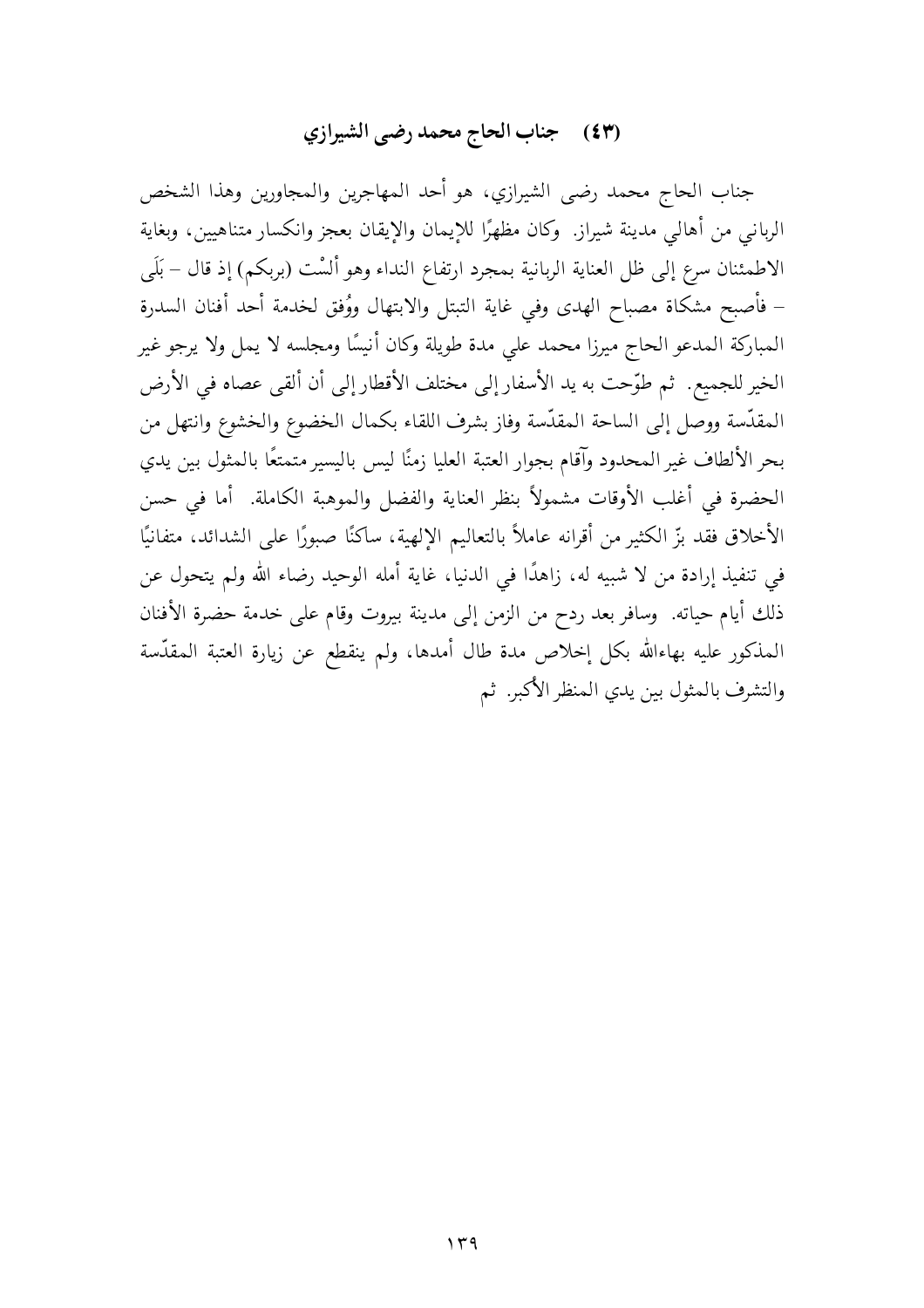## (٤٣) جناب الحاج محمد رضى الشيرازي

جناب الحاج محمد رضى الشيرازي، هو أحد المهاجرين والمجاورين وهذا الشخص الرباني من أهالي مدينة شيراز. وكان مظهرًا للإيمان والإيقان بعجز وانكسار متناهيين، وبغاية الاطمئنان سرع إلى ظل العناية الربانية بمجرد ارتفاع النداء وهو ألسْت (بربكم) إذ قال – بَلَى – فأصبح مشكاة مصباح الهدى وفي غاية التبتل والابتهال ووُفق لخدمة أحد أفنان السدرة المباركة المدعو الحاج ميرزا محمد علي مدة طويلة وكان أنيسًا ومجلسه لا يمل ولا يرجو غير الخير للجميع. ثم طوّحت به يد الأسفار إلى مختلف الأقطار إلى أن ألقى عصاه في الأرض المقدّسة ووصل إلى الساحة المقدّسة وفاز بشرف اللقاء بكمال الخضوع والخشوع وانتهل من بحر الألطاف غير المحدود وآقام بجوار العتبة العليا زمنًا ليس باليسير متمتعًا بالمثول بين يدي الحضرة في أغلب الأوقات مشمولاً بنظر العناية والفضل والموهبة الكاملة. أما في حسن الأخلاق فقد برّ الكثير من أقرانه عاملاً بالتعاليم الإلهية، ساكنًا صبورًا على الشدائد، متفانيًا في تنفيذ إرادة من لا شبيه له، زاهدًا في الدنيا، غاية أمله الوحيد رضاء الله ولم يتحول عن ذلك أيام حياته. وسافر بعد ردح من الزمن إلى مدينة بيروت وقام على خدمة حضرة الأفنان المذكور عليه بهاءالله بكل إخلاص مدة طال أمدها، ولم ينقطع عن زيارة العتبة المقدّسة والتشرف بالمثول بين يدي المنظر الأكبر. ثم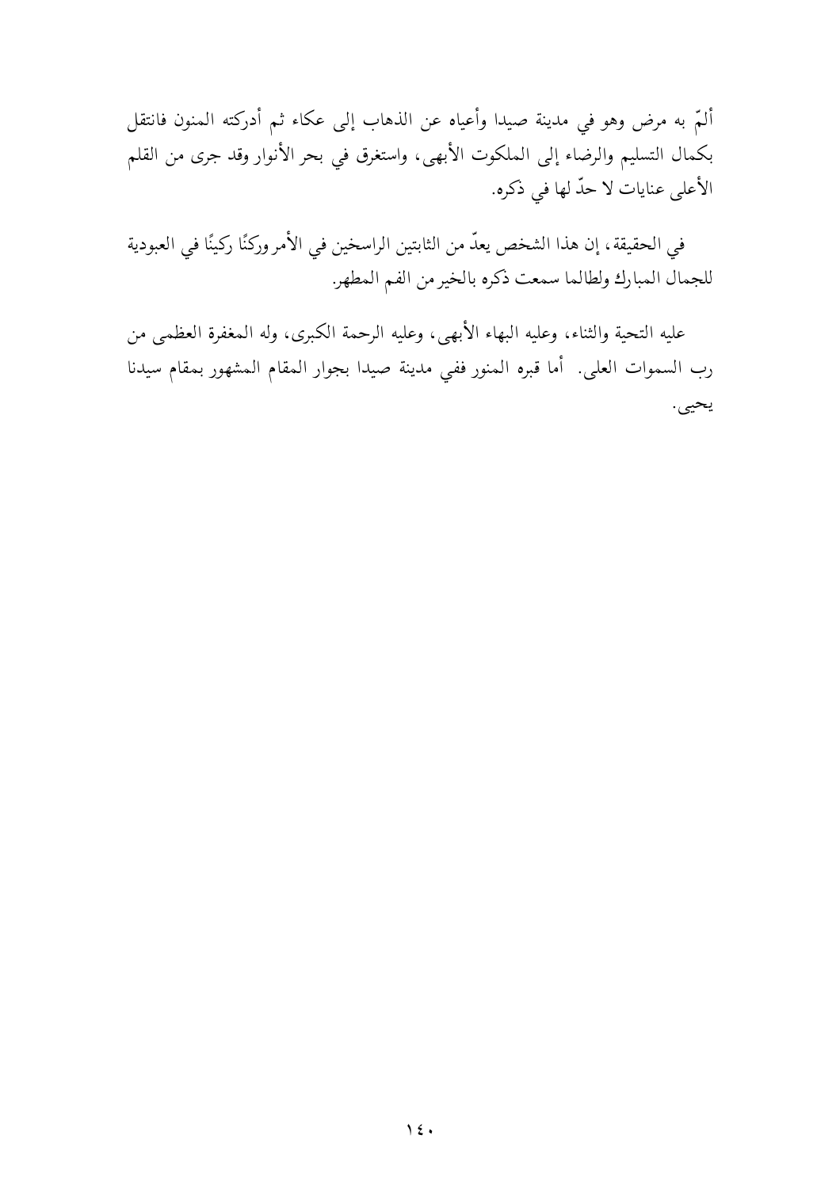ألمّ به مرض وهو في مدينة صيدا وأعياه عن الذهاب إلى عكاء ثم أدركته المنون فانتقل بكمال التسليم والرضاء إلى الملكوت الأبهى، واستغرق في بحر الأنوار وقد جرى من القلم الأعلى عنايات لا حدّ لها في ذكره.

في الحقيقة، إن هذا الشخص يعدّ من الثابتين الراسخين في الأمر وركنًا ركينًا في العبودية للجمال المبارك ولطالما سمعت ذكره بالخير من الفم المطهر.

عليه التحية والثناء، وعليه البهاء الأبهى، وعليه الرحمة الكبرى، وله المغفرة العظمى من رب السموات العلى. أما قبره المنور ففي مدينة صيدا بجوار المقام المشهور بمقام سيدنا يحيى.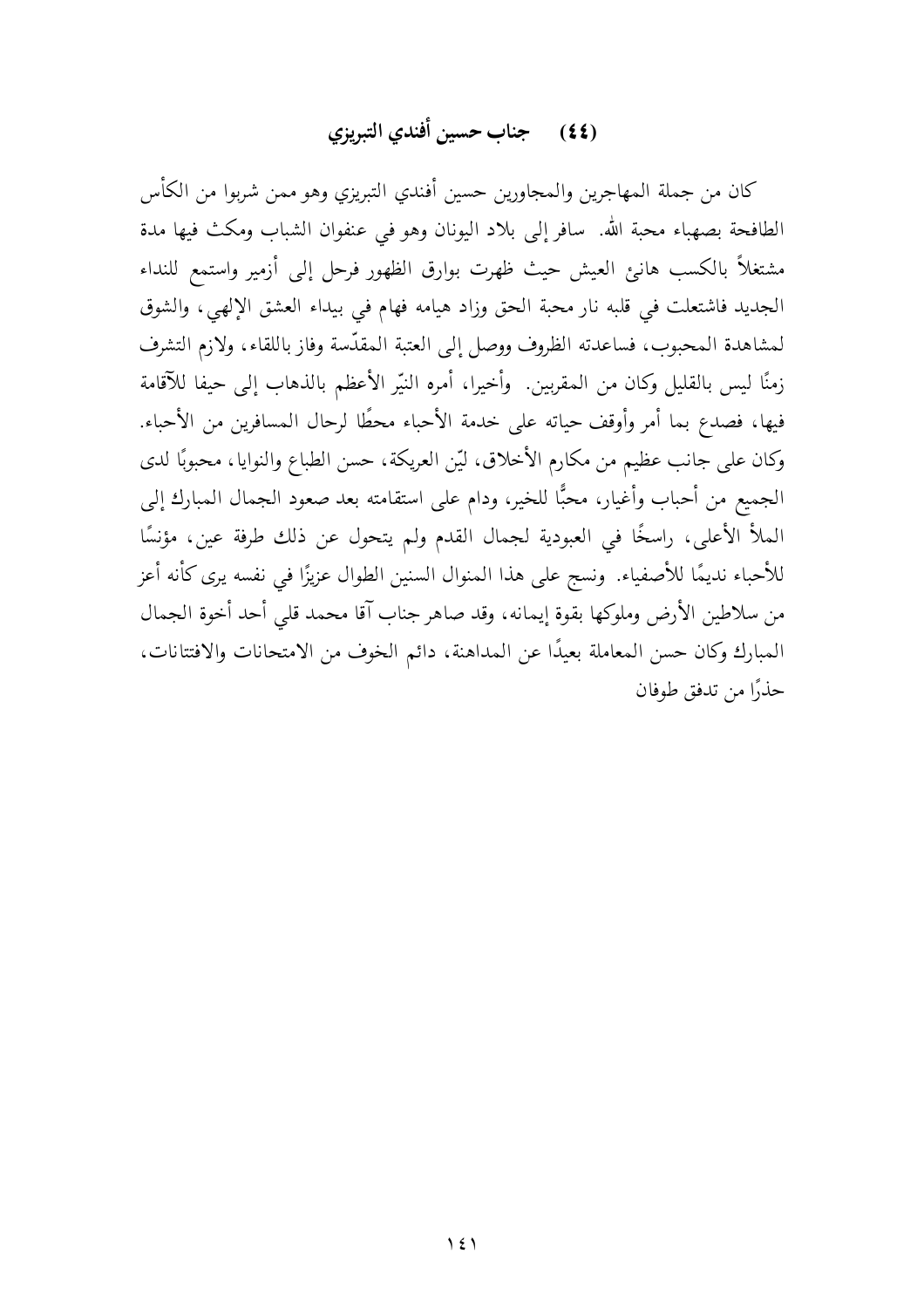## (٤٤) جناب حسين أفندي التبريزي

كان من جملة المهاجرين والمجاورين حسين أفندي التبريزي وهو ممن شربوا من الكأس الطافحة بصهباء محبة الله. سافر إلى بلاد اليونان وهو في عنفوان الشباب ومكث فيها مدة مشتغلاً بالكسب هانئ العيش حيث ظهرت بوارق الظهور فرحل إلى أزمير واستمع للنداء الجديد فاشتعلت في قلبه نار محبة الحق وزاد هيامه فهام في بيداء العشق الإلهي، والشوق لمشاهدة المحبوب، فساعدته الظروف ووصل إلى العتبة المقدّسة وفاز باللقاء، ولازم التشرف زمنًا ليس بالقليل وكان من المقربين. وأخيرا، أمره النيّر الأعظم بالذهاب إلى حيفا للآقامة فيها، فصدع بما أمر وأوقف حياته على خدمة الأحباء محطًا لرحال المسافرين من الأحباء. وكان على جانب عظيم من مكارم الأخلاق، ليّن العريكة، حسن الطباع والنوايا، محبوبًا لدى الجميع من أحباب وأغيار، محبًّا للخير، ودام على استقامته بعد صعود الجمال المبارك إلى الملأ الأعلى، راسخًا في العبودية لجمال القدم ولم يتحول عن ذلك طرفة عين، مؤنسًا للأحباء نديمًا للأصفياء. ونسج على هذا المنوال السنين الطوال عزيزًا في نفسه يرى كأنه أعز من سلاطين الأرض وملوكها بقوة إيمانه، وقد صاهر جناب آقا محمد قلي أحد أخوة الجمال المبارك وكان حسن المعاملة بعيدًا عن المداهنة، دائم الخوف من الامتحانات والافتتانات، حذرًا من تدفق طوفان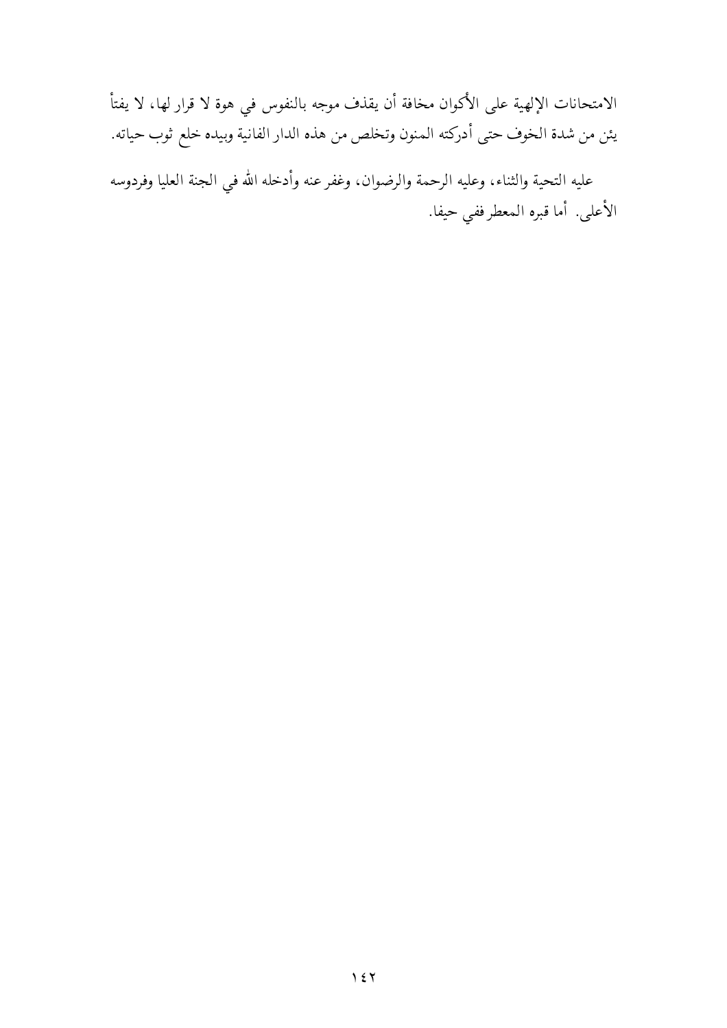الامتحانات الإلهية على الأكوان مخافة أن يقذف موجه بالنفوس في هوة لا قرار لها، لا يفتأ يئن من شدة الخوف حتى أدركته المنون وتخلص من هذه الدار الفانية وبيده خلع ثوب حياته.

عليه التحية والثناء، وعليه الرحمة والرضوان، وغفر عنه وأدخله الله في الجنة العليا وفردوسه الأعلى. أما قبره المعطر ففي حيفا.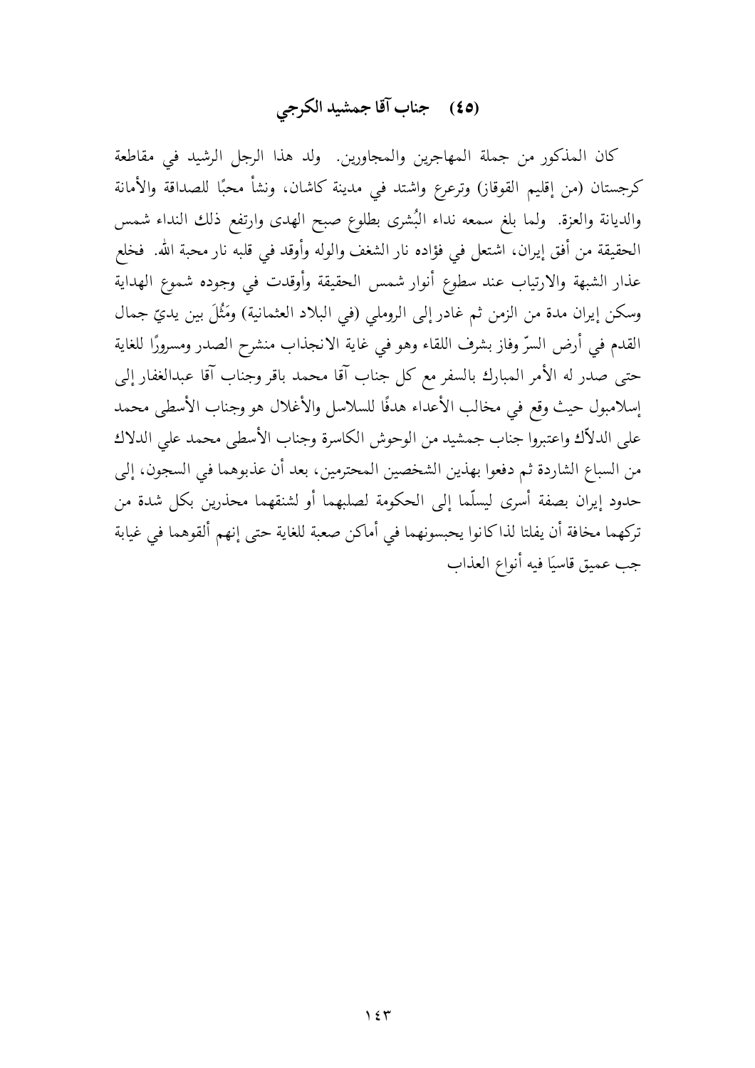## (٤٥) جناب آقا جمشيد الكرجي

كان المذكور من جملة المهاجرين والمجاورين. ولد هذا الرجل الرشيد في مقاطعة كرجستان (من إقليم القوقاز) وترعرع واشتد في مدينة كاشان، ونشأ محبًا للصداقة والأمانة والديانة والعزة. ولما بلغ سمعه نداء البُشرى بطلوع صبح الهدى وارتفع ذلك النداء شمس الحقيقة من أفق إيران، اشتعل في فؤاده نار الشغف والوله وأوقد في قلبه نار محبة الله. فخلع عذار الشبهة والارتياب عند سطوع أنوار شمس الحقيقة وأوقدت في وجوده شموع الهداية وسكن إيران مدة من الزمن ثم غادر إلى الروملي (في البلاد العثمانية) ومَثُلَ بين يديّ جمال القدم في أرض السرّ وفاز بشرف اللقاء وهو في غاية الانجذاب منشرح الصدر ومسرورًا للغاية حتى صدر له الأمر المبارك بالسفر مع كل جناب آقا محمد باقر وجناب آقا عبدالغفار إلى إسلامبول حيث وقع في مخالب الأعداء هدفًا للسلاسل والأغلال هو وجناب الأسطى محمد على الدلاّك واعتبروا جناب جمشيد من الوحوش الكاسرة وجناب الأسطى محمد علي الدلاك من السباع الشاردة ثم دفعوا بهذين الشخصين المحترمين، بعد أن عذبوهما في السجون، إلى حدود إيران بصفة أسرى ليسلّما إلى الحكومة لصلبهما أو لشنقهما محذرين بكل شدة من تركهما مخافة أن يفلتا لذا كانوا يحبسونهما في أماكن صعبة للغاية حتى إنهم ألقوهما في غيابة جب عميق قاسيًا فيه أنواع العذاب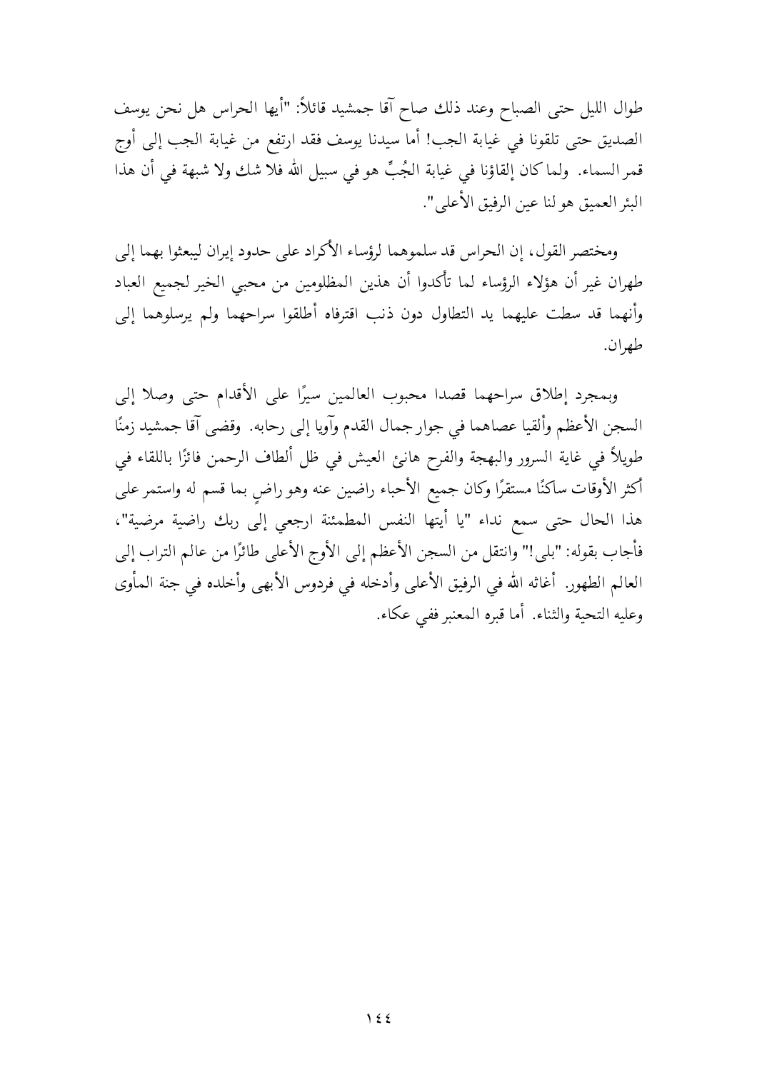طوال الليل حتى الصباح وعند ذلك صاح آقا جمشيد قائلاً: "أيها الحراس هل نحن يوسف الصديق حتى تلقونا في غيابة الجب! أما سيدنا يوسف فقد ارتفع من غيابة الجب إلى أوج قمر السماء. ولما كان إلقاؤنا في غيابة الجُبِّ هو في سبيل الله فلا شك ولا شبهة في أن هذا البئر العميق هو لنا عين الرفيق الأعلى".

ومختصر القول، إن الحراس قد سلموهما لرؤساء الأكراد على حدود إيران ليبعثوا بهما إلى طهران غير أن هؤلاء الرؤساء لما تأكدوا أن هذين المظلومين من محبي الخير لجميع العباد وأنهما قد سطت عليهما يد التطاول دون ذنب اقترفاه أطلقوا سراحهما ولم يرسلوهما إلى طهران.

وبمجرد إطلاق سراحهما قصدا محبوب العالمين سيرًا على الأقدام حتى وصلا إلى السجن الأعظم وألقيا عصاهما في جوار جمال القدم وآويا إلى رحابه. وقضى آقا جمشيد زمنًا طويلاً في غاية السرور والبهجة والفرح هانئ العيش في ظل ألطاف الرحمن فائزًا باللقاء في أكثر الأوقات ساكنًا مستقرًا وكان جميع الأحباء راضين عنه وهو راضٍ بما قسم له واستمر على هذا الحال حتى سمع نداء "يا أيتها النفس المطمئنة ارجعي إلى ربك راضية مرضية"، فأجاب بقوله: "بلى!" وانتقل من السجن الأعظم إلى الأوج الأعلى طائرًا من عالم التراب إلى العالم الطهور. أغاثه الله في الرفيق الأعلى وأدخله في فردوس الأبهى وأخلده في جنة المأوى وعليه التحية والثناء. أما قبره المعنبر ففي عكاء.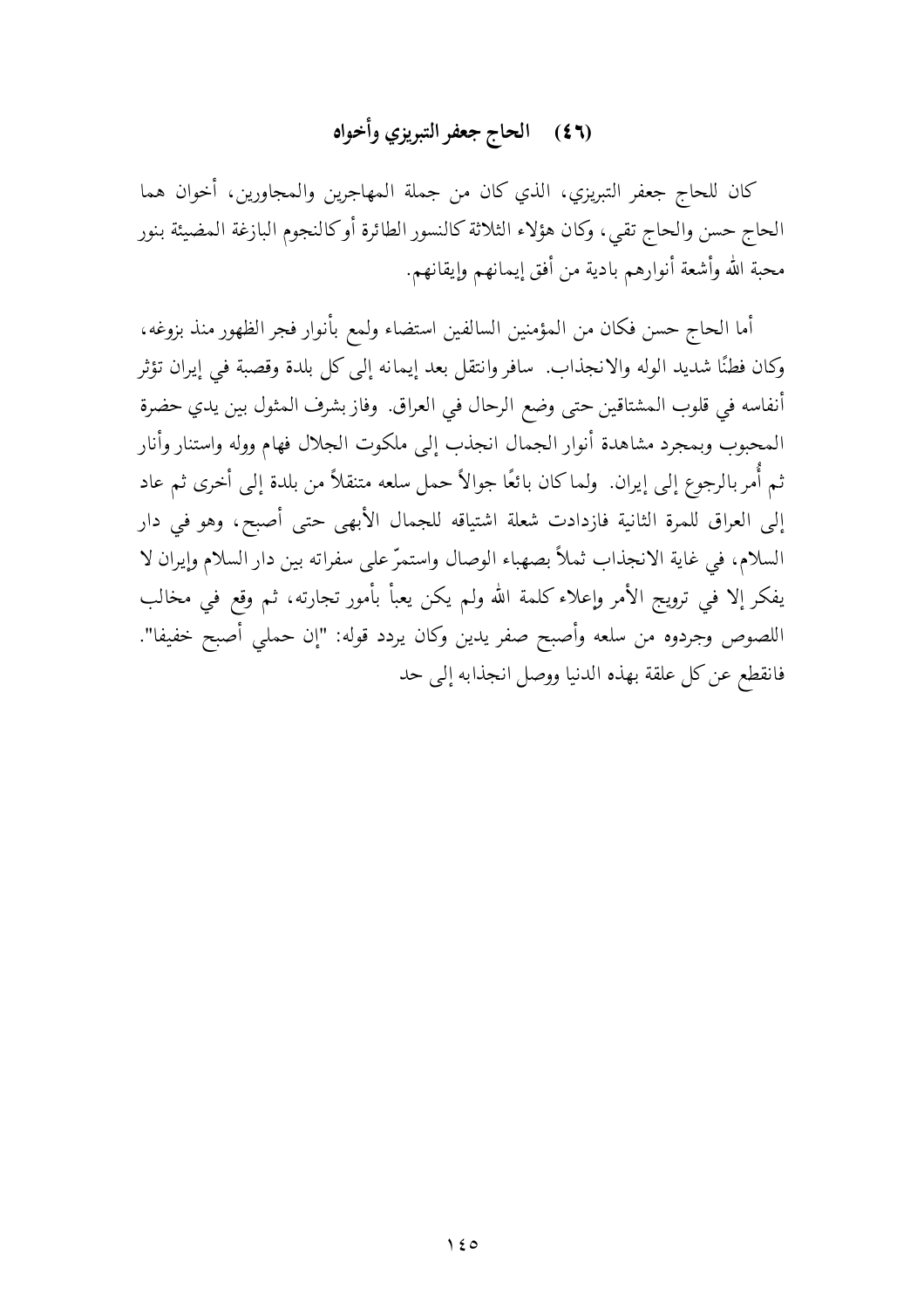## (٤٦) الحاج جعفر التبريزي وأخواه

كان للحاج جعفر التبريزي، الذي كان من جملة المهاجرين والمجاورين، أخوان هما الحاج حسن والحاج تقي، وكان هؤلاء الثلاثة كالنسور الطائرة أو كالنجوم البازغة المضيئة بنور محبة الله وأشعة أنوارهم بادية من أفق إيمانهم وإيقانهم.

أما الحاج حسن فكان من المؤمنين السالفين استضاء ولمع بأنوار فجر الظهور منذ بزوغه، وكان فطنًا شديد الوله والانجذاب. سافر وانتقل بعد إيمانه إلى كل بلدة وقصبة في إيران تؤثر أنفاسه في قلوب المشتاقين حتى وضع الرحال في العراق. وفاز بشرف المثول بين يدي حضرة المحبوب وبمجرد مشاهدة أنوار الجمال انجذب إلى ملكوت الجلال فهام ووله واستنار وأنار ثم أُمر بالرجوع إلى إيران. ولما كان بائعًا جوالاً حمل سلعه متنقلاً من بلدة إلى أخرى ثم عاد إلى العراق للمرة الثانية فازدادت شعلة اشتياقه للجمال الأبهى حتى أصبح، وهو في دار السلام، في غاية الانجذاب ثملاً بصهباء الوصال واستمرّ على سفراته بين دار السلام وإيران لا يفكر إلا في ترويج الأمر وإعلاء كلمة الله ولم يكن يعبأ بأمور تجارته، ثم وقع في مخالب اللصوص وجردوه من سلعه وأصبح صفر يدين وكان يردد قوله: "إن حملي أصبح خفيفا". فانقطع عن كل علاقة بهذه الدنيا ووصل انجذابه إلى حد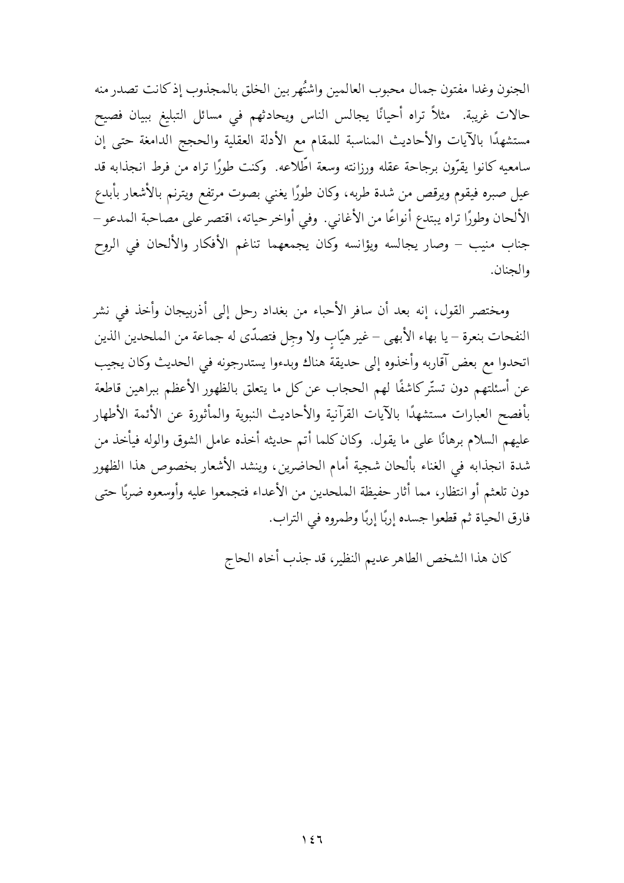الجنون وغدا مفتون جمال محبوب العالمين واشتُهر بين الخلق بالمجذوب إذ كانت تصدر منه حالات غريبة. مثلاً تراه أحيانًا يجالس الناس ويحادثهم في مسائل التبليغ ببيان فصيح مستشهدًا بالآيات والأحاديث المناسبة للمقام مع الأدلة العقلية والحجج الدامغة حتى إن سامعيه كانوا يقرّون برجاحة عقله ورزانته وسعة اطّلاعه. وكنت طورًا تراه من فرط انجذابه قد عيل صبره فيقوم ويرقص من شدة طربه، وكان طورًا يغني بصوت مرتفع ويترنم بالأشعار بأبدع الألحان وطورًا تراه يبتدع أنواعًا من الأغاني. وفي أواخر حياته، اقتصر على مصاحبة المدعو – جناب منيب – وصار يجالسه ويؤانسه وكان يجمعهما تناغم الأفكار والألحان في الروح والجنان.

ومختصر القول، إنه بعد أن سافر الأحباء من بغداد رحل إلى أذربيجان وأخذ في نشر النفحات بنعرة – يا بهاء الأبهى – غير هيّابٍ ولا وجِلٍ فتصدّى له جماعة من الملحدين الذين اتحدوا مع بعض آقاربه وأخذوه إلى حديقة هناك وبدءوا يستدرجونه في الحديث وكان يجيب عن أسئلتهم دون تستّر كاشفًا لهم الحجاب عن كل ما يتعلق بالظهور الأعظم ببراهين قاطعة بأفصح العبارات مستشهدًا بالآيات القرآنية والأحاديث النبوية والمأثورة عن الأئمة الأطهار عليهم السلام برهانًا على ما يقول. وكان كلما أتم حديثه أخذه عامل الشوق والوله فيأخذ من شدة انجذابه في الغناء بألحان شجية أمام الحاضرين، وينشد الأشعار بخصوص هذا الظهور دون تلعثم أو انتظار، مما أثار حفيظة الملحدين من الأعداء فتجمعوا عليه وأوسعوه ضربًا حتى فارق الحياة ثم قطعوا جسده إربًا إربًا وطمروه في التراب.

كان هذا الشخص الطاهر عديم النظير، قد جذب أخاه الحاج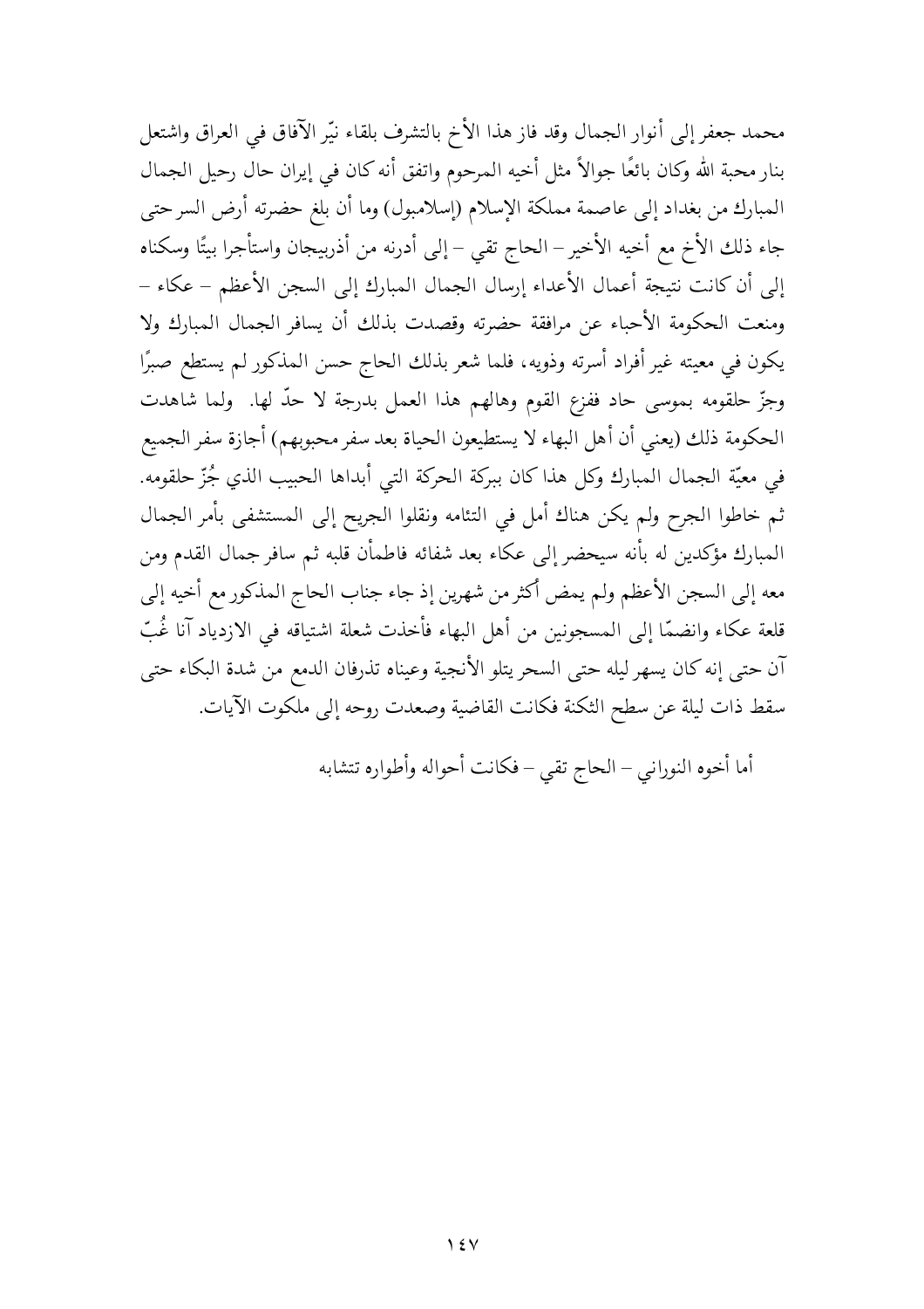محمد جعفر إلى أنوار الجمال وقد فاز هذا الأخ بالتشرف بلقاء نيّر الآفاق في العراق واشتعل بنار محبة الله وكان بائعًا جوالاً مثل أخيه المرحوم واتفق أنه كان في إيران حال رحيل الجمال المبارك من بغداد إلى عاصمة مملكة الإسلام (إسلامبول) وما أن بلغ حضرته أرض السر حتى جاء ذلك الأخ مع أخيه الأخير – الحاج تقي – إلى أدرنه من أذربيجان واستأجرا بيتًا وسكناه إلى أن كانت نتيجة أعمال الأعداء إرسال الجمال المبارك إلى السجن الأعظم – عكاء – ومنعت الحكومة الأحباء عن مرافقة حضرته وقصدت بذلك أن يسافر الجمال المبارك ولا يكون في معيته غير أفراد أسرته وذويه، فلما شعر بذلك الحاج حسن المذكور لم يستطع صبرًا وجزّ حلقومه بموسى حاد ففزع القوم وهالهم هذا العمل بدرجة لا حدّ لها. ولما شاهدت الحكومة ذلك (يعني أن أهل البهاء لا يستطيعون الحياة بعد سفر محبوبهم) أجازة سفر الجميع في معيّة الجمال المبارك وكل هذا كان ببركة الحركة التي أبداها الحبيب الذي جُزّ حلقومه. ثم خاطوا الجرح ولم يكن هناك أمل في التئامه ونقلوا الجريح إلى المستشفى بأمر الجمال المبارك مؤكدين له بأنه سيحضر إلى عكاء بعد شفائه فاطمأن قلبه ثم سافر جمال القدم ومن معه إلى السجن الأعظم ولم يمض أكثر من شهرين إذ جاء جناب الحاج المذكور مع أخيه إلى قلعة عكاء وانضمّا إلى المسجونين من أهل البهاء فأخذت شعلة اشتياقه في الازدياد آنا غُبّ آن حتى إنه كان يسهر ليله حتى السحر يتلو الأنجية وعيناه تذرفان الدمع من شدة البكاء حتى سقط ذات ليلة عن سطح الثكنة فكانت القاضية وصعدت روحه إلى ملكوت الآيات.

أما أخوه النوراني – الحاج تقي – فكانت أحواله وأطواره تتشابه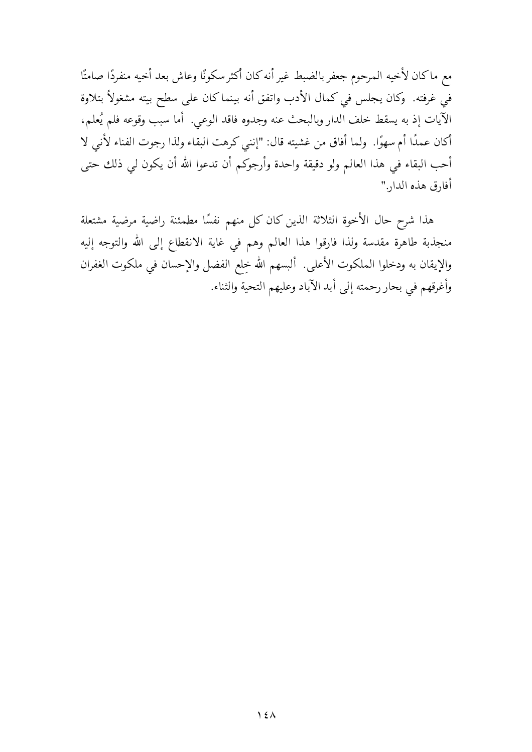مع ما كان لأخيه المرحوم جعفر بالضبط غير أنه كان أكثر سكونًا وعاش بعد أخيه منفردًا صامتًا في غرفته. وكان يجلس في كمال الأدب واتفق أنه بينما كان على سطح بيته مشغولاً بتلاوة الآيات إذ به يسقط خلف الدار وبالبحث عنه وجدوه فاقد الوعي. أما سبب وقوعه فلم يُعلم، أكان عمدًا أم سهوًا. ولما أفاق من غشيته قال: "إنني كرهت البقاء ولذا رجوت الفناء لأني لا أحب البقاء في هذا العالم ولو دقيقة واحدة وأرجوكم أن تدعوا الله أن يكون لي ذلك حتى أفارق هذه الدار."

هذا شرح حال الأخوة الثلاثة الذين كان كل منهم نفسًا مطمئنة راضية مرضية مشتعلة منجذبة طاهرة مقدسة ولذا فارقوا هذا العالم وهم في غاية الانقطاع إلى الله والتوجه إليه والإيقان به ودخلوا الملكوت الأعلى. ألبسهم الله خِلع الفضل والإحسان في ملكوت الغفران وأغرقهم في بحار رحمته إلى أبد الآباد وعليهم التحية والثناء.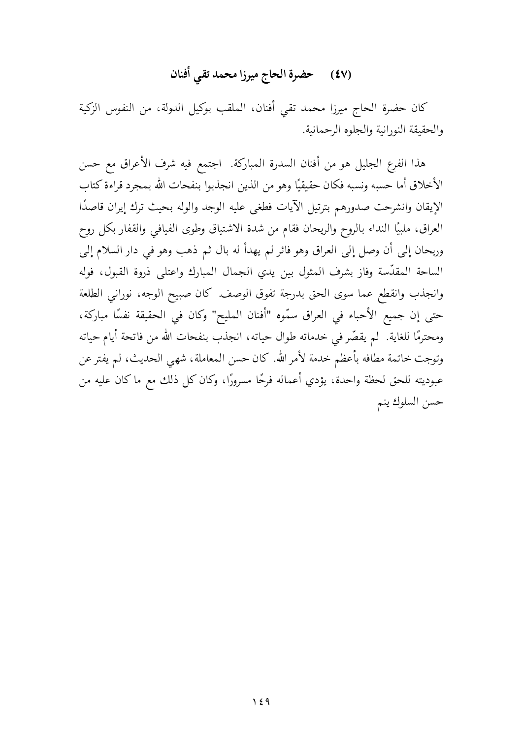## (٤٧) حضرة الحاج ميرزا محمد تقي أفنان

كان حضرة الحاج ميرزا محمد تقي أفنان، الملقب بوكيل الدولة، من النفوس الزكية والحقيقة النورانية والجلوه الرحمانية.

هذا الفرع الجليل هو من أفنان السدرة المباركة. اجتمع فيه شرف الأعراق مع حسن الأخلاق أما حسبه ونسبه فكان حقيقيًا وهو من الذين انجذبوا بنفحات الله بمجرد قراءة كتاب الإيقان وانشرحت صدورهم بترتيل الآيات فطغى عليه الوجد والوله بحيث ترك إيران قاصدًا العراق، ملبيًا النداء بالروح والريحان فقام من شدة الاشتياق وطوى الفيافي والقفار بكل روح وريحان إلى أن وصل إلى العراق وهو فائر لم يهدأ له بال ثم ذهب وهو في دار السلام إلى الساحة المقدّسة وفاز بشرف المثول بين يدي الجمال المبارك واعتلى ذروة القبول، فوله وانجذب وانقطع عما سوى الحق بدرجة تفوق الوصف. كان صبيح الوجه، نوراني الطلعة حتى إن جميع الأحباء في العراق سمّوه "أفنان المليح" وكان في الحقيقة نفسًا مباركة، ومحترمًا للغاية. لم يقصّر في خدماته طوال حياته، انجذب بنفحات الله من فاتحة أيام حياته وتوجت خاتمة مطافه بأعظم خدمة لأمر الله. كان حسن المعاملة، شهي الحديث، لم يفتر عن عبوديته للحق لحظة واحدة، يؤدي أعماله فرحًا مسرورًا، وكان كل ذلك مع ما كان عليه من حسن السلوك ينم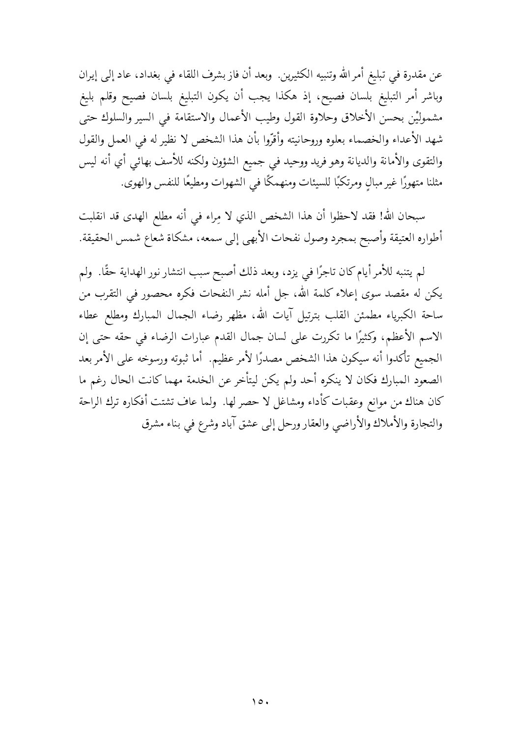عن مقدرة في تبليغ أمر الله وتنبيه الكثيرين. وبعد أن فاز بشرف اللقاء في بغداد، عاد إلى إيران وباشر أمر التبليغ بلسان فصيح، إذ هكذا يجب أن يكون التبليغ بلسان فصيح وقلم بليغ مشمولَيْن بحسن الأخلاق وحلاوة القول وطيب الأعمال والاستقامة في السير والسلوك حتى شهد الأعداء والخصماء بعلوه وروحانيته وأقرّوا بأن هذا الشخص لا نظير له في العمل والقول والتقوى والأمانة والديانة وهو فريد ووحيد في جميع الشؤون ولكنه للأسف بهائي أي أنه ليس مثلنا متهورًا غير مبالٍ ومرتكبًا للسيئات ومنهمكًا في الشهوات ومطيعًا للنفس والهوى.

سبحان الله! فقد لاحظوا أن هذا الشخص الذي لا مِراء في أنه مطلع الهدى قد انقلبت أطواره العتيقة وأصبح بمجرد وصول نفحات الأبهى إلى سمعه، مشكاة شعاع شمس الحقيقة.

لم يتنبه للأمر أيام كان تاجرًا في يزد، وبعد ذلك أصبح سبب انتشار نور الهداية حقًا. ولم يكن له مقصد سوى إعلاء كلمة الله، جل أمله نشر النفحات فكره محصور في التقرب من ساحة الكبرياء مطمئن القلب بترتيل آيات الله، مظهر رضاء الجمال المبارك ومطلع عطاء الاسم الأعظم، وكثيرًا ما تكررت على لسان جمال القدم عبارات الرضاء في حقه حتى إن الجميع تأكدوا أنه سيكون هذا الشخص مصدرًا لأمر عظيم. أما ثبوته ورسوخه على الأمر بعد الصعود المبارك فكان لا ينكره أحد ولم يكن ليتأخر عن الخدمة مهما كانت الحال رغم ما كان هناك من موانع وعقبات كأداء ومشاغل لا حصر لها. ولما عاف تشتت أفكاره ترك الراحة والتجارة والأملاك والأراضي والعقار ورحل إلى عشق آباد وشرع في بناء مشرق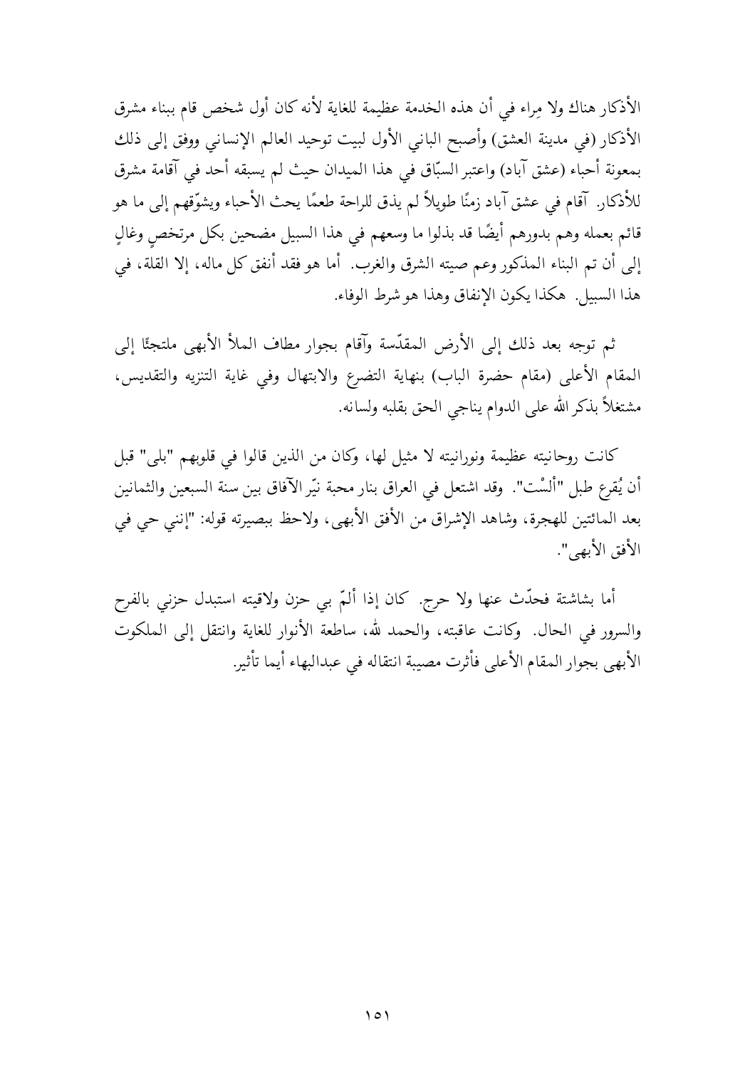الأذكار هناك ولا مِراء في أن هذه الخدمة عظيمة للغاية لأنه كان أول شخص قام ببناء مشرق الأذكار (في مدينة العشق) وأصبح الباني الأول لبيت توحيد العالم الإنساني ووفق إلى ذلك بمعونة أحباء (عشق آباد) واعتبر السبّاق في هذا الميدان حيث لم يسبقه أحد في آقامة مشرق للأذكار. آقام في عشق آباد زمنًا طويلاً لم يذق للراحة طعمًا يحث الأحباء ويشوّقهم إلى ما هو قائم بعمله وهم بدورهم أيضًا قد بذلوا ما وسعهم في هذا السبيل مضحين بكل مرتخصٍ وغالٍ إلى أن تم البناء المذكور وعم صيته الشرق والغرب. أما هو فقد أنفق كل ماله، إلا القلة، في هذا السبيل. هكذا يكون الإنفاق وهذا هو شرط الوفاء.

ثم توجه بعد ذلك إلى الأرض المقدّسة وآقام بجوار مطاف الملأ الأبهى ملتجئًا إلى المقام الأعلى (مقام حضرة الباب) بنهاية التضرع والابتهال وفي غاية التنزيه والتقديس، مشتغلاً بذكر الله على الدوام يناجي الحق بقلبه ولسانه.

كانت روحانيته عظيمة ونورانيته لا مثيل لها، وكان من الذين قالوا في قلوبهم "بلى" قبل أن يُقرع طبل "ألَسْت". وقد اشتعل في العراق بنار محبة نيّر الآفاق بين سنة السبعين والثمانين بعد المائتين للهجرة، وشاهد الإشراق من الأفق الأبهى، ولاحظ ببصيرته قوله: "إنني حي في الأفق الأبهى".

أما بشاشته فحدّث عنها ولا حرج. كان إذا ألمّ بي حزن ولاقيته استبدل حزني بالفرح والسرور في الحال. وكانت عاقبته، والحمد لله، ساطعة الأنوار للغاية وانتقل إلى الملكوت الأبهى بجوار المقام الأعلى فأثرت مصيبة انتقاله في عبدالبهاء أيما تأثير.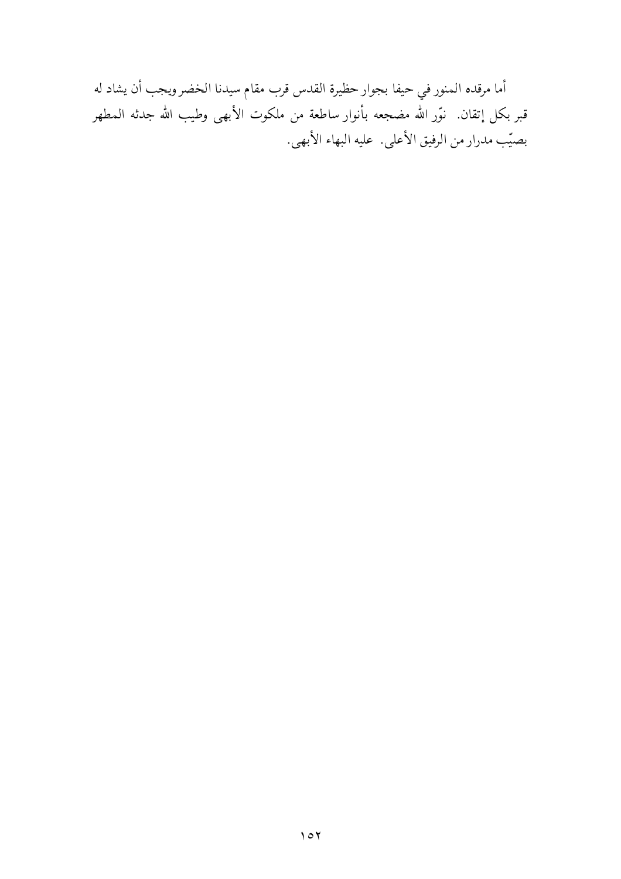أما مرقده المنور في حيفا بجوار حظيرة القدس قرب مقام سيدنا الخضر ويجب أن يشاد له قبر بكل إتقان.  نوّر الله مضجعه بأنوار ساطعة من ملكوت الأبهى وطيب الله جدثه المطهر بصيّب مدرار من الرفيق الأعلى.  عليه البهاء الأبهى.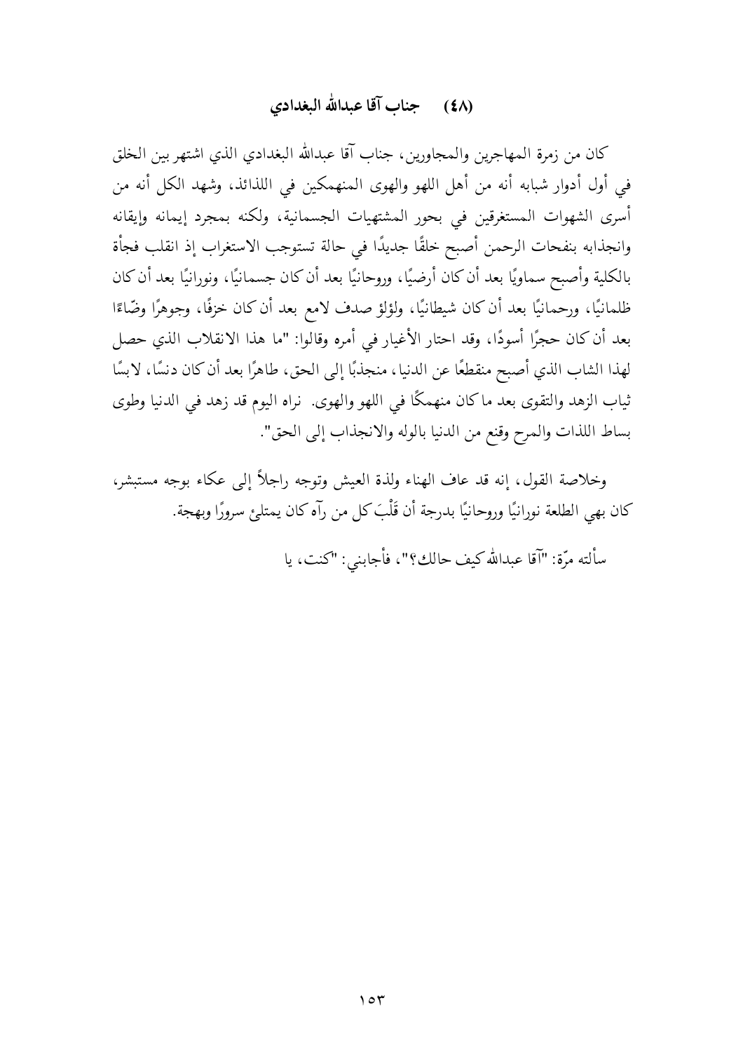## (٤٨) جناب آقا عبدالله البغدادي

كان من زمرة المهاجرين والمجاورين، جناب آقا عبدالله البغدادي الذي اشتهر بين الخلق في أول أدوار شبابه أنه من أهل اللهو والهوى المنهمكين في اللذائذ، وشهد الكل أنه من أسرى الشهوات المستغرقين في بحور المشتهيات الجسمانية، ولكنه بمجرد إيمانه وإيقانه وانجذابه بنفحات الرحمن أصبح خلقًا جديدًا في حالة تستوجب الاستغراب إذ انقلب فجأة بالكلية وأصبح سماويًا بعد أن كان أرضيًا، وروحانيًا بعد أن كان جسمانيًا، ونورانيًا بعد أن كان ظلمانيًا، ورحمانيًا بعد أن كان شيطانيًا، ولؤلؤ صدف لامع بعد أن كان خزفًا، وجوهرًا وضّاءًا بعد أن كان حجرًا أسودًا، وقد احتار الأغيار في أمره وقالوا: "ما هذا الانقلاب الذي حصل لهذا الشاب الذي أصبح منقطعًا عن الدنيا، منجذبًا إلى الحق، طاهرًا بعد أن كان دنسًا، لابسًا ثياب الزهد والتقوى بعد ما كان منهمكًا في اللهو والهوى. نراه اليوم قد زهد في الدنيا وطوى بساط اللذات والمرح وقنع من الدنيا بالوله والانجذاب إلى الحق".

وخلاصة القول، إنه قد عاف الهناء ولذة العيش وتوجه راجلاً إلى عكاء بوجه مستبشر، كان بهي الطلعة نورانيًا وروحانيًا بدرجة أن قَلْبَ كل من رآه كان يمتلئ سرورًا وبهجة.

سألته مرّة: "آقا عبدالله كيف حالك؟"، فأجابني: "كنت، يا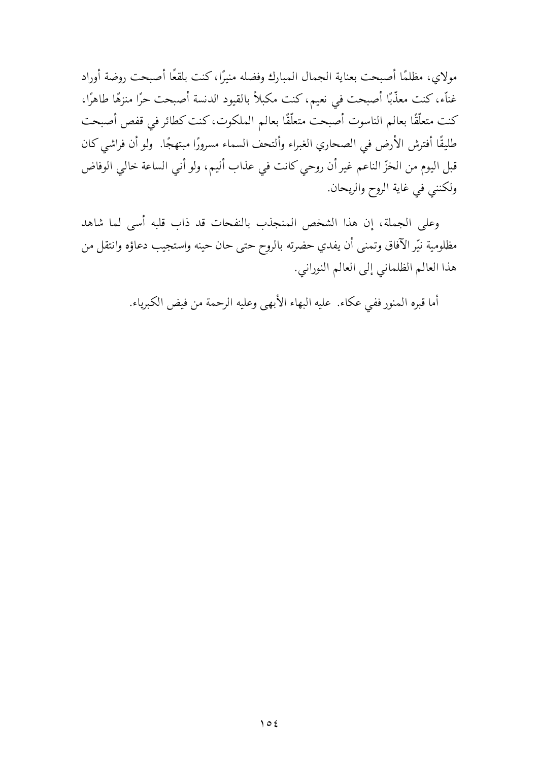مولاي، مظلمًا أصبحت بعناية الجمال المبارك وفضله منيرًا، كنت بلقعًا أصبحت روضة أوراد غنّاء، كنت معذّبًا أصبحت في نعيم، كنت مكبلاً بالقيود الدنسة أصبحت حرًا منزهًا طاهرًا، كنت متعلّقًا بعالم الناسوت أصبحت متعلّقًا بعالم الملكوت، كنت كطائر في قفص أصبحت طليقًا أفترش الأرض في الصحاري الغبراء وألتحف السماء مسرورًا مبتهجًا. ولو أن فراشي كان قبل اليوم من الخزّ الناعم غير أن روحي كانت في عذاب أليم، ولو أني الساعة خالي الوفاض ولكنني في غاية الروح والريحان.

وعلى الجملة، إن هذا الشخص المنجذب بالنفحات قد ذاب قلبه أسى لما شاهد مظلومية نيّر الآفاق وتمنى أن يفدي حضرته بالروح حتى حان حينه واستجيب دعاؤه وانتقل من هذا العالم الظلماني إلى العالم النوراني.

أما قبره المنور ففي عكاء. عليه البهاء الأبهى وعليه الرحمة من فيض الكبرياء.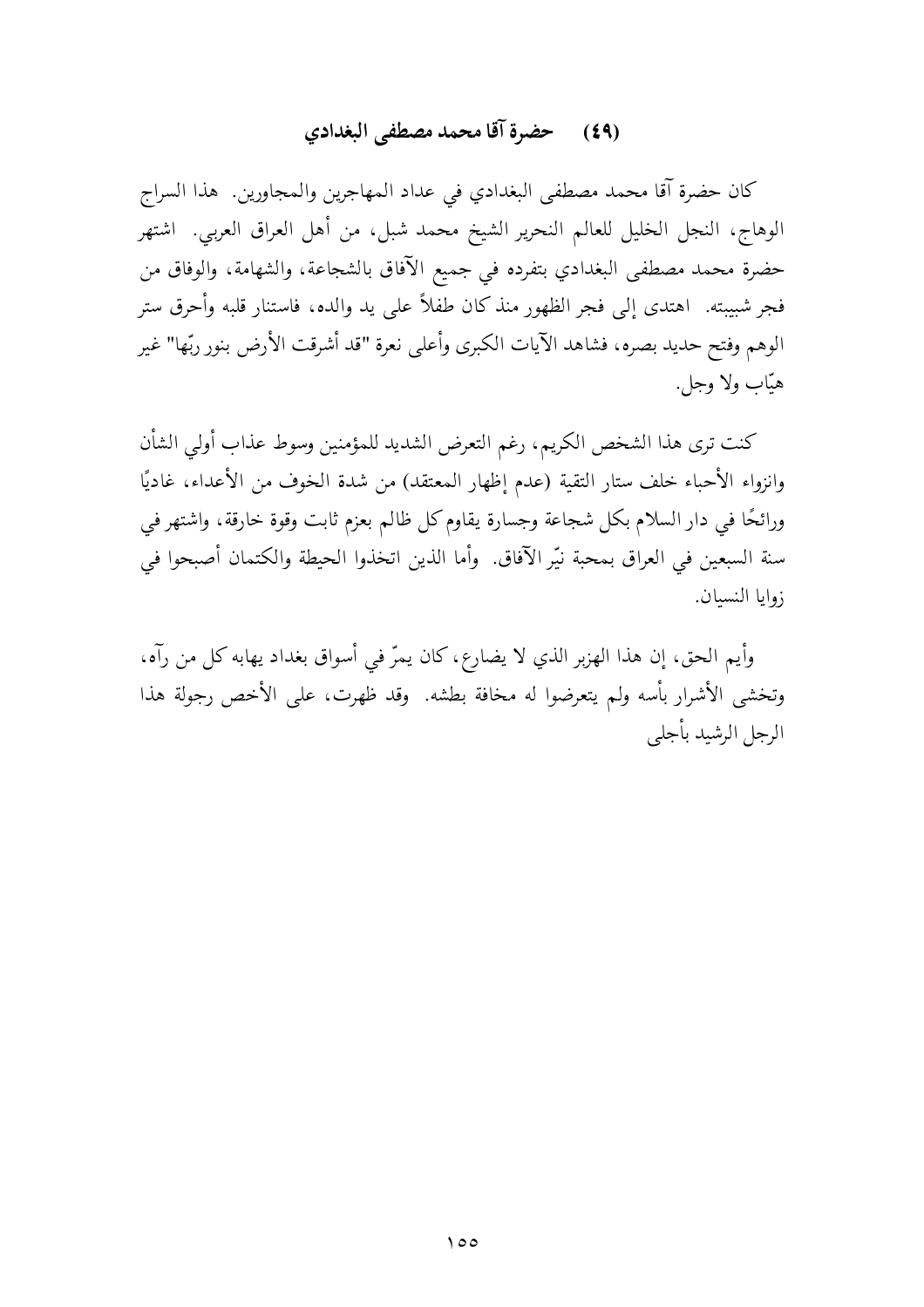## (٤٩) حضرة آقا محمد مصطفى البغدادي

كان حضرة آقا محمد مصطفى البغدادي في عداد المهاجرين والمجاورين. هذا السراج الوهاج، النجل الخليل للعالم النحرير الشيخ محمد شبل، من أهل العراق العربي. اشتهر حضرة محمد مصطفى البغدادي بتفرده في جميع الآفاق بالشجاعة، والشهامة، والوفاق من فجر شبيبته. اهتدى إلى فجر الظهور منذ كان طفلاً على يد والده، فاستنار قلبه وأحرق ستر الوهم وفتح حديد بصره، فشاهد الآيات الكبرى وأعلى نعرة "قد أشرقت الأرض بنور ربّها" غير هيّاب ولا وجل.

كنت ترى هذا الشخص الكريم، رغم التعرض الشديد للمؤمنين وسوط عذاب أولي الشأن وانزواء الأحباء خلف ستار التقية (عدم إظهار المعتقد) من شدة الخوف من الأعداء، غاديًا ورائحًا في دار السلام بكل شجاعة وجسارة يقاوم كل ظالم بعزم ثابت وقوة خارقة، واشتهر في سنة السبعين في العراق بمحبة نيّر الآفاق. وأما الذين اتخذوا الحيطة والكتمان أصبحوا في زوايا النسيان.

وأيم الحق، إن هذا الهزبر الذي لا يضارع، كان يمرّ في أسواق بغداد يهابه كل من رآه، وتخشى الأشرار بأسه ولم يتعرضوا له مخافة بطشه. وقد ظهرت، على الأخص رجولة هذا الرجل الرشيد بأجلى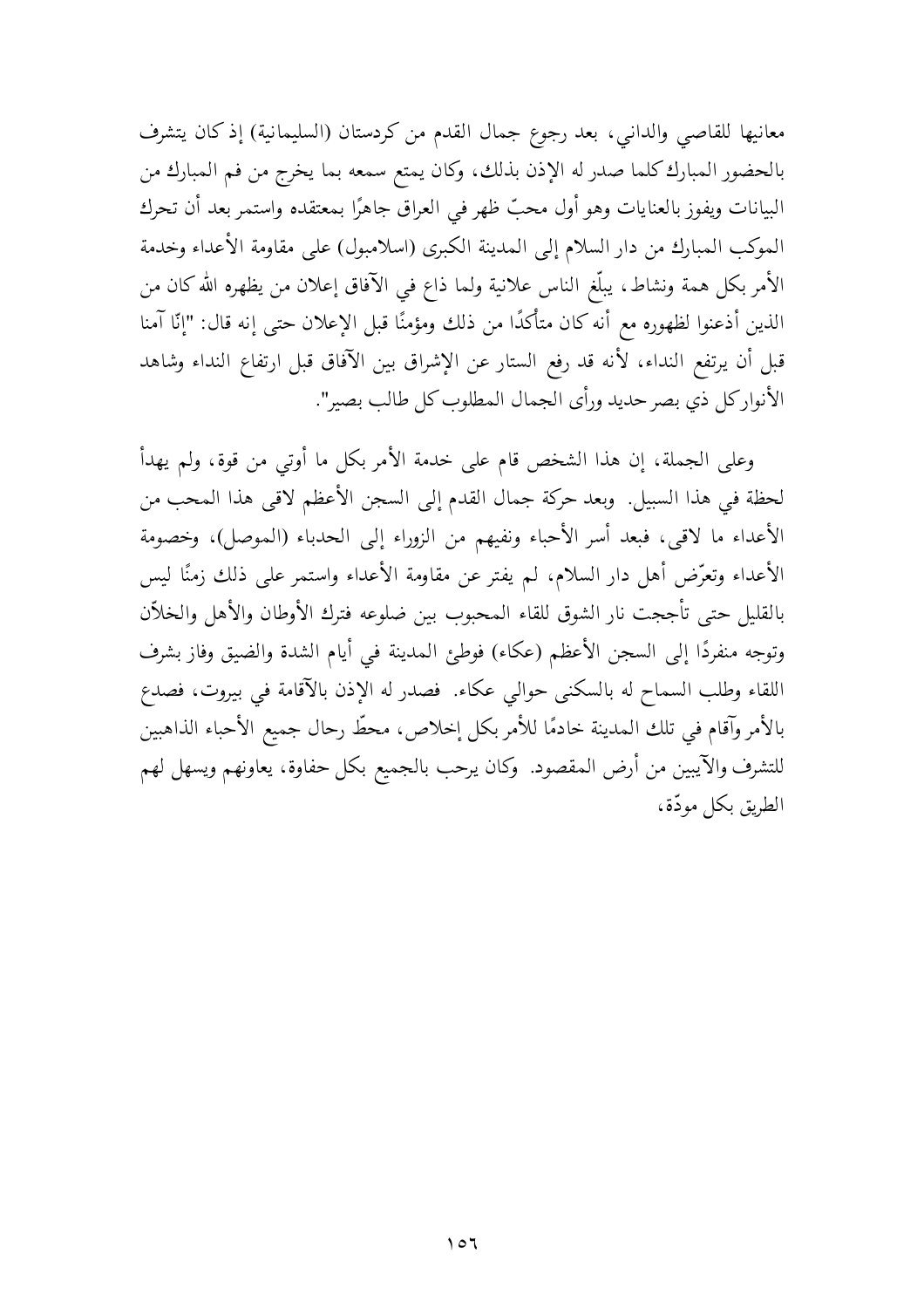معانيها للقاصي والداني، بعد رجوع جمال القدم من كردستان (السليمانية) إذ كان يتشرف بالحضور المبارك كلما صدر له الإذن بذلك، وكان يمتع سمعه بما يخرج من فم المبارك من البيانات ويفوز بالعنايات وهو أول محبّ ظهر في العراق جاهرًا بمعتقده واستمر بعد أن تحرك الموكب المبارك من دار السلام إلى المدينة الكبرى (اسلامبول) على مقاومة الأعداء وخدمة الأمر بكل همة ونشاط، يبلّغ الناس علانية ولما ذاع في الآفاق إعلان من يظهره الله كان من الذين أذعنوا لظهوره مع أنه كان متأكدًا من ذلك ومؤمنًا قبل الإعلان حتى إنه قال: "إنّا آمنا قبل أن يرتفع النداء، لأنه قد رفع الستار عن الإشراق بين الآفاق قبل ارتفاع النداء وشاهد الأنوار كل ذي بصر حديد ورأى الجمال المطلوب كل طالب بصير".

وعلى الجملة، إن هذا الشخص قام على خدمة الأمر بكل ما أوتي من قوة، ولم يهدأ لحظة في هذا السبيل. وبعد حركة جمال القدم إلى السجن الأعظم لاقى هذا المحب من الأعداء ما لاقى، فبعد أسر الأحباء ونفيهم من الزوراء إلى الحدباء (الموصل)، وخصومة الأعداء وتعرّض أهل دار السلام، لم يفتر عن مقاومة الأعداء واستمر على ذلك زمنًا ليس بالقليل حتى تأججت نار الشوق للقاء المحبوب بين ضلوعه فترك الأوطان والأهل والخلاّن وتوجه منفردًا إلى السجن الأعظم (عكاء) فوطئ المدينة في أيام الشدة والضيق وفاز بشرف اللقاء وطلب السماح له بالسكنى حوالي عكاء. فصدر له الإذن بالآقامة في بيروت، فصدع بالأمر وآقام في تلك المدينة خادمًا للأمر بكل إخلاص، محطّ رحال جميع الأحباء الذاهبين للتشرف والآيبين من أرض المقصود. وكان يرحب بالجميع بكل حفاوة، يعاونهم ويسهل لهم الطريق بكل مودّة،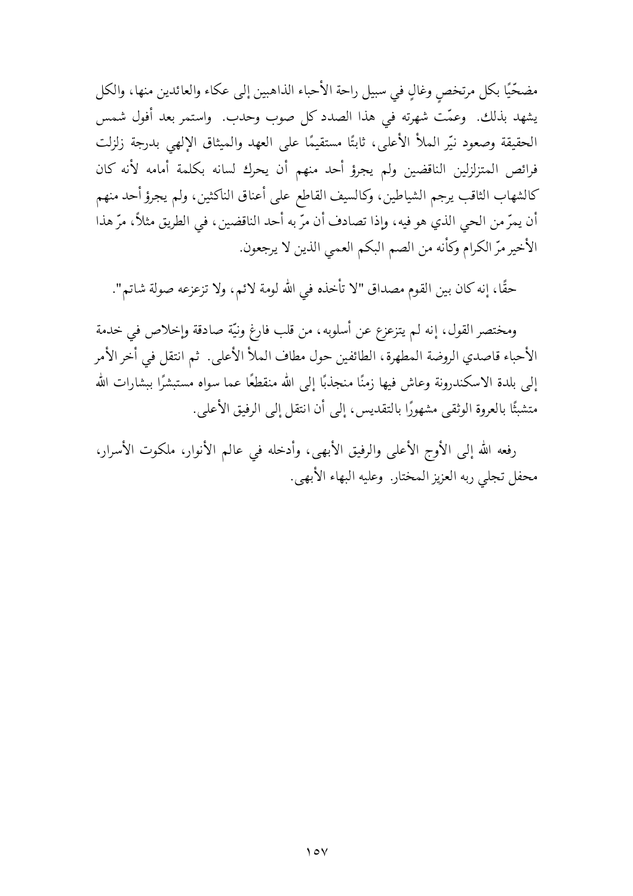مضحّيًا بكل مرتخصٍ وغالٍ في سبيل راحة الأحباء الذاهبين إلى عكاء والعائدين منها، والكل يشهد بذلك. وعمّت شهرته في هذا الصدد كل صوب وحدب. واستمر بعد أفول شمس الحقيقة وصعود نيّر الملأ الأعلى، ثابتًا مستقيمًا على العهد والميثاق الإلهي بدرجة زلزلت فرائص المتزلزلين الناقضين ولم يجرؤ أحد منهم أن يحرك لسانه بكلمة أمامه لأنه كان كالشهاب الثاقب يرجم الشياطين، وكالسيف القاطع على أعناق الناكثين، ولم يجرؤ أحد منهم أن يمرّ من الحي الذي هو فيه، وإذا تصادف أن مرّ به أحد الناقضين، في الطريق مثلاً، مرّ هذا الأخير مرّ الكرام وكأنه من الصم البكم العمي الذين لا يرجعون.

حقًا، إنه كان بين القوم مصداق "لا تأخذه في الله لومة لائم، ولا تزعزعه صولة شاتم".

ومختصر القول، إنه لم يتزعزع عن أسلوبه، من قلب فارغ ونيّة صادقة وإخلاص في خدمة الأحباء قاصدي الروضة المطهرة، الطائفين حول مطاف الملأ الأعلى. ثم انتقل في أخر الأمر إلى بلدة الاسكندرونة وعاش فيها زمنًا منجذبًا إلى الله منقطعًا عما سواه مستبشرًا ببشارات الله متشبثًا بالعروة الوثقى مشهورًا بالتقديس، إلى أن انتقل إلى الرفيق الأعلى.

رفعه الله إلى الأوج الأعلى والرفيق الأبهى، وأدخله في عالم الأنوار، ملكوت الأسرار، محفل تجلي ربه العزيز المختار. وعليه البهاء الأبهى.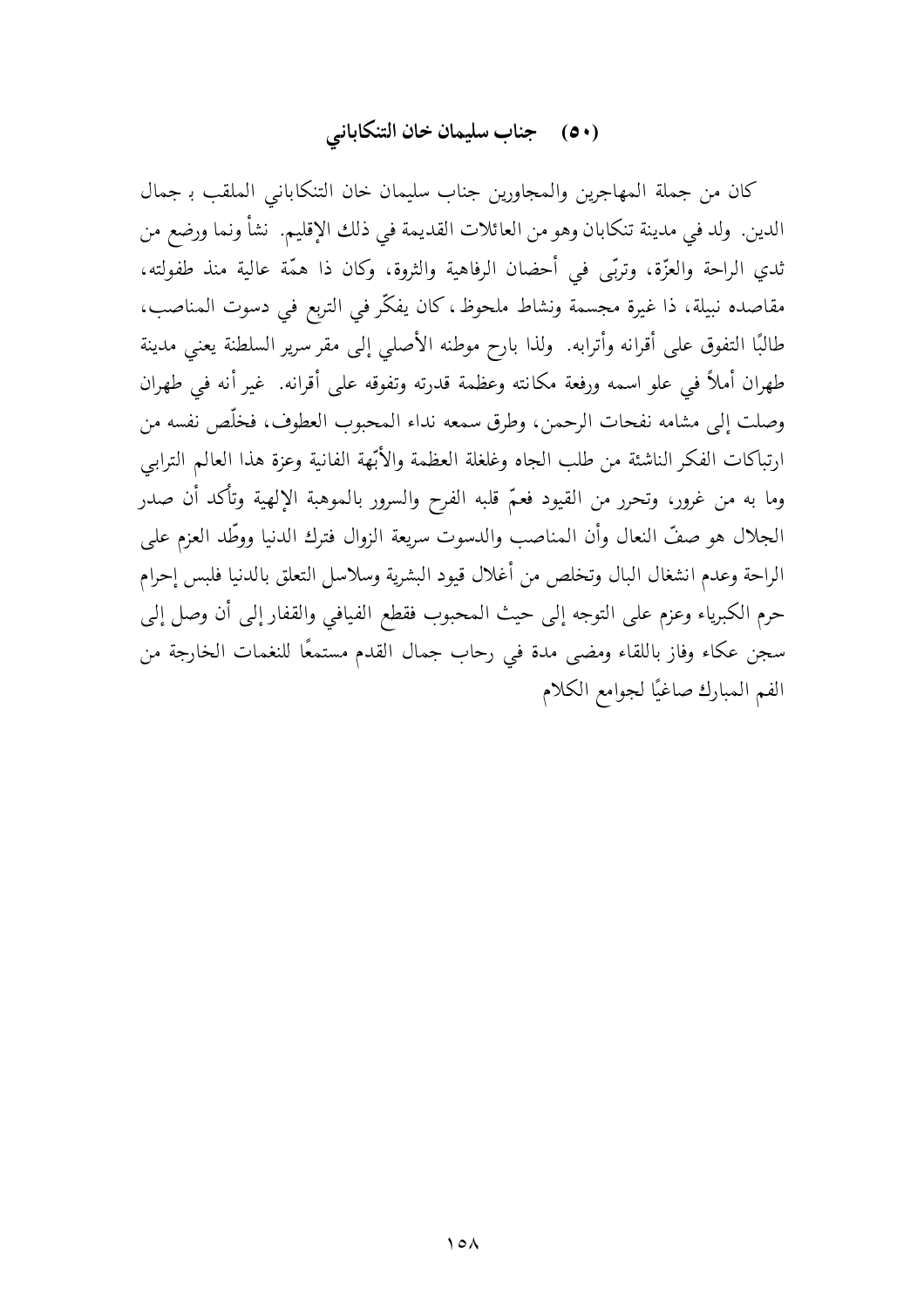## (٥٠) جناب سليمان خان التنكاباني

كان من جملة المهاجرين والمجاورين جناب سليمان خان التنكاباني الملقب بـ جمال الدين. ولد في مدينة تنكابان وهو من العائلات القديمة في ذلك الإقليم. نشأ ونما ورضع من ثدي الراحة والعزّة، وتربّى في أحضان الرفاهية والثروة، وكان ذا همّة عالية منذ طفولته، مقاصده نبيلة، ذا غيرة مجسمة ونشاط ملحوظ، كان يفكّر في التربع في دسوت المناصب، طالبًا التفوق على أقرانه وأترابه. ولذا بارح موطنه الأصلي إلى مقر سرير السلطنة يعني مدينة طهران أملاً في علو اسمه ورفعة مكانته وعظمة قدرته وتفوقه على أقرانه. غير أنه في طهران وصلت إلى مشامه نفحات الرحمن، وطرق سمعه نداء المحبوب العطوف، فخلّص نفسه من ارتباكات الفكر الناشئة من طلب الجاه وغلغلة العظمة والأبّهة الفانية وعزة هذا العالم الترابي وما به من غرور، وتحرر من القيود فعمّ قلبه الفرح والسرور بالموهبة الإلهية وتأكد أن صدر الجلال هو صفّ النعال وأن المناصب والدسوت سريعة الزوال فترك الدنيا ووطّد العزم على الراحة وعدم انشغال البال وتخلص من أغلال قيود البشرية وسلاسل التعلق بالدنيا فلبس إحرام حرم الكبرياء وعزم على التوجه إلى حيث المحبوب فقطع الفيافي والقفار إلى أن وصل إلى سجن عكاء وفاز باللقاء ومضى مدة في رحاب جمال القدم مستمعًا للنغمات الخارجة من الفم المبارك صاغيًا لجوامع الكلام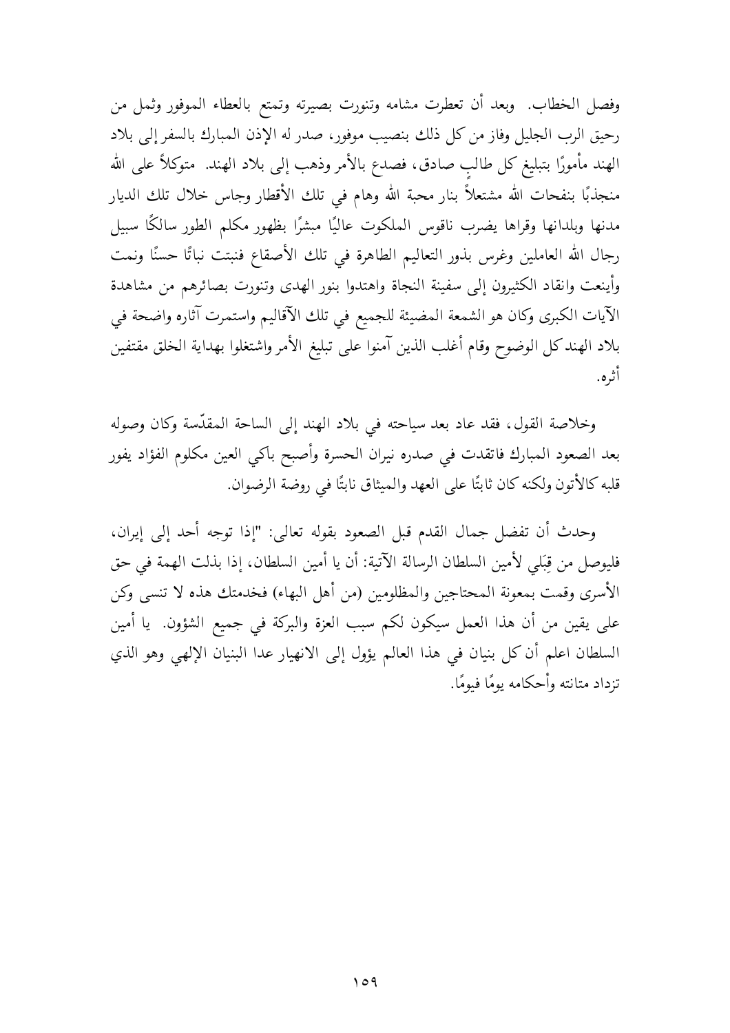وفصل الخطاب. وبعد أن تعطرت مشامه وتنورت بصيرته وتمتع بالعطاء الموفور وثمل من رحيق الرب الجليل وفاز من كل ذلك بنصيب موفور، صدر له الإذن المبارك بالسفر إلى بلاد الهند مأمورًا بتبليغ كل طالبٍ صادق، فصدع بالأمر وذهب إلى بلاد الهند. متوكلاً على الله منجذبًا بنفحات الله مشتعلاً بنار محبة الله وهام في تلك الأقطار وجاس خلال تلك الديار مدنها وبلدانها وقراها يضرب ناقوس الملكوت عاليًا مبشرًا بظهور مكلم الطور سالكًا سبيل رجال الله العاملين وغرس بذور التعاليم الطاهرة في تلك الأصقاع فنبتت نباتًا حسنًا ونمت وأينعت وانقاد الكثيرون إلى سفينة النجاة واهتدوا بنور الهدى وتنورت بصائرهم من مشاهدة الآيات الكبرى وكان هو الشمعة المضيئة للجميع في تلك الآقاليم واستمرت آثاره واضحة في بلاد الهند كل الوضوح وقام أغلب الذين آمنوا على تبليغ الأمر واشتغلوا بهداية الخلق مقتفين أثره.

وخلاصة القول، فقد عاد بعد سياحته في بلاد الهند إلى الساحة المقدّسة وكان وصوله بعد الصعود المبارك فاتقدت في صدره نيران الحسرة وأصبح باكي العين مكلوم الفؤاد يفور قلبه كالأتون ولكنه كان ثابتًا على العهد والميثاق نابتًا في روضة الرضوان.

وحدث أن تفضل جمال القدم قبل الصعود بقوله تعالى: "إذا توجه أحد إلى إيران، فليوصل من قِبَلي لأمين السلطان الرسالة الآتية: أن يا أمين السلطان، إذا بذلت الهمة في حق الأسرى وقمت بمعونة المحتاجين والمظلومين (من أهل البهاء) فخدمتك هذه لا تنسى وكن على يقين من أن هذا العمل سيكون لكم سبب العزة والبركة في جميع الشؤون. يا أمين السلطان اعلم أن كل بنيان في هذا العالم يؤول إلى الانهيار عدا البنيان الإلهي وهو الذي تزداد متانته وأحكامه يومًا فيومًا.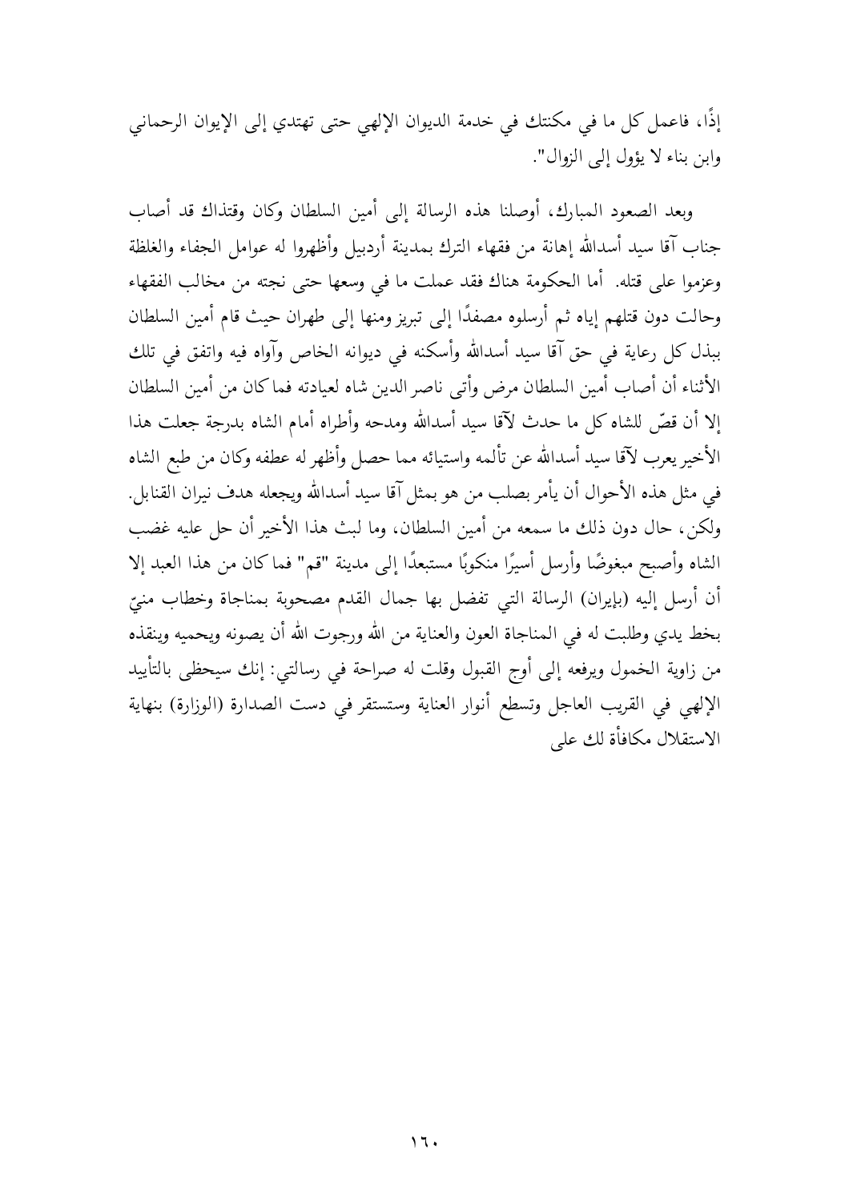إذًا، فاعمل كل ما في مكنتك في خدمة الديوان الإلهي حتى تهتدي إلى الإيوان الرحماني وابن بناء لا يؤول إلى الزوال".

وبعد الصعود المبارك، أوصلنا هذه الرسالة إلى أمين السلطان وكان وقتذاك قد أصاب جناب آقا سيد أسدالله إهانة من فقهاء الترك بمدينة أردبيل وأظهروا له عوامل الجفاء والغلظة وعزموا على قتله. أما الحكومة هناك فقد عملت ما في وسعها حتى نجته من مخالب الفقهاء وحالت دون قتلهم إياه ثم أرسلوه مصفدًا إلى تبريز ومنها إلى طهران حيث قام أمين السلطان ببذل كل رعاية في حق آقا سيد أسدالله وأسكنه في ديوانه الخاص وآواه فيه واتفق في تلك الأثناء أن أصاب أمين السلطان مرض وأتى ناصر الدين شاه لعيادته فما كان من أمين السلطان إلا أن قصّ للشاه كل ما حدث لآقا سيد أسدالله ومدحه وأطراه أمام الشاه بدرجة جعلت هذا الأخير يعرب لآقا سيد أسدالله عن تألمه واستيائه مما حصل وأظهر له عطفه وكان من طبع الشاه في مثل هذه الأحوال أن يأمر بصلب من هو بمثل آقا سيد أسدالله ويجعله هدف نيران القنابل. ولكن، حال دون ذلك ما سمعه من أمين السلطان، وما لبث هذا الأخير أن حل عليه غضب الشاه وأصبح مبغوضًا وأرسل أسيرًا منكوبًا مستبعدًا إلى مدينة "قم" فما كان من هذا العبد إلا أن أرسل إليه (بإيران) الرسالة التي تفضل بها جمال القدم مصحوبة بمناجاة وخطاب منيّ بخط يدي وطلبت له في المناجاة العون والعناية من الله ورجوت الله أن يصونه ويحميه وينقذه من زاوية الخمول ويرفعه إلى أوج القبول وقلت له صراحة في رسالتي: إنك سيحظى بالتأييد الإلهي في القريب العاجل وتسطع أنوار العناية وستستقر في دست الصدارة (الوزارة) بنهاية الاستقلال مكافأة لك على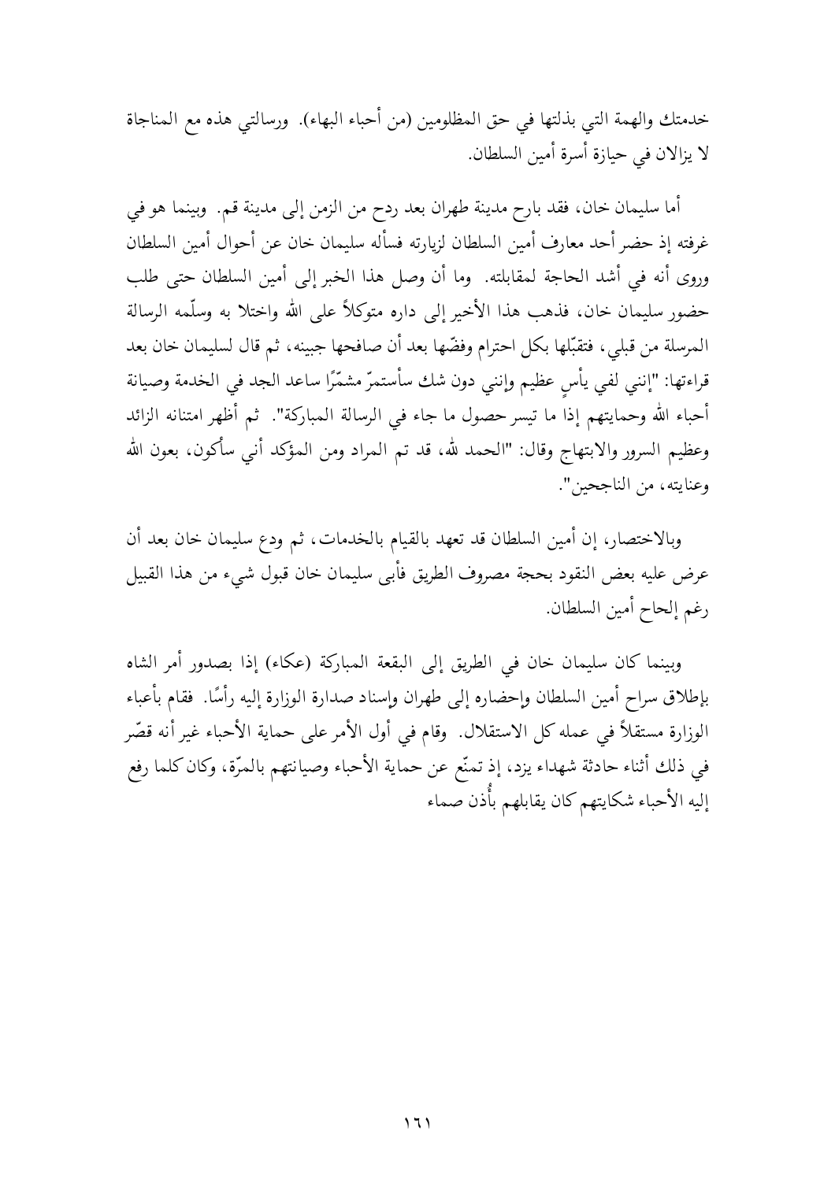خدمتك والهمة التي بذلتها في حق المظلومين (من أحباء البهاء). ورسالتي هذه مع المناجاة لا يزالان في حيازة أسرة أمين السلطان.

أما سليمان خان، فقد بارح مدينة طهران بعد ردح من الزمن إلى مدينة قم. وبينما هو في غرفته إذ حضر أحد معارف أمين السلطان لزيارته فسأله سليمان خان عن أحوال أمين السلطان وروى أنه في أشد الحاجة لمقابلته. وما أن وصل هذا الخبر إلى أمين السلطان حتى طلب حضور سليمان خان، فذهب هذا الأخير إلى داره متوكلاً على الله واختلا به وسلّمه الرسالة المرسلة من قبلي، فتقبّلها بكل احترام وفضّها بعد أن صافحها جبينه، ثم قال لسليمان خان بعد قراءتها: "إنني لفي يأسٍ عظيم وإنني دون شك سأستمرّ مشمّرًا ساعد الجد في الخدمة وصيانة أحباء الله وحمايتهم إذا ما تيسر حصول ما جاء في الرسالة المباركة". ثم أظهر امتنانه الزائد وعظيم السرور والابتهاج وقال: "الحمد لله، قد تم المراد ومن المؤكد أني سأكون، بعون الله وعنايته، من الناجحين".

وبالاختصار، إن أمين السلطان قد تعهد بالقيام بالخدمات، ثم ودع سليمان خان بعد أن عرض عليه بعض النقود بحجة مصروف الطريق فأبى سليمان خان قبول شيء من هذا القبيل رغم إلحاح أمين السلطان.

وبينما كان سليمان خان في الطريق إلى البقعة المباركة (عكاء) إذا بصدور أمر الشاه بإطلاق سراح أمين السلطان وإحضاره إلى طهران وإسناد صدارة الوزارة إليه رأسًا. فقام بأعباء الوزارة مستقلاً في عمله كل الاستقلال. وقام في أول الأمر على حماية الأحباء غير أنه قصّر في ذلك أثناء حادثة شهداء يزد، إذ تمنّع عن حماية الأحباء وصيانتهم بالمرّة، وكان كلما رفع إليه الأحباء شكايتهم كان يقابلهم بأُذن صماء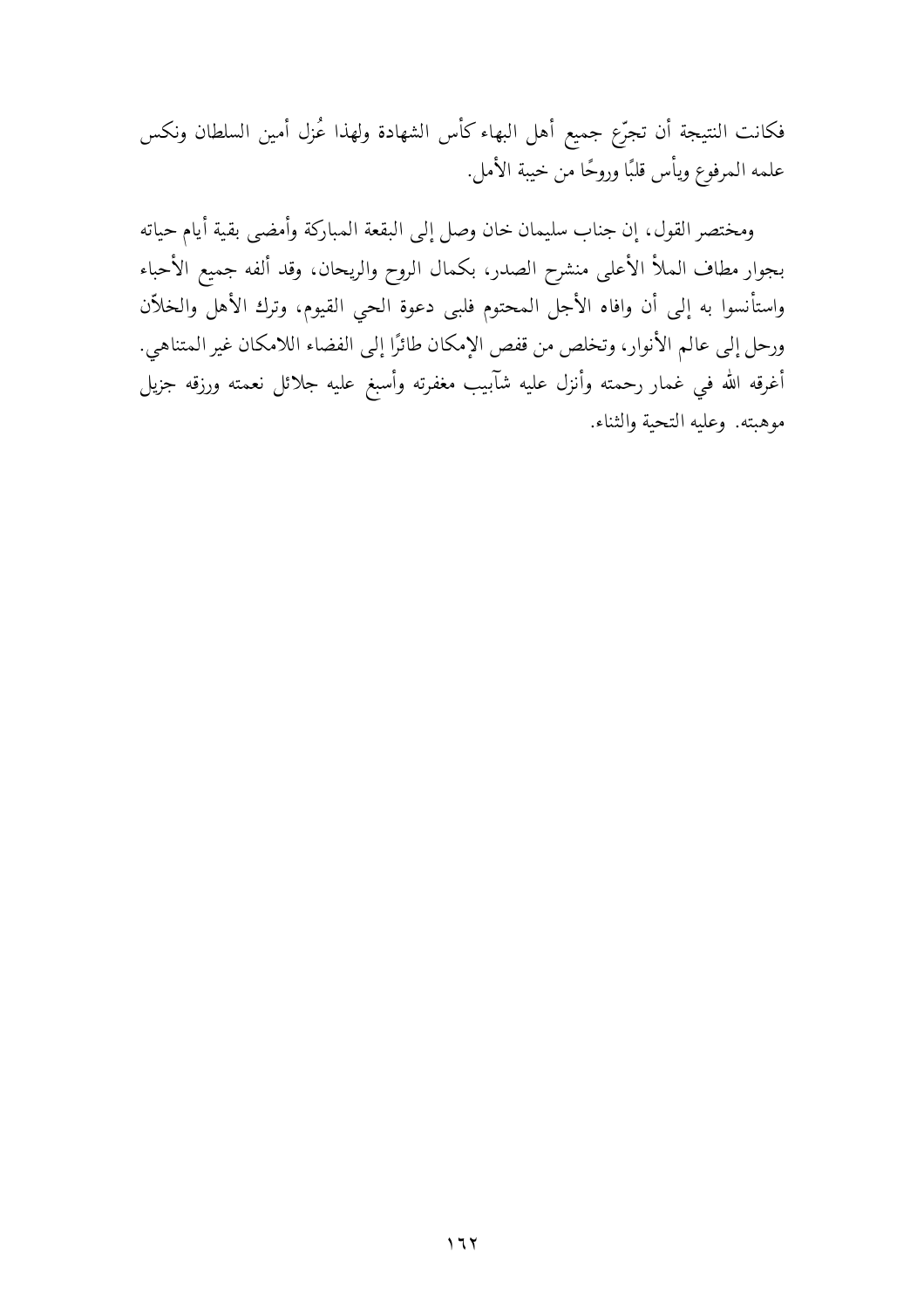فكانت النتيجة أن تجرّع جميع أهل البهاء كأس الشهادة ولهذا عُزل أمين السلطان ونكس علمه المرفوع ويأس قلبًا وروحًا من خيبة الأمل.

ومختصر القول، إن جناب سليمان خان وصل إلى البقعة المباركة وأمضى بقية أيام حياته بجوار مطاف الملأ الأعلى منشرح الصدر، بكمال الروح والريحان، وقد ألفه جميع الأحباء واستأنسوا به إلى أن وافاه الأجل المحتوم فلبى دعوة الحي القيوم، وترك الأهل والخلاّن ورحل إلى عالم الأنوار، وتخلص من قفص الإمكان طائرًا إلى الفضاء اللامكان غير المتناهي. أغرقه الله في غمار رحمته وأنزل عليه شآبيب مغفرته وأسبغ عليه جلائل نعمته ورزقه جزيل موهبته. وعليه التحية والثناء.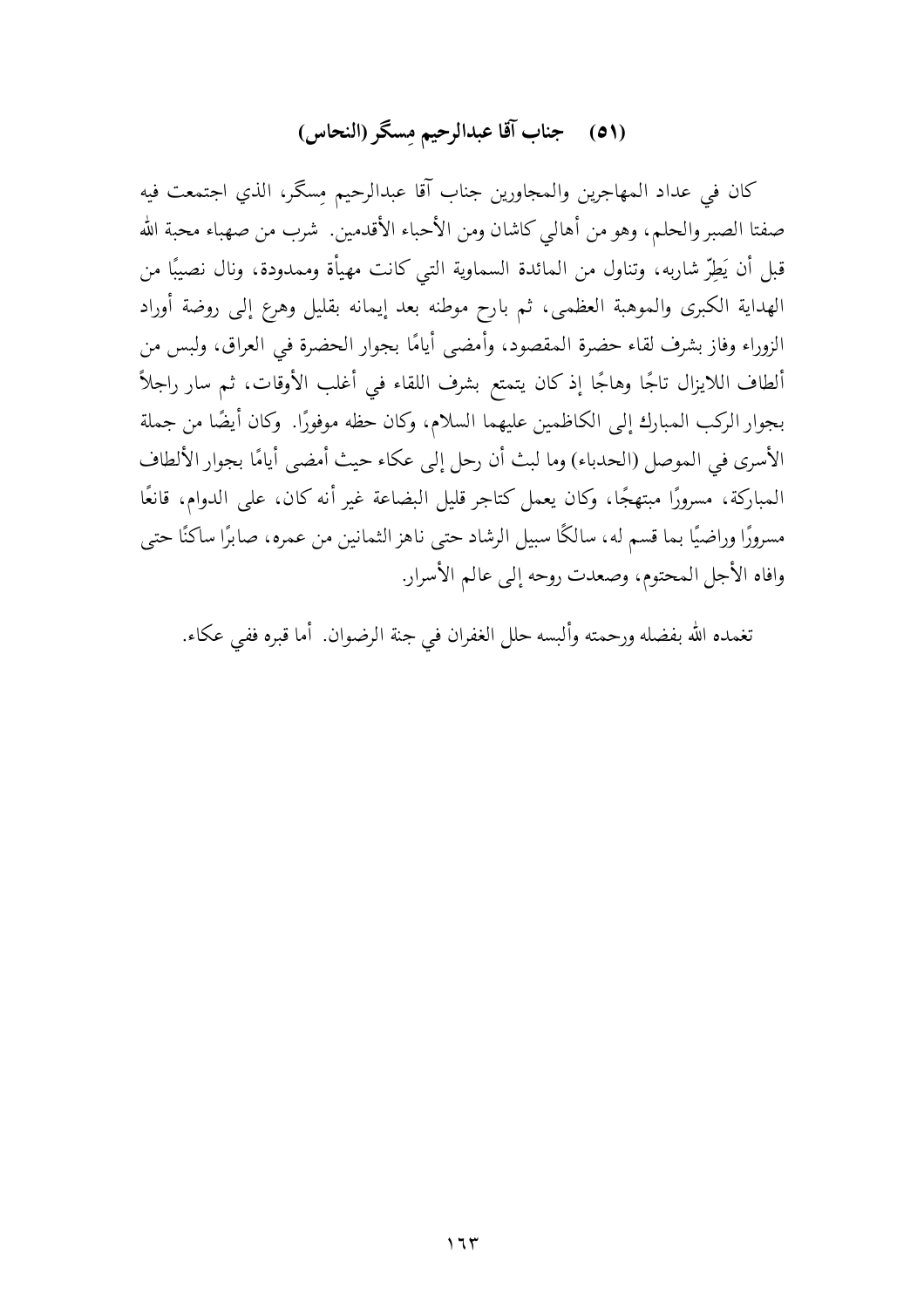## (٥١) جناب آقا عبدالرحيم مِسگر (النحاس)

كان في عداد المهاجرين والمجاورين جناب آقا عبدالرحيم مِسگر، الذي اجتمعت فيه صفتا الصبر والحلم، وهو من أهالي كاشان ومن الأحباء الأقدمين. شرب من صهباء محبة الله قبل أن يَطِرّ شاربه، وتناول من المائدة السماوية التي كانت مهيأة وممدودة، ونال نصيبًا من الهداية الكبرى والموهبة العظمى، ثم بارح موطنه بعد إيمانه بقليل وهرع إلى روضة أوراد الزوراء وفاز بشرف لقاء حضرة المقصود، وأمضى أيامًا بجوار الحضرة في العراق، ولبس من ألطاف اللايزال تاجًا وهاجًا إذ كان يتمتع بشرف اللقاء في أغلب الأوقات، ثم سار راجلاً بجوار الركب المبارك إلى الكاظمين عليهما السلام، وكان حظه موفورًا. وكان أيضًا من جملة الأسرى في الموصل (الحدباء) وما لبث أن رحل إلى عكاء حيث أمضى أيامًا بجوار الألطاف المباركة، مسرورًا مبتهجًا، وكان يعمل كتاجر قليل البضاعة غير أنه كان، على الدوام، قانعًا مسرورًا وراضيًا بما قسم له، سالكًا سبيل الرشاد حتى ناهز الثمانين من عمره، صابرًا ساكنًا حتى وافاه الأجل المحتوم، وصعدت روحه إلى عالم الأسرار.

تغمده الله بفضله ورحمته وألبسه حلل الغفران في جنة الرضوان. أما قبره ففي عكاء.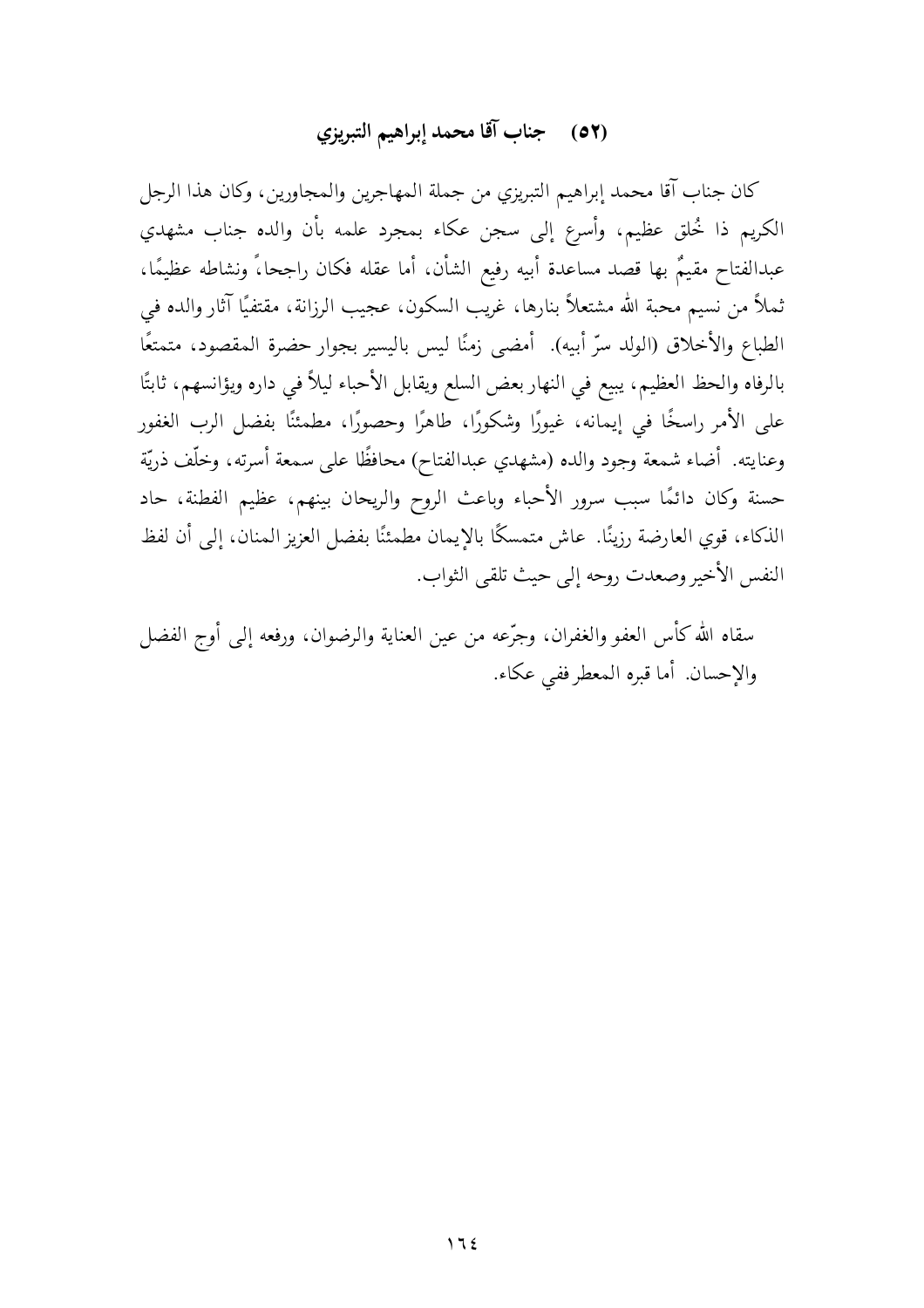## (٥٢) جناب آقا محمد إبراهيم التبريزي

كان جناب آقا محمد إبراهيم التبريزي من جملة المهاجرين والمجاورين، وكان هذا الرجل الكريم ذا خُلق عظيم، وأسرع إلى سجن عكاء بمجرد علمه بأن والده جناب مشهدي عبدالفتاح مقيمٌ بها قصد مساعدة أبيه رفيع الشأن، أما عقله فكان راجحاً ونشاطه عظيمًا، ثملاً من نسيم محبة الله مشتعلاً بنارها، غريب السكون، عجيب الرزانة، مقتفيًا آثار والده في الطباع والأخلاق (الولد سرّ أبيه). أمضى زمنًا ليس باليسير بجوار حضرة المقصود، متمتعًا بالرفاه والحظ العظيم، يبيع في النهار بعض السلع ويقابل الأحباء ليلاً في داره ويؤانسهم، ثابتًا على الأمر راسخًا في إيمانه، غيورًا وشكورًا، طاهرًا وحصورًا، مطمئنًا بفضل الرب الغفور وعنايته. أضاء شمعة وجود والده (مشهدي عبدالفتاح) محافظًا على سمعة أسرته، وخلّف ذريّة حسنة وكان دائمًا سبب سرور الأحباء وباعث الروح والريحان بينهم، عظيم الفطنة، حاد الذكاء، قوي العارضة رزينًا. عاش متمسكًا بالإيمان مطمئنًا بفضل العزيز المنان، إلى أن لفظ النفس الأخير وصعدت روحه إلى حيث تلقى الثواب.

سقاه الله كأس العفو والغفران، وجرّعه من عين العناية والرضوان، ورفعه إلى أوج الفضل والإحسان. أما قبره المعطر ففي عكاء.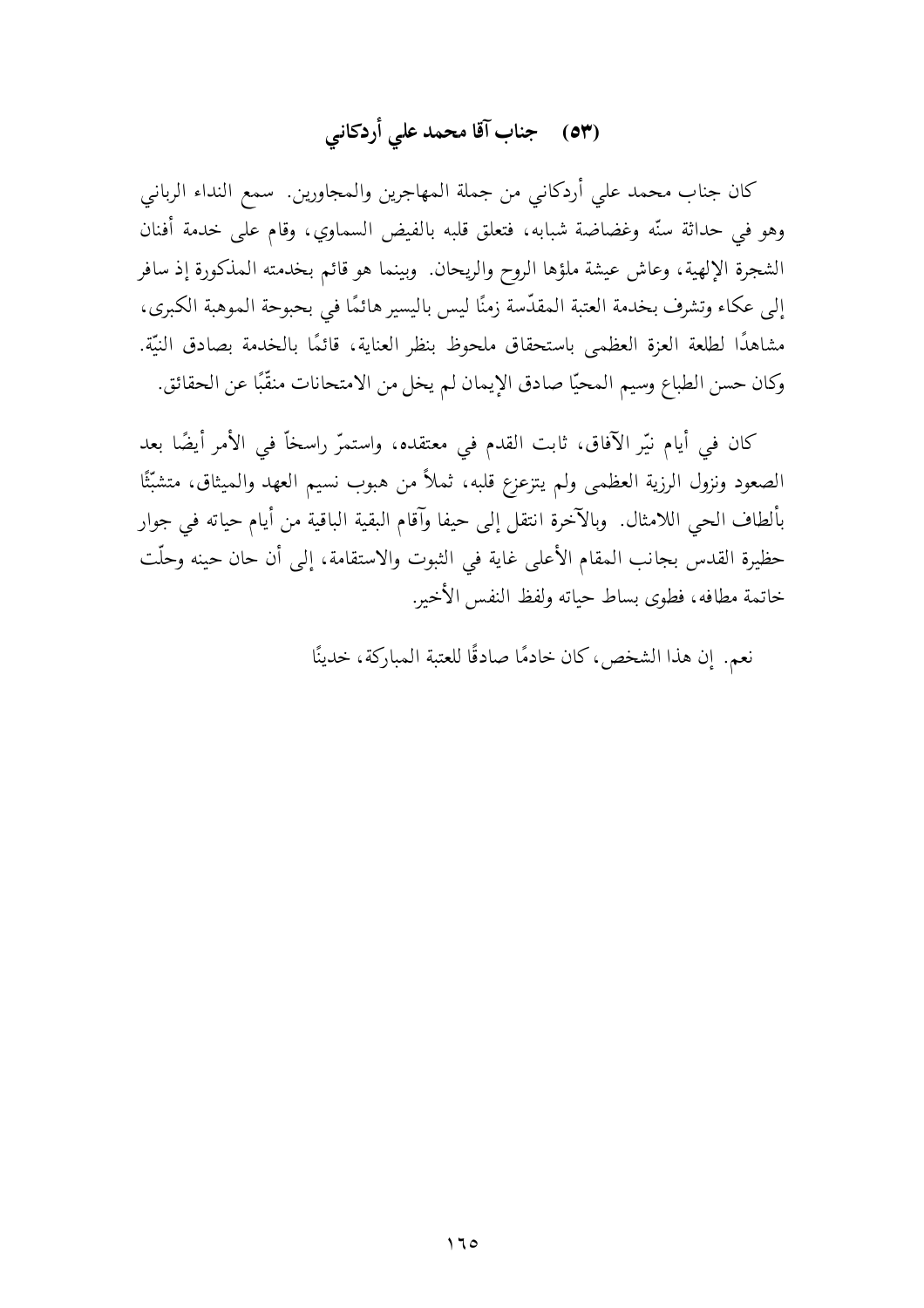## (٥٣) جناب آقا محمد علي أردكاني

كان جناب محمد علي أردكاني من جملة المهاجرين والمجاورين. سمع النداء الرباني وهو في حداثة سنّه وغضاضة شبابه، فتعلق قلبه بالفيض السماوي، وقام على خدمة أفنان الشجرة الإلهية، وعاش عيشة ملؤها الروح والريحان. وبينما هو قائم بخدمته المذكورة إذ سافر إلى عكاء وتشرف بخدمة العتبة المقدّسة زمنًا ليس باليسير هائمًا في بحبوحة الموهبة الكبرى، مشاهدًا لطلعة العزة العظمى باستحقاق ملحوظ بنظر العناية، قائمًا بالخدمة بصادق النيّة. وكان حسن الطباع وسيم المحيّا صادق الإيمان لم يخل من الامتحانات منقّبًا عن الحقائق.

كان في أيام نيّر الآفاق، ثابت القدم في معتقده، واستمرّ راسخاً في الأمر أيضًا بعد الصعود ونزول الرزية العظمى ولم يتزعزع قلبه، ثملاً من هبوب نسيم العهد والميثاق، متشبّثًا بألطاف الحي اللامثال. وبالآخرة انتقل إلى حيفا وآقام البقية الباقية من أيام حياته في جوار حظيرة القدس بجانب المقام الأعلى غاية في الثبوت والاستقامة، إلى أن حان حينه وحلّت خاتمة مطافه، فطوى بساط حياته ولفظ النفس الأخير.

نعم. إن هذا الشخص، كان خادمًا صادقًا للعتبة المباركة، خدينًا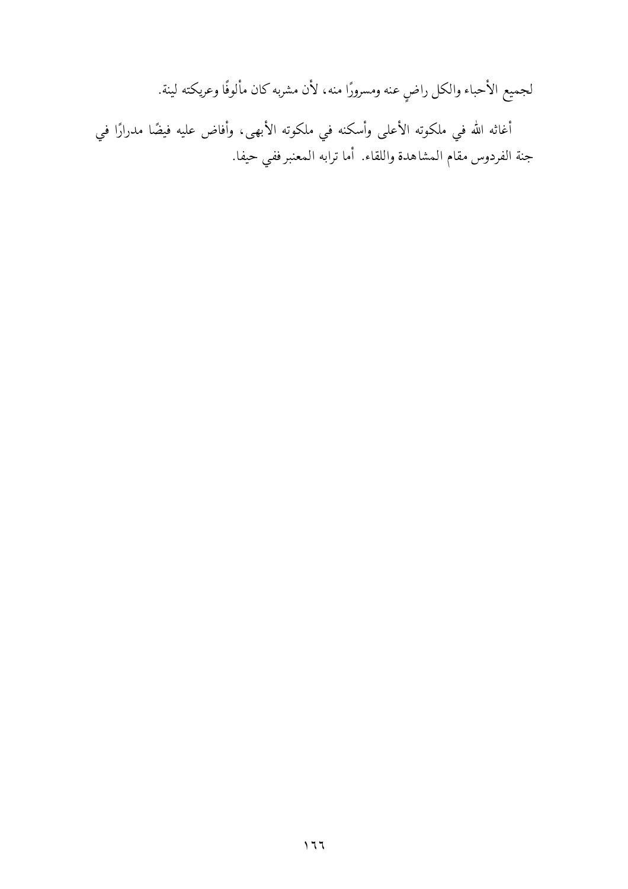لجميع الأحباء والكل راضٍ عنه ومسرورًا منه، لأن مشربه كان مألوفًا وعريكته لينة.

أغاثه الله في ملكوته الأعلى وأسكنه في ملكوته الأبهى، وأفاض عليه فيضًا مدرارًا في جنة الفردوس مقام المشاهدة واللقاء. أما ترابه المعنبر ففي حيفا.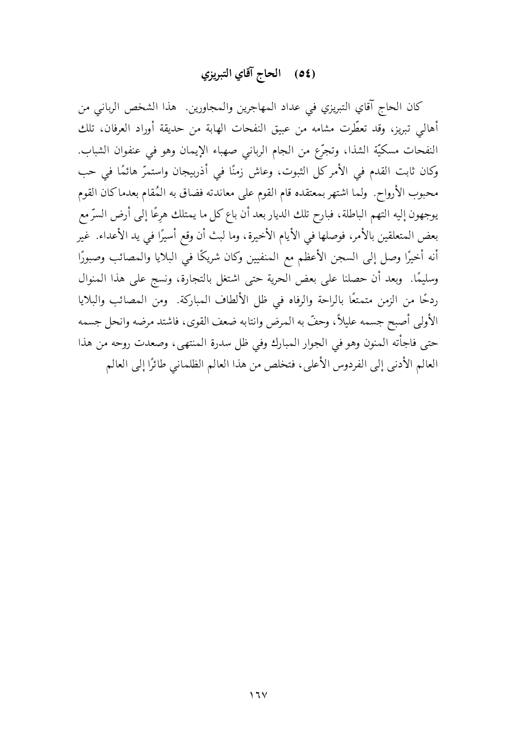## (٥٤) الحاج آقاي التبريزي

كان الحاج آقاي التبريزي في عداد المهاجرين والمجاورين. هذا الشخص الرباني من أهالي تبريز، وقد تعطّرت مشامه من عبيق النفحات الهابة من حديقة أوراد العرفان، تلك النفحات مسكيّة الشذا، وتجرّع من الجام الرباني صهباء الإيمان وهو في عنفوان الشباب. وكان ثابت القدم في الأمر كل الثبوت، وعاش زمنًا في أذربيجان واستمرّ هائمًا في حب محبوب الأرواح. ولما اشتهر بمعتقده قام القوم على معاندته فضاق به المُقام بعدما كان القوم يوجهون إليه التهم الباطلة، فبارح تلك الديار بعد أن باع كل ما يمتلك هرعًا إلى أرض السرّ مع بعض المتعلقين بالأمر، فوصلها في الأيام الأخيرة، وما لبث أن وقع أسيرًا في يد الأعداء. غير أنه أخيرًا وصل إلى السجن الأعظم مع المنفيين وكان شريكًا في البلايا والمصائب وصبورًا وسليمًا. وبعد أن حصلنا على بعض الحرية حتى اشتغل بالتجارة، ونسج على هذا المنوال ردحًا من الزمن متمتعًا بالراحة والرفاه في ظل الألطاف المباركة. ومن المصائب والبلايا الأولى أصبح جسمه عليلاً، وحفّ به المرض وانتابه ضعف القوى، فاشتد مرضه وانحل جسمه حتى فاجأته المنون وهو في الجوار المبارك وفي ظل سدرة المنتهى، وصعدت روحه من هذا العالم الأدنى إلى الفردوس الأعلى، فتخلص من هذا العالم الظلماني طائرًا إلى العالم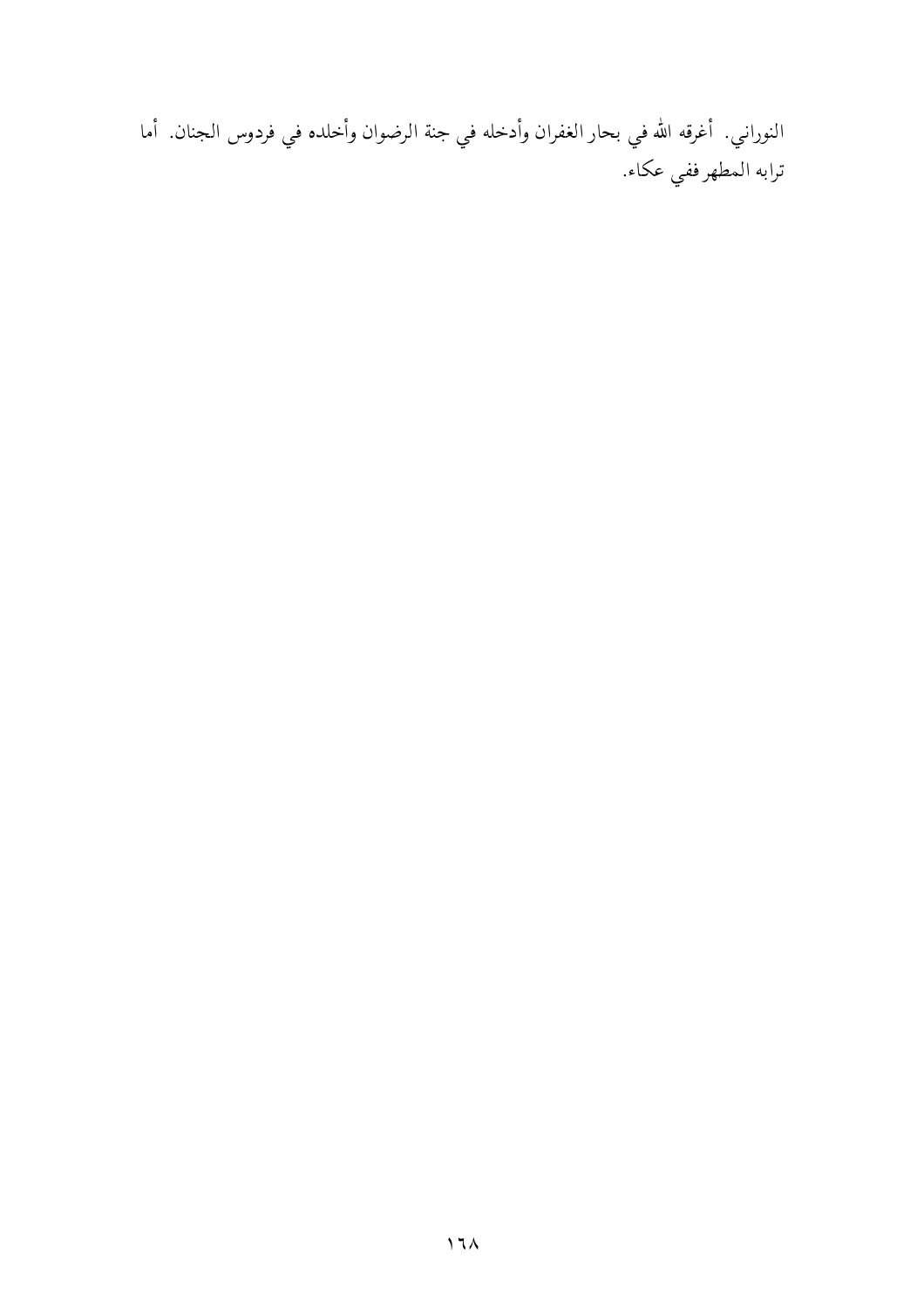النوراني.  أغرقه الله في بحار الغفران وأدخله في جنة الرضوان وأخلده في فردوس الجنان.  أما ترابه المطهر ففي عكاء.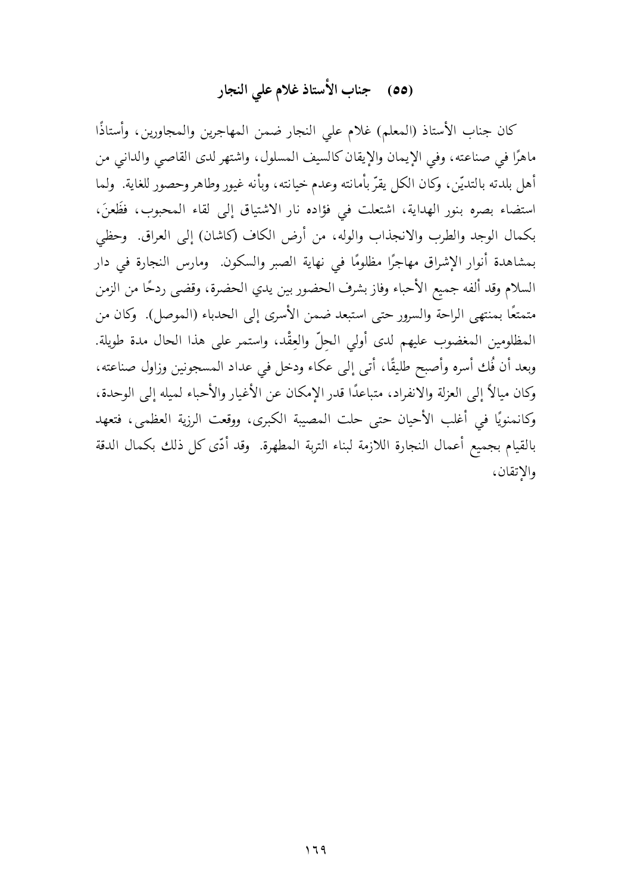## (٥٥) جناب الأستاذ غلام علي النجار

كان جناب الأستاذ (المعلم) غلام علي النجار ضمن المهاجرين والمجاورين، وأستاذًا ماهرًا في صناعته، وفي الإيمان والإيقان كالسيف المسلول، واشتهر لدى القاصي والداني من أهل بلدته بالتديّن، وكان الكل يقرّ بأمانته وعدم خيانته، وبأنه غيور وطاهر وحصور للغاية. ولما استضاء بصره بنور الهداية، اشتعلت في فؤاده نار الاشتياق إلى لقاء المحبوب، فَظَعنَ، بكمال الوجد والطرب والانجذاب والوله، من أرض الكاف (كاشان) إلى العراق. وحظي بمشاهدة أنوار الإشراق مهاجرًا مظلومًا في نهاية الصبر والسكون. ومارس النجارة في دار السلام وقد ألفه جميع الأحباء وفاز بشرف الحضور بين يدي الحضرة، وقضى ردحًا من الزمن متمتعًا بمنتهى الراحة والسرور حتى استبعد ضمن الأسرى إلى الحدباء (الموصل). وكان من المظلومين المغضوب عليهم لدى أولي الحلّ والعِقْد، واستمر على هذا الحال مدة طويلة. وبعد أن فُك أسره وأصبح طليقًا، أتى إلى عكاء ودخل في عداد المسجونين وزاول صناعته، وكان ميالاً إلى العزلة والانفراد، متباعدًا قدر الإمكان عن الأغيار والأحباء لميله إلى الوحدة، وكانمنويًا في أغلب الأحيان حتى حلت المصيبة الكبرى، ووقعت الرزية العظمى، فتعهد بالقيام بجميع أعمال النجارة اللازمة لبناء التربة المطهرة. وقد أدّى كل ذلك بكمال الدقة والإتقان،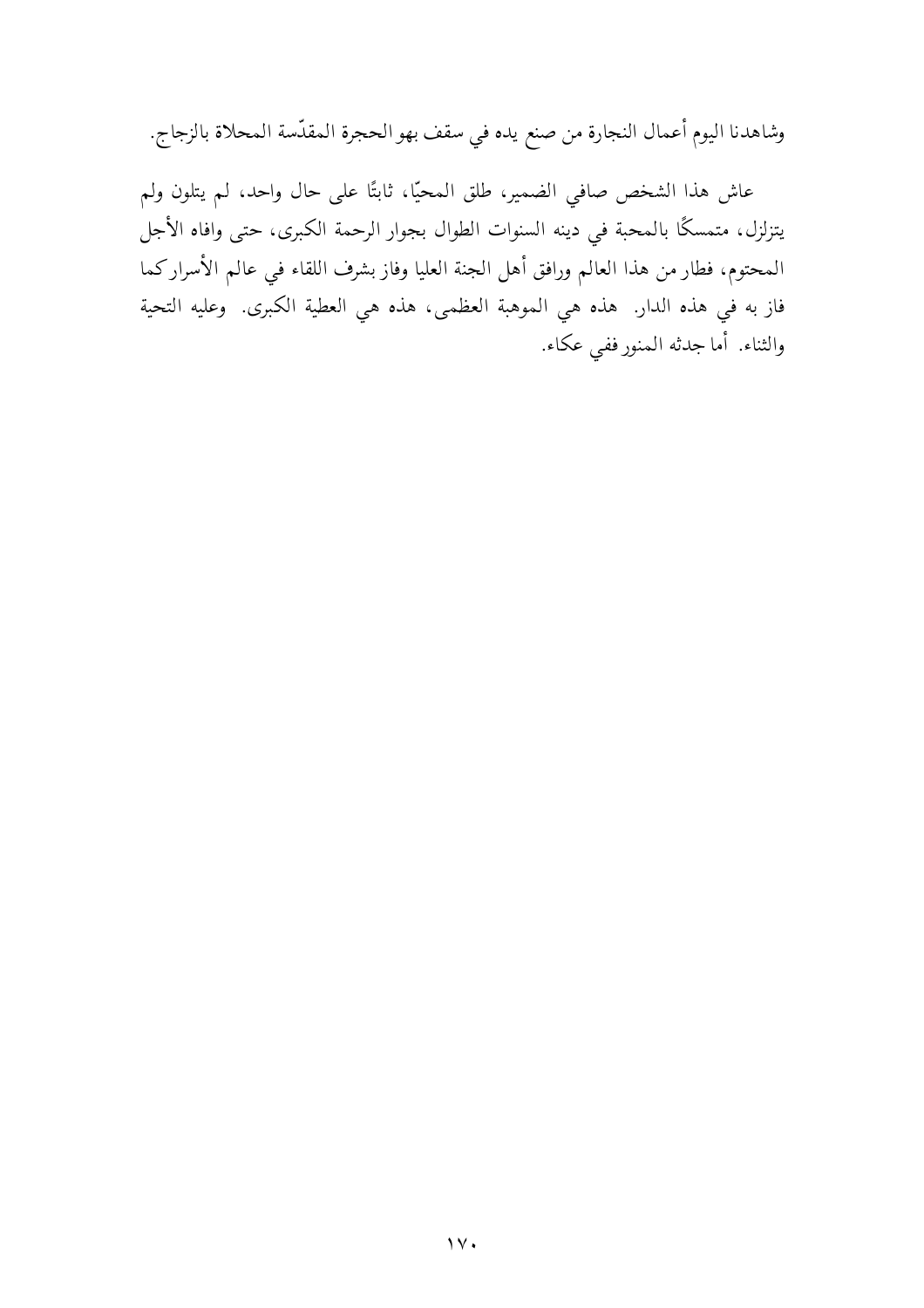وشاهدنا اليوم أعمال النجارة من صنع يده في سقف بهو الحجرة المقدّسة المحلاة بالزجاج.

عاش هذا الشخص صافي الضمير، طلق المحيّا، ثابتًا على حال واحد، لم يتلون ولم يتزلزل، متمسكًا بالمحبة في دينه السنوات الطوال بجوار الرحمة الكبرى، حتى وافاه الأجل المحتوم، فطار من هذا العالم ورافق أهل الجنة العليا وفاز بشرف اللقاء في عالم الأسرار كما فاز به في هذه الدار. هذه هي الموهبة العظمى، هذه هي العطية الكبرى. وعليه التحية والثناء. أما جدثه المنور ففي عكاء.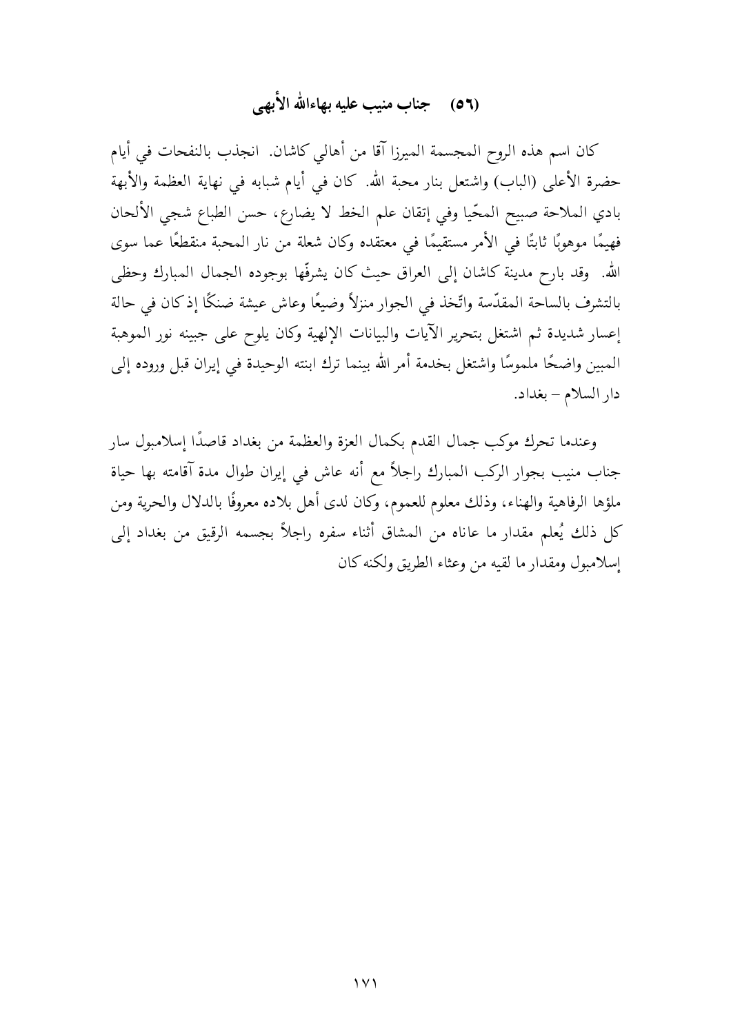## (٥٦) جناب منيب عليه بهاءالله الأبهى

كان اسم هذه الروح المجسمة الميرزا آقا من أهالي كاشان. انجذب بالنفحات في أيام حضرة الأعلى (الباب) واشتعل بنار محبة الله. كان في أيام شبابه في نهاية العظمة والأبهة بادي الملاحة صبيح المحّيا وفي إتقان علم الخط لا يضارع، حسن الطباع شجي الألحان فهيمًا موهوبًا ثابتًا في الأمر مستقيمًا في معتقده وكان شعلة من نار المحبة منقطعًا عما سوى الله. وقد بارح مدينة كاشان إلى العراق حيث كان يشرقّها بوجوده الجمال المبارك وحظى بالتشرف بالساحة المقدّسة واتّخذ في الجوار منزلاً وضيعًا وعاش عيشة ضنكًا إذ كان في حالة إعسار شديدة ثم اشتغل بتحرير الآيات والبيانات الإلهية وكان يلوح على جبينه نور الموهبة المبين واضحًا ملموسًا واشتغل بخدمة أمر الله بينما ترك ابنته الوحيدة في إيران قبل وروده إلى دار السلام – بغداد.

وعندما تحرك موكب جمال القدم بكمال العزة والعظمة من بغداد قاصدًا إسلامبول سار جناب منيب بجوار الركب المبارك راجلاً مع أنه عاش في إيران طوال مدة آقامته بها حياة ملؤها الرفاهية والهناء، وذلك معلوم للعموم، وكان لدى أهل بلاده معروفًا بالدلال والحرية ومن كل ذلك يُعلم مقدار ما عاناه من المشاق أثناء سفره راجلاً بجسمه الرقيق من بغداد إلى إسلامبول ومقدار ما لقيه من وعثاء الطريق ولكنه كان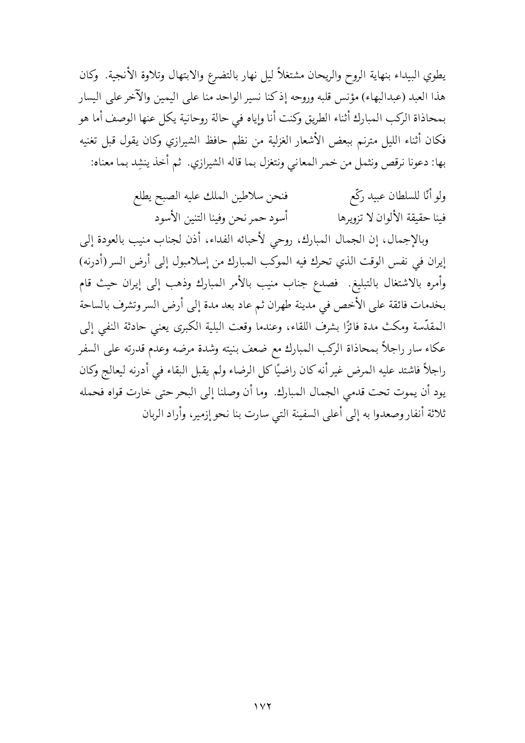يطوي البيداء بنهاية الروح والريحان مشتغلاً ليل نهار بالتضرع والابتهال وتلاوة الأنجية. وكان هذا العبد (عبدالبهاء) مؤنس قلبه وروحه إذ كنا نسير الواحد منا على اليمين والآخر على اليسار بمحاذاة الركب المبارك أثناء الطريق وكنت أنا وإياه في حالة روحانية يكل عنها الوصف أما هو فكان أثناء الليل مترنم ببعض الأشعار الغزلية من نظم حافظ الشيرازي وكان يقول قبل تغنيه بها: دعونا نرقص ونثمل من خمر المعاني ونتغزل بما قاله الشيرازي. ثم أخذ ينشِد بما معناه:

ولو أنّا للسلطان عبيد ركّع     فنحن سلاطين الملك عليه الصبح يطلع
فينا حقيقة الألوان لا تزويرها     أسود حمر نحن وفينا التنين الأسود

وبالإجمال، إن الجمال المبارك، روحي لأحبائه الفداء، أذن لجناب منيب بالعودة إلى إيران في نفس الوقت الذي تحرك فيه الموكب المبارك من إسلامبول إلى أرض السر (أدرنه) وأمره بالاشتغال بالتبليغ. فصدع جناب منيب بالأمر المبارك وذهب إلى إيران حيث قام بخدمات فائقة على الأخص في مدينة طهران ثم عاد بعد مدة إلى أرض السر وتشرف بالساحة المقدّسة ومكث مدة فائزًا بشرف اللقاء، وعندما وقعت البلية الكبرى يعني حادثة النفي إلى عكاء سار راجلاً بمحاذاة الركب المبارك مع ضعف بنيته وشدة مرضه وعدم قدرته على السفر راجلاً فاشتد عليه المرض غير أنه كان راضيًا كل الرضاء ولم يقبل البقاء في أدرنه ليعالج وكان يود أن يموت تحت قدمي الجمال المبارك. وما أن وصلنا إلى البحر حتى خارت قواه فحمله ثلاثة أنفار وصعدوا به إلى أعلى السفينة التي سارت بنا نحو إزمير، وأراد الربان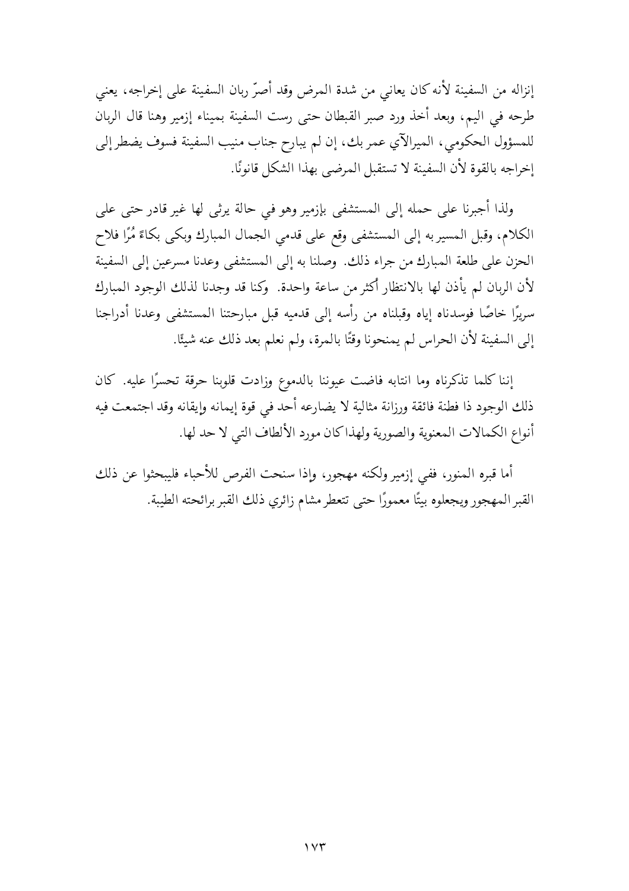إنزاله من السفينة لأنه كان يعاني من شدة المرض وقد أصرّ ربان السفينة على إخراجه، يعني طرحه في اليم، وبعد أخذ ورد صبر القبطان حتى رست السفينة بميناء إزمير وهنا قال الربان للمسؤول الحكومي، الميرالآي عمر بك، إن لم يبارح جناب منيب السفينة فسوف يضطر إلى إخراجه بالقوة لأن السفينة لا تستقبل المرضى بهذا الشكل قانونًا.

ولذا أجبرنا على حمله إلى المستشفى بإزمير وهو في حالة يرثى لها غير قادر حتى على الكلام، وقبل المسير به إلى المستشفى وقع على قدمي الجمال المبارك وبكى بكاءً مُرًا فلاح الحزن على طلعة المبارك من جراء ذلك. وصلنا به إلى المستشفى وعدنا مسرعين إلى السفينة لأن الربان لم يأذن لها بالانتظار أكثر من ساعة واحدة. وكنا قد وجدنا لذلك الوجود المبارك سريرًا خاصًا فوسدناه إياه وقبلناه من رأسه إلى قدميه قبل مبارحتنا المستشفى وعدنا أدراجنا إلى السفينة لأن الحراس لم يمنحونا وقتًا بالمرة، ولم نعلم بعد ذلك عنه شيئًا.

إننا كلما تذكرناه وما انتابه فاضت عيوننا بالدموع وزادت قلوبنا حرقة تحسرًا عليه. كان ذلك الوجود ذا فطنة فائقة ورزانة مثالية لا يضارعه أحد في قوة إيمانه وإيقانه وقد اجتمعت فيه أنواع الكمالات المعنوية والصورية ولهذا كان مورد الألطاف التي لا حد لها.

أما قبره المنور، ففي إزمير ولكنه مهجور، وإذا سنحت الفرص للأحباء فليبحثوا عن ذلك القبر المهجور ويجعلوه بيتًا معمورًا حتى تتعطر مشام زائري ذلك القبر برائحته الطيبة.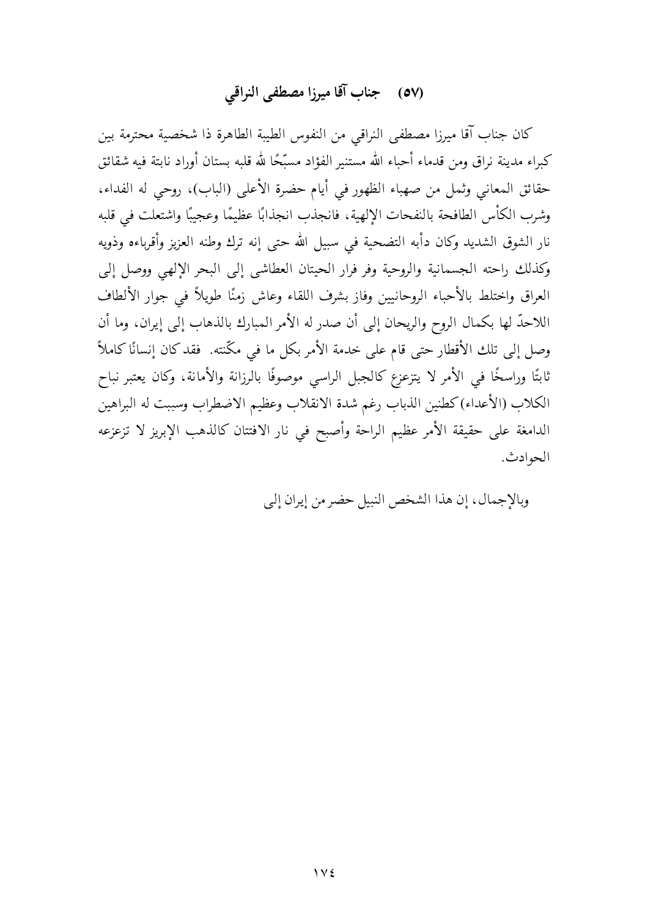## (٥٧) جناب آقا ميرزا مصطفى النراقي

كان جناب آقا ميرزا مصطفى النراقي من النفوس الطيبة الطاهرة ذا شخصية محترمة بين كبراء مدينة نراق ومن قدماء أحباء الله مستنير الفؤاد مسبّحًا لله قلبه بستان أوراد نابتة فيه شقائق حقائق المعاني وثمل من صهباء الظهور في أيام حضرة الأعلى (الباب)، روحي له الفداء، وشرب الكأس الطافحة بالنفحات الإلهية، فانجذب انجذابًا عظيمًا وعجيبًا واشتعلت في قلبه نار الشوق الشديد وكان دأبه التضحية في سبيل الله حتى إنه ترك وطنه العزيز وأقرباءه وذويه وكذلك راحته الجسمانية والروحية وفر فرار الحيتان العطاشى إلى البحر الإلهي ووصل إلى العراق واختلط بالأحباء الروحانيين وفاز بشرف اللقاء وعاش زمنًا طويلاً في جوار الألطاف اللاحدّ لها بكمال الروح والريحان إلى أن صدر له الأمر المبارك بالذهاب إلى إيران، وما أن وصل إلى تلك الأقطار حتى قام على خدمة الأمر بكل ما في مكّنته. فقد كان إنسانًا كاملاً ثابتًا وراسخًا في الأمر لا يتزعزع كالجبل الراسي موصوفًا بالرزانة والأمانة، وكان يعتبر نباح الكلاب (الأعداء) كطنين الذباب رغم شدة الانقلاب وعظيم الاضطراب وسببت له البراهين الدامغة على حقيقة الأمر عظيم الراحة وأصبح في نار الافتتان كالذهب الإبريز لا تزعزعه الحوادث.

وبالإجمال، إن هذا الشخص النبيل حضر من إيران إلى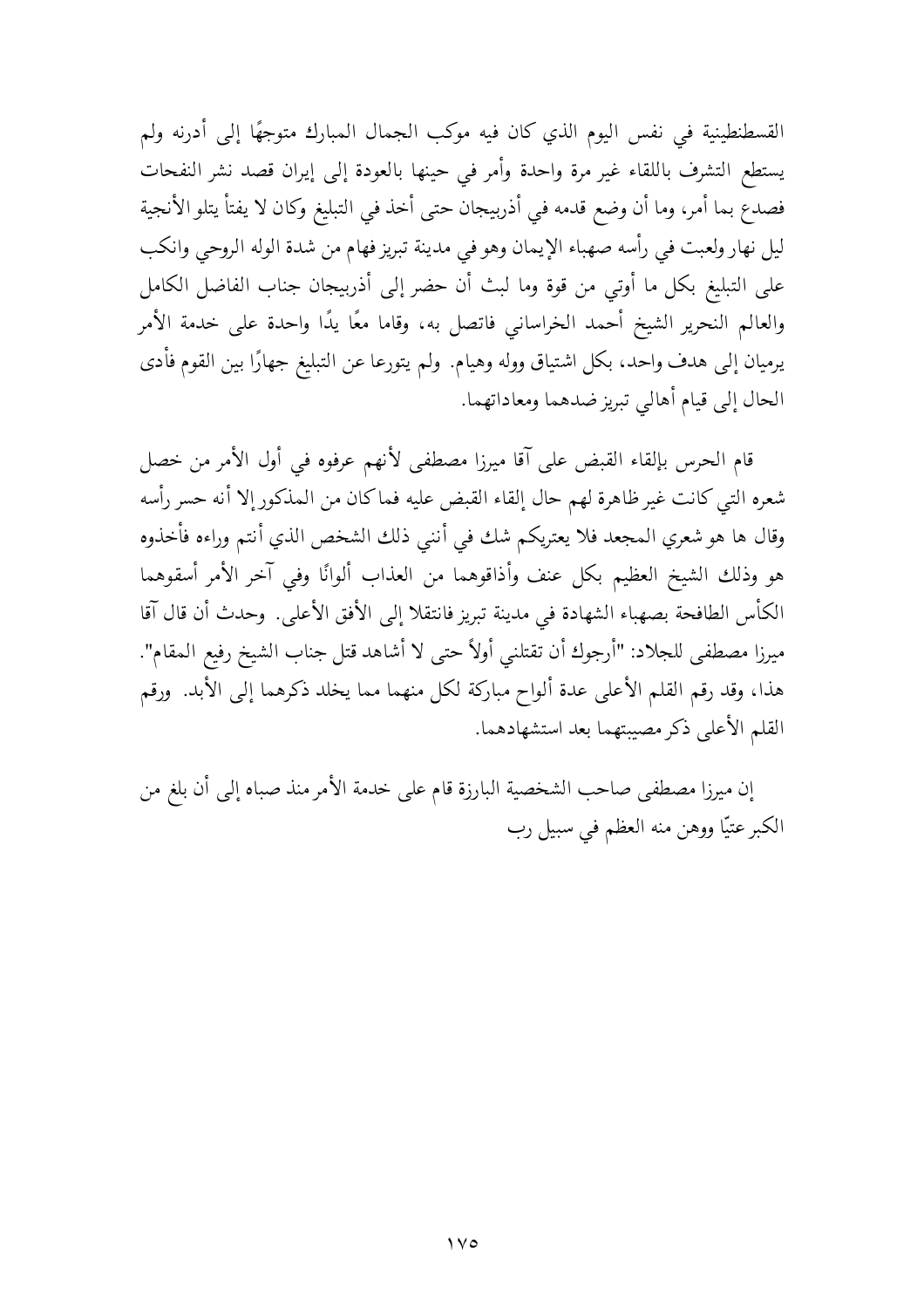القسطنطينية في نفس اليوم الذي كان فيه موكب الجمال المبارك متوجهًا إلى أدرنه ولم يستطع التشرف باللقاء غير مرة واحدة وأمر في حينها بالعودة إلى إيران قصد نشر النفحات فصدع بما أمر، وما أن وضع قدمه في أذربيجان حتى أخذ في التبليغ وكان لا يفتأ يتلو الأنجية ليل نهار ولعبت في رأسه صهباء الإيمان وهو في مدينة تبريز فهام من شدة الوله الروحي وانكب على التبليغ بكل ما أوتي من قوة وما لبث أن حضر إلى أذربيجان جناب الفاضل الكامل والعالم النحرير الشيخ أحمد الخراساني فاتصل به، وقاما معًا يدًا واحدة على خدمة الأمر يرميان إلى هدف واحد، بكل اشتياق ووله وهيام. ولم يتورعا عن التبليغ جهارًا بين القوم فأدى الحال إلى قيام أهالي تبريز ضدهما ومعاداتهما.

قام الحرس بإلقاء القبض على آقا ميرزا مصطفى لأنهم عرفوه في أول الأمر من خصل شعره التي كانت غير ظاهرة لهم حال إلقاء القبض عليه فما كان من المذكور إلا أنه حسر رأسه وقال ها هو شعري المجعد فلا يعتريكم شك في أنني ذلك الشخص الذي أنتم وراءه فأخذوه هو وذلك الشيخ العظيم بكل عنف وأذاقوهما من العذاب ألوانًا وفي آخر الأمر أسقوهما الكأس الطافحة بصهباء الشهادة في مدينة تبريز فانتقلا إلى الأفق الأعلى. وحدث أن قال آقا ميرزا مصطفى للجلاد: "أرجوك أن تقتلني أولاً حتى لا أشاهد قتل جناب الشيخ رفيع المقام". هذا، وقد رقم القلم الأعلى عدة ألواح مباركة لكل منهما مما يخلد ذكرهما إلى الأبد. ورقم القلم الأعلى ذكر مصيبتهما بعد استشهادهما.

إن ميرزا مصطفى صاحب الشخصية البارزة قام على خدمة الأمر منذ صباه إلى أن بلغ من الكبر عتيًا ووهن منه العظم في سبيل رب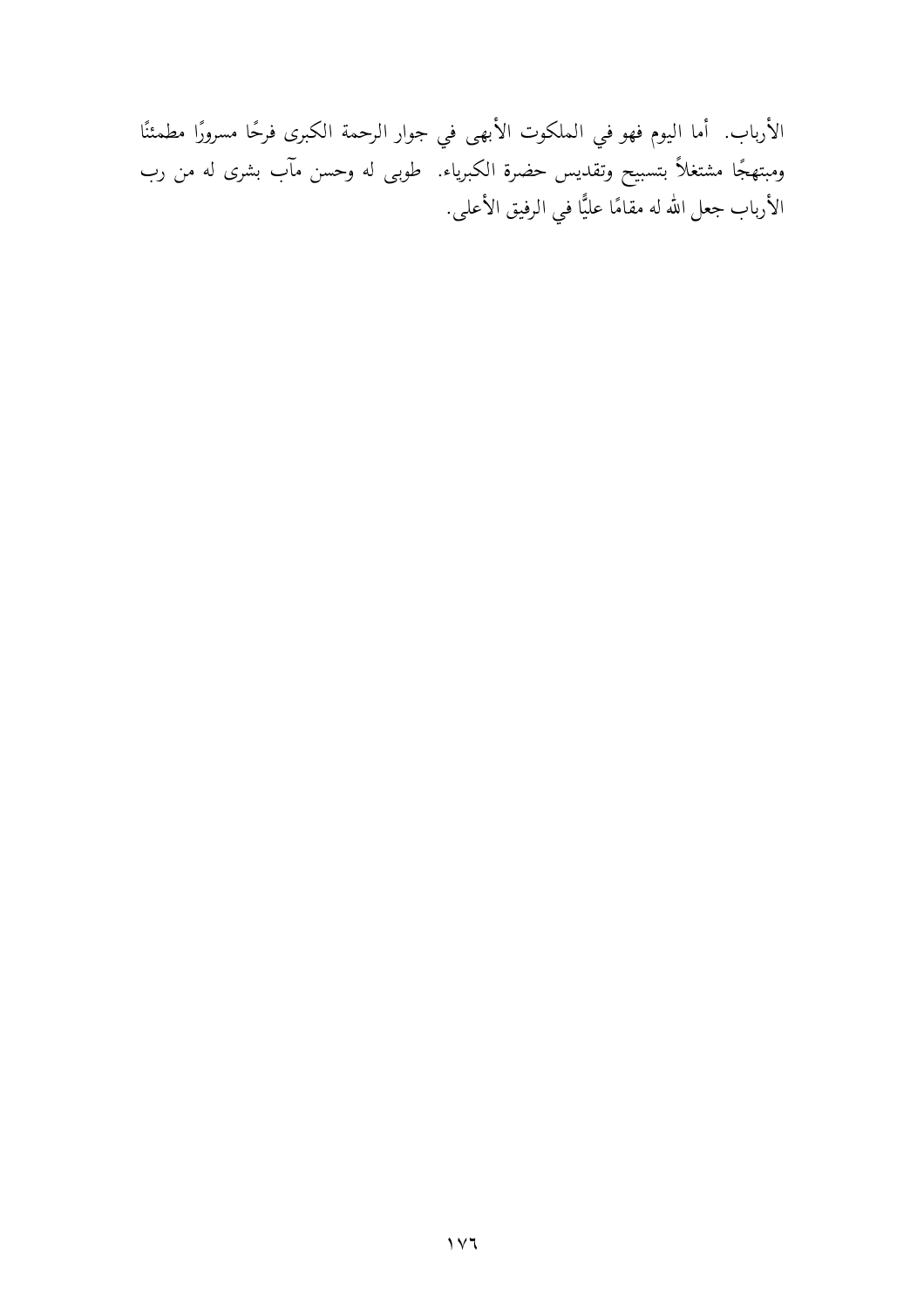الأرباب. أما اليوم فهو في الملكوت الأبهى في جوار الرحمة الكبرى فرحًا مسرورًا مطمئنًا ومبتهجًا مشتغلاً بتسبيح وتقديس حضرة الكبرياء. طوبى له وحسن مآب بشرى له من رب الأرباب جعل الله له مقامًا عليًّا في الرفيق الأعلى.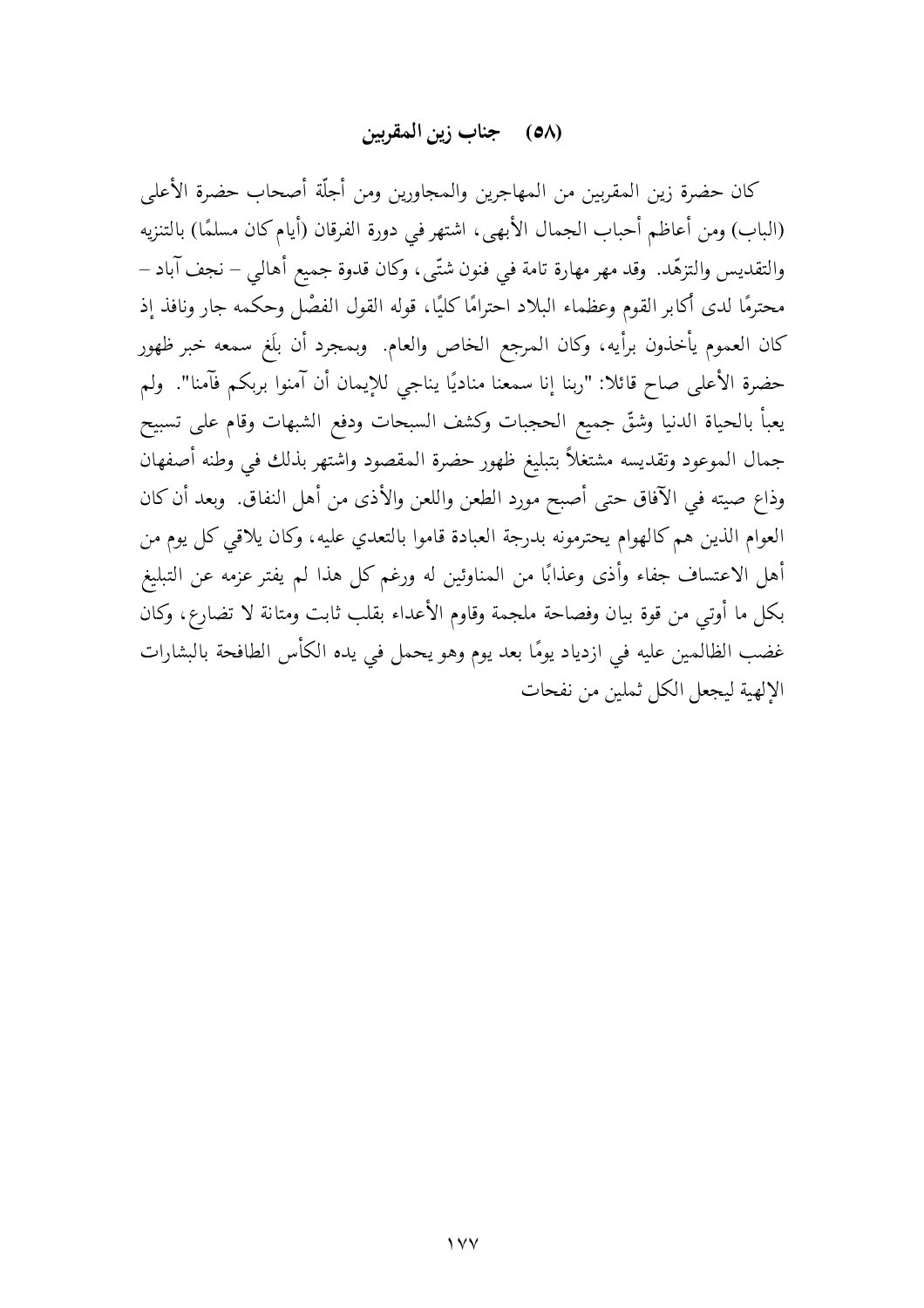## (٥٨) جناب زين المقربين

كان حضرة زين المقربين من المهاجرين والمجاورين ومن أجلّة أصحاب حضرة الأعلى (الباب) ومن أعاظم أحباب الجمال الأبهى، اشتهر في دورة الفرقان (أيام كان مسلمًا) بالتنزيه والتقديس والتزهّد. وقد مهر مهارة تامة في فنون شتّى، وكان قدوة جميع أهالي – نجف آباد – محترمًا لدى أكابر القوم وعظماء البلاد احترامًا كليًا، قوله القول الفصْل وحكمه جار ونافذ إذ كان العموم يأخذون برأيه، وكان المرجع الخاص والعام. وبمجرد أن بلَغ سمعه خبر ظهور حضرة الأعلى صاح قائلا: "ربنا إنا سمعنا مناديًا يناجي للإيمان أن آمنوا بربكم فآمنا". ولم يعبأ بالحياة الدنيا وشقّ جميع الحجبات وكشف السبحات ودفع الشبهات وقام على تسبيح جمال الموعود وتقديسه مشتغلاً بتبليغ ظهور حضرة المقصود واشتهر بذلك في وطنه أصفهان وذاع صيته في الآفاق حتى أصبح مورد الطعن واللعن والأذى من أهل النفاق. وبعد أن كان العوام الذين هم كالهوام يحترمونه بدرجة العبادة قاموا بالتعدي عليه، وكان يلاقي كل يوم من أهل الاعتساف جفاء وأذى وعذابًا من المناوئين له ورغم كل هذا لم يفتر عزمه عن التبليغ بكل ما أوتي من قوة بيان وفصاحة ملجمة وقاوم الأعداء بقلب ثابت ومتانة لا تضارع، وكان غضب الظالمين عليه في ازدياد يومًا بعد يوم وهو يحمل في يده الكأس الطافحة بالبشارات الإلهية ليجعل الكل ثملين من نفحات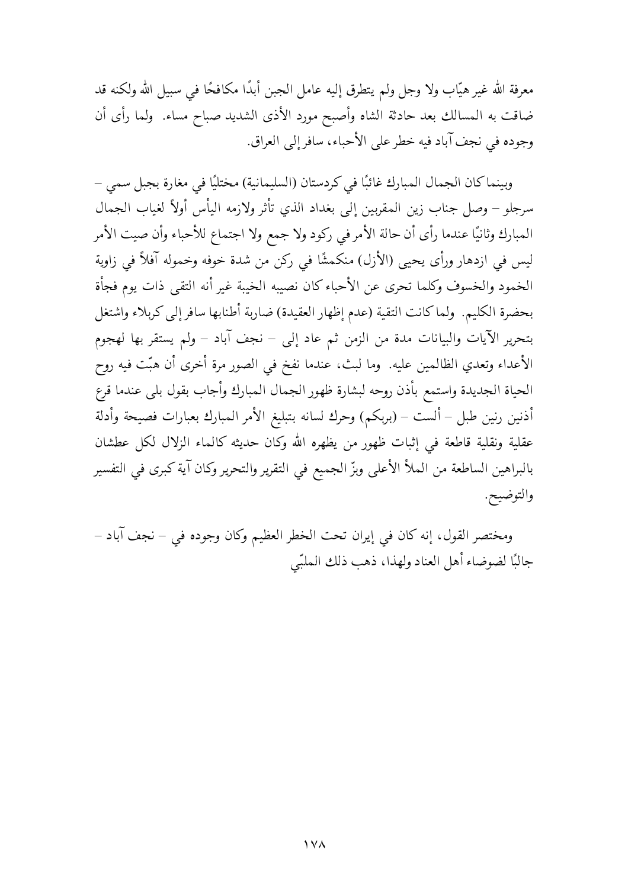معرفة الله غير هيّاب ولا وجل ولم يتطرق إليه عامل الجبن أبدًا مكافحًا في سبيل الله ولكنه قد ضاقت به المسالك بعد حادثة الشاه وأصبح مورد الأذى الشديد صباح مساء. ولما رأى أن وجوده في نجف آباد فيه خطر على الأحباء، سافر إلى العراق.

وبينما كان الجمال المبارك غائبًا في كردستان (السليمانية) مختليًا في مغارة بجبل سمي – سرجلو – وصل جناب زين المقربين إلى بغداد الذي تأثر ولازمه اليأس أولاً لغياب الجمال المبارك وثانيًا عندما رأى أن حالة الأمر في ركود ولا جمع ولا اجتماع للأحباء وأن صيت الأمر ليس في ازدهار ورأى يحيى (الأزل) منكمشًا في ركن من شدة خوفه وخموله آفلاً في زاوية الخمود والخسوف وكلما تحرى عن الأحباء كان نصيبه الخيبة غير أنه التقى ذات يوم فجأة بحضرة الكليم. ولما كانت التقية (عدم إظهار العقيدة) ضاربة أطنابها سافر إلى كربلاء واشتغل بتحرير الآيات والبيانات مدة من الزمن ثم عاد إلى – نجف آباد – ولم يستقر بها لهجوم الأعداء وتعدي الظالمين عليه. وما لبث، عندما نفخ في الصور مرة أخرى أن هبّت فيه روح الحياة الجديدة واستمع بأذن روحه لبشارة ظهور الجمال المبارك وأجاب بقول بلى عندما قرع أذنين رنين طبل – ألست – (بربكم) وحرك لسانه بتبليغ الأمر المبارك بعبارات فصيحة وأدلة عقلية ونقلية قاطعة في إثبات ظهور من يظهره الله وكان حديثه كالماء الزلال لكل عطشان بالبراهين الساطعة من الملأ الأعلى وبزّ الجميع في التقرير والتحرير وكان آية كبرى في التفسير والتوضيح.

ومختصر القول، إنه كان في إيران تحت الخطر العظيم وكان وجوده في – نجف آباد – جالبًا لضوضاء أهل العناد ولهذا، ذهب ذلك الملبّي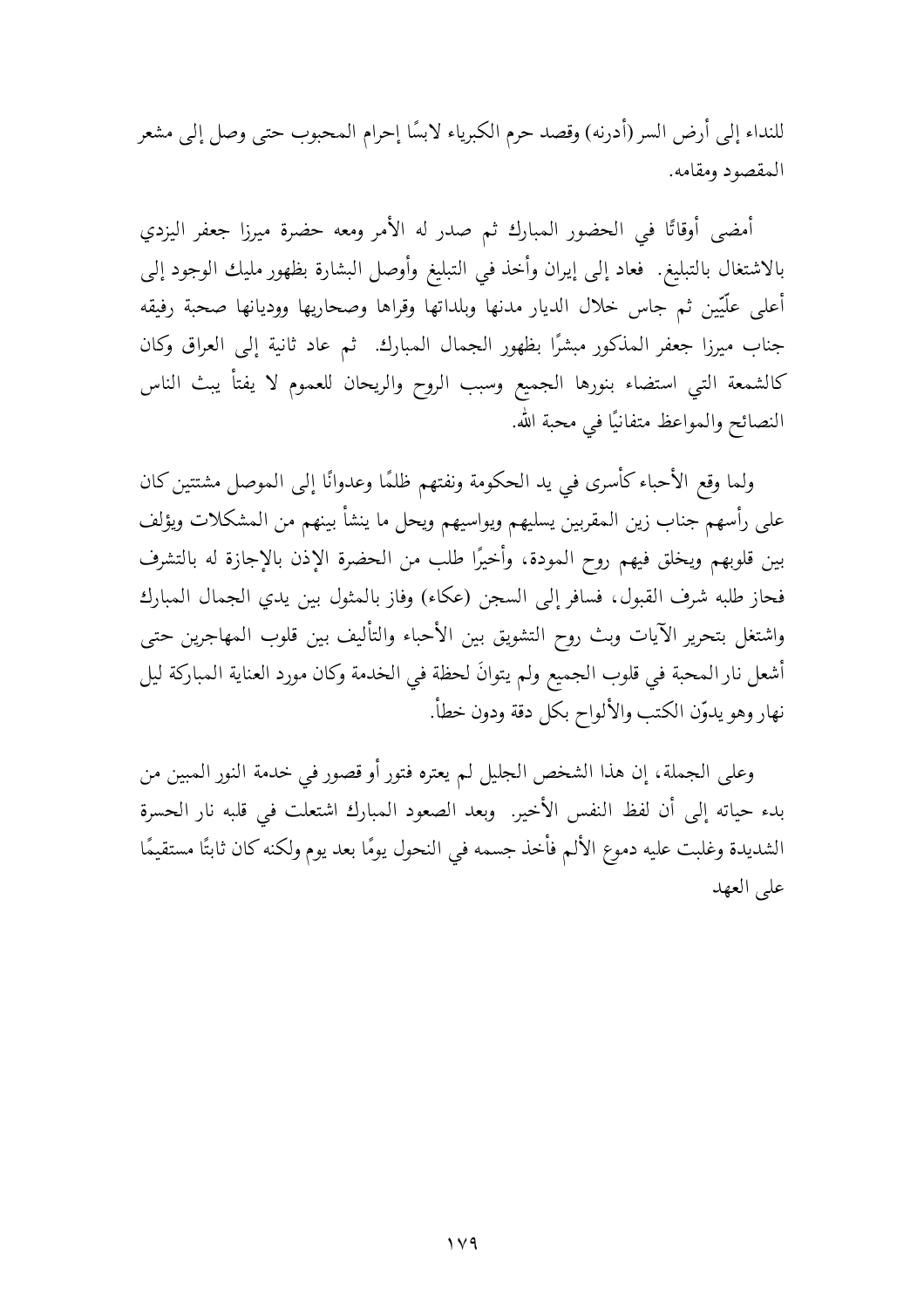للنداء إلى أرض السر (أدرنه) وقصد حرم الكبرياء لابسًا إحرام المحبوب حتى وصل إلى مشعر المقصود ومقامه.

أمضى أوقاتًا في الحضور المبارك ثم صدر له الأمر ومعه حضرة ميرزا جعفر اليزدي بالاشتغال بالتبليغ. فعاد إلى إيران وأخذ في التبليغ وأوصل البشارة بظهور مليك الوجود إلى أعلى علّيّين ثم جاس خلال الديار مدنها وبلداتها وقراها وصحاريها ووديانها صحبة رفيقه جناب ميرزا جعفر المذكور مبشرًا بظهور الجمال المبارك. ثم عاد ثانية إلى العراق وكان كالشمعة التي استضاء بنورها الجميع وسبب الروح والريحان للعموم لا يفتأ يبث الناس النصائح والمواعظ متفانيًا في محبة الله.

ولما وقع الأحباء كأسرى في يد الحكومة ونفتهم ظلمًا وعدوانًا إلى الموصل مشتتين كان على رأسهم جناب زين المقربين يسليهم ويواسيهم ويحل ما ينشأ بينهم من المشكلات ويؤلف بين قلوبهم ويخلق فيهم روح المودة، وأخيرًا طلب من الحضرة الإذن بالإجازة له بالتشرف فحاز طلبه شرف القبول، فسافر إلى السجن (عكاء) وفاز بالمثول بين يدي الجمال المبارك واشتغل بتحرير الآيات وبث روح التشويق بين الأحباء والتأليف بين قلوب المهاجرين حتى أشعل نار المحبة في قلوب الجميع ولم يتوانَ لحظة في الخدمة وكان مورد العناية المباركة ليل نهار وهو يدوّن الكتب والألواح بكل دقة ودون خطأ.

وعلى الجملة، إن هذا الشخص الجليل لم يعتره فتور أو قصور في خدمة النور المبين من بدء حياته إلى أن لفظ النفس الأخير. وبعد الصعود المبارك اشتعلت في قلبه نار الحسرة الشديدة وغلبت عليه دموع الألم فأخذ جسمه في النحول يومًا بعد يوم ولكنه كان ثابتًا مستقيمًا على العهد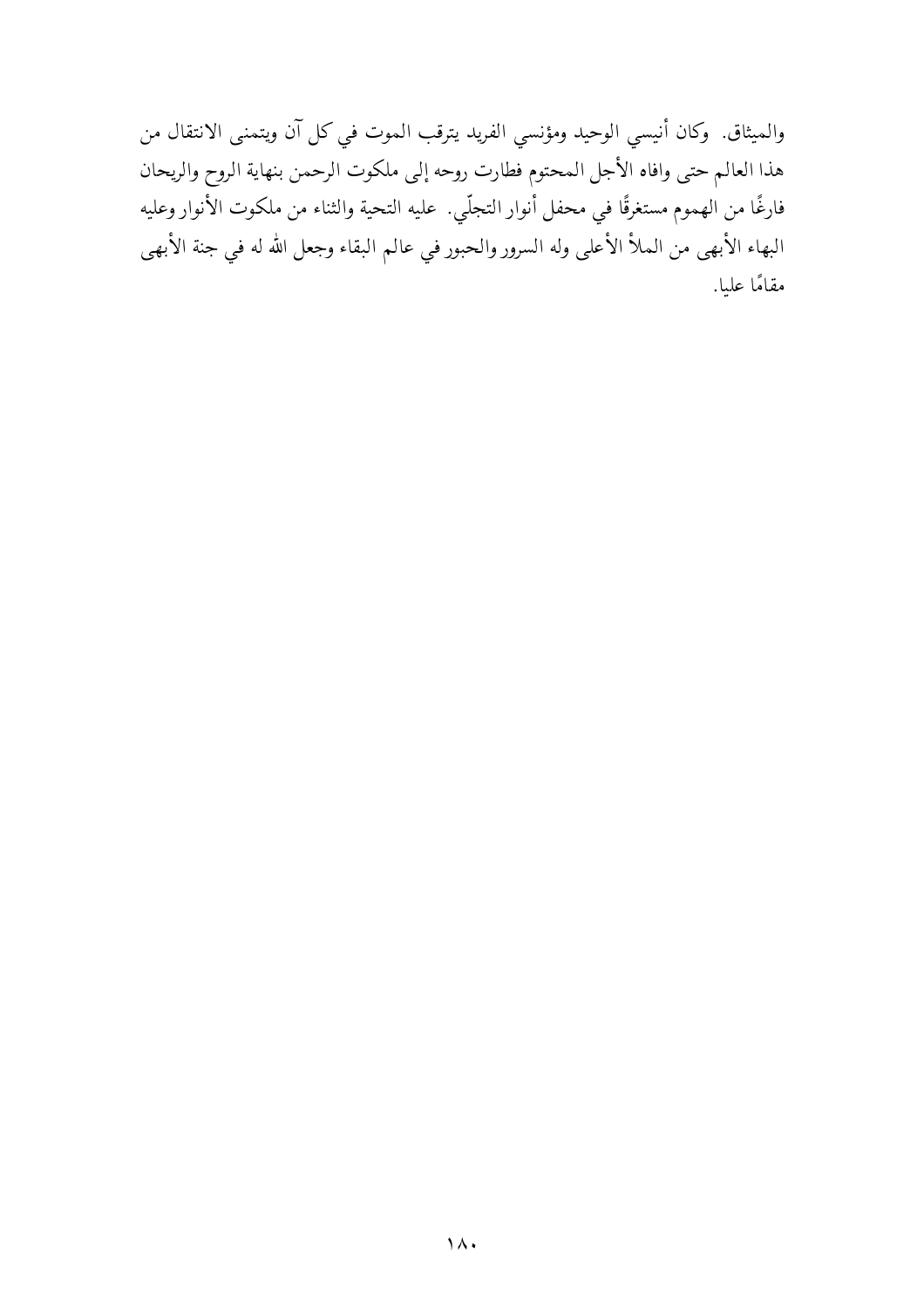والميثاق. وكان أنيسي الوحيد ومؤنسي الفريد يترقب الموت في كل آن ويتمنى الانتقال من هذا العالم حتى وافاه الأجل المحتوم فطارت روحه إلى ملكوت الرحمن بنهاية الروح والريحان فارغًا من الهموم مستغرقًا في محفل أنوار التجلّي. عليه التحية والثناء من ملكوت الأنوار وعليه البهاء الأبهى من الملأ الأعلى وله السرور والحبور في عالم البقاء وجعل الله له في جنة الأبهى مقامًا عليا.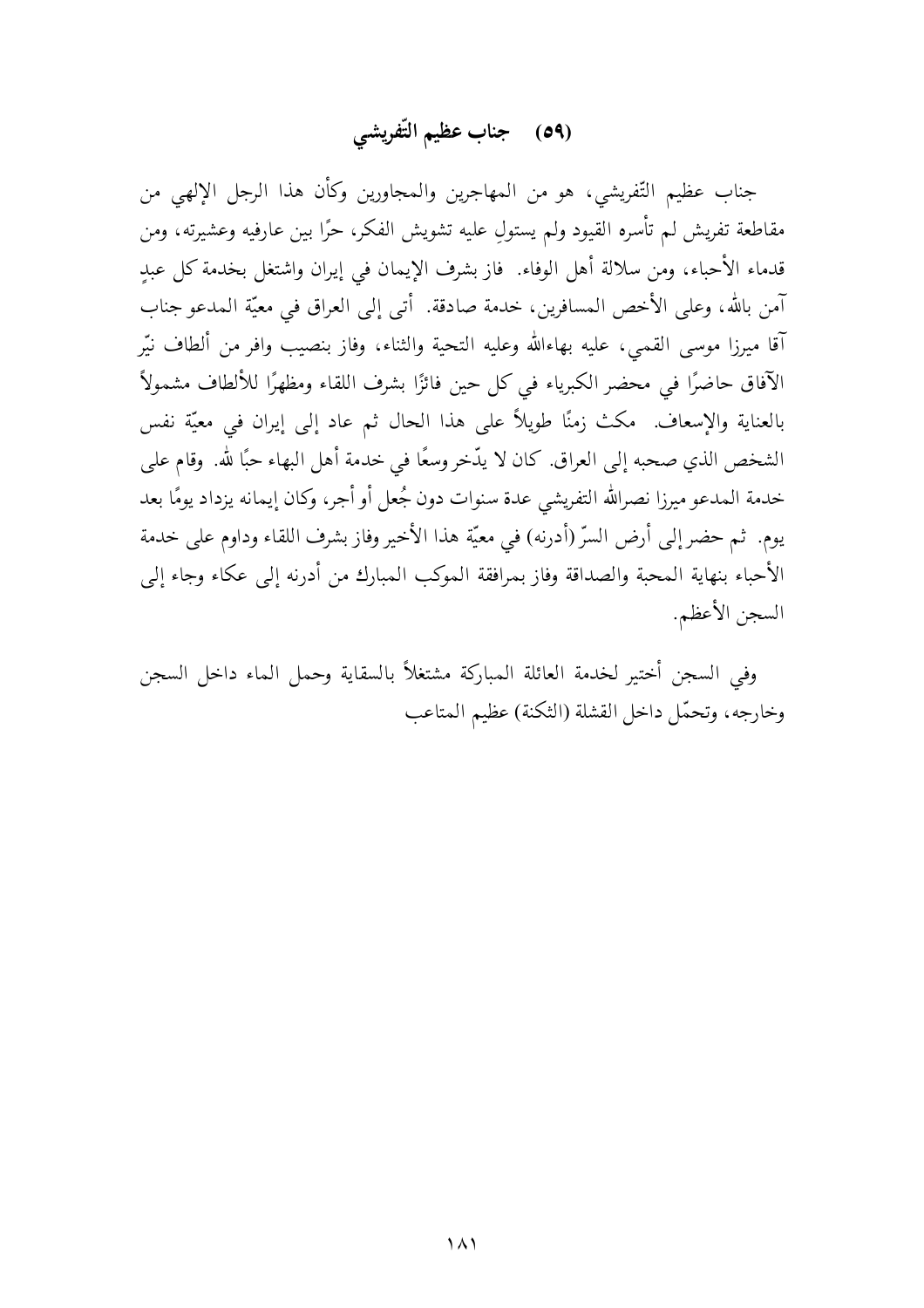## (٥٩) جناب عظيم التّفريشي

جناب عظيم التّفريشي، هو من المهاجرين والمجاورين وكأن هذا الرجل الإلهي من مقاطعة تفريش لم تأسره القيود ولم يستولِ عليه تشويش الفكر، حرًا بين عارفيه وعشيرته، ومن قدماء الأحباء، ومن سلالة أهل الوفاء. فاز بشرف الإيمان في إيران واشتغل بخدمة كل عبدٍ آمن بالله، وعلى الأخص المسافرين، خدمة صادقة. أتى إلى العراق في معيّة المدعو جناب آقا ميرزا موسى القمي، عليه بهاءالله وعليه التحية والثناء، وفاز بنصيب وافر من ألطاف نيّر الآفاق حاضرًا في محضر الكبرياء في كل حين فائزًا بشرف اللقاء ومظهرًا للألطاف مشمولاً بالعناية والإسعاف. مكث زمنًا طويلاً على هذا الحال ثم عاد إلى إيران في معيّة نفس الشخص الذي صحبه إلى العراق. كان لا يدّخر وسعًا في خدمة أهل البهاء حبًا لله. وقام على خدمة المدعو ميرزا نصرالله التفريشي عدة سنوات دون جُعل أو أجر، وكان إيمانه يزداد يومًا بعد يوم. ثم حضر إلى أرض السرّ (أدرنه) في معيّة هذا الأخير وفاز بشرف اللقاء وداوم على خدمة الأحباء بنهاية المحبة والصداقة وفاز بمرافقة الموكب المبارك من أدرنه إلى عكاء وجاء إلى السجن الأعظم.

وفي السجن أختير لخدمة العائلة المباركة مشتغلاً بالسقاية وحمل الماء داخل السجن وخارجه، وتحمّل داخل القشلة (الثكنة) عظيم المتاعب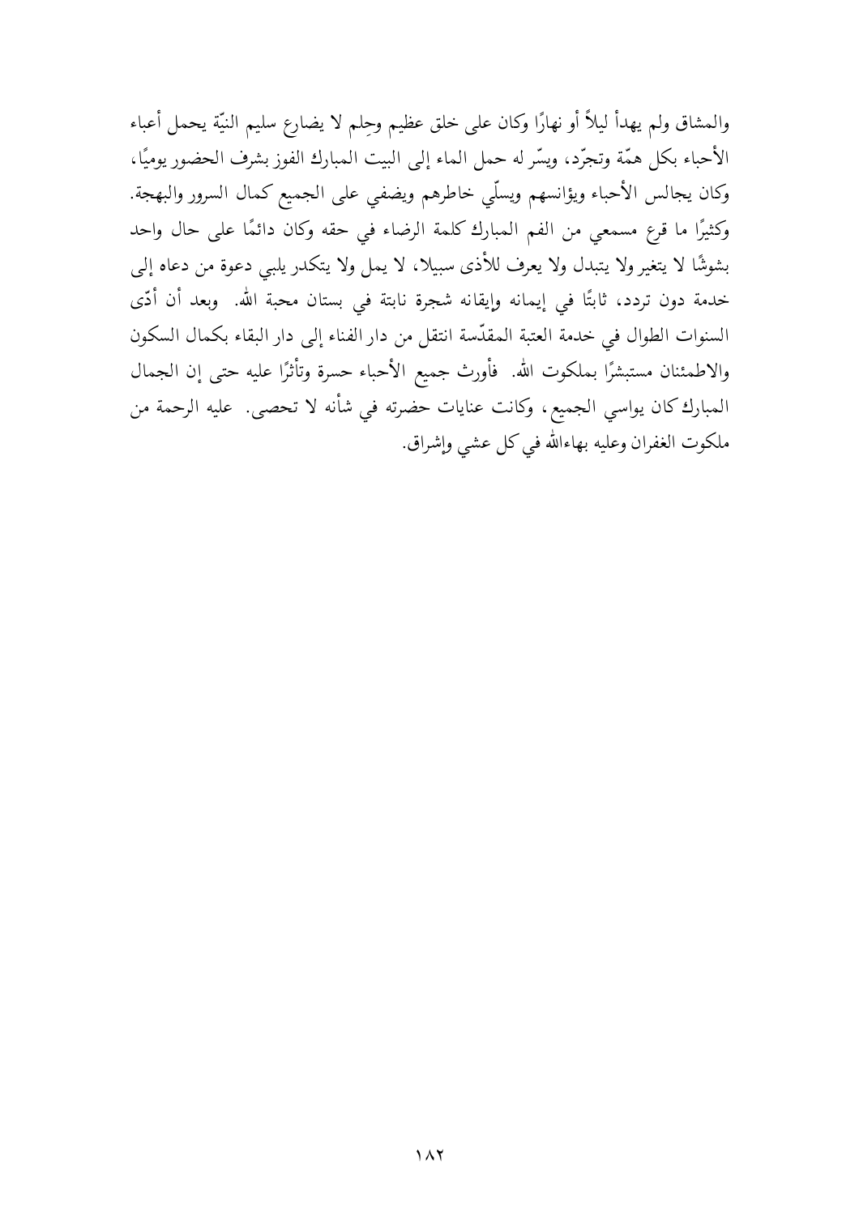والمشاق ولم يهدأ ليلاً أو نهارًا وكان على خلق عظيم وحِلم لا يضارع سليم النيّة يحمل أعباء الأحباء بكل همّة وتجرّد، ويسّر له حمل الماء إلى البيت المبارك الفوز بشرف الحضور يوميًا، وكان يجالس الأحباء ويؤانسهم ويسلّي خاطرهم ويضفي على الجميع كمال السرور والبهجة. وكثيرًا ما قرع مسمعي من الفم المبارك كلمة الرضاء في حقه وكان دائمًا على حال واحد بشوشًا لا يتغير ولا يتبدل ولا يعرف للأذى سبيلا، لا يمل ولا يتكدر يلبي دعوة من دعاه إلى خدمة دون تردد، ثابتًا في إيمانه وإيقانه شجرة نابتة في بستان محبة الله. وبعد أن أدّى السنوات الطوال في خدمة العتبة المقدّسة انتقل من دار الفناء إلى دار البقاء بكمال السكون والاطمئنان مستبشرًا بملكوت الله. فأورث جميع الأحباء حسرة وتأثرًا عليه حتى إن الجمال المبارك كان يواسي الجميع، وكانت عنايات حضرته في شأنه لا تحصى. عليه الرحمة من ملكوت الغفران وعليه بهاءالله في كل عشي وإشراق.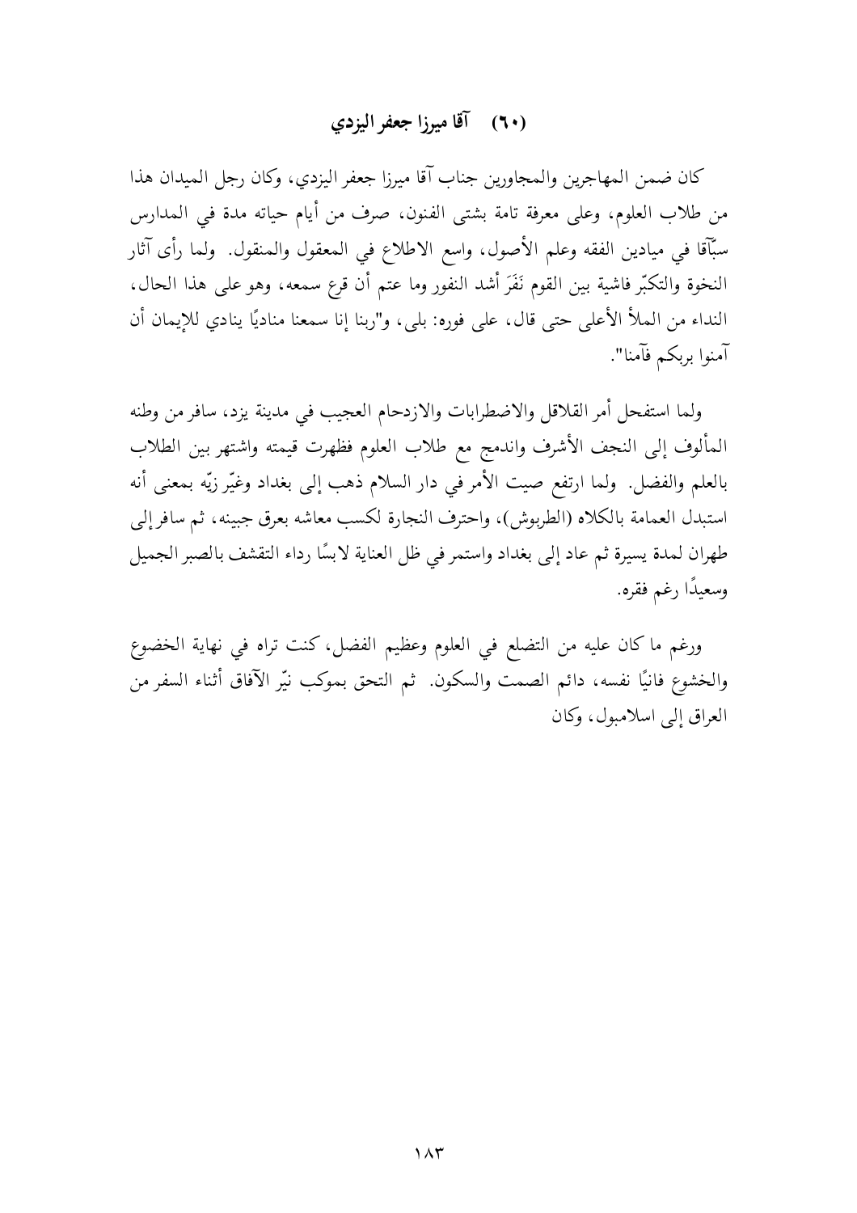## (٦٠) آقا ميرزا جعفر اليزدي

كان ضمن المهاجرين والمجاورين جناب آقا ميرزا جعفر اليزدي، وكان رجل الميدان هذا من طلاب العلوم، وعلى معرفة تامة بشتى الفنون، صرف من أيام حياته مدة في المدارس سبّاقا في ميادين الفقه وعلم الأصول، واسع الاطلاع في المعقول والمنقول. ولما رأى آثار النخوة والتكبّر فاشية بين القوم نَفَرَ أشد النفور وما عتم أن قرع سمعه، وهو على هذا الحال، النداء من الملأ الأعلى حتى قال، على فوره: بلى، و"ربنا إنا سمعنا مناديًا ينادي للإيمان أن آمنوا بربكم فآمنا".

ولما استفحل أمر القلاقل والاضطرابات والازدحام العجيب في مدينة يزد، سافر من وطنه المألوف إلى النجف الأشرف واندمج مع طلاب العلوم فظهرت قيمته واشتهر بين الطلاب بالعلم والفضل. ولما ارتفع صيت الأمر في دار السلام ذهب إلى بغداد وغيّر زيّه بمعنى أنه استبدل العمامة بالكلاه (الطربوش)، واحترف النجارة لكسب معاشه بعرق جبينه، ثم سافر إلى طهران لمدة يسيرة ثم عاد إلى بغداد واستمر في ظل العناية لابسًا رداء التقشف بالصبر الجميل وسعيدًا رغم فقره.

ورغم ما كان عليه من التضلع في العلوم وعظيم الفضل، كنت تراه في نهاية الخضوع والخشوع فانيًا نفسه، دائم الصمت والسكون. ثم التحق بموكب نيّر الآفاق أثناء السفر من العراق إلى اسلامبول، وكان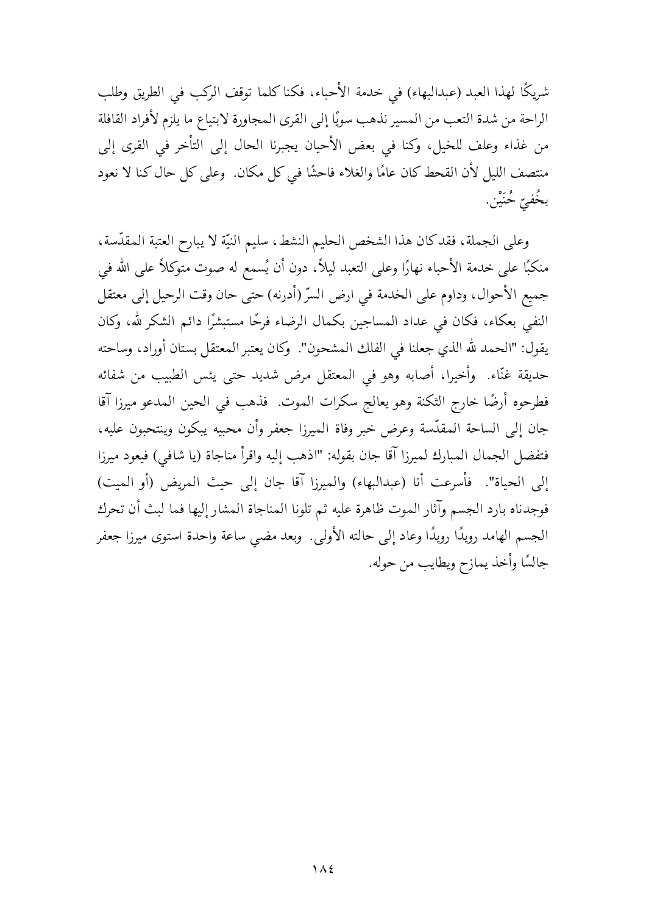شريكًا لهذا العبد (عبدالبهاء) في خدمة الأحباء، فكنا كلما توقف الركب في الطريق وطلب الراحة من شدة التعب من المسير نذهب سويًا إلى القرى المجاورة لابتياع ما يلزم لأفراد القافلة من غذاء وعلف للخيل، وكنا في بعض الأحيان يجبرنا الحال إلى التأخر في القرى إلى منتصف الليل لأن القحط كان عامًا والغلاء فاحشًا في كل مكان. وعلى كل حال كنا لا نعود بخُفيّ حُنَيْن.

وعلى الجملة، فقد كان هذا الشخص الحليم النشط، سليم النيّة لا يبارح العتبة المقدّسة، منكبًا على خدمة الأحباء نهارًا وعلى التعبد ليلاً، دون أن يُسمع له صوت متوكلاً على الله في جميع الأحوال، وداوم على الخدمة في ارض السرّ (أدرنه) حتى حان وقت الرحيل إلى معتقل النفي بعكاء، فكان في عداد المساجين بكمال الرضاء فرحًا مستبشرًا دائم الشكر لله، وكان يقول: "الحمد لله الذي جعلنا في الفلك المشحون". وكان يعتبر المعتقل بستان أوراد، وساحته حديقة غنّاء. وأخيرا، أصابه وهو في المعتقل مرض شديد حتى يئس الطبيب من شفائه فطرحوه أرضًا خارج الثكنة وهو يعالج سكرات الموت. فذهب في الحين المدعو ميرزا آقا جان إلى الساحة المقدّسة وعرض خبر وفاة الميرزا جعفر وأن محبيه يبكون وينتحبون عليه، فتفضل الجمال المبارك لميرزا آقا جان بقوله: "اذهب إليه واقرأ مناجاة (يا شافي) فيعود ميرزا إلى الحياة". فأسرعت أنا (عبدالبهاء) والميرزا آقا جان إلى حيث المريض (أو الميت) فوجدناه بارد الجسم وآثار الموت ظاهرة عليه ثم تلونا المناجاة المشار إليها فما لبث أن تحرك الجسم الهامد رويدًا رويدًا وعاد إلى حالته الأولى. وبعد مضي ساعة واحدة استوى ميرزا جعفر جالسًا وأخذ يمازح ويطايب من حوله.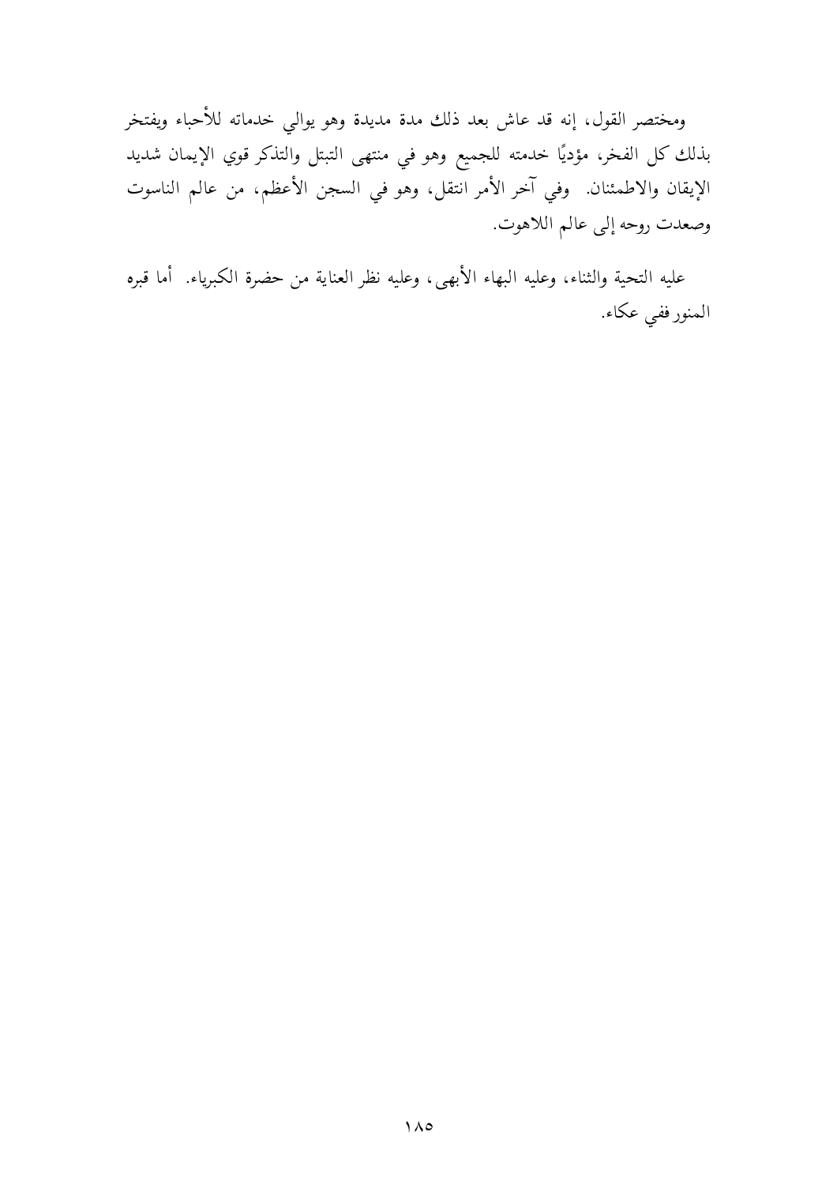ومختصر القول، إنه قد عاش بعد ذلك مدة مديدة وهو يوالي خدماته للأحباء ويفتخر بذلك كل الفخر، مؤديًا خدمته للجميع وهو في منتهى التبتل والتذكر قوي الإيمان شديد الإيقان والاطمئنان. وفي آخر الأمر انتقل، وهو في السجن الأعظم، من عالم الناسوت وصعدت روحه إلى عالم اللاهوت.

عليه التحية والثناء، وعليه البهاء الأبهى، وعليه نظر العناية من حضرة الكبرياء. أما قبره المنور ففي عكاء.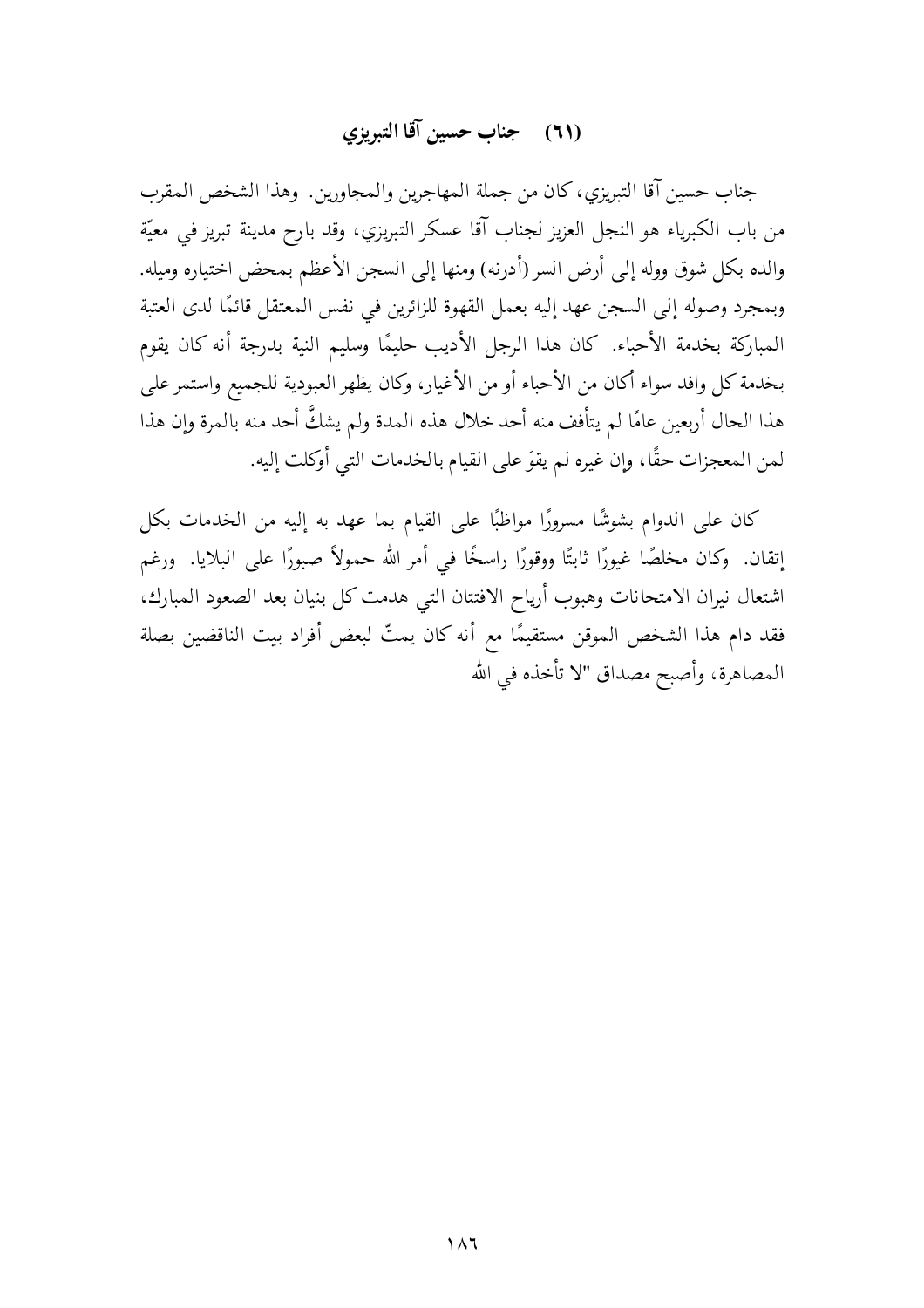## (٦١) جناب حسين آقا التبريزي

جناب حسين آقا التبريزي، كان من جملة المهاجرين والمجاورين. وهذا الشخص المقرب من باب الكبرياء هو النجل العزيز لجناب آقا عسكر التبريزي، وقد بارح مدينة تبريز في معيّة والده بكل شوق ووله إلى أرض السر (أدرنه) ومنها إلى السجن الأعظم بمحض اختياره وميله. وبمجرد وصوله إلى السجن عهد إليه بعمل القهوة للزائرين في نفس المعتقل قائمًا لدى العتبة المباركة بخدمة الأحباء. كان هذا الرجل الأديب حليمًا وسليم النية بدرجة أنه كان يقوم بخدمة كل وافد سواء أكان من الأحباء أو من الأغيار، وكان يظهر العبودية للجميع واستمر على هذا الحال أربعين عامًا لم يتأفف منه أحد خلال هذه المدة ولم يشكُ أحد منه بالمرة وإن هذا لمن المعجزات حقًا، وإن غيره لم يقوَ على القيام بالخدمات التي أوكلت إليه.

كان على الدوام بشوشًا مسرورًا مواظبًا على القيام بما عهد به إليه من الخدمات بكل إتقان. وكان مخلصًا غيورًا ثابتًا ووقورًا راسخًا في أمر الله حمولاً صبورًا على البلايا. ورغم اشتعال نيران الامتحانات وهبوب أرياح الافتتان التي هدمت كل بنيان بعد الصعود المبارك، فقد دام هذا الشخص الموقن مستقيمًا مع أنه كان يمتّ لبعض أفراد بيت الناقضين بصلة المصاهرة، وأصبح مصداق "لا تأخذه في الله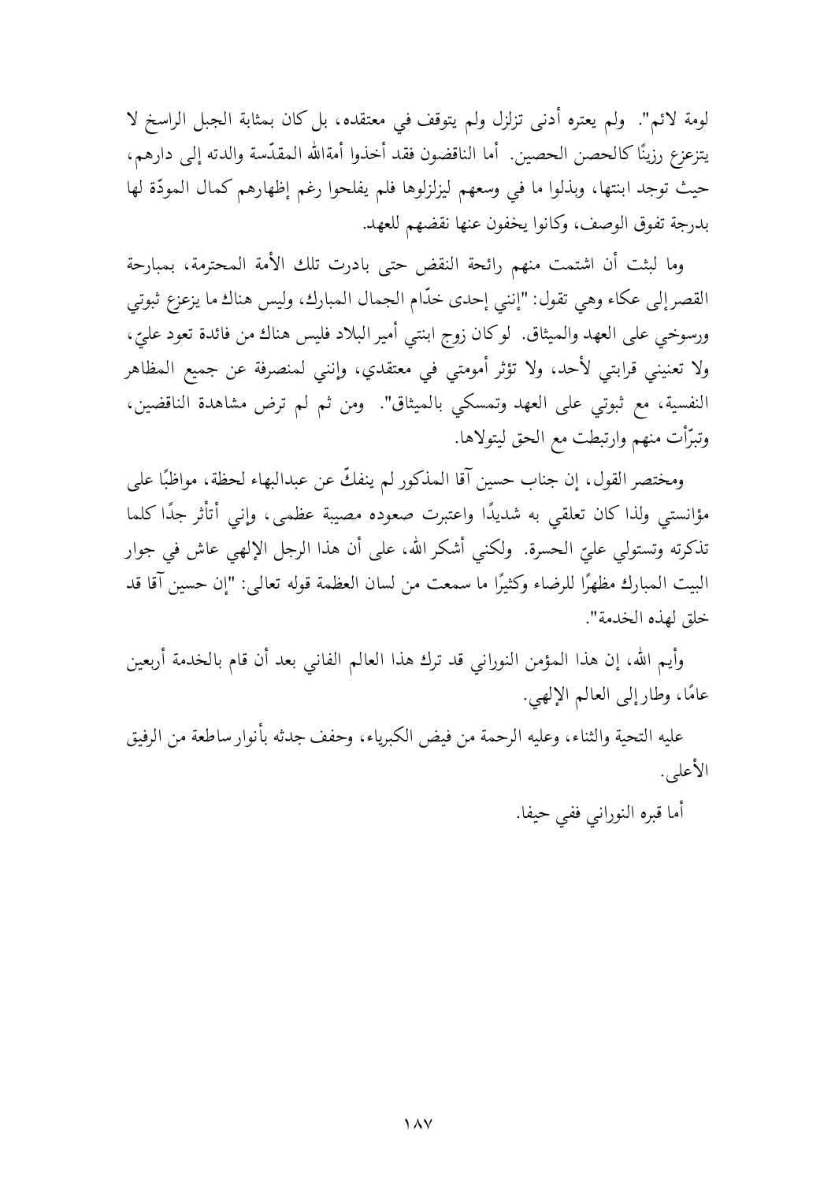لومة لائم". ولم يعتره أدنى تزلزل ولم يتوقف في معتقده، بل كان بمثابة الجبل الراسخ لا يتزعزع رزينًا كالحصن الحصين. أما الناقضون فقد أخذوا أمةالله المقدّسة والدته إلى دارهم، حيث توجد ابنتها، وبذلوا ما في وسعهم ليزلزلوها فلم يفلحوا رغم إظهارهم كمال المودّة لها بدرجة تفوق الوصف، وكانوا يخفون عنها نقضهم للعهد.

وما لبثت أن اشتمت منهم رائحة النقض حتى بادرت تلك الأمة المحترمة، بمبارحة القصر إلى عكاء وهي تقول: "إنني إحدى خدّام الجمال المبارك، وليس هناك ما يزعزع ثبوتي ورسوخي على العهد والميثاق. لو كان زوج ابنتي أمير البلاد فليس هناك من فائدة تعود عليّ، ولا تعنيني قرابتي لأحد، ولا تؤثر أمومتي في معتقدي، وإنني لمنصرفة عن جميع المظاهر النفسية، مع ثبوتي على العهد وتمسكي بالميثاق". ومن ثم لم ترض مشاهدة الناقضين، وتبرّأت منهم وارتبطت مع الحق ليتولاها.

ومختصر القول، إن جناب حسين آقا المذكور لم ينفكّ عن عبدالبهاء لحظة، مواظبًا على مؤانستي ولذا كان تعلقي به شديدًا واعتبرت صعوده مصيبة عظمى، وإني أتأثر جدًا كلما تذكرته وتستولي عليّ الحسرة. ولكني أشكر الله، على أن هذا الرجل الإلهي عاش في جوار البيت المبارك مظهرًا للرضاء وكثيرًا ما سمعت من لسان العظمة قوله تعالى: "إن حسين آقا قد خلق لهذه الخدمة".

وأيم الله، إن هذا المؤمن النوراني قد ترك هذا العالم الفاني بعد أن قام بالخدمة أربعين عامًا، وطار إلى العالم الإلهي.

عليه التحية والثناء، وعليه الرحمة من فيض الكبرياء، وحفف جدثه بأنوار ساطعة من الرفيق الأعلى.

أما قبره النوراني ففي حيفا.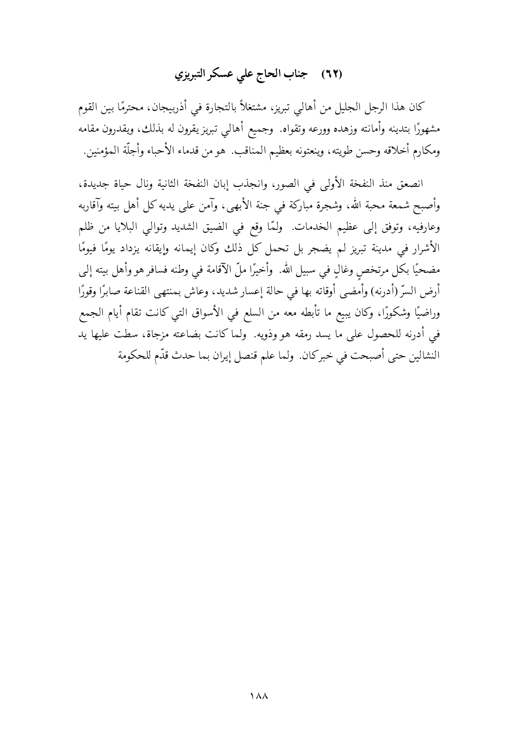## (٦٢) جناب الحاج علي عسكر التبريزي

كان هذا الرجل الجليل من أهالي تبريز، مشتغلاً بالتجارة في أذربيجان، محترمًا بين القوم مشهورًا بتدينه وأمانته وزهده وورعه وتقواه. وجميع أهالي تبريز يقرون له بذلك، ويقدرون مقامه ومكارم أخلاقه وحسن طويته، وينعتونه بعظيم المناقب. هو من قدماء الأحباء وأجلّة المؤمنين.

انصعق منذ النفخة الأولى في الصور، وانجذب إبان النفخة الثانية ونال حياة جديدة، وأصبح شمعة محبة الله، وشجرة مباركة في جنة الأبهى، وآمن على يديه كل أهل بيته وآقاربه وعارفيه، وتوفق إلى عظيم الخدمات. ولمّا وقع في الضيق الشديد وتوالي البلايا من ظلم الأشرار في مدينة تبريز لم يضجر بل تحمل كل ذلك وكان إيمانه وإيقانه يزداد يومًا فيومًا مضحيًا بكل مرتخصٍ وغالٍ في سبيل الله. وأخيرًا ملّ الآقامة في وطنه فسافر هو وأهل بيته إلى أرض السرّ (أدرنه) وأمضى أوقاته بها في حالة إعسار شديد، وعاش بمنتهى القناعة صابرًا وقورًا وراضيًا وشكورًا، وكان يبيع ما تأبطه معه من السلع في الأسواق التي كانت تقام أيام الجمع في أدرنه للحصول على ما يسد رمقه هو وذويه. ولما كانت بضاعته مزجاة، سطت عليها يد النشالين حتى أصبحت في خبركان. ولما علم قنصل إيران بما حدث قدّم للحكومة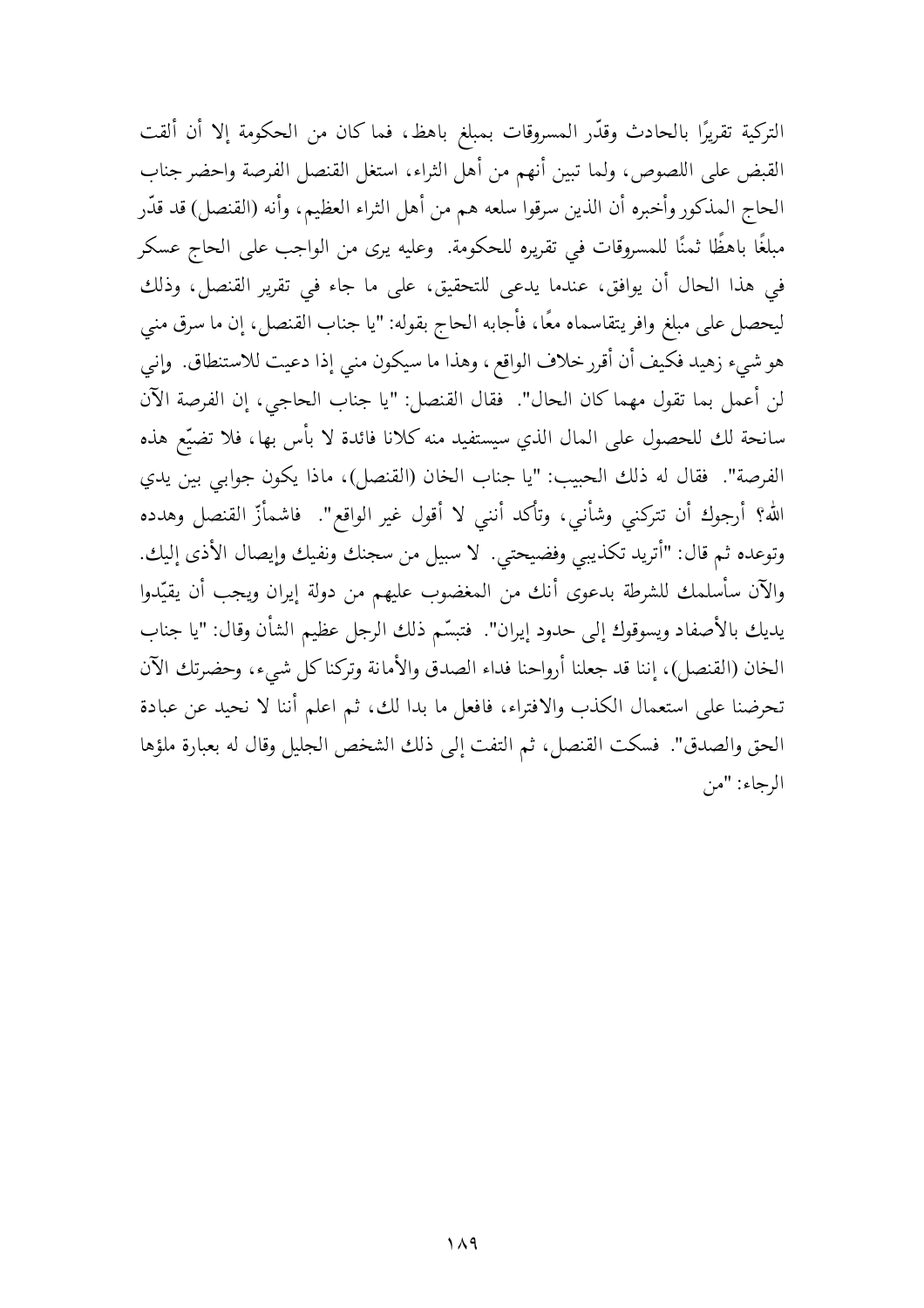التركية تقريرًا بالحادث وقدّر المسروقات بمبلغ باهظ، فما كان من الحكومة إلا أن ألقت القبض على اللصوص، ولما تبين أنهم من أهل الثراء، استغل القنصل الفرصة واحضر جناب الحاج المذكور وأخبره أن الذين سرقوا سلعه هم من أهل الثراء العظيم، وأنه (القنصل) قد قدّر مبلغًا باهظًا ثمنًا للمسروقات في تقريره للحكومة. وعليه يرى من الواجب على الحاج عسكر في هذا الحال أن يوافق، عندما يدعى للتحقيق، على ما جاء في تقرير القنصل، وذلك ليحصل على مبلغ وافر يتقاسماه معًا، فأجابه الحاج بقوله: "يا جناب القنصل، إن ما سرق مني هو شيء زهيد فكيف أن أقرر خلاف الواقع، وهذا ما سيكون مني إذا دعيت للاستنطاق. وإني لن أعمل بما تقول مهما كان الحال". فقال القنصل: "يا جناب الحاجي، إن الفرصة الآن سانحة لك للحصول على المال الذي سيستفيد منه كلانا فائدة لا بأس بها، فلا تضيّع هذه الفرصة". فقال له ذلك الحبيب: "يا جناب الخان (القنصل)، ماذا يكون جوابي بين يدي الله؟ أرجوك أن تتركني وشأني، وتأكد أنني لا أقول غير الواقع". فاشمأزّ القنصل وهدده وتوعده ثم قال: "أتريد تكذيبي وفضيحتي. لا سبيل من سجنك ونفيك وإيصال الأذى إليك. والآن سأسلمك للشرطة بدعوى أنك من المغضوب عليهم من دولة إيران ويجب أن يقيّدوا يديك بالأصفاد ويسوقوك إلى حدود إيران". فتبسّم ذلك الرجل عظيم الشأن وقال: "يا جناب الخان (القنصل)، إننا قد جعلنا أرواحنا فداء الصدق والأمانة وتركنا كل شيء، وحضرتك الآن تحرضنا على استعمال الكذب والافتراء، فافعل ما بدا لك، ثم اعلم أننا لا نحيد عن عبادة الحق والصدق". فسكت القنصل، ثم التفت إلى ذلك الشخص الجليل وقال له بعبارة ملؤها الرجاء: "من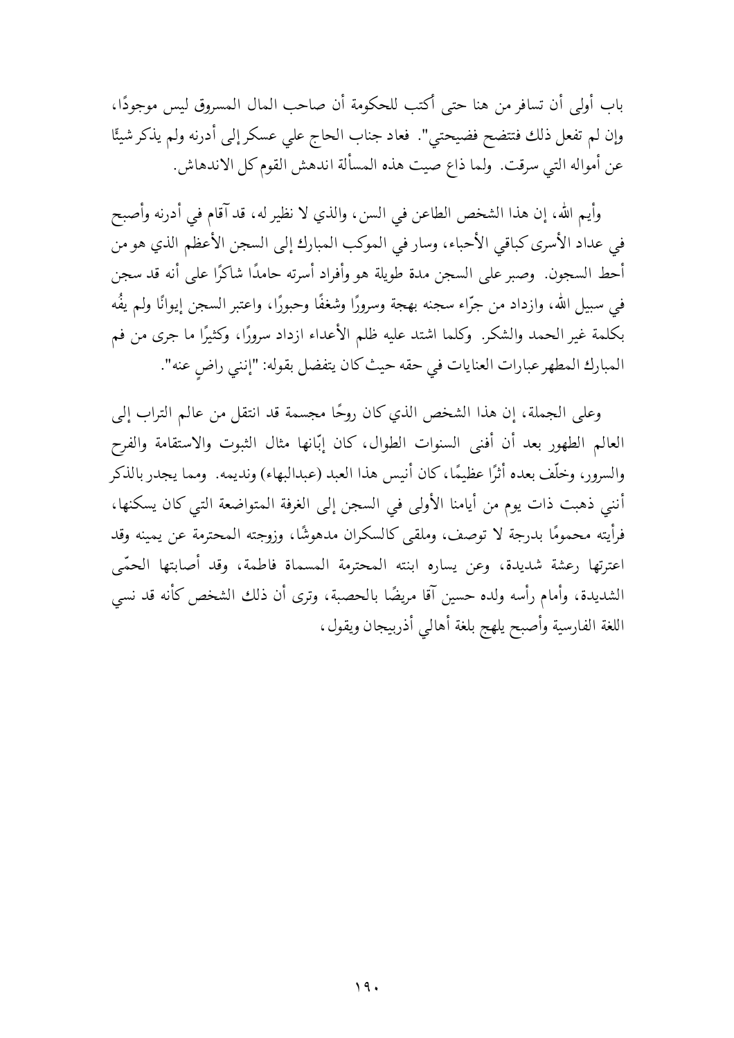باب أولى أن تسافر من هنا حتى أكتب للحكومة أن صاحب المال المسروق ليس موجودًا، وإن لم تفعل ذلك فتتضح فضيحتي". فعاد جناب الحاج علي عسكر إلى أدرنه ولم يذكر شيئًا عن أمواله التي سرقت. ولما ذاع صيت هذه المسألة اندهش القوم كل الاندهاش.

وأيم الله، إن هذا الشخص الطاعن في السن، والذي لا نظير له، قد آقام في أدرنه وأصبح في عداد الأسرى كباقي الأحباء، وسار في الموكب المبارك إلى السجن الأعظم الذي هو من أحط السجون. وصبر على السجن مدة طويلة هو وأفراد أسرته حامدًا شاكرًا على أنه قد سجن في سبيل الله، وازداد من جرّاء سجنه بهجة وسرورًا وشغفًا وحبورًا، واعتبر السجن إيوانًا ولم يفُه بكلمة غير الحمد والشكر. وكلما اشتد عليه ظلم الأعداء ازداد سرورًا، وكثيرًا ما جرى من فم المبارك المطهر عبارات العنايات في حقه حيث كان يتفضل بقوله: "إنني راضٍ عنه".

وعلى الجملة، إن هذا الشخص الذي كان روحًا مجسمة قد انتقل من عالم التراب إلى العالم الطهور بعد أن أفنى السنوات الطوال، كان إبّانها مثال الثبوت والاستقامة والفرح والسرور، وخلّف بعده أثرًا عظيمًا، كان أنيس هذا العبد (عبدالبهاء) ونديمه. ومما يجدر بالذكر أنني ذهبت ذات يوم من أيامنا الأولى في السجن إلى الغرفة المتواضعة التي كان يسكنها، فرأيته محمومًا بدرجة لا توصف، وملقى كالسكران مدهوشًا، وزوجته المحترمة عن يمينه وقد اعترتها رعشة شديدة، وعن يساره ابنته المحترمة المسماة فاطمة، وقد أصابتها الحمّى الشديدة، وأمام رأسه ولده حسين آقا مريضًا بالحصبة، وترى أن ذلك الشخص كأنه قد نسي اللغة الفارسية وأصبح يلهج بلغة أهالي أذربيجان ويقول،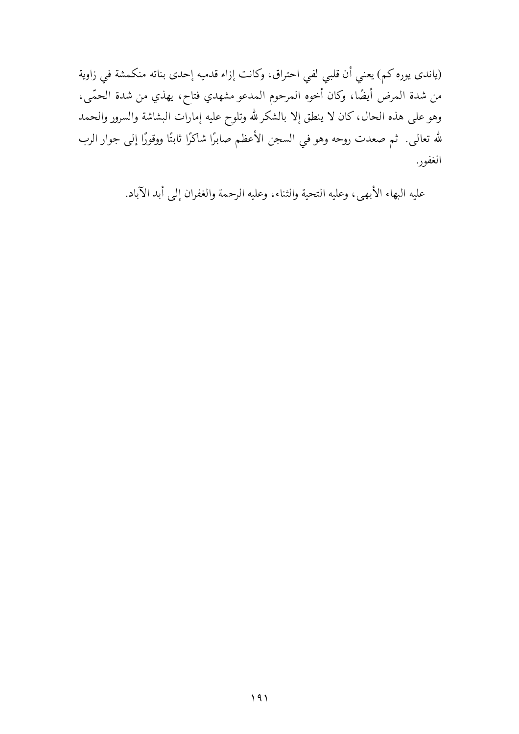(ياندى يوره كم) يعني أن قلبي لفي احتراق، وكانت إزاء قدميه إحدى بناته منكمشة في زاوية من شدة المرض أيضًا، وكان أخوه المرحوم المدعو مشهدي فتاح، يهذي من شدة الحمّى، وهو على هذه الحال، كان لا ينطق إلا بالشكر لله وتلوح عليه إمارات البشاشة والسرور والحمد لله تعالى. ثم صعدت روحه وهو في السجن الأعظم صابرًا شاكرًا ثابتًا ووقورًا إلى جوار الرب الغفور.

عليه البهاء الأبهى، وعليه التحية والثناء، وعليه الرحمة والغفران إلى أبد الآباد.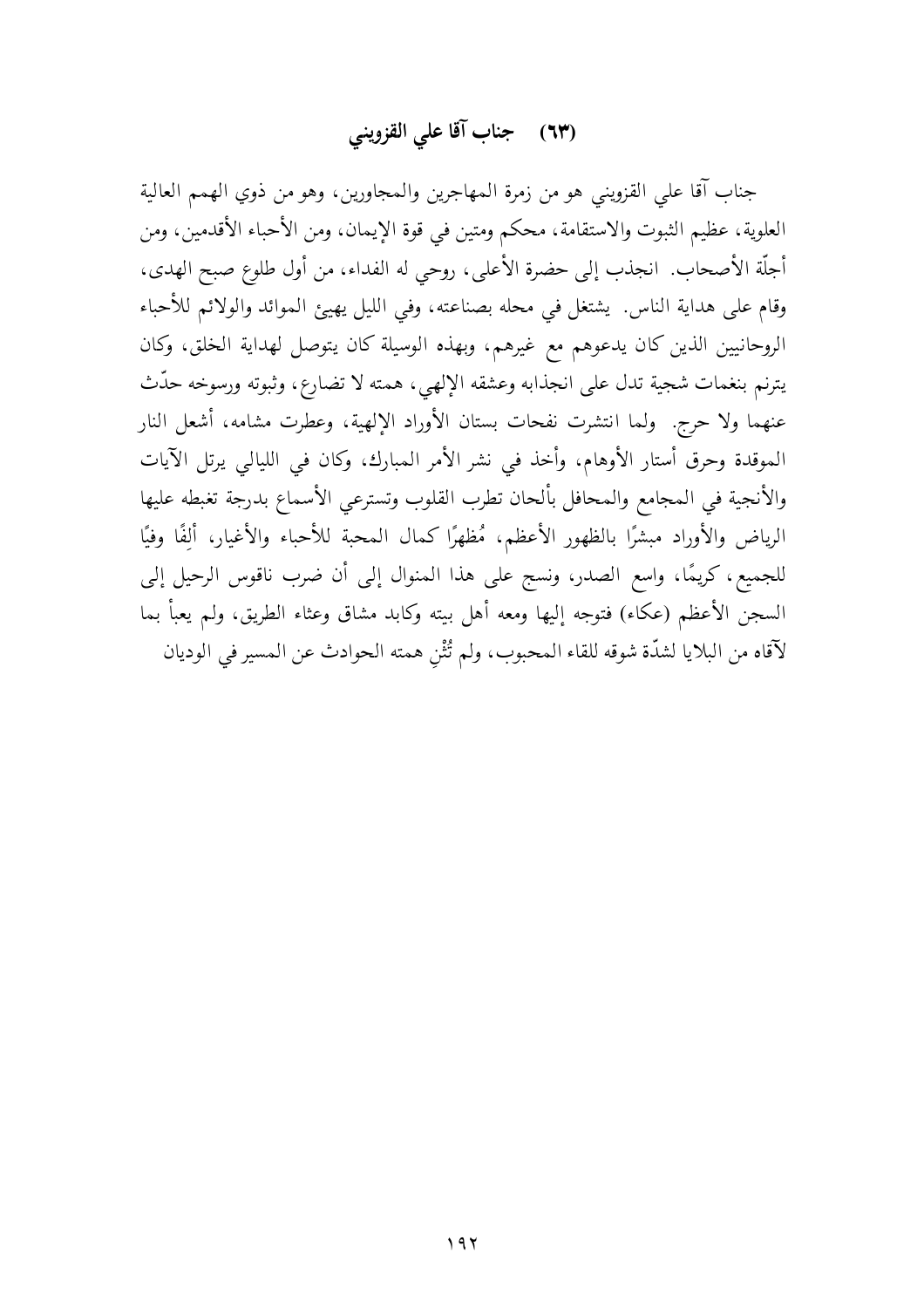## (٦٣) جناب آقا علي القزويني

جناب آقا علي القزويني هو من زمرة المهاجرين والمجاورين، وهو من ذوي الهمم العالية العلوية، عظيم الثبوت والاستقامة، محكم ومتين في قوة الإيمان، ومن الأحباء الأقدمين، ومن أجلّة الأصحاب. انجذب إلى حضرة الأعلى، روحي له الفداء، من أول طلوع صبح الهدى، وقام على هداية الناس. يشتغل في محله بصناعته، وفي الليل يهيئ الموائد والولائم للأحباء الروحانيين الذين كان يدعوهم مع غيرهم، وبهذه الوسيلة كان يتوصل لهداية الخلق، وكان يترنم بنغمات شجية تدل على انجذابه وعشقه الإلهي، همته لا تضارع، وثبوته ورسوخه حدّث عنهما ولا حرج. ولما انتشرت نفحات بستان الأوراد الإلهية، وعطرت مشامه، أشعل النار الموقدة وحرق أستار الأوهام، وأخذ في نشر الأمر المبارك، وكان في الليالي يرتل الآيات والأنجية في المجامع والمحافل بألحان تطرب القلوب وتسترعي الأسماع بدرجة تغبطه عليها الرياض والأوراد مبشرًا بالظهور الأعظم، مُظهرًا كمال المحبة للأحباء والأغيار، أَلِفًا وفيًا للجميع، كريمًا، واسع الصدر، ونسج على هذا المنوال إلى أن ضرب ناقوس الرحيل إلى السجن الأعظم (عكاء) فتوجه إليها ومعه أهل بيته وكابد مشاق وعثاء الطريق، ولم يعبأ بما لآقاه من البلايا لشدّة شوقه للقاء المحبوب، ولم تُثْنِ همته الحوادث عن المسير في الوديان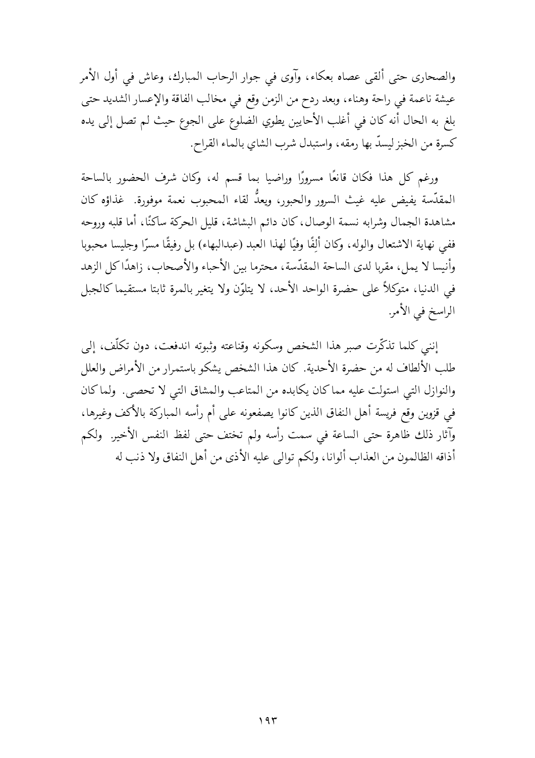والصحارى حتى ألقى عصاه بعكاء، وآوى في جوار الرحاب المبارك، وعاش في أول الأمر عيشة ناعمة في راحة وهناء، وبعد ردح من الزمن وقع في مخالب الفاقة والإعسار الشديد حتى بلغ به الحال أنه كان في أغلب الأحايين يطوي الضلوع على الجوع حيث لم تصل إلى يده كسرة من الخبز ليسدّ بها رمقه، واستبدل شرب الشاي بالماء القراح.

ورغم كل هذا فكان قانعًا مسرورًا وراضيا بما قسم له، وكان شرف الحضور بالساحة المقدّسة يفيض عليه غيث السرور والحبور، ويعدُّ لقاء المحبوب نعمة موفورة. غذاؤه كان مشاهدة الجمال وشرابه نسمة الوصال، كان دائم البشاشة، قليل الحركة ساكنًا، أما قلبه وروحه ففي نهاية الاشتعال والوله، وكان أَلِفًا وفيًا لهذا العبد (عبدالبهاء) بل رفيقًا مسرّا وجليسا محبوبا وأنيسا لا يمل، مقربا لدى الساحة المقدّسة، محترما بين الأحباء والأصحاب، زاهدًا كل الزهد في الدنيا، متوكلاً على حضرة الواحد الأحد، لا يتلوّن ولا يتغير بالمرة ثابتا مستقيما كالجبل الراسخ في الأمر.

إنني كلما تذكّرت صبر هذا الشخص وسكونه وقناعته وثبوته اندفعت، دون تكلّف، إلى طلب الألطاف له من حضرة الأحدية. كان هذا الشخص يشكو باستمرار من الأمراض والعلل والنوازل التي استولت عليه مما كان يكابده من المتاعب والمشاق التي لا تحصى. ولما كان في قزوين وقع فريسة أهل النفاق الذين كانوا يصفعونه على أم رأسه المباركة بالأكف وغيرها، وآثار ذلك ظاهرة حتى الساعة في سمت رأسه ولم تختف حتى لفظ النفس الأخير. ولكم أذاقه الظالمون من العذاب ألوانا، ولكم توالى عليه الأذى من أهل النفاق ولا ذنب له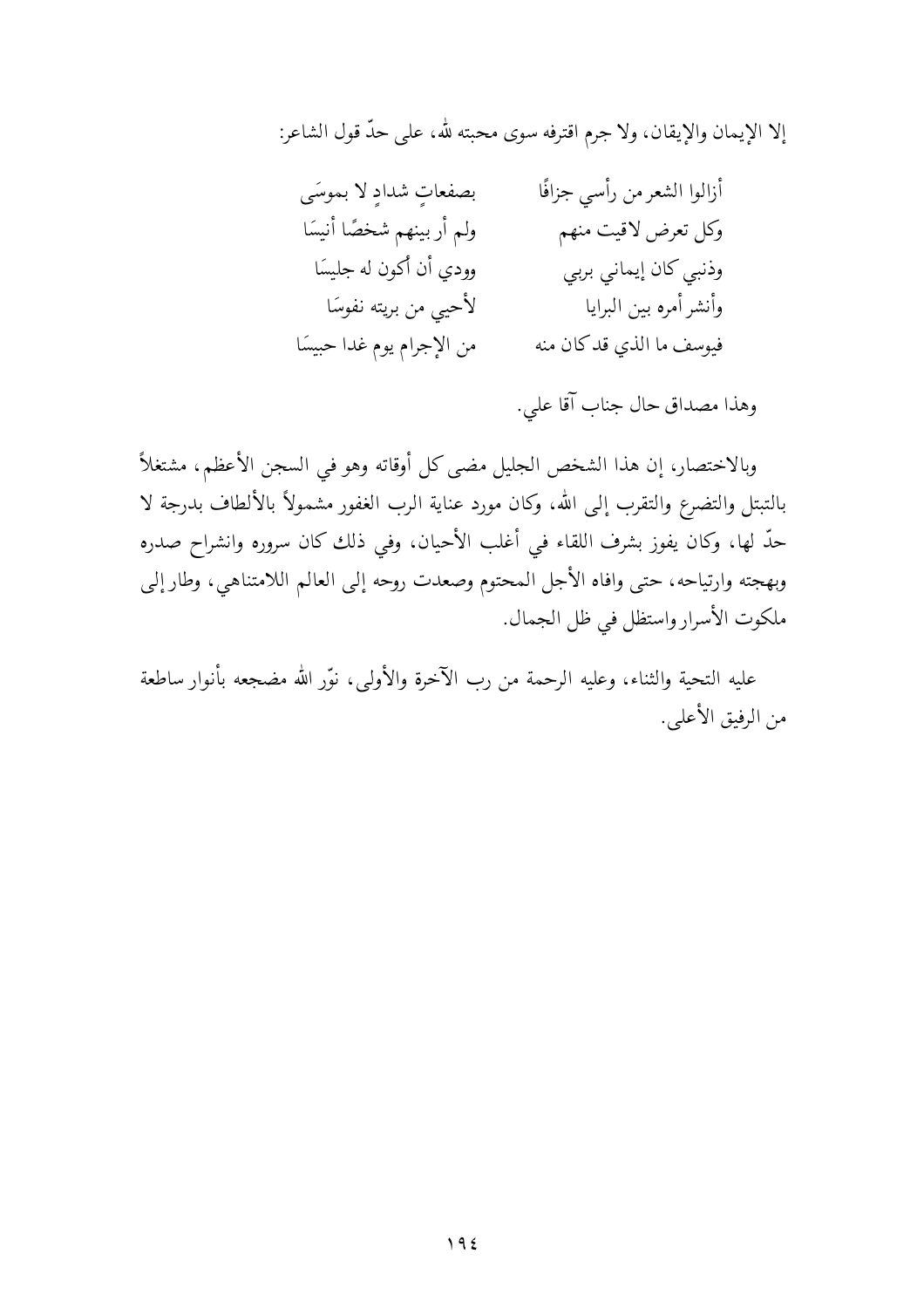إلا الإيمان والإيقان، ولا جرم اقترفه سوى محبته لله، على حدّ قول الشاعر:

أزالوا الشعر من رأسي جزافًا ... بصفعاتٍ شدادٍ لا بموسَى
وكل تعرض لاقيت منهم ... ولم أر بينهم شخصًا أنيسَا
وذنبي كان إيماني بربي ... وودي أن أكون له جليسَا
وأنشر أمره بين البرايا ... لأحيي من بريته نفوسَا
فيوسف ما الذي قد كان منه ... من الإجرام يوم غدا حبيسَا

وهذا مصداق حال جناب آقا علي.

وبالاختصار، إن هذا الشخص الجليل مضى كل أوقاته وهو في السجن الأعظم، مشتغلاً بالتبتل والتضرع والتقرب إلى الله، وكان مورد عناية الرب الغفور مشمولاً بالألطاف بدرجة لا حدّ لها، وكان يفوز بشرف اللقاء في أغلب الأحيان، وفي ذلك كان سروره وانشراح صدره وبهجته وارتياحه، حتى وافاه الأجل المحتوم وصعدت روحه إلى العالم اللامتناهي، وطار إلى ملكوت الأسرار واستظل في ظل الجمال.

عليه التحية والثناء، وعليه الرحمة من رب الآخرة والأولى، نوّر الله مضجعه بأنوار ساطعة من الرفيق الأعلى.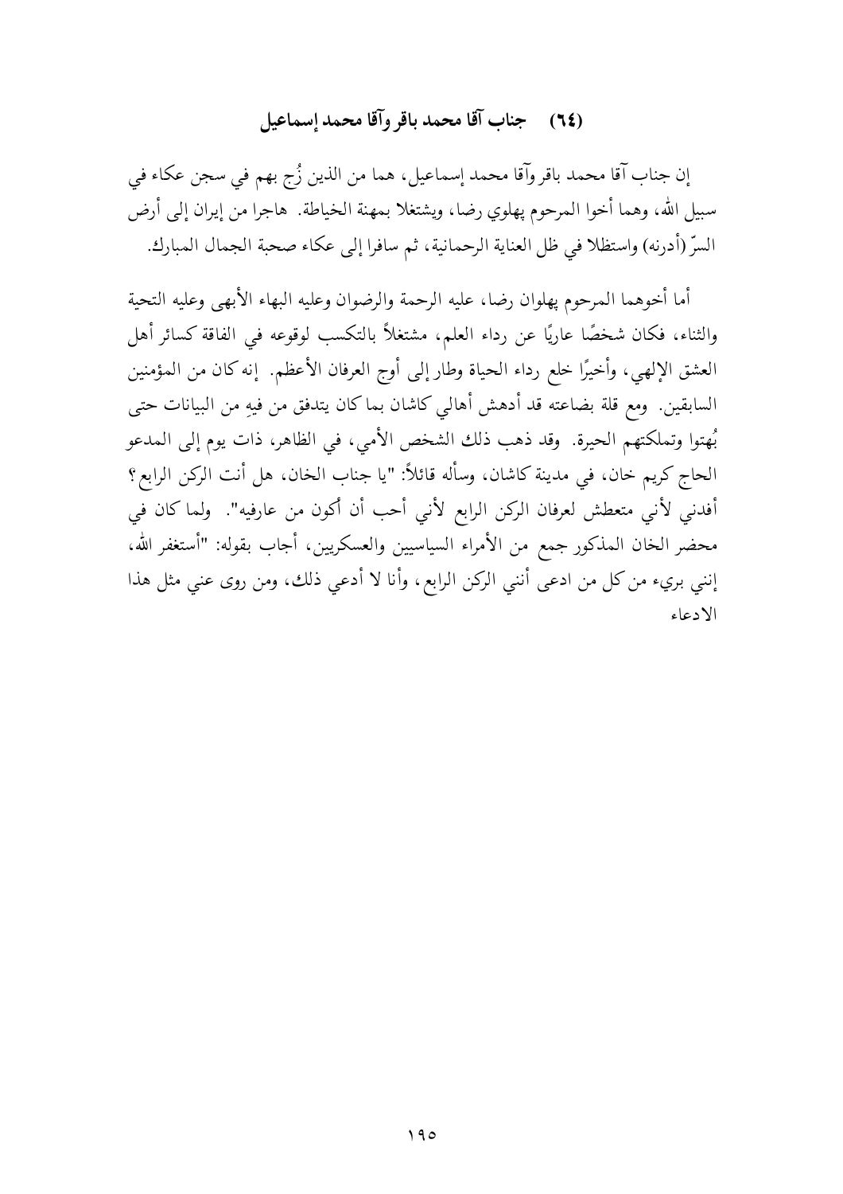## (٦٤) جناب آقا محمد باقر وآقا محمد إسماعيل

إن جناب آقا محمد باقر وآقا محمد إسماعيل، هما من الذين زُج بهم في سجن عكاء في سبيل الله، وهما أخوا المرحوم پهلوي رضا، ويشتغلا بمهنة الخياطة. هاجرا من إيران إلى أرض السرّ (أدرنه) واستظلا في ظل العناية الرحمانية، ثم سافرا إلى عكاء صحبة الجمال المبارك.

أما أخوهما المرحوم پهلوان رضا، عليه الرحمة والرضوان وعليه البهاء الأبهى وعليه التحية والثناء، فكان شخصًا عاريًا عن رداء العلم، مشتغلاً بالتكسب لوقوعه في الفاقة كسائر أهل العشق الإلهي، وأخيرًا خلع رداء الحياة وطار إلى أوج العرفان الأعظم. إنه كان من المؤمنين السابقين. ومع قلة بضاعته قد أدهش أهالي كاشان بما كان يتدفق من فيهِ من البيانات حتى بُهتوا وتملكتهم الحيرة. وقد ذهب ذلك الشخص الأمي، في الظاهر، ذات يوم إلى المدعو الحاج كريم خان، في مدينة كاشان، وسأله قائلاً: "يا جناب الخان، هل أنت الركن الرابع؟ أفدني لأني متعطش لعرفان الركن الرابع لأني أحب أن أكون من عارفيه". ولما كان في محضر الخان المذكور جمع من الأمراء السياسيين والعسكريين، أجاب بقوله: "أستغفر الله، إنني بريء من كل من ادعى أنني الركن الرابع، وأنا لا أدعي ذلك، ومن روى عني مثل هذا الادعاء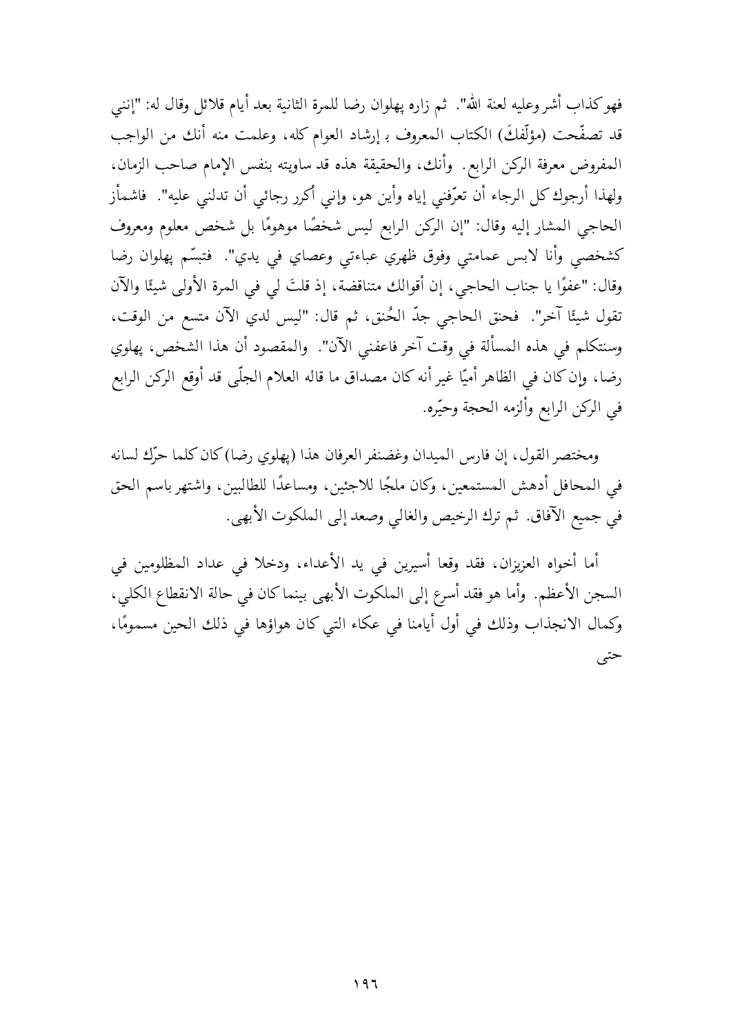فهو كذاب أشر وعليه لعنة الله". ثم زاره پهلوان رضا للمرة الثانية بعد أيام قلائل وقال له: "إنني قد تصفّحت (مؤلّفكَ) الكتاب المعروف بـ إرشاد العوام كله، وعلمت منه أنك من الواجب المفروض معرفة الركن الرابع. وأنك، والحقيقة هذه قد ساويته بنفس الإمام صاحب الزمان، ولهذا أرجوك كل الرجاء أن تعرّفني إياه وأين هو، وإني أكرر رجائي أن تدلني عليه". فاشمأز الحاجي المشار إليه وقال: "إن الركن الرابع ليس شخصًا موهومًا بل شخص معلوم ومعروف كشخصي وأنا لابس عمامتي وفوق ظهري عباءتي وعصاي في يدي". فتبسّم پهلوان رضا وقال: "عفوًا يا جناب الحاجي، إن أقوالك متناقضة، إذ قلتَ لي في المرة الأولى شيئًا والآن تقول شيئًا آخر". فحنق الحاجي جدّ الحُنق، ثم قال: "ليس لدي الآن متسع من الوقت، وسنتكلم في هذه المسألة في وقت آخر فاعفني الآن". والمقصود أن هذا الشخص، پهلوي رضا، وإن كان في الظاهر أميًّا غير أنه كان مصداق ما قاله العلام الجلّى قد أوقع الركن الرابع في الركن الرابع وألزمه الحجة وحيّره.

ومختصر القول، إن فارس الميدان وغضنفر العرفان هذا (پهلوي رضا) كان كلما حرّك لسانه في المحافل أدهش المستمعين، وكان ملجًا للاجئين، ومساعدًا للطالبين، واشتهر باسم الحق في جميع الآفاق. ثم ترك الرخيص والغالي وصعد إلى الملكوت الأبهى.

أما أخواه العزيزان، فقد وقعا أسيرين في يد الأعداء، ودخلا في عداد المظلومين في السجن الأعظم. وأما هو فقد أسرع إلى الملكوت الأبهى بينما كان في حالة الانقطاع الكلي، وكمال الانجذاب وذلك في أول أيامنا في عكاء التي كان هواؤها في ذلك الحين مسمومًا، حتى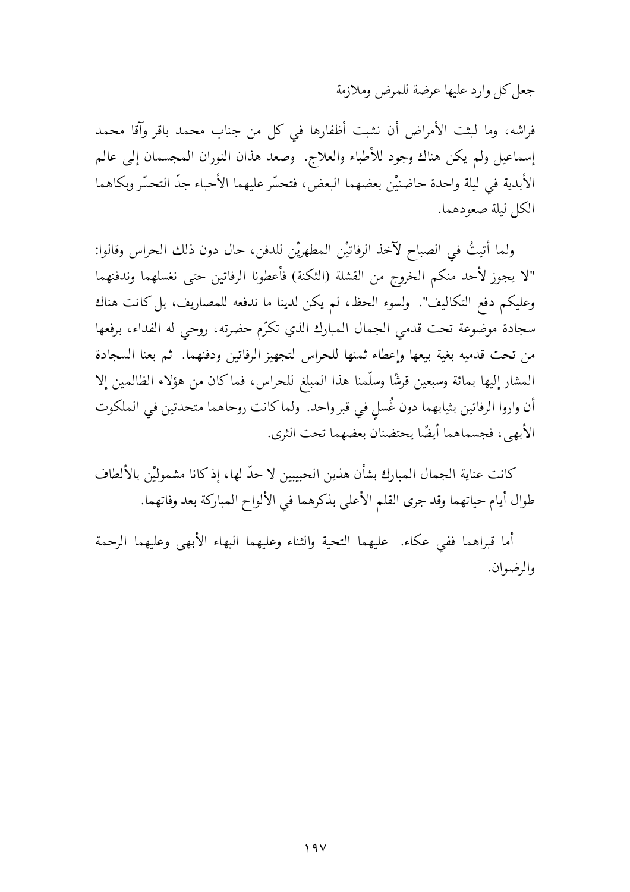جعل كل وارد عليها عرضة للمرض وملازمة فراشه، وما لبثت الأمراض أن نشبت أظفارها في كل من جناب محمد باقر وآقا محمد إسماعيل ولم يكن هناك وجود للأطباء والعلاج. وصعد هذان النوران المجسمان إلى عالم الأبدية في ليلة واحدة حاضنيْن بعضهما البعض، فتحسّر عليهما الأحباء جدّ التحسّر وبكاهما الكل ليلة صعودهما.

ولما أتيتُ في الصباح لآخذ الرفاتيْن المطهريْن للدفن، حال دون ذلك الحراس وقالوا: "لا يجوز لأحد منكم الخروج من القشلة (الثكنة) فأعطونا الرفاتين حتى نغسلهما وندفنهما وعليكم دفع التكاليف". ولسوء الحظ، لم يكن لدينا ما ندفعه للمصاريف، بل كانت هناك سجادة موضوعة تحت قدمي الجمال المبارك الذي تكرّم حضرته، روحي له الفداء، برفعها من تحت قدميه بغية بيعها وإعطاء ثمنها للحراس لتجهيز الرفاتين ودفنهما. ثم بعنا السجادة المشار إليها بمائة وسبعين قرشًا وسلّمنا هذا المبلغ للحراس، فما كان من هؤلاء الظالمين إلا أن واروا الرفاتين بثيابهما دون غُسلٍ في قبر واحد. ولما كانت روحاهما متحدتين في الملكوت الأبهى، فجسماهما أيضًا يحتضنان بعضهما تحت الثرى.

كانت عناية الجمال المبارك بشأن هذين الحبيبين لا حدّ لها، إذ كانا مشموليْن بالألطاف طوال أيام حياتهما وقد جرى القلم الأعلى بذكرهما في الألواح المباركة بعد وفاتهما.

أما قبراهما ففي عكاء. عليهما التحية والثناء وعليهما البهاء الأبهى وعليهما الرحمة والرضوان.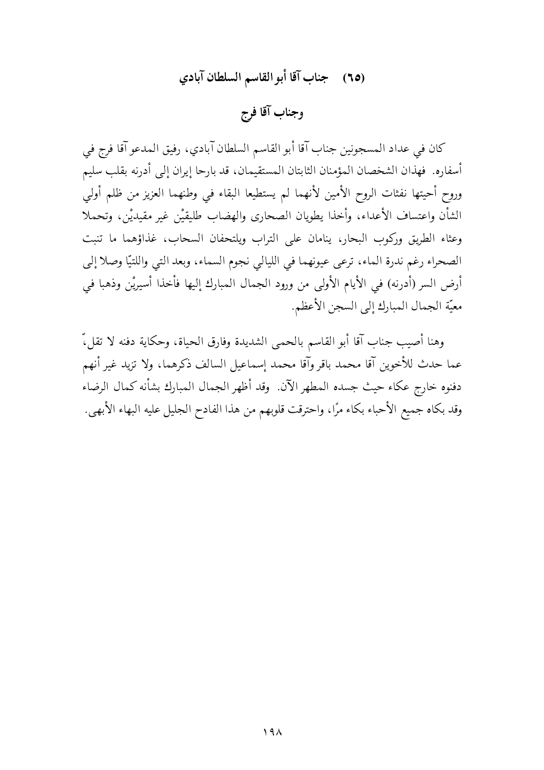## (٦٥) جناب آقا أبو القاسم السلطان آبادي

## وجناب آقا فرج

كان في عداد المسجونين جناب آقا أبو القاسم السلطان آبادي، رفيق المدعو آقا فرج في أسفاره. فهذان الشخصان المؤمنان الثابتان المستقيمان، قد بارحا إيران إلى أدرنه بقلب سليم وروح أحيتها نفثات الروح الأمين لأنهما لم يستطيعا البقاء في وطنهما العزيز من ظلم أولي الشأن واعتساف الأعداء، وأخذا يطويان الصحارى والهضاب طليقيْن غير مقيديْن، وتحملا وعثاء الطريق وركوب البحار، ينامان على التراب ويلتحفان السحاب، غذاؤهما ما تنبت الصحراء رغم ندرة الماء، ترعى عيونهما في الليالي نجوم السماء، وبعد التي واللتيّا وصلا إلى أرض السر (أدرنه) في الأيام الأولى من ورود الجمال المبارك إليها فأخذا أسيريْن وذهبا في معيّة الجمال المبارك إلى السجن الأعظم.

وهنا أصيب جناب آقا أبو القاسم بالحمى الشديدة وفارق الحياة، وحكاية دفنه لا تقلّ عما حدث للأخوين آقا محمد باقر وآقا محمد إسماعيل السالف ذكرهما، ولا تزيد غير أنهم دفنوه خارج عكاء حيث جسده المطهر الآن. وقد أظهر الجمال المبارك بشأنه كمال الرضاء وقد بكاه جميع الأحباء بكاء مرًا، واحترقت قلوبهم من هذا الفادح الجليل عليه البهاء الأبهى.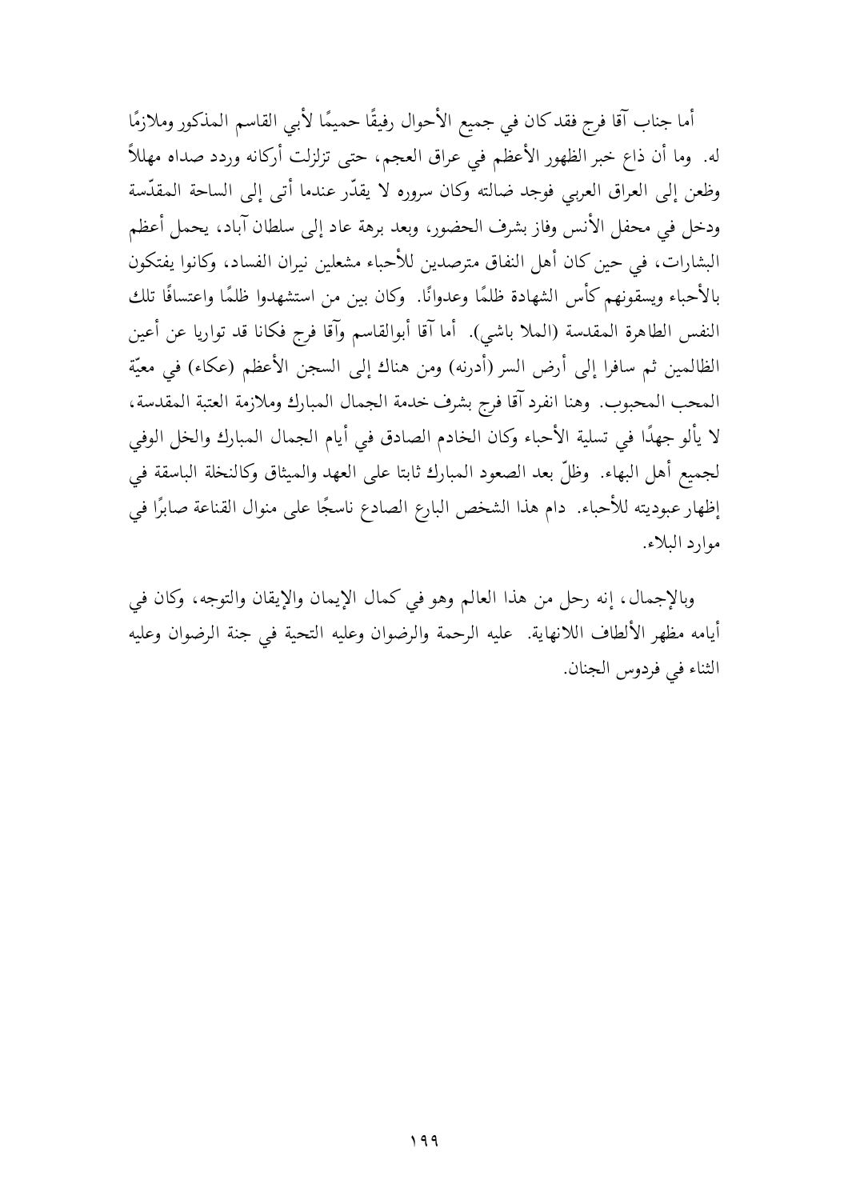أما جناب آقا فرج فقد كان في جميع الأحوال رفيقًا حميمًا لأبي القاسم المذكور وملازمًا له. وما أن ذاع خبر الظهور الأعظم في عراق العجم، حتى تزلزلت أركانه وردد صداه مهللاً وظعن إلى العراق العربي فوجد ضالته وكان سروره لا يقدّر عندما أتى إلى الساحة المقدّسة ودخل في محفل الأنس وفاز بشرف الحضور، وبعد برهة عاد إلى سلطان آباد، يحمل أعظم البشارات، في حين كان أهل النفاق مترصدين للأحباء مشعلين نيران الفساد، وكانوا يفتكون بالأحباء ويسقونهم كأس الشهادة ظلمًا وعدوانًا. وكان بين من استشهدوا ظلمًا واعتسافًا تلك النفس الطاهرة المقدسة (الملا باشي). أما آقا أبوالقاسم وآقا فرج فكانا قد تواريا عن أعين الظالمين ثم سافرا إلى أرض السر (أدرنه) ومن هناك إلى السجن الأعظم (عكاء) في معيّة المحب المحبوب. وهنا انفرد آقا فرج بشرف خدمة الجمال المبارك وملازمة العتبة المقدسة، لا يألو جهدًا في تسلية الأحباء وكان الخادم الصادق في أيام الجمال المبارك والخل الوفي لجميع أهل البهاء. وظلّ بعد الصعود المبارك ثابتا على العهد والميثاق وكالنخلة الباسقة في إظهار عبوديته للأحباء. دام هذا الشخص البارع الصادع ناسجًا على منوال القناعة صابرًا في موارد البلاء.

وبالإجمال، إنه رحل من هذا العالم وهو في كمال الإيمان والإيقان والتوجه، وكان في أيامه مظهر الألطاف اللانهاية. عليه الرحمة والرضوان وعليه التحية في جنة الرضوان وعليه الثناء في فردوس الجنان.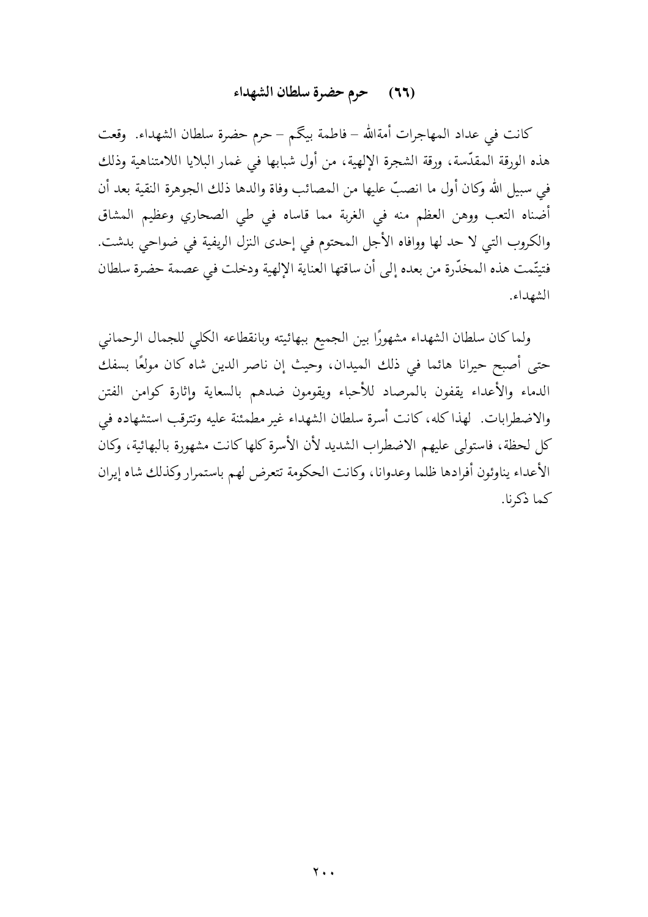## (٦٦) حرم حضرة سلطان الشهداء

كانت في عداد المهاجرات أمةالله – فاطمة بيگم – حرم حضرة سلطان الشهداء. وقعت هذه الورقة المقدّسة، ورقة الشجرة الإلهية، من أول شبابها في غمار البلايا اللامتناهية وذلك في سبيل الله وكان أول ما انصبّ عليها من المصائب وفاة والدها ذلك الجوهرة النقية بعد أن أضناه التعب ووهن العظم منه في الغربة مما قاساه في طي الصحاري وعظيم المشاق والكروب التي لا حد لها ووافاه الأجل المحتوم في إحدى النزل الريفية في ضواحي بدشت. فتيتّمت هذه المخدّرة من بعده إلى أن ساقتها العناية الإلهية ودخلت في عصمة حضرة سلطان الشهداء.

ولما كان سلطان الشهداء مشهورًا بين الجميع ببهائيته وبانقطاعه الكلي للجمال الرحماني حتى أصبح حيرانا هائما في ذلك الميدان، وحيث إن ناصر الدين شاه كان مولعًا بسفك الدماء والأعداء يقفون بالمرصاد للأحباء ويقومون ضدهم بالسعاية وإثارة كوامن الفتن والاضطرابات. لهذا كله، كانت أسرة سلطان الشهداء غير مطمئنة عليه وتترقب استشهاده في كل لحظة، فاستولى عليهم الاضطراب الشديد لأن الأسرة كلها كانت مشهورة بالبهائية، وكان الأعداء يناوئون أفرادها ظلما وعدوانا، وكانت الحكومة تتعرض لهم باستمرار وكذلك شاه إيران كما ذكرنا.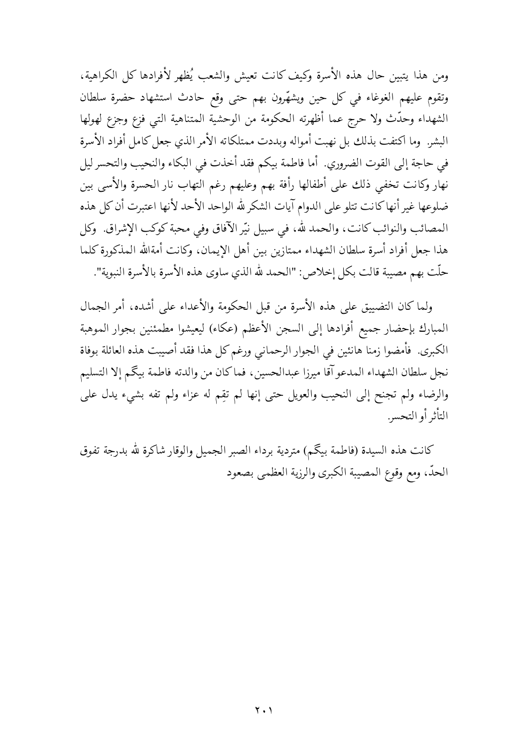ومن هذا يتبين حال هذه الأسرة وكيف كانت تعيش والشعب يُظهر لأفرادها كل الكراهية، وتقوم عليهم الغوغاء في كل حين ويشهّرون بهم حتى وقع حادث استشهاد حضرة سلطان الشهداء وحدّث ولا حرج عما أظهرته الحكومة من الوحشية المتناهية التي فزع وجزع لهولها البشر. وما اكتفت بذلك بل نهبت أمواله وبددت ممتلكاته الأمر الذي جعل كامل أفراد الأسرة في حاجة إلى القوت الضروري. أما فاطمة بيكم فقد أخذت في البكاء والنحيب والتحسر ليل نهار وكانت تخفي ذلك على أطفالها رأفة بهم وعليهم رغم التهاب نار الحسرة والأسى بين ضلوعها غير أنها كانت تتلو على الدوام آيات الشكر لله الواحد الأحد لأنها اعتبرت أن كل هذه المصائب والنوائب كانت، والحمد لله، في سبيل نيّر الآفاق وفي محبة كوكب الإشراق. وكل هذا جعل أفراد أسرة سلطان الشهداء ممتازين بين أهل الإيمان، وكانت أمةالله المذكورة كلما حلّت بهم مصيبة قالت بكل إخلاص: "الحمد لله الذي ساوى هذه الأسرة بالأسرة النبوية".

ولما كان التضييق على هذه الأسرة من قبل الحكومة والأعداء على أشده، أمر الجمال المبارك بإحضار جميع أفرادها إلى السجن الأعظم (عكاء) ليعيشوا مطمئنين بجوار الموهبة الكبرى. فأمضوا زمنا هانئين في الجوار الرحماني ورغم كل هذا فقد أصيبت هذه العائلة بوفاة نجل سلطان الشهداء المدعو آقا ميرزا عبدالحسين، فما كان من والدته فاطمة بيگم إلا التسليم والرضاء ولم تجنح إلى النحيب والعويل حتى إنها لم تقِم له عزاء ولم تفه بشيء يدل على التأثر أو التحسر.

كانت هذه السيدة (فاطمة بيگم) متردية برداء الصبر الجميل والوقار شاكرة لله بدرجة تفوق الحدّ، ومع وقوع المصيبة الكبرى والرزية العظمى بصعود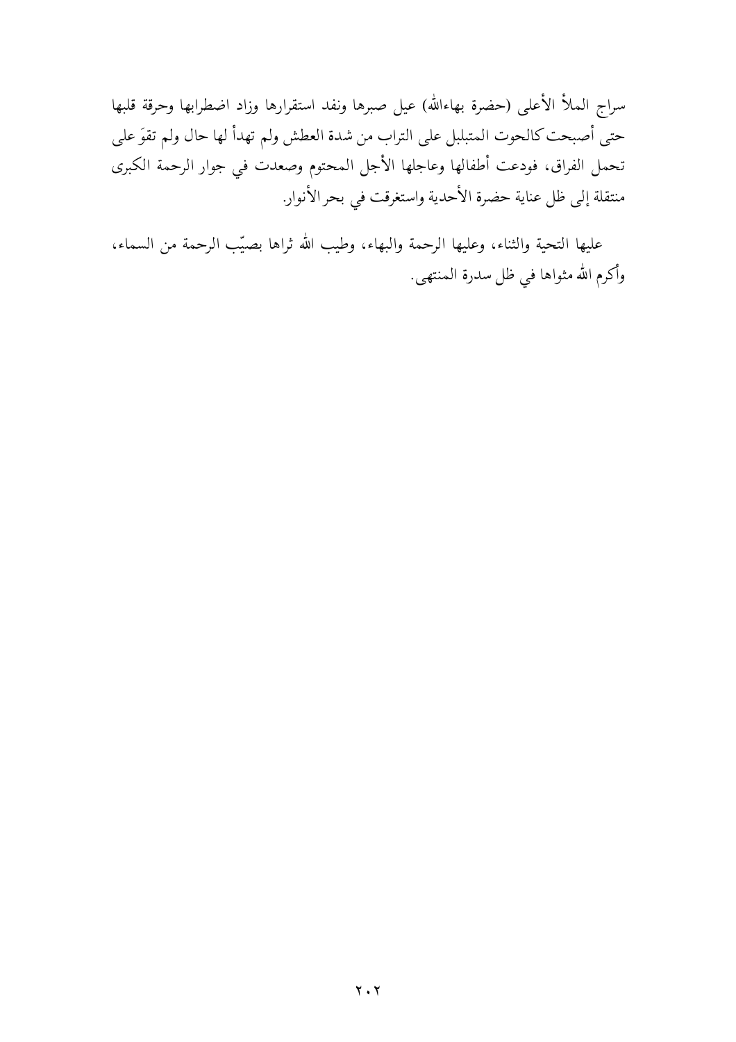سراج الملأ الأعلى (حضرة بهاءالله) عيل صبرها ونفد استقرارها وزاد اضطرابها وحرقة قلبها حتى أصبحت كالحوت المتبلبل على التراب من شدة العطش ولم تهدأ لها حال ولم تقوَ على تحمل الفراق، فودعت أطفالها وعاجلها الأجل المحتوم وصعدت في جوار الرحمة الكبرى منتقلة إلى ظل عناية حضرة الأحدية واستغرقت في بحر الأنوار.

عليها التحية والثناء، وعليها الرحمة والبهاء، وطيب الله ثراها بصيّب الرحمة من السماء، وأكرم الله مثواها في ظل سدرة المنتهى.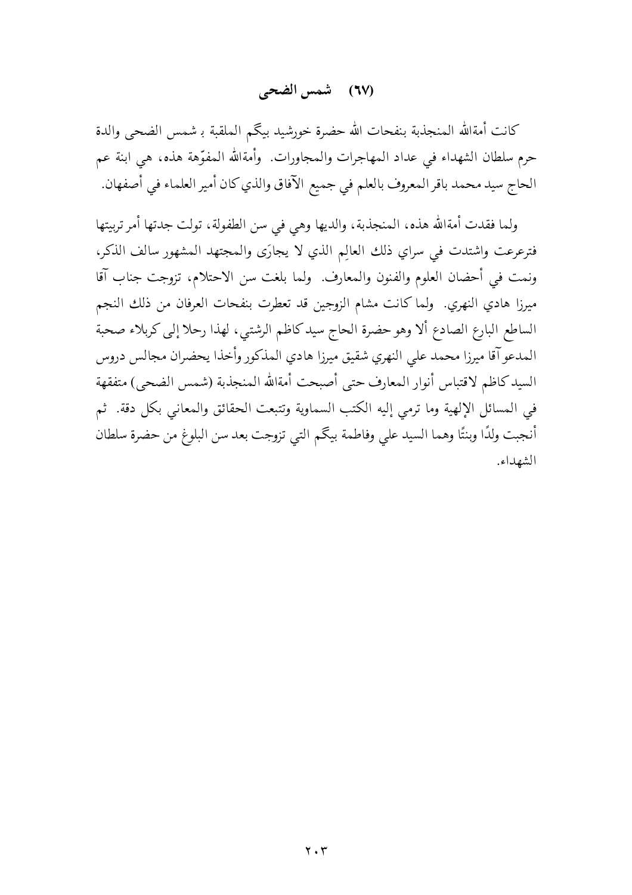## (٦٧) شمس الضحى

كانت أمةالله المنجذبة بنفحات الله حضرة خورشيد بيگم الملقبة بـ شمس الضحى والدة حرم سلطان الشهداء في عداد المهاجرات والمجاورات. وأمةالله المفوّهة هذه، هي ابنة عم الحاج سيد محمد باقر المعروف بالعلم في جميع الآفاق والذي كان أمير العلماء في أصفهان.

ولما فقدت أمةالله هذه، المنجذبة، والديها وهي في سن الطفولة، تولت جدتها أمر تربيتها فترعرعت واشتدت في سراي ذلك العالِم الذي لا يجارَى والمجتهد المشهور سالف الذكر، ونمت في أحضان العلوم والفنون والمعارف. ولما بلغت سن الاحتلام، تزوجت جناب آقا ميرزا هادي النهري. ولما كانت مشام الزوجين قد تعطرت بنفحات العرفان من ذلك النجم الساطع البارع الصادع ألا وهو حضرة الحاج سيد كاظم الرشتي، لهذا رحلا إلى كربلاء صحبة المدعو آقا ميرزا محمد علي النهري شقيق ميرزا هادي المذكور وأخذا يحضران مجالس دروس السيد كاظم لاقتباس أنوار المعارف حتى أصبحت أمةالله المنجذبة (شمس الضحى) متفقهة في المسائل الإلهية وما ترمي إليه الكتب السماوية وتتبعت الحقائق والمعاني بكل دقة. ثم أنجبت ولدًا وبنتًا وهما السيد علي وفاطمة بيگم التي تزوجت بعد سن البلوغ من حضرة سلطان الشهداء.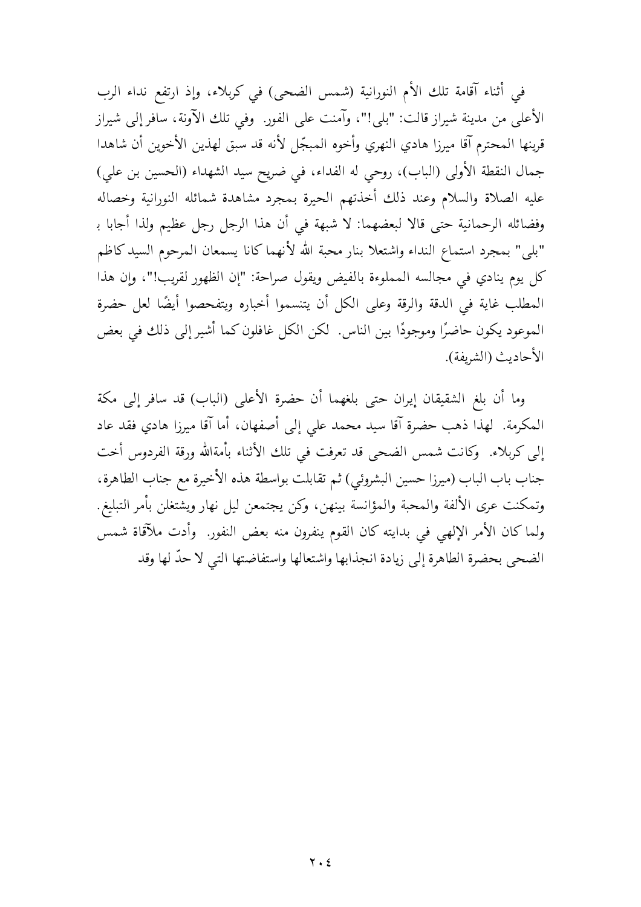في أثناء آقامة تلك الأم النورانية (شمس الضحى) في كربلاء، وإذ ارتفع نداء الرب الأعلى من مدينة شيراز قالت: "بلى!"، وآمنت على الفور. وفي تلك الآونة، سافر إلى شيراز قرينها المحترم آقا ميرزا هادي النهري وأخوه المبجّل لأنه قد سبق لهذين الأخوين أن شاهدا جمال النقطة الأولى (الباب)، روحي له الفداء، في ضريح سيد الشهداء (الحسين بن علي) عليه الصلاة والسلام وعند ذلك أخذتهم الحيرة بمجرد مشاهدة شمائله النورانية وخصاله وفضائله الرحمانية حتى قالا لبعضهما: لا شبهة في أن هذا الرجل رجل عظيم ولذا أجابا بـ "بلى" بمجرد استماع النداء واشتعلا بنار محبة الله لأنهما كانا يسمعان المرحوم السيد كاظم كل يوم ينادي في مجالسه المملوءة بالفيض ويقول صراحة: "إن الظهور لقريب!"، وإن هذا المطلب غاية في الدقة والرقة وعلى الكل أن يتنسموا أخباره ويتفحصوا أيضًا لعل حضرة الموعود يكون حاضرًا وموجودًا بين الناس. لكن الكل غافلون كما أشير إلى ذلك في بعض الأحاديث (الشريفة).

وما أن بلغ الشقيقان إيران حتى بلغهما أن حضرة الأعلى (الباب) قد سافر إلى مكة المكرمة. لهذا ذهب حضرة آقا سيد محمد علي إلى أصفهان، أما آقا ميرزا هادي فقد عاد إلى كربلاء. وكانت شمس الضحى قد تعرفت في تلك الأثناء بأمةالله ورقة الفردوس أخت جناب باب الباب (ميرزا حسين البشروئي) ثم تقابلت بواسطة هذه الأخيرة مع جناب الطاهرة، وتمكنت عرى الألفة والمحبة والمؤانسة بينهن، وكن يجتمعن ليل نهار ويشتغلن بأمر التبليغ. ولما كان الأمر الإلهي في بدايته كان القوم ينفرون منه بعض النفور. وأدت ملآقاة شمس الضحى بحضرة الطاهرة إلى زيادة انجذابها واشتعالها واستفاضتها التي لا حدّ لها وقد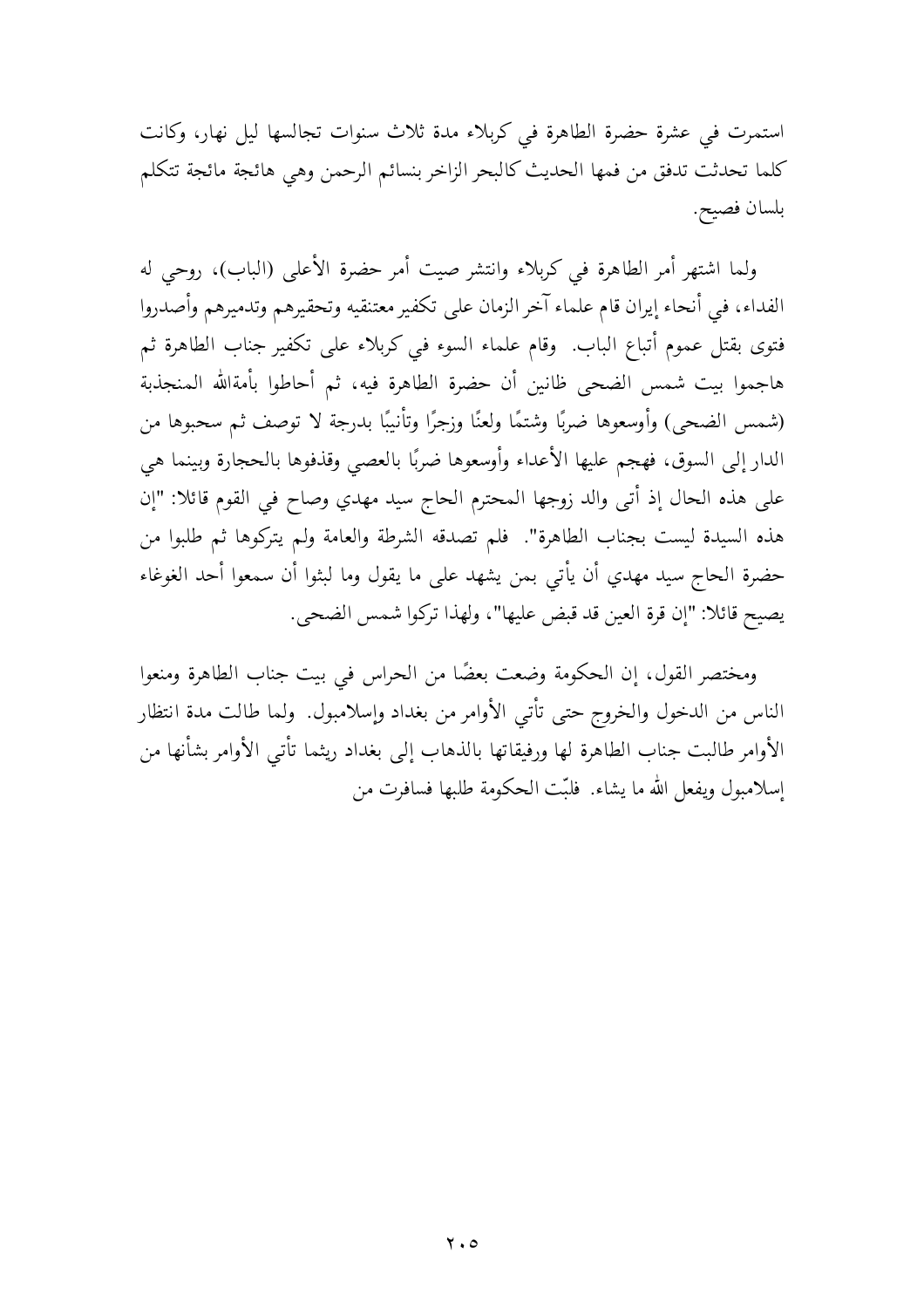استمرت في عشرة حضرة الطاهرة في كربلاء مدة ثلاث سنوات تجالسها ليل نهار، وكانت كلما تحدثت تدفق من فمها الحديث كالبحر الزاخر بنسائم الرحمن وهي هائجة مائجة تتكلم بلسان فصيح.

ولما اشتهر أمر الطاهرة في كربلاء وانتشر صيت أمر حضرة الأعلى (الباب)، روحي له الفداء، في أنحاء إيران قام علماء آخر الزمان على تكفير معتنقيه وتحقيرهم وتدميرهم وأصدروا فتوى بقتل عموم أتباع الباب. وقام علماء السوء في كربلاء على تكفير جناب الطاهرة ثم هاجموا بيت شمس الضحى ظانين أن حضرة الطاهرة فيه، ثم أحاطوا بأمةالله المنجذبة (شمس الضحى) وأوسعوها ضربًا وشتمًا ولعنًا وزجرًا وتأنيبًا بدرجة لا توصف ثم سحبوها من الدار إلى السوق، فهجم عليها الأعداء وأوسعوها ضربًا بالعصي وقذفوها بالحجارة وبينما هي على هذه الحال إذ أتى والد زوجها المحترم الحاج سيد مهدي وصاح في القوم قائلا: "إن هذه السيدة ليست بجناب الطاهرة". فلم تصدقه الشرطة والعامة ولم يتركوها ثم طلبوا من حضرة الحاج سيد مهدي أن يأتي بمن يشهد على ما يقول وما لبثوا أن سمعوا أحد الغوغاء يصيح قائلا: "إن قرة العين قد قبض عليها"، ولهذا تركوا شمس الضحى.

ومختصر القول، إن الحكومة وضعت بعضًا من الحراس في بيت جناب الطاهرة ومنعوا الناس من الدخول والخروج حتى تأتي الأوامر من بغداد وإسلامبول. ولما طالت مدة انتظار الأوامر طالبت جناب الطاهرة لها ورفيقاتها بالذهاب إلى بغداد ريثما تأتي الأوامر بشأنها من إسلامبول ويفعل الله ما يشاء. فلبّت الحكومة طلبها فسافرت من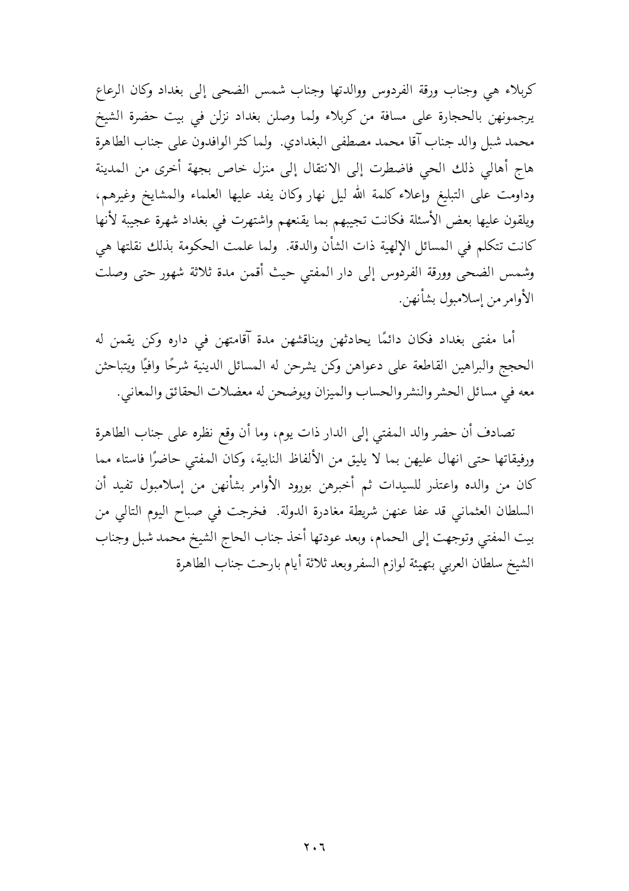كربلاء هي وجناب ورقة الفردوس ووالدتها وجناب شمس الضحى إلى بغداد وكان الرعاع يرجمونهن بالحجارة على مسافة من كربلاء ولما وصلن بغداد نزلن في بيت حضرة الشيخ محمد شبل والد جناب آقا محمد مصطفى البغدادي. ولما كثر الوافدون على جناب الطاهرة هاج أهالي ذلك الحي فاضطرت إلى الانتقال إلى منزل خاص بجهة أخرى من المدينة وداومت على التبليغ وإعلاء كلمة الله ليل نهار وكان يفد عليها العلماء والمشايخ وغيرهم، ويلقون عليها بعض الأسئلة فكانت تجيبهم بما يقنعهم واشتهرت في بغداد شهرة عجيبة لأنها كانت تتكلم في المسائل الإلهية ذات الشأن والدقة. ولما علمت الحكومة بذلك نقلتها هي وشمس الضحى وورقة الفردوس إلى دار المفتي حيث أقمن مدة ثلاثة شهور حتى وصلت الأوامر من إسلامبول بشأنهن.

أما مفتي بغداد فكان دائمًا يحادثهن ويناقشهن مدة آقامتهن في داره وكن يقمن له الحجج والبراهين القاطعة على دعواهن وكن يشرحن له المسائل الدينية شرحًا وافيًا ويتباحثن معه في مسائل الحشر والنشر والحساب والميزان ويوضحن له معضلات الحقائق والمعاني.

تصادف أن حضر والد المفتي إلى الدار ذات يوم، وما أن وقع نظره على جناب الطاهرة ورفيقاتها حتى انهال عليهن بما لا يليق من الألفاظ النابية، وكان المفتي حاضرًا فاستاء مما كان من والده واعتذر للسيدات ثم أخبرهن بورود الأوامر بشأنهن من إسلامبول تفيد أن السلطان العثماني قد عفا عنهن شريطة مغادرة الدولة. فخرجت في صباح اليوم التالي من بيت المفتي وتوجهت إلى الحمام، وبعد عودتها أخذ جناب الحاج الشيخ محمد شبل وجناب الشيخ سلطان العربي بتهيئة لوازم السفر وبعد ثلاثة أيام بارحت جناب الطاهرة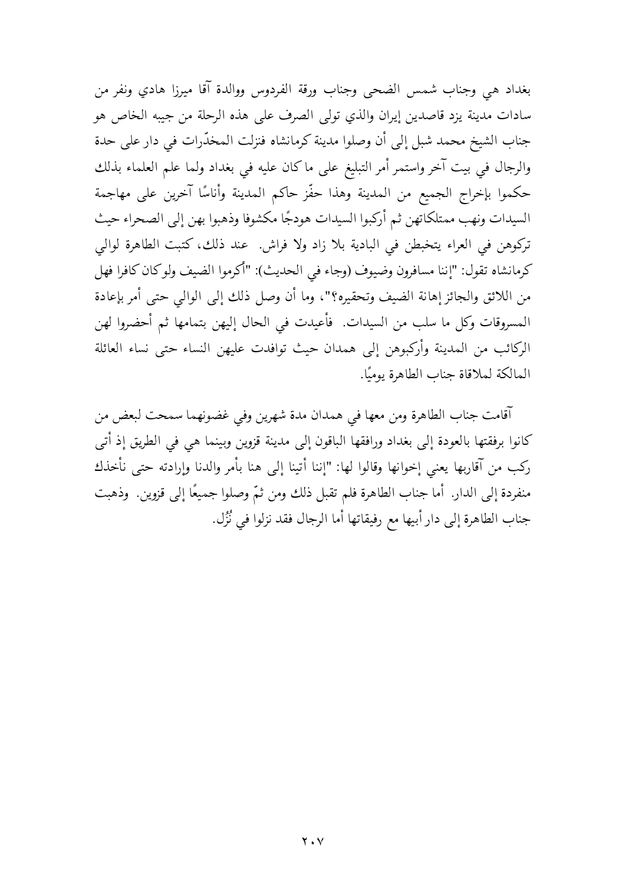بغداد هي وجناب شمس الضحى وجناب ورقة الفردوس ووالدة آقا ميرزا هادي ونفر من سادات مدينة يزد قاصدين إيران والذي تولى الصرف على هذه الرحلة من جيبه الخاص هو جناب الشيخ محمد شبل إلى أن وصلوا مدينة كرمانشاه فنزلت المخدّرات في دار على حدة والرجال في بيت آخر واستمر أمر التبليغ على ما كان عليه في بغداد ولما علم العلماء بذلك حكموا بإخراج الجميع من المدينة وهذا حفّز حاكم المدينة وأناسًا آخرين على مهاجمة السيدات ونهب ممتلكاتهن ثم أركبوا السيدات هودجًا مكشوفا وذهبوا بهن إلى الصحراء حيث تركوهن في العراء يتخبطن في البادية بلا زاد ولا فراش. عند ذلك، كتبت الطاهرة لوالي كرمانشاه تقول: "إننا مسافرون وضيوف (وجاء في الحديث): "أكرموا الضيف ولو كان كافرا فهل من اللائق والجائز إهانة الضيف وتحقيره؟"، وما أن وصل ذلك إلى الوالي حتى أمر بإعادة المسروقات وكل ما سلب من السيدات. فأعيدت في الحال إليهن بتمامها ثم أحضروا لهن الركائب من المدينة وأركبوهن إلى همدان حيث توافدت عليهن النساء حتى نساء العائلة المالكة لملاقاة جناب الطاهرة يوميًا.

آقامت جناب الطاهرة ومن معها في همدان مدة شهرين وفي غضونهما سمحت لبعض من كانوا برفقتها بالعودة إلى بغداد ورافقها الباقون إلى مدينة قزوين وبينما هي في الطريق إذ أتى ركب من آقاربها يعني إخوانها وقالوا لها: "إننا أتينا إلى هنا بأمر والدنا وإرادته حتى نأخذك منفردة إلى الدار. أما جناب الطاهرة فلم تقبل ذلك ومن ثمّ وصلوا جميعًا إلى قزوين. وذهبت جناب الطاهرة إلى دار أبيها مع رفيقاتها أما الرجال فقد نزلوا في نُزُل.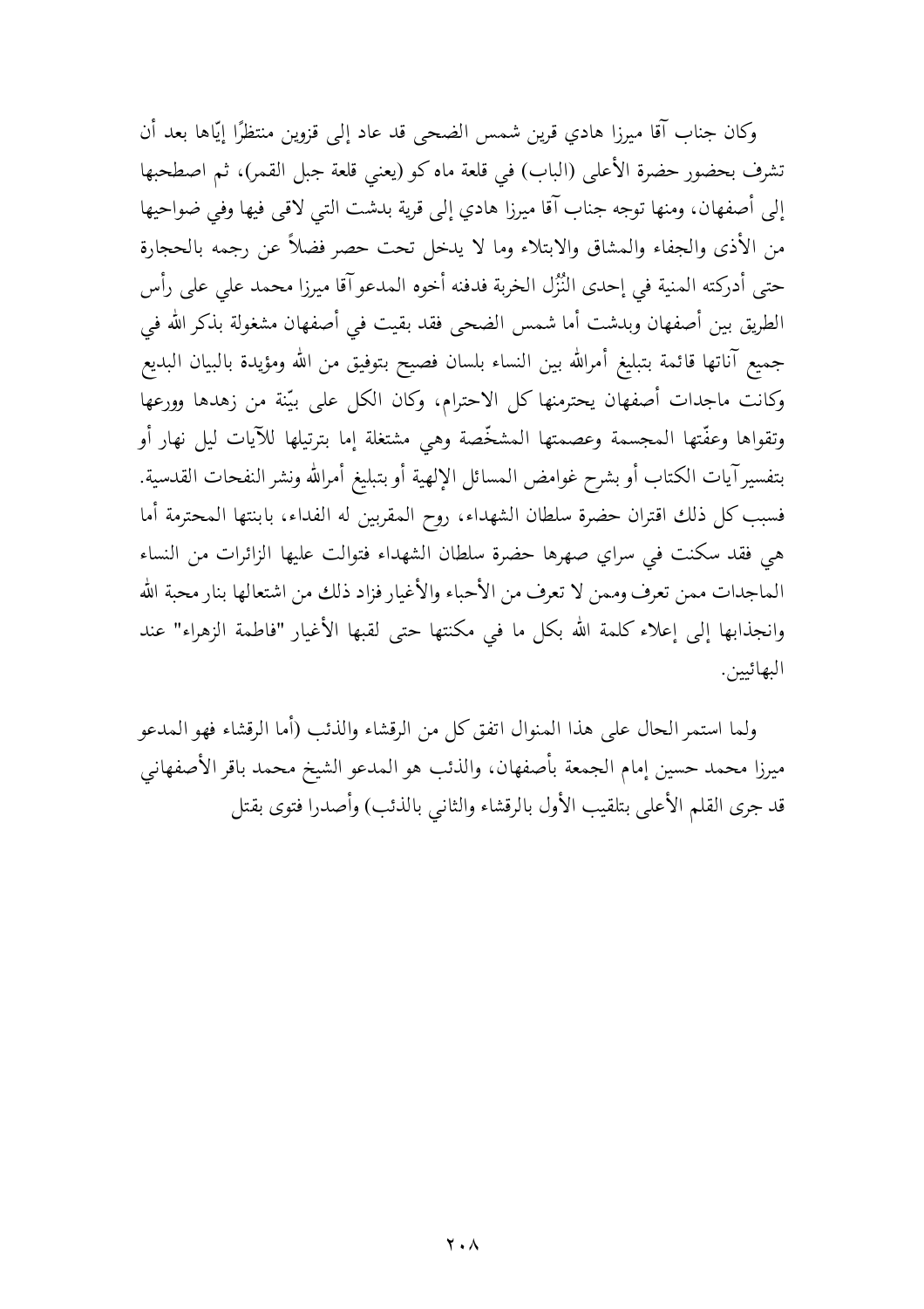وكان جناب آقا ميرزا هادي قرين شمس الضحى قد عاد إلى قزوين منتظرًا إيّاها بعد أن تشرف بحضور حضرة الأعلى (الباب) في قلعة ماه كو (يعني قلعة جبل القمر)، ثم اصطحبها إلى أصفهان، ومنها توجه جناب آقا ميرزا هادي إلى قرية بدشت التي لاقى فيها وفي ضواحيها من الأذى والجفاء والمشاق والابتلاء وما لا يدخل تحت حصر فضلاً عن رجمه بالحجارة حتى أدركته المنية في إحدى النُزُل الخربة فدفنه أخوه المدعو آقا ميرزا محمد علي على رأس الطريق بين أصفهان وبدشت أما شمس الضحى فقد بقيت في أصفهان مشغولة بذكر الله في جميع آناتها قائمة بتبليغ أمرالله بين النساء بلسان فصيح بتوفيق من الله ومؤيدة بالبيان البديع وكانت ماجدات أصفهان يحترمنها كل الاحترام، وكان الكل على بيّنة من زهدها وورعها وتقواها وعفّتها المجسمة وعصمتها المشخّصة وهي مشتغلة إما بترتيلها للآيات ليل نهار أو بتفسير آيات الكتاب أو بشرح غوامض المسائل الإلهية أو بتبليغ أمرالله ونشر النفحات القدسية. فسبب كل ذلك اقتران حضرة سلطان الشهداء، روح المقربين له الفداء، بابنتها المحترمة أما هي فقد سكنت في سراي صهرها حضرة سلطان الشهداء فتوالت عليها الزائرات من النساء الماجدات ممن تعرف وممن لا تعرف من الأحباء والأغيار فزاد ذلك من اشتعالها بنار محبة الله وانجذابها إلى إعلاء كلمة الله بكل ما في مكنتها حتى لقبها الأغيار "فاطمة الزهراء" عند البهائيين.

ولما استمر الحال على هذا المنوال اتفق كل من الرقشاء والذئب (أما الرقشاء فهو المدعو ميرزا محمد حسين إمام الجمعة بأصفهان، والذئب هو المدعو الشيخ محمد باقر الأصفهاني قد جرى القلم الأعلى بتلقيب الأول بالرقشاء والثاني بالذئب) وأصدرا فتوى بقتل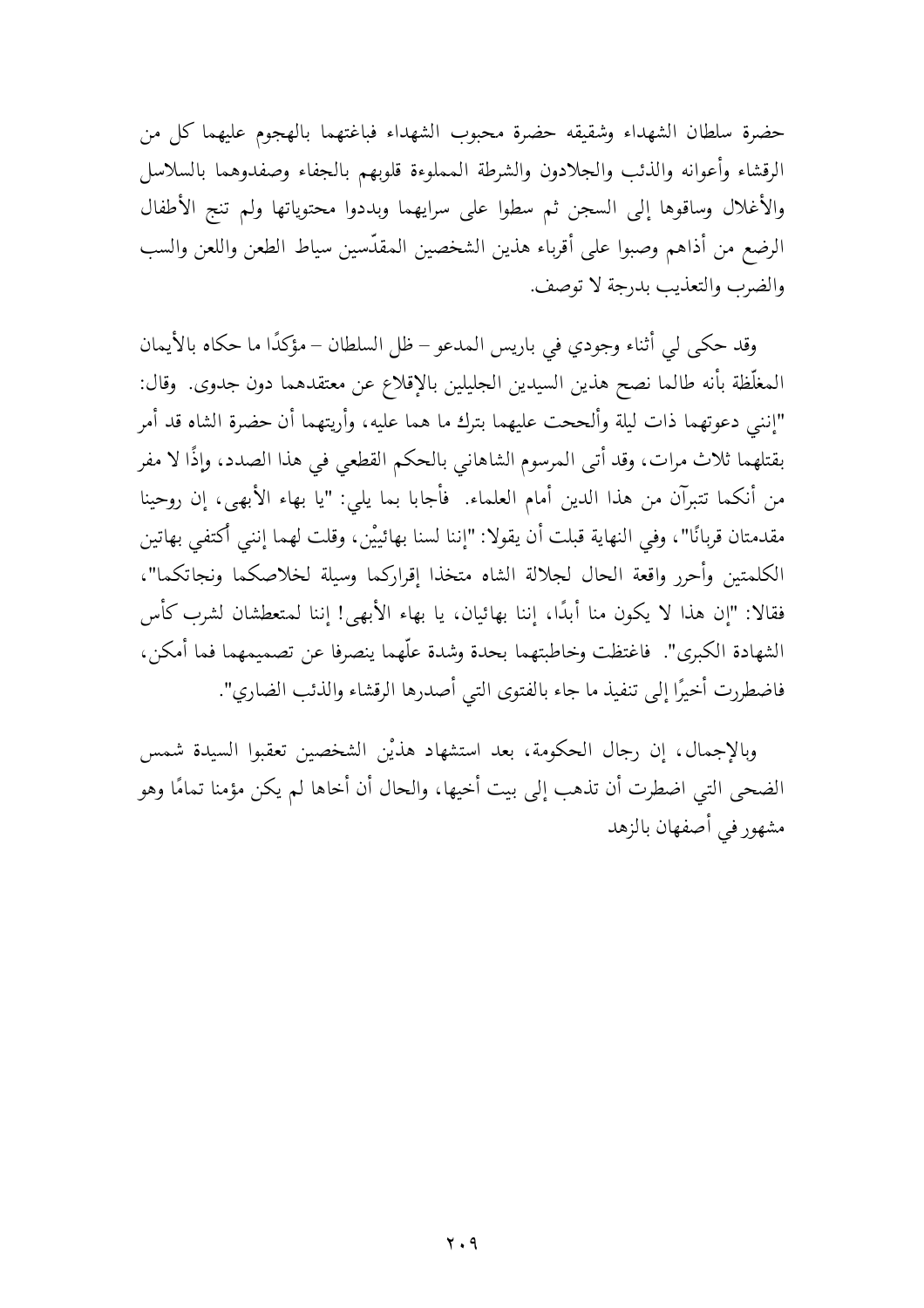حضرة سلطان الشهداء وشقيقه حضرة محبوب الشهداء فباغتهما بالهجوم عليهما كل من الرقشاء وأعوانه والذئب والجلادون والشرطة المملوءة قلوبهم بالجفاء وصفدوهما بالسلاسل والأغلال وساقوها إلى السجن ثم سطوا على سرايهما وبددوا محتوياتها ولم تنج الأطفال الرضع من أذاهم وصبوا على أقرباء هذين الشخصين المقدّسين سياط الطعن واللعن والسب والضرب والتعذيب بدرجة لا توصف.

وقد حكى لي أثناء وجودي في باريس المدعو – ظل السلطان – مؤكدًا ما حكاه بالأيمان المغلّظة بأنه طالما نصح هذين السيدين الجليلين بالإقلاع عن معتقدهما دون جدوى. وقال: "إنني دعوتهما ذات ليلة وألححت عليهما بترك ما هما عليه، وأريتهما أن حضرة الشاه قد أمر بقتلهما ثلاث مرات، وقد أتى المرسوم الشاهاني بالحكم القطعي في هذا الصدد، وإذًا لا مفر من أنكما تتبرآن من هذا الدين أمام العلماء. فأجابا بما يلي: "يا بهاء الأبهى، إن روحينا مقدمتان قربانًا"، وفي النهاية قبلت أن يقولا: "إننا لسنا بهائيين، وقلت لهما إنني أكتفي بهاتين الكلمتين وأحرر واقعة الحال لجلالة الشاه متخذا إقراركما وسيلة لخلاصكما ونجاتكما"، فقالا: "إن هذا لا يكون منا أبدًا، إننا بهائيان، يا بهاء الأبهى! إننا لمتعطشان لشرب كأس الشهادة الكبرى". فاغتظت وخاطبتهما بحدة وشدة علّهما ينصرفا عن تصميمهما فما أمكن، فاضطررت أخيرًا إلى تنفيذ ما جاء بالفتوى التي أصدرها الرقشاء والذئب الضاري".

وبالإجمال، إن رجال الحكومة، بعد استشهاد هذيْن الشخصين تعقبوا السيدة شمس الضحى التي اضطرت أن تذهب إلى بيت أخيها، والحال أن أخاها لم يكن مؤمنا تمامًا وهو مشهور في أصفهان بالزهد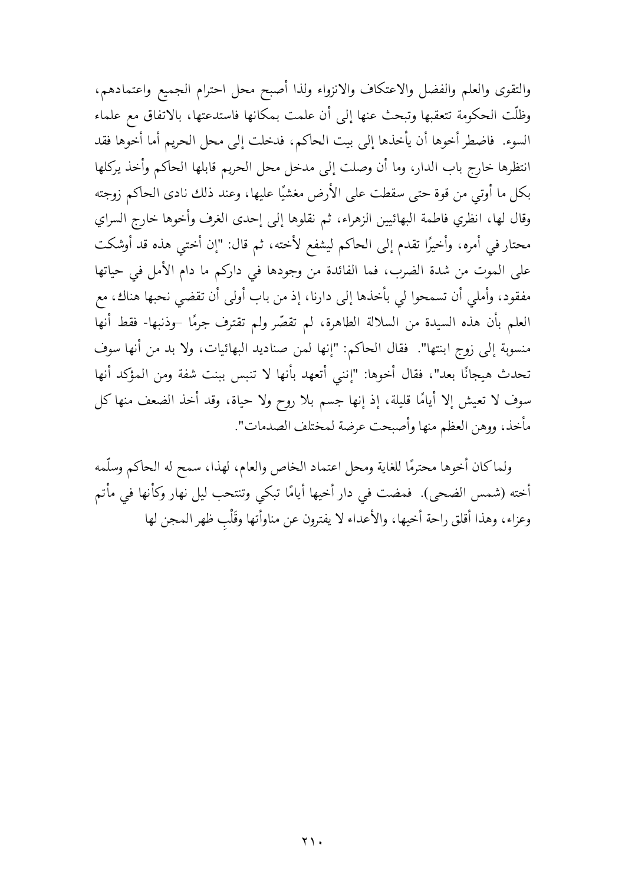والتقوى والعلم والفضل والاعتكاف والانزواء ولذا أصبح محل احترام الجميع واعتمادهم، وظلّت الحكومة تتعقبها وتبحث عنها إلى أن علمت بمكانها فاستدعتها، بالاتفاق مع علماء السوء. فاضطر أخوها أن يأخذها إلى بيت الحاكم، فدخلت إلى محل الحريم أما أخوها فقد انتظرها خارج باب الدار، وما أن وصلت إلى مدخل محل الحريم قابلها الحاكم وأخذ يركلها بكل ما أوتي من قوة حتى سقطت على الأرض مغشيًا عليها، وعند ذلك نادى الحاكم زوجته وقال لها، انظري فاطمة البهائيين الزهراء، ثم نقلوها إلى إحدى الغرف وأخوها خارج السراي محتار في أمره، وأخيرًا تقدم إلى الحاكم ليشفع لأخته، ثم قال: "إن أختي هذه قد أوشكت على الموت من شدة الضرب، فما الفائدة من وجودها في داركم ما دام الأمل في حياتها مفقود، وأملي أن تسمحوا لي بأخذها إلى دارنا، إذ من باب أولى أن تقضي نحبها هناك، مع العلم بأن هذه السيدة من السلالة الطاهرة، لم تقصّر ولم تقترف جرمًا –وذنبها- فقط أنها منسوبة إلى زوج ابنتها". فقال الحاكم: "إنها لمن صناديد البهائيات، ولا بد من أنها سوف تحدث هيجانًا بعد"، فقال أخوها: "إنني أتعهد بأنها لا تنبس ببنت شفة ومن المؤكد أنها سوف لا تعيش إلا أيامًا قليلة، إذ إنها جسم بلا روح ولا حياة، وقد أخذ الضعف منها كل مأخذ، ووهن العظم منها وأصبحت عرضة لمختلف الصدمات".

ولما كان أخوها محترمًا للغاية ومحل اعتماد الخاص والعام، لهذا، سمح له الحاكم وسلّمه أخته (شمس الضحى). فمضت في دار أخيها أيامًا تبكي وتنتحب ليل نهار وكأنها في مأتم وعزاء، وهذا أقلق راحة أخيها، والأعداء لا يفترون عن مناوأتها وقَلْبِ ظهر المجن لها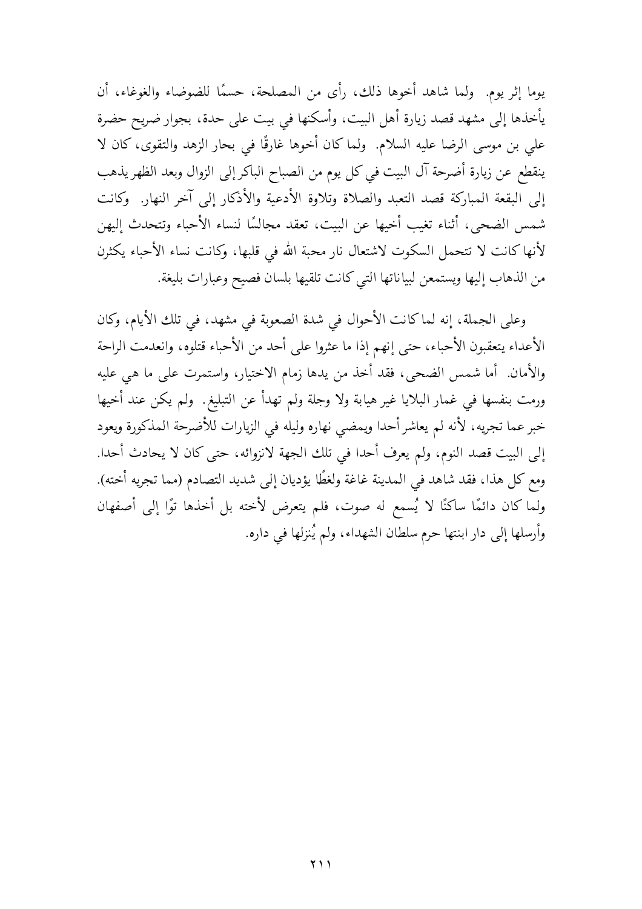يوما إثر يوم. ولما شاهد أخوها ذلك، رأى من المصلحة، حسمًا للضوضاء والغوغاء، أن يأخذها إلى مشهد قصد زيارة أهل البيت، وأسكنها في بيت على حدة، بجوار ضريح حضرة علي بن موسى الرضا عليه السلام. ولما كان أخوها غارقًا في بحار الزهد والتقوى، كان لا ينقطع عن زيارة أضرحة آل البيت في كل يوم من الصباح الباكر إلى الزوال وبعد الظهر يذهب إلى البقعة المباركة قصد التعبد والصلاة وتلاوة الأدعية والأذكار إلى آخر النهار. وكانت شمس الضحى، أثناء تغيب أخيها عن البيت، تعقد مجالسًا لنساء الأحباء وتتحدث إليهن لأنها كانت لا تتحمل السكوت لاشتعال نار محبة الله في قلبها، وكانت نساء الأحباء يكثرن من الذهاب إليها ويستمعن لبياناتها التي كانت تلقيها بلسان فصيح وعبارات بليغة.

وعلى الجملة، إنه لما كانت الأحوال في شدة الصعوبة في مشهد، في تلك الأيام، وكان الأعداء يتعقبون الأحباء، حتى إنهم إذا ما عثروا على أحد من الأحباء قتلوه، وانعدمت الراحة والأمان. أما شمس الضحى، فقد أخذ من يدها زمام الاختيار، واستمرت على ما هي عليه ورمت بنفسها في غمار البلايا غير هيابة ولا وجلة ولم تهدأ عن التبليغ. ولم يكن عند أخيها خبر عما تجريه، لأنه لم يعاشر أحدا ويمضي نهاره وليله في الزيارات للأضرحة المذكورة ويعود إلى البيت قصد النوم، ولم يعرف أحدا في تلك الجهة لانزوائه، حتى كان لا يحادث أحدا. ومع كل هذا، فقد شاهد في المدينة غاغة ولغطًا يؤديان إلى شديد التصادم (مما تجريه أخته). ولما كان دائمًا ساكنًا لا يُسمع له صوت، فلم يتعرض لأخته بل أخذها توًا إلى أصفهان وأرسلها إلى دار ابنتها حرم سلطان الشهداء، ولم يُنزلها في داره.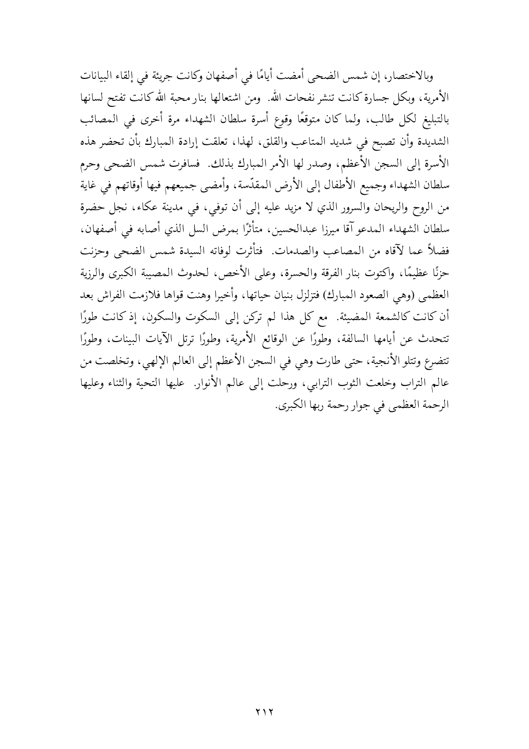وبالاختصار، إن شمس الضحى أمضت أيامًا في أصفهان وكانت جريئة في إلقاء البيانات الأمرية، وبكل جسارة كانت تنشر نفحات الله. ومن اشتعالها بنار محبة الله كانت تفتح لسانها بالتبليغ لكل طالب، ولما كان متوقعًا وقوع أسرة سلطان الشهداء مرة أخرى في المصائب الشديدة وأن تصبح في شديد المتاعب والقلق، لهذا، تعلقت إرادة المبارك بأن تحضر هذه الأسرة إلى السجن الأعظم، وصدر لها الأمر المبارك بذلك. فسافرت شمس الضحى وحرم سلطان الشهداء وجميع الأطفال إلى الأرض المقدّسة، وأمضى جميعهم فيها أوقاتهم في غاية من الروح والريحان والسرور الذي لا مزيد عليه إلى أن توفي، في مدينة عكاء، نجل حضرة سلطان الشهداء المدعو آقا ميرزا عبدالحسين، متأثرًا بمرض السل الذي أصابه في أصفهان، فضلاً عما لآقاه من المصاعب والصدمات. فتأثرت لوفاته السيدة شمس الضحى وحزنت حزنًا عظيمًا، واكتوت بنار الفرقة والحسرة، وعلى الأخص، لحدوث المصيبة الكبرى والرزية العظمى (وهي الصعود المبارك) فتزلزل بنيان حياتها، وأخيرا وهنت قواها فلازمت الفراش بعد أن كانت كالشمعة المضيئة. مع كل هذا لم تركن إلى السكوت والسكون، إذ كانت طورًا تتحدث عن أيامها السالفة، وطورًا عن الوقائع الأمرية، وطورًا ترتل الآيات البينات، وطورًا تتضرع وتتلو الأنجية، حتى طارت وهي في السجن الأعظم إلى العالم الإلهي، وتخلصت من عالم التراب وخلعت الثوب الترابي، ورحلت إلى عالم الأنوار. عليها التحية والثناء وعليها الرحمة العظمى في جوار رحمة ربها الكبرى.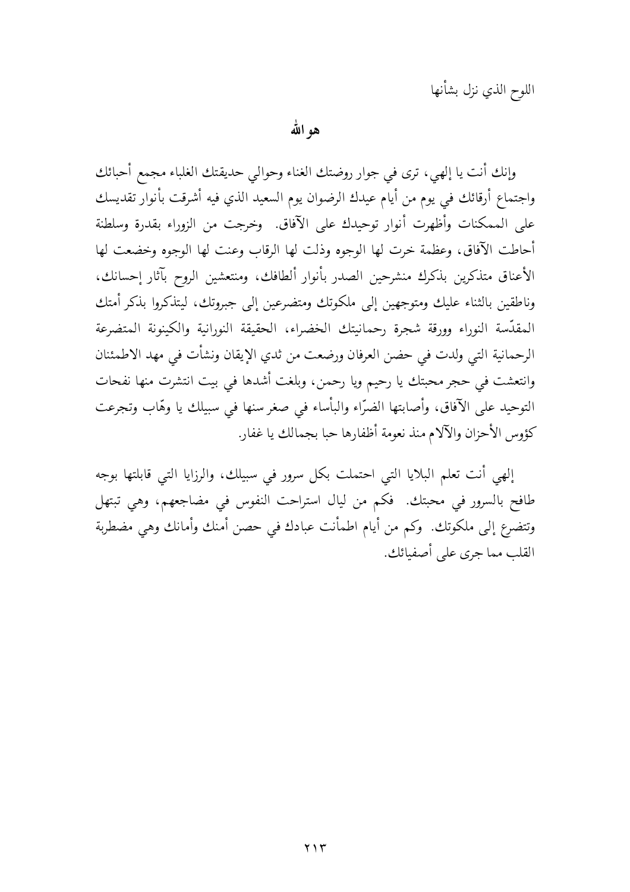اللوح الذي نزل بشأنها

## هو الله

وإنك أنت يا إلهي، ترى في جوار روضتك الغناء وحوالي حديقتك الغلباء مجمع أحبائك واجتماع أرقائك في يوم من أيام عيدك الرضوان يوم السعيد الذي فيه أشرقت بأنوار تقديسك على الممكنات وأظهرت أنوار توحيدك على الآفاق. وخرجت من الزوراء بقدرة وسلطنة أحاطت الآفاق، وعظمة خرت لها الوجوه وذلت لها الرقاب وعنت لها الوجوه وخضعت لها الأعناق متذكرين بذكرك منشرحين الصدر بأنوار ألطافك، ومنتعشين الروح بآثار إحسانك، وناطقين بالثناء عليك ومتوجهين إلى ملكوتك ومتضرعين إلى جبروتك، ليتذكروا بذكر أمتك المقدّسة النوراء وورقة شجرة رحمانيتك الخضراء، الحقيقة النورانية والكينونة المتضرعة الرحمانية التي ولدت في حضن العرفان ورضعت من ثدي الإيقان ونشأت في مهد الاطمئنان وانتعشت في حجر محبتك يا رحيم ويا رحمن، وبلغت أشدها في بيت انتشرت منها نفحات التوحيد على الآفاق، وأصابتها الضرّاء والبأساء في صغر سنها في سبيلك يا وهّاب وتجرعت كؤوس الأحزان والآلام منذ نعومة أظفارها حبا بجمالك يا غفار.

إلهي أنت تعلم البلايا التي احتملت بكل سرور في سبيلك، والرزايا التي قابلتها بوجه طافح بالسرور في محبتك. فكم من ليال استراحت النفوس في مضاجعهم، وهي تبتهل وتتضرع إلى ملكوتك. وكم من أيام اطمأنت عبادك في حصن أمنك وأمانك وهي مضطربة القلب مما جرى على أصفيائك.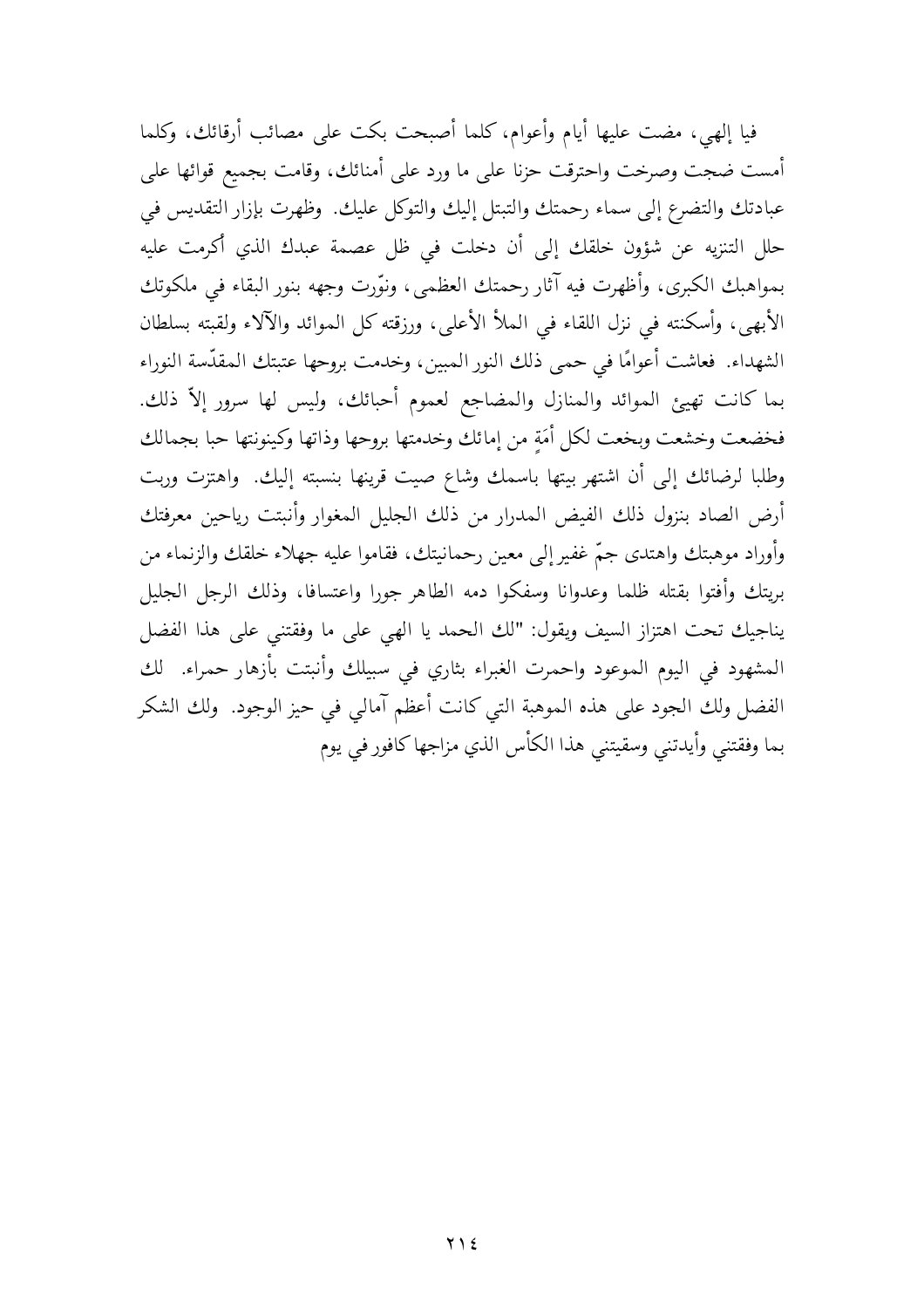فيا إلهي، مضت عليها أيام وأعوام، كلما أصبحت بكت على مصائب أرقائك، وكلما أمست ضجت وصرخت واحترقت حزنا على ما ورد على أمنائك، وقامت بجميع قوائها على عبادتك والتضرع إلى سماء رحمتك والتبتل إليك والتوكل عليك. وظهرت بإزار التقديس في حلل التنزيه عن شؤون خلقك إلى أن دخلت في ظل عصمة عبدك الذي أكرمت عليه بمواهبك الكبرى، وأظهرت فيه آثار رحمتك العظمى، ونوّرت وجهه بنور البقاء في ملكوتك الأبهى، وأسكنته في نزل اللقاء في الملأ الأعلى، ورزقته كل الموائد والآلاء ولقبته بسلطان الشهداء. فعاشت أعوامًا في حمى ذلك النور المبين، وخدمت بروحها عتبتك المقدّسة النوراء بما كانت تهيئ الموائد والمنازل والمضاجع لعموم أحبائك، وليس لها سرور إلاّ ذلك. فخضعت وخشعت وبخعت لكل أمَةٍ من إمائك وخدمتها بروحها وذاتها وكينونتها حبا بجمالك وطلبا لرضائك إلى أن اشتهر بيتها باسمك وشاع صيت قرينها بنسبته إليك. واهتزت وربت أرض الصاد بنزول ذلك الفيض المدرار من ذلك الجليل المغوار وأنبتت رياحين معرفتك وأوراد موهبتك واهتدى جمّ غفير إلى معين رحمانيتك، فقاموا عليه جهلاء خلقك والزنماء من بريتك وأفتوا بقتله ظلما وعدوانا وسفكوا دمه الطاهر جورا واعتسافا، وذلك الرجل الجليل يناجيك تحت اهتزاز السيف ويقول: "لك الحمد يا الهي على ما وفقتني على هذا الفضل المشهود في اليوم الموعود واحمرت الغبراء بثاري في سبيلك وأنبتت بأزهار حمراء. لك الفضل ولك الجود على هذه الموهبة التي كانت أعظم آمالي في حيز الوجود. ولك الشكر بما وفقتني وأيدتني وسقيتني هذا الكأس الذي مزاجها كافور في يوم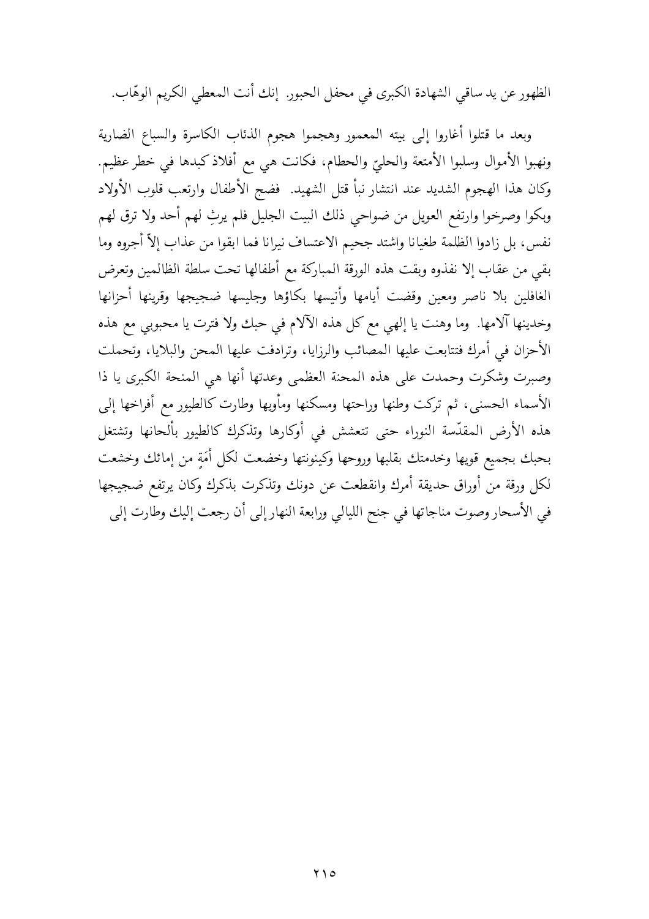الظهور عن يد ساقي الشهادة الكبرى في محفل الحبور. إنك أنت المعطي الكريم الوهّاب.

وبعد ما قتلوا أغاروا إلى بيته المعمور وهجموا هجوم الذئاب الكاسرة والسباع الضارية ونهبوا الأموال وسلبوا الأمتعة والحليّ والحطام، فكانت هي مع أفلاذ كبدها في خطر عظيم. وكان هذا الهجوم الشديد عند انتشار نبأ قتل الشهيد. فضج الأطفال وارتعب قلوب الأولاد وبكوا وصرخوا وارتفع العويل من ضواحي ذلك البيت الجليل فلم يرثِ لهم أحد ولا ترق لهم نفس، بل زادوا الظلمة طغيانا واشتد جحيم الاعتساف نيرانا فما ابقوا من عذاب إلاّ أجروه وما بقي من عقاب إلا نفذوه وبقت هذه الورقة المباركة مع أطفالها تحت سلطة الظالمين وتعرض الغافلين بلا ناصر ومعين وقضت أيامها وأنيسها بكاؤها وجليسها ضجيجها وقرينها أحزانها وخدينها آلامها. وما وهنت يا إلهي مع كل هذه الآلام في حبك ولا فترت يا محبوبي مع هذه الأحزان في أمرك فتتابعت عليها المصائب والرزايا، وترادفت عليها المحن والبلايا، وتحملت وصبرت وشكرت وحمدت على هذه المحنة العظمى وعدتها أنها هي المنحة الكبرى يا ذا الأسماء الحسنى، ثم تركت وطنها وراحتها ومسكنها ومأويها وطارت كالطيور مع أفراخها إلى هذه الأرض المقدّسة النوراء حتى تتعشش في أوكارها وتذكرك كالطيور بألحانها وتشتغل بحبك بجميع قويها وخدمتك بقلبها وروحها وكينونتها وخضعت لكل أَمَةٍ من إمائك وخشعت لكل ورقة من أوراق حديقة أمرك وانقطعت عن دونك وتذكرت بذكرك وكان يرتفع ضجيجها في الأسحار وصوت مناجاتها في جنح الليالي ورابعة النهار إلى أن رجعت إليك وطارت إلى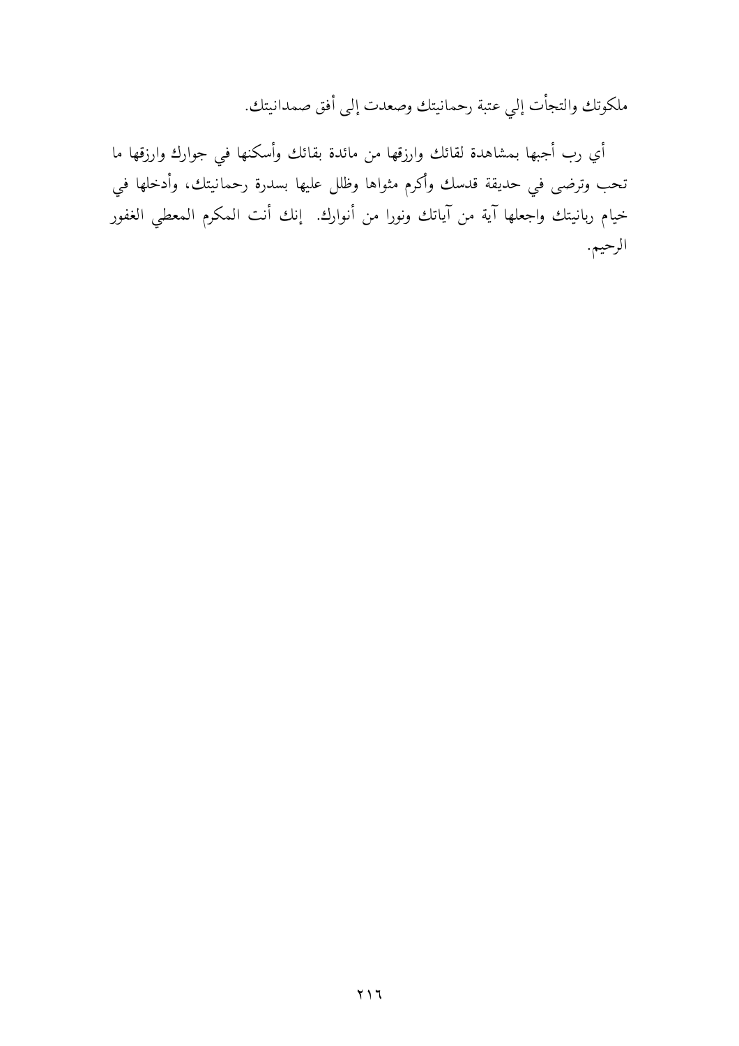ملكوتك والتجأت إلي عتبة رحمانيتك وصعدت إلى أفق صمدانيتك.

أي رب أجبها بمشاهدة لقائك وارزقها من مائدة بقائك وأسكنها في جوارك وارزقها ما تحب وترضى في حديقة قدسك وأكرم مثواها وظلل عليها بسدرة رحمانيتك، وأدخلها في خيام ربانيتك واجعلها آية من آياتك ونورا من أنوارك. إنك أنت المكرم المعطي الغفور الرحيم.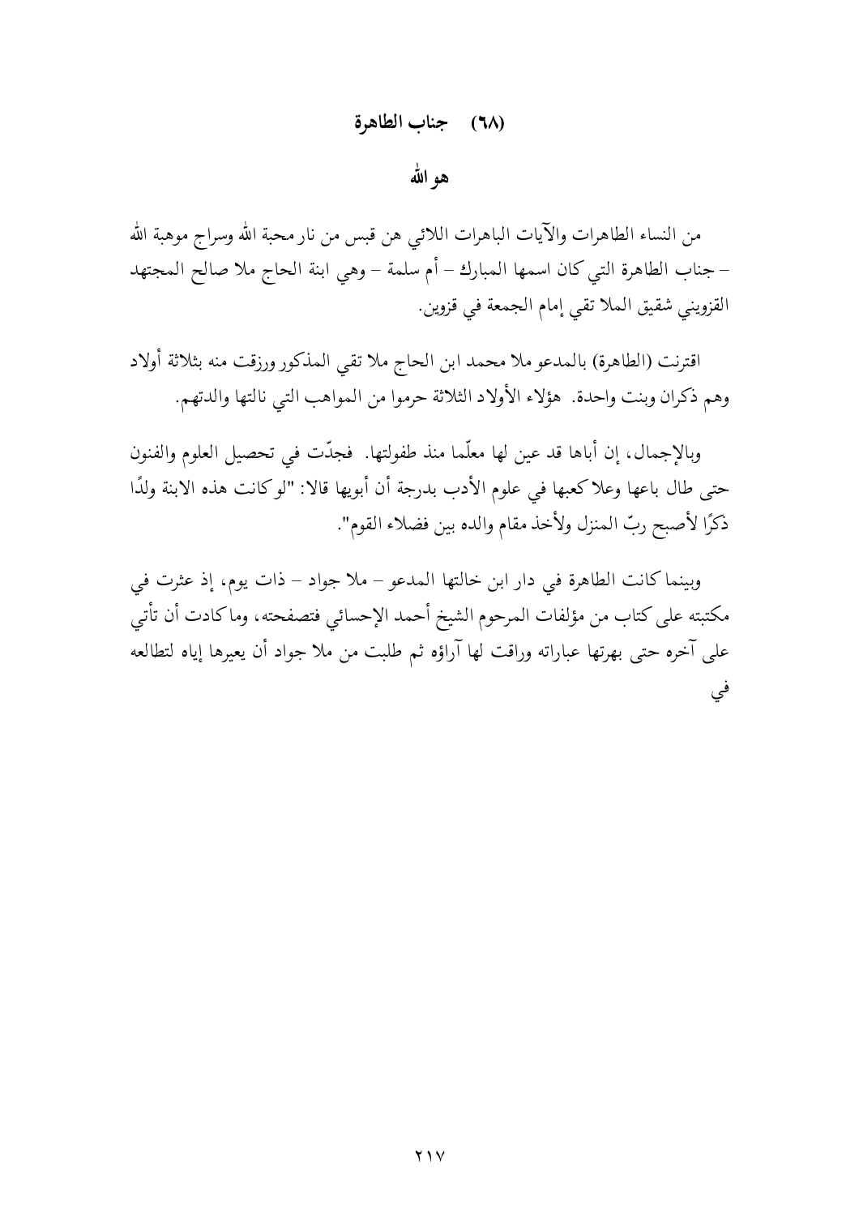## (٦٨) جناب الطاهرة

### هو الله

من النساء الطاهرات والآيات الباهرات اللائي هن قبس من نار محبة الله وسراج موهبة الله – جناب الطاهرة التي كان اسمها المبارك – أم سلمة – وهي ابنة الحاج ملا صالح المجتهد القزويني شقيق الملا تقي إمام الجمعة في قزوين.

اقترنت (الطاهرة) بالمدعو ملا محمد ابن الحاج ملا تقي المذكور ورزقت منه بثلاثة أولاد وهم ذكران وبنت واحدة. هؤلاء الأولاد الثلاثة حرموا من المواهب التي نالتها والدتهم.

وبالإجمال، إن أباها قد عين لها معلّما منذ طفولتها. فجدّت في تحصيل العلوم والفنون حتى طال باعها وعلا كعبها في علوم الأدب بدرجة أن أبويها قالا: "لو كانت هذه الابنة ولدًا ذكرًا لأصبح ربّ المنزل ولأخذ مقام والده بين فضلاء القوم".

وبينما كانت الطاهرة في دار ابن خالتها المدعو – ملا جواد – ذات يوم، إذ عثرت في مكتبته على كتاب من مؤلفات المرحوم الشيخ أحمد الإحسائي فتصفحته، وما كادت أن تأتي على آخره حتى بهرتها عباراته وراقت لها آراؤه ثم طلبت من ملا جواد أن يعيرها إياه لتطالعه في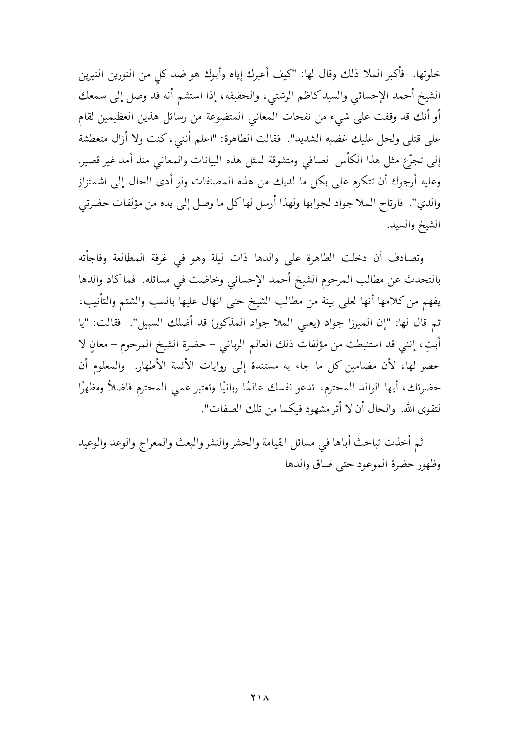خلوتها. فأكبر الملا ذلك وقال لها: "كيف أعيرك إياه وأبوك هو ضد كلٍ من النورين النيرين الشيخ أحمد الإحسائي والسيد كاظم الرشتي، والحقيقة، إذا استشم أنه قد وصل إلى سمعك أو أنك قد وقفت على شيء من نفحات المعاني المتضوعة من رسائل هذين العظيمين لقام على قتلي ولحل عليك غضبه الشديد". فقالت الطاهرة: "اعلم أنني، كنت ولا أزال متعطشة إلى تجرّع مثل هذا الكأس الصافي ومتشوقة لمثل هذه البيانات والمعاني منذ أمد غير قصير. وعليه أرجوك أن تتكرم علي بكل ما لديك من هذه المصنفات ولو أدى الحال إلى اشمئزاز والدي". فارتاح الملا جواد لجوابها ولهذا أرسل لها كل ما وصل إلى يده من مؤلفات حضرتي الشيخ والسيد.

وتصادف أن دخلت الطاهرة على والدها ذات ليلة وهو في غرفة المطالعة وفاجأته بالتحدث عن مطالب المرحوم الشيخ أحمد الإحسائي وخاضت في مسائله. فما كاد والدها يفهم من كلامها أنها لعلى بينة من مطالب الشيخ حتى انهال عليها بالسب والشتم والتأنيب، ثم قال لها: "إن الميرزا جواد (يعني الملا جواد المذكور) قد أضلك السبيل". فقالت: "يا أبتِ، إنني قد استنبطت من مؤلفات ذلك العالم الرباني – حضرة الشيخ المرحوم – معانٍ لا حصر لها، لأن مضامين كل ما جاء به مستندة إلى روايات الأئمة الأطهار. والمعلوم أن حضرتك، أيها الوالد المحترم، تدعو نفسك عالمًا ربانيًا وتعتبر عمي المحترم فاضلاً ومظهرًا لتقوى الله. والحال أن لا أثر مشهود فيكما من تلك الصفات".

ثم أخذت تباحث أباها في مسائل القيامة والحشر والنشر والبعث والمعراج والوعد والوعيد وظهور حضرة الموعود حتى ضاق والدها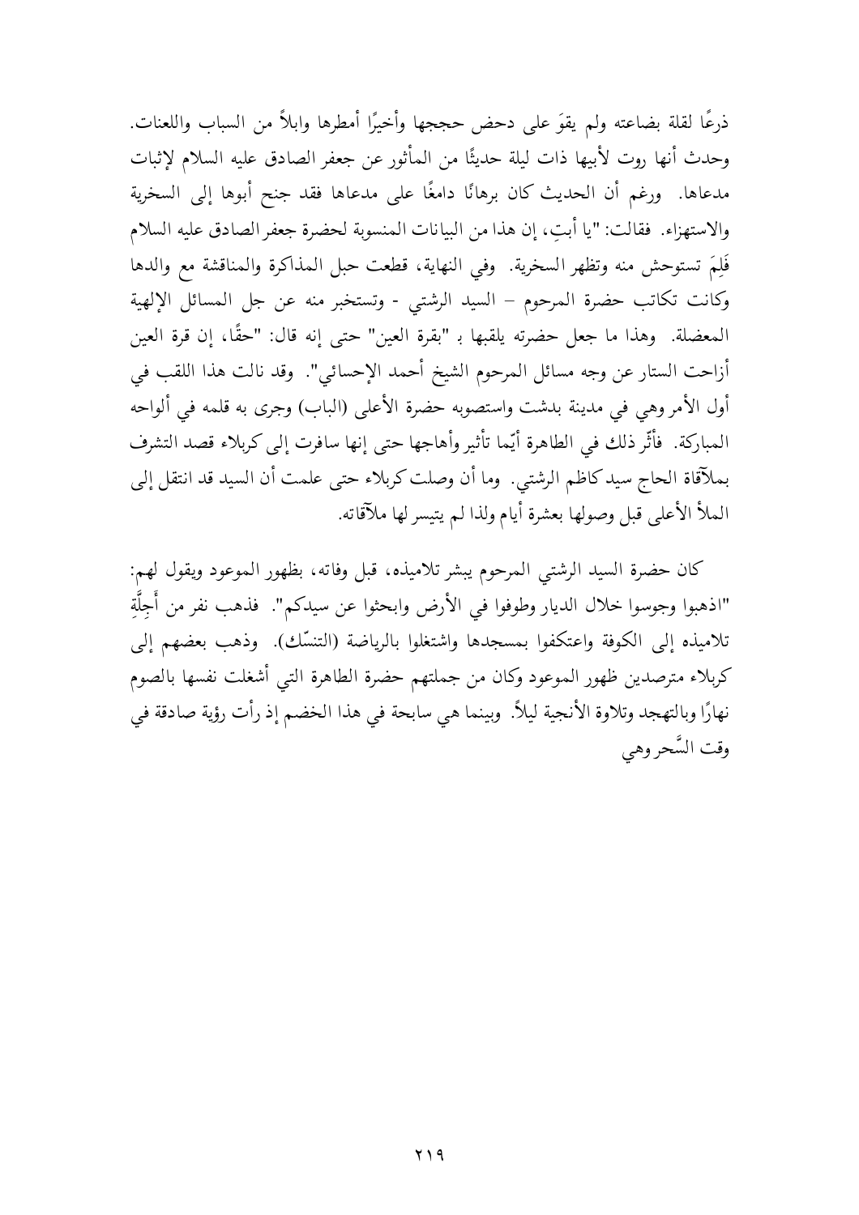ذرعًا لقلة بضاعته ولم يقوَ على دحض حججها وأخيرًا أمطرها وابلاً من السباب واللعنات. وحدث أنها روت لأبيها ذات ليلة حديثًا من المأثور عن جعفر الصادق عليه السلام لإثبات مدعاها. ورغم أن الحديث كان برهانًا دامغًا على مدعاها فقد جنح أبوها إلى السخرية والاستهزاء. فقالت: "يا أبتِ، إن هذا من البيانات المنسوبة لحضرة جعفر الصادق عليه السلام فَلِمَ تستوحش منه وتظهر السخرية. وفي النهاية، قطعت حبل المذاكرة والمناقشة مع والدها وكانت تكاتب حضرة المرحوم – السيد الرشتي - وتستخبر منه عن حل المسائل الإلهية المعضلة. وهذا ما جعل حضرته يلقبها بـ "بقرة العين" حتى إنه قال: "حقًا، إن قرة العين أزاحت الستار عن وجه مسائل المرحوم الشيخ أحمد الإحسائي". وقد نالت هذا اللقب في أول الأمر وهي في مدينة بدشت واستصوبه حضرة الأعلى (الباب) وجرى به قلمه في ألواحه المباركة. فأثّر ذلك في الطاهرة أيّما تأثير وأهاجها حتى إنها سافرت إلى كربلاء قصد التشرف بملاقاة الحاج سيد كاظم الرشتي. وما أن وصلت كربلاء حتى علمت أن السيد قد انتقل إلى الملأ الأعلى قبل وصولها بعشرة أيام ولذا لم يتيسر لها ملاقاته.

كان حضرة السيد الرشتي المرحوم يبشر تلاميذه، قبل وفاته، بظهور الموعود ويقول لهم: "اذهبوا وجوسوا خلال الديار وطوفوا في الأرض وابحثوا عن سيدكم". فذهب نفر من أَجِلَّةِ تلاميذه إلى الكوفة واعتكفوا بمسجدها واشتغلوا بالرياضة (التنسّك). وذهب بعضهم إلى كربلاء مترصدين ظهور الموعود وكان من جملتهم حضرة الطاهرة التي أشغلت نفسها بالصوم نهارًا وبالتهجد وتلاوة الأنجية ليلاً. وبينما هي سابحة في هذا الخضم إذ رأت رؤية صادقة في وقت السَّحر وهي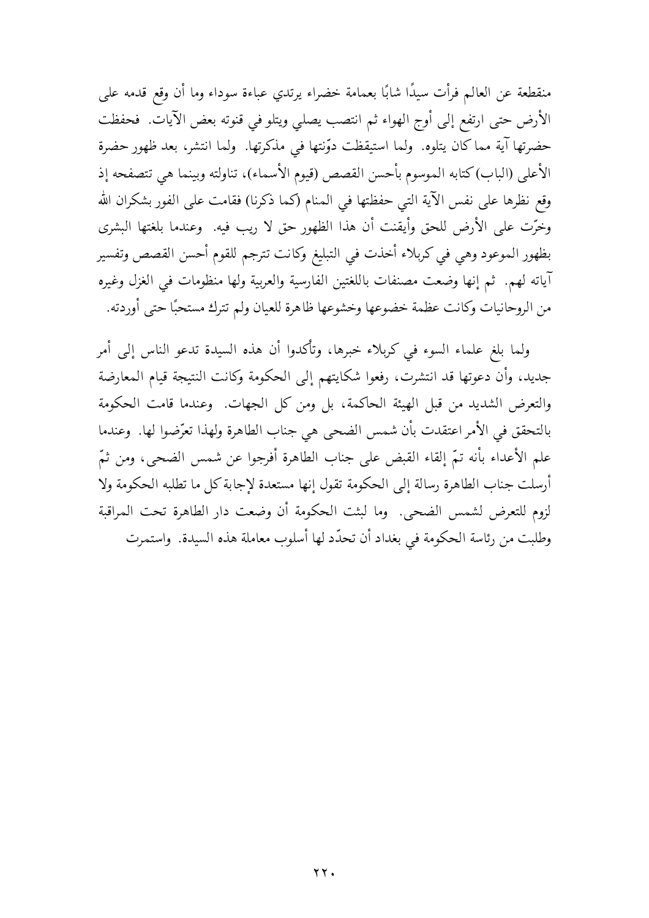منقطعة عن العالم فرأت سيدًا شابًا بعمامة خضراء يرتدي عباءة سوداء وما أن وقع قدمه على الأرض حتى ارتفع إلى أوج الهواء ثم انتصب يصلي ويتلو في قنوته بعض الآيات. فحفظت حضرتها آية مما كان يتلوه. ولما استيقظت دوّنتها في مذكرتها. ولما انتشر، بعد ظهور حضرة الأعلى (الباب) كتابه الموسوم بأحسن القصص (قيوم الأسماء)، تناولته وبينما هي تتصفحه إذ وقع نظرها على نفس الآية التي حفظتها في المنام (كما ذكرنا) فقامت على الفور بشكران الله وخرّت على الأرض للحق وأيقنت أن هذا الظهور حق لا ريب فيه. وعندما بلغتها البشرى بظهور الموعود وهي في كربلاء أخذت في التبليغ وكانت تترجم للقوم أحسن القصص وتفسير آياته لهم. ثم إنها وضعت مصنفات باللغتين الفارسية والعربية ولها منظومات في الغزل وغيره من الروحانيات وكانت عظمة خضوعها وخشوعها ظاهرة للعيان ولم تترك مستحبًا حتى أوردته.

ولما بلغ علماء السوء في كربلاء خبرها، وتأكدوا أن هذه السيدة تدعو الناس إلى أمر جديد، وأن دعوتها قد انتشرت، رفعوا شكايتهم إلى الحكومة وكانت النتيجة قيام المعارضة والتعرض الشديد من قبل الهيئة الحاكمة، بل ومن كل الجهات. وعندما قامت الحكومة بالتحقق في الأمر اعتقدت بأن شمس الضحى هي جناب الطاهرة ولهذا تعرّضوا لها. وعندما علم الأعداء بأنه تمّ إلقاء القبض على جناب الطاهرة أفرجوا عن شمس الضحى، ومن ثمّ أرسلت جناب الطاهرة رسالة إلى الحكومة تقول إنها مستعدة لإجابة كل ما تطلبه الحكومة ولا لزوم للتعرض لشمس الضحى. وما لبثت الحكومة أن وضعت دار الطاهرة تحت المراقبة وطلبت من رئاسة الحكومة في بغداد أن تحدّد لها أسلوب معاملة هذه السيدة. واستمرت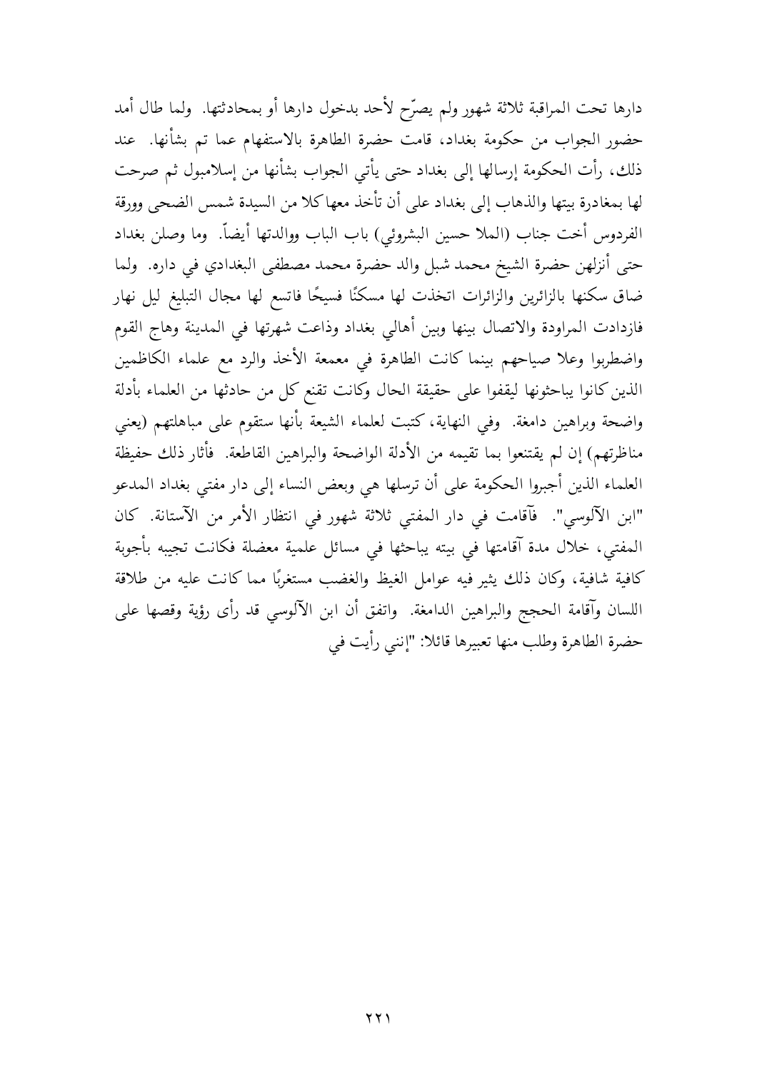دارها تحت المراقبة ثلاثة شهور ولم يصرّح لأحد بدخول دارها أو بمحادثتها. ولما طال أمد حضور الجواب من حكومة بغداد، قامت حضرة الطاهرة بالاستفهام عما تم بشأنها. عند ذلك، رأت الحكومة إرسالها إلى بغداد حتى يأتي الجواب بشأنها من إسلامبول ثم صرحت لها بمغادرة بيتها والذهاب إلى بغداد على أن تأخذ معها كلا من السيدة شمس الضحى وورقة الفردوس أخت جناب (الملا حسين البشروئي) باب الباب ووالدتها أيضاً. وما وصلن بغداد حتى أنزلهن حضرة الشيخ محمد شبل والد حضرة محمد مصطفى البغدادي في داره. ولما ضاق سكنها بالزائرين والزائرات اتخذت لها مسكنًا فسيحًا فاتسع لها مجال التبليغ ليل نهار فازدادت المراودة والاتصال بينها وبين أهالي بغداد وذاعت شهرتها في المدينة وهاج القوم واضطربوا وعلا صياحهم بينما كانت الطاهرة في معمعة الأخذ والرد مع علماء الكاظمين الذين كانوا يباحثونها ليقفوا على حقيقة الحال وكانت تقنع كل من حادثها من العلماء بأدلة واضحة وبراهين دامغة. وفي النهاية، كتبت لعلماء الشيعة بأنها ستقوم على مباهلتهم (يعني مناظرتهم) إن لم يقتنعوا بما تقيمه من الأدلة الواضحة والبراهين القاطعة. فأثار ذلك حفيظة العلماء الذين أجبروا الحكومة على أن ترسلها هي وبعض النساء إلى دار مفتي بغداد المدعو "ابن الآلوسي". فأقامت في دار المفتي ثلاثة شهور في انتظار الأمر من الآستانة. كان المفتي، خلال مدة آقامتها في بيته يباحثها في مسائل علمية معضلة فكانت تجيبه بأجوبة كافية شافية، وكان ذلك يثير فيه عوامل الغيظ والغضب مستغربًا مما كانت عليه من طلاقة اللسان وآقامة الحجج والبراهين الدامغة. واتفق أن ابن الآلوسي قد رأى رؤية وقصها على حضرة الطاهرة وطلب منها تعبيرها قائلا: "إنني رأيت في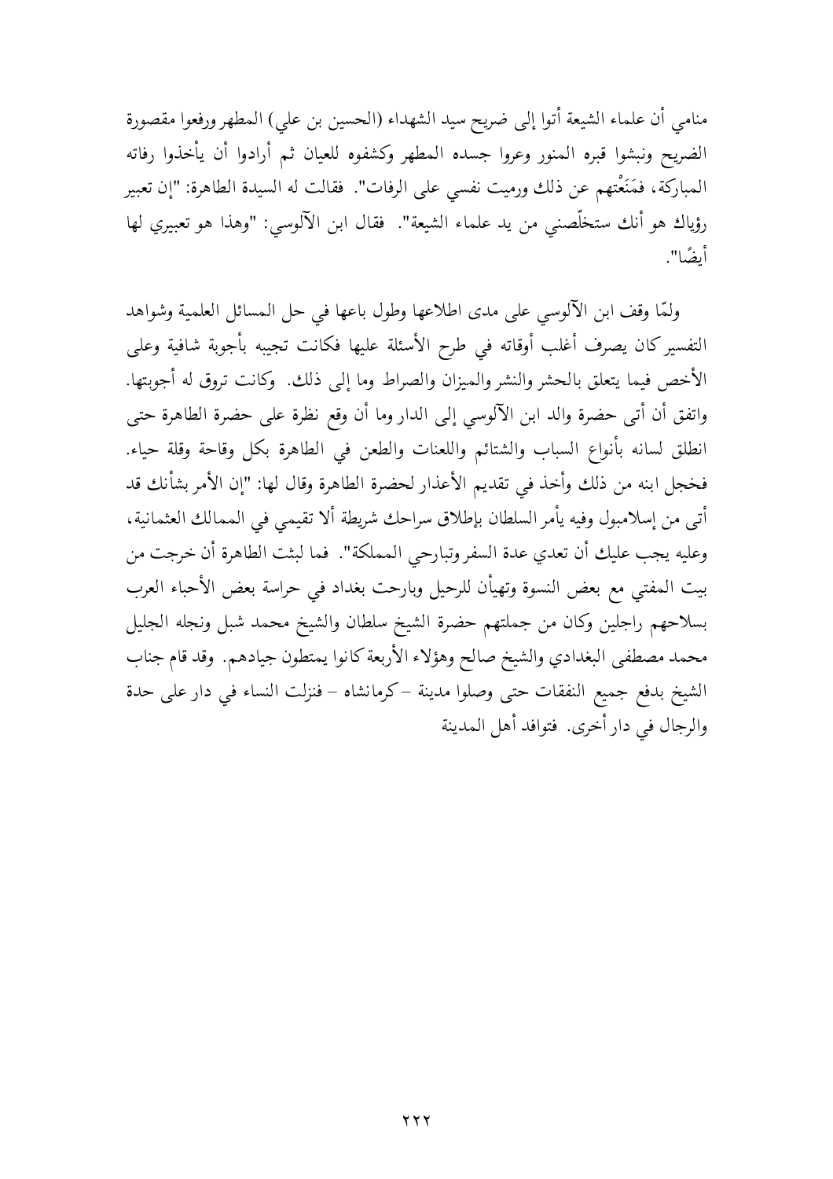منامي أن علماء الشيعة أتوا إلى ضريح سيد الشهداء (الحسين بن علي) المطهر ورفعوا مقصورة الضريح ونبشوا قبره المنور وعروا جسده المطهر وكشفوه للعيان ثم أرادوا أن يأخذوا رفاته المباركة، فمَنَعْتهم عن ذلك ورميت نفسي على الرفات". فقالت له السيدة الطاهرة: "إن تعبير رؤياك هو أنك ستخلّصني من يد علماء الشيعة". فقال ابن الآلوسي: "وهذا هو تعبيري لها أيضًا".

ولمّا وقف ابن الآلوسي على مدى اطلاعها وطول باعها في حل المسائل العلمية وشواهد التفسير كان يصرف أغلب أوقاته في طرح الأسئلة عليها فكانت تجيبه بأجوبة شافية وعلى الأخص فيما يتعلق بالحشر والنشر والميزان والصراط وما إلى ذلك. وكانت تروق له أجوبتها. واتفق أن أتى حضرة والد ابن الآلوسي إلى الدار وما أن وقع نظرة على حضرة الطاهرة حتى انطلق لسانه بأنواع السباب والشتائم واللعنات والطعن في الطاهرة بكل وقاحة وقلة حياء. فخجل ابنه من ذلك وأخذ في تقديم الأعذار لحضرة الطاهرة وقال لها: "إن الأمر بشأنك قد أتى من إسلامبول وفيه يأمر السلطان بإطلاق سراحك شريطة ألا تقيمي في الممالك العثمانية، وعليه يجب عليك أن تعدي عدة السفر وتبارحي المملكة". فما لبثت الطاهرة أن خرجت من بيت المفتي مع بعض النسوة وتهيأن للرحيل وبارحت بغداد في حراسة بعض الأحباء العرب بسلاحهم راجلين وكان من جملتهم حضرة الشيخ سلطان والشيخ محمد شبل ونجله الجليل محمد مصطفى البغدادي والشيخ صالح وهؤلاء الأربعة كانوا يمتطون جيادهم. وقد قام جناب الشيخ بدفع جميع النفقات حتى وصلوا مدينة –كرمانشاه– فنزلت النساء في دار على حدة والرجال في دار أخرى. فتوافد أهل المدينة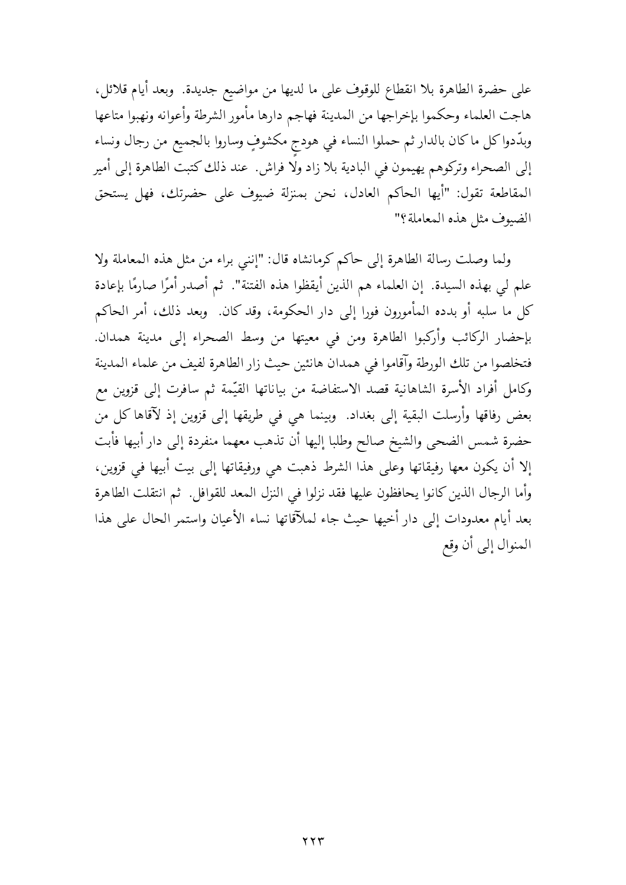على حضرة الطاهرة بلا انقطاع للوقوف على ما لديها من مواضيع جديدة. وبعد أيام قلائل، هاجت العلماء وحكموا بإخراجها من المدينة فهاجم دارها مأمور الشرطة وأعوانه ونهبوا متاعها وبدّدوا كل ما كان بالدار ثم حملوا النساء في هودجٍ مكشوفٍ وساروا بالجميع من رجال ونساء إلى الصحراء وتركوهم يهيمون في البادية بلا زاد ولا فراش. عند ذلك كتبت الطاهرة إلى أمير المقاطعة تقول: "أيها الحاكم العادل، نحن بمنزلة ضيوف على حضرتك، فهل يستحق الضيوف مثل هذه المعاملة؟"

ولما وصلت رسالة الطاهرة إلى حاكم كرمانشاه قال: "إنني براء من مثل هذه المعاملة ولا علم لي بهذه السيدة. إن العلماء هم الذين أيقظوا هذه الفتنة". ثم أصدر أمرًا صارمًا بإعادة كل ما سلبه أو بدده المأمورون فورا إلى دار الحكومة، وقد كان. وبعد ذلك، أمر الحاكم بإحضار الركائب وأركبوا الطاهرة ومن في معيتها من وسط الصحراء إلى مدينة همدان. فتخلصوا من تلك الورطة وآقاموا في همدان هانئين حيث زار الطاهرة لفيف من علماء المدينة وكامل أفراد الأسرة الشاهانية قصد الاستفاضة من بياناتها القيّمة ثم سافرت إلى قزوين مع بعض رفاقها وأرسلت البقية إلى بغداد. وبينما هي في طريقها إلى قزوين إذ لاَقاها كل من حضرة شمس الضحى والشيخ صالح وطلبا إليها أن تذهب معهما منفردة إلى دار أبيها فأبت إلا أن يكون معها رفيقاتها وعلى هذا الشرط ذهبت هي ورفيقاتها إلى بيت أبيها في قزوين، وأما الرجال الذين كانوا يحافظون عليها فقد نزلوا في النزل المعد للقوافل. ثم انتقلت الطاهرة بعد أيام معدودات إلى دار أخيها حيث جاء لملاَقاتها نساء الأعيان واستمر الحال على هذا المنوال إلى أن وقع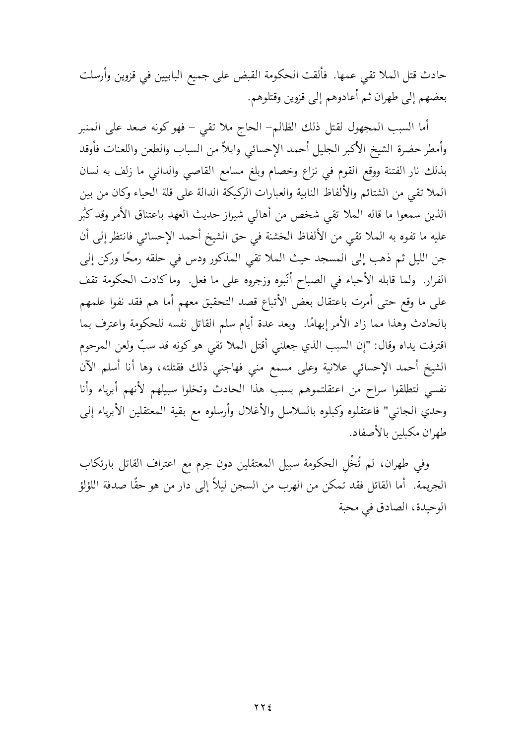حادث قتل الملا تقي عمها. فألقت الحكومة القبض على جميع البابيين في قزوين وأرسلت بعضهم إلى طهران ثم أعادوهم إلى قزوين وقتلوهم.

أما السبب المجهول لقتل ذلك الظالم– الحاج ملا تقي – فهو كونه صعد على المنبر وأمطر حضرة الشيخ الأكبر الجليل أحمد الإحسائي وابلاً من السباب والطعن واللعنات فأوقد بذلك نار الفتنة ووقع القوم في نزاع وخصام وبلغ مسامع القاصي والداني ما زلف به لسان الملا تقي من الشتائم والألفاظ النابية والعبارات الركيكة الدالة على قلة الحياء وكان من بين الذين سمعوا ما قاله الملا تقي شخص من أهالي شيراز حديث العهد باعتناق الأمر وقد كبُر عليه ما تفوه به الملا تقي من الألفاظ الخشنة في حق الشيخ أحمد الإحسائي فانتظر إلى أن جن الليل ثم ذهب إلى المسجد حيث الملا تقي المذكور ودس في حلقه رمحًا وركن إلى الفرار. ولما قابله الأحباء في الصباح أنّبوه وزجروه على ما فعل. وما كادت الحكومة تقف على ما وقع حتى أمرت باعتقال بعض الأتباع قصد التحقيق معهم أما هم فقد نفوا علمهم بالحادث وهذا مما زاد الأمر إبهامًا. وبعد عدة أيام سلم القاتل نفسه للحكومة واعترف بما اقترفت يداه وقال: "إن السبب الذي جعلني أقتل الملا تقي هو كونه قد سبّ ولعن المرحوم الشيخ أحمد الإحسائي علانية وعلى مسمع مني فهاجني ذلك فقتلته، وها أنا أسلم الآن نفسي لتطلقوا سراح من اعتقلتموهم بسبب هذا الحادث وتخلوا سبيلهم لأنهم أبرياء وأنا وحدي الجاني" فاعتقلوه وكبلوه بالسلاسل والأغلال وأرسلوه مع بقية المعتقلين الأبرياء إلى طهران مكبلين بالأصفاد.

وفي طهران، لم تُخْلِ الحكومة سبيل المعتقلين دون جرم مع اعتراف القاتل بارتكاب الجريمة. أما القاتل فقد تمكن من الهرب من السجن ليلاً إلى دار من هو حقًا صدفة اللؤلؤ الوحيدة، الصادق في محبة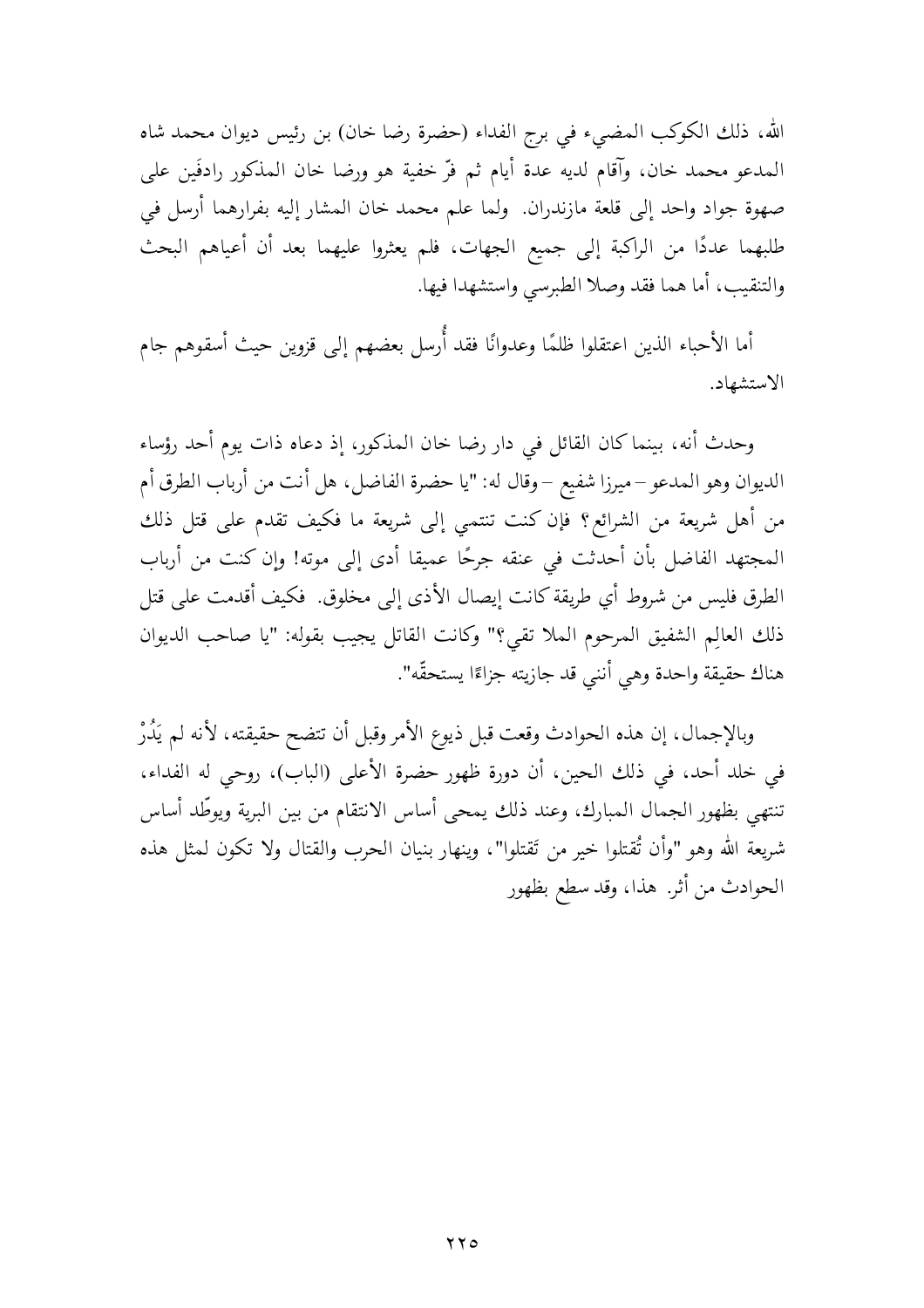الله، ذلك الكوكب المضيء في برج الفداء (حضرة رضا خان) بن رئيس ديوان محمد شاه المدعو محمد خان، وآقام لديه عدة أيام ثم فرّ خفية هو ورضا خان المذكور رادفَين على صهوة جواد واحد إلى قلعة مازندران. ولما علم محمد خان المشار إليه بفرارهما أرسل في طلبهما عددًا من الراكبة إلى جميع الجهات، فلم يعثروا عليهما بعد أن أعياهم البحث والتنقيب، أما هما فقد وصلا الطبرسي واستشهدا فيها.

أما الأحباء الذين اعتقلوا ظلمًا وعدوانًا فقد أُرسل بعضهم إلى قزوين حيث أسقوهم جام الاستشهاد.

وحدث أنه، بينما كان القائل في دار رضا خان المذكور، إذ دعاه ذات يوم أحد رؤساء الديوان وهو المدعو – ميرزا شفيع – وقال له: "يا حضرة الفاضل، هل أنت من أرباب الطرق أم من أهل شريعة من الشرائع؟ فإن كنت تنتمي إلى شريعة ما فكيف تقدم على قتل ذلك المجتهد الفاضل بأن أحدثت في عنقه جرحًا عميقا أدى إلى موته! وإن كنت من أرباب الطرق فليس من شروط أي طريقة كانت إيصال الأذى إلى مخلوق. فكيف أقدمت على قتل ذلك العالِم الشفيق المرحوم الملا تقي؟" وكانت القاتل يجيب بقوله: "يا صاحب الديوان هناك حقيقة واحدة وهي أنني قد جازيته جزاءًا يستحقّه".

وبالإجمال، إن هذه الحوادث وقعت قبل ذيوع الأمر وقبل أن تتضح حقيقته، لأنه لم يَدُرْ في خلد أحد، في ذلك الحين، أن دورة ظهور حضرة الأعلى (الباب)، روحي له الفداء، تنتهي بظهور الجمال المبارك، وعند ذلك يمحى أساس الانتقام من بين البرية ويوطّد أساس شريعة الله وهو "وأن تُقتلوا خير من تَقتلوا"، وينهار بنيان الحرب والقتال ولا تكون لمثل هذه الحوادث من أثر. هذا، وقد سطع بظهور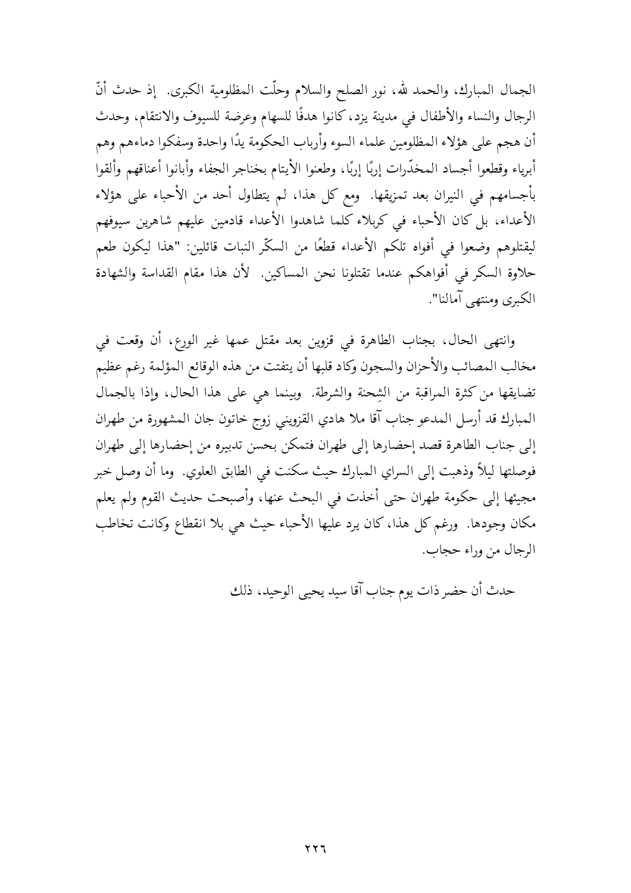الجمال المبارك، والحمد لله، نور الصلح والسلام وحلّت المظلومية الكبرى. إذ حدث أنّ الرجال والنساء والأطفال في مدينة يزد، كانوا هدفًا للسهام وعرضة للسيوف والانتقام، وحدث أن هجم على هؤلاء المظلومين علماء السوء وأرباب الحكومة يدًا واحدة وسفكوا دماءهم وهم أبرياء وقطعوا أجساد المخدّرات إربًا إربًا، وطعنوا الأيتام بخناجر الجفاء وأبانوا أعناقهم وألقوا بأجسامهم في النيران بعد تمزيقها. ومع كل هذا، لم يتطاول أحد من الأحباء على هؤلاء الأعداء، بل كان الأحباء في كربلاء كلما شاهدوا الأعداء قادمين عليهم شاهرين سيوفهم ليقتلوهم وضعوا في أفواه تلكم الأعداء قطعًا من السكّر النبات قائلين: "هذا ليكون طعم حلاوة السكر في أفواهكم عندما تقتلونا نحن المساكين. لأن هذا مقام القداسة والشهادة الكبرى ومنتهى آمالنا".

وانتهى الحال، بجناب الطاهرة في قزوين بعد مقتل عمها غير الورع، أن وقعت في مخالب المصائب والأحزان والسجون وكاد قلبها أن يتفتت من هذه الوقائع المؤلمة رغم عظيم تضايقها من كثرة المراقبة من الشِحنة والشرطة. وبينما هي على هذا الحال، وإذا بالجمال المبارك قد أرسل المدعو جناب آقا ملا هادي القزويني زوج خاتون جان المشهورة من طهران إلى جناب الطاهرة قصد إحضارها إلى طهران فتمكن بحسن تدبيره من إحضارها إلى طهران فوصلتها ليلاً وذهبت إلى السراي المبارك حيث سكنت في الطابق العلوي. وما أن وصل خبر مجيئها إلى حكومة طهران حتى أخذت في البحث عنها، وأصبحت حديث القوم ولم يعلم مكان وجودها. ورغم كل هذا، كان يرد عليها الأحباء حيث هي بلا انقطاع وكانت تخاطب الرجال من وراء حجاب.

حدث أن حضر ذات يوم جناب آقا سيد يحيى الوحيد، ذلك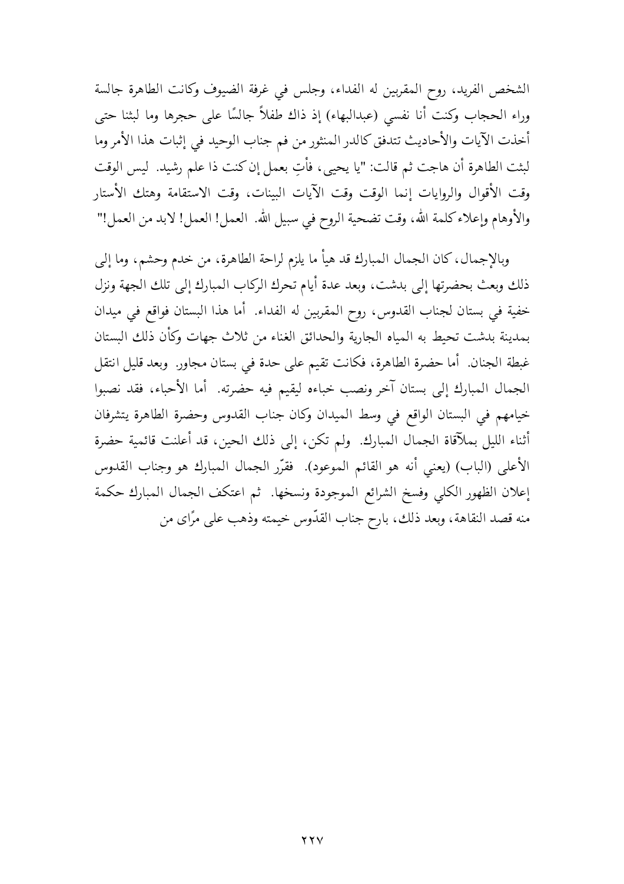الشخص الفريد، روح المقربين له الفداء، وجلس في غرفة الضيوف وكانت الطاهرة جالسة وراء الحجاب وكنت أنا نفسي (عبدالبهاء) إذ ذاك طفلاً جالسًا على حجرها وما لبثنا حتى أخذت الآيات والأحاديث تتدفق كالدر المنثور من فم جناب الوحيد في إثبات هذا الأمر وما لبثت الطاهرة أن هاجت ثم قالت: "يا يحيى، فأتِ بعمل إن كنت ذا علم رشيد. ليس الوقت وقت الأقوال والروايات إنما الوقت وقت الآيات البينات، وقت الاستقامة وهتك الأستار والأوهام وإعلاء كلمة الله، وقت تضحية الروح في سبيل الله. العمل! العمل! لابد من العمل!"

وبالإجمال، كان الجمال المبارك قد هيأ ما يلزم لراحة الطاهرة، من خدم وحشم، وما إلى ذلك وبعث بحضرتها إلى بدشت، وبعد عدة أيام تحرك الركاب المبارك إلى تلك الجهة ونزل خفية في بستان لجناب القدوس، روح المقربين له الفداء. أما هذا البستان فواقع في ميدان بمدينة بدشت تحيط به المياه الجارية والحدائق الغناء من ثلاث جهات وكأن ذلك البستان غبطة الجنان. أما حضرة الطاهرة، فكانت تقيم على حدة في بستان مجاور. وبعد قليل انتقل الجمال المبارك إلى بستان آخر ونصب خباءه ليقيم فيه حضرته. أما الأحباء، فقد نصبوا خيامهم في البستان الواقع في وسط الميدان وكان جناب القدوس وحضرة الطاهرة يتشرفان أثناء الليل بملاقاة الجمال المبارك. ولم تكن، إلى ذلك الحين، قد أعلنت قائمية حضرة الأعلى (الباب) (يعني أنه هو القائم الموعود). فقرّر الجمال المبارك هو وجناب القدوس إعلان الظهور الكلي وفسخ الشرائع الموجودة ونسخها. ثم اعتكف الجمال المبارك حكمة منه قصد النقاهة، وبعد ذلك، بارح جناب القدّوس خيمته وذهب على مرًاى من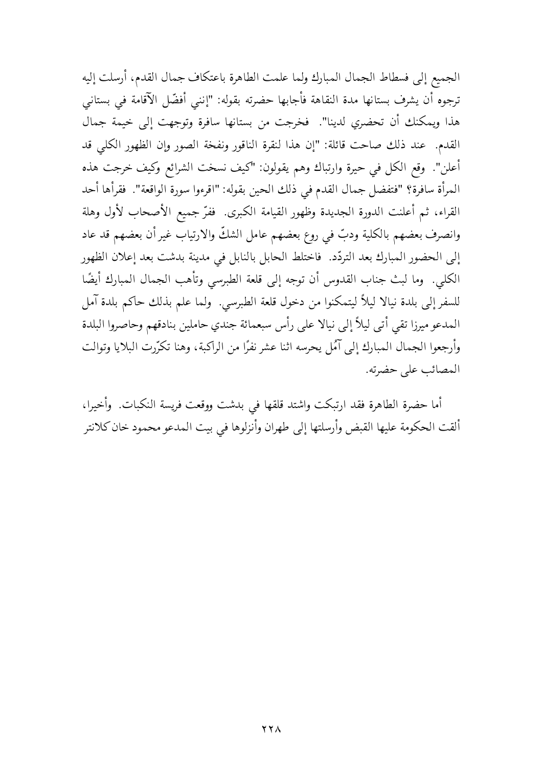الجميع إلى فسطاط الجمال المبارك ولما علمت الطاهرة باعتكاف جمال القدم، أرسلت إليه ترجوه أن يشرف بستانها مدة النقاهة فأجابها حضرته بقوله: "إنني أفضّل الآقامة في بستاني هذا ويمكنك أن تحضري لدينا". فخرجت من بستانها سافرة وتوجهت إلى خيمة جمال القدم. عند ذلك صاحت قائلة: "إن هذا لنقرة الناقور ونفخة الصور وإن الظهور الكلي قد أعلن". وقع الكل في حيرة وارتباك وهم يقولون: "كيف نسخت الشرائع وكيف خرجت هذه المرأة سافرة؟ "فتفضل جمال القدم في ذلك الحين بقوله: "اقرءوا سورة الواقعة". فقرأها أحد القراء، ثم أعلنت الدورة الجديدة وظهور القيامة الكبرى. ففرّ جميع الأصحاب لأول وهلة وانصرف بعضهم بالكلية ودبّ في روع بعضهم عامل الشكّ والارتياب غير أن بعضهم قد عاد إلى الحضور المبارك بعد التردّد. فاختلط الحابل بالنابل في مدينة بدشت بعد إعلان الظهور الكلي. وما لبث جناب القدوس أن توجه إلى قلعة الطبرسي وتأهب الجمال المبارك أيضًا للسفر إلى بلدة نيالا ليلاً ليتمكنوا من دخول قلعة الطبرسي. ولما علم بذلك حاكم بلدة آمل المدعو ميرزا تقي أتى ليلاً إلى نيالا على رأس سبعمائة جندي حاملين بنادقهم وحاصروا البلدة وأرجعوا الجمال المبارك إلى آمُل يحرسه اثنا عشر نفرًا من الراكبة، وهنا تكرّرت البلايا وتوالت المصائب على حضرته.

أما حضرة الطاهرة فقد ارتبكت واشتد قلقها في بدشت ووقعت فريسة النكبات. وأخيرا، ألقت الحكومة عليها القبض وأرسلتها إلى طهران وأنزلوها في بيت المدعو محمود خان كلانتر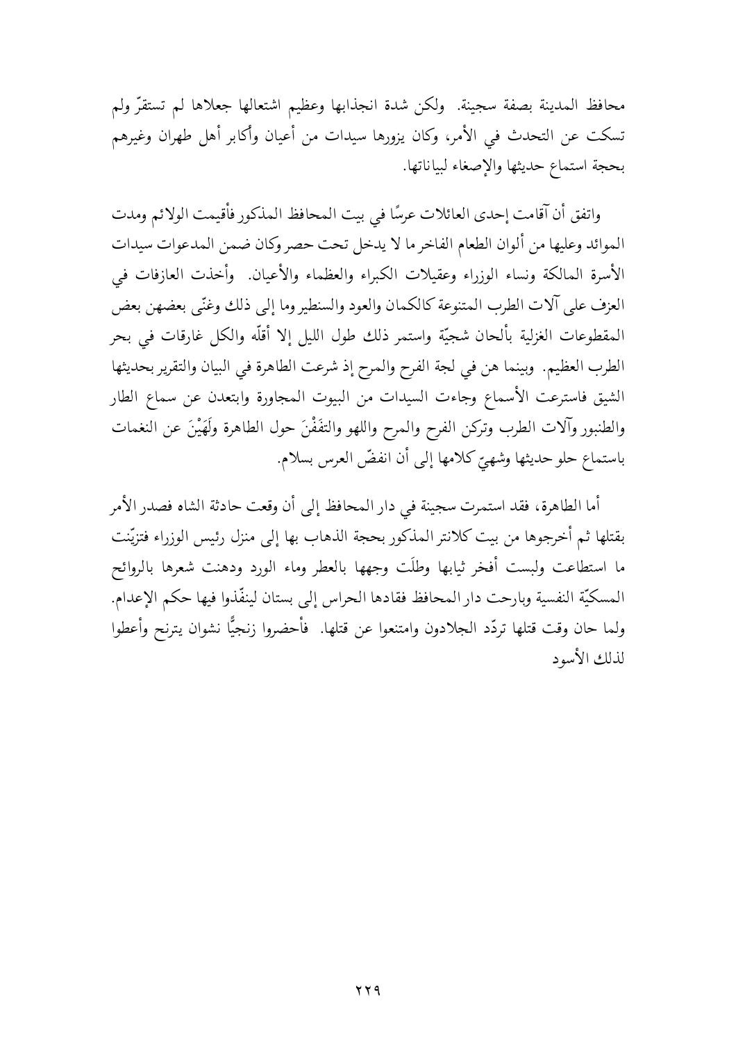محافظ المدينة بصفة سجينة. ولكن شدة انجذابها وعظيم اشتعالها جعلاها لم تستقرّ ولم تسكت عن التحدث في الأمر، وكان يزورها سيدات من أعيان وأكابر أهل طهران وغيرهم بحجة استماع حديثها والإصغاء لبياناتها.

واتفق أن آقامت إحدى العائلات عرسًا في بيت المحافظ المذكور فأقيمت الولائم ومدت الموائد وعليها من ألوان الطعام الفاخر ما لا يدخل تحت حصر وكان ضمن المدعوات سيدات الأسرة المالكة ونساء الوزراء وعقيلات الكبراء والعظماء والأعيان. وأخذت العازفات في العزف على آلات الطرب المتنوعة كالكمان والعود والسنطير وما إلى ذلك وغنّى بعضهن بعض المقطوعات الغزلية بألحان شجيّة واستمر ذلك طول الليل إلا أقلّه والكل غارقات في بحر الطرب العظيم. وبينما هن في لجة الفرح والمرح إذ شرعت الطاهرة في البيان والتقرير بحديثها الشيق فاسترعت الأسماع وجاءت السيدات من البيوت المجاورة وابتعدن عن سماع الطار والطنبور وآلات الطرب وتركن الفرح والمرح واللهو والتفَفْنَ حول الطاهرة ولَهَيْنَ عن النغمات باستماع حلو حديثها وشهيّ كلامها إلى أن انفضّ العرس بسلام.

أما الطاهرة، فقد استمرت سجينة في دار المحافظ إلى أن وقعت حادثة الشاه فصدر الأمر بقتلها ثم أخرجوها من بيت كلانتر المذكور بحجة الذهاب بها إلى منزل رئيس الوزراء فتزيّنت ما استطاعت ولبست أفخر ثيابها وطلَت وجهها بالعطر وماء الورد ودهنت شعرها بالروائح المسكيّة النفسية وبارحت دار المحافظ فقادها الحراس إلى بستان لينفّذوا فيها حكم الإعدام. ولما حان وقت قتلها تردّد الجلادون وامتنعوا عن قتلها. فأحضروا زنجيًّا نشوان يترنح وأعطوا لذلك الأسود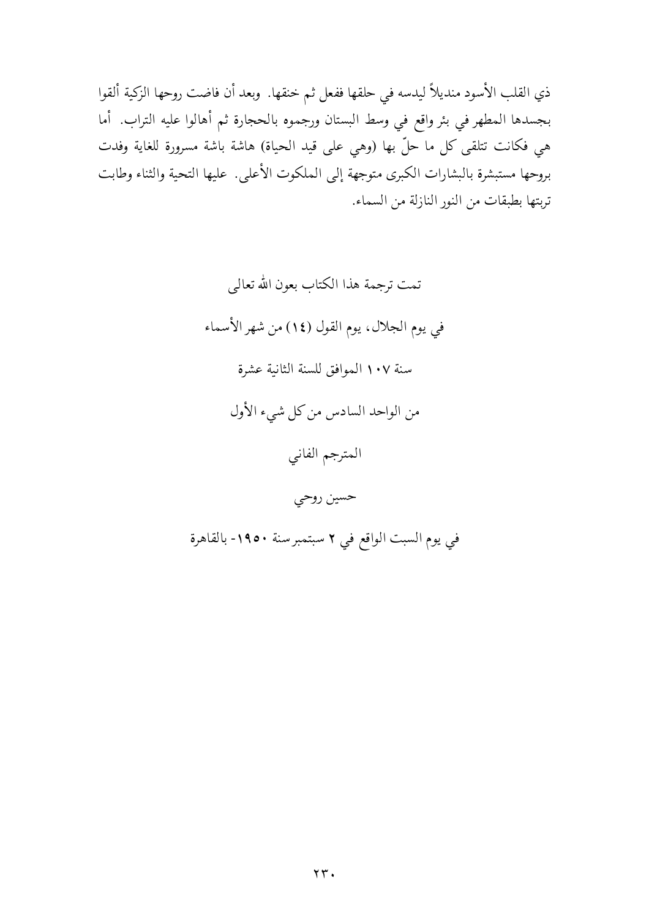ذي القلب الأسود منديلاً ليدسه في حلقها ففعل ثم خنقها. وبعد أن فاضت روحها الزكية ألقوا بجسدها المطهر في بئر واقع في وسط البستان ورجموه بالحجارة ثم أهالوا عليه التراب. أما هي فكانت تتلقى كل ما حلّ بها (وهي على قيد الحياة) هاشة باشة مسرورة للغاية وفدت بروحها مستبشرة بالبشارات الكبرى متوجهة إلى الملكوت الأعلى. عليها التحية والثناء وطابت تربتها بطبقات من النور النازلة من السماء.

تمت ترجمة هذا الكتاب بعون الله تعالى

في يوم الجلال، يوم القول (١٤) من شهر الأسماء

سنة ١٠٧ الموافق للسنة الثانية عشرة

من الواحد السادس من كل شيء الأول

المترجم الفاني

حسين روحي

في يوم السبت الواقع في ٢ سبتمبر سنة ١٩٥٠- بالقاهرة